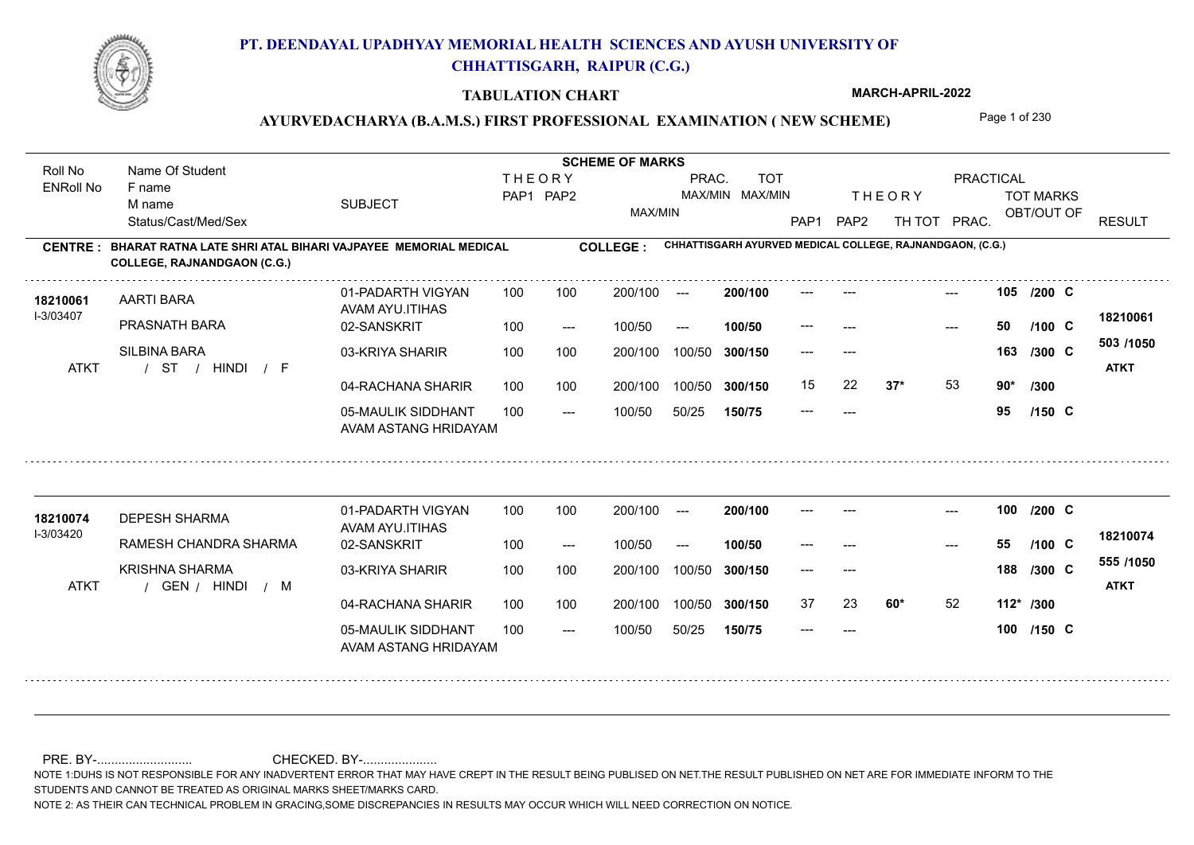# PT. DEENDAYAL UPADHYAY MEMORIAL HEALTH SCIENCES AND AYUSH UNIVERSITY OF CHHATTISGARH, RAIPUR (C.G.)

**TABULATION CHART**

**MARCH-APRIL-2022**

**AYURVEDACHARYA (B.A.M.S.) FIRST PROFESSIONAL EXAMINATION ( NEW SCHEME)**

**CENTRE : BHARAT RATNA LATE SHRI ATAL BIHARI VAJPAYEE MEMORIAL MEDICAL COLLEGE, RAJNANDGAON (C.G.)**

**COLLEGE : CHHATTISGARH AYURVED MEDICAL COLLEGE, RAJNANDGAON, (C.G.)**

| Roll No / ENRoll No | Name Of Student / F name / M name / Status/Cast/Med/Sex | SUBJECT | THEORY PAP1 | THEORY PAP2 | MAX/MIN | PRAC. MAX/MIN | TOT MAX/MIN | THEORY PAP1 | THEORY PAP2 | TH TOT | PRACTICAL PRAC. | TOT MARKS OBT/OUT OF | RESULT |
|---|---|---|---|---|---|---|---|---|---|---|---|---|---|
| **18210061** I-3/03407 ATKT | AARTI BARA / PRASNATH BARA / SILBINA BARA / ST / HINDI / F | 01-PADARTH VIGYAN AVAM AYU.ITIHAS | 100 | 100 | 200/100 | --- | **200/100** | --- | --- | | --- | **105 /200 C** | **18210061** **503 /1050** **ATKT** |
| | | 02-SANSKRIT | 100 | --- | 100/50 | --- | **100/50** | --- | --- | | --- | **50 /100 C** | |
| | | 03-KRIYA SHARIR | 100 | 100 | 200/100 | 100/50 | **300/150** | --- | --- | | | **163 /300 C** | |
| | | 04-RACHANA SHARIR | 100 | 100 | 200/100 | 100/50 | **300/150** | 15 | 22 | **37*** | 53 | **90* /300** | |
| | | 05-MAULIK SIDDHANT AVAM ASTANG HRIDAYAM | 100 | --- | 100/50 | 50/25 | **150/75** | --- | --- | | | **95 /150 C** | |
| **18210074** I-3/03420 ATKT | DEPESH SHARMA / RAMESH CHANDRA SHARMA / KRISHNA SHARMA / GEN / HINDI / M | 01-PADARTH VIGYAN AVAM AYU.ITIHAS | 100 | 100 | 200/100 | --- | **200/100** | --- | --- | | --- | **100 /200 C** | **18210074** **555 /1050** **ATKT** |
| | | 02-SANSKRIT | 100 | --- | 100/50 | --- | **100/50** | --- | --- | | --- | **55 /100 C** | |
| | | 03-KRIYA SHARIR | 100 | 100 | 200/100 | 100/50 | **300/150** | --- | --- | | | **188 /300 C** | |
| | | 04-RACHANA SHARIR | 100 | 100 | 200/100 | 100/50 | **300/150** | 37 | 23 | **60*** | 52 | **112* /300** | |
| | | 05-MAULIK SIDDHANT AVAM ASTANG HRIDAYAM | 100 | --- | 100/50 | 50/25 | **150/75** | --- | --- | | | **100 /150 C** | |

PRE. BY-.......................... CHECKED. BY-.....................

NOTE 1:DUHS IS NOT RESPONSIBLE FOR ANY INADVERTENT ERROR THAT MAY HAVE CREPT IN THE RESULT BEING PUBLISED ON NET.THE RESULT PUBLISHED ON NET ARE FOR IMMEDIATE INFORM TO THE STUDENTS AND CANNOT BE TREATED AS ORIGINAL MARKS SHEET/MARKS CARD.

NOTE 2: AS THEIR CAN TECHNICAL PROBLEM IN GRACING,SOME DISCREPANCIES IN RESULTS MAY OCCUR WHICH WILL NEED CORRECTION ON NOTICE.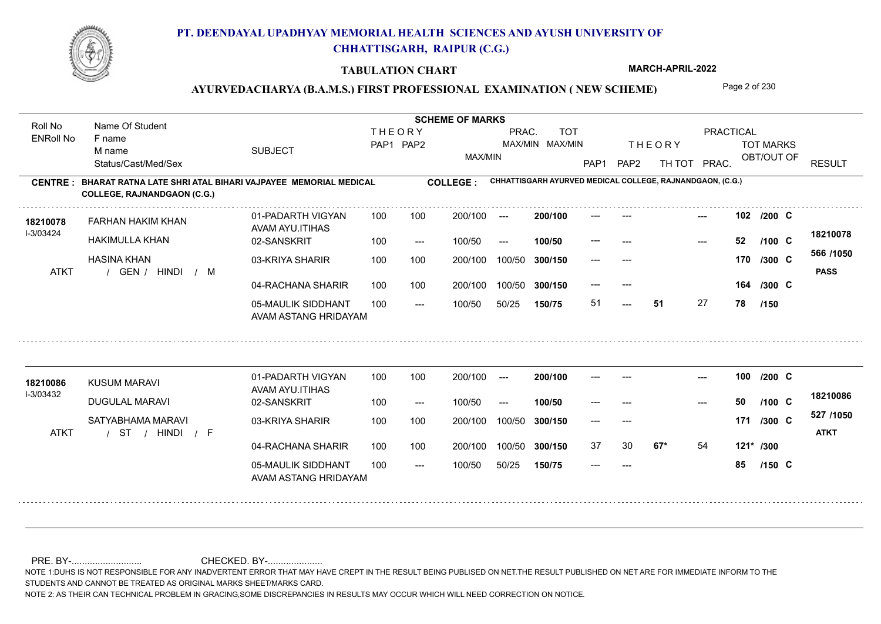# PT. DEENDAYAL UPADHYAY MEMORIAL HEALTH SCIENCES AND AYUSH UNIVERSITY OF CHHATTISGARH, RAIPUR (C.G.)

**TABULATION CHART** — MARCH-APRIL-2022

## AYURVEDACHARYA (B.A.M.S.) FIRST PROFESSIONAL EXAMINATION ( NEW SCHEME)

**CENTRE : BHARAT RATNA LATE SHRI ATAL BIHARI VAJPAYEE MEMORIAL MEDICAL COLLEGE, RAJNANDGAON (C.G.)**

**COLLEGE : CHHATTISGARH AYURVED MEDICAL COLLEGE, RAJNANDGAON, (C.G.)**

| Roll No / ENRoll No | Name Of Student / F name / M name / Status/Cast/Med/Sex | SUBJECT | THEORY PAP1 | THEORY PAP2 | MAX/MIN | PRAC. MAX/MIN | TOT MAX/MIN | THEORY PAP1 | THEORY PAP2 | TH TOT | PRAC. | TOT MARKS OBT/OUT OF | RESULT |
|---|---|---|---|---|---|---|---|---|---|---|---|---|---|
| 18210078 | FARHAN HAKIM KHAN | 01-PADARTH VIGYAN AVAM AYU.ITIHAS | 100 | 100 | 200/100 | --- | 200/100 | --- | --- | | --- | 102 /200 C | |
| I-3/03424 | HAKIMULLA KHAN | 02-SANSKRIT | 100 | --- | 100/50 | --- | 100/50 | --- | --- | | --- | 52 /100 C | 18210078 |
| | HASINA KHAN | 03-KRIYA SHARIR | 100 | 100 | 200/100 | 100/50 | 300/150 | --- | --- | | | 170 /300 C | 566 /1050 |
| ATKT | / GEN / HINDI / M | 04-RACHANA SHARIR | 100 | 100 | 200/100 | 100/50 | 300/150 | --- | --- | | | 164 /300 C | PASS |
| | | 05-MAULIK SIDDHANT AVAM ASTANG HRIDAYAM | 100 | --- | 100/50 | 50/25 | 150/75 | 51 | --- | 51 | 27 | 78 /150 | |
| 18210086 | KUSUM MARAVI | 01-PADARTH VIGYAN AVAM AYU.ITIHAS | 100 | 100 | 200/100 | --- | 200/100 | --- | --- | | --- | 100 /200 C | |
| I-3/03432 | DUGULAL MARAVI | 02-SANSKRIT | 100 | --- | 100/50 | --- | 100/50 | --- | --- | | --- | 50 /100 C | 18210086 |
| | SATYABHAMA MARAVI | 03-KRIYA SHARIR | 100 | 100 | 200/100 | 100/50 | 300/150 | --- | --- | | | 171 /300 C | 527 /1050 |
| ATKT | / ST / HINDI / F | 04-RACHANA SHARIR | 100 | 100 | 200/100 | 100/50 | 300/150 | 37 | 30 | 67* | 54 | 121* /300 | ATKT |
| | | 05-MAULIK SIDDHANT AVAM ASTANG HRIDAYAM | 100 | --- | 100/50 | 50/25 | 150/75 | --- | --- | | | 85 /150 C | |

PRE. BY-.......................... CHECKED. BY-....................

NOTE 1:DUHS IS NOT RESPONSIBLE FOR ANY INADVERTENT ERROR THAT MAY HAVE CREPT IN THE RESULT BEING PUBLISED ON NET.THE RESULT PUBLISHED ON NET ARE FOR IMMEDIATE INFORM TO THE STUDENTS AND CANNOT BE TREATED AS ORIGINAL MARKS SHEET/MARKS CARD.

NOTE 2: AS THEIR CAN TECHNICAL PROBLEM IN GRACING,SOME DISCREPANCIES IN RESULTS MAY OCCUR WHICH WILL NEED CORRECTION ON NOTICE.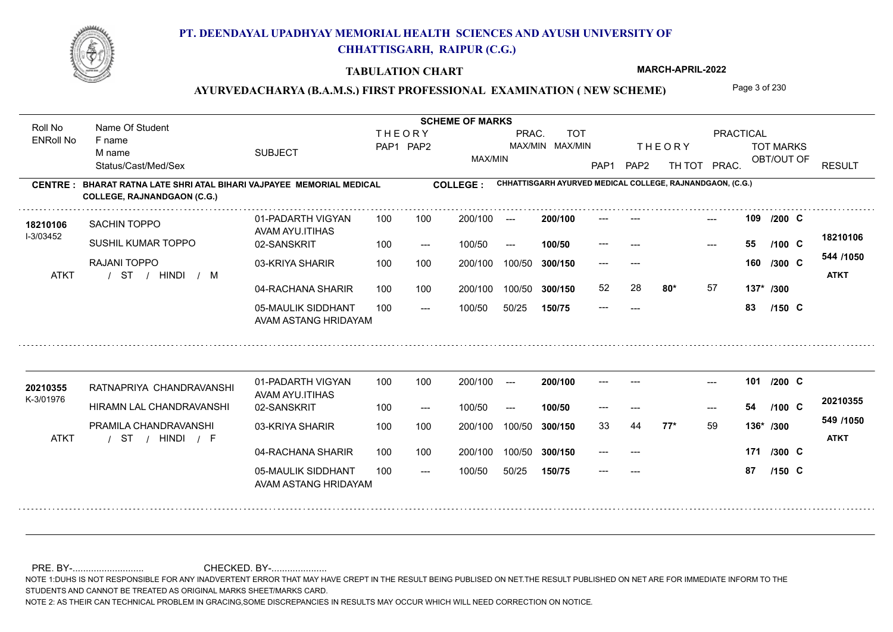# PT. DEENDAYAL UPADHYAY MEMORIAL HEALTH SCIENCES AND AYUSH UNIVERSITY OF CHHATTISGARH, RAIPUR (C.G.)

## TABULATION CHART

MARCH-APRIL-2022

### AYURVEDACHARYA (B.A.M.S.) FIRST PROFESSIONAL EXAMINATION ( NEW SCHEME)

**CENTRE : BHARAT RATNA LATE SHRI ATAL BIHARI VAJPAYEE MEMORIAL MEDICAL COLLEGE, RAJNANDGAON (C.G.)**

**COLLEGE : CHHATTISGARH AYURVED MEDICAL COLLEGE, RAJNANDGAON, (C.G.)**

| Roll No / ENRoll No | Name Of Student / F name / M name / Status/Cast/Med/Sex | SUBJECT | THEORY PAP1 | THEORY PAP2 | MAX/MIN | PRAC. MAX/MIN | TOT MAX/MIN | THEORY PAP1 | THEORY PAP2 | TH TOT | PRACTICAL PRAC. | TOT MARKS OBT/OUT OF | RESULT |
|---|---|---|---|---|---|---|---|---|---|---|---|---|---|
| 18210106 / I-3/03452 | SACHIN TOPPO | 01-PADARTH VIGYAN AVAM AYU.ITIHAS | 100 | 100 | 200/100 | --- | 200/100 | --- | --- | | --- | 109 /200 C | 18210106 |
| | SUSHIL KUMAR TOPPO | 02-SANSKRIT | 100 | --- | 100/50 | --- | 100/50 | --- | --- | | --- | 55 /100 C | 544 /1050 |
| | RAJANI TOPPO | 03-KRIYA SHARIR | 100 | 100 | 200/100 | 100/50 | 300/150 | --- | --- | | | 160 /300 C | ATKT |
| ATKT | / ST / HINDI / M | 04-RACHANA SHARIR | 100 | 100 | 200/100 | 100/50 | 300/150 | 52 | 28 | 80* | 57 | 137* /300 | |
| | | 05-MAULIK SIDDHANT AVAM ASTANG HRIDAYAM | 100 | --- | 100/50 | 50/25 | 150/75 | --- | --- | | | 83 /150 C | |
| 20210355 / K-3/01976 | RATNAPRIYA CHANDRAVANSHI | 01-PADARTH VIGYAN AVAM AYU.ITIHAS | 100 | 100 | 200/100 | --- | 200/100 | --- | --- | | --- | 101 /200 C | 20210355 |
| | HIRAMN LAL CHANDRAVANSHI | 02-SANSKRIT | 100 | --- | 100/50 | --- | 100/50 | --- | --- | | --- | 54 /100 C | 549 /1050 |
| | PRAMILA CHANDRAVANSHI | 03-KRIYA SHARIR | 100 | 100 | 200/100 | 100/50 | 300/150 | 33 | 44 | 77* | 59 | 136* /300 | ATKT |
| ATKT | / ST / HINDI / F | 04-RACHANA SHARIR | 100 | 100 | 200/100 | 100/50 | 300/150 | --- | --- | | | 171 /300 C | |
| | | 05-MAULIK SIDDHANT AVAM ASTANG HRIDAYAM | 100 | --- | 100/50 | 50/25 | 150/75 | --- | --- | | | 87 /150 C | |

PRE. BY-........................... CHECKED. BY-.....................

NOTE 1:DUHS IS NOT RESPONSIBLE FOR ANY INADVERTENT ERROR THAT MAY HAVE CREPT IN THE RESULT BEING PUBLISED ON NET.THE RESULT PUBLISHED ON NET ARE FOR IMMEDIATE INFORM TO THE STUDENTS AND CANNOT BE TREATED AS ORIGINAL MARKS SHEET/MARKS CARD.

NOTE 2: AS THEIR CAN TECHNICAL PROBLEM IN GRACING,SOME DISCREPANCIES IN RESULTS MAY OCCUR WHICH WILL NEED CORRECTION ON NOTICE.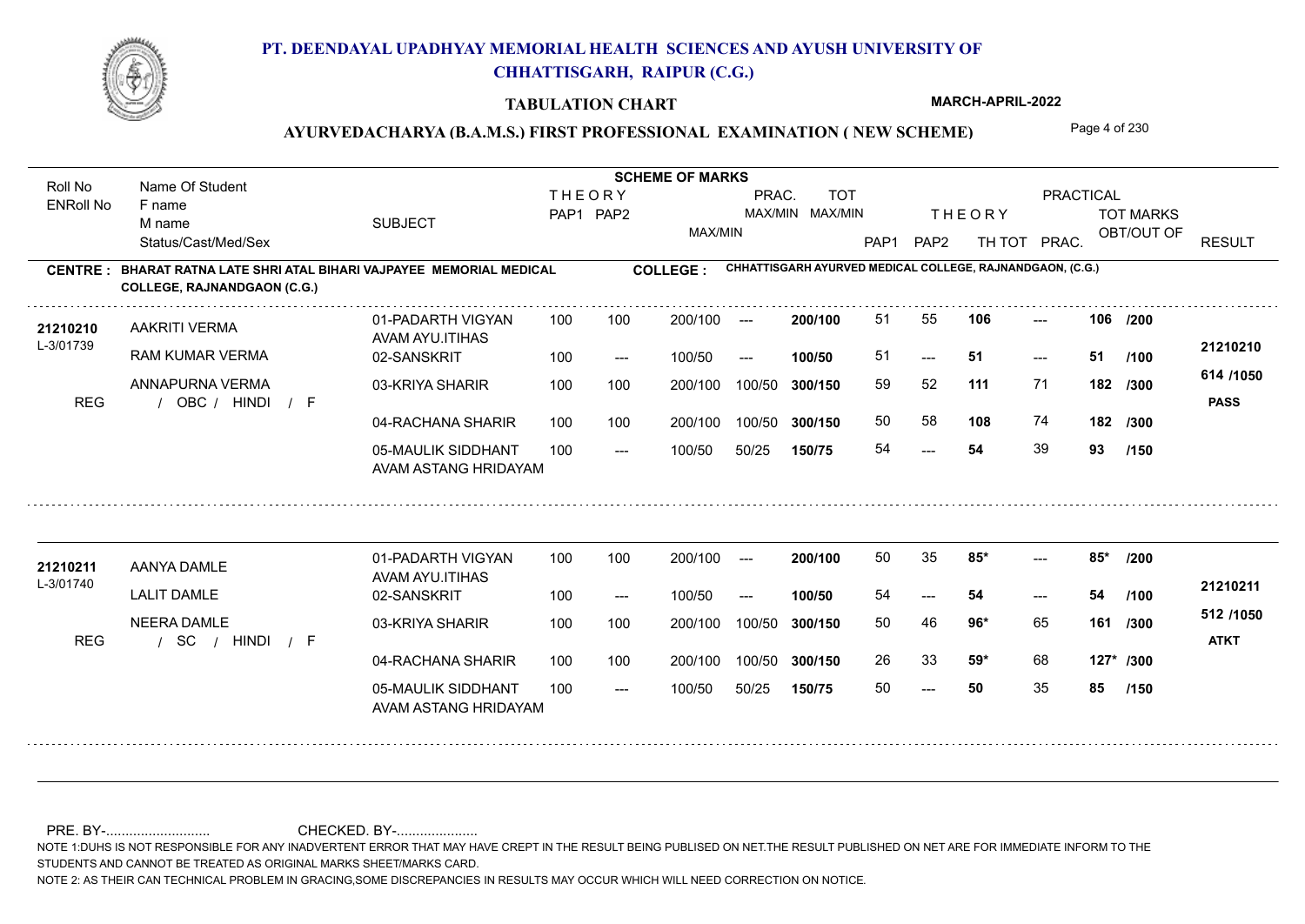# PT. DEENDAYAL UPADHYAY MEMORIAL HEALTH SCIENCES AND AYUSH UNIVERSITY OF CHHATTISGARH, RAIPUR (C.G.)

**TABULATION CHART** — MARCH-APRIL-2022

**AYURVEDACHARYA (B.A.M.S.) FIRST PROFESSIONAL EXAMINATION ( NEW SCHEME)**

**CENTRE : BHARAT RATNA LATE SHRI ATAL BIHARI VAJPAYEE MEMORIAL MEDICAL COLLEGE, RAJNANDGAON (C.G.)**

**COLLEGE : CHHATTISGARH AYURVED MEDICAL COLLEGE, RAJNANDGAON, (C.G.)**

| Roll No / ENRoll No | Name Of Student / F name / M name / Status/Cast/Med/Sex | SUBJECT | THEORY PAP1 | THEORY PAP2 | MAX/MIN | PRAC. MAX/MIN | TOT MAX/MIN | THEORY PAP1 | THEORY PAP2 | TH TOT | PRAC. | TOT MARKS OBT/OUT OF | RESULT |
|---|---|---|---|---|---|---|---|---|---|---|---|---|---|
| 21210210 / L-3/01739 | AAKRITI VERMA | 01-PADARTH VIGYAN AVAM AYU.ITIHAS | 100 | 100 | 200/100 | --- | 200/100 | 51 | 55 | 106 | --- | 106 /200 | 21210210 |
| | RAM KUMAR VERMA | 02-SANSKRIT | 100 | --- | 100/50 | --- | 100/50 | 51 | --- | 51 | --- | 51 /100 | 614 /1050 |
| | ANNAPURNA VERMA | 03-KRIYA SHARIR | 100 | 100 | 200/100 | 100/50 | 300/150 | 59 | 52 | 111 | 71 | 182 /300 | PASS |
| | REG / OBC / HINDI / F | 04-RACHANA SHARIR | 100 | 100 | 200/100 | 100/50 | 300/150 | 50 | 58 | 108 | 74 | 182 /300 | |
| | | 05-MAULIK SIDDHANT AVAM ASTANG HRIDAYAM | 100 | --- | 100/50 | 50/25 | 150/75 | 54 | --- | 54 | 39 | 93 /150 | |
| 21210211 / L-3/01740 | AANYA DAMLE | 01-PADARTH VIGYAN AVAM AYU.ITIHAS | 100 | 100 | 200/100 | --- | 200/100 | 50 | 35 | 85* | --- | 85* /200 | 21210211 |
| | LALIT DAMLE | 02-SANSKRIT | 100 | --- | 100/50 | --- | 100/50 | 54 | --- | 54 | --- | 54 /100 | 512 /1050 |
| | NEERA DAMLE | 03-KRIYA SHARIR | 100 | 100 | 200/100 | 100/50 | 300/150 | 50 | 46 | 96* | 65 | 161 /300 | ATKT |
| | REG / SC / HINDI / F | 04-RACHANA SHARIR | 100 | 100 | 200/100 | 100/50 | 300/150 | 26 | 33 | 59* | 68 | 127* /300 | |
| | | 05-MAULIK SIDDHANT AVAM ASTANG HRIDAYAM | 100 | --- | 100/50 | 50/25 | 150/75 | 50 | --- | 50 | 35 | 85 /150 | |

PRE. BY-.......................... CHECKED. BY-.....................

NOTE 1:DUHS IS NOT RESPONSIBLE FOR ANY INADVERTENT ERROR THAT MAY HAVE CREPT IN THE RESULT BEING PUBLISED ON NET.THE RESULT PUBLISHED ON NET ARE FOR IMMEDIATE INFORM TO THE STUDENTS AND CANNOT BE TREATED AS ORIGINAL MARKS SHEET/MARKS CARD.

NOTE 2: AS THEIR CAN TECHNICAL PROBLEM IN GRACING,SOME DISCREPANCIES IN RESULTS MAY OCCUR WHICH WILL NEED CORRECTION ON NOTICE.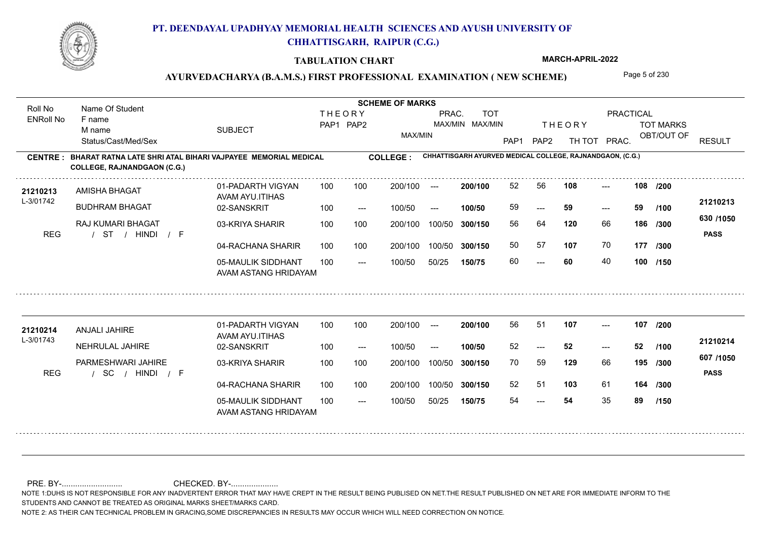# PT. DEENDAYAL UPADHYAY MEMORIAL HEALTH SCIENCES AND AYUSH UNIVERSITY OF CHHATTISGARH, RAIPUR (C.G.)

## TABULATION CHART

**MARCH-APRIL-2022**

## AYURVEDACHARYA (B.A.M.S.) FIRST PROFESSIONAL EXAMINATION ( NEW SCHEME)

**CENTRE : BHARAT RATNA LATE SHRI ATAL BIHARI VAJPAYEE MEMORIAL MEDICAL COLLEGE, RAJNANDGAON (C.G.)**

**COLLEGE : CHHATTISGARH AYURVED MEDICAL COLLEGE, RAJNANDGAON, (C.G.)**

| Roll No / ENRoll No | Name Of Student / F name / M name / Status/Cast/Med/Sex | SUBJECT | THEORY PAP1 | THEORY PAP2 | MAX/MIN | PRAC. MAX/MIN | TOT MAX/MIN | THEORY PAP1 | THEORY PAP2 | TH TOT | PRAC. | TOT MARKS OBT/OUT OF | RESULT |
|---|---|---|---|---|---|---|---|---|---|---|---|---|---|
| 21210213 | AMISHA BHAGAT | 01-PADARTH VIGYAN AVAM AYU.ITIHAS | 100 | 100 | 200/100 | --- | 200/100 | 52 | 56 | 108 | --- | 108 /200 | 21210213 |
| L-3/01742 | BUDHRAM BHAGAT | 02-SANSKRIT | 100 | --- | 100/50 | --- | 100/50 | 59 | --- | 59 | --- | 59 /100 | |
| | RAJ KUMARI BHAGAT | 03-KRIYA SHARIR | 100 | 100 | 200/100 | 100/50 | 300/150 | 56 | 64 | 120 | 66 | 186 /300 | 630 /1050 |
| REG | / ST / HINDI / F | | | | | | | | | | | | PASS |
| | | 04-RACHANA SHARIR | 100 | 100 | 200/100 | 100/50 | 300/150 | 50 | 57 | 107 | 70 | 177 /300 | |
| | | 05-MAULIK SIDDHANT AVAM ASTANG HRIDAYAM | 100 | --- | 100/50 | 50/25 | 150/75 | 60 | --- | 60 | 40 | 100 /150 | |
| 21210214 | ANJALI JAHIRE | 01-PADARTH VIGYAN AVAM AYU.ITIHAS | 100 | 100 | 200/100 | --- | 200/100 | 56 | 51 | 107 | --- | 107 /200 | 21210214 |
| L-3/01743 | NEHRULAL JAHIRE | 02-SANSKRIT | 100 | --- | 100/50 | --- | 100/50 | 52 | --- | 52 | --- | 52 /100 | |
| | PARMESHWARI JAHIRE | 03-KRIYA SHARIR | 100 | 100 | 200/100 | 100/50 | 300/150 | 70 | 59 | 129 | 66 | 195 /300 | 607 /1050 |
| REG | / SC / HINDI / F | | | | | | | | | | | | PASS |
| | | 04-RACHANA SHARIR | 100 | 100 | 200/100 | 100/50 | 300/150 | 52 | 51 | 103 | 61 | 164 /300 | |
| | | 05-MAULIK SIDDHANT AVAM ASTANG HRIDAYAM | 100 | --- | 100/50 | 50/25 | 150/75 | 54 | --- | 54 | 35 | 89 /150 | |

PRE. BY-........................... CHECKED. BY-.....................

NOTE 1:DUHS IS NOT RESPONSIBLE FOR ANY INADVERTENT ERROR THAT MAY HAVE CREPT IN THE RESULT BEING PUBLISED ON NET.THE RESULT PUBLISHED ON NET ARE FOR IMMEDIATE INFORM TO THE STUDENTS AND CANNOT BE TREATED AS ORIGINAL MARKS SHEET/MARKS CARD.

NOTE 2: AS THEIR CAN TECHNICAL PROBLEM IN GRACING,SOME DISCREPANCIES IN RESULTS MAY OCCUR WHICH WILL NEED CORRECTION ON NOTICE.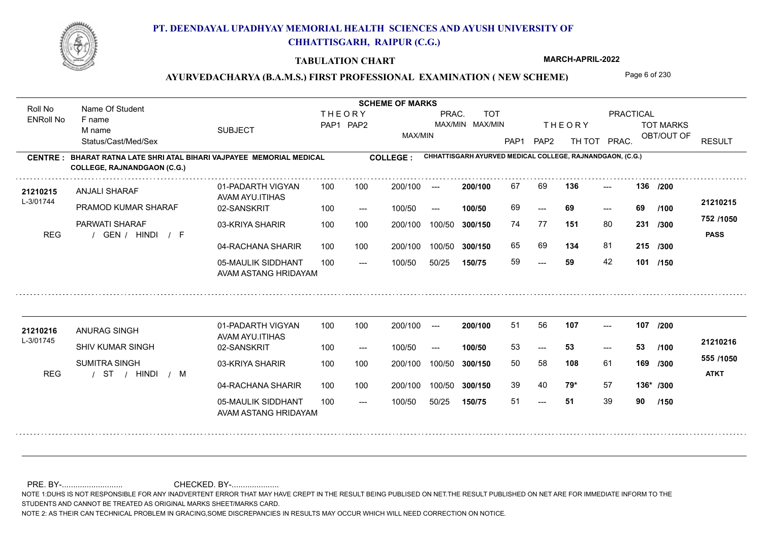# PT. DEENDAYAL UPADHYAY MEMORIAL HEALTH SCIENCES AND AYUSH UNIVERSITY OF CHHATTISGARH, RAIPUR (C.G.)

**TABULATION CHART** — MARCH-APRIL-2022

**AYURVEDACHARYA (B.A.M.S.) FIRST PROFESSIONAL EXAMINATION ( NEW SCHEME)**

**CENTRE : BHARAT RATNA LATE SHRI ATAL BIHARI VAJPAYEE MEMORIAL MEDICAL COLLEGE, RAJNANDGAON (C.G.)**

**COLLEGE : CHHATTISGARH AYURVED MEDICAL COLLEGE, RAJNANDGAON, (C.G.)**

| Roll No / ENRoll No | Name Of Student / F name / M name / Status/Cast/Med/Sex | SUBJECT | THEORY PAP1 | THEORY PAP2 | MAX/MIN | PRAC. MAX/MIN | TOT MAX/MIN | THEORY PAP1 | THEORY PAP2 | TH TOT | PRAC. | TOT MARKS OBT/OUT OF | RESULT |
|---|---|---|---|---|---|---|---|---|---|---|---|---|---|
| 21210215 / L-3/01744 | ANJALI SHARAF | 01-PADARTH VIGYAN AVAM AYU.ITIHAS | 100 | 100 | 200/100 | --- | 200/100 | 67 | 69 | 136 | --- | 136 /200 | 21210215 |
| | PRAMOD KUMAR SHARAF | 02-SANSKRIT | 100 | --- | 100/50 | --- | 100/50 | 69 | --- | 69 | --- | 69 /100 | 752 /1050 |
| | PARWATI SHARAF | 03-KRIYA SHARIR | 100 | 100 | 200/100 | 100/50 | 300/150 | 74 | 77 | 151 | 80 | 231 /300 | PASS |
| REG | / GEN / HINDI / F | 04-RACHANA SHARIR | 100 | 100 | 200/100 | 100/50 | 300/150 | 65 | 69 | 134 | 81 | 215 /300 | |
| | | 05-MAULIK SIDDHANT AVAM ASTANG HRIDAYAM | 100 | --- | 100/50 | 50/25 | 150/75 | 59 | --- | 59 | 42 | 101 /150 | |
| 21210216 / L-3/01745 | ANURAG SINGH | 01-PADARTH VIGYAN AVAM AYU.ITIHAS | 100 | 100 | 200/100 | --- | 200/100 | 51 | 56 | 107 | --- | 107 /200 | 21210216 |
| | SHIV KUMAR SINGH | 02-SANSKRIT | 100 | --- | 100/50 | --- | 100/50 | 53 | --- | 53 | --- | 53 /100 | 555 /1050 |
| | SUMITRA SINGH | 03-KRIYA SHARIR | 100 | 100 | 200/100 | 100/50 | 300/150 | 50 | 58 | 108 | 61 | 169 /300 | ATKT |
| REG | / ST / HINDI / M | 04-RACHANA SHARIR | 100 | 100 | 200/100 | 100/50 | 300/150 | 39 | 40 | 79* | 57 | 136* /300 | |
| | | 05-MAULIK SIDDHANT AVAM ASTANG HRIDAYAM | 100 | --- | 100/50 | 50/25 | 150/75 | 51 | --- | 51 | 39 | 90 /150 | |

PRE. BY-.......................... CHECKED. BY-....................

NOTE 1:DUHS IS NOT RESPONSIBLE FOR ANY INADVERTENT ERROR THAT MAY HAVE CREPT IN THE RESULT BEING PUBLISED ON NET.THE RESULT PUBLISHED ON NET ARE FOR IMMEDIATE INFORM TO THE STUDENTS AND CANNOT BE TREATED AS ORIGINAL MARKS SHEET/MARKS CARD.

NOTE 2: AS THEIR CAN TECHNICAL PROBLEM IN GRACING,SOME DISCREPANCIES IN RESULTS MAY OCCUR WHICH WILL NEED CORRECTION ON NOTICE.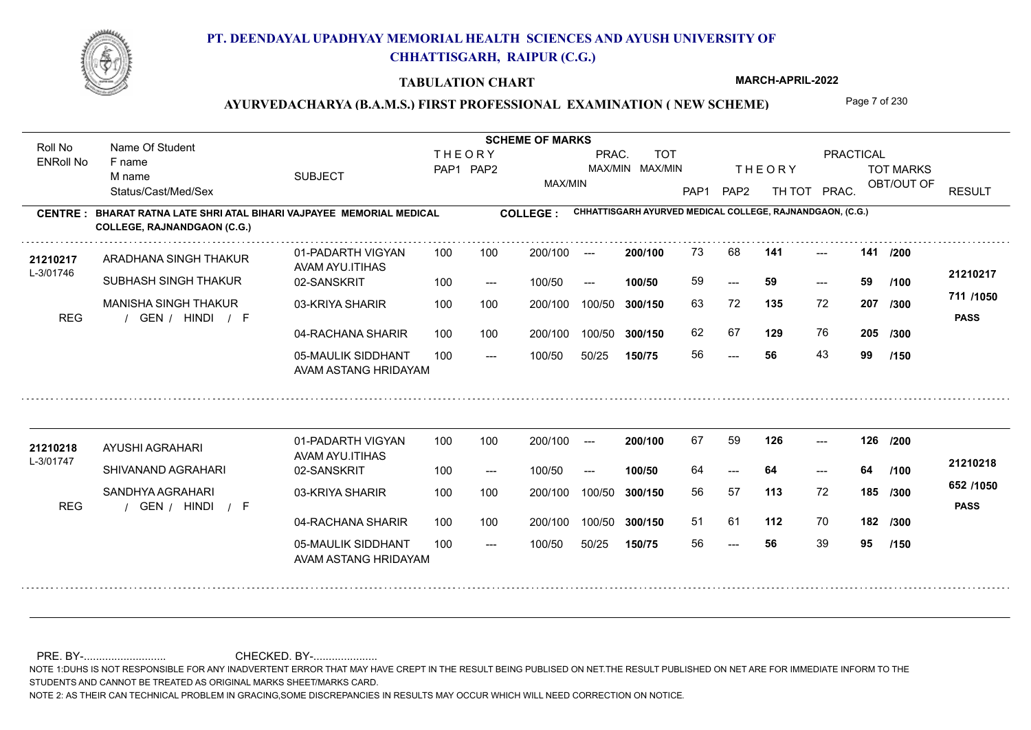# PT. DEENDAYAL UPADHYAY MEMORIAL HEALTH SCIENCES AND AYUSH UNIVERSITY OF CHHATTISGARH, RAIPUR (C.G.)

## TABULATION CHART

**MARCH-APRIL-2022**

### AYURVEDACHARYA (B.A.M.S.) FIRST PROFESSIONAL EXAMINATION ( NEW SCHEME)

**CENTRE : BHARAT RATNA LATE SHRI ATAL BIHARI VAJPAYEE MEMORIAL MEDICAL COLLEGE, RAJNANDGAON (C.G.)**

**COLLEGE : CHHATTISGARH AYURVED MEDICAL COLLEGE, RAJNANDGAON, (C.G.)**

| Roll No / ENRoll No | Name Of Student / F name / M name / Status/Cast/Med/Sex | SUBJECT | THEORY PAP1 | THEORY PAP2 | MAX/MIN | PRAC. MAX/MIN | TOT MAX/MIN | THEORY PAP1 | THEORY PAP2 | TH TOT | PRAC. | TOT MARKS OBT/OUT OF | RESULT |
|---|---|---|---|---|---|---|---|---|---|---|---|---|---|
| 21210217 | ARADHANA SINGH THAKUR | 01-PADARTH VIGYAN AVAM AYU.ITIHAS | 100 | 100 | 200/100 | --- | 200/100 | 73 | 68 | 141 | --- | 141 /200 | 21210217 |
| L-3/01746 | SUBHASH SINGH THAKUR | 02-SANSKRIT | 100 | --- | 100/50 | --- | 100/50 | 59 | --- | 59 | --- | 59 /100 | 711 /1050 |
| | MANISHA SINGH THAKUR | 03-KRIYA SHARIR | 100 | 100 | 200/100 | 100/50 | 300/150 | 63 | 72 | 135 | 72 | 207 /300 | PASS |
| REG | / GEN / HINDI / F | 04-RACHANA SHARIR | 100 | 100 | 200/100 | 100/50 | 300/150 | 62 | 67 | 129 | 76 | 205 /300 | |
| | | 05-MAULIK SIDDHANT AVAM ASTANG HRIDAYAM | 100 | --- | 100/50 | 50/25 | 150/75 | 56 | --- | 56 | 43 | 99 /150 | |
| 21210218 | AYUSHI AGRAHARI | 01-PADARTH VIGYAN AVAM AYU.ITIHAS | 100 | 100 | 200/100 | --- | 200/100 | 67 | 59 | 126 | --- | 126 /200 | 21210218 |
| L-3/01747 | SHIVANAND AGRAHARI | 02-SANSKRIT | 100 | --- | 100/50 | --- | 100/50 | 64 | --- | 64 | --- | 64 /100 | 652 /1050 |
| | SANDHYA AGRAHARI | 03-KRIYA SHARIR | 100 | 100 | 200/100 | 100/50 | 300/150 | 56 | 57 | 113 | 72 | 185 /300 | PASS |
| REG | / GEN / HINDI / F | 04-RACHANA SHARIR | 100 | 100 | 200/100 | 100/50 | 300/150 | 51 | 61 | 112 | 70 | 182 /300 | |
| | | 05-MAULIK SIDDHANT AVAM ASTANG HRIDAYAM | 100 | --- | 100/50 | 50/25 | 150/75 | 56 | --- | 56 | 39 | 95 /150 | |

PRE. BY-........................... CHECKED. BY-.....................

NOTE 1:DUHS IS NOT RESPONSIBLE FOR ANY INADVERTENT ERROR THAT MAY HAVE CREPT IN THE RESULT BEING PUBLISED ON NET.THE RESULT PUBLISHED ON NET ARE FOR IMMEDIATE INFORM TO THE STUDENTS AND CANNOT BE TREATED AS ORIGINAL MARKS SHEET/MARKS CARD.

NOTE 2: AS THEIR CAN TECHNICAL PROBLEM IN GRACING,SOME DISCREPANCIES IN RESULTS MAY OCCUR WHICH WILL NEED CORRECTION ON NOTICE.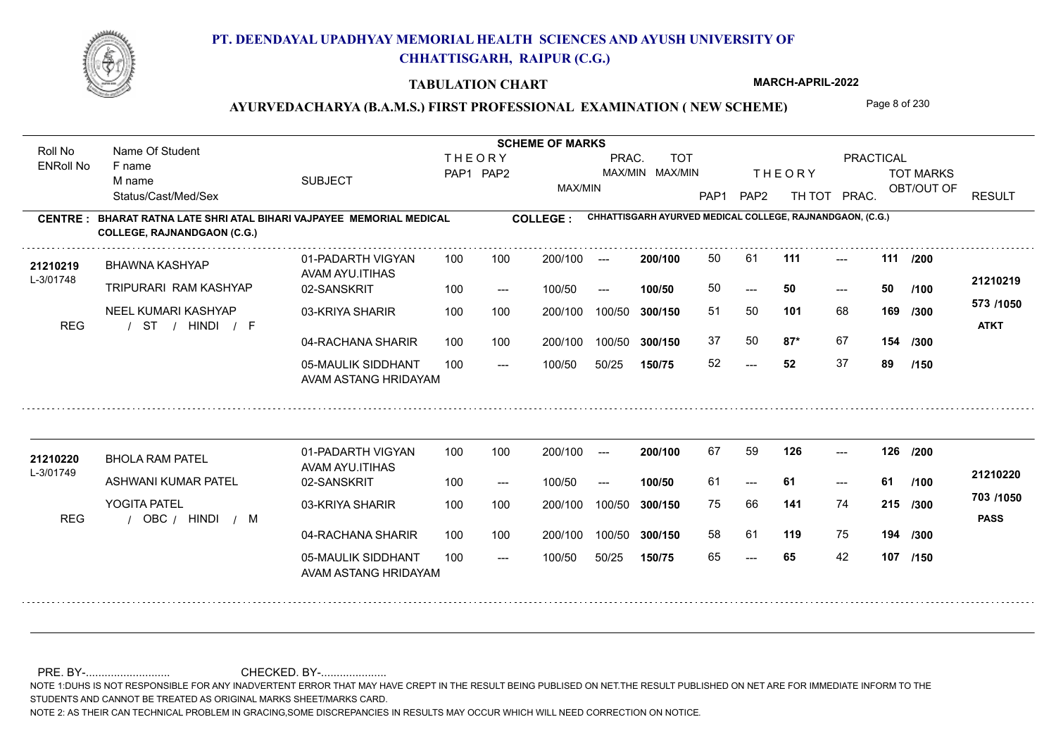# PT. DEENDAYAL UPADHYAY MEMORIAL HEALTH SCIENCES AND AYUSH UNIVERSITY OF CHHATTISGARH, RAIPUR (C.G.)

## TABULATION CHART

**MARCH-APRIL-2022**

### AYURVEDACHARYA (B.A.M.S.) FIRST PROFESSIONAL EXAMINATION ( NEW SCHEME)

| Roll No / ENRoll No | Name Of Student / F name / M name / Status/Cast/Med/Sex | SUBJECT | THEORY PAP1 | THEORY PAP2 | MAX/MIN | PRAC. MAX/MIN | TOT MAX/MIN | THEORY PAP1 | THEORY PAP2 | TH TOT | PRAC. | TOT MARKS OBT/OUT OF | RESULT |
|---|---|---|---|---|---|---|---|---|---|---|---|---|---|

**CENTRE : BHARAT RATNA LATE SHRI ATAL BIHARI VAJPAYEE MEMORIAL MEDICAL COLLEGE, RAJNANDGAON (C.G.)**

**COLLEGE : CHHATTISGARH AYURVED MEDICAL COLLEGE, RAJNANDGAON, (C.G.)**

| Roll No / ENRoll No | Name Of Student / F name / M name / Status/Cast/Med/Sex | SUBJECT | THEORY PAP1 | THEORY PAP2 | MAX/MIN | PRAC. MAX/MIN | TOT MAX/MIN | THEORY PAP1 | THEORY PAP2 | TH TOT | PRAC. | TOT MARKS OBT/OUT OF | RESULT |
|---|---|---|---|---|---|---|---|---|---|---|---|---|---|
| 21210219 | BHAWNA KASHYAP | 01-PADARTH VIGYAN AVAM AYU.ITIHAS | 100 | 100 | 200/100 | --- | 200/100 | 50 | 61 | 111 | --- | 111 /200 | 21210219 |
| L-3/01748 | TRIPURARI RAM KASHYAP | 02-SANSKRIT | 100 | --- | 100/50 | --- | 100/50 | 50 | --- | 50 | --- | 50 /100 | 573 /1050 |
| | NEEL KUMARI KASHYAP | 03-KRIYA SHARIR | 100 | 100 | 200/100 | 100/50 | 300/150 | 51 | 50 | 101 | 68 | 169 /300 | ATKT |
| REG | / ST / HINDI / F | 04-RACHANA SHARIR | 100 | 100 | 200/100 | 100/50 | 300/150 | 37 | 50 | 87* | 67 | 154 /300 | |
| | | 05-MAULIK SIDDHANT AVAM ASTANG HRIDAYAM | 100 | --- | 100/50 | 50/25 | 150/75 | 52 | --- | 52 | 37 | 89 /150 | |
| 21210220 | BHOLA RAM PATEL | 01-PADARTH VIGYAN AVAM AYU.ITIHAS | 100 | 100 | 200/100 | --- | 200/100 | 67 | 59 | 126 | --- | 126 /200 | 21210220 |
| L-3/01749 | ASHWANI KUMAR PATEL | 02-SANSKRIT | 100 | --- | 100/50 | --- | 100/50 | 61 | --- | 61 | --- | 61 /100 | 703 /1050 |
| | YOGITA PATEL | 03-KRIYA SHARIR | 100 | 100 | 200/100 | 100/50 | 300/150 | 75 | 66 | 141 | 74 | 215 /300 | PASS |
| REG | / OBC / HINDI / M | 04-RACHANA SHARIR | 100 | 100 | 200/100 | 100/50 | 300/150 | 58 | 61 | 119 | 75 | 194 /300 | |
| | | 05-MAULIK SIDDHANT AVAM ASTANG HRIDAYAM | 100 | --- | 100/50 | 50/25 | 150/75 | 65 | --- | 65 | 42 | 107 /150 | |

PRE. BY-.......................... CHECKED. BY-.....................

NOTE 1:DUHS IS NOT RESPONSIBLE FOR ANY INADVERTENT ERROR THAT MAY HAVE CREPT IN THE RESULT BEING PUBLISED ON NET.THE RESULT PUBLISHED ON NET ARE FOR IMMEDIATE INFORM TO THE STUDENTS AND CANNOT BE TREATED AS ORIGINAL MARKS SHEET/MARKS CARD.

NOTE 2: AS THEIR CAN TECHNICAL PROBLEM IN GRACING,SOME DISCREPANCIES IN RESULTS MAY OCCUR WHICH WILL NEED CORRECTION ON NOTICE.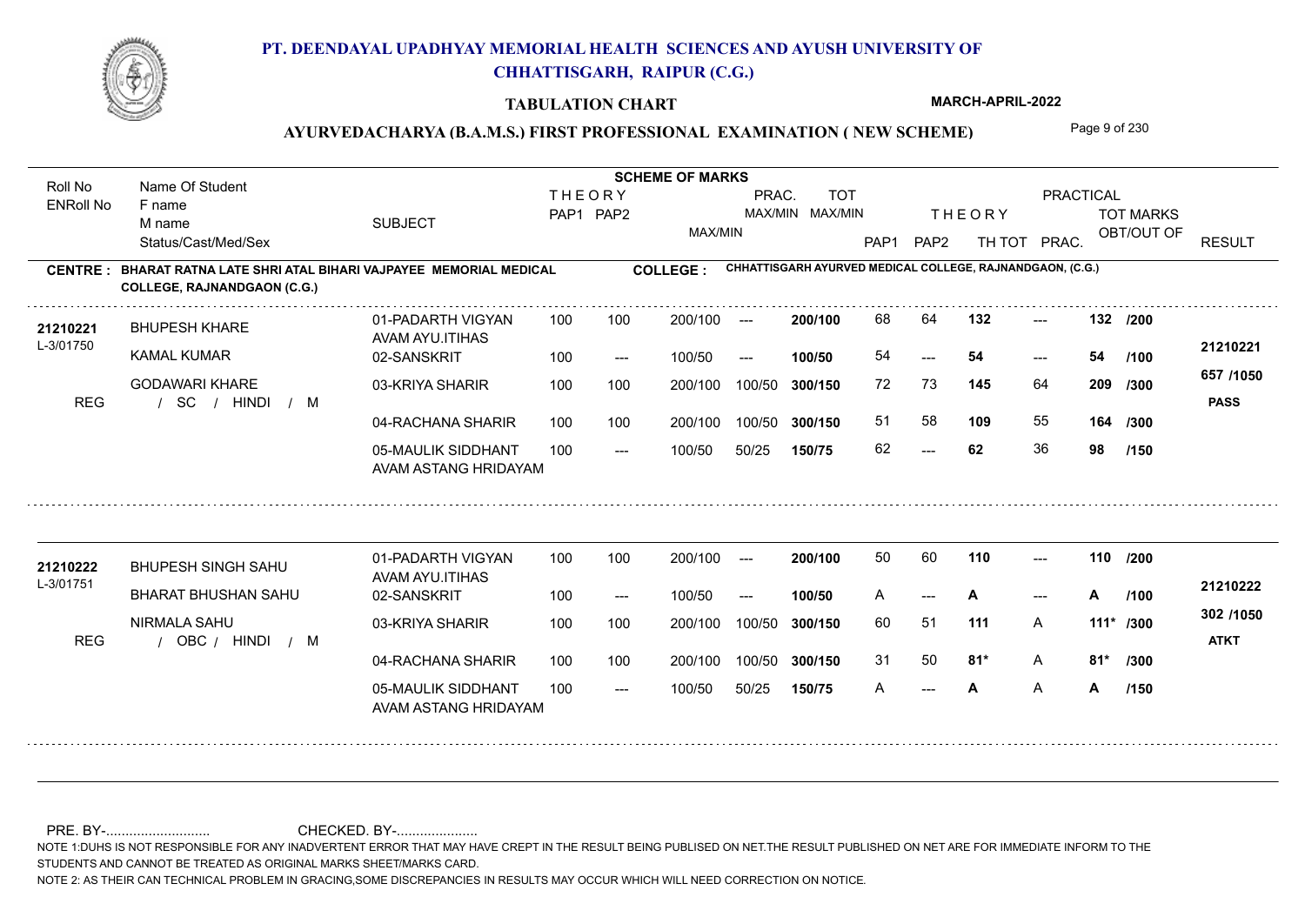# PT. DEENDAYAL UPADHYAY MEMORIAL HEALTH SCIENCES AND AYUSH UNIVERSITY OF CHHATTISGARH, RAIPUR (C.G.)

**TABULATION CHART**

**MARCH-APRIL-2022**

**AYURVEDACHARYA (B.A.M.S.) FIRST PROFESSIONAL EXAMINATION ( NEW SCHEME)**

**CENTRE : BHARAT RATNA LATE SHRI ATAL BIHARI VAJPAYEE MEMORIAL MEDICAL COLLEGE, RAJNANDGAON (C.G.)**

**COLLEGE : CHHATTISGARH AYURVED MEDICAL COLLEGE, RAJNANDGAON, (C.G.)**

| Roll No / ENRoll No | Name Of Student / F name / M name / Status/Cast/Med/Sex | SUBJECT | THEORY PAP1 | THEORY PAP2 | MAX/MIN | PRAC. MAX/MIN | TOT MAX/MIN | PAP1 | PAP2 | TH TOT | PRAC. | TOT MARKS OBT/OUT OF | RESULT |
|---|---|---|---|---|---|---|---|---|---|---|---|---|---|
| 21210221 | BHUPESH KHARE | 01-PADARTH VIGYAN AVAM AYU.ITIHAS | 100 | 100 | 200/100 | --- | 200/100 | 68 | 64 | 132 | --- | 132 /200 | 21210221 |
| L-3/01750 | KAMAL KUMAR | 02-SANSKRIT | 100 | --- | 100/50 | --- | 100/50 | 54 | --- | 54 | --- | 54 /100 | 657 /1050 |
| | GODAWARI KHARE | 03-KRIYA SHARIR | 100 | 100 | 200/100 | 100/50 | 300/150 | 72 | 73 | 145 | 64 | 209 /300 | PASS |
| REG | / SC / HINDI / M | 04-RACHANA SHARIR | 100 | 100 | 200/100 | 100/50 | 300/150 | 51 | 58 | 109 | 55 | 164 /300 | |
| | | 05-MAULIK SIDDHANT AVAM ASTANG HRIDAYAM | 100 | --- | 100/50 | 50/25 | 150/75 | 62 | --- | 62 | 36 | 98 /150 | |
| 21210222 | BHUPESH SINGH SAHU | 01-PADARTH VIGYAN AVAM AYU.ITIHAS | 100 | 100 | 200/100 | --- | 200/100 | 50 | 60 | 110 | --- | 110 /200 | 21210222 |
| L-3/01751 | BHARAT BHUSHAN SAHU | 02-SANSKRIT | 100 | --- | 100/50 | --- | 100/50 | A | --- | A | --- | A /100 | 302 /1050 |
| | NIRMALA SAHU | 03-KRIYA SHARIR | 100 | 100 | 200/100 | 100/50 | 300/150 | 60 | 51 | 111 | A | 111* /300 | ATKT |
| REG | / OBC / HINDI / M | 04-RACHANA SHARIR | 100 | 100 | 200/100 | 100/50 | 300/150 | 31 | 50 | 81* | A | 81* /300 | |
| | | 05-MAULIK SIDDHANT AVAM ASTANG HRIDAYAM | 100 | --- | 100/50 | 50/25 | 150/75 | A | --- | A | A | A /150 | |

PRE. BY-.......................... CHECKED. BY-.....................

NOTE 1:DUHS IS NOT RESPONSIBLE FOR ANY INADVERTENT ERROR THAT MAY HAVE CREPT IN THE RESULT BEING PUBLISED ON NET.THE RESULT PUBLISHED ON NET ARE FOR IMMEDIATE INFORM TO THE STUDENTS AND CANNOT BE TREATED AS ORIGINAL MARKS SHEET/MARKS CARD.

NOTE 2: AS THEIR CAN TECHNICAL PROBLEM IN GRACING,SOME DISCREPANCIES IN RESULTS MAY OCCUR WHICH WILL NEED CORRECTION ON NOTICE.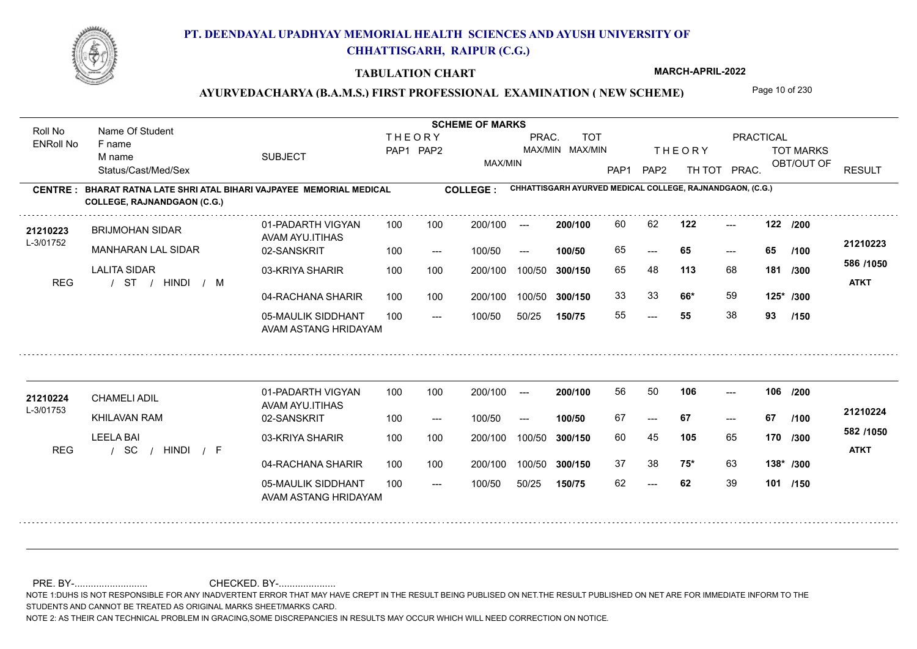# PT. DEENDAYAL UPADHYAY MEMORIAL HEALTH SCIENCES AND AYUSH UNIVERSITY OF CHHATTISGARH, RAIPUR (C.G.)

## TABULATION CHART

MARCH-APRIL-2022

### AYURVEDACHARYA (B.A.M.S.) FIRST PROFESSIONAL EXAMINATION ( NEW SCHEME)

**CENTRE : BHARAT RATNA LATE SHRI ATAL BIHARI VAJPAYEE MEMORIAL MEDICAL COLLEGE, RAJNANDGAON (C.G.)**

**COLLEGE : CHHATTISGARH AYURVED MEDICAL COLLEGE, RAJNANDGAON, (C.G.)**

| Roll No / ENRoll No | Name Of Student / F name / M name / Status/Cast/Med/Sex | SUBJECT | THEORY PAP1 | THEORY PAP2 | MAX/MIN | PRAC. MAX/MIN | TOT MAX/MIN | THEORY PAP1 | THEORY PAP2 | TH TOT | PRAC. | TOT MARKS OBT/OUT OF | RESULT |
|---|---|---|---|---|---|---|---|---|---|---|---|---|---|
| 21210223 / L-3/01752 | BRIJMOHAN SIDAR | 01-PADARTH VIGYAN AVAM AYU.ITIHAS | 100 | 100 | 200/100 | --- | 200/100 | 60 | 62 | 122 | --- | 122 /200 | 21210223 |
| | MANHARAN LAL SIDAR | 02-SANSKRIT | 100 | --- | 100/50 | --- | 100/50 | 65 | --- | 65 | --- | 65 /100 | 586 /1050 |
| | LALITA SIDAR | 03-KRIYA SHARIR | 100 | 100 | 200/100 | 100/50 | 300/150 | 65 | 48 | 113 | 68 | 181 /300 | ATKT |
| REG | / ST / HINDI / M | 04-RACHANA SHARIR | 100 | 100 | 200/100 | 100/50 | 300/150 | 33 | 33 | 66* | 59 | 125* /300 | |
| | | 05-MAULIK SIDDHANT AVAM ASTANG HRIDAYAM | 100 | --- | 100/50 | 50/25 | 150/75 | 55 | --- | 55 | 38 | 93 /150 | |
| 21210224 / L-3/01753 | CHAMELI ADIL | 01-PADARTH VIGYAN AVAM AYU.ITIHAS | 100 | 100 | 200/100 | --- | 200/100 | 56 | 50 | 106 | --- | 106 /200 | 21210224 |
| | KHILAVAN RAM | 02-SANSKRIT | 100 | --- | 100/50 | --- | 100/50 | 67 | --- | 67 | --- | 67 /100 | 582 /1050 |
| | LEELA BAI | 03-KRIYA SHARIR | 100 | 100 | 200/100 | 100/50 | 300/150 | 60 | 45 | 105 | 65 | 170 /300 | ATKT |
| REG | / SC / HINDI / F | 04-RACHANA SHARIR | 100 | 100 | 200/100 | 100/50 | 300/150 | 37 | 38 | 75* | 63 | 138* /300 | |
| | | 05-MAULIK SIDDHANT AVAM ASTANG HRIDAYAM | 100 | --- | 100/50 | 50/25 | 150/75 | 62 | --- | 62 | 39 | 101 /150 | |

PRE. BY-........................... CHECKED. BY-.....................

NOTE 1:DUHS IS NOT RESPONSIBLE FOR ANY INADVERTENT ERROR THAT MAY HAVE CREPT IN THE RESULT BEING PUBLISED ON NET.THE RESULT PUBLISHED ON NET ARE FOR IMMEDIATE INFORM TO THE STUDENTS AND CANNOT BE TREATED AS ORIGINAL MARKS SHEET/MARKS CARD.

NOTE 2: AS THEIR CAN TECHNICAL PROBLEM IN GRACING,SOME DISCREPANCIES IN RESULTS MAY OCCUR WHICH WILL NEED CORRECTION ON NOTICE.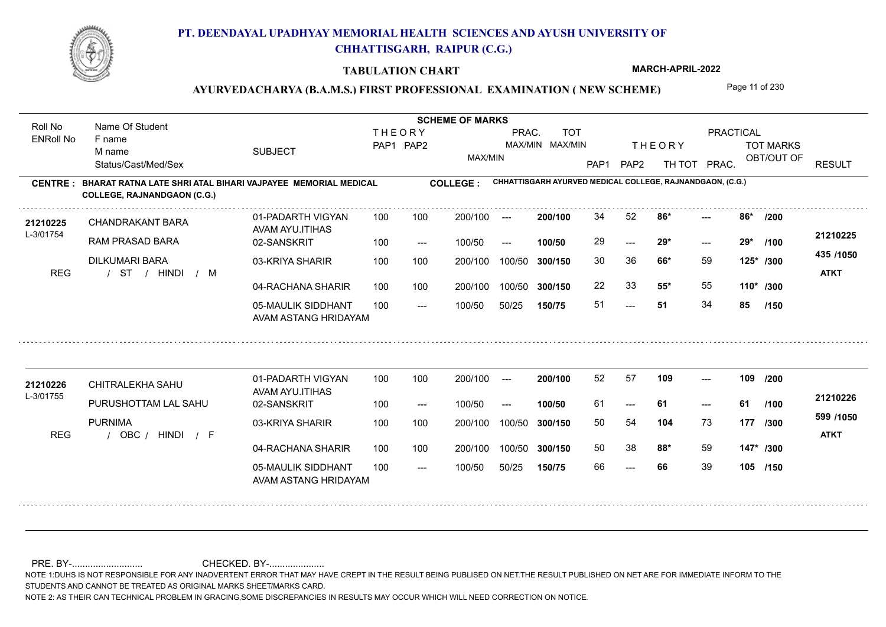# PT. DEENDAYAL UPADHYAY MEMORIAL HEALTH SCIENCES AND AYUSH UNIVERSITY OF CHHATTISGARH, RAIPUR (C.G.)

**TABULATION CHART** — **MARCH-APRIL-2022**

## AYURVEDACHARYA (B.A.M.S.) FIRST PROFESSIONAL EXAMINATION ( NEW SCHEME)

**CENTRE : BHARAT RATNA LATE SHRI ATAL BIHARI VAJPAYEE MEMORIAL MEDICAL COLLEGE, RAJNANDGAON (C.G.)**

**COLLEGE : CHHATTISGARH AYURVED MEDICAL COLLEGE, RAJNANDGAON, (C.G.)**

| Roll No / ENRoll No | Name Of Student / F name / M name / Status/Cast/Med/Sex | SUBJECT | THEORY PAP1 | THEORY PAP2 | MAX/MIN | PRAC. MAX/MIN | TOT MAX/MIN | PAP1 | PAP2 | TH TOT | PRAC. | TOT MARKS OBT/OUT OF | RESULT |
|---|---|---|---|---|---|---|---|---|---|---|---|---|---|
| 21210225 / L-3/01754 | CHANDRAKANT BARA | 01-PADARTH VIGYAN AVAM AYU.ITIHAS | 100 | 100 | 200/100 | --- | 200/100 | 34 | 52 | 86* | --- | 86* /200 | 21210225 |
| | RAM PRASAD BARA | 02-SANSKRIT | 100 | --- | 100/50 | --- | 100/50 | 29 | --- | 29* | --- | 29* /100 | 435 /1050 |
| | DILKUMARI BARA | 03-KRIYA SHARIR | 100 | 100 | 200/100 | 100/50 | 300/150 | 30 | 36 | 66* | 59 | 125* /300 | ATKT |
| REG | / ST / HINDI / M | 04-RACHANA SHARIR | 100 | 100 | 200/100 | 100/50 | 300/150 | 22 | 33 | 55* | 55 | 110* /300 | |
| | | 05-MAULIK SIDDHANT AVAM ASTANG HRIDAYAM | 100 | --- | 100/50 | 50/25 | 150/75 | 51 | --- | 51 | 34 | 85 /150 | |
| 21210226 / L-3/01755 | CHITRALEKHA SAHU | 01-PADARTH VIGYAN AVAM AYU.ITIHAS | 100 | 100 | 200/100 | --- | 200/100 | 52 | 57 | 109 | --- | 109 /200 | 21210226 |
| | PURUSHOTTAM LAL SAHU | 02-SANSKRIT | 100 | --- | 100/50 | --- | 100/50 | 61 | --- | 61 | --- | 61 /100 | 599 /1050 |
| | PURNIMA | 03-KRIYA SHARIR | 100 | 100 | 200/100 | 100/50 | 300/150 | 50 | 54 | 104 | 73 | 177 /300 | ATKT |
| REG | / OBC / HINDI / F | 04-RACHANA SHARIR | 100 | 100 | 200/100 | 100/50 | 300/150 | 50 | 38 | 88* | 59 | 147* /300 | |
| | | 05-MAULIK SIDDHANT AVAM ASTANG HRIDAYAM | 100 | --- | 100/50 | 50/25 | 150/75 | 66 | --- | 66 | 39 | 105 /150 | |

PRE. BY-.......................... CHECKED. BY-.....................

NOTE 1:DUHS IS NOT RESPONSIBLE FOR ANY INADVERTENT ERROR THAT MAY HAVE CREPT IN THE RESULT BEING PUBLISED ON NET.THE RESULT PUBLISHED ON NET ARE FOR IMMEDIATE INFORM TO THE STUDENTS AND CANNOT BE TREATED AS ORIGINAL MARKS SHEET/MARKS CARD.

NOTE 2: AS THEIR CAN TECHNICAL PROBLEM IN GRACING,SOME DISCREPANCIES IN RESULTS MAY OCCUR WHICH WILL NEED CORRECTION ON NOTICE.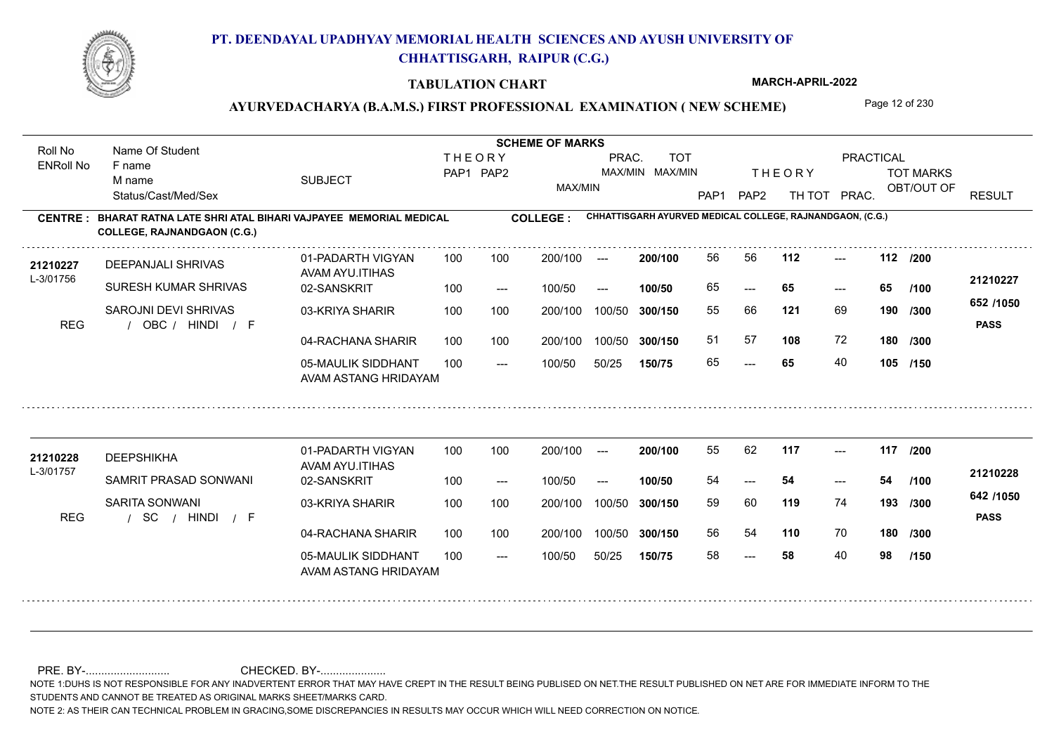# PT. DEENDAYAL UPADHYAY MEMORIAL HEALTH SCIENCES AND AYUSH UNIVERSITY OF CHHATTISGARH, RAIPUR (C.G.)

## TABULATION CHART

**MARCH-APRIL-2022**

### AYURVEDACHARYA (B.A.M.S.) FIRST PROFESSIONAL EXAMINATION ( NEW SCHEME)

**CENTRE : BHARAT RATNA LATE SHRI ATAL BIHARI VAJPAYEE MEMORIAL MEDICAL COLLEGE, RAJNANDGAON (C.G.)**

**COLLEGE : CHHATTISGARH AYURVED MEDICAL COLLEGE, RAJNANDGAON, (C.G.)**

| Roll No / ENRoll No | Name Of Student / F name / M name / Status/Cast/Med/Sex | SUBJECT | THEORY PAP1 | THEORY PAP2 | MAX/MIN | PRAC. MAX/MIN | TOT MAX/MIN | PAP1 | PAP2 | TH TOT | PRAC. | TOT MARKS OBT/OUT OF | RESULT |
|---|---|---|---|---|---|---|---|---|---|---|---|---|---|
| 21210227 | DEEPANJALI SHRIVAS | 01-PADARTH VIGYAN AVAM AYU.ITIHAS | 100 | 100 | 200/100 | --- | 200/100 | 56 | 56 | 112 | --- | 112 /200 | 21210227 |
| L-3/01756 | SURESH KUMAR SHRIVAS | 02-SANSKRIT | 100 | --- | 100/50 | --- | 100/50 | 65 | --- | 65 | --- | 65 /100 | |
| | SAROJNI DEVI SHRIVAS | 03-KRIYA SHARIR | 100 | 100 | 200/100 | 100/50 | 300/150 | 55 | 66 | 121 | 69 | 190 /300 | 652 /1050 |
| REG | / OBC / HINDI / F | 04-RACHANA SHARIR | 100 | 100 | 200/100 | 100/50 | 300/150 | 51 | 57 | 108 | 72 | 180 /300 | PASS |
| | | 05-MAULIK SIDDHANT AVAM ASTANG HRIDAYAM | 100 | --- | 100/50 | 50/25 | 150/75 | 65 | --- | 65 | 40 | 105 /150 | |
| 21210228 | DEEPSHIKHA | 01-PADARTH VIGYAN AVAM AYU.ITIHAS | 100 | 100 | 200/100 | --- | 200/100 | 55 | 62 | 117 | --- | 117 /200 | 21210228 |
| L-3/01757 | SAMRIT PRASAD SONWANI | 02-SANSKRIT | 100 | --- | 100/50 | --- | 100/50 | 54 | --- | 54 | --- | 54 /100 | |
| | SARITA SONWANI | 03-KRIYA SHARIR | 100 | 100 | 200/100 | 100/50 | 300/150 | 59 | 60 | 119 | 74 | 193 /300 | 642 /1050 |
| REG | / SC / HINDI / F | 04-RACHANA SHARIR | 100 | 100 | 200/100 | 100/50 | 300/150 | 56 | 54 | 110 | 70 | 180 /300 | PASS |
| | | 05-MAULIK SIDDHANT AVAM ASTANG HRIDAYAM | 100 | --- | 100/50 | 50/25 | 150/75 | 58 | --- | 58 | 40 | 98 /150 | |

PRE. BY-.......................... CHECKED. BY-....................

NOTE 1:DUHS IS NOT RESPONSIBLE FOR ANY INADVERTENT ERROR THAT MAY HAVE CREPT IN THE RESULT BEING PUBLISED ON NET.THE RESULT PUBLISHED ON NET ARE FOR IMMEDIATE INFORM TO THE STUDENTS AND CANNOT BE TREATED AS ORIGINAL MARKS SHEET/MARKS CARD.

NOTE 2: AS THEIR CAN TECHNICAL PROBLEM IN GRACING,SOME DISCREPANCIES IN RESULTS MAY OCCUR WHICH WILL NEED CORRECTION ON NOTICE.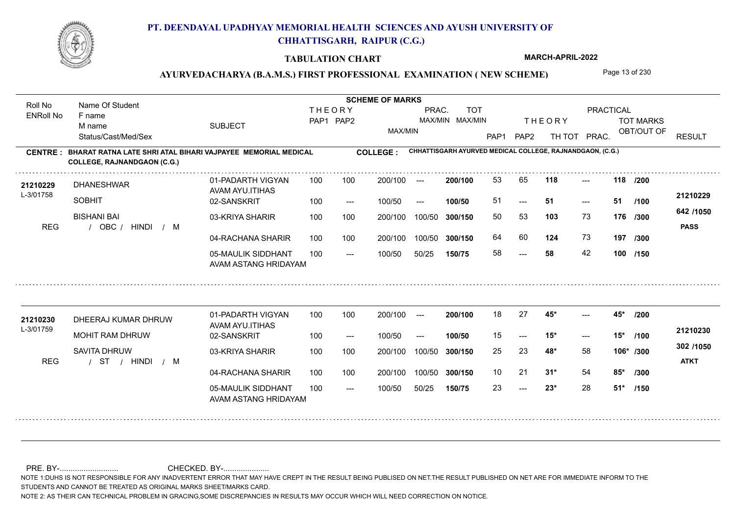# PT. DEENDAYAL UPADHYAY MEMORIAL HEALTH SCIENCES AND AYUSH UNIVERSITY OF CHHATTISGARH, RAIPUR (C.G.)

**TABULATION CHART**

**MARCH-APRIL-2022**

**AYURVEDACHARYA (B.A.M.S.) FIRST PROFESSIONAL EXAMINATION ( NEW SCHEME)**

**CENTRE : BHARAT RATNA LATE SHRI ATAL BIHARI VAJPAYEE MEMORIAL MEDICAL COLLEGE, RAJNANDGAON (C.G.)**

**COLLEGE : CHHATTISGARH AYURVED MEDICAL COLLEGE, RAJNANDGAON, (C.G.)**

| Roll No / ENRoll No | Name Of Student / F name / M name / Status/Cast/Med/Sex | SUBJECT | THEORY PAP1 | THEORY PAP2 | MAX/MIN | PRAC. MAX/MIN | TOT MAX/MIN | THEORY PAP1 | THEORY PAP2 | TH TOT | PRAC. | TOT MARKS OBT/OUT OF | RESULT |
|---|---|---|---|---|---|---|---|---|---|---|---|---|---|
| 21210229 / L-3/01758 | DHANESHWAR / SOBHIT / BISHANI BAI / REG / OBC / HINDI / M | 01-PADARTH VIGYAN AVAM AYU.ITIHAS | 100 | 100 | 200/100 | --- | 200/100 | 53 | 65 | 118 | --- | 118 /200 | 21210229 |
| | | 02-SANSKRIT | 100 | --- | 100/50 | --- | 100/50 | 51 | --- | 51 | --- | 51 /100 | 642 /1050 |
| | | 03-KRIYA SHARIR | 100 | 100 | 200/100 | 100/50 | 300/150 | 50 | 53 | 103 | 73 | 176 /300 | PASS |
| | | 04-RACHANA SHARIR | 100 | 100 | 200/100 | 100/50 | 300/150 | 64 | 60 | 124 | 73 | 197 /300 | |
| | | 05-MAULIK SIDDHANT AVAM ASTANG HRIDAYAM | 100 | --- | 100/50 | 50/25 | 150/75 | 58 | --- | 58 | 42 | 100 /150 | |
| 21210230 / L-3/01759 | DHEERAJ KUMAR DHRUW / MOHIT RAM DHRUW / SAVITA DHRUW / REG / ST / HINDI / M | 01-PADARTH VIGYAN AVAM AYU.ITIHAS | 100 | 100 | 200/100 | --- | 200/100 | 18 | 27 | 45* | --- | 45* /200 | 21210230 |
| | | 02-SANSKRIT | 100 | --- | 100/50 | --- | 100/50 | 15 | --- | 15* | --- | 15* /100 | 302 /1050 |
| | | 03-KRIYA SHARIR | 100 | 100 | 200/100 | 100/50 | 300/150 | 25 | 23 | 48* | 58 | 106* /300 | ATKT |
| | | 04-RACHANA SHARIR | 100 | 100 | 200/100 | 100/50 | 300/150 | 10 | 21 | 31* | 54 | 85* /300 | |
| | | 05-MAULIK SIDDHANT AVAM ASTANG HRIDAYAM | 100 | --- | 100/50 | 50/25 | 150/75 | 23 | --- | 23* | 28 | 51* /150 | |

PRE. BY-.......................... CHECKED. BY-.....................

NOTE 1:DUHS IS NOT RESPONSIBLE FOR ANY INADVERTENT ERROR THAT MAY HAVE CREPT IN THE RESULT BEING PUBLISED ON NET.THE RESULT PUBLISHED ON NET ARE FOR IMMEDIATE INFORM TO THE STUDENTS AND CANNOT BE TREATED AS ORIGINAL MARKS SHEET/MARKS CARD.

NOTE 2: AS THEIR CAN TECHNICAL PROBLEM IN GRACING,SOME DISCREPANCIES IN RESULTS MAY OCCUR WHICH WILL NEED CORRECTION ON NOTICE.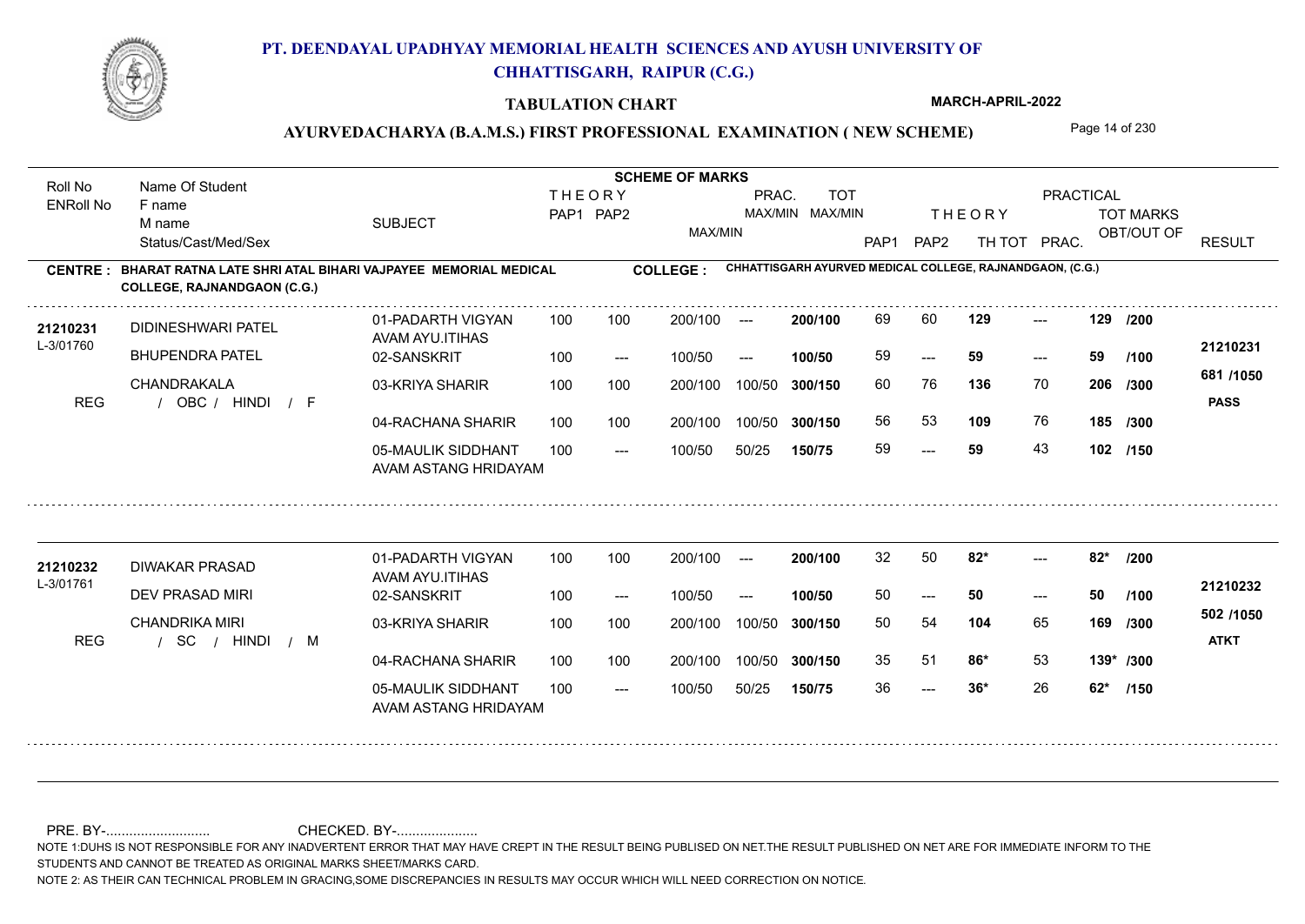# PT. DEENDAYAL UPADHYAY MEMORIAL HEALTH SCIENCES AND AYUSH UNIVERSITY OF CHHATTISGARH, RAIPUR (C.G.)

## TABULATION CHART

**MARCH-APRIL-2022**

### AYURVEDACHARYA (B.A.M.S.) FIRST PROFESSIONAL EXAMINATION ( NEW SCHEME)

**CENTRE : BHARAT RATNA LATE SHRI ATAL BIHARI VAJPAYEE MEMORIAL MEDICAL COLLEGE, RAJNANDGAON (C.G.)**

**COLLEGE : CHHATTISGARH AYURVED MEDICAL COLLEGE, RAJNANDGAON, (C.G.)**

| Roll No / ENRoll No | Name Of Student / F name / M name / Status/Cast/Med/Sex | SUBJECT | THEORY PAP1 | THEORY PAP2 | MAX/MIN | PRAC. MAX/MIN | TOT MAX/MIN | PAP1 | PAP2 | THEORY TH TOT | PRAC. | TOT MARKS OBT/OUT OF | RESULT |
|---|---|---|---|---|---|---|---|---|---|---|---|---|---|
| 21210231 / L-3/01760 | DIDINESHWARI PATEL | 01-PADARTH VIGYAN AVAM AYU.ITIHAS | 100 | 100 | 200/100 | --- | 200/100 | 69 | 60 | 129 | --- | 129 /200 | 21210231 |
| | BHUPENDRA PATEL | 02-SANSKRIT | 100 | --- | 100/50 | --- | 100/50 | 59 | --- | 59 | --- | 59 /100 | 681 /1050 |
| | CHANDRAKALA | 03-KRIYA SHARIR | 100 | 100 | 200/100 | 100/50 | 300/150 | 60 | 76 | 136 | 70 | 206 /300 | PASS |
| REG | / OBC / HINDI / F | 04-RACHANA SHARIR | 100 | 100 | 200/100 | 100/50 | 300/150 | 56 | 53 | 109 | 76 | 185 /300 | |
| | | 05-MAULIK SIDDHANT AVAM ASTANG HRIDAYAM | 100 | --- | 100/50 | 50/25 | 150/75 | 59 | --- | 59 | 43 | 102 /150 | |
| 21210232 / L-3/01761 | DIWAKAR PRASAD | 01-PADARTH VIGYAN AVAM AYU.ITIHAS | 100 | 100 | 200/100 | --- | 200/100 | 32 | 50 | 82* | --- | 82* /200 | 21210232 |
| | DEV PRASAD MIRI | 02-SANSKRIT | 100 | --- | 100/50 | --- | 100/50 | 50 | --- | 50 | --- | 50 /100 | 502 /1050 |
| | CHANDRIKA MIRI | 03-KRIYA SHARIR | 100 | 100 | 200/100 | 100/50 | 300/150 | 50 | 54 | 104 | 65 | 169 /300 | ATKT |
| REG | / SC / HINDI / M | 04-RACHANA SHARIR | 100 | 100 | 200/100 | 100/50 | 300/150 | 35 | 51 | 86* | 53 | 139* /300 | |
| | | 05-MAULIK SIDDHANT AVAM ASTANG HRIDAYAM | 100 | --- | 100/50 | 50/25 | 150/75 | 36 | --- | 36* | 26 | 62* /150 | |

PRE. BY-........................... CHECKED. BY-.....................

NOTE 1:DUHS IS NOT RESPONSIBLE FOR ANY INADVERTENT ERROR THAT MAY HAVE CREPT IN THE RESULT BEING PUBLISED ON NET.THE RESULT PUBLISHED ON NET ARE FOR IMMEDIATE INFORM TO THE STUDENTS AND CANNOT BE TREATED AS ORIGINAL MARKS SHEET/MARKS CARD.

NOTE 2: AS THEIR CAN TECHNICAL PROBLEM IN GRACING,SOME DISCREPANCIES IN RESULTS MAY OCCUR WHICH WILL NEED CORRECTION ON NOTICE.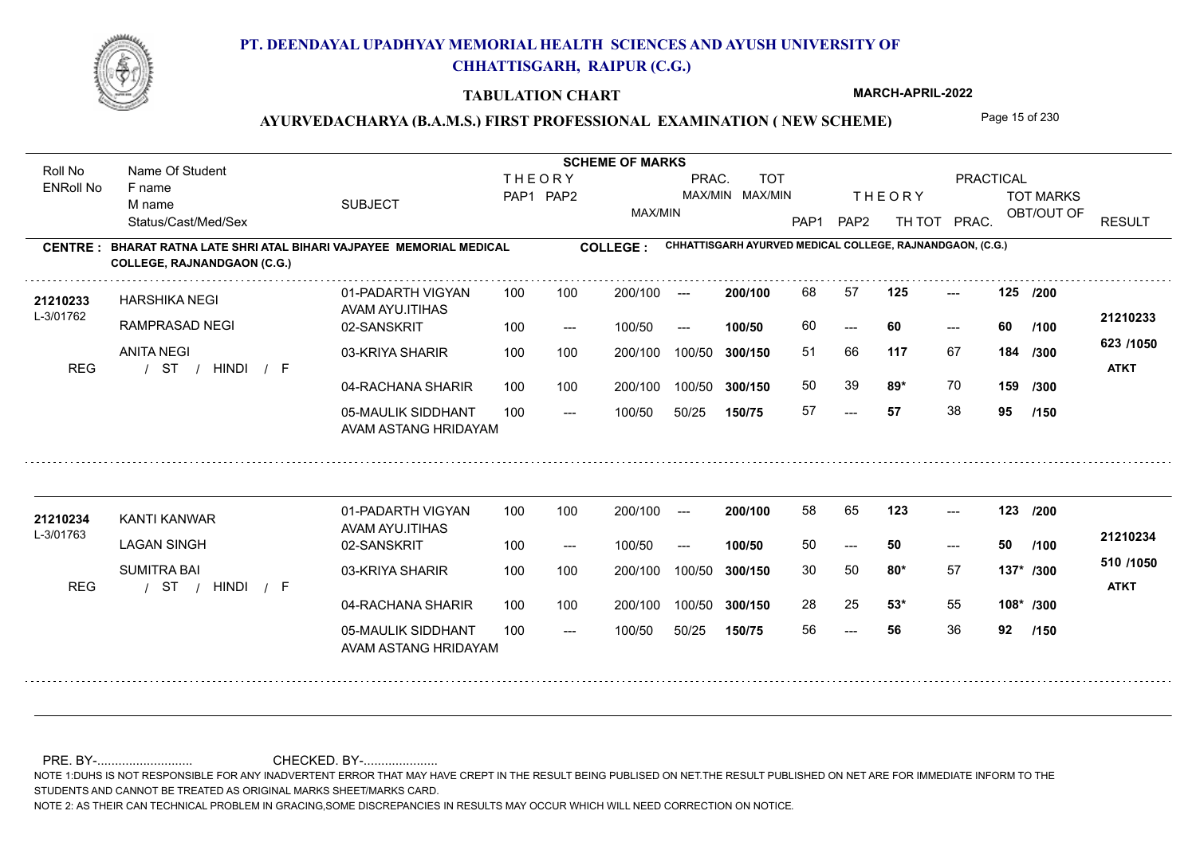# PT. DEENDAYAL UPADHYAY MEMORIAL HEALTH SCIENCES AND AYUSH UNIVERSITY OF CHHATTISGARH, RAIPUR (C.G.)

**TABULATION CHART** — **MARCH-APRIL-2022**

**AYURVEDACHARYA (B.A.M.S.) FIRST PROFESSIONAL EXAMINATION ( NEW SCHEME)**

**CENTRE : BHARAT RATNA LATE SHRI ATAL BIHARI VAJPAYEE MEMORIAL MEDICAL COLLEGE, RAJNANDGAON (C.G.)**

**COLLEGE : CHHATTISGARH AYURVED MEDICAL COLLEGE, RAJNANDGAON, (C.G.)**

| Roll No / ENRoll No | Name Of Student / F name / M name / Status/Cast/Med/Sex | SUBJECT | THEORY PAP1 | THEORY PAP2 | MAX/MIN | PRAC. MAX/MIN | TOT MAX/MIN | PAP1 | PAP2 | TH TOT | PRAC. | TOT MARKS OBT/OUT OF | RESULT |
|---|---|---|---|---|---|---|---|---|---|---|---|---|---|
| 21210233 / L-3/01762 | HARSHIKA NEGI | 01-PADARTH VIGYAN AVAM AYU.ITIHAS | 100 | 100 | 200/100 | --- | 200/100 | 68 | 57 | 125 | --- | 125 /200 | 21210233 |
| | RAMPRASAD NEGI | 02-SANSKRIT | 100 | --- | 100/50 | --- | 100/50 | 60 | --- | 60 | --- | 60 /100 | |
| | ANITA NEGI | 03-KRIYA SHARIR | 100 | 100 | 200/100 | 100/50 | 300/150 | 51 | 66 | 117 | 67 | 184 /300 | 623 /1050 |
| REG | / ST / HINDI / F | 04-RACHANA SHARIR | 100 | 100 | 200/100 | 100/50 | 300/150 | 50 | 39 | 89* | 70 | 159 /300 | ATKT |
| | | 05-MAULIK SIDDHANT AVAM ASTANG HRIDAYAM | 100 | --- | 100/50 | 50/25 | 150/75 | 57 | --- | 57 | 38 | 95 /150 | |
| 21210234 / L-3/01763 | KANTI KANWAR | 01-PADARTH VIGYAN AVAM AYU.ITIHAS | 100 | 100 | 200/100 | --- | 200/100 | 58 | 65 | 123 | --- | 123 /200 | 21210234 |
| | LAGAN SINGH | 02-SANSKRIT | 100 | --- | 100/50 | --- | 100/50 | 50 | --- | 50 | --- | 50 /100 | |
| | SUMITRA BAI | 03-KRIYA SHARIR | 100 | 100 | 200/100 | 100/50 | 300/150 | 30 | 50 | 80* | 57 | 137* /300 | 510 /1050 |
| REG | / ST / HINDI / F | 04-RACHANA SHARIR | 100 | 100 | 200/100 | 100/50 | 300/150 | 28 | 25 | 53* | 55 | 108* /300 | ATKT |
| | | 05-MAULIK SIDDHANT AVAM ASTANG HRIDAYAM | 100 | --- | 100/50 | 50/25 | 150/75 | 56 | --- | 56 | 36 | 92 /150 | |

PRE. BY-.......................... CHECKED. BY-.....................

NOTE 1:DUHS IS NOT RESPONSIBLE FOR ANY INADVERTENT ERROR THAT MAY HAVE CREPT IN THE RESULT BEING PUBLISED ON NET.THE RESULT PUBLISHED ON NET ARE FOR IMMEDIATE INFORM TO THE STUDENTS AND CANNOT BE TREATED AS ORIGINAL MARKS SHEET/MARKS CARD.

NOTE 2: AS THEIR CAN TECHNICAL PROBLEM IN GRACING,SOME DISCREPANCIES IN RESULTS MAY OCCUR WHICH WILL NEED CORRECTION ON NOTICE.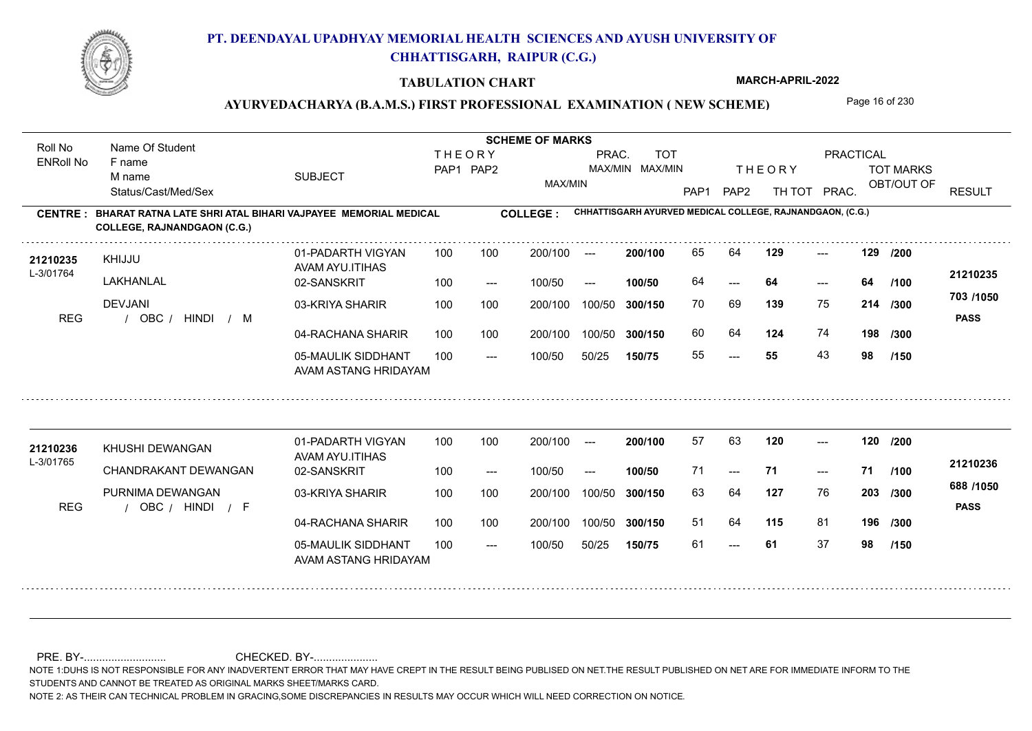# PT. DEENDAYAL UPADHYAY MEMORIAL HEALTH SCIENCES AND AYUSH UNIVERSITY OF CHHATTISGARH, RAIPUR (C.G.)

**TABULATION CHART**

**MARCH-APRIL-2022**

**AYURVEDACHARYA (B.A.M.S.) FIRST PROFESSIONAL EXAMINATION ( NEW SCHEME)**

**CENTRE : BHARAT RATNA LATE SHRI ATAL BIHARI VAJPAYEE MEMORIAL MEDICAL COLLEGE, RAJNANDGAON (C.G.)**

**COLLEGE : CHHATTISGARH AYURVED MEDICAL COLLEGE, RAJNANDGAON, (C.G.)**

| Roll No / ENRoll No | Name Of Student / F name / M name / Status/Cast/Med/Sex | SUBJECT | THEORY PAP1 | THEORY PAP2 | MAX/MIN | PRAC. MAX/MIN | TOT MAX/MIN | THEORY PAP1 | THEORY PAP2 | TH TOT | PRACTICAL PRAC. | TOT MARKS OBT/OUT OF | RESULT |
|---|---|---|---|---|---|---|---|---|---|---|---|---|---|
| 21210235 / L-3/01764 | KHIJJU / LAKHANLAL / DEVJANI / REG / OBC / HINDI / M | 01-PADARTH VIGYAN AVAM AYU.ITIHAS | 100 | 100 | 200/100 | --- | 200/100 | 65 | 64 | 129 | --- | 129 /200 | 21210235 |
| | | 02-SANSKRIT | 100 | --- | 100/50 | --- | 100/50 | 64 | --- | 64 | --- | 64 /100 | 703 /1050 |
| | | 03-KRIYA SHARIR | 100 | 100 | 200/100 | 100/50 | 300/150 | 70 | 69 | 139 | 75 | 214 /300 | PASS |
| | | 04-RACHANA SHARIR | 100 | 100 | 200/100 | 100/50 | 300/150 | 60 | 64 | 124 | 74 | 198 /300 | |
| | | 05-MAULIK SIDDHANT AVAM ASTANG HRIDAYAM | 100 | --- | 100/50 | 50/25 | 150/75 | 55 | --- | 55 | 43 | 98 /150 | |
| 21210236 / L-3/01765 | KHUSHI DEWANGAN / CHANDRAKANT DEWANGAN / PURNIMA DEWANGAN / REG / OBC / HINDI / F | 01-PADARTH VIGYAN AVAM AYU.ITIHAS | 100 | 100 | 200/100 | --- | 200/100 | 57 | 63 | 120 | --- | 120 /200 | 21210236 |
| | | 02-SANSKRIT | 100 | --- | 100/50 | --- | 100/50 | 71 | --- | 71 | --- | 71 /100 | 688 /1050 |
| | | 03-KRIYA SHARIR | 100 | 100 | 200/100 | 100/50 | 300/150 | 63 | 64 | 127 | 76 | 203 /300 | PASS |
| | | 04-RACHANA SHARIR | 100 | 100 | 200/100 | 100/50 | 300/150 | 51 | 64 | 115 | 81 | 196 /300 | |
| | | 05-MAULIK SIDDHANT AVAM ASTANG HRIDAYAM | 100 | --- | 100/50 | 50/25 | 150/75 | 61 | --- | 61 | 37 | 98 /150 | |

PRE. BY-.......................... CHECKED. BY-.....................

NOTE 1:DUHS IS NOT RESPONSIBLE FOR ANY INADVERTENT ERROR THAT MAY HAVE CREPT IN THE RESULT BEING PUBLISED ON NET.THE RESULT PUBLISHED ON NET ARE FOR IMMEDIATE INFORM TO THE STUDENTS AND CANNOT BE TREATED AS ORIGINAL MARKS SHEET/MARKS CARD.

NOTE 2: AS THEIR CAN TECHNICAL PROBLEM IN GRACING,SOME DISCREPANCIES IN RESULTS MAY OCCUR WHICH WILL NEED CORRECTION ON NOTICE.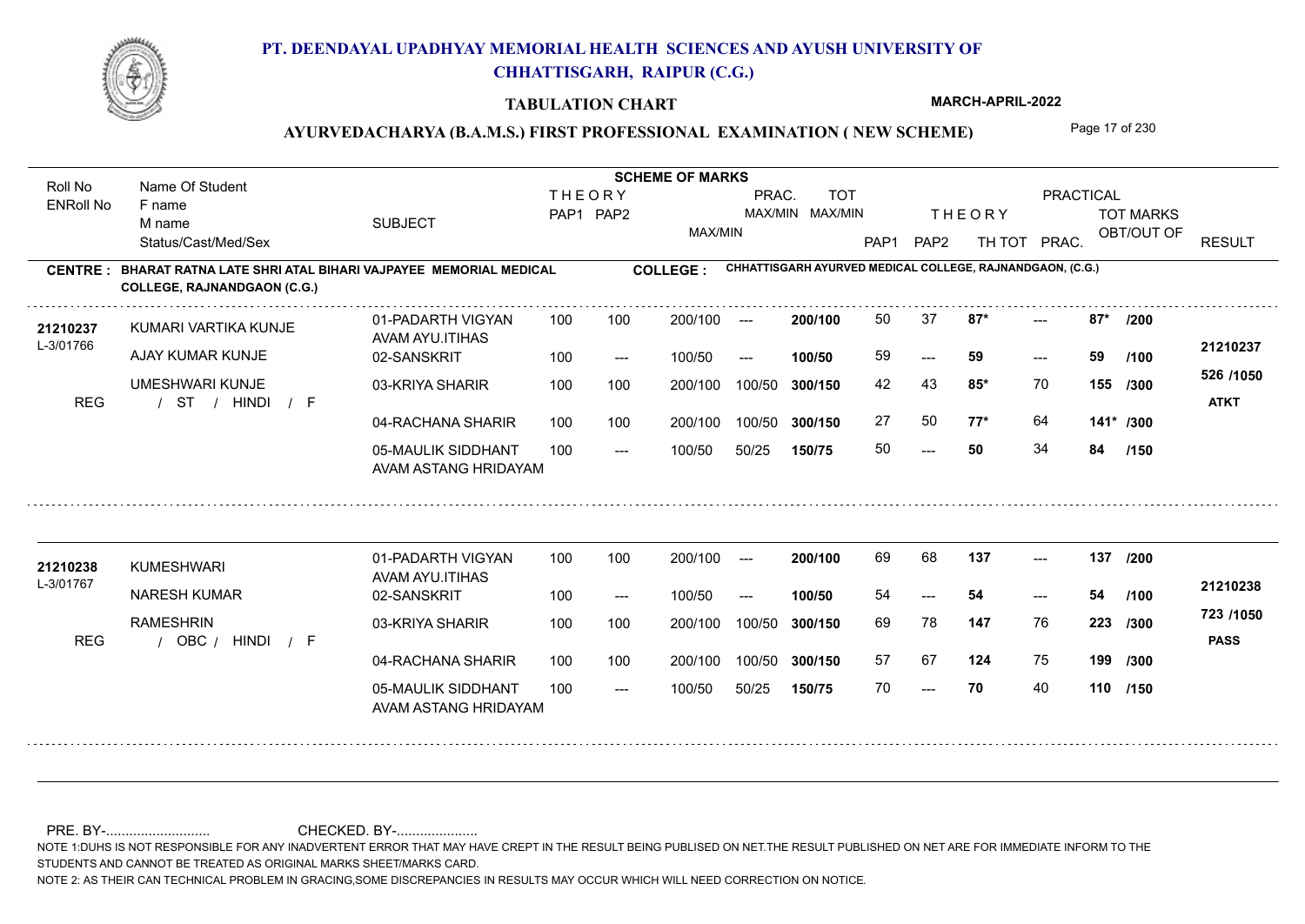# PT. DEENDAYAL UPADHYAY MEMORIAL HEALTH SCIENCES AND AYUSH UNIVERSITY OF CHHATTISGARH, RAIPUR (C.G.)

## TABULATION CHART

MARCH-APRIL-2022

### AYURVEDACHARYA (B.A.M.S.) FIRST PROFESSIONAL EXAMINATION ( NEW SCHEME)

**CENTRE : BHARAT RATNA LATE SHRI ATAL BIHARI VAJPAYEE MEMORIAL MEDICAL COLLEGE, RAJNANDGAON (C.G.)**

**COLLEGE : CHHATTISGARH AYURVED MEDICAL COLLEGE, RAJNANDGAON, (C.G.)**

| Roll No / ENRoll No | Name Of Student / F name / M name / Status/Cast/Med/Sex | SUBJECT | THEORY PAP1 | THEORY PAP2 | MAX/MIN | PRAC. MAX/MIN | TOT MAX/MIN | THEORY PAP1 | THEORY PAP2 | TH TOT | PRAC. | TOT MARKS OBT/OUT OF | RESULT |
|---|---|---|---|---|---|---|---|---|---|---|---|---|---|
| 21210237 / L-3/01766 | KUMARI VARTIKA KUNJE | 01-PADARTH VIGYAN AVAM AYU.ITIHAS | 100 | 100 | 200/100 | --- | 200/100 | 50 | 37 | 87* | --- | 87* /200 | 21210237 |
| | AJAY KUMAR KUNJE | 02-SANSKRIT | 100 | --- | 100/50 | --- | 100/50 | 59 | --- | 59 | --- | 59 /100 | |
| | UMESHWARI KUNJE | 03-KRIYA SHARIR | 100 | 100 | 200/100 | 100/50 | 300/150 | 42 | 43 | 85* | 70 | 155 /300 | 526 /1050 |
| REG | / ST / HINDI / F | 04-RACHANA SHARIR | 100 | 100 | 200/100 | 100/50 | 300/150 | 27 | 50 | 77* | 64 | 141* /300 | ATKT |
| | | 05-MAULIK SIDDHANT AVAM ASTANG HRIDAYAM | 100 | --- | 100/50 | 50/25 | 150/75 | 50 | --- | 50 | 34 | 84 /150 | |
| 21210238 / L-3/01767 | KUMESHWARI | 01-PADARTH VIGYAN AVAM AYU.ITIHAS | 100 | 100 | 200/100 | --- | 200/100 | 69 | 68 | 137 | --- | 137 /200 | 21210238 |
| | NARESH KUMAR | 02-SANSKRIT | 100 | --- | 100/50 | --- | 100/50 | 54 | --- | 54 | --- | 54 /100 | |
| | RAMESHRIN | 03-KRIYA SHARIR | 100 | 100 | 200/100 | 100/50 | 300/150 | 69 | 78 | 147 | 76 | 223 /300 | 723 /1050 |
| REG | / OBC / HINDI / F | 04-RACHANA SHARIR | 100 | 100 | 200/100 | 100/50 | 300/150 | 57 | 67 | 124 | 75 | 199 /300 | PASS |
| | | 05-MAULIK SIDDHANT AVAM ASTANG HRIDAYAM | 100 | --- | 100/50 | 50/25 | 150/75 | 70 | --- | 70 | 40 | 110 /150 | |

PRE. BY-.......................... CHECKED. BY-....................

NOTE 1:DUHS IS NOT RESPONSIBLE FOR ANY INADVERTENT ERROR THAT MAY HAVE CREPT IN THE RESULT BEING PUBLISED ON NET.THE RESULT PUBLISHED ON NET ARE FOR IMMEDIATE INFORM TO THE STUDENTS AND CANNOT BE TREATED AS ORIGINAL MARKS SHEET/MARKS CARD.

NOTE 2: AS THEIR CAN TECHNICAL PROBLEM IN GRACING,SOME DISCREPANCIES IN RESULTS MAY OCCUR WHICH WILL NEED CORRECTION ON NOTICE.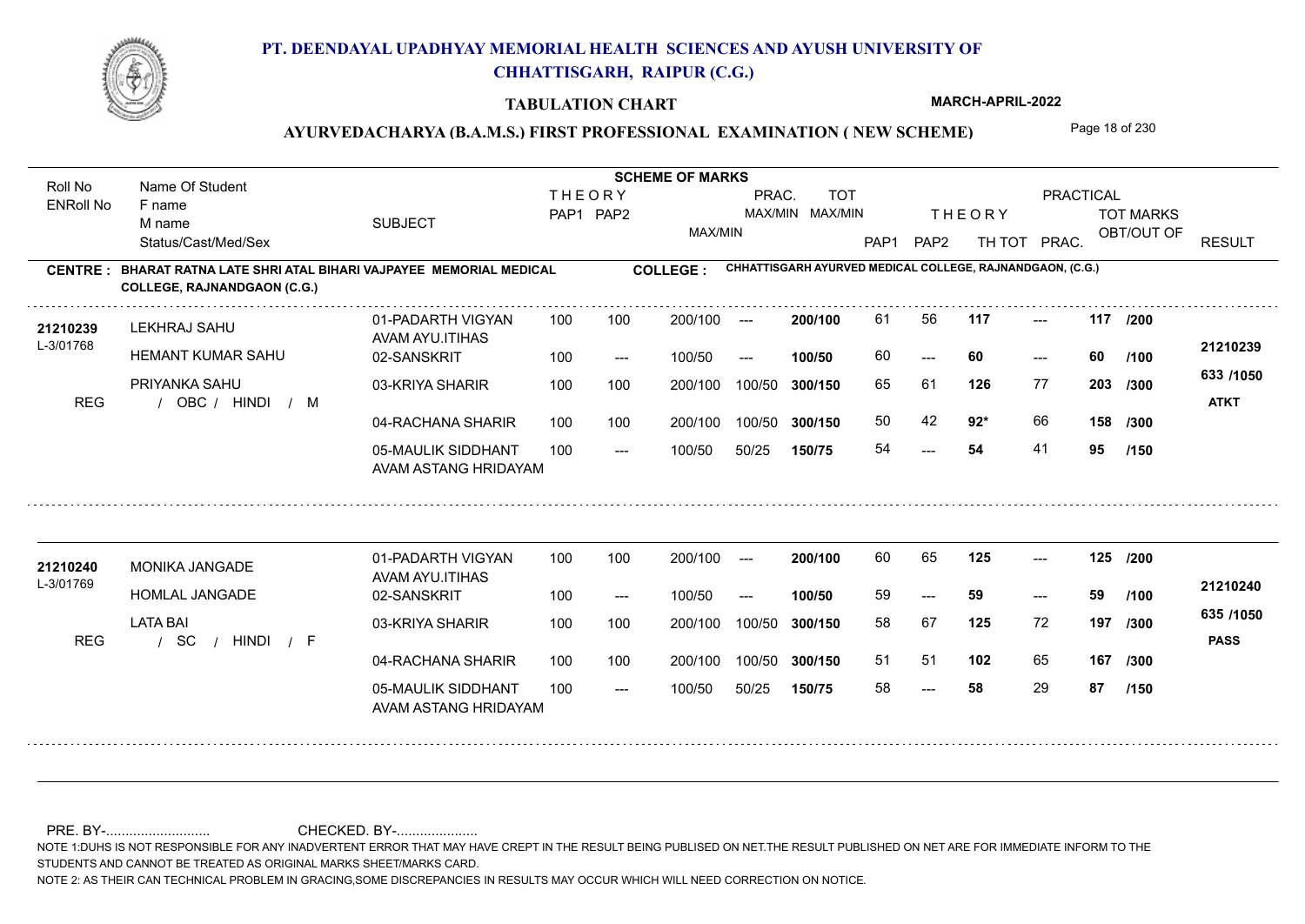# PT. DEENDAYAL UPADHYAY MEMORIAL HEALTH SCIENCES AND AYUSH UNIVERSITY OF CHHATTISGARH, RAIPUR (C.G.)

**TABULATION CHART** — MARCH-APRIL-2022

**AYURVEDACHARYA (B.A.M.S.) FIRST PROFESSIONAL EXAMINATION ( NEW SCHEME)**

**CENTRE : BHARAT RATNA LATE SHRI ATAL BIHARI VAJPAYEE MEMORIAL MEDICAL COLLEGE, RAJNANDGAON (C.G.)**

**COLLEGE : CHHATTISGARH AYURVED MEDICAL COLLEGE, RAJNANDGAON, (C.G.)**

| Roll No / ENRoll No | Name Of Student / F name / M name / Status/Cast/Med/Sex | SUBJECT | THEORY PAP1 | THEORY PAP2 | MAX/MIN | PRAC. MAX/MIN | TOT MAX/MIN | PAP1 | PAP2 | THEORY TH TOT | PRACTICAL PRAC. | TOT MARKS OBT/OUT OF | RESULT |
|---|---|---|---|---|---|---|---|---|---|---|---|---|---|
| 21210239 / L-3/01768 | LEKHRAJ SAHU | 01-PADARTH VIGYAN AVAM AYU.ITIHAS | 100 | 100 | 200/100 | --- | 200/100 | 61 | 56 | 117 | --- | 117 /200 | 21210239 |
| | HEMANT KUMAR SAHU | 02-SANSKRIT | 100 | --- | 100/50 | --- | 100/50 | 60 | --- | 60 | --- | 60 /100 | |
| | PRIYANKA SAHU | 03-KRIYA SHARIR | 100 | 100 | 200/100 | 100/50 | 300/150 | 65 | 61 | 126 | 77 | 203 /300 | 633 /1050 |
| REG | / OBC / HINDI / M | 04-RACHANA SHARIR | 100 | 100 | 200/100 | 100/50 | 300/150 | 50 | 42 | 92* | 66 | 158 /300 | ATKT |
| | | 05-MAULIK SIDDHANT AVAM ASTANG HRIDAYAM | 100 | --- | 100/50 | 50/25 | 150/75 | 54 | --- | 54 | 41 | 95 /150 | |
| 21210240 / L-3/01769 | MONIKA JANGADE | 01-PADARTH VIGYAN AVAM AYU.ITIHAS | 100 | 100 | 200/100 | --- | 200/100 | 60 | 65 | 125 | --- | 125 /200 | 21210240 |
| | HOMLAL JANGADE | 02-SANSKRIT | 100 | --- | 100/50 | --- | 100/50 | 59 | --- | 59 | --- | 59 /100 | |
| | LATA BAI | 03-KRIYA SHARIR | 100 | 100 | 200/100 | 100/50 | 300/150 | 58 | 67 | 125 | 72 | 197 /300 | 635 /1050 |
| REG | / SC / HINDI / F | 04-RACHANA SHARIR | 100 | 100 | 200/100 | 100/50 | 300/150 | 51 | 51 | 102 | 65 | 167 /300 | PASS |
| | | 05-MAULIK SIDDHANT AVAM ASTANG HRIDAYAM | 100 | --- | 100/50 | 50/25 | 150/75 | 58 | --- | 58 | 29 | 87 /150 | |

PRE. BY-.......................... CHECKED. BY-.....................

NOTE 1:DUHS IS NOT RESPONSIBLE FOR ANY INADVERTENT ERROR THAT MAY HAVE CREPT IN THE RESULT BEING PUBLISED ON NET.THE RESULT PUBLISHED ON NET ARE FOR IMMEDIATE INFORM TO THE STUDENTS AND CANNOT BE TREATED AS ORIGINAL MARKS SHEET/MARKS CARD.

NOTE 2: AS THEIR CAN TECHNICAL PROBLEM IN GRACING,SOME DISCREPANCIES IN RESULTS MAY OCCUR WHICH WILL NEED CORRECTION ON NOTICE.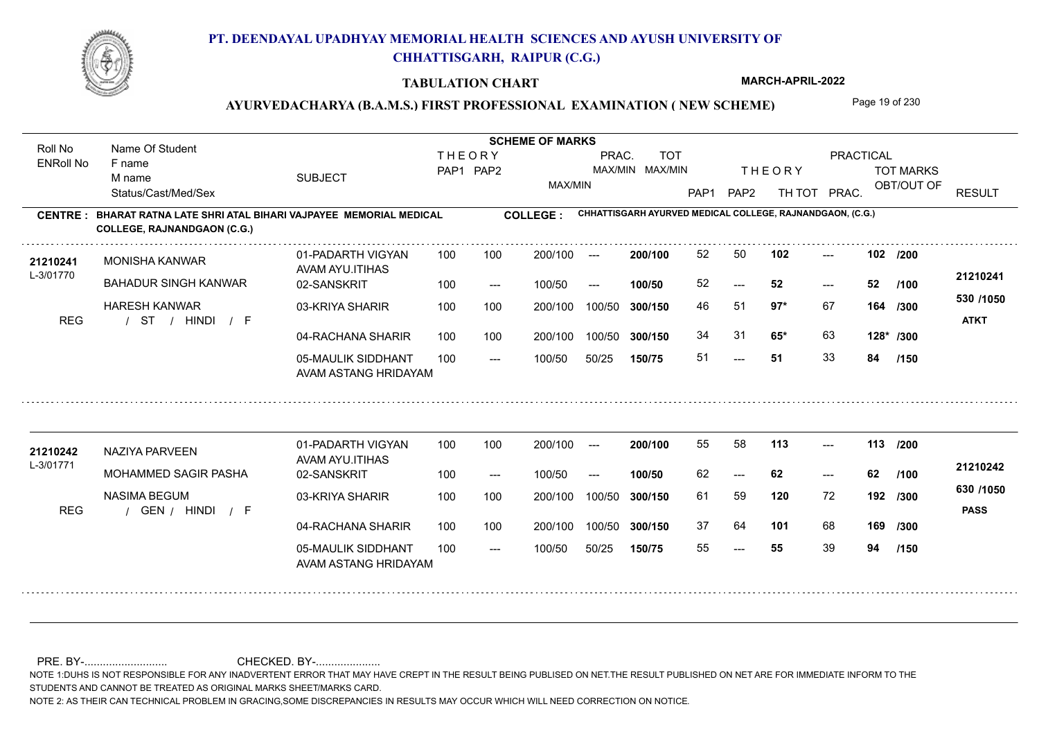# PT. DEENDAYAL UPADHYAY MEMORIAL HEALTH SCIENCES AND AYUSH UNIVERSITY OF CHHATTISGARH, RAIPUR (C.G.)

**TABULATION CHART** — **MARCH-APRIL-2022**

**AYURVEDACHARYA (B.A.M.S.) FIRST PROFESSIONAL EXAMINATION ( NEW SCHEME)**

**CENTRE : BHARAT RATNA LATE SHRI ATAL BIHARI VAJPAYEE MEMORIAL MEDICAL COLLEGE, RAJNANDGAON (C.G.)**

**COLLEGE : CHHATTISGARH AYURVED MEDICAL COLLEGE, RAJNANDGAON, (C.G.)**

| Roll No / ENRoll No | Name Of Student / F name / M name / Status/Cast/Med/Sex | SUBJECT | THEORY PAP1 | THEORY PAP2 | MAX/MIN | PRAC. MAX/MIN | TOT MAX/MIN | PAP1 | PAP2 | THEORY TH TOT | PRACTICAL PRAC. | TOT MARKS OBT/OUT OF | RESULT |
|---|---|---|---|---|---|---|---|---|---|---|---|---|---|
| 21210241 / L-3/01770 | MONISHA KANWAR | 01-PADARTH VIGYAN AVAM AYU.ITIHAS | 100 | 100 | 200/100 | --- | 200/100 | 52 | 50 | 102 | --- | 102 /200 | 21210241 |
| | BAHADUR SINGH KANWAR | 02-SANSKRIT | 100 | --- | 100/50 | --- | 100/50 | 52 | --- | 52 | --- | 52 /100 | 530 /1050 |
| REG | HARESH KANWAR / ST / HINDI / F | 03-KRIYA SHARIR | 100 | 100 | 200/100 | 100/50 | 300/150 | 46 | 51 | 97* | 67 | 164 /300 | ATKT |
| | | 04-RACHANA SHARIR | 100 | 100 | 200/100 | 100/50 | 300/150 | 34 | 31 | 65* | 63 | 128* /300 | |
| | | 05-MAULIK SIDDHANT AVAM ASTANG HRIDAYAM | 100 | --- | 100/50 | 50/25 | 150/75 | 51 | --- | 51 | 33 | 84 /150 | |
| 21210242 / L-3/01771 | NAZIYA PARVEEN | 01-PADARTH VIGYAN AVAM AYU.ITIHAS | 100 | 100 | 200/100 | --- | 200/100 | 55 | 58 | 113 | --- | 113 /200 | 21210242 |
| | MOHAMMED SAGIR PASHA | 02-SANSKRIT | 100 | --- | 100/50 | --- | 100/50 | 62 | --- | 62 | --- | 62 /100 | 630 /1050 |
| REG | NASIMA BEGUM / GEN / HINDI / F | 03-KRIYA SHARIR | 100 | 100 | 200/100 | 100/50 | 300/150 | 61 | 59 | 120 | 72 | 192 /300 | PASS |
| | | 04-RACHANA SHARIR | 100 | 100 | 200/100 | 100/50 | 300/150 | 37 | 64 | 101 | 68 | 169 /300 | |
| | | 05-MAULIK SIDDHANT AVAM ASTANG HRIDAYAM | 100 | --- | 100/50 | 50/25 | 150/75 | 55 | --- | 55 | 39 | 94 /150 | |

PRE. BY-........................... CHECKED. BY-.....................

NOTE 1:DUHS IS NOT RESPONSIBLE FOR ANY INADVERTENT ERROR THAT MAY HAVE CREPT IN THE RESULT BEING PUBLISED ON NET.THE RESULT PUBLISHED ON NET ARE FOR IMMEDIATE INFORM TO THE STUDENTS AND CANNOT BE TREATED AS ORIGINAL MARKS SHEET/MARKS CARD.

NOTE 2: AS THEIR CAN TECHNICAL PROBLEM IN GRACING,SOME DISCREPANCIES IN RESULTS MAY OCCUR WHICH WILL NEED CORRECTION ON NOTICE.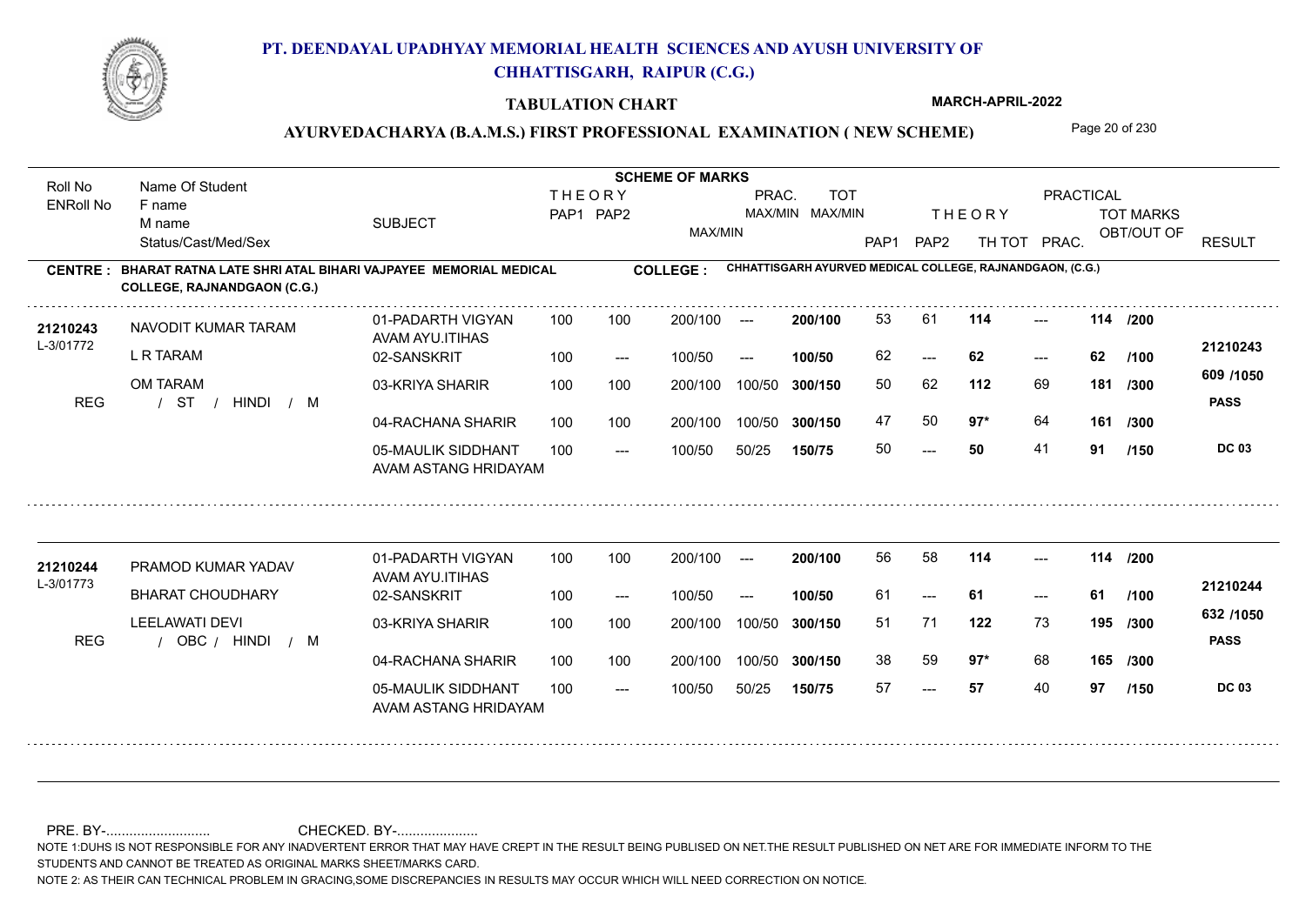# PT. DEENDAYAL UPADHYAY MEMORIAL HEALTH SCIENCES AND AYUSH UNIVERSITY OF CHHATTISGARH, RAIPUR (C.G.)

## TABULATION CHART

MARCH-APRIL-2022

### AYURVEDACHARYA (B.A.M.S.) FIRST PROFESSIONAL EXAMINATION ( NEW SCHEME)

**CENTRE : BHARAT RATNA LATE SHRI ATAL BIHARI VAJPAYEE MEMORIAL MEDICAL COLLEGE, RAJNANDGAON (C.G.)**

**COLLEGE : CHHATTISGARH AYURVED MEDICAL COLLEGE, RAJNANDGAON, (C.G.)**

| Roll No / ENRoll No | Name Of Student / F name / M name / Status/Cast/Med/Sex | SUBJECT | THEORY PAP1 | THEORY PAP2 | MAX/MIN | PRAC. MAX/MIN | TOT MAX/MIN | PAP1 | PAP2 | THEORY TH TOT | PRACTICAL PRAC. | TOT MARKS OBT/OUT OF | RESULT |
|---|---|---|---|---|---|---|---|---|---|---|---|---|---|
| 21210243 | NAVODIT KUMAR TARAM | 01-PADARTH VIGYAN AVAM AYU.ITIHAS | 100 | 100 | 200/100 | --- | 200/100 | 53 | 61 | 114 | --- | 114 /200 | 21210243 |
| L-3/01772 | L R TARAM | 02-SANSKRIT | 100 | --- | 100/50 | --- | 100/50 | 62 | --- | 62 | --- | 62 /100 | 609 /1050 |
| | OM TARAM | 03-KRIYA SHARIR | 100 | 100 | 200/100 | 100/50 | 300/150 | 50 | 62 | 112 | 69 | 181 /300 | PASS |
| REG | / ST / HINDI / M | 04-RACHANA SHARIR | 100 | 100 | 200/100 | 100/50 | 300/150 | 47 | 50 | 97* | 64 | 161 /300 | |
| | | 05-MAULIK SIDDHANT AVAM ASTANG HRIDAYAM | 100 | --- | 100/50 | 50/25 | 150/75 | 50 | --- | 50 | 41 | 91 /150 | DC 03 |
| 21210244 | PRAMOD KUMAR YADAV | 01-PADARTH VIGYAN AVAM AYU.ITIHAS | 100 | 100 | 200/100 | --- | 200/100 | 56 | 58 | 114 | --- | 114 /200 | 21210244 |
| L-3/01773 | BHARAT CHOUDHARY | 02-SANSKRIT | 100 | --- | 100/50 | --- | 100/50 | 61 | --- | 61 | --- | 61 /100 | 632 /1050 |
| | LEELAWATI DEVI | 03-KRIYA SHARIR | 100 | 100 | 200/100 | 100/50 | 300/150 | 51 | 71 | 122 | 73 | 195 /300 | PASS |
| REG | / OBC / HINDI / M | 04-RACHANA SHARIR | 100 | 100 | 200/100 | 100/50 | 300/150 | 38 | 59 | 97* | 68 | 165 /300 | |
| | | 05-MAULIK SIDDHANT AVAM ASTANG HRIDAYAM | 100 | --- | 100/50 | 50/25 | 150/75 | 57 | --- | 57 | 40 | 97 /150 | DC 03 |

PRE. BY-.......................... CHECKED. BY-....................

NOTE 1:DUHS IS NOT RESPONSIBLE FOR ANY INADVERTENT ERROR THAT MAY HAVE CREPT IN THE RESULT BEING PUBLISED ON NET.THE RESULT PUBLISHED ON NET ARE FOR IMMEDIATE INFORM TO THE STUDENTS AND CANNOT BE TREATED AS ORIGINAL MARKS SHEET/MARKS CARD.

NOTE 2: AS THEIR CAN TECHNICAL PROBLEM IN GRACING,SOME DISCREPANCIES IN RESULTS MAY OCCUR WHICH WILL NEED CORRECTION ON NOTICE.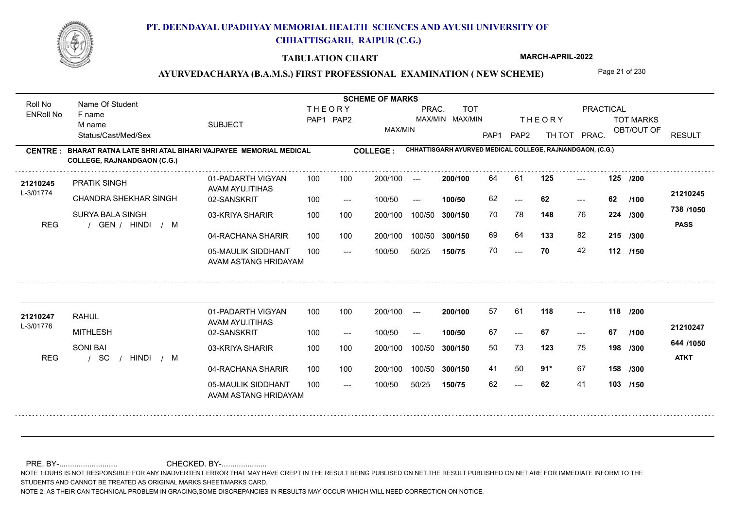# PT. DEENDAYAL UPADHYAY MEMORIAL HEALTH SCIENCES AND AYUSH UNIVERSITY OF CHHATTISGARH, RAIPUR (C.G.)

## TABULATION CHART

**MARCH-APRIL-2022**

### AYURVEDACHARYA (B.A.M.S.) FIRST PROFESSIONAL EXAMINATION ( NEW SCHEME)

**CENTRE : BHARAT RATNA LATE SHRI ATAL BIHARI VAJPAYEE MEMORIAL MEDICAL COLLEGE, RAJNANDGAON (C.G.)**

**COLLEGE : CHHATTISGARH AYURVED MEDICAL COLLEGE, RAJNANDGAON, (C.G.)**

| Roll No / ENRoll No | Name Of Student / F name / M name / Status/Cast/Med/Sex | SUBJECT | THEORY PAP1 | THEORY PAP2 | MAX/MIN | PRAC. MAX/MIN | TOT MAX/MIN | THEORY PAP1 | THEORY PAP2 | TH TOT | PRAC. | TOT MARKS OBT/OUT OF | RESULT |
|---|---|---|---|---|---|---|---|---|---|---|---|---|---|
| 21210245 / L-3/01774 | PRATIK SINGH | 01-PADARTH VIGYAN AVAM AYU.ITIHAS | 100 | 100 | 200/100 | --- | 200/100 | 64 | 61 | 125 | --- | 125 /200 | 21210245 |
| | CHANDRA SHEKHAR SINGH | 02-SANSKRIT | 100 | --- | 100/50 | --- | 100/50 | 62 | --- | 62 | --- | 62 /100 | |
| | SURYA BALA SINGH | 03-KRIYA SHARIR | 100 | 100 | 200/100 | 100/50 | 300/150 | 70 | 78 | 148 | 76 | 224 /300 | 738 /1050 |
| REG | / GEN / HINDI / M | 04-RACHANA SHARIR | 100 | 100 | 200/100 | 100/50 | 300/150 | 69 | 64 | 133 | 82 | 215 /300 | PASS |
| | | 05-MAULIK SIDDHANT AVAM ASTANG HRIDAYAM | 100 | --- | 100/50 | 50/25 | 150/75 | 70 | --- | 70 | 42 | 112 /150 | |
| 21210247 / L-3/01776 | RAHUL | 01-PADARTH VIGYAN AVAM AYU.ITIHAS | 100 | 100 | 200/100 | --- | 200/100 | 57 | 61 | 118 | --- | 118 /200 | 21210247 |
| | MITHLESH | 02-SANSKRIT | 100 | --- | 100/50 | --- | 100/50 | 67 | --- | 67 | --- | 67 /100 | |
| | SONI BAI | 03-KRIYA SHARIR | 100 | 100 | 200/100 | 100/50 | 300/150 | 50 | 73 | 123 | 75 | 198 /300 | 644 /1050 |
| REG | / SC / HINDI / M | 04-RACHANA SHARIR | 100 | 100 | 200/100 | 100/50 | 300/150 | 41 | 50 | 91* | 67 | 158 /300 | ATKT |
| | | 05-MAULIK SIDDHANT AVAM ASTANG HRIDAYAM | 100 | --- | 100/50 | 50/25 | 150/75 | 62 | --- | 62 | 41 | 103 /150 | |

PRE. BY-.......................... CHECKED. BY-.....................

NOTE 1:DUHS IS NOT RESPONSIBLE FOR ANY INADVERTENT ERROR THAT MAY HAVE CREPT IN THE RESULT BEING PUBLISED ON NET.THE RESULT PUBLISHED ON NET ARE FOR IMMEDIATE INFORM TO THE STUDENTS AND CANNOT BE TREATED AS ORIGINAL MARKS SHEET/MARKS CARD.

NOTE 2: AS THEIR CAN TECHNICAL PROBLEM IN GRACING,SOME DISCREPANCIES IN RESULTS MAY OCCUR WHICH WILL NEED CORRECTION ON NOTICE.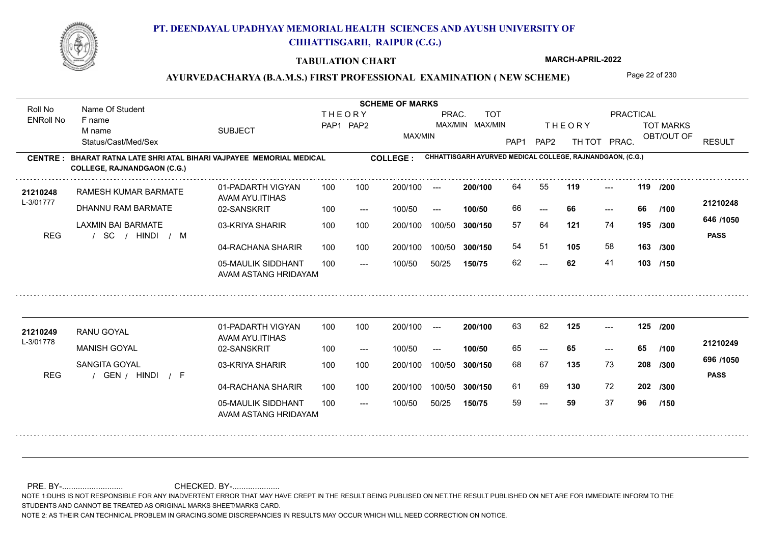# PT. DEENDAYAL UPADHYAY MEMORIAL HEALTH SCIENCES AND AYUSH UNIVERSITY OF CHHATTISGARH, RAIPUR (C.G.)

**TABULATION CHART**

**MARCH-APRIL-2022**

**AYURVEDACHARYA (B.A.M.S.) FIRST PROFESSIONAL EXAMINATION ( NEW SCHEME)**

**CENTRE : BHARAT RATNA LATE SHRI ATAL BIHARI VAJPAYEE MEMORIAL MEDICAL COLLEGE, RAJNANDGAON (C.G.)**

**COLLEGE : CHHATTISGARH AYURVED MEDICAL COLLEGE, RAJNANDGAON, (C.G.)**

| Roll No / ENRoll No | Name Of Student / F name / M name / Status/Cast/Med/Sex | SUBJECT | THEORY PAP1 | THEORY PAP2 | MAX/MIN | PRAC. MAX/MIN | TOT MAX/MIN | THEORY PAP1 | THEORY PAP2 | TH TOT | PRACTICAL PRAC. | TOT MARKS OBT/OUT OF | RESULT |
|---|---|---|---|---|---|---|---|---|---|---|---|---|---|
| 21210248 | RAMESH KUMAR BARMATE | 01-PADARTH VIGYAN AVAM AYU.ITIHAS | 100 | 100 | 200/100 | --- | 200/100 | 64 | 55 | 119 | --- | 119 /200 | 21210248 |
| L-3/01777 | DHANNU RAM BARMATE | 02-SANSKRIT | 100 | --- | 100/50 | --- | 100/50 | 66 | --- | 66 | --- | 66 /100 | 646 /1050 |
| REG | LAXMIN BAI BARMATE / SC / HINDI / M | 03-KRIYA SHARIR | 100 | 100 | 200/100 | 100/50 | 300/150 | 57 | 64 | 121 | 74 | 195 /300 | PASS |
| | | 04-RACHANA SHARIR | 100 | 100 | 200/100 | 100/50 | 300/150 | 54 | 51 | 105 | 58 | 163 /300 | |
| | | 05-MAULIK SIDDHANT AVAM ASTANG HRIDAYAM | 100 | --- | 100/50 | 50/25 | 150/75 | 62 | --- | 62 | 41 | 103 /150 | |
| 21210249 | RANU GOYAL | 01-PADARTH VIGYAN AVAM AYU.ITIHAS | 100 | 100 | 200/100 | --- | 200/100 | 63 | 62 | 125 | --- | 125 /200 | 21210249 |
| L-3/01778 | MANISH GOYAL | 02-SANSKRIT | 100 | --- | 100/50 | --- | 100/50 | 65 | --- | 65 | --- | 65 /100 | 696 /1050 |
| REG | SANGITA GOYAL / GEN / HINDI / F | 03-KRIYA SHARIR | 100 | 100 | 200/100 | 100/50 | 300/150 | 68 | 67 | 135 | 73 | 208 /300 | PASS |
| | | 04-RACHANA SHARIR | 100 | 100 | 200/100 | 100/50 | 300/150 | 61 | 69 | 130 | 72 | 202 /300 | |
| | | 05-MAULIK SIDDHANT AVAM ASTANG HRIDAYAM | 100 | --- | 100/50 | 50/25 | 150/75 | 59 | --- | 59 | 37 | 96 /150 | |

PRE. BY-.......................... CHECKED. BY-.....................

NOTE 1:DUHS IS NOT RESPONSIBLE FOR ANY INADVERTENT ERROR THAT MAY HAVE CREPT IN THE RESULT BEING PUBLISED ON NET.THE RESULT PUBLISHED ON NET ARE FOR IMMEDIATE INFORM TO THE STUDENTS AND CANNOT BE TREATED AS ORIGINAL MARKS SHEET/MARKS CARD.

NOTE 2: AS THEIR CAN TECHNICAL PROBLEM IN GRACING,SOME DISCREPANCIES IN RESULTS MAY OCCUR WHICH WILL NEED CORRECTION ON NOTICE.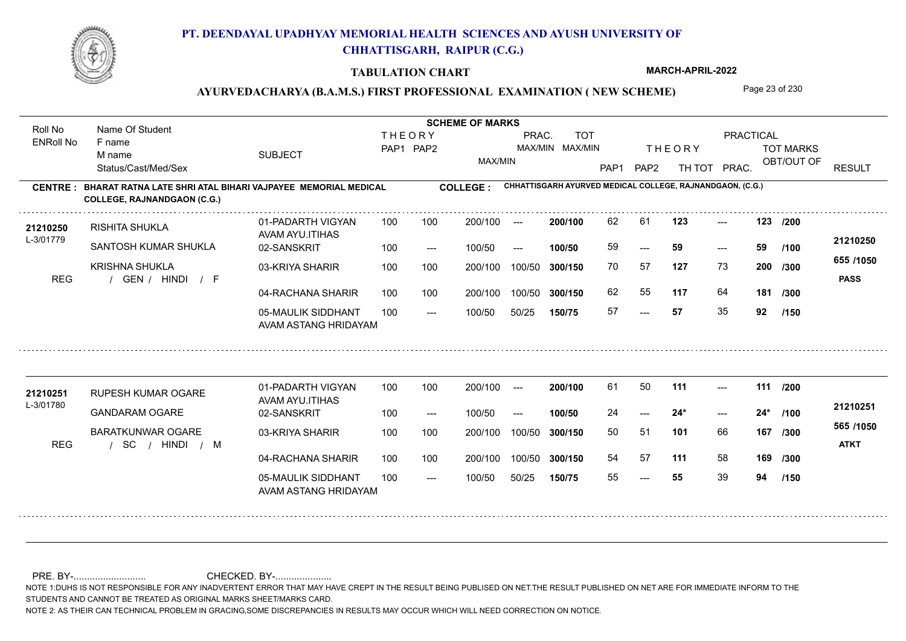# PT. DEENDAYAL UPADHYAY MEMORIAL HEALTH SCIENCES AND AYUSH UNIVERSITY OF CHHATTISGARH, RAIPUR (C.G.)

**TABULATION CHART** — **MARCH-APRIL-2022**

## AYURVEDACHARYA (B.A.M.S.) FIRST PROFESSIONAL EXAMINATION ( NEW SCHEME)

**CENTRE : BHARAT RATNA LATE SHRI ATAL BIHARI VAJPAYEE MEMORIAL MEDICAL COLLEGE, RAJNANDGAON (C.G.)**

**COLLEGE : CHHATTISGARH AYURVED MEDICAL COLLEGE, RAJNANDGAON, (C.G.)**

| Roll No / ENRoll No | Name Of Student / F name / M name / Status/Cast/Med/Sex | SUBJECT | THEORY PAP1 | THEORY PAP2 | MAX/MIN | PRAC. MAX/MIN | TOT MAX/MIN | THEORY PAP1 | THEORY PAP2 | TH TOT | PRAC. | TOT MARKS OBT/OUT OF | RESULT |
|---|---|---|---|---|---|---|---|---|---|---|---|---|---|
| 21210250 | RISHITA SHUKLA | 01-PADARTH VIGYAN AVAM AYU.ITIHAS | 100 | 100 | 200/100 | --- | 200/100 | 62 | 61 | 123 | --- | 123 /200 | 21210250 |
| L-3/01779 | SANTOSH KUMAR SHUKLA | 02-SANSKRIT | 100 | --- | 100/50 | --- | 100/50 | 59 | --- | 59 | --- | 59 /100 | |
| | KRISHNA SHUKLA | 03-KRIYA SHARIR | 100 | 100 | 200/100 | 100/50 | 300/150 | 70 | 57 | 127 | 73 | 200 /300 | 655 /1050 |
| REG | / GEN / HINDI / F | 04-RACHANA SHARIR | 100 | 100 | 200/100 | 100/50 | 300/150 | 62 | 55 | 117 | 64 | 181 /300 | PASS |
| | | 05-MAULIK SIDDHANT AVAM ASTANG HRIDAYAM | 100 | --- | 100/50 | 50/25 | 150/75 | 57 | --- | 57 | 35 | 92 /150 | |
| 21210251 | RUPESH KUMAR OGARE | 01-PADARTH VIGYAN AVAM AYU.ITIHAS | 100 | 100 | 200/100 | --- | 200/100 | 61 | 50 | 111 | --- | 111 /200 | 21210251 |
| L-3/01780 | GANDARAM OGARE | 02-SANSKRIT | 100 | --- | 100/50 | --- | 100/50 | 24 | --- | 24* | --- | 24* /100 | |
| | BARATKUNWAR OGARE | 03-KRIYA SHARIR | 100 | 100 | 200/100 | 100/50 | 300/150 | 50 | 51 | 101 | 66 | 167 /300 | 565 /1050 |
| REG | / SC / HINDI / M | 04-RACHANA SHARIR | 100 | 100 | 200/100 | 100/50 | 300/150 | 54 | 57 | 111 | 58 | 169 /300 | ATKT |
| | | 05-MAULIK SIDDHANT AVAM ASTANG HRIDAYAM | 100 | --- | 100/50 | 50/25 | 150/75 | 55 | --- | 55 | 39 | 94 /150 | |

PRE. BY-.......................... CHECKED. BY-.....................

NOTE 1:DUHS IS NOT RESPONSIBLE FOR ANY INADVERTENT ERROR THAT MAY HAVE CREPT IN THE RESULT BEING PUBLISED ON NET.THE RESULT PUBLISHED ON NET ARE FOR IMMEDIATE INFORM TO THE STUDENTS AND CANNOT BE TREATED AS ORIGINAL MARKS SHEET/MARKS CARD.

NOTE 2: AS THEIR CAN TECHNICAL PROBLEM IN GRACING,SOME DISCREPANCIES IN RESULTS MAY OCCUR WHICH WILL NEED CORRECTION ON NOTICE.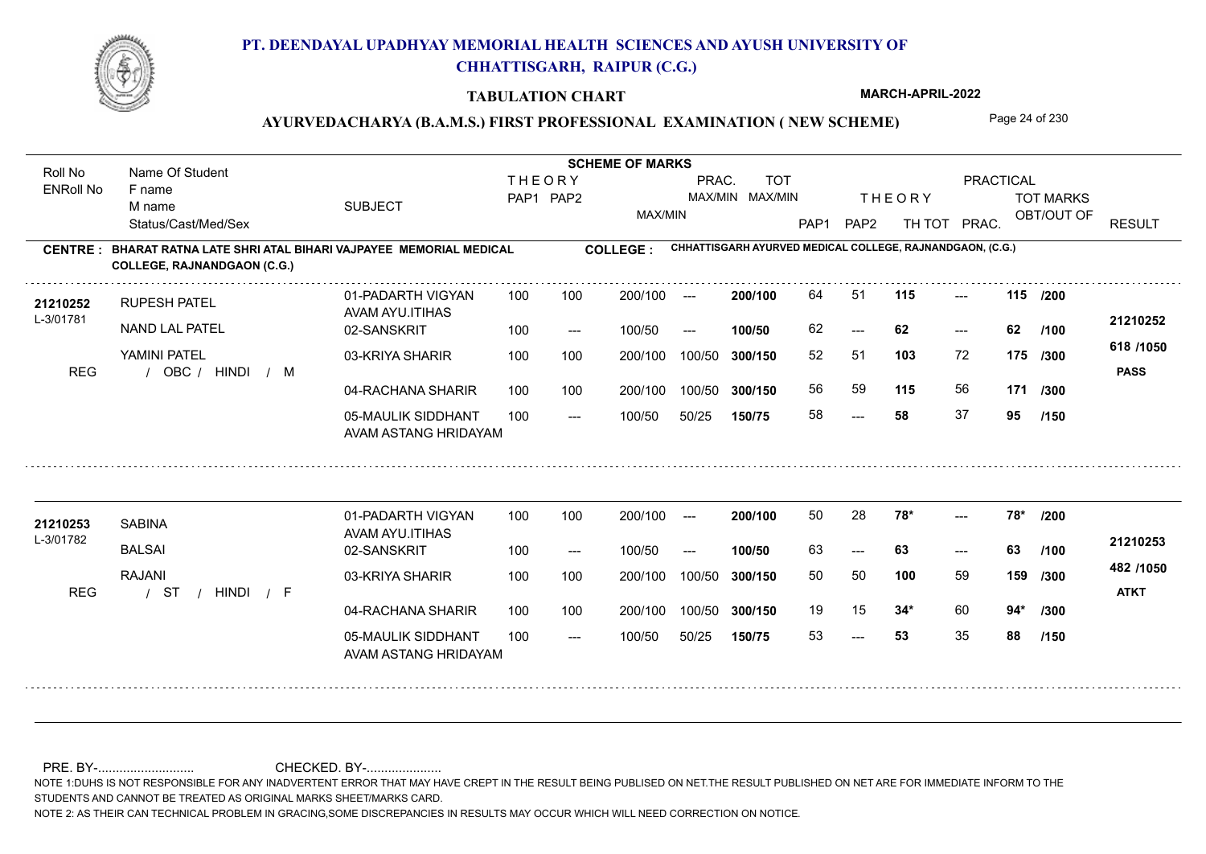# PT. DEENDAYAL UPADHYAY MEMORIAL HEALTH SCIENCES AND AYUSH UNIVERSITY OF CHHATTISGARH, RAIPUR (C.G.)

**TABULATION CHART**

**MARCH-APRIL-2022**

**AYURVEDACHARYA (B.A.M.S.) FIRST PROFESSIONAL EXAMINATION ( NEW SCHEME)**

**CENTRE : BHARAT RATNA LATE SHRI ATAL BIHARI VAJPAYEE MEMORIAL MEDICAL COLLEGE, RAJNANDGAON (C.G.)**

**COLLEGE : CHHATTISGARH AYURVED MEDICAL COLLEGE, RAJNANDGAON, (C.G.)**

| Roll No / ENRoll No | Name Of Student / F name / M name / Status/Cast/Med/Sex | SUBJECT | THEORY PAP1 | THEORY PAP2 | MAX/MIN | PRAC. MAX/MIN | TOT MAX/MIN | THEORY PAP1 | THEORY PAP2 | TH TOT | PRACTICAL PRAC. | TOT MARKS OBT/OUT OF | RESULT |
|---|---|---|---|---|---|---|---|---|---|---|---|---|---|
| 21210252 / L-3/01781 | RUPESH PATEL | 01-PADARTH VIGYAN AVAM AYU.ITIHAS | 100 | 100 | 200/100 | --- | 200/100 | 64 | 51 | 115 | --- | 115 /200 | 21210252 |
| | NAND LAL PATEL | 02-SANSKRIT | 100 | --- | 100/50 | --- | 100/50 | 62 | --- | 62 | --- | 62 /100 | 618 /1050 |
| | YAMINI PATEL | 03-KRIYA SHARIR | 100 | 100 | 200/100 | 100/50 | 300/150 | 52 | 51 | 103 | 72 | 175 /300 | PASS |
| REG | / OBC / HINDI / M | 04-RACHANA SHARIR | 100 | 100 | 200/100 | 100/50 | 300/150 | 56 | 59 | 115 | 56 | 171 /300 | |
| | | 05-MAULIK SIDDHANT AVAM ASTANG HRIDAYAM | 100 | --- | 100/50 | 50/25 | 150/75 | 58 | --- | 58 | 37 | 95 /150 | |
| 21210253 / L-3/01782 | SABINA | 01-PADARTH VIGYAN AVAM AYU.ITIHAS | 100 | 100 | 200/100 | --- | 200/100 | 50 | 28 | 78* | --- | 78* /200 | 21210253 |
| | BALSAI | 02-SANSKRIT | 100 | --- | 100/50 | --- | 100/50 | 63 | --- | 63 | --- | 63 /100 | 482 /1050 |
| | RAJANI | 03-KRIYA SHARIR | 100 | 100 | 200/100 | 100/50 | 300/150 | 50 | 50 | 100 | 59 | 159 /300 | ATKT |
| REG | / ST / HINDI / F | 04-RACHANA SHARIR | 100 | 100 | 200/100 | 100/50 | 300/150 | 19 | 15 | 34* | 60 | 94* /300 | |
| | | 05-MAULIK SIDDHANT AVAM ASTANG HRIDAYAM | 100 | --- | 100/50 | 50/25 | 150/75 | 53 | --- | 53 | 35 | 88 /150 | |

PRE. BY-........................... CHECKED. BY-.....................

NOTE 1:DUHS IS NOT RESPONSIBLE FOR ANY INADVERTENT ERROR THAT MAY HAVE CREPT IN THE RESULT BEING PUBLISED ON NET.THE RESULT PUBLISHED ON NET ARE FOR IMMEDIATE INFORM TO THE STUDENTS AND CANNOT BE TREATED AS ORIGINAL MARKS SHEET/MARKS CARD.

NOTE 2: AS THEIR CAN TECHNICAL PROBLEM IN GRACING,SOME DISCREPANCIES IN RESULTS MAY OCCUR WHICH WILL NEED CORRECTION ON NOTICE.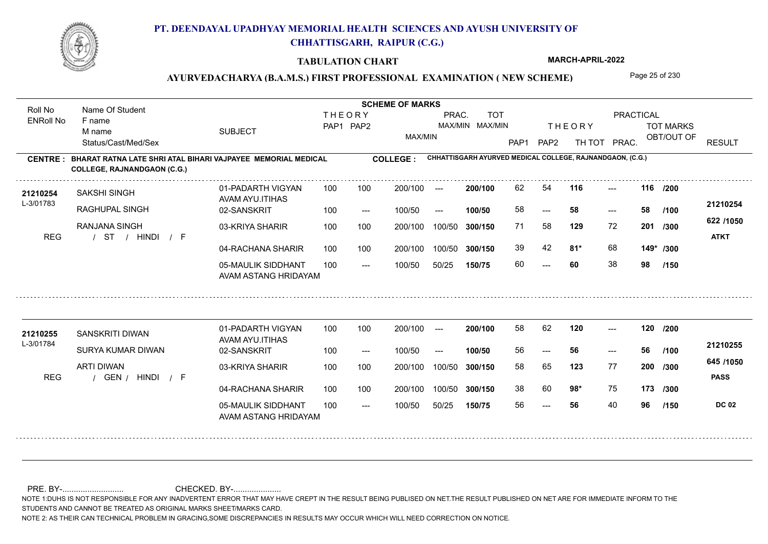# PT. DEENDAYAL UPADHYAY MEMORIAL HEALTH SCIENCES AND AYUSH UNIVERSITY OF CHHATTISGARH, RAIPUR (C.G.)

**TABULATION CHART** — MARCH-APRIL-2022

## AYURVEDACHARYA (B.A.M.S.) FIRST PROFESSIONAL EXAMINATION ( NEW SCHEME)

**CENTRE : BHARAT RATNA LATE SHRI ATAL BIHARI VAJPAYEE MEMORIAL MEDICAL COLLEGE, RAJNANDGAON (C.G.)**

**COLLEGE : CHHATTISGARH AYURVED MEDICAL COLLEGE, RAJNANDGAON, (C.G.)**

| Roll No / ENRoll No | Name Of Student / F name / M name / Status/Cast/Med/Sex | SUBJECT | THEORY PAP1 | THEORY PAP2 | MAX/MIN | PRAC. MAX/MIN | TOT MAX/MIN | PAP1 | PAP2 | TH TOT | PRAC. | TOT MARKS OBT/OUT OF | RESULT |
|---|---|---|---|---|---|---|---|---|---|---|---|---|---|
| 21210254 / L-3/01783 | SAKSHI SINGH | 01-PADARTH VIGYAN AVAM AYU.ITIHAS | 100 | 100 | 200/100 | --- | 200/100 | 62 | 54 | 116 | --- | 116 /200 | 21210254 |
| | RAGHUPAL SINGH | 02-SANSKRIT | 100 | --- | 100/50 | --- | 100/50 | 58 | --- | 58 | --- | 58 /100 | 622 /1050 |
| | RANJANA SINGH | 03-KRIYA SHARIR | 100 | 100 | 200/100 | 100/50 | 300/150 | 71 | 58 | 129 | 72 | 201 /300 | ATKT |
| REG | / ST / HINDI / F | 04-RACHANA SHARIR | 100 | 100 | 200/100 | 100/50 | 300/150 | 39 | 42 | 81* | 68 | 149* /300 | |
| | | 05-MAULIK SIDDHANT AVAM ASTANG HRIDAYAM | 100 | --- | 100/50 | 50/25 | 150/75 | 60 | --- | 60 | 38 | 98 /150 | |
| 21210255 / L-3/01784 | SANSKRITI DIWAN | 01-PADARTH VIGYAN AVAM AYU.ITIHAS | 100 | 100 | 200/100 | --- | 200/100 | 58 | 62 | 120 | --- | 120 /200 | 21210255 |
| | SURYA KUMAR DIWAN | 02-SANSKRIT | 100 | --- | 100/50 | --- | 100/50 | 56 | --- | 56 | --- | 56 /100 | 645 /1050 |
| | ARTI DIWAN | 03-KRIYA SHARIR | 100 | 100 | 200/100 | 100/50 | 300/150 | 58 | 65 | 123 | 77 | 200 /300 | PASS |
| REG | / GEN / HINDI / F | 04-RACHANA SHARIR | 100 | 100 | 200/100 | 100/50 | 300/150 | 38 | 60 | 98* | 75 | 173 /300 | |
| | | 05-MAULIK SIDDHANT AVAM ASTANG HRIDAYAM | 100 | --- | 100/50 | 50/25 | 150/75 | 56 | --- | 56 | 40 | 96 /150 | DC 02 |

PRE. BY-.......................... CHECKED. BY-.....................

NOTE 1:DUHS IS NOT RESPONSIBLE FOR ANY INADVERTENT ERROR THAT MAY HAVE CREPT IN THE RESULT BEING PUBLISED ON NET.THE RESULT PUBLISHED ON NET ARE FOR IMMEDIATE INFORM TO THE STUDENTS AND CANNOT BE TREATED AS ORIGINAL MARKS SHEET/MARKS CARD.

NOTE 2: AS THEIR CAN TECHNICAL PROBLEM IN GRACING,SOME DISCREPANCIES IN RESULTS MAY OCCUR WHICH WILL NEED CORRECTION ON NOTICE.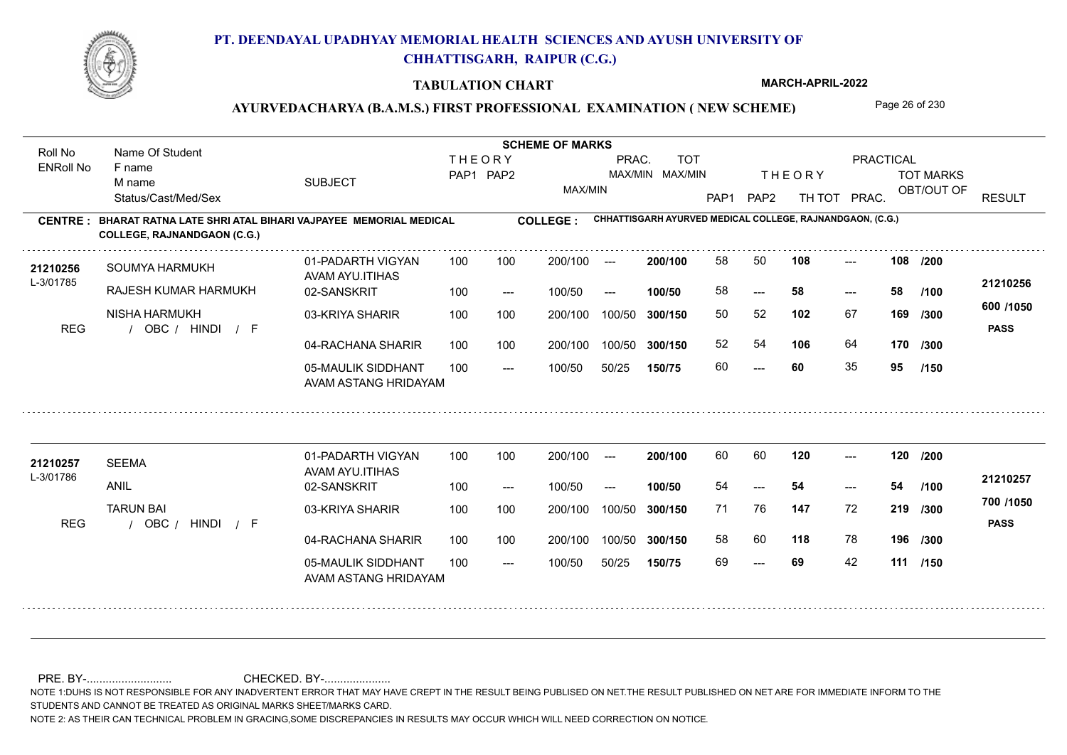# PT. DEENDAYAL UPADHYAY MEMORIAL HEALTH SCIENCES AND AYUSH UNIVERSITY OF CHHATTISGARH, RAIPUR (C.G.)

## TABULATION CHART

**MARCH-APRIL-2022**

### AYURVEDACHARYA (B.A.M.S.) FIRST PROFESSIONAL EXAMINATION ( NEW SCHEME)

**CENTRE : BHARAT RATNA LATE SHRI ATAL BIHARI VAJPAYEE MEMORIAL MEDICAL COLLEGE, RAJNANDGAON (C.G.)**

**COLLEGE : CHHATTISGARH AYURVED MEDICAL COLLEGE, RAJNANDGAON, (C.G.)**

| Roll No / ENRoll No | Name Of Student / F name / M name / Status/Cast/Med/Sex | SUBJECT | THEORY PAP1 | THEORY PAP2 | MAX/MIN | PRAC. MAX/MIN | TOT MAX/MIN | THEORY PAP1 | THEORY PAP2 | TH TOT | PRACTICAL PRAC. | TOT MARKS OBT/OUT OF | RESULT |
|---|---|---|---|---|---|---|---|---|---|---|---|---|---|
| 21210256 / L-3/01785 | SOUMYA HARMUKH | 01-PADARTH VIGYAN AVAM AYU.ITIHAS | 100 | 100 | 200/100 | --- | 200/100 | 58 | 50 | 108 | --- | 108 /200 | 21210256 |
| | RAJESH KUMAR HARMUKH | 02-SANSKRIT | 100 | --- | 100/50 | --- | 100/50 | 58 | --- | 58 | --- | 58 /100 | 600 /1050 |
| | NISHA HARMUKH | 03-KRIYA SHARIR | 100 | 100 | 200/100 | 100/50 | 300/150 | 50 | 52 | 102 | 67 | 169 /300 | PASS |
| REG | / OBC / HINDI / F | 04-RACHANA SHARIR | 100 | 100 | 200/100 | 100/50 | 300/150 | 52 | 54 | 106 | 64 | 170 /300 | |
| | | 05-MAULIK SIDDHANT AVAM ASTANG HRIDAYAM | 100 | --- | 100/50 | 50/25 | 150/75 | 60 | --- | 60 | 35 | 95 /150 | |
| 21210257 / L-3/01786 | SEEMA | 01-PADARTH VIGYAN AVAM AYU.ITIHAS | 100 | 100 | 200/100 | --- | 200/100 | 60 | 60 | 120 | --- | 120 /200 | 21210257 |
| | ANIL | 02-SANSKRIT | 100 | --- | 100/50 | --- | 100/50 | 54 | --- | 54 | --- | 54 /100 | 700 /1050 |
| | TARUN BAI | 03-KRIYA SHARIR | 100 | 100 | 200/100 | 100/50 | 300/150 | 71 | 76 | 147 | 72 | 219 /300 | PASS |
| REG | / OBC / HINDI / F | 04-RACHANA SHARIR | 100 | 100 | 200/100 | 100/50 | 300/150 | 58 | 60 | 118 | 78 | 196 /300 | |
| | | 05-MAULIK SIDDHANT AVAM ASTANG HRIDAYAM | 100 | --- | 100/50 | 50/25 | 150/75 | 69 | --- | 69 | 42 | 111 /150 | |

PRE. BY-........................... CHECKED. BY-.....................

NOTE 1:DUHS IS NOT RESPONSIBLE FOR ANY INADVERTENT ERROR THAT MAY HAVE CREPT IN THE RESULT BEING PUBLISED ON NET.THE RESULT PUBLISHED ON NET ARE FOR IMMEDIATE INFORM TO THE STUDENTS AND CANNOT BE TREATED AS ORIGINAL MARKS SHEET/MARKS CARD.

NOTE 2: AS THEIR CAN TECHNICAL PROBLEM IN GRACING,SOME DISCREPANCIES IN RESULTS MAY OCCUR WHICH WILL NEED CORRECTION ON NOTICE.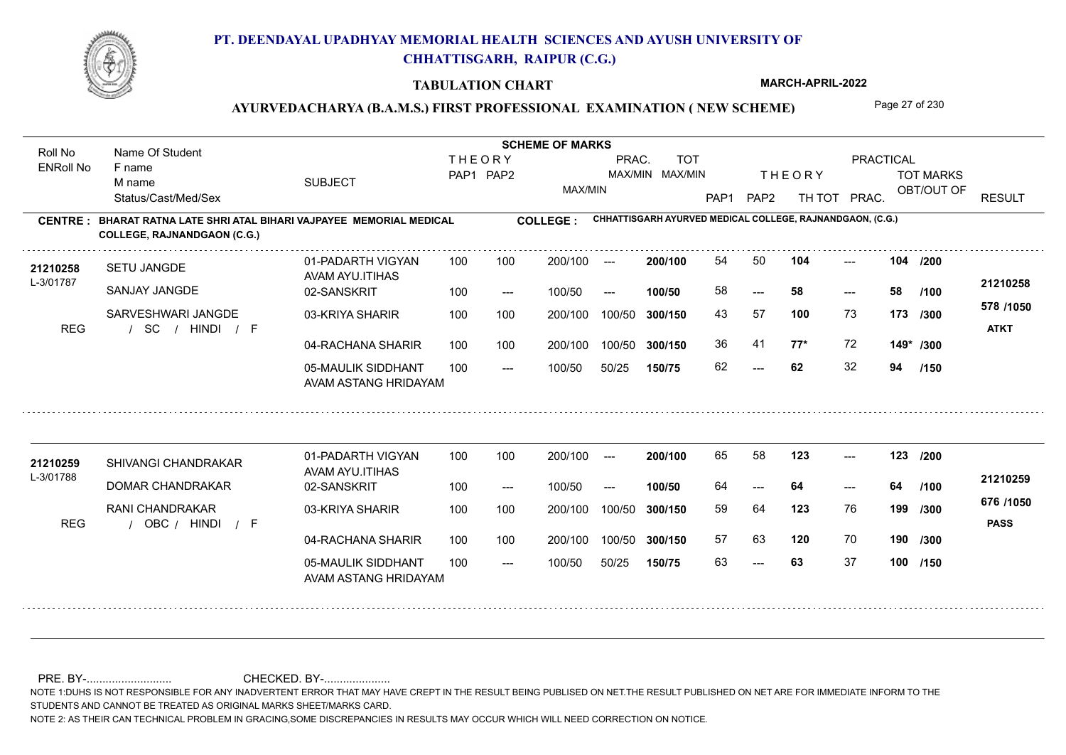# PT. DEENDAYAL UPADHYAY MEMORIAL HEALTH SCIENCES AND AYUSH UNIVERSITY OF CHHATTISGARH, RAIPUR (C.G.)

## TABULATION CHART

MARCH-APRIL-2022

### AYURVEDACHARYA (B.A.M.S.) FIRST PROFESSIONAL EXAMINATION ( NEW SCHEME)

**CENTRE : BHARAT RATNA LATE SHRI ATAL BIHARI VAJPAYEE MEMORIAL MEDICAL COLLEGE, RAJNANDGAON (C.G.)**

**COLLEGE : CHHATTISGARH AYURVED MEDICAL COLLEGE, RAJNANDGAON, (C.G.)**

| Roll No / ENRoll No | Name Of Student / F name / M name / Status/Cast/Med/Sex | SUBJECT | THEORY PAP1 | THEORY PAP2 | MAX/MIN | PRAC. MAX/MIN | TOT MAX/MIN | THEORY PAP1 | THEORY PAP2 | TH TOT | PRACTICAL PRAC. | TOT MARKS OBT/OUT OF | RESULT |
|---|---|---|---|---|---|---|---|---|---|---|---|---|---|
| 21210258 | SETU JANGDE | 01-PADARTH VIGYAN AVAM AYU.ITIHAS | 100 | 100 | 200/100 | --- | 200/100 | 54 | 50 | 104 | --- | 104 /200 | |
| L-3/01787 | SANJAY JANGDE | 02-SANSKRIT | 100 | --- | 100/50 | --- | 100/50 | 58 | --- | 58 | --- | 58 /100 | 21210258 |
| | SARVESHWARI JANGDE | 03-KRIYA SHARIR | 100 | 100 | 200/100 | 100/50 | 300/150 | 43 | 57 | 100 | 73 | 173 /300 | 578 /1050 |
| REG | / SC / HINDI / F | 04-RACHANA SHARIR | 100 | 100 | 200/100 | 100/50 | 300/150 | 36 | 41 | 77* | 72 | 149* /300 | ATKT |
| | | 05-MAULIK SIDDHANT AVAM ASTANG HRIDAYAM | 100 | --- | 100/50 | 50/25 | 150/75 | 62 | --- | 62 | 32 | 94 /150 | |
| 21210259 | SHIVANGI CHANDRAKAR | 01-PADARTH VIGYAN AVAM AYU.ITIHAS | 100 | 100 | 200/100 | --- | 200/100 | 65 | 58 | 123 | --- | 123 /200 | |
| L-3/01788 | DOMAR CHANDRAKAR | 02-SANSKRIT | 100 | --- | 100/50 | --- | 100/50 | 64 | --- | 64 | --- | 64 /100 | 21210259 |
| | RANI CHANDRAKAR | 03-KRIYA SHARIR | 100 | 100 | 200/100 | 100/50 | 300/150 | 59 | 64 | 123 | 76 | 199 /300 | 676 /1050 |
| REG | / OBC / HINDI / F | 04-RACHANA SHARIR | 100 | 100 | 200/100 | 100/50 | 300/150 | 57 | 63 | 120 | 70 | 190 /300 | PASS |
| | | 05-MAULIK SIDDHANT AVAM ASTANG HRIDAYAM | 100 | --- | 100/50 | 50/25 | 150/75 | 63 | --- | 63 | 37 | 100 /150 | |

PRE. BY-.......................... CHECKED. BY-....................

NOTE 1:DUHS IS NOT RESPONSIBLE FOR ANY INADVERTENT ERROR THAT MAY HAVE CREPT IN THE RESULT BEING PUBLISED ON NET.THE RESULT PUBLISHED ON NET ARE FOR IMMEDIATE INFORM TO THE STUDENTS AND CANNOT BE TREATED AS ORIGINAL MARKS SHEET/MARKS CARD.

NOTE 2: AS THEIR CAN TECHNICAL PROBLEM IN GRACING,SOME DISCREPANCIES IN RESULTS MAY OCCUR WHICH WILL NEED CORRECTION ON NOTICE.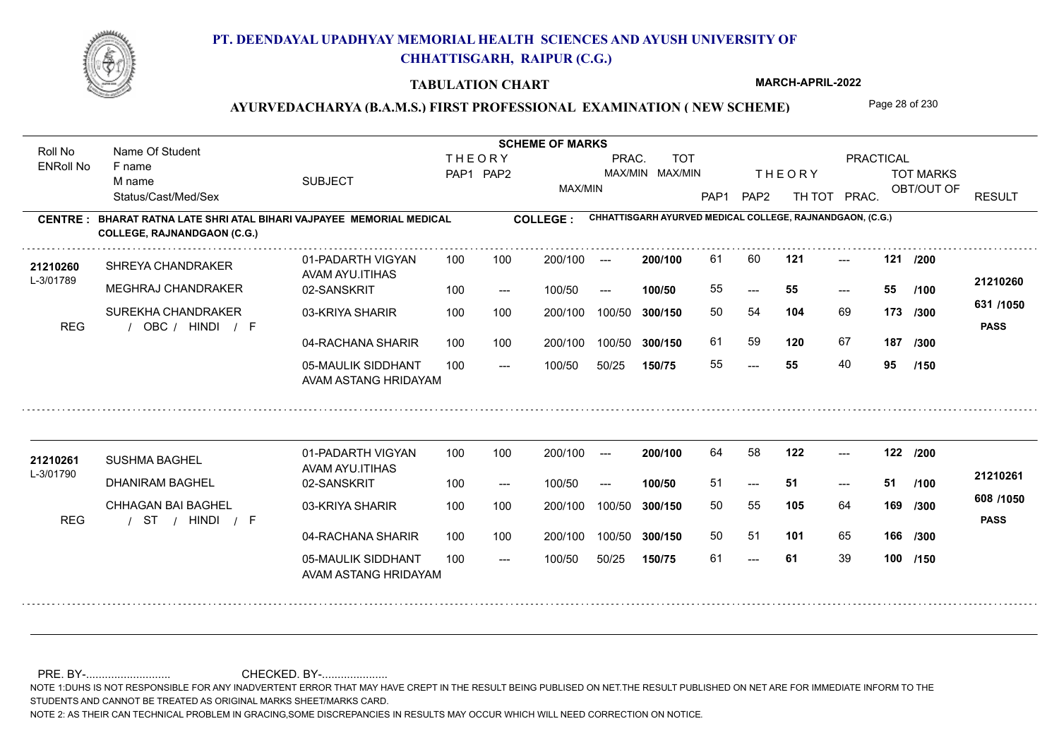# PT. DEENDAYAL UPADHYAY MEMORIAL HEALTH SCIENCES AND AYUSH UNIVERSITY OF CHHATTISGARH, RAIPUR (C.G.)

**TABULATION CHART** — **MARCH-APRIL-2022**

**AYURVEDACHARYA (B.A.M.S.) FIRST PROFESSIONAL EXAMINATION ( NEW SCHEME)**

**CENTRE : BHARAT RATNA LATE SHRI ATAL BIHARI VAJPAYEE MEMORIAL MEDICAL COLLEGE, RAJNANDGAON (C.G.)**

**COLLEGE : CHHATTISGARH AYURVED MEDICAL COLLEGE, RAJNANDGAON, (C.G.)**

| Roll No / ENRoll No | Name Of Student / F name / M name / Status/Cast/Med/Sex | SUBJECT | THEORY PAP1 | THEORY PAP2 | MAX/MIN | PRAC. MAX/MIN | TOT MAX/MIN | PAP1 | PAP2 | TH TOT | PRAC. | TOT MARKS OBT/OUT OF | RESULT |
|---|---|---|---|---|---|---|---|---|---|---|---|---|---|
| 21210260 / L-3/01789 | SHREYA CHANDRAKER | 01-PADARTH VIGYAN AVAM AYU.ITIHAS | 100 | 100 | 200/100 | --- | 200/100 | 61 | 60 | 121 | --- | 121 /200 | 21210260 |
| | MEGHRAJ CHANDRAKER | 02-SANSKRIT | 100 | --- | 100/50 | --- | 100/50 | 55 | --- | 55 | --- | 55 /100 | 631 /1050 |
| | SUREKHA CHANDRAKER | 03-KRIYA SHARIR | 100 | 100 | 200/100 | 100/50 | 300/150 | 50 | 54 | 104 | 69 | 173 /300 | PASS |
| REG | / OBC / HINDI / F | 04-RACHANA SHARIR | 100 | 100 | 200/100 | 100/50 | 300/150 | 61 | 59 | 120 | 67 | 187 /300 | |
| | | 05-MAULIK SIDDHANT AVAM ASTANG HRIDAYAM | 100 | --- | 100/50 | 50/25 | 150/75 | 55 | --- | 55 | 40 | 95 /150 | |
| 21210261 / L-3/01790 | SUSHMA BAGHEL | 01-PADARTH VIGYAN AVAM AYU.ITIHAS | 100 | 100 | 200/100 | --- | 200/100 | 64 | 58 | 122 | --- | 122 /200 | 21210261 |
| | DHANIRAM BAGHEL | 02-SANSKRIT | 100 | --- | 100/50 | --- | 100/50 | 51 | --- | 51 | --- | 51 /100 | 608 /1050 |
| | CHHAGAN BAI BAGHEL | 03-KRIYA SHARIR | 100 | 100 | 200/100 | 100/50 | 300/150 | 50 | 55 | 105 | 64 | 169 /300 | PASS |
| REG | / ST / HINDI / F | 04-RACHANA SHARIR | 100 | 100 | 200/100 | 100/50 | 300/150 | 50 | 51 | 101 | 65 | 166 /300 | |
| | | 05-MAULIK SIDDHANT AVAM ASTANG HRIDAYAM | 100 | --- | 100/50 | 50/25 | 150/75 | 61 | --- | 61 | 39 | 100 /150 | |

PRE. BY-.......................... CHECKED. BY-....................

NOTE 1:DUHS IS NOT RESPONSIBLE FOR ANY INADVERTENT ERROR THAT MAY HAVE CREPT IN THE RESULT BEING PUBLISED ON NET.THE RESULT PUBLISHED ON NET ARE FOR IMMEDIATE INFORM TO THE STUDENTS AND CANNOT BE TREATED AS ORIGINAL MARKS SHEET/MARKS CARD.

NOTE 2: AS THEIR CAN TECHNICAL PROBLEM IN GRACING,SOME DISCREPANCIES IN RESULTS MAY OCCUR WHICH WILL NEED CORRECTION ON NOTICE.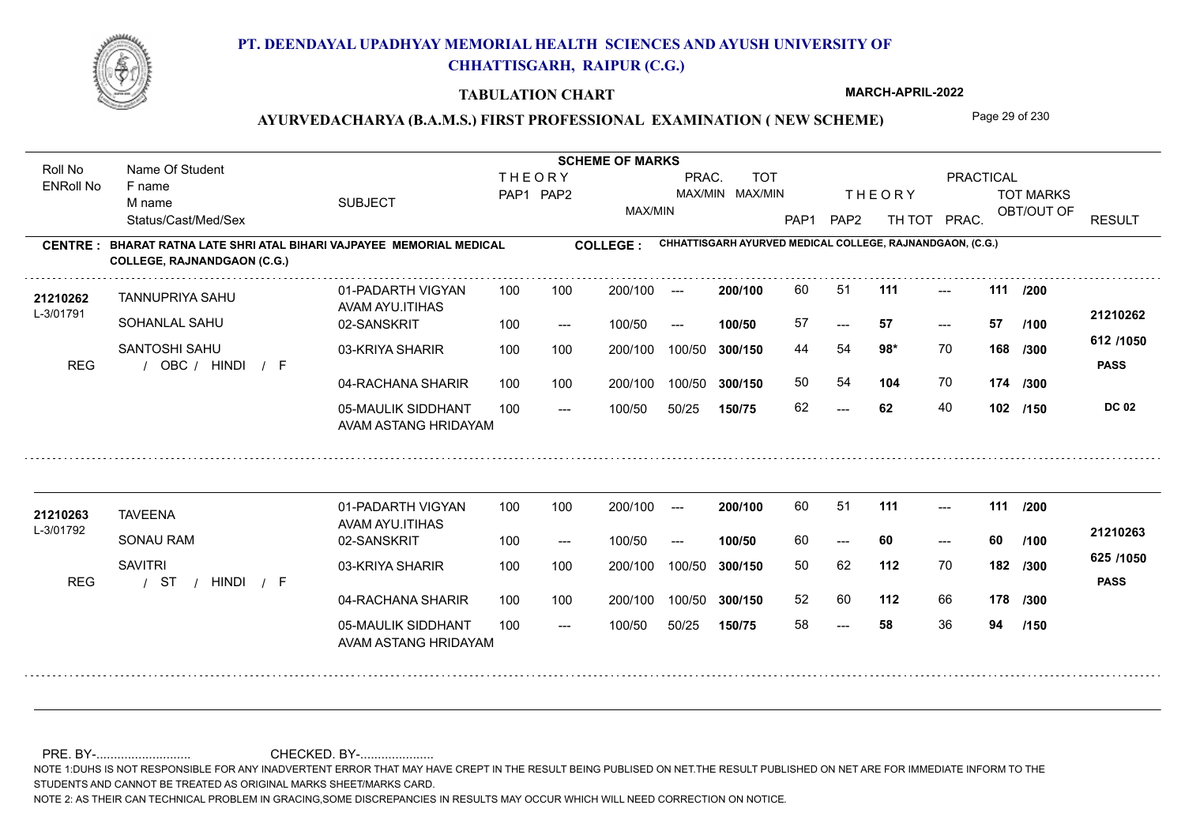# PT. DEENDAYAL UPADHYAY MEMORIAL HEALTH SCIENCES AND AYUSH UNIVERSITY OF CHHATTISGARH, RAIPUR (C.G.)

## TABULATION CHART

MARCH-APRIL-2022

### AYURVEDACHARYA (B.A.M.S.) FIRST PROFESSIONAL EXAMINATION ( NEW SCHEME)

**CENTRE : BHARAT RATNA LATE SHRI ATAL BIHARI VAJPAYEE MEMORIAL MEDICAL COLLEGE, RAJNANDGAON (C.G.)**

**COLLEGE : CHHATTISGARH AYURVED MEDICAL COLLEGE, RAJNANDGAON, (C.G.)**

| Roll No / ENRoll No | Name Of Student / F name / M name / Status/Cast/Med/Sex | SUBJECT | THEORY PAP1 | THEORY PAP2 | MAX/MIN | PRAC. MAX/MIN | TOT MAX/MIN | THEORY PAP1 | THEORY PAP2 | TH TOT | PRAC. | TOT MARKS OBT/OUT OF | RESULT |
|---|---|---|---|---|---|---|---|---|---|---|---|---|---|
| 21210262 | TANNUPRIYA SAHU | 01-PADARTH VIGYAN AVAM AYU.ITIHAS | 100 | 100 | 200/100 | --- | 200/100 | 60 | 51 | 111 | --- | 111 /200 | |
| L-3/01791 | SOHANLAL SAHU | 02-SANSKRIT | 100 | --- | 100/50 | --- | 100/50 | 57 | --- | 57 | --- | 57 /100 | 21210262 |
| | SANTOSHI SAHU | 03-KRIYA SHARIR | 100 | 100 | 200/100 | 100/50 | 300/150 | 44 | 54 | 98* | 70 | 168 /300 | 612 /1050 |
| REG | / OBC / HINDI / F | | | | | | | | | | | | PASS |
| | | 04-RACHANA SHARIR | 100 | 100 | 200/100 | 100/50 | 300/150 | 50 | 54 | 104 | 70 | 174 /300 | |
| | | 05-MAULIK SIDDHANT AVAM ASTANG HRIDAYAM | 100 | --- | 100/50 | 50/25 | 150/75 | 62 | --- | 62 | 40 | 102 /150 | DC 02 |
| 21210263 | TAVEENA | 01-PADARTH VIGYAN AVAM AYU.ITIHAS | 100 | 100 | 200/100 | --- | 200/100 | 60 | 51 | 111 | --- | 111 /200 | |
| L-3/01792 | SONAU RAM | 02-SANSKRIT | 100 | --- | 100/50 | --- | 100/50 | 60 | --- | 60 | --- | 60 /100 | 21210263 |
| | SAVITRI | 03-KRIYA SHARIR | 100 | 100 | 200/100 | 100/50 | 300/150 | 50 | 62 | 112 | 70 | 182 /300 | 625 /1050 |
| REG | / ST / HINDI / F | | | | | | | | | | | | PASS |
| | | 04-RACHANA SHARIR | 100 | 100 | 200/100 | 100/50 | 300/150 | 52 | 60 | 112 | 66 | 178 /300 | |
| | | 05-MAULIK SIDDHANT AVAM ASTANG HRIDAYAM | 100 | --- | 100/50 | 50/25 | 150/75 | 58 | --- | 58 | 36 | 94 /150 | |

PRE. BY-........................... CHECKED. BY-.....................

NOTE 1:DUHS IS NOT RESPONSIBLE FOR ANY INADVERTENT ERROR THAT MAY HAVE CREPT IN THE RESULT BEING PUBLISED ON NET.THE RESULT PUBLISHED ON NET ARE FOR IMMEDIATE INFORM TO THE STUDENTS AND CANNOT BE TREATED AS ORIGINAL MARKS SHEET/MARKS CARD.

NOTE 2: AS THEIR CAN TECHNICAL PROBLEM IN GRACING,SOME DISCREPANCIES IN RESULTS MAY OCCUR WHICH WILL NEED CORRECTION ON NOTICE.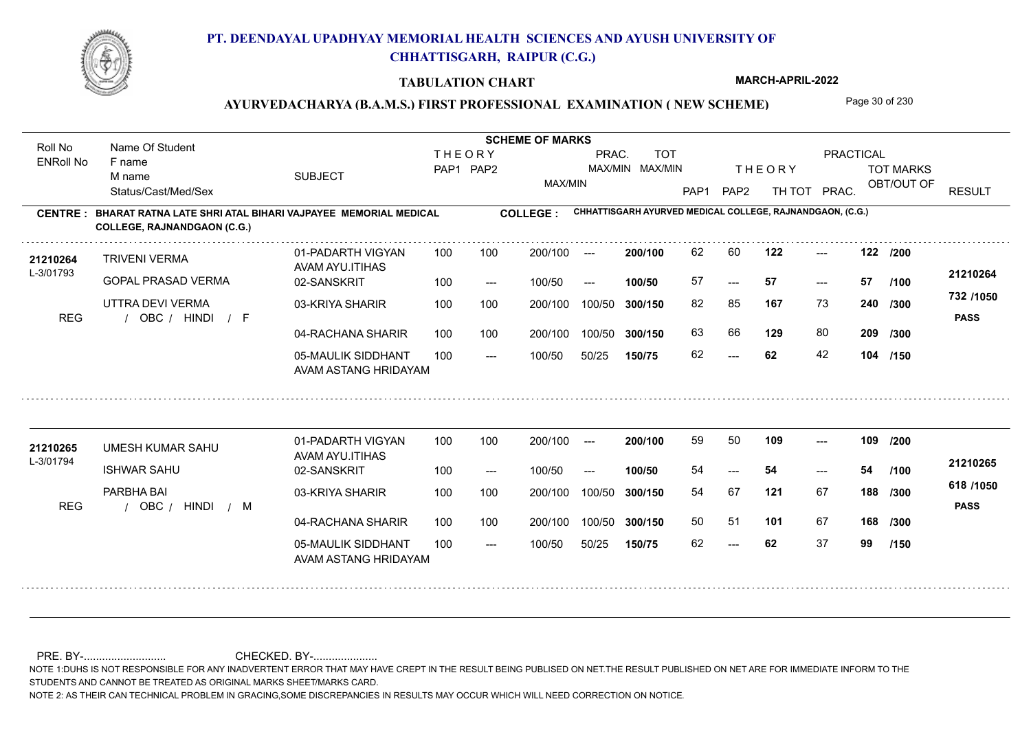# PT. DEENDAYAL UPADHYAY MEMORIAL HEALTH SCIENCES AND AYUSH UNIVERSITY OF CHHATTISGARH, RAIPUR (C.G.)

**TABULATION CHART**

**MARCH-APRIL-2022**

**AYURVEDACHARYA (B.A.M.S.) FIRST PROFESSIONAL EXAMINATION ( NEW SCHEME)**

**CENTRE : BHARAT RATNA LATE SHRI ATAL BIHARI VAJPAYEE MEMORIAL MEDICAL COLLEGE, RAJNANDGAON (C.G.)**

**COLLEGE : CHHATTISGARH AYURVED MEDICAL COLLEGE, RAJNANDGAON, (C.G.)**

| Roll No / ENRoll No | Name Of Student / F name / M name / Status/Cast/Med/Sex | SUBJECT | THEORY PAP1 | THEORY PAP2 | MAX/MIN | PRAC. MAX/MIN | TOT MAX/MIN | PAP1 | PAP2 | THEORY TH TOT | PRAC. | TOT MARKS OBT/OUT OF | RESULT |
|---|---|---|---|---|---|---|---|---|---|---|---|---|---|
| 21210264 / L-3/01793 | TRIVENI VERMA | 01-PADARTH VIGYAN AVAM AYU.ITIHAS | 100 | 100 | 200/100 | --- | 200/100 | 62 | 60 | 122 | --- | 122 /200 | 21210264 |
| | GOPAL PRASAD VERMA | 02-SANSKRIT | 100 | --- | 100/50 | --- | 100/50 | 57 | --- | 57 | --- | 57 /100 | 732 /1050 |
| | UTTRA DEVI VERMA | 03-KRIYA SHARIR | 100 | 100 | 200/100 | 100/50 | 300/150 | 82 | 85 | 167 | 73 | 240 /300 | PASS |
| REG | / OBC / HINDI / F | 04-RACHANA SHARIR | 100 | 100 | 200/100 | 100/50 | 300/150 | 63 | 66 | 129 | 80 | 209 /300 | |
| | | 05-MAULIK SIDDHANT AVAM ASTANG HRIDAYAM | 100 | --- | 100/50 | 50/25 | 150/75 | 62 | --- | 62 | 42 | 104 /150 | |
| 21210265 / L-3/01794 | UMESH KUMAR SAHU | 01-PADARTH VIGYAN AVAM AYU.ITIHAS | 100 | 100 | 200/100 | --- | 200/100 | 59 | 50 | 109 | --- | 109 /200 | 21210265 |
| | ISHWAR SAHU | 02-SANSKRIT | 100 | --- | 100/50 | --- | 100/50 | 54 | --- | 54 | --- | 54 /100 | 618 /1050 |
| | PARBHA BAI | 03-KRIYA SHARIR | 100 | 100 | 200/100 | 100/50 | 300/150 | 54 | 67 | 121 | 67 | 188 /300 | PASS |
| REG | / OBC / HINDI / M | 04-RACHANA SHARIR | 100 | 100 | 200/100 | 100/50 | 300/150 | 50 | 51 | 101 | 67 | 168 /300 | |
| | | 05-MAULIK SIDDHANT AVAM ASTANG HRIDAYAM | 100 | --- | 100/50 | 50/25 | 150/75 | 62 | --- | 62 | 37 | 99 /150 | |

PRE. BY-........................... CHECKED. BY-.....................

NOTE 1:DUHS IS NOT RESPONSIBLE FOR ANY INADVERTENT ERROR THAT MAY HAVE CREPT IN THE RESULT BEING PUBLISED ON NET.THE RESULT PUBLISHED ON NET ARE FOR IMMEDIATE INFORM TO THE STUDENTS AND CANNOT BE TREATED AS ORIGINAL MARKS SHEET/MARKS CARD.

NOTE 2: AS THEIR CAN TECHNICAL PROBLEM IN GRACING,SOME DISCREPANCIES IN RESULTS MAY OCCUR WHICH WILL NEED CORRECTION ON NOTICE.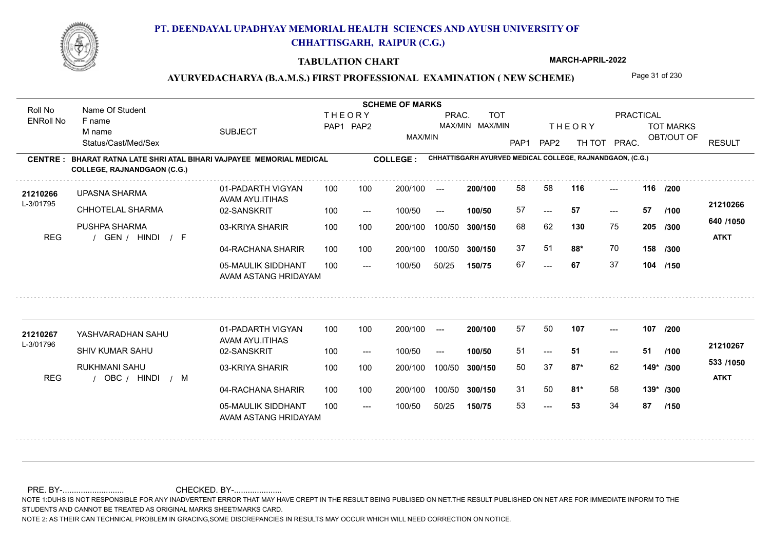# PT. DEENDAYAL UPADHYAY MEMORIAL HEALTH SCIENCES AND AYUSH UNIVERSITY OF CHHATTISGARH, RAIPUR (C.G.)

## TABULATION CHART

**MARCH-APRIL-2022**

### AYURVEDACHARYA (B.A.M.S.) FIRST PROFESSIONAL EXAMINATION ( NEW SCHEME)

**CENTRE : BHARAT RATNA LATE SHRI ATAL BIHARI VAJPAYEE MEMORIAL MEDICAL COLLEGE, RAJNANDGAON (C.G.)**

**COLLEGE : CHHATTISGARH AYURVED MEDICAL COLLEGE, RAJNANDGAON, (C.G.)**

| Roll No / ENRoll No | Name Of Student / F name / M name / Status/Cast/Med/Sex | SUBJECT | THEORY PAP1 | THEORY PAP2 | MAX/MIN | PRAC. MAX/MIN | TOT MAX/MIN | THEORY PAP1 | THEORY PAP2 | TH TOT | PRAC. | TOT MARKS OBT/OUT OF | RESULT |
|---|---|---|---|---|---|---|---|---|---|---|---|---|---|
| 21210266 | UPASNA SHARMA | 01-PADARTH VIGYAN AVAM AYU.ITIHAS | 100 | 100 | 200/100 | --- | 200/100 | 58 | 58 | 116 | --- | 116 /200 | 21210266 |
| L-3/01795 | CHHOTELAL SHARMA | 02-SANSKRIT | 100 | --- | 100/50 | --- | 100/50 | 57 | --- | 57 | --- | 57 /100 | 640 /1050 |
| | PUSHPA SHARMA | 03-KRIYA SHARIR | 100 | 100 | 200/100 | 100/50 | 300/150 | 68 | 62 | 130 | 75 | 205 /300 | ATKT |
| REG | / GEN / HINDI / F | 04-RACHANA SHARIR | 100 | 100 | 200/100 | 100/50 | 300/150 | 37 | 51 | 88* | 70 | 158 /300 | |
| | | 05-MAULIK SIDDHANT AVAM ASTANG HRIDAYAM | 100 | --- | 100/50 | 50/25 | 150/75 | 67 | --- | 67 | 37 | 104 /150 | |
| 21210267 | YASHVARADHAN SAHU | 01-PADARTH VIGYAN AVAM AYU.ITIHAS | 100 | 100 | 200/100 | --- | 200/100 | 57 | 50 | 107 | --- | 107 /200 | 21210267 |
| L-3/01796 | SHIV KUMAR SAHU | 02-SANSKRIT | 100 | --- | 100/50 | --- | 100/50 | 51 | --- | 51 | --- | 51 /100 | 533 /1050 |
| | RUKHMANI SAHU | 03-KRIYA SHARIR | 100 | 100 | 200/100 | 100/50 | 300/150 | 50 | 37 | 87* | 62 | 149* /300 | ATKT |
| REG | / OBC / HINDI / M | 04-RACHANA SHARIR | 100 | 100 | 200/100 | 100/50 | 300/150 | 31 | 50 | 81* | 58 | 139* /300 | |
| | | 05-MAULIK SIDDHANT AVAM ASTANG HRIDAYAM | 100 | --- | 100/50 | 50/25 | 150/75 | 53 | --- | 53 | 34 | 87 /150 | |

PRE. BY-.......................... CHECKED. BY-.....................

NOTE 1:DUHS IS NOT RESPONSIBLE FOR ANY INADVERTENT ERROR THAT MAY HAVE CREPT IN THE RESULT BEING PUBLISED ON NET.THE RESULT PUBLISHED ON NET ARE FOR IMMEDIATE INFORM TO THE STUDENTS AND CANNOT BE TREATED AS ORIGINAL MARKS SHEET/MARKS CARD.

NOTE 2: AS THEIR CAN TECHNICAL PROBLEM IN GRACING,SOME DISCREPANCIES IN RESULTS MAY OCCUR WHICH WILL NEED CORRECTION ON NOTICE.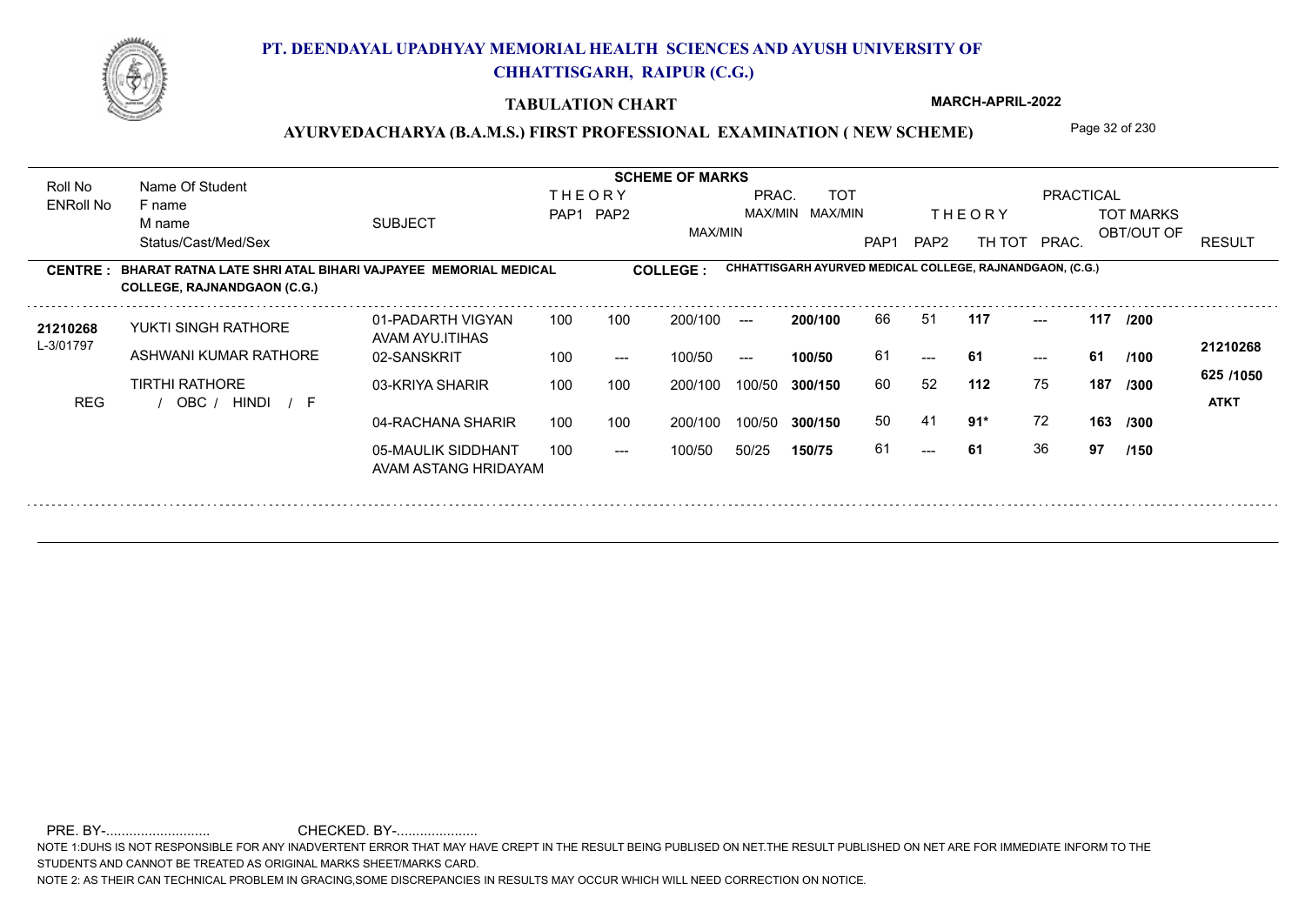# PT. DEENDAYAL UPADHYAY MEMORIAL HEALTH SCIENCES AND AYUSH UNIVERSITY OF CHHATTISGARH, RAIPUR (C.G.)

**TABULATION CHART**

**MARCH-APRIL-2022**

## AYURVEDACHARYA (B.A.M.S.) FIRST PROFESSIONAL EXAMINATION ( NEW SCHEME)

**CENTRE : BHARAT RATNA LATE SHRI ATAL BIHARI VAJPAYEE MEMORIAL MEDICAL COLLEGE, RAJNANDGAON (C.G.)**

**COLLEGE : CHHATTISGARH AYURVED MEDICAL COLLEGE, RAJNANDGAON, (C.G.)**

| Roll No / ENRoll No | Name Of Student / F name / M name / Status/Cast/Med/Sex | SUBJECT | THEORY PAP1 | THEORY PAP2 | MAX/MIN | PRAC. MAX/MIN | TOT MAX/MIN | THEORY PAP1 | THEORY PAP2 | TH TOT | PRACTICAL PRAC. | TOT MARKS OBT/OUT OF | RESULT |
|---|---|---|---|---|---|---|---|---|---|---|---|---|---|
| 21210268 / L-3/01797 | YUKTI SINGH RATHORE | 01-PADARTH VIGYAN AVAM AYU.ITIHAS | 100 | 100 | 200/100 | --- | 200/100 | 66 | 51 | 117 | --- | 117 /200 | 21210268 |
| | ASHWANI KUMAR RATHORE | 02-SANSKRIT | 100 | --- | 100/50 | --- | 100/50 | 61 | --- | 61 | --- | 61 /100 | |
| | TIRTHI RATHORE | 03-KRIYA SHARIR | 100 | 100 | 200/100 | 100/50 | 300/150 | 60 | 52 | 112 | 75 | 187 /300 | 625 /1050 |
| REG | / OBC / HINDI / F | 04-RACHANA SHARIR | 100 | 100 | 200/100 | 100/50 | 300/150 | 50 | 41 | 91* | 72 | 163 /300 | ATKT |
| | | 05-MAULIK SIDDHANT AVAM ASTANG HRIDAYAM | 100 | --- | 100/50 | 50/25 | 150/75 | 61 | --- | 61 | 36 | 97 /150 | |

PRE. BY-.......................... CHECKED. BY-....................

NOTE 1:DUHS IS NOT RESPONSIBLE FOR ANY INADVERTENT ERROR THAT MAY HAVE CREPT IN THE RESULT BEING PUBLISED ON NET.THE RESULT PUBLISHED ON NET ARE FOR IMMEDIATE INFORM TO THE STUDENTS AND CANNOT BE TREATED AS ORIGINAL MARKS SHEET/MARKS CARD.

NOTE 2: AS THEIR CAN TECHNICAL PROBLEM IN GRACING,SOME DISCREPANCIES IN RESULTS MAY OCCUR WHICH WILL NEED CORRECTION ON NOTICE.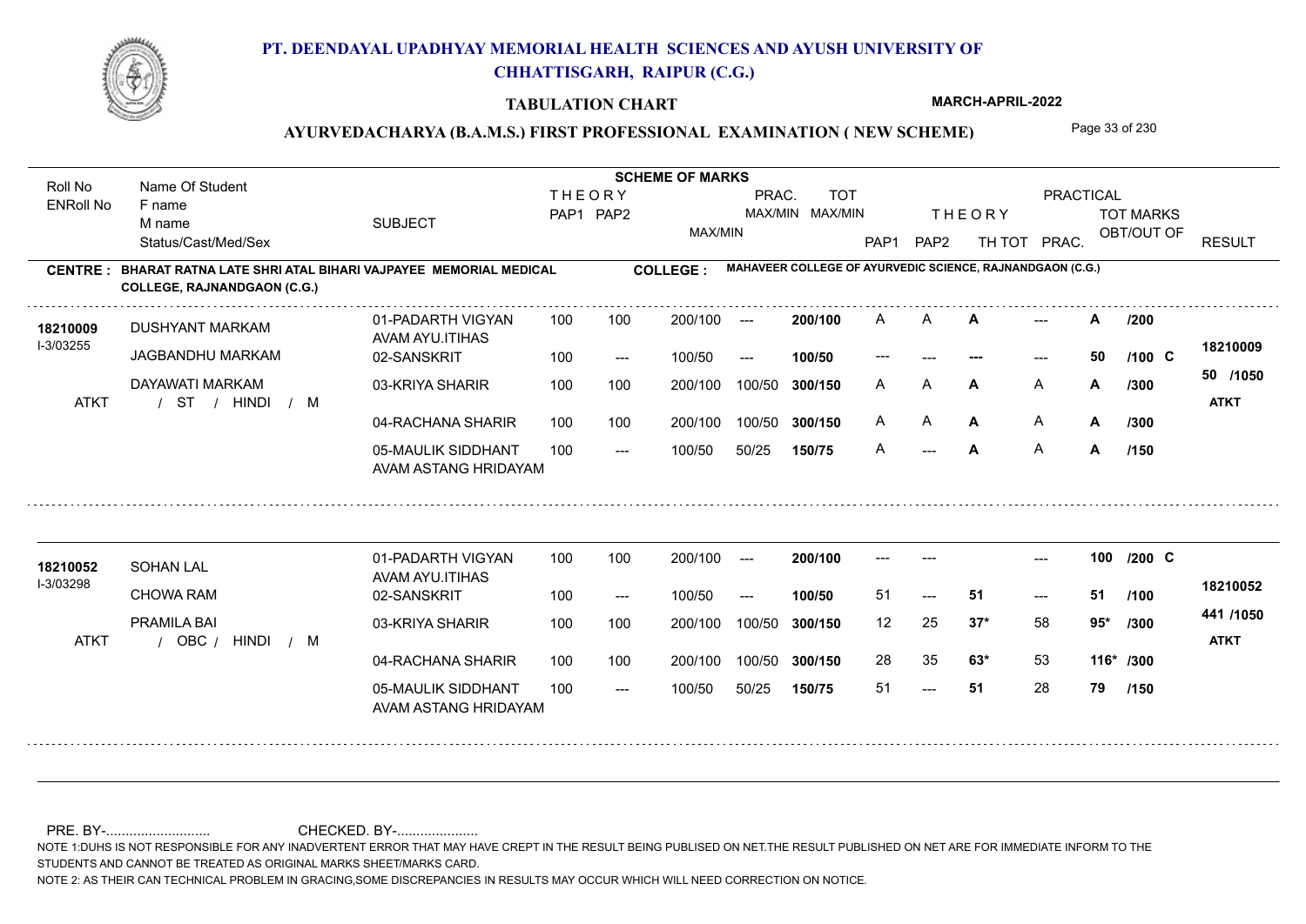# PT. DEENDAYAL UPADHYAY MEMORIAL HEALTH SCIENCES AND AYUSH UNIVERSITY OF CHHATTISGARH, RAIPUR (C.G.)

## TABULATION CHART

**MARCH-APRIL-2022**

## AYURVEDACHARYA (B.A.M.S.) FIRST PROFESSIONAL EXAMINATION ( NEW SCHEME)

**CENTRE : BHARAT RATNA LATE SHRI ATAL BIHARI VAJPAYEE MEMORIAL MEDICAL COLLEGE, RAJNANDGAON (C.G.)**

**COLLEGE : MAHAVEER COLLEGE OF AYURVEDIC SCIENCE, RAJNANDGAON (C.G.)**

| Roll No / ENRoll No | Name Of Student / F name / M name / Status/Cast/Med/Sex | SUBJECT | THEORY PAP1 | THEORY PAP2 | MAX/MIN | PRAC. MAX/MIN | TOT MAX/MIN | PAP1 | PAP2 | THEORY TH TOT | PRACTICAL PRAC. | TOT MARKS OBT/OUT OF | RESULT |
|---|---|---|---|---|---|---|---|---|---|---|---|---|---|
| 18210009 / I-3/03255 | DUSHYANT MARKAM | 01-PADARTH VIGYAN AVAM AYU.ITIHAS | 100 | 100 | 200/100 | --- | 200/100 | A | A | **A** | --- | **A** /200 | 18210009 |
| | JAGBANDHU MARKAM | 02-SANSKRIT | 100 | --- | 100/50 | --- | 100/50 | --- | --- | --- | --- | **50** /100 C | 50 /1050 |
| | DAYAWATI MARKAM | 03-KRIYA SHARIR | 100 | 100 | 200/100 | 100/50 | 300/150 | A | A | **A** | A | **A** /300 | ATKT |
| ATKT | / ST / HINDI / M | 04-RACHANA SHARIR | 100 | 100 | 200/100 | 100/50 | 300/150 | A | A | **A** | A | **A** /300 | |
| | | 05-MAULIK SIDDHANT AVAM ASTANG HRIDAYAM | 100 | --- | 100/50 | 50/25 | 150/75 | A | --- | **A** | A | **A** /150 | |
| 18210052 / I-3/03298 | SOHAN LAL | 01-PADARTH VIGYAN AVAM AYU.ITIHAS | 100 | 100 | 200/100 | --- | 200/100 | --- | --- | | --- | **100** /200 C | 18210052 |
| | CHOWA RAM | 02-SANSKRIT | 100 | --- | 100/50 | --- | 100/50 | 51 | --- | **51** | --- | **51** /100 | 441 /1050 |
| | PRAMILA BAI | 03-KRIYA SHARIR | 100 | 100 | 200/100 | 100/50 | 300/150 | 12 | 25 | **37*** | 58 | **95*** /300 | ATKT |
| ATKT | / OBC / HINDI / M | 04-RACHANA SHARIR | 100 | 100 | 200/100 | 100/50 | 300/150 | 28 | 35 | **63*** | 53 | **116*** /300 | |
| | | 05-MAULIK SIDDHANT AVAM ASTANG HRIDAYAM | 100 | --- | 100/50 | 50/25 | 150/75 | 51 | --- | **51** | 28 | **79** /150 | |

PRE. BY-........................... CHECKED. BY-.....................

NOTE 1:DUHS IS NOT RESPONSIBLE FOR ANY INADVERTENT ERROR THAT MAY HAVE CREPT IN THE RESULT BEING PUBLISED ON NET.THE RESULT PUBLISHED ON NET ARE FOR IMMEDIATE INFORM TO THE STUDENTS AND CANNOT BE TREATED AS ORIGINAL MARKS SHEET/MARKS CARD.

NOTE 2: AS THEIR CAN TECHNICAL PROBLEM IN GRACING,SOME DISCREPANCIES IN RESULTS MAY OCCUR WHICH WILL NEED CORRECTION ON NOTICE.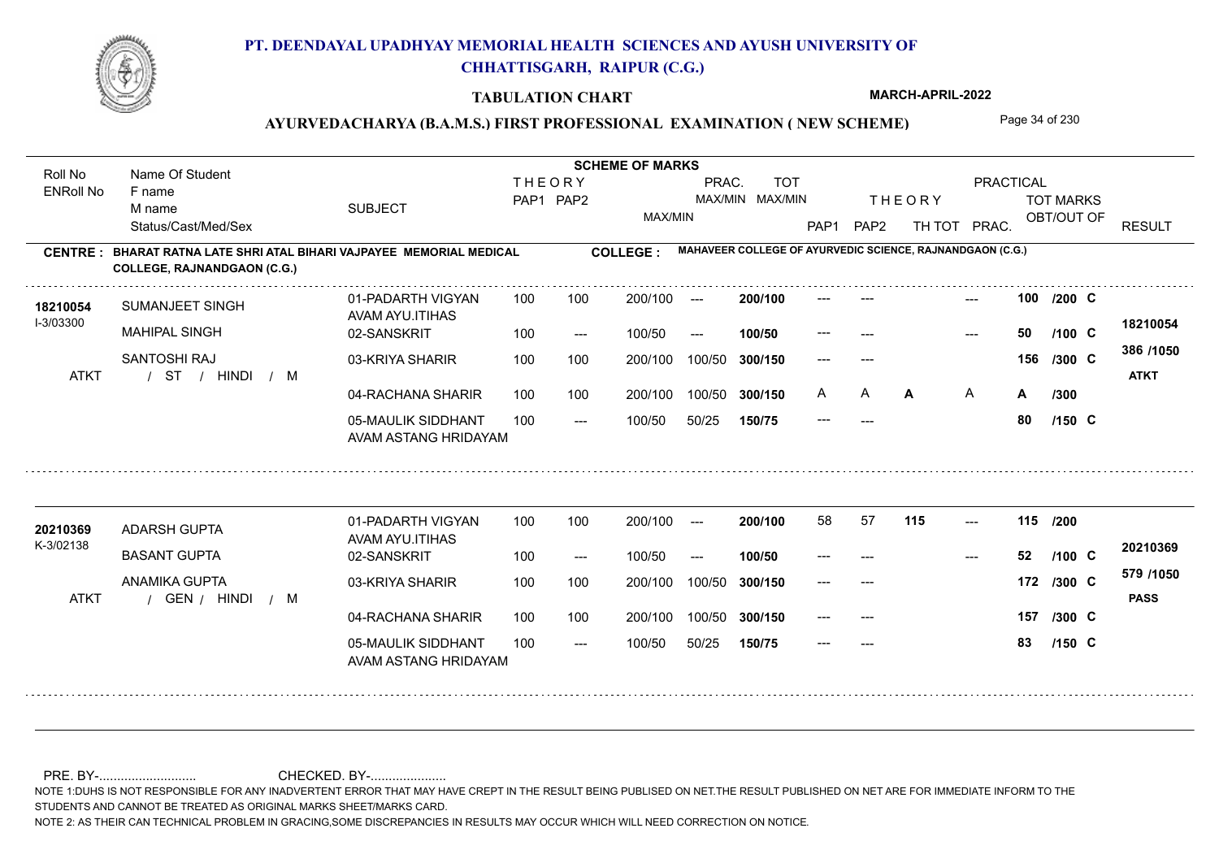# PT. DEENDAYAL UPADHYAY MEMORIAL HEALTH SCIENCES AND AYUSH UNIVERSITY OF CHHATTISGARH, RAIPUR (C.G.)

## TABULATION CHART

MARCH-APRIL-2022

## AYURVEDACHARYA (B.A.M.S.) FIRST PROFESSIONAL EXAMINATION ( NEW SCHEME)

**CENTRE : BHARAT RATNA LATE SHRI ATAL BIHARI VAJPAYEE MEMORIAL MEDICAL COLLEGE, RAJNANDGAON (C.G.)**

**COLLEGE : MAHAVEER COLLEGE OF AYURVEDIC SCIENCE, RAJNANDGAON (C.G.)**

| Roll No / ENRoll No | Name Of Student / F name / M name / Status/Cast/Med/Sex | SUBJECT | THEORY PAP1 | THEORY PAP2 | MAX/MIN | PRAC. MAX/MIN | TOT MAX/MIN | THEORY PAP1 | THEORY PAP2 | TH TOT | PRACTICAL PRAC. | TOT MARKS OBT/OUT OF | RESULT |
|---|---|---|---|---|---|---|---|---|---|---|---|---|---|
| 18210054 / I-3/03300 | SUMANJEET SINGH / MAHIPAL SINGH / SANTOSHI RAJ / ATKT / ST / HINDI / M | 01-PADARTH VIGYAN AVAM AYU.ITIHAS | 100 | 100 | 200/100 | --- | 200/100 | --- | --- | | --- | 100 /200 C | 18210054 |
| | | 02-SANSKRIT | 100 | --- | 100/50 | --- | 100/50 | --- | --- | | --- | 50 /100 C | 386 /1050 |
| | | 03-KRIYA SHARIR | 100 | 100 | 200/100 | 100/50 | 300/150 | --- | --- | | | 156 /300 C | ATKT |
| | | 04-RACHANA SHARIR | 100 | 100 | 200/100 | 100/50 | 300/150 | A | A | A | A | A /300 | |
| | | 05-MAULIK SIDDHANT AVAM ASTANG HRIDAYAM | 100 | --- | 100/50 | 50/25 | 150/75 | --- | --- | | | 80 /150 C | |
| 20210369 / K-3/02138 | ADARSH GUPTA / BASANT GUPTA / ANAMIKA GUPTA / ATKT / GEN / HINDI / M | 01-PADARTH VIGYAN AVAM AYU.ITIHAS | 100 | 100 | 200/100 | --- | 200/100 | 58 | 57 | 115 | --- | 115 /200 | 20210369 |
| | | 02-SANSKRIT | 100 | --- | 100/50 | --- | 100/50 | --- | --- | | --- | 52 /100 C | 579 /1050 |
| | | 03-KRIYA SHARIR | 100 | 100 | 200/100 | 100/50 | 300/150 | --- | --- | | | 172 /300 C | PASS |
| | | 04-RACHANA SHARIR | 100 | 100 | 200/100 | 100/50 | 300/150 | --- | --- | | | 157 /300 C | |
| | | 05-MAULIK SIDDHANT AVAM ASTANG HRIDAYAM | 100 | --- | 100/50 | 50/25 | 150/75 | --- | --- | | | 83 /150 C | |

PRE. BY-........................... CHECKED. BY-.....................

NOTE 1:DUHS IS NOT RESPONSIBLE FOR ANY INADVERTENT ERROR THAT MAY HAVE CREPT IN THE RESULT BEING PUBLISED ON NET.THE RESULT PUBLISHED ON NET ARE FOR IMMEDIATE INFORM TO THE STUDENTS AND CANNOT BE TREATED AS ORIGINAL MARKS SHEET/MARKS CARD.

NOTE 2: AS THEIR CAN TECHNICAL PROBLEM IN GRACING,SOME DISCREPANCIES IN RESULTS MAY OCCUR WHICH WILL NEED CORRECTION ON NOTICE.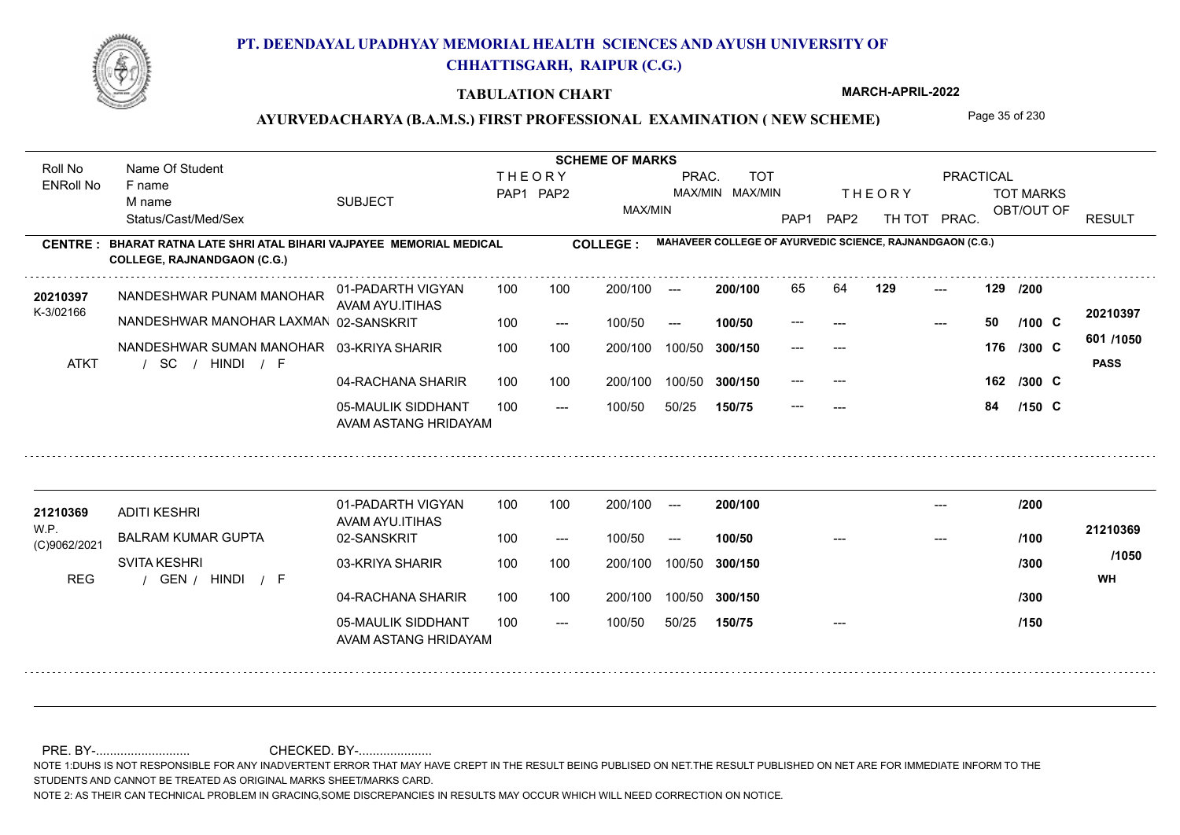# PT. DEENDAYAL UPADHYAY MEMORIAL HEALTH SCIENCES AND AYUSH UNIVERSITY OF CHHATTISGARH, RAIPUR (C.G.)

## TABULATION CHART

**MARCH-APRIL-2022**

## AYURVEDACHARYA (B.A.M.S.) FIRST PROFESSIONAL EXAMINATION ( NEW SCHEME)

**CENTRE : BHARAT RATNA LATE SHRI ATAL BIHARI VAJPAYEE MEMORIAL MEDICAL COLLEGE, RAJNANDGAON (C.G.)**

**COLLEGE : MAHAVEER COLLEGE OF AYURVEDIC SCIENCE, RAJNANDGAON (C.G.)**

| Roll No / ENRoll No | Name Of Student / F name / M name / Status/Cast/Med/Sex | SUBJECT | THEORY PAP1 | THEORY PAP2 | MAX/MIN | PRAC. MAX/MIN | TOT MAX/MIN | THEORY PAP1 | THEORY PAP2 | TH TOT | PRAC. | TOT MARKS OBT/OUT OF | RESULT |
|---|---|---|---|---|---|---|---|---|---|---|---|---|---|
| 20210397 | NANDESHWAR PUNAM MANOHAR | 01-PADARTH VIGYAN AVAM AYU.ITIHAS | 100 | 100 | 200/100 | --- | 200/100 | 65 | 64 | 129 | --- | 129 /200 | 20210397 |
| K-3/02166 | NANDESHWAR MANOHAR LAXMAN | 02-SANSKRIT | 100 | --- | 100/50 | --- | 100/50 | --- | --- | | --- | 50 /100 C | 601 /1050 |
| ATKT | NANDESHWAR SUMAN MANOHAR / SC / HINDI / F | 03-KRIYA SHARIR | 100 | 100 | 200/100 | 100/50 | 300/150 | --- | --- | | | 176 /300 C | PASS |
| | | 04-RACHANA SHARIR | 100 | 100 | 200/100 | 100/50 | 300/150 | --- | --- | | | 162 /300 C | |
| | | 05-MAULIK SIDDHANT AVAM ASTANG HRIDAYAM | 100 | --- | 100/50 | 50/25 | 150/75 | --- | --- | | | 84 /150 C | |
| 21210369 | ADITI KESHRI | 01-PADARTH VIGYAN AVAM AYU.ITIHAS | 100 | 100 | 200/100 | --- | 200/100 | | | | --- | /200 | 21210369 |
| W.P. (C)9062/2021 | BALRAM KUMAR GUPTA | 02-SANSKRIT | 100 | --- | 100/50 | --- | 100/50 | | --- | | --- | /100 | /1050 |
| REG | SVITA KESHRI / GEN / HINDI / F | 03-KRIYA SHARIR | 100 | 100 | 200/100 | 100/50 | 300/150 | | | | | /300 | WH |
| | | 04-RACHANA SHARIR | 100 | 100 | 200/100 | 100/50 | 300/150 | | | | | /300 | |
| | | 05-MAULIK SIDDHANT AVAM ASTANG HRIDAYAM | 100 | --- | 100/50 | 50/25 | 150/75 | | --- | | | /150 | |

PRE. BY-.......................... CHECKED. BY-.....................

NOTE 1:DUHS IS NOT RESPONSIBLE FOR ANY INADVERTENT ERROR THAT MAY HAVE CREPT IN THE RESULT BEING PUBLISED ON NET.THE RESULT PUBLISHED ON NET ARE FOR IMMEDIATE INFORM TO THE STUDENTS AND CANNOT BE TREATED AS ORIGINAL MARKS SHEET/MARKS CARD.

NOTE 2: AS THEIR CAN TECHNICAL PROBLEM IN GRACING,SOME DISCREPANCIES IN RESULTS MAY OCCUR WHICH WILL NEED CORRECTION ON NOTICE.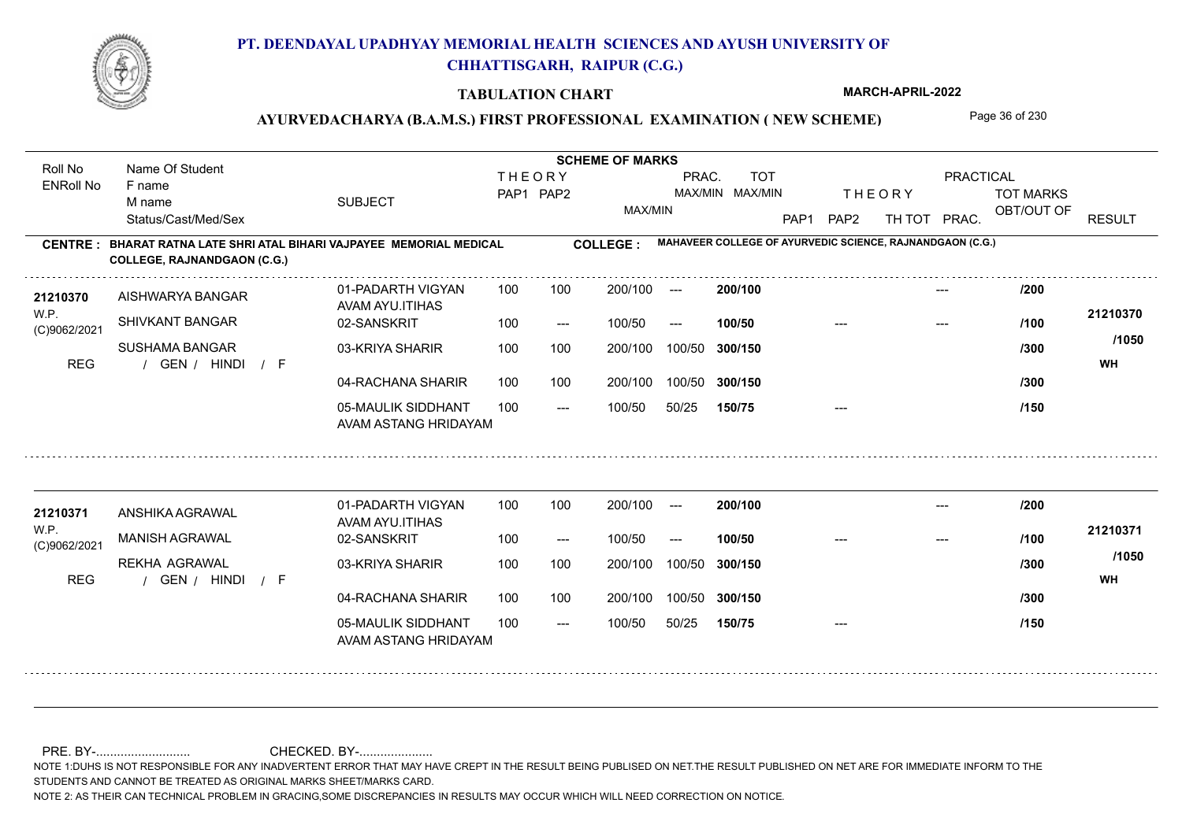# PT. DEENDAYAL UPADHYAY MEMORIAL HEALTH SCIENCES AND AYUSH UNIVERSITY OF CHHATTISGARH, RAIPUR (C.G.)

## TABULATION CHART

**MARCH-APRIL-2022**

### AYURVEDACHARYA (B.A.M.S.) FIRST PROFESSIONAL EXAMINATION ( NEW SCHEME)

**CENTRE : BHARAT RATNA LATE SHRI ATAL BIHARI VAJPAYEE MEMORIAL MEDICAL COLLEGE, RAJNANDGAON (C.G.)**

**COLLEGE : MAHAVEER COLLEGE OF AYURVEDIC SCIENCE, RAJNANDGAON (C.G.)**

| Roll No / ENRoll No | Name Of Student / F name / M name / Status/Cast/Med/Sex | SUBJECT | THEORY PAP1 | THEORY PAP2 | MAX/MIN | PRAC. MAX/MIN | TOT MAX/MIN | THEORY PAP1 | THEORY PAP2 | TH TOT | PRAC. | TOT MARKS OBT/OUT OF | RESULT |
|---|---|---|---|---|---|---|---|---|---|---|---|---|---|
| 21210370 | AISHWARYA BANGAR | 01-PADARTH VIGYAN AVAM AYU.ITIHAS | 100 | 100 | 200/100 | --- | 200/100 | | | | --- | /200 | 21210370 |
| W.P. | SHIVKANT BANGAR | 02-SANSKRIT | 100 | --- | 100/50 | --- | 100/50 | --- | | | --- | /100 | |
| (C)9062/2021 | SUSHAMA BANGAR | 03-KRIYA SHARIR | 100 | 100 | 200/100 | 100/50 | 300/150 | | | | | /300 | /1050 |
| REG | / GEN / HINDI / F | 04-RACHANA SHARIR | 100 | 100 | 200/100 | 100/50 | 300/150 | | | | | /300 | WH |
| | | 05-MAULIK SIDDHANT AVAM ASTANG HRIDAYAM | 100 | --- | 100/50 | 50/25 | 150/75 | --- | | | | /150 | |
| 21210371 | ANSHIKA AGRAWAL | 01-PADARTH VIGYAN AVAM AYU.ITIHAS | 100 | 100 | 200/100 | --- | 200/100 | | | | --- | /200 | 21210371 |
| W.P. | MANISH AGRAWAL | 02-SANSKRIT | 100 | --- | 100/50 | --- | 100/50 | --- | | | --- | /100 | |
| (C)9062/2021 | REKHA AGRAWAL | 03-KRIYA SHARIR | 100 | 100 | 200/100 | 100/50 | 300/150 | | | | | /300 | /1050 |
| REG | / GEN / HINDI / F | 04-RACHANA SHARIR | 100 | 100 | 200/100 | 100/50 | 300/150 | | | | | /300 | WH |
| | | 05-MAULIK SIDDHANT AVAM ASTANG HRIDAYAM | 100 | --- | 100/50 | 50/25 | 150/75 | --- | | | | /150 | |

PRE. BY-........................... CHECKED. BY-.....................

NOTE 1:DUHS IS NOT RESPONSIBLE FOR ANY INADVERTENT ERROR THAT MAY HAVE CREPT IN THE RESULT BEING PUBLISED ON NET.THE RESULT PUBLISHED ON NET ARE FOR IMMEDIATE INFORM TO THE STUDENTS AND CANNOT BE TREATED AS ORIGINAL MARKS SHEET/MARKS CARD.

NOTE 2: AS THEIR CAN TECHNICAL PROBLEM IN GRACING,SOME DISCREPANCIES IN RESULTS MAY OCCUR WHICH WILL NEED CORRECTION ON NOTICE.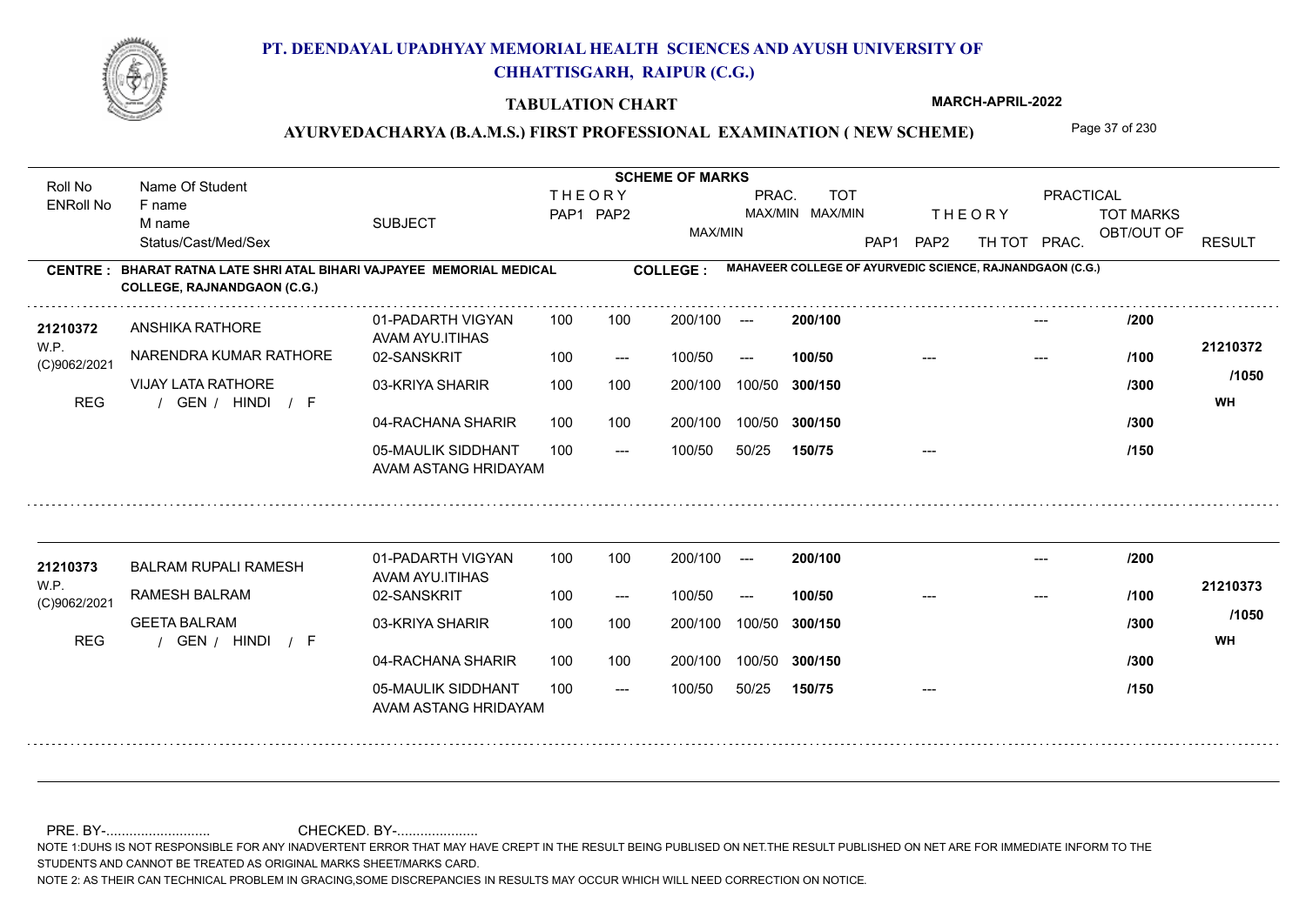# PT. DEENDAYAL UPADHYAY MEMORIAL HEALTH SCIENCES AND AYUSH UNIVERSITY OF CHHATTISGARH, RAIPUR (C.G.)

## TABULATION CHART

MARCH-APRIL-2022

### AYURVEDACHARYA (B.A.M.S.) FIRST PROFESSIONAL EXAMINATION ( NEW SCHEME)

**CENTRE : BHARAT RATNA LATE SHRI ATAL BIHARI VAJPAYEE MEMORIAL MEDICAL COLLEGE, RAJNANDGAON (C.G.)**

**COLLEGE : MAHAVEER COLLEGE OF AYURVEDIC SCIENCE, RAJNANDGAON (C.G.)**

| Roll No / ENRoll No | Name Of Student / F name / M name / Status/Cast/Med/Sex | SUBJECT | THEORY PAP1 | THEORY PAP2 | MAX/MIN | PRAC. MAX/MIN | TOT MAX/MIN | THEORY PAP1 | THEORY PAP2 | TH TOT | PRAC. | TOT MARKS OBT/OUT OF | RESULT |
|---|---|---|---|---|---|---|---|---|---|---|---|---|---|
| 21210372 | ANSHIKA RATHORE | 01-PADARTH VIGYAN AVAM AYU.ITIHAS | 100 | 100 | 200/100 | --- | 200/100 | | | | --- | /200 | 21210372 |
| W.P. (C)9062/2021 | NARENDRA KUMAR RATHORE | 02-SANSKRIT | 100 | --- | 100/50 | --- | 100/50 | | --- | | --- | /100 | /1050 |
| REG | VIJAY LATA RATHORE / GEN / HINDI / F | 03-KRIYA SHARIR | 100 | 100 | 200/100 | 100/50 | 300/150 | | | | | /300 | WH |
| | | 04-RACHANA SHARIR | 100 | 100 | 200/100 | 100/50 | 300/150 | | | | | /300 | |
| | | 05-MAULIK SIDDHANT AVAM ASTANG HRIDAYAM | 100 | --- | 100/50 | 50/25 | 150/75 | | --- | | | /150 | |
| 21210373 | BALRAM RUPALI RAMESH | 01-PADARTH VIGYAN AVAM AYU.ITIHAS | 100 | 100 | 200/100 | --- | 200/100 | | | | --- | /200 | 21210373 |
| W.P. (C)9062/2021 | RAMESH BALRAM | 02-SANSKRIT | 100 | --- | 100/50 | --- | 100/50 | | --- | | --- | /100 | /1050 |
| REG | GEETA BALRAM / GEN / HINDI / F | 03-KRIYA SHARIR | 100 | 100 | 200/100 | 100/50 | 300/150 | | | | | /300 | WH |
| | | 04-RACHANA SHARIR | 100 | 100 | 200/100 | 100/50 | 300/150 | | | | | /300 | |
| | | 05-MAULIK SIDDHANT AVAM ASTANG HRIDAYAM | 100 | --- | 100/50 | 50/25 | 150/75 | | --- | | | /150 | |

PRE. BY-........................... CHECKED. BY-.....................

NOTE 1:DUHS IS NOT RESPONSIBLE FOR ANY INADVERTENT ERROR THAT MAY HAVE CREPT IN THE RESULT BEING PUBLISED ON NET.THE RESULT PUBLISHED ON NET ARE FOR IMMEDIATE INFORM TO THE STUDENTS AND CANNOT BE TREATED AS ORIGINAL MARKS SHEET/MARKS CARD.

NOTE 2: AS THEIR CAN TECHNICAL PROBLEM IN GRACING,SOME DISCREPANCIES IN RESULTS MAY OCCUR WHICH WILL NEED CORRECTION ON NOTICE.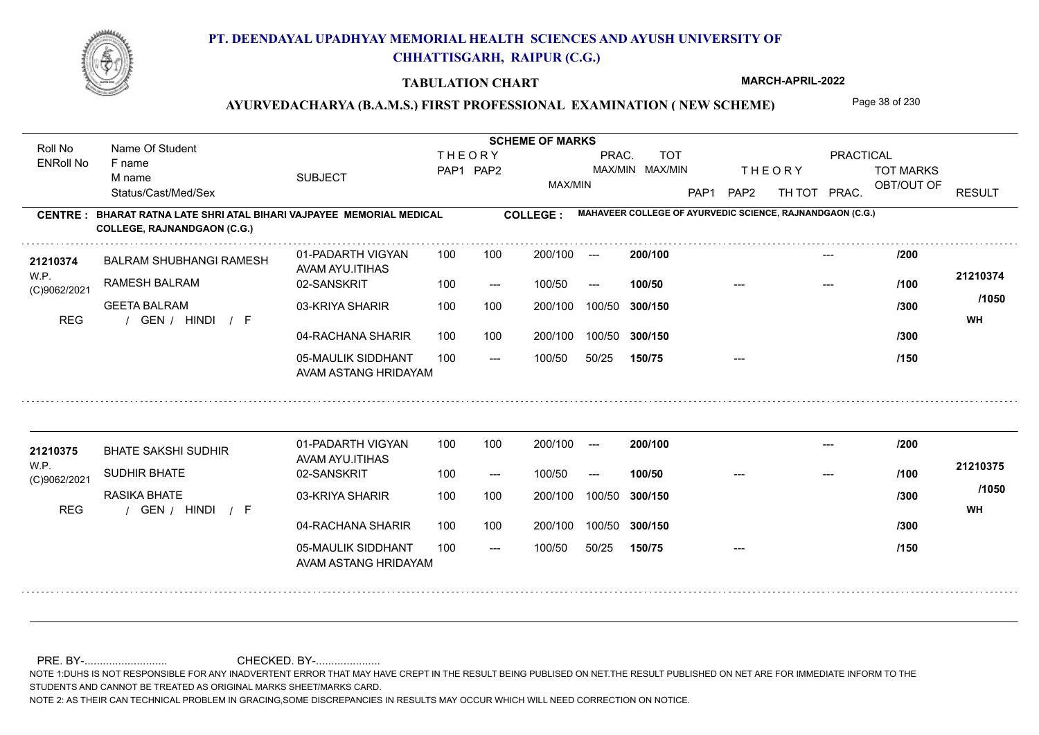# PT. DEENDAYAL UPADHYAY MEMORIAL HEALTH SCIENCES AND AYUSH UNIVERSITY OF CHHATTISGARH, RAIPUR (C.G.)

**TABULATION CHART**

**MARCH-APRIL-2022**

**AYURVEDACHARYA (B.A.M.S.) FIRST PROFESSIONAL EXAMINATION ( NEW SCHEME)**

**CENTRE : BHARAT RATNA LATE SHRI ATAL BIHARI VAJPAYEE MEMORIAL MEDICAL COLLEGE, RAJNANDGAON (C.G.)**

**COLLEGE : MAHAVEER COLLEGE OF AYURVEDIC SCIENCE, RAJNANDGAON (C.G.)**

| Roll No / ENRoll No | Name Of Student / F name / M name / Status/Cast/Med/Sex | SUBJECT | THEORY PAP1 | THEORY PAP2 | MAX/MIN | PRAC. MAX/MIN | TOT MAX/MIN | THEORY PAP1 | THEORY PAP2 | TH TOT | PRACTICAL PRAC. | TOT MARKS OBT/OUT OF | RESULT |
|---|---|---|---|---|---|---|---|---|---|---|---|---|---|
| 21210374 | BALRAM SHUBHANGI RAMESH | 01-PADARTH VIGYAN AVAM AYU.ITIHAS | 100 | 100 | 200/100 | --- | 200/100 | | | | --- | /200 | |
| W.P. | RAMESH BALRAM | 02-SANSKRIT | 100 | --- | 100/50 | --- | 100/50 | --- | | | --- | /100 | 21210374 |
| (C)9062/2021 | GEETA BALRAM | 03-KRIYA SHARIR | 100 | 100 | 200/100 | 100/50 | 300/150 | | | | | /300 | /1050 |
| REG | / GEN / HINDI / F | | | | | | | | | | | | WH |
| | | 04-RACHANA SHARIR | 100 | 100 | 200/100 | 100/50 | 300/150 | | | | | /300 | |
| | | 05-MAULIK SIDDHANT AVAM ASTANG HRIDAYAM | 100 | --- | 100/50 | 50/25 | 150/75 | --- | | | | /150 | |
| 21210375 | BHATE SAKSHI SUDHIR | 01-PADARTH VIGYAN AVAM AYU.ITIHAS | 100 | 100 | 200/100 | --- | 200/100 | | | | --- | /200 | |
| W.P. | SUDHIR BHATE | 02-SANSKRIT | 100 | --- | 100/50 | --- | 100/50 | --- | | | --- | /100 | 21210375 |
| (C)9062/2021 | RASIKA BHATE | 03-KRIYA SHARIR | 100 | 100 | 200/100 | 100/50 | 300/150 | | | | | /300 | /1050 |
| REG | / GEN / HINDI / F | | | | | | | | | | | | WH |
| | | 04-RACHANA SHARIR | 100 | 100 | 200/100 | 100/50 | 300/150 | | | | | /300 | |
| | | 05-MAULIK SIDDHANT AVAM ASTANG HRIDAYAM | 100 | --- | 100/50 | 50/25 | 150/75 | --- | | | | /150 | |

PRE. BY-........................... CHECKED. BY-.....................

NOTE 1:DUHS IS NOT RESPONSIBLE FOR ANY INADVERTENT ERROR THAT MAY HAVE CREPT IN THE RESULT BEING PUBLISED ON NET.THE RESULT PUBLISHED ON NET ARE FOR IMMEDIATE INFORM TO THE STUDENTS AND CANNOT BE TREATED AS ORIGINAL MARKS SHEET/MARKS CARD.

NOTE 2: AS THEIR CAN TECHNICAL PROBLEM IN GRACING,SOME DISCREPANCIES IN RESULTS MAY OCCUR WHICH WILL NEED CORRECTION ON NOTICE.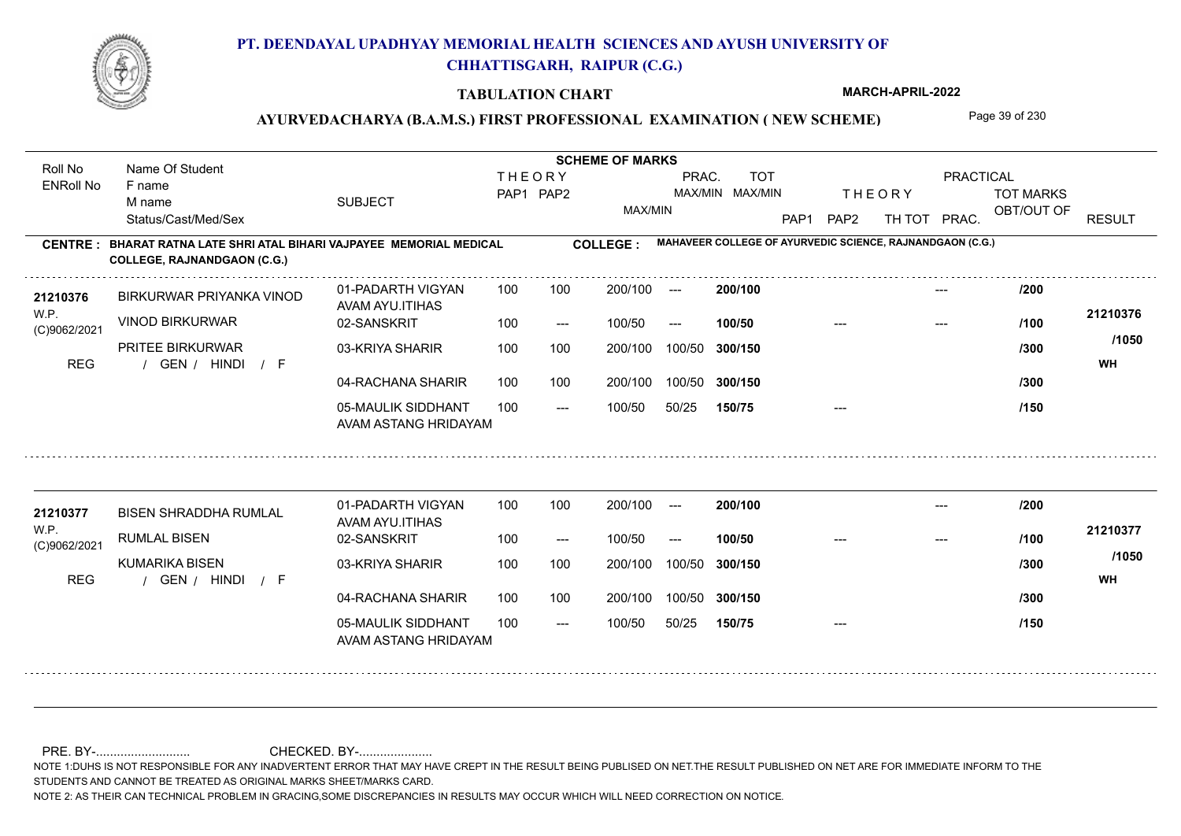# PT. DEENDAYAL UPADHYAY MEMORIAL HEALTH SCIENCES AND AYUSH UNIVERSITY OF CHHATTISGARH, RAIPUR (C.G.)

## TABULATION CHART

MARCH-APRIL-2022

### AYURVEDACHARYA (B.A.M.S.) FIRST PROFESSIONAL EXAMINATION ( NEW SCHEME)

**CENTRE : BHARAT RATNA LATE SHRI ATAL BIHARI VAJPAYEE MEMORIAL MEDICAL COLLEGE, RAJNANDGAON (C.G.)**

**COLLEGE : MAHAVEER COLLEGE OF AYURVEDIC SCIENCE, RAJNANDGAON (C.G.)**

| Roll No / ENRoll No | Name Of Student / F name / M name / Status/Cast/Med/Sex | SUBJECT | THEORY PAP1 | THEORY PAP2 | MAX/MIN | PRAC. MAX/MIN | TOT MAX/MIN | THEORY PAP1 | THEORY PAP2 | TH TOT | PRAC. | TOT MARKS OBT/OUT OF | RESULT |
|---|---|---|---|---|---|---|---|---|---|---|---|---|---|
| 21210376 | BIRKURWAR PRIYANKA VINOD | 01-PADARTH VIGYAN AVAM AYU.ITIHAS | 100 | 100 | 200/100 | --- | 200/100 | | | | --- | /200 | 21210376 |
| W.P. (C)9062/2021 | VINOD BIRKURWAR | 02-SANSKRIT | 100 | --- | 100/50 | --- | 100/50 | --- | | | --- | /100 | /1050 |
| | PRITEE BIRKURWAR | 03-KRIYA SHARIR | 100 | 100 | 200/100 | 100/50 | 300/150 | | | | | /300 | |
| REG | / GEN / HINDI / F | 04-RACHANA SHARIR | 100 | 100 | 200/100 | 100/50 | 300/150 | | | | | /300 | WH |
| | | 05-MAULIK SIDDHANT AVAM ASTANG HRIDAYAM | 100 | --- | 100/50 | 50/25 | 150/75 | --- | | | | /150 | |
| 21210377 | BISEN SHRADDHA RUMLAL | 01-PADARTH VIGYAN AVAM AYU.ITIHAS | 100 | 100 | 200/100 | --- | 200/100 | | | | --- | /200 | 21210377 |
| W.P. (C)9062/2021 | RUMLAL BISEN | 02-SANSKRIT | 100 | --- | 100/50 | --- | 100/50 | --- | | | --- | /100 | /1050 |
| | KUMARIKA BISEN | 03-KRIYA SHARIR | 100 | 100 | 200/100 | 100/50 | 300/150 | | | | | /300 | |
| REG | / GEN / HINDI / F | 04-RACHANA SHARIR | 100 | 100 | 200/100 | 100/50 | 300/150 | | | | | /300 | WH |
| | | 05-MAULIK SIDDHANT AVAM ASTANG HRIDAYAM | 100 | --- | 100/50 | 50/25 | 150/75 | --- | | | | /150 | |

PRE. BY-........................... CHECKED. BY-.....................

NOTE 1:DUHS IS NOT RESPONSIBLE FOR ANY INADVERTENT ERROR THAT MAY HAVE CREPT IN THE RESULT BEING PUBLISED ON NET.THE RESULT PUBLISHED ON NET ARE FOR IMMEDIATE INFORM TO THE STUDENTS AND CANNOT BE TREATED AS ORIGINAL MARKS SHEET/MARKS CARD.

NOTE 2: AS THEIR CAN TECHNICAL PROBLEM IN GRACING,SOME DISCREPANCIES IN RESULTS MAY OCCUR WHICH WILL NEED CORRECTION ON NOTICE.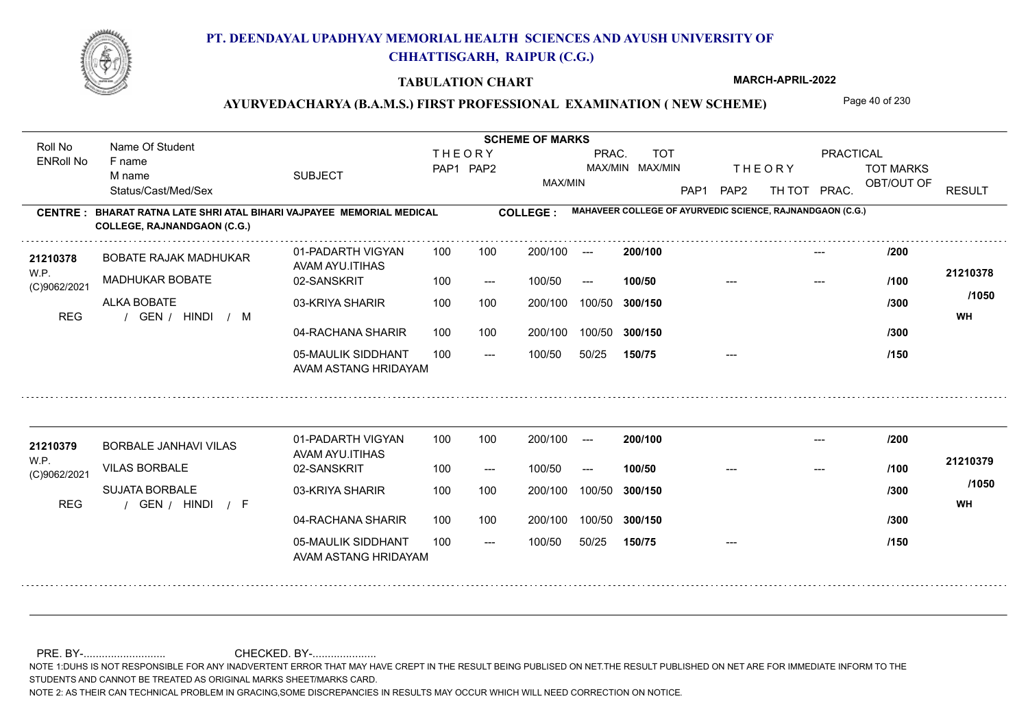# PT. DEENDAYAL UPADHYAY MEMORIAL HEALTH SCIENCES AND AYUSH UNIVERSITY OF CHHATTISGARH, RAIPUR (C.G.)

## TABULATION CHART

MARCH-APRIL-2022

## AYURVEDACHARYA (B.A.M.S.) FIRST PROFESSIONAL EXAMINATION ( NEW SCHEME)

| Roll No / ENRoll No | Name Of Student / F name / M name / Status/Cast/Med/Sex | SUBJECT | THEORY PAP1 | THEORY PAP2 | MAX/MIN | PRAC. MAX/MIN | TOT MAX/MIN | THEORY PAP1 | THEORY PAP2 | TH TOT | PRAC. | TOT MARKS OBT/OUT OF | RESULT |
|---|---|---|---|---|---|---|---|---|---|---|---|---|---|

**CENTRE : BHARAT RATNA LATE SHRI ATAL BIHARI VAJPAYEE MEMORIAL MEDICAL COLLEGE, RAJNANDGAON (C.G.)**

**COLLEGE : MAHAVEER COLLEGE OF AYURVEDIC SCIENCE, RAJNANDGAON (C.G.)**

| Roll No / ENRoll No | Name Of Student / F name / M name / Status/Cast/Med/Sex | SUBJECT | THEORY PAP1 | THEORY PAP2 | MAX/MIN | PRAC. MAX/MIN | TOT MAX/MIN | THEORY PAP1 | THEORY PAP2 | TH TOT | PRAC. | TOT MARKS OBT/OUT OF | RESULT |
|---|---|---|---|---|---|---|---|---|---|---|---|---|---|
| 21210378 | BOBATE RAJAK MADHUKAR | 01-PADARTH VIGYAN AVAM AYU.ITIHAS | 100 | 100 | 200/100 | --- | 200/100 | | | | --- | /200 | 21210378 |
| W.P. | MADHUKAR BOBATE | 02-SANSKRIT | 100 | --- | 100/50 | --- | 100/50 | --- | | | --- | /100 | |
| (C)9062/2021 | ALKA BOBATE | 03-KRIYA SHARIR | 100 | 100 | 200/100 | 100/50 | 300/150 | | | | | /300 | /1050 |
| REG | / GEN / HINDI / M | 04-RACHANA SHARIR | 100 | 100 | 200/100 | 100/50 | 300/150 | | | | | /300 | WH |
| | | 05-MAULIK SIDDHANT AVAM ASTANG HRIDAYAM | 100 | --- | 100/50 | 50/25 | 150/75 | --- | | | | /150 | |
| 21210379 | BORBALE JANHAVI VILAS | 01-PADARTH VIGYAN AVAM AYU.ITIHAS | 100 | 100 | 200/100 | --- | 200/100 | | | | --- | /200 | 21210379 |
| W.P. | VILAS BORBALE | 02-SANSKRIT | 100 | --- | 100/50 | --- | 100/50 | --- | | | --- | /100 | |
| (C)9062/2021 | SUJATA BORBALE | 03-KRIYA SHARIR | 100 | 100 | 200/100 | 100/50 | 300/150 | | | | | /300 | /1050 |
| REG | / GEN / HINDI / F | 04-RACHANA SHARIR | 100 | 100 | 200/100 | 100/50 | 300/150 | | | | | /300 | WH |
| | | 05-MAULIK SIDDHANT AVAM ASTANG HRIDAYAM | 100 | --- | 100/50 | 50/25 | 150/75 | --- | | | | /150 | |

PRE. BY-.......................... CHECKED. BY-.....................

NOTE 1:DUHS IS NOT RESPONSIBLE FOR ANY INADVERTENT ERROR THAT MAY HAVE CREPT IN THE RESULT BEING PUBLISED ON NET.THE RESULT PUBLISHED ON NET ARE FOR IMMEDIATE INFORM TO THE STUDENTS AND CANNOT BE TREATED AS ORIGINAL MARKS SHEET/MARKS CARD.

NOTE 2: AS THEIR CAN TECHNICAL PROBLEM IN GRACING,SOME DISCREPANCIES IN RESULTS MAY OCCUR WHICH WILL NEED CORRECTION ON NOTICE.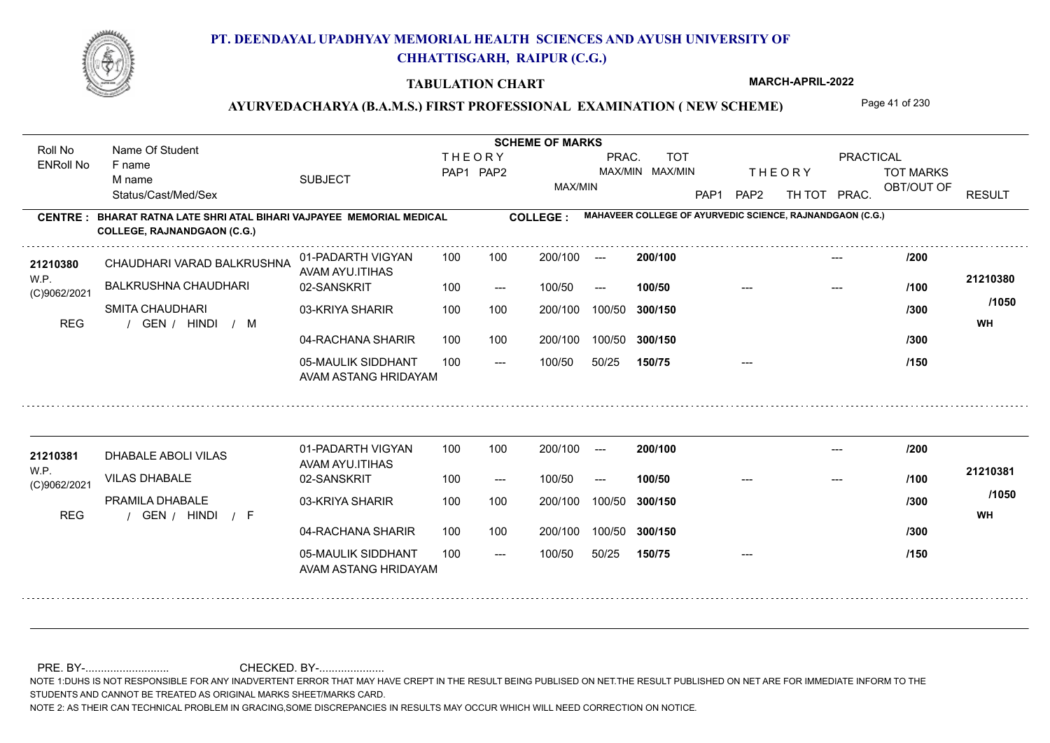# PT. DEENDAYAL UPADHYAY MEMORIAL HEALTH SCIENCES AND AYUSH UNIVERSITY OF CHHATTISGARH, RAIPUR (C.G.)

**TABULATION CHART** — MARCH-APRIL-2022

## AYURVEDACHARYA (B.A.M.S.) FIRST PROFESSIONAL EXAMINATION ( NEW SCHEME)

**CENTRE : BHARAT RATNA LATE SHRI ATAL BIHARI VAJPAYEE MEMORIAL MEDICAL COLLEGE, RAJNANDGAON (C.G.)**

**COLLEGE : MAHAVEER COLLEGE OF AYURVEDIC SCIENCE, RAJNANDGAON (C.G.)**

| Roll No / ENRoll No | Name Of Student / F name / M name / Status/Cast/Med/Sex | SUBJECT | THEORY PAP1 | THEORY PAP2 | MAX/MIN | PRAC. MAX/MIN | TOT MAX/MIN | THEORY PAP1 | THEORY PAP2 | TH TOT | PRACTICAL PRAC. | TOT MARKS OBT/OUT OF | RESULT |
|---|---|---|---|---|---|---|---|---|---|---|---|---|---|
| 21210380 | CHAUDHARI VARAD BALKRUSHNA | 01-PADARTH VIGYAN AVAM AYU.ITIHAS | 100 | 100 | 200/100 | --- | 200/100 | | | | --- | /200 | 21210380 |
| W.P. (C)9062/2021 | BALKRUSHNA CHAUDHARI | 02-SANSKRIT | 100 | --- | 100/50 | --- | 100/50 | --- | | | --- | /100 | /1050 |
| | SMITA CHAUDHARI | 03-KRIYA SHARIR | 100 | 100 | 200/100 | 100/50 | 300/150 | | | | | /300 | WH |
| REG | / GEN / HINDI / M | 04-RACHANA SHARIR | 100 | 100 | 200/100 | 100/50 | 300/150 | | | | | /300 | |
| | | 05-MAULIK SIDDHANT AVAM ASTANG HRIDAYAM | 100 | --- | 100/50 | 50/25 | 150/75 | --- | | | | /150 | |
| 21210381 | DHABALE ABOLI VILAS | 01-PADARTH VIGYAN AVAM AYU.ITIHAS | 100 | 100 | 200/100 | --- | 200/100 | | | | --- | /200 | 21210381 |
| W.P. (C)9062/2021 | VILAS DHABALE | 02-SANSKRIT | 100 | --- | 100/50 | --- | 100/50 | --- | | | --- | /100 | /1050 |
| | PRAMILA DHABALE | 03-KRIYA SHARIR | 100 | 100 | 200/100 | 100/50 | 300/150 | | | | | /300 | WH |
| REG | / GEN / HINDI / F | 04-RACHANA SHARIR | 100 | 100 | 200/100 | 100/50 | 300/150 | | | | | /300 | |
| | | 05-MAULIK SIDDHANT AVAM ASTANG HRIDAYAM | 100 | --- | 100/50 | 50/25 | 150/75 | --- | | | | /150 | |

PRE. BY-........................... CHECKED. BY-.....................

NOTE 1:DUHS IS NOT RESPONSIBLE FOR ANY INADVERTENT ERROR THAT MAY HAVE CREPT IN THE RESULT BEING PUBLISED ON NET.THE RESULT PUBLISHED ON NET ARE FOR IMMEDIATE INFORM TO THE STUDENTS AND CANNOT BE TREATED AS ORIGINAL MARKS SHEET/MARKS CARD.

NOTE 2: AS THEIR CAN TECHNICAL PROBLEM IN GRACING,SOME DISCREPANCIES IN RESULTS MAY OCCUR WHICH WILL NEED CORRECTION ON NOTICE.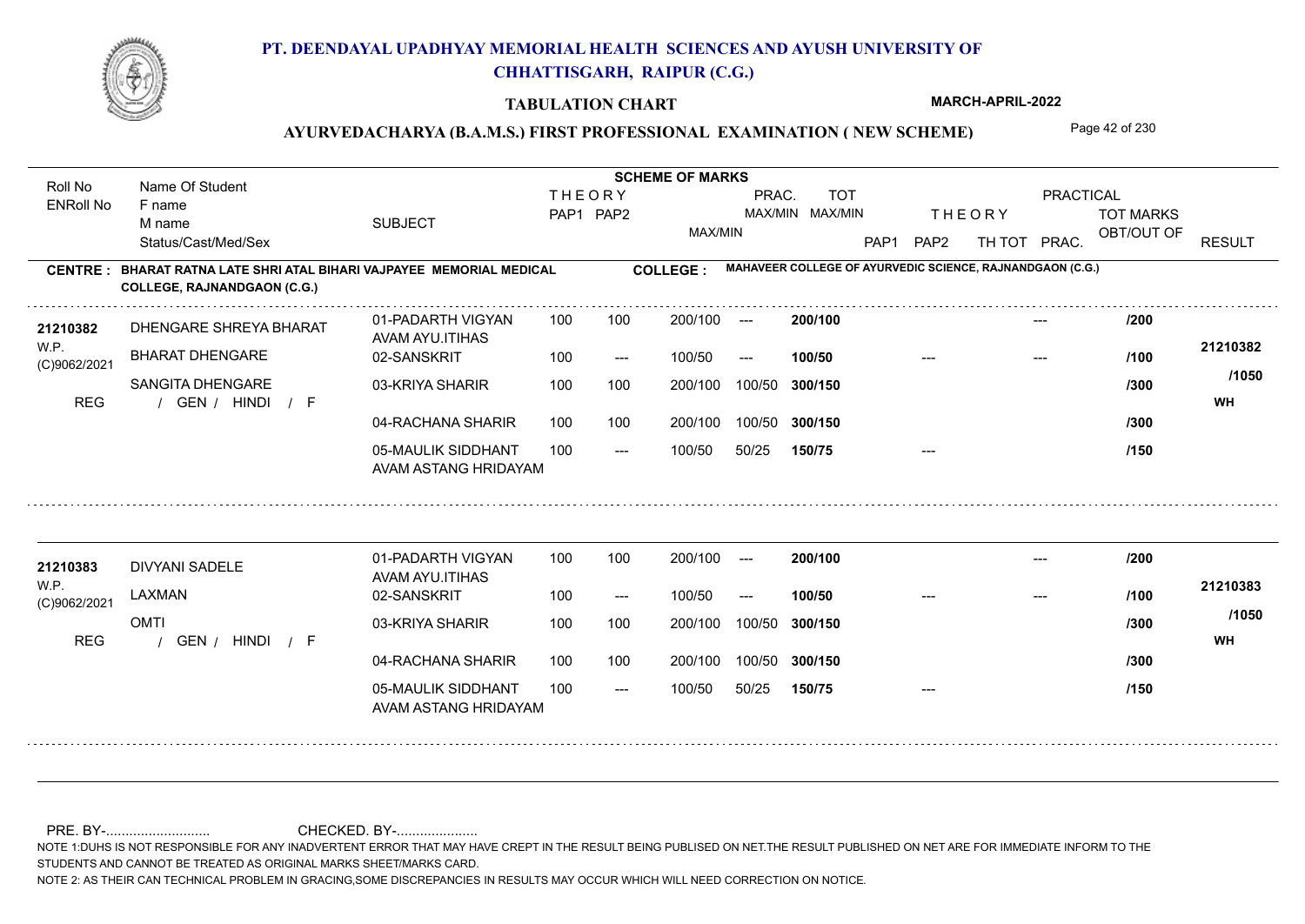# PT. DEENDAYAL UPADHYAY MEMORIAL HEALTH SCIENCES AND AYUSH UNIVERSITY OF CHHATTISGARH, RAIPUR (C.G.)

**TABULATION CHART** — MARCH-APRIL-2022

**AYURVEDACHARYA (B.A.M.S.) FIRST PROFESSIONAL EXAMINATION ( NEW SCHEME)**

**CENTRE : BHARAT RATNA LATE SHRI ATAL BIHARI VAJPAYEE MEMORIAL MEDICAL COLLEGE, RAJNANDGAON (C.G.)**

**COLLEGE : MAHAVEER COLLEGE OF AYURVEDIC SCIENCE, RAJNANDGAON (C.G.)**

| Roll No / ENRoll No | Name Of Student / F name / M name / Status/Cast/Med/Sex | SUBJECT | THEORY PAP1 | THEORY PAP2 | MAX/MIN | PRAC. MAX/MIN | TOT MAX/MIN | THEORY PAP1 | THEORY PAP2 | TH TOT | PRAC. | TOT MARKS OBT/OUT OF | RESULT |
|---|---|---|---|---|---|---|---|---|---|---|---|---|---|
| 21210382 | DHENGARE SHREYA BHARAT | 01-PADARTH VIGYAN AVAM AYU.ITIHAS | 100 | 100 | 200/100 | --- | 200/100 | | | | --- | /200 | 21210382 |
| W.P. (C)9062/2021 | BHARAT DHENGARE | 02-SANSKRIT | 100 | --- | 100/50 | --- | 100/50 | | --- | | --- | /100 | /1050 |
| | SANGITA DHENGARE | 03-KRIYA SHARIR | 100 | 100 | 200/100 | 100/50 | 300/150 | | | | | /300 | WH |
| REG | / GEN / HINDI / F | 04-RACHANA SHARIR | 100 | 100 | 200/100 | 100/50 | 300/150 | | | | | /300 | |
| | | 05-MAULIK SIDDHANT AVAM ASTANG HRIDAYAM | 100 | --- | 100/50 | 50/25 | 150/75 | | --- | | | /150 | |
| 21210383 | DIVYANI SADELE | 01-PADARTH VIGYAN AVAM AYU.ITIHAS | 100 | 100 | 200/100 | --- | 200/100 | | | | --- | /200 | 21210383 |
| W.P. (C)9062/2021 | LAXMAN | 02-SANSKRIT | 100 | --- | 100/50 | --- | 100/50 | | --- | | --- | /100 | /1050 |
| | OMTI | 03-KRIYA SHARIR | 100 | 100 | 200/100 | 100/50 | 300/150 | | | | | /300 | WH |
| REG | / GEN / HINDI / F | 04-RACHANA SHARIR | 100 | 100 | 200/100 | 100/50 | 300/150 | | | | | /300 | |
| | | 05-MAULIK SIDDHANT AVAM ASTANG HRIDAYAM | 100 | --- | 100/50 | 50/25 | 150/75 | | --- | | | /150 | |

PRE. BY-........................... CHECKED. BY-.....................

NOTE 1:DUHS IS NOT RESPONSIBLE FOR ANY INADVERTENT ERROR THAT MAY HAVE CREPT IN THE RESULT BEING PUBLISED ON NET.THE RESULT PUBLISHED ON NET ARE FOR IMMEDIATE INFORM TO THE STUDENTS AND CANNOT BE TREATED AS ORIGINAL MARKS SHEET/MARKS CARD.

NOTE 2: AS THEIR CAN TECHNICAL PROBLEM IN GRACING,SOME DISCREPANCIES IN RESULTS MAY OCCUR WHICH WILL NEED CORRECTION ON NOTICE.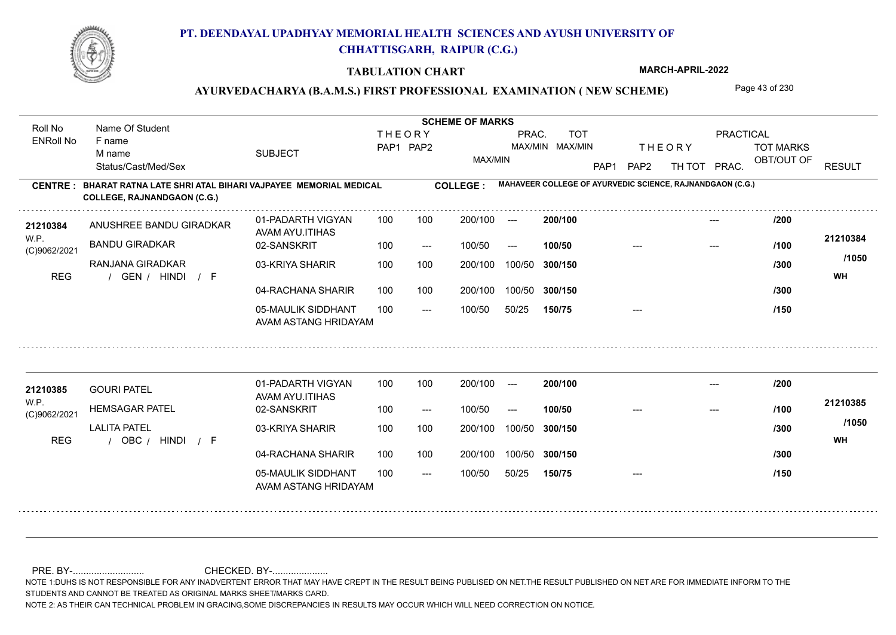# PT. DEENDAYAL UPADHYAY MEMORIAL HEALTH SCIENCES AND AYUSH UNIVERSITY OF CHHATTISGARH, RAIPUR (C.G.)

## TABULATION CHART

MARCH-APRIL-2022

### AYURVEDACHARYA (B.A.M.S.) FIRST PROFESSIONAL EXAMINATION ( NEW SCHEME)

| Roll No / ENRoll No | Name Of Student / F name / M name / Status/Cast/Med/Sex | SUBJECT | THEORY PAP1 | THEORY PAP2 | MAX/MIN | PRAC. MAX/MIN | TOT MAX/MIN | THEORY PAP1 | THEORY PAP2 | TH TOT | PRAC. | TOT MARKS OBT/OUT OF | RESULT |
|---|---|---|---|---|---|---|---|---|---|---|---|---|---|

**CENTRE : BHARAT RATNA LATE SHRI ATAL BIHARI VAJPAYEE MEMORIAL MEDICAL COLLEGE, RAJNANDGAON (C.G.)**

**COLLEGE : MAHAVEER COLLEGE OF AYURVEDIC SCIENCE, RAJNANDGAON (C.G.)**

| Roll No / ENRoll No | Name Of Student / F name / M name / Status/Cast/Med/Sex | SUBJECT | THEORY PAP1 | THEORY PAP2 | MAX/MIN | PRAC. MAX/MIN | TOT MAX/MIN | THEORY PAP1 | THEORY PAP2 | TH TOT | PRAC. | TOT MARKS OBT/OUT OF | RESULT |
|---|---|---|---|---|---|---|---|---|---|---|---|---|---|
| 21210384 | ANUSHREE BANDU GIRADKAR | 01-PADARTH VIGYAN AVAM AYU.ITIHAS | 100 | 100 | 200/100 | --- | 200/100 | | | | --- | /200 | 21210384 |
| W.P. | BANDU GIRADKAR | 02-SANSKRIT | 100 | --- | 100/50 | --- | 100/50 | --- | | | --- | /100 | /1050 |
| (C)9062/2021 | RANJANA GIRADKAR | 03-KRIYA SHARIR | 100 | 100 | 200/100 | 100/50 | 300/150 | | | | | /300 | WH |
| REG | / GEN / HINDI / F | 04-RACHANA SHARIR | 100 | 100 | 200/100 | 100/50 | 300/150 | | | | | /300 | |
| | | 05-MAULIK SIDDHANT AVAM ASTANG HRIDAYAM | 100 | --- | 100/50 | 50/25 | 150/75 | --- | | | | /150 | |
| 21210385 | GOURI PATEL | 01-PADARTH VIGYAN AVAM AYU.ITIHAS | 100 | 100 | 200/100 | --- | 200/100 | | | | --- | /200 | 21210385 |
| W.P. | HEMSAGAR PATEL | 02-SANSKRIT | 100 | --- | 100/50 | --- | 100/50 | --- | | | --- | /100 | /1050 |
| (C)9062/2021 | LALITA PATEL | 03-KRIYA SHARIR | 100 | 100 | 200/100 | 100/50 | 300/150 | | | | | /300 | WH |
| REG | / OBC / HINDI / F | 04-RACHANA SHARIR | 100 | 100 | 200/100 | 100/50 | 300/150 | | | | | /300 | |
| | | 05-MAULIK SIDDHANT AVAM ASTANG HRIDAYAM | 100 | --- | 100/50 | 50/25 | 150/75 | --- | | | | /150 | |

PRE. BY-........................... CHECKED. BY-.....................

NOTE 1:DUHS IS NOT RESPONSIBLE FOR ANY INADVERTENT ERROR THAT MAY HAVE CREPT IN THE RESULT BEING PUBLISED ON NET.THE RESULT PUBLISHED ON NET ARE FOR IMMEDIATE INFORM TO THE STUDENTS AND CANNOT BE TREATED AS ORIGINAL MARKS SHEET/MARKS CARD.

NOTE 2: AS THEIR CAN TECHNICAL PROBLEM IN GRACING,SOME DISCREPANCIES IN RESULTS MAY OCCUR WHICH WILL NEED CORRECTION ON NOTICE.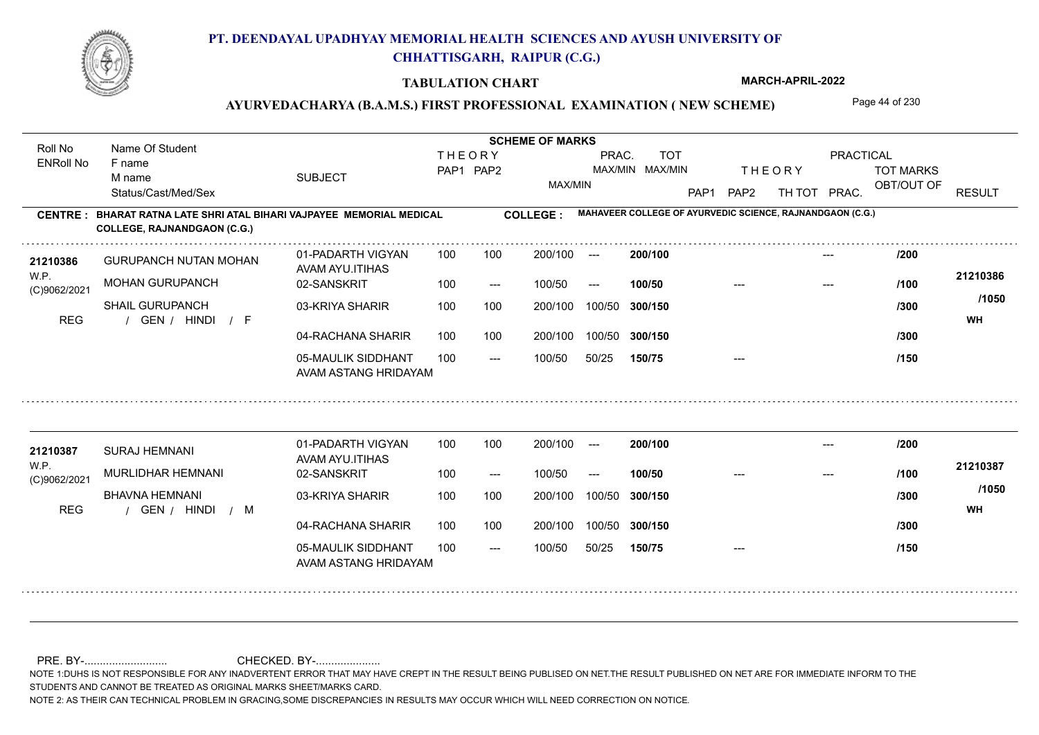# PT. DEENDAYAL UPADHYAY MEMORIAL HEALTH SCIENCES AND AYUSH UNIVERSITY OF CHHATTISGARH, RAIPUR (C.G.)

**TABULATION CHART** MARCH-APRIL-2022

**AYURVEDACHARYA (B.A.M.S.) FIRST PROFESSIONAL EXAMINATION ( NEW SCHEME)**

**CENTRE : BHARAT RATNA LATE SHRI ATAL BIHARI VAJPAYEE MEMORIAL MEDICAL COLLEGE, RAJNANDGAON (C.G.)**

**COLLEGE : MAHAVEER COLLEGE OF AYURVEDIC SCIENCE, RAJNANDGAON (C.G.)**

| Roll No / ENRoll No | Name Of Student / F name / M name / Status/Cast/Med/Sex | SUBJECT | THEORY PAP1 | THEORY PAP2 | MAX/MIN | PRAC. MAX/MIN | TOT MAX/MIN | THEORY PAP1 | THEORY PAP2 | TH TOT | PRAC. | TOT MARKS OBT/OUT OF | RESULT |
|---|---|---|---|---|---|---|---|---|---|---|---|---|---|
| 21210386 | GURUPANCH NUTAN MOHAN | 01-PADARTH VIGYAN AVAM AYU.ITIHAS | 100 | 100 | 200/100 | --- | 200/100 | | | | --- | /200 | 21210386 |
| W.P. | MOHAN GURUPANCH | 02-SANSKRIT | 100 | --- | 100/50 | --- | 100/50 | | --- | | --- | /100 | |
| (C)9062/2021 | SHAIL GURUPANCH | 03-KRIYA SHARIR | 100 | 100 | 200/100 | 100/50 | 300/150 | | | | | /300 | /1050 |
| REG | / GEN / HINDI / F | 04-RACHANA SHARIR | 100 | 100 | 200/100 | 100/50 | 300/150 | | | | | /300 | WH |
| | | 05-MAULIK SIDDHANT AVAM ASTANG HRIDAYAM | 100 | --- | 100/50 | 50/25 | 150/75 | | --- | | | /150 | |
| 21210387 | SURAJ HEMNANI | 01-PADARTH VIGYAN AVAM AYU.ITIHAS | 100 | 100 | 200/100 | --- | 200/100 | | | | --- | /200 | 21210387 |
| W.P. | MURLIDHAR HEMNANI | 02-SANSKRIT | 100 | --- | 100/50 | --- | 100/50 | | --- | | --- | /100 | |
| (C)9062/2021 | BHAVNA HEMNANI | 03-KRIYA SHARIR | 100 | 100 | 200/100 | 100/50 | 300/150 | | | | | /300 | /1050 |
| REG | / GEN / HINDI / M | 04-RACHANA SHARIR | 100 | 100 | 200/100 | 100/50 | 300/150 | | | | | /300 | WH |
| | | 05-MAULIK SIDDHANT AVAM ASTANG HRIDAYAM | 100 | --- | 100/50 | 50/25 | 150/75 | | --- | | | /150 | |

PRE. BY-.......................... CHECKED. BY-.....................

NOTE 1:DUHS IS NOT RESPONSIBLE FOR ANY INADVERTENT ERROR THAT MAY HAVE CREPT IN THE RESULT BEING PUBLISED ON NET.THE RESULT PUBLISHED ON NET ARE FOR IMMEDIATE INFORM TO THE STUDENTS AND CANNOT BE TREATED AS ORIGINAL MARKS SHEET/MARKS CARD.

NOTE 2: AS THEIR CAN TECHNICAL PROBLEM IN GRACING,SOME DISCREPANCIES IN RESULTS MAY OCCUR WHICH WILL NEED CORRECTION ON NOTICE.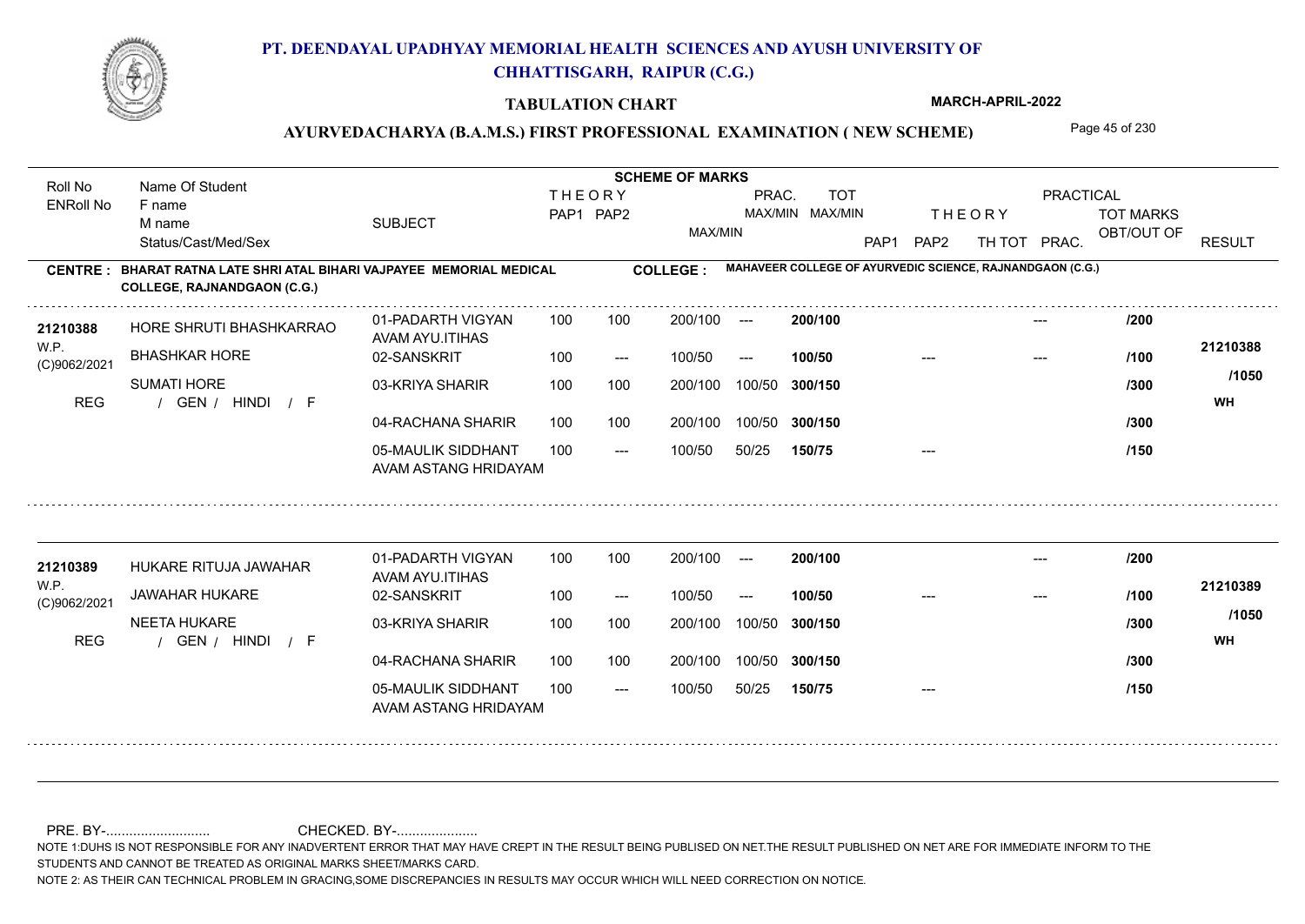# PT. DEENDAYAL UPADHYAY MEMORIAL HEALTH SCIENCES AND AYUSH UNIVERSITY OF CHHATTISGARH, RAIPUR (C.G.)

**TABULATION CHART** — MARCH-APRIL-2022

**AYURVEDACHARYA (B.A.M.S.) FIRST PROFESSIONAL EXAMINATION ( NEW SCHEME)**

| Roll No / ENRoll No | Name Of Student / F name / M name / Status/Cast/Med/Sex | SUBJECT | THEORY PAP1 | THEORY PAP2 | MAX/MIN | PRAC. MAX/MIN | TOT MAX/MIN | THEORY PAP1 | THEORY PAP2 | TH TOT | PRAC. | TOT MARKS OBT/OUT OF | RESULT |
|---|---|---|---|---|---|---|---|---|---|---|---|---|---|

**CENTRE : BHARAT RATNA LATE SHRI ATAL BIHARI VAJPAYEE MEMORIAL MEDICAL COLLEGE, RAJNANDGAON (C.G.)**

**COLLEGE : MAHAVEER COLLEGE OF AYURVEDIC SCIENCE, RAJNANDGAON (C.G.)**

| Roll No / ENRoll No | Name Of Student / F name / M name / Status/Cast/Med/Sex | SUBJECT | THEORY PAP1 | THEORY PAP2 | MAX/MIN | PRAC. MAX/MIN | TOT MAX/MIN | THEORY PAP1 | THEORY PAP2 | TH TOT | PRAC. | TOT MARKS OBT/OUT OF | RESULT |
|---|---|---|---|---|---|---|---|---|---|---|---|---|---|
| 21210388 | HORE SHRUTI BHASHKARRAO | 01-PADARTH VIGYAN AVAM AYU.ITIHAS | 100 | 100 | 200/100 | --- | 200/100 | | | | --- | /200 | 21210388 |
| W.P. (C)9062/2021 | BHASHKAR HORE | 02-SANSKRIT | 100 | --- | 100/50 | --- | 100/50 | --- | | | --- | /100 | /1050 |
| | SUMATI HORE | 03-KRIYA SHARIR | 100 | 100 | 200/100 | 100/50 | 300/150 | | | | | /300 | WH |
| REG | / GEN / HINDI / F | 04-RACHANA SHARIR | 100 | 100 | 200/100 | 100/50 | 300/150 | | | | | /300 | |
| | | 05-MAULIK SIDDHANT AVAM ASTANG HRIDAYAM | 100 | --- | 100/50 | 50/25 | 150/75 | --- | | | | /150 | |
| 21210389 | HUKARE RITUJA JAWAHAR | 01-PADARTH VIGYAN AVAM AYU.ITIHAS | 100 | 100 | 200/100 | --- | 200/100 | | | | --- | /200 | 21210389 |
| W.P. (C)9062/2021 | JAWAHAR HUKARE | 02-SANSKRIT | 100 | --- | 100/50 | --- | 100/50 | --- | | | --- | /100 | /1050 |
| | NEETA HUKARE | 03-KRIYA SHARIR | 100 | 100 | 200/100 | 100/50 | 300/150 | | | | | /300 | WH |
| REG | / GEN / HINDI / F | 04-RACHANA SHARIR | 100 | 100 | 200/100 | 100/50 | 300/150 | | | | | /300 | |
| | | 05-MAULIK SIDDHANT AVAM ASTANG HRIDAYAM | 100 | --- | 100/50 | 50/25 | 150/75 | --- | | | | /150 | |

PRE. BY-.......................... CHECKED. BY-.....................

NOTE 1:DUHS IS NOT RESPONSIBLE FOR ANY INADVERTENT ERROR THAT MAY HAVE CREPT IN THE RESULT BEING PUBLISED ON NET.THE RESULT PUBLISHED ON NET ARE FOR IMMEDIATE INFORM TO THE STUDENTS AND CANNOT BE TREATED AS ORIGINAL MARKS SHEET/MARKS CARD.

NOTE 2: AS THEIR CAN TECHNICAL PROBLEM IN GRACING,SOME DISCREPANCIES IN RESULTS MAY OCCUR WHICH WILL NEED CORRECTION ON NOTICE.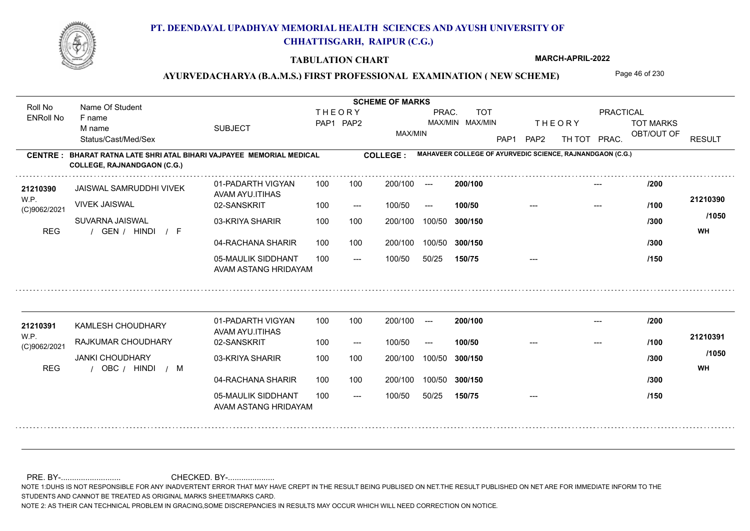# PT. DEENDAYAL UPADHYAY MEMORIAL HEALTH SCIENCES AND AYUSH UNIVERSITY OF CHHATTISGARH, RAIPUR (C.G.)

**TABULATION CHART**

**MARCH-APRIL-2022**

**AYURVEDACHARYA (B.A.M.S.) FIRST PROFESSIONAL EXAMINATION ( NEW SCHEME)**

**CENTRE : BHARAT RATNA LATE SHRI ATAL BIHARI VAJPAYEE MEMORIAL MEDICAL COLLEGE, RAJNANDGAON (C.G.)**

**COLLEGE : MAHAVEER COLLEGE OF AYURVEDIC SCIENCE, RAJNANDGAON (C.G.)**

| Roll No / ENRoll No | Name Of Student / F name / M name / Status/Cast/Med/Sex | SUBJECT | THEORY PAP1 | THEORY PAP2 | MAX/MIN | PRAC. MAX/MIN | TOT MAX/MIN | THEORY PAP1 | THEORY PAP2 | TH TOT | PRAC. | TOT MARKS OBT/OUT OF | RESULT |
|---|---|---|---|---|---|---|---|---|---|---|---|---|---|
| 21210390 | JAISWAL SAMRUDDHI VIVEK | 01-PADARTH VIGYAN AVAM AYU.ITIHAS | 100 | 100 | 200/100 | --- | 200/100 | | | | --- | /200 | 21210390 |
| W.P. (C)9062/2021 | VIVEK JAISWAL | 02-SANSKRIT | 100 | --- | 100/50 | --- | 100/50 | | --- | | --- | /100 | /1050 |
| | SUVARNA JAISWAL | 03-KRIYA SHARIR | 100 | 100 | 200/100 | 100/50 | 300/150 | | | | | /300 | WH |
| REG | / GEN / HINDI / F | 04-RACHANA SHARIR | 100 | 100 | 200/100 | 100/50 | 300/150 | | | | | /300 | |
| | | 05-MAULIK SIDDHANT AVAM ASTANG HRIDAYAM | 100 | --- | 100/50 | 50/25 | 150/75 | | --- | | | /150 | |
| 21210391 | KAMLESH CHOUDHARY | 01-PADARTH VIGYAN AVAM AYU.ITIHAS | 100 | 100 | 200/100 | --- | 200/100 | | | | --- | /200 | 21210391 |
| W.P. (C)9062/2021 | RAJKUMAR CHOUDHARY | 02-SANSKRIT | 100 | --- | 100/50 | --- | 100/50 | | --- | | --- | /100 | /1050 |
| | JANKI CHOUDHARY | 03-KRIYA SHARIR | 100 | 100 | 200/100 | 100/50 | 300/150 | | | | | /300 | WH |
| REG | / OBC / HINDI / M | 04-RACHANA SHARIR | 100 | 100 | 200/100 | 100/50 | 300/150 | | | | | /300 | |
| | | 05-MAULIK SIDDHANT AVAM ASTANG HRIDAYAM | 100 | --- | 100/50 | 50/25 | 150/75 | | --- | | | /150 | |

PRE. BY-........................... CHECKED. BY-.....................

NOTE 1:DUHS IS NOT RESPONSIBLE FOR ANY INADVERTENT ERROR THAT MAY HAVE CREPT IN THE RESULT BEING PUBLISED ON NET.THE RESULT PUBLISHED ON NET ARE FOR IMMEDIATE INFORM TO THE STUDENTS AND CANNOT BE TREATED AS ORIGINAL MARKS SHEET/MARKS CARD.

NOTE 2: AS THEIR CAN TECHNICAL PROBLEM IN GRACING,SOME DISCREPANCIES IN RESULTS MAY OCCUR WHICH WILL NEED CORRECTION ON NOTICE.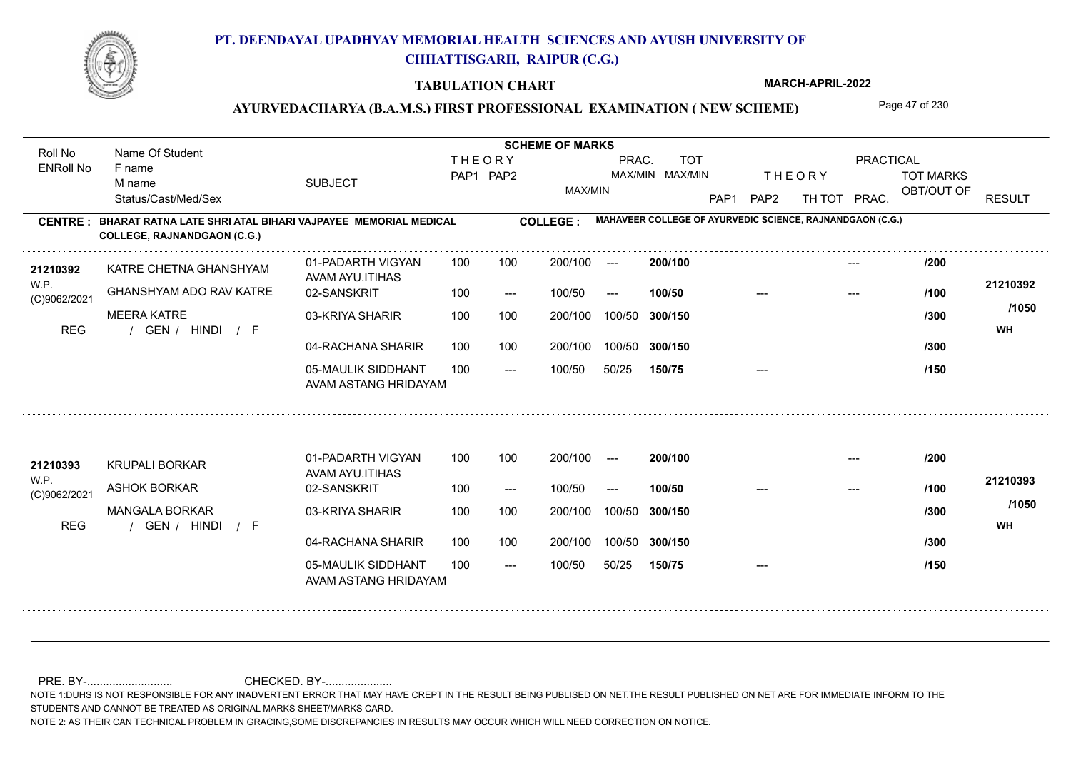# PT. DEENDAYAL UPADHYAY MEMORIAL HEALTH SCIENCES AND AYUSH UNIVERSITY OF CHHATTISGARH, RAIPUR (C.G.)

## TABULATION CHART

MARCH-APRIL-2022

## AYURVEDACHARYA (B.A.M.S.) FIRST PROFESSIONAL EXAMINATION ( NEW SCHEME)

| Roll No / ENRoll No | Name Of Student / F name / M name / Status/Cast/Med/Sex | SUBJECT | THEORY PAP1 | THEORY PAP2 | MAX/MIN | PRAC. MAX/MIN | TOT MAX/MIN | THEORY PAP1 | THEORY PAP2 | TH TOT | PRAC. | TOT MARKS OBT/OUT OF | RESULT |
|---|---|---|---|---|---|---|---|---|---|---|---|---|---|

**CENTRE : BHARAT RATNA LATE SHRI ATAL BIHARI VAJPAYEE MEMORIAL MEDICAL COLLEGE, RAJNANDGAON (C.G.)**

**COLLEGE : MAHAVEER COLLEGE OF AYURVEDIC SCIENCE, RAJNANDGAON (C.G.)**

| Roll No / ENRoll No | Name Of Student / F name / M name / Status/Cast/Med/Sex | SUBJECT | THEORY PAP1 | THEORY PAP2 | MAX/MIN | PRAC. MAX/MIN | TOT MAX/MIN | THEORY PAP1 | THEORY PAP2 | TH TOT | PRAC. | TOT MARKS OBT/OUT OF | RESULT |
|---|---|---|---|---|---|---|---|---|---|---|---|---|---|
| 21210392 | KATRE CHETNA GHANSHYAM | 01-PADARTH VIGYAN AVAM AYU.ITIHAS | 100 | 100 | 200/100 | --- | 200/100 | | | | --- | /200 | 21210392 |
| W.P. (C)9062/2021 | GHANSHYAM ADO RAV KATRE | 02-SANSKRIT | 100 | --- | 100/50 | --- | 100/50 | --- | | | --- | /100 | /1050 |
| | MEERA KATRE | 03-KRIYA SHARIR | 100 | 100 | 200/100 | 100/50 | 300/150 | | | | | /300 | WH |
| REG | / GEN / HINDI / F | 04-RACHANA SHARIR | 100 | 100 | 200/100 | 100/50 | 300/150 | | | | | /300 | |
| | | 05-MAULIK SIDDHANT AVAM ASTANG HRIDAYAM | 100 | --- | 100/50 | 50/25 | 150/75 | --- | | | | /150 | |
| 21210393 | KRUPALI BORKAR | 01-PADARTH VIGYAN AVAM AYU.ITIHAS | 100 | 100 | 200/100 | --- | 200/100 | | | | --- | /200 | 21210393 |
| W.P. (C)9062/2021 | ASHOK BORKAR | 02-SANSKRIT | 100 | --- | 100/50 | --- | 100/50 | --- | | | --- | /100 | /1050 |
| | MANGALA BORKAR | 03-KRIYA SHARIR | 100 | 100 | 200/100 | 100/50 | 300/150 | | | | | /300 | WH |
| REG | / GEN / HINDI / F | 04-RACHANA SHARIR | 100 | 100 | 200/100 | 100/50 | 300/150 | | | | | /300 | |
| | | 05-MAULIK SIDDHANT AVAM ASTANG HRIDAYAM | 100 | --- | 100/50 | 50/25 | 150/75 | --- | | | | /150 | |

PRE. BY-........................... CHECKED. BY-.....................

NOTE 1:DUHS IS NOT RESPONSIBLE FOR ANY INADVERTENT ERROR THAT MAY HAVE CREPT IN THE RESULT BEING PUBLISED ON NET.THE RESULT PUBLISHED ON NET ARE FOR IMMEDIATE INFORM TO THE STUDENTS AND CANNOT BE TREATED AS ORIGINAL MARKS SHEET/MARKS CARD.

NOTE 2: AS THEIR CAN TECHNICAL PROBLEM IN GRACING,SOME DISCREPANCIES IN RESULTS MAY OCCUR WHICH WILL NEED CORRECTION ON NOTICE.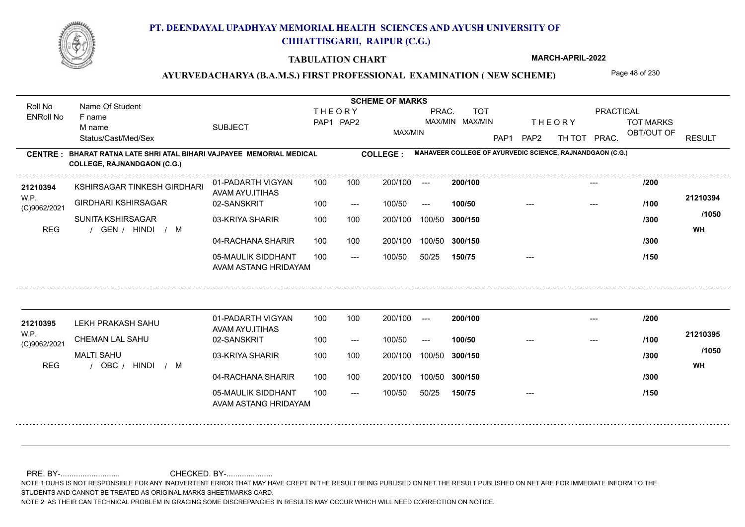# PT. DEENDAYAL UPADHYAY MEMORIAL HEALTH SCIENCES AND AYUSH UNIVERSITY OF CHHATTISGARH, RAIPUR (C.G.)

**TABULATION CHART**

**MARCH-APRIL-2022**

**AYURVEDACHARYA (B.A.M.S.) FIRST PROFESSIONAL EXAMINATION ( NEW SCHEME)**

**CENTRE : BHARAT RATNA LATE SHRI ATAL BIHARI VAJPAYEE MEMORIAL MEDICAL COLLEGE, RAJNANDGAON (C.G.)**

**COLLEGE : MAHAVEER COLLEGE OF AYURVEDIC SCIENCE, RAJNANDGAON (C.G.)**

| Roll No / ENRoll No | Name Of Student / F name / M name / Status/Cast/Med/Sex | SUBJECT | THEORY PAP1 | THEORY PAP2 | MAX/MIN | PRAC. MAX/MIN | TOT MAX/MIN | THEORY PAP1 | THEORY PAP2 | TH TOT | PRAC. | TOT MARKS OBT/OUT OF | RESULT |
|---|---|---|---|---|---|---|---|---|---|---|---|---|---|
| 21210394 | KSHIRSAGAR TINKESH GIRDHARI | 01-PADARTH VIGYAN AVAM AYU.ITIHAS | 100 | 100 | 200/100 | --- | 200/100 | | | | --- | /200 | 21210394 |
| W.P. (C)9062/2021 | GIRDHARI KSHIRSAGAR | 02-SANSKRIT | 100 | --- | 100/50 | --- | 100/50 | --- | | | --- | /100 | /1050 |
| | SUNITA KSHIRSAGAR | 03-KRIYA SHARIR | 100 | 100 | 200/100 | 100/50 | 300/150 | | | | | /300 | |
| REG | / GEN / HINDI / M | 04-RACHANA SHARIR | 100 | 100 | 200/100 | 100/50 | 300/150 | | | | | /300 | WH |
| | | 05-MAULIK SIDDHANT AVAM ASTANG HRIDAYAM | 100 | --- | 100/50 | 50/25 | 150/75 | --- | | | | /150 | |
| 21210395 | LEKH PRAKASH SAHU | 01-PADARTH VIGYAN AVAM AYU.ITIHAS | 100 | 100 | 200/100 | --- | 200/100 | | | | --- | /200 | 21210395 |
| W.P. (C)9062/2021 | CHEMAN LAL SAHU | 02-SANSKRIT | 100 | --- | 100/50 | --- | 100/50 | --- | | | --- | /100 | /1050 |
| | MALTI SAHU | 03-KRIYA SHARIR | 100 | 100 | 200/100 | 100/50 | 300/150 | | | | | /300 | |
| REG | / OBC / HINDI / M | 04-RACHANA SHARIR | 100 | 100 | 200/100 | 100/50 | 300/150 | | | | | /300 | WH |
| | | 05-MAULIK SIDDHANT AVAM ASTANG HRIDAYAM | 100 | --- | 100/50 | 50/25 | 150/75 | --- | | | | /150 | |

PRE. BY-.......................... CHECKED. BY-.....................

NOTE 1:DUHS IS NOT RESPONSIBLE FOR ANY INADVERTENT ERROR THAT MAY HAVE CREPT IN THE RESULT BEING PUBLISED ON NET.THE RESULT PUBLISHED ON NET ARE FOR IMMEDIATE INFORM TO THE STUDENTS AND CANNOT BE TREATED AS ORIGINAL MARKS SHEET/MARKS CARD.

NOTE 2: AS THEIR CAN TECHNICAL PROBLEM IN GRACING,SOME DISCREPANCIES IN RESULTS MAY OCCUR WHICH WILL NEED CORRECTION ON NOTICE.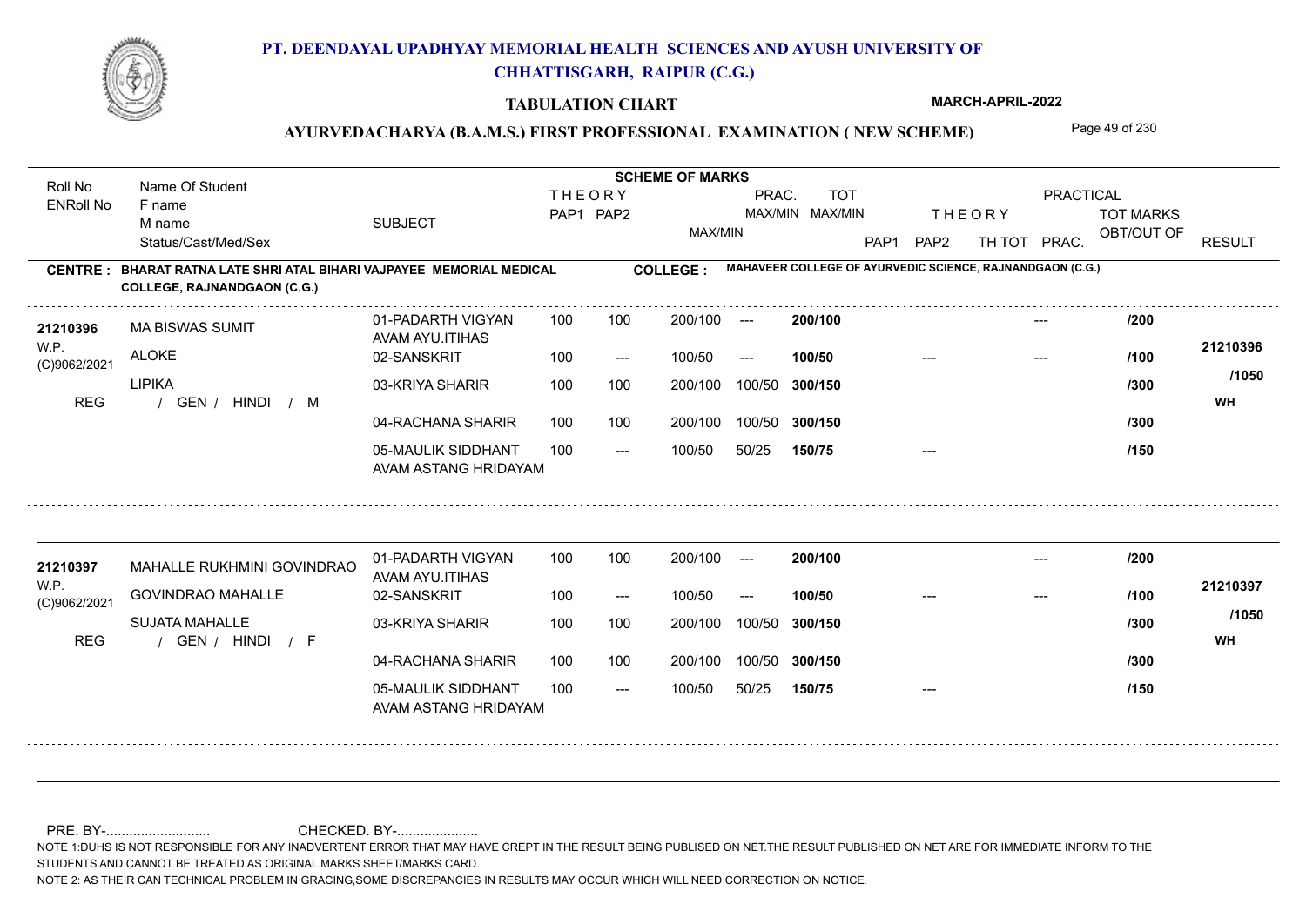# PT. DEENDAYAL UPADHYAY MEMORIAL HEALTH SCIENCES AND AYUSH UNIVERSITY OF CHHATTISGARH, RAIPUR (C.G.)

**TABULATION CHART** — MARCH-APRIL-2022

**AYURVEDACHARYA (B.A.M.S.) FIRST PROFESSIONAL EXAMINATION ( NEW SCHEME)**

**CENTRE : BHARAT RATNA LATE SHRI ATAL BIHARI VAJPAYEE MEMORIAL MEDICAL COLLEGE, RAJNANDGAON (C.G.)**

**COLLEGE : MAHAVEER COLLEGE OF AYURVEDIC SCIENCE, RAJNANDGAON (C.G.)**

| Roll No / ENRoll No | Name Of Student / F name / M name / Status/Cast/Med/Sex | SUBJECT | THEORY PAP1 | THEORY PAP2 | MAX/MIN | PRAC. MAX/MIN | TOT MAX/MIN | THEORY PAP1 | THEORY PAP2 | TH TOT | PRAC. | TOT MARKS OBT/OUT OF | RESULT |
|---|---|---|---|---|---|---|---|---|---|---|---|---|---|
| 21210396 | MA BISWAS SUMIT | 01-PADARTH VIGYAN AVAM AYU.ITIHAS | 100 | 100 | 200/100 | --- | 200/100 | | | | --- | /200 | 21210396 |
| W.P. | ALOKE | 02-SANSKRIT | 100 | --- | 100/50 | --- | 100/50 | | --- | | --- | /100 | |
| (C)9062/2021 | LIPIKA | 03-KRIYA SHARIR | 100 | 100 | 200/100 | 100/50 | 300/150 | | | | | /300 | /1050 |
| REG | / GEN / HINDI / M | 04-RACHANA SHARIR | 100 | 100 | 200/100 | 100/50 | 300/150 | | | | | /300 | WH |
| | | 05-MAULIK SIDDHANT AVAM ASTANG HRIDAYAM | 100 | --- | 100/50 | 50/25 | 150/75 | | --- | | | /150 | |
| 21210397 | MAHALLE RUKHMINI GOVINDRAO | 01-PADARTH VIGYAN AVAM AYU.ITIHAS | 100 | 100 | 200/100 | --- | 200/100 | | | | --- | /200 | 21210397 |
| W.P. | GOVINDRAO MAHALLE | 02-SANSKRIT | 100 | --- | 100/50 | --- | 100/50 | | --- | | --- | /100 | |
| (C)9062/2021 | SUJATA MAHALLE | 03-KRIYA SHARIR | 100 | 100 | 200/100 | 100/50 | 300/150 | | | | | /300 | /1050 |
| REG | / GEN / HINDI / F | 04-RACHANA SHARIR | 100 | 100 | 200/100 | 100/50 | 300/150 | | | | | /300 | WH |
| | | 05-MAULIK SIDDHANT AVAM ASTANG HRIDAYAM | 100 | --- | 100/50 | 50/25 | 150/75 | | --- | | | /150 | |

PRE. BY-........................... CHECKED. BY-.....................

NOTE 1:DUHS IS NOT RESPONSIBLE FOR ANY INADVERTENT ERROR THAT MAY HAVE CREPT IN THE RESULT BEING PUBLISED ON NET.THE RESULT PUBLISHED ON NET ARE FOR IMMEDIATE INFORM TO THE STUDENTS AND CANNOT BE TREATED AS ORIGINAL MARKS SHEET/MARKS CARD.

NOTE 2: AS THEIR CAN TECHNICAL PROBLEM IN GRACING,SOME DISCREPANCIES IN RESULTS MAY OCCUR WHICH WILL NEED CORRECTION ON NOTICE.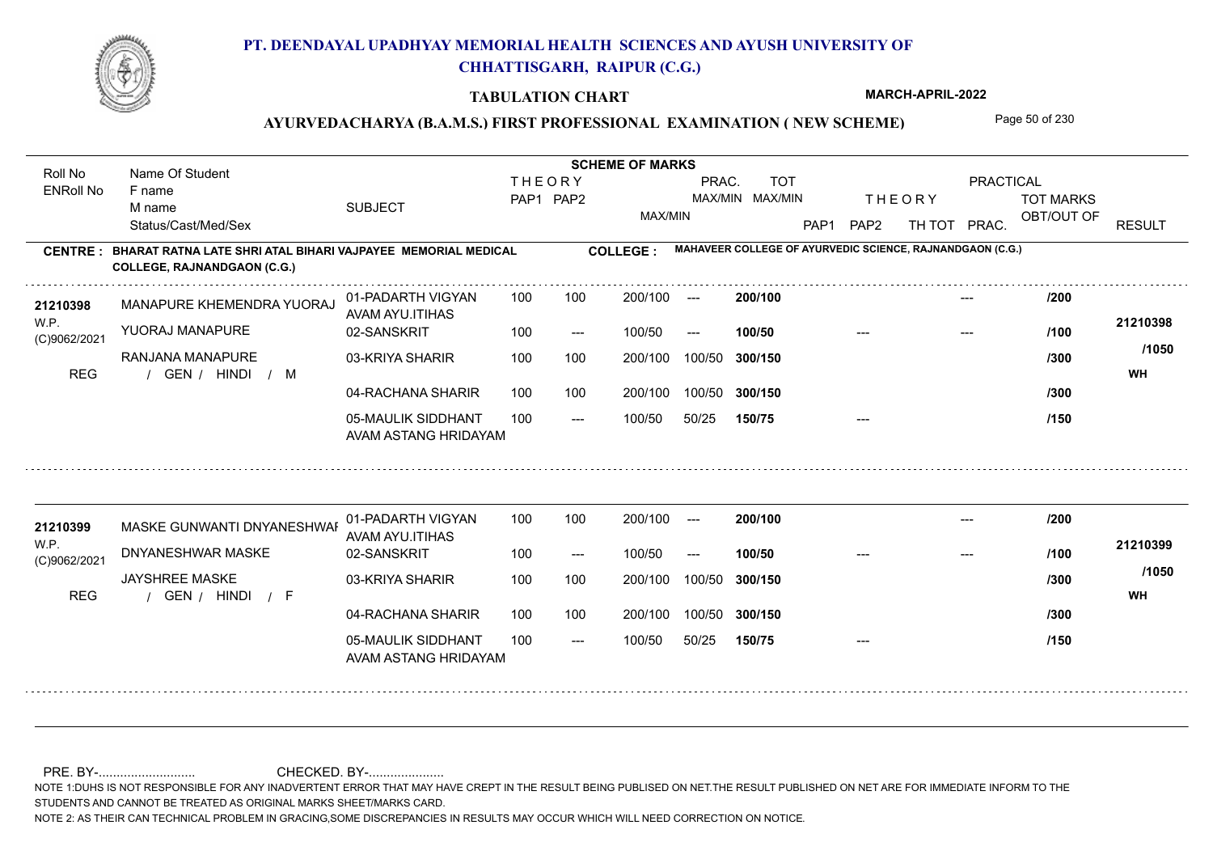# PT. DEENDAYAL UPADHYAY MEMORIAL HEALTH SCIENCES AND AYUSH UNIVERSITY OF CHHATTISGARH, RAIPUR (C.G.)

**TABULATION CHART** MARCH-APRIL-2022

**AYURVEDACHARYA (B.A.M.S.) FIRST PROFESSIONAL EXAMINATION ( NEW SCHEME)**

**CENTRE : BHARAT RATNA LATE SHRI ATAL BIHARI VAJPAYEE MEMORIAL MEDICAL COLLEGE, RAJNANDGAON (C.G.)**

**COLLEGE : MAHAVEER COLLEGE OF AYURVEDIC SCIENCE, RAJNANDGAON (C.G.)**

| Roll No / ENRoll No | Name Of Student / F name / M name / Status/Cast/Med/Sex | SUBJECT | THEORY PAP1 | THEORY PAP2 | MAX/MIN | PRAC. MAX/MIN | TOT MAX/MIN | THEORY PAP1 | THEORY PAP2 | TH TOT | PRAC. | TOT MARKS OBT/OUT OF | RESULT |
|---|---|---|---|---|---|---|---|---|---|---|---|---|---|
| 21210398 | MANAPURE KHEMENDRA YUORAJ | 01-PADARTH VIGYAN AVAM AYU.ITIHAS | 100 | 100 | 200/100 | --- | 200/100 | | | | --- | /200 | 21210398 |
| W.P. (C)9062/2021 | YUORAJ MANAPURE | 02-SANSKRIT | 100 | --- | 100/50 | --- | 100/50 | | --- | | --- | /100 | /1050 |
| REG | RANJANA MANAPURE / GEN / HINDI / M | 03-KRIYA SHARIR | 100 | 100 | 200/100 | 100/50 | 300/150 | | | | | /300 | WH |
| | | 04-RACHANA SHARIR | 100 | 100 | 200/100 | 100/50 | 300/150 | | | | | /300 | |
| | | 05-MAULIK SIDDHANT AVAM ASTANG HRIDAYAM | 100 | --- | 100/50 | 50/25 | 150/75 | | --- | | | /150 | |
| 21210399 | MASKE GUNWANTI DNYANESHWAR | 01-PADARTH VIGYAN AVAM AYU.ITIHAS | 100 | 100 | 200/100 | --- | 200/100 | | | | --- | /200 | 21210399 |
| W.P. (C)9062/2021 | DNYANESHWAR MASKE | 02-SANSKRIT | 100 | --- | 100/50 | --- | 100/50 | | --- | | --- | /100 | /1050 |
| REG | JAYSHREE MASKE / GEN / HINDI / F | 03-KRIYA SHARIR | 100 | 100 | 200/100 | 100/50 | 300/150 | | | | | /300 | WH |
| | | 04-RACHANA SHARIR | 100 | 100 | 200/100 | 100/50 | 300/150 | | | | | /300 | |
| | | 05-MAULIK SIDDHANT AVAM ASTANG HRIDAYAM | 100 | --- | 100/50 | 50/25 | 150/75 | | --- | | | /150 | |

PRE. BY-........................... CHECKED. BY-.....................

NOTE 1:DUHS IS NOT RESPONSIBLE FOR ANY INADVERTENT ERROR THAT MAY HAVE CREPT IN THE RESULT BEING PUBLISED ON NET.THE RESULT PUBLISHED ON NET ARE FOR IMMEDIATE INFORM TO THE STUDENTS AND CANNOT BE TREATED AS ORIGINAL MARKS SHEET/MARKS CARD.

NOTE 2: AS THEIR CAN TECHNICAL PROBLEM IN GRACING,SOME DISCREPANCIES IN RESULTS MAY OCCUR WHICH WILL NEED CORRECTION ON NOTICE.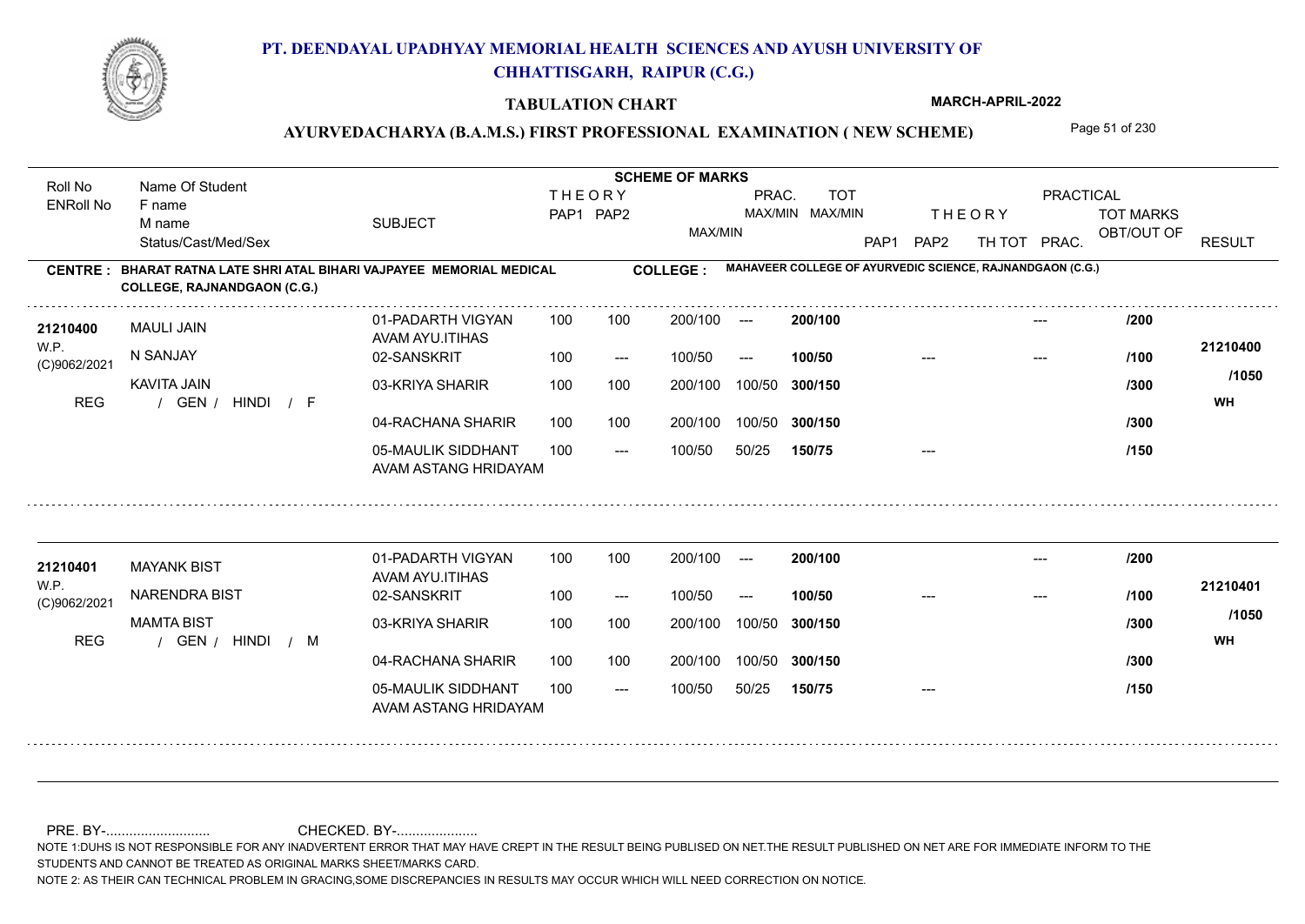# PT. DEENDAYAL UPADHYAY MEMORIAL HEALTH SCIENCES AND AYUSH UNIVERSITY OF CHHATTISGARH, RAIPUR (C.G.)

**TABULATION CHART** — MARCH-APRIL-2022

## AYURVEDACHARYA (B.A.M.S.) FIRST PROFESSIONAL EXAMINATION ( NEW SCHEME)

**CENTRE : BHARAT RATNA LATE SHRI ATAL BIHARI VAJPAYEE MEMORIAL MEDICAL COLLEGE, RAJNANDGAON (C.G.)**

**COLLEGE : MAHAVEER COLLEGE OF AYURVEDIC SCIENCE, RAJNANDGAON (C.G.)**

| Roll No / ENRoll No | Name Of Student / F name / M name / Status/Cast/Med/Sex | SUBJECT | THEORY PAP1 | THEORY PAP2 | MAX/MIN | PRAC. MAX/MIN | TOT MAX/MIN | THEORY PAP1 | THEORY PAP2 | TH TOT | PRAC. | TOT MARKS OBT/OUT OF | RESULT |
|---|---|---|---|---|---|---|---|---|---|---|---|---|---|
| 21210400 | MAULI JAIN | 01-PADARTH VIGYAN AVAM AYU.ITIHAS | 100 | 100 | 200/100 | --- | 200/100 | | | | --- | /200 | 21210400 |
| W.P. (C)9062/2021 | N SANJAY | 02-SANSKRIT | 100 | --- | 100/50 | --- | 100/50 | | --- | | --- | /100 | /1050 |
| | KAVITA JAIN | 03-KRIYA SHARIR | 100 | 100 | 200/100 | 100/50 | 300/150 | | | | | /300 | |
| REG | / GEN / HINDI / F | 04-RACHANA SHARIR | 100 | 100 | 200/100 | 100/50 | 300/150 | | | | | /300 | WH |
| | | 05-MAULIK SIDDHANT AVAM ASTANG HRIDAYAM | 100 | --- | 100/50 | 50/25 | 150/75 | | --- | | | /150 | |
| 21210401 | MAYANK BIST | 01-PADARTH VIGYAN AVAM AYU.ITIHAS | 100 | 100 | 200/100 | --- | 200/100 | | | | --- | /200 | 21210401 |
| W.P. (C)9062/2021 | NARENDRA BIST | 02-SANSKRIT | 100 | --- | 100/50 | --- | 100/50 | | --- | | --- | /100 | /1050 |
| | MAMTA BIST | 03-KRIYA SHARIR | 100 | 100 | 200/100 | 100/50 | 300/150 | | | | | /300 | |
| REG | / GEN / HINDI / M | 04-RACHANA SHARIR | 100 | 100 | 200/100 | 100/50 | 300/150 | | | | | /300 | WH |
| | | 05-MAULIK SIDDHANT AVAM ASTANG HRIDAYAM | 100 | --- | 100/50 | 50/25 | 150/75 | | --- | | | /150 | |

PRE. BY-........................... CHECKED. BY-.....................

NOTE 1:DUHS IS NOT RESPONSIBLE FOR ANY INADVERTENT ERROR THAT MAY HAVE CREPT IN THE RESULT BEING PUBLISED ON NET.THE RESULT PUBLISHED ON NET ARE FOR IMMEDIATE INFORM TO THE STUDENTS AND CANNOT BE TREATED AS ORIGINAL MARKS SHEET/MARKS CARD.

NOTE 2: AS THEIR CAN TECHNICAL PROBLEM IN GRACING,SOME DISCREPANCIES IN RESULTS MAY OCCUR WHICH WILL NEED CORRECTION ON NOTICE.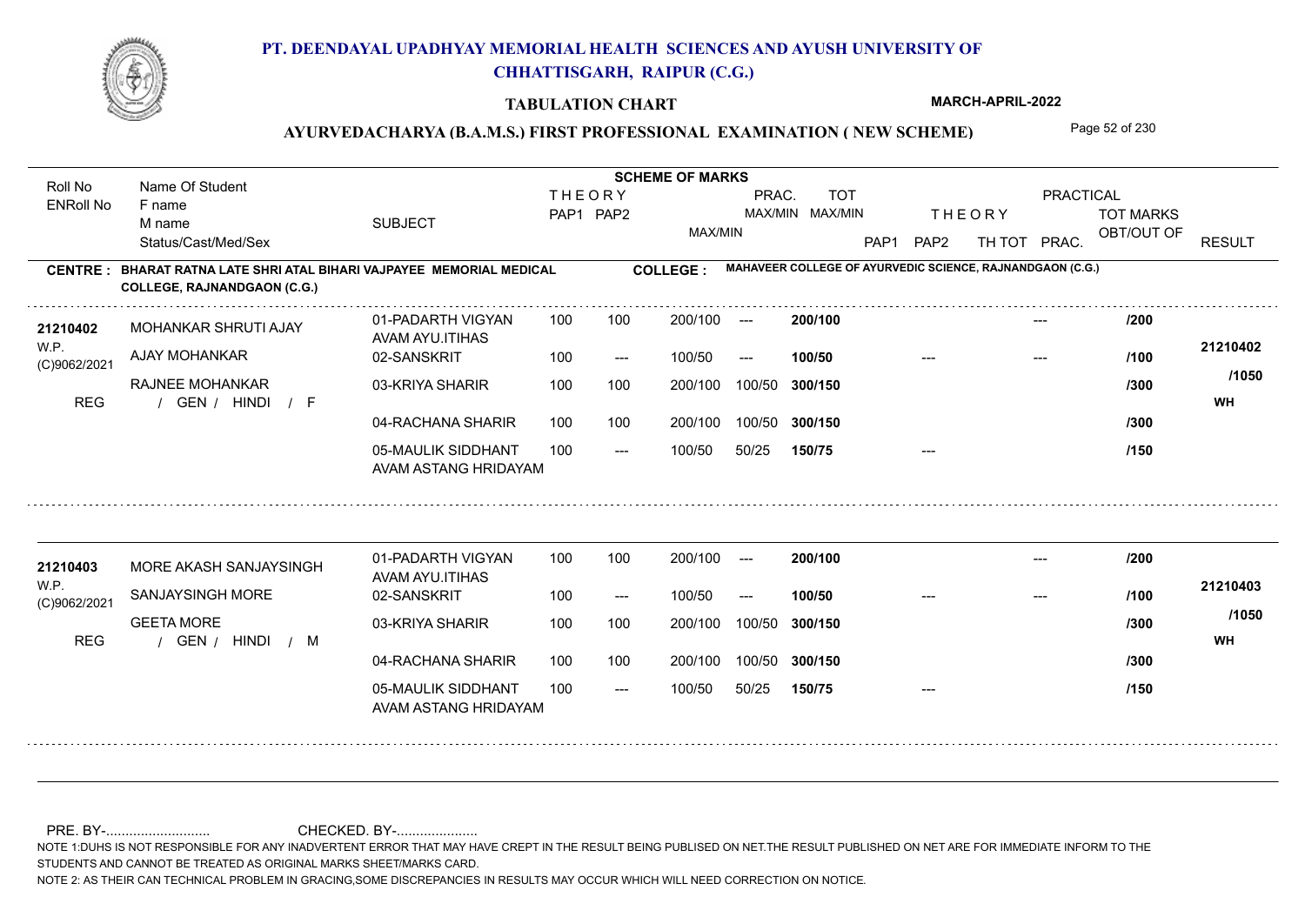# PT. DEENDAYAL UPADHYAY MEMORIAL HEALTH SCIENCES AND AYUSH UNIVERSITY OF CHHATTISGARH, RAIPUR (C.G.)

## TABULATION CHART

MARCH-APRIL-2022

## AYURVEDACHARYA (B.A.M.S.) FIRST PROFESSIONAL EXAMINATION ( NEW SCHEME)

**CENTRE : BHARAT RATNA LATE SHRI ATAL BIHARI VAJPAYEE MEMORIAL MEDICAL COLLEGE, RAJNANDGAON (C.G.)**

**COLLEGE : MAHAVEER COLLEGE OF AYURVEDIC SCIENCE, RAJNANDGAON (C.G.)**

| Roll No / ENRoll No | Name Of Student / F name / M name / Status/Cast/Med/Sex | SUBJECT | THEORY PAP1 | THEORY PAP2 | MAX/MIN | PRAC. MAX/MIN | TOT MAX/MIN | THEORY PAP1 | THEORY PAP2 | TH TOT | PRAC. | TOT MARKS OBT/OUT OF | RESULT |
|---|---|---|---|---|---|---|---|---|---|---|---|---|---|
| 21210402 | MOHANKAR SHRUTI AJAY | 01-PADARTH VIGYAN AVAM AYU.ITIHAS | 100 | 100 | 200/100 | --- | 200/100 | | | | --- | /200 | 21210402 |
| W.P. (C)9062/2021 | AJAY MOHANKAR | 02-SANSKRIT | 100 | --- | 100/50 | --- | 100/50 | | --- | | --- | /100 | /1050 |
| REG | RAJNEE MOHANKAR / GEN / HINDI / F | 03-KRIYA SHARIR | 100 | 100 | 200/100 | 100/50 | 300/150 | | | | | /300 | WH |
| | | 04-RACHANA SHARIR | 100 | 100 | 200/100 | 100/50 | 300/150 | | | | | /300 | |
| | | 05-MAULIK SIDDHANT AVAM ASTANG HRIDAYAM | 100 | --- | 100/50 | 50/25 | 150/75 | | --- | | | /150 | |
| 21210403 | MORE AKASH SANJAYSINGH | 01-PADARTH VIGYAN AVAM AYU.ITIHAS | 100 | 100 | 200/100 | --- | 200/100 | | | | --- | /200 | 21210403 |
| W.P. (C)9062/2021 | SANJAYSINGH MORE | 02-SANSKRIT | 100 | --- | 100/50 | --- | 100/50 | | --- | | --- | /100 | /1050 |
| REG | GEETA MORE / GEN / HINDI / M | 03-KRIYA SHARIR | 100 | 100 | 200/100 | 100/50 | 300/150 | | | | | /300 | WH |
| | | 04-RACHANA SHARIR | 100 | 100 | 200/100 | 100/50 | 300/150 | | | | | /300 | |
| | | 05-MAULIK SIDDHANT AVAM ASTANG HRIDAYAM | 100 | --- | 100/50 | 50/25 | 150/75 | | --- | | | /150 | |

PRE. BY-.......................... CHECKED. BY-....................

NOTE 1:DUHS IS NOT RESPONSIBLE FOR ANY INADVERTENT ERROR THAT MAY HAVE CREPT IN THE RESULT BEING PUBLISED ON NET.THE RESULT PUBLISHED ON NET ARE FOR IMMEDIATE INFORM TO THE STUDENTS AND CANNOT BE TREATED AS ORIGINAL MARKS SHEET/MARKS CARD.

NOTE 2: AS THEIR CAN TECHNICAL PROBLEM IN GRACING,SOME DISCREPANCIES IN RESULTS MAY OCCUR WHICH WILL NEED CORRECTION ON NOTICE.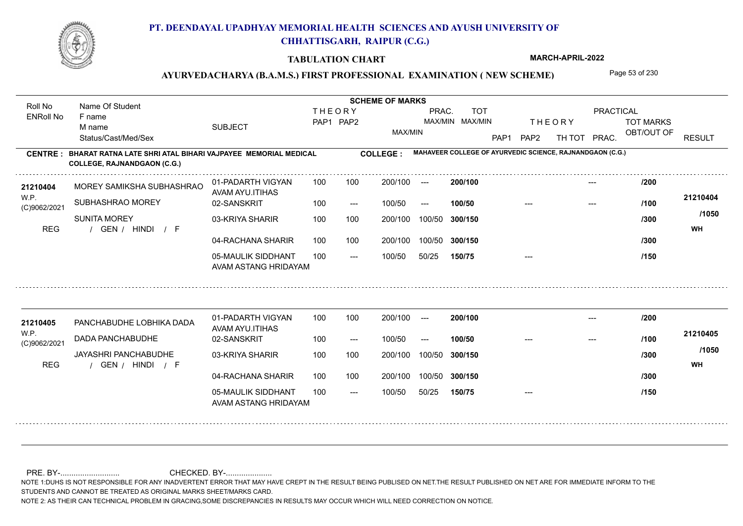# PT. DEENDAYAL UPADHYAY MEMORIAL HEALTH SCIENCES AND AYUSH UNIVERSITY OF CHHATTISGARH, RAIPUR (C.G.)

**TABULATION CHART**

**MARCH-APRIL-2022**

**AYURVEDACHARYA (B.A.M.S.) FIRST PROFESSIONAL EXAMINATION ( NEW SCHEME)**

**CENTRE : BHARAT RATNA LATE SHRI ATAL BIHARI VAJPAYEE MEMORIAL MEDICAL COLLEGE, RAJNANDGAON (C.G.)**

**COLLEGE : MAHAVEER COLLEGE OF AYURVEDIC SCIENCE, RAJNANDGAON (C.G.)**

| Roll No / ENRoll No | Name Of Student / F name / M name / Status/Cast/Med/Sex | SUBJECT | THEORY PAP1 | THEORY PAP2 | MAX/MIN | PRAC. MAX/MIN | TOT MAX/MIN | THEORY PAP1 | THEORY PAP2 | TH TOT | PRAC. | TOT MARKS OBT/OUT OF | RESULT |
|---|---|---|---|---|---|---|---|---|---|---|---|---|---|
| 21210404 | MOREY SAMIKSHA SUBHASHRAO | 01-PADARTH VIGYAN AVAM AYU.ITIHAS | 100 | 100 | 200/100 | --- | 200/100 | | | | --- | /200 | 21210404 |
| W.P. (C)9062/2021 | SUBHASHRAO MOREY | 02-SANSKRIT | 100 | --- | 100/50 | --- | 100/50 | | --- | | --- | /100 | /1050 |
| | SUNITA MOREY | 03-KRIYA SHARIR | 100 | 100 | 200/100 | 100/50 | 300/150 | | | | | /300 | |
| REG | / GEN / HINDI / F | | | | | | | | | | | | WH |
| | | 04-RACHANA SHARIR | 100 | 100 | 200/100 | 100/50 | 300/150 | | | | | /300 | |
| | | 05-MAULIK SIDDHANT AVAM ASTANG HRIDAYAM | 100 | --- | 100/50 | 50/25 | 150/75 | | --- | | | /150 | |
| 21210405 | PANCHABUDHE LOBHIKA DADA | 01-PADARTH VIGYAN AVAM AYU.ITIHAS | 100 | 100 | 200/100 | --- | 200/100 | | | | --- | /200 | 21210405 |
| W.P. (C)9062/2021 | DADA PANCHABUDHE | 02-SANSKRIT | 100 | --- | 100/50 | --- | 100/50 | | --- | | --- | /100 | /1050 |
| | JAYASHRI PANCHABUDHE | 03-KRIYA SHARIR | 100 | 100 | 200/100 | 100/50 | 300/150 | | | | | /300 | |
| REG | / GEN / HINDI / F | | | | | | | | | | | | WH |
| | | 04-RACHANA SHARIR | 100 | 100 | 200/100 | 100/50 | 300/150 | | | | | /300 | |
| | | 05-MAULIK SIDDHANT AVAM ASTANG HRIDAYAM | 100 | --- | 100/50 | 50/25 | 150/75 | | --- | | | /150 | |

PRE. BY-........................... CHECKED. BY-.....................

NOTE 1:DUHS IS NOT RESPONSIBLE FOR ANY INADVERTENT ERROR THAT MAY HAVE CREPT IN THE RESULT BEING PUBLISED ON NET.THE RESULT PUBLISHED ON NET ARE FOR IMMEDIATE INFORM TO THE STUDENTS AND CANNOT BE TREATED AS ORIGINAL MARKS SHEET/MARKS CARD.

NOTE 2: AS THEIR CAN TECHNICAL PROBLEM IN GRACING,SOME DISCREPANCIES IN RESULTS MAY OCCUR WHICH WILL NEED CORRECTION ON NOTICE.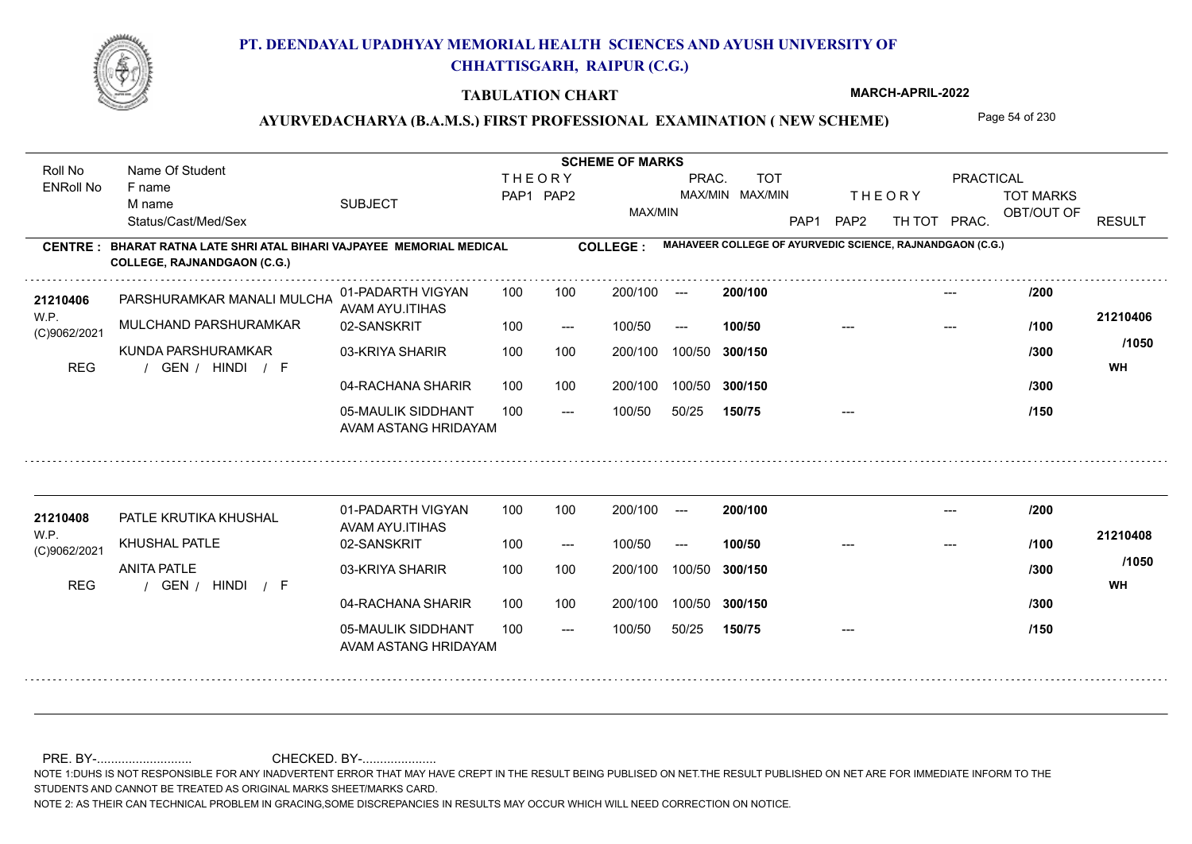# PT. DEENDAYAL UPADHYAY MEMORIAL HEALTH SCIENCES AND AYUSH UNIVERSITY OF CHHATTISGARH, RAIPUR (C.G.)

## TABULATION CHART

MARCH-APRIL-2022

### AYURVEDACHARYA (B.A.M.S.) FIRST PROFESSIONAL EXAMINATION ( NEW SCHEME)

| Roll No / ENRoll No | Name Of Student / F name / M name / Status/Cast/Med/Sex | SUBJECT | THEORY PAP1 | THEORY PAP2 | MAX/MIN | PRAC. MAX/MIN | TOT MAX/MIN | THEORY PAP1 | THEORY PAP2 | TH TOT | PRAC. | TOT MARKS OBT/OUT OF | RESULT |
|---|---|---|---|---|---|---|---|---|---|---|---|---|---|

**CENTRE : BHARAT RATNA LATE SHRI ATAL BIHARI VAJPAYEE MEMORIAL MEDICAL COLLEGE, RAJNANDGAON (C.G.)**

**COLLEGE : MAHAVEER COLLEGE OF AYURVEDIC SCIENCE, RAJNANDGAON (C.G.)**

| Roll No / ENRoll No | Name Of Student / F name / M name / Status/Cast/Med/Sex | SUBJECT | THEORY PAP1 | THEORY PAP2 | MAX/MIN | PRAC. MAX/MIN | TOT MAX/MIN | THEORY PAP1 | THEORY PAP2 | TH TOT | PRAC. | TOT MARKS OBT/OUT OF | RESULT |
|---|---|---|---|---|---|---|---|---|---|---|---|---|---|
| 21210406 | PARSHURAMKAR MANALI MULCHA | 01-PADARTH VIGYAN AVAM AYU.ITIHAS | 100 | 100 | 200/100 | --- | 200/100 | | | | --- | /200 | 21210406 |
| W.P. (C)9062/2021 | MULCHAND PARSHURAMKAR | 02-SANSKRIT | 100 | --- | 100/50 | --- | 100/50 | | --- | | --- | /100 | /1050 |
| | KUNDA PARSHURAMKAR | 03-KRIYA SHARIR | 100 | 100 | 200/100 | 100/50 | 300/150 | | | | | /300 | WH |
| REG | / GEN / HINDI / F | 04-RACHANA SHARIR | 100 | 100 | 200/100 | 100/50 | 300/150 | | | | | /300 | |
| | | 05-MAULIK SIDDHANT AVAM ASTANG HRIDAYAM | 100 | --- | 100/50 | 50/25 | 150/75 | | --- | | | /150 | |
| 21210408 | PATLE KRUTIKA KHUSHAL | 01-PADARTH VIGYAN AVAM AYU.ITIHAS | 100 | 100 | 200/100 | --- | 200/100 | | | | --- | /200 | 21210408 |
| W.P. (C)9062/2021 | KHUSHAL PATLE | 02-SANSKRIT | 100 | --- | 100/50 | --- | 100/50 | | --- | | --- | /100 | /1050 |
| | ANITA PATLE | 03-KRIYA SHARIR | 100 | 100 | 200/100 | 100/50 | 300/150 | | | | | /300 | WH |
| REG | / GEN / HINDI / F | 04-RACHANA SHARIR | 100 | 100 | 200/100 | 100/50 | 300/150 | | | | | /300 | |
| | | 05-MAULIK SIDDHANT AVAM ASTANG HRIDAYAM | 100 | --- | 100/50 | 50/25 | 150/75 | | --- | | | /150 | |

PRE. BY-........................... CHECKED. BY-.....................

NOTE 1:DUHS IS NOT RESPONSIBLE FOR ANY INADVERTENT ERROR THAT MAY HAVE CREPT IN THE RESULT BEING PUBLISED ON NET.THE RESULT PUBLISHED ON NET ARE FOR IMMEDIATE INFORM TO THE STUDENTS AND CANNOT BE TREATED AS ORIGINAL MARKS SHEET/MARKS CARD.

NOTE 2: AS THEIR CAN TECHNICAL PROBLEM IN GRACING,SOME DISCREPANCIES IN RESULTS MAY OCCUR WHICH WILL NEED CORRECTION ON NOTICE.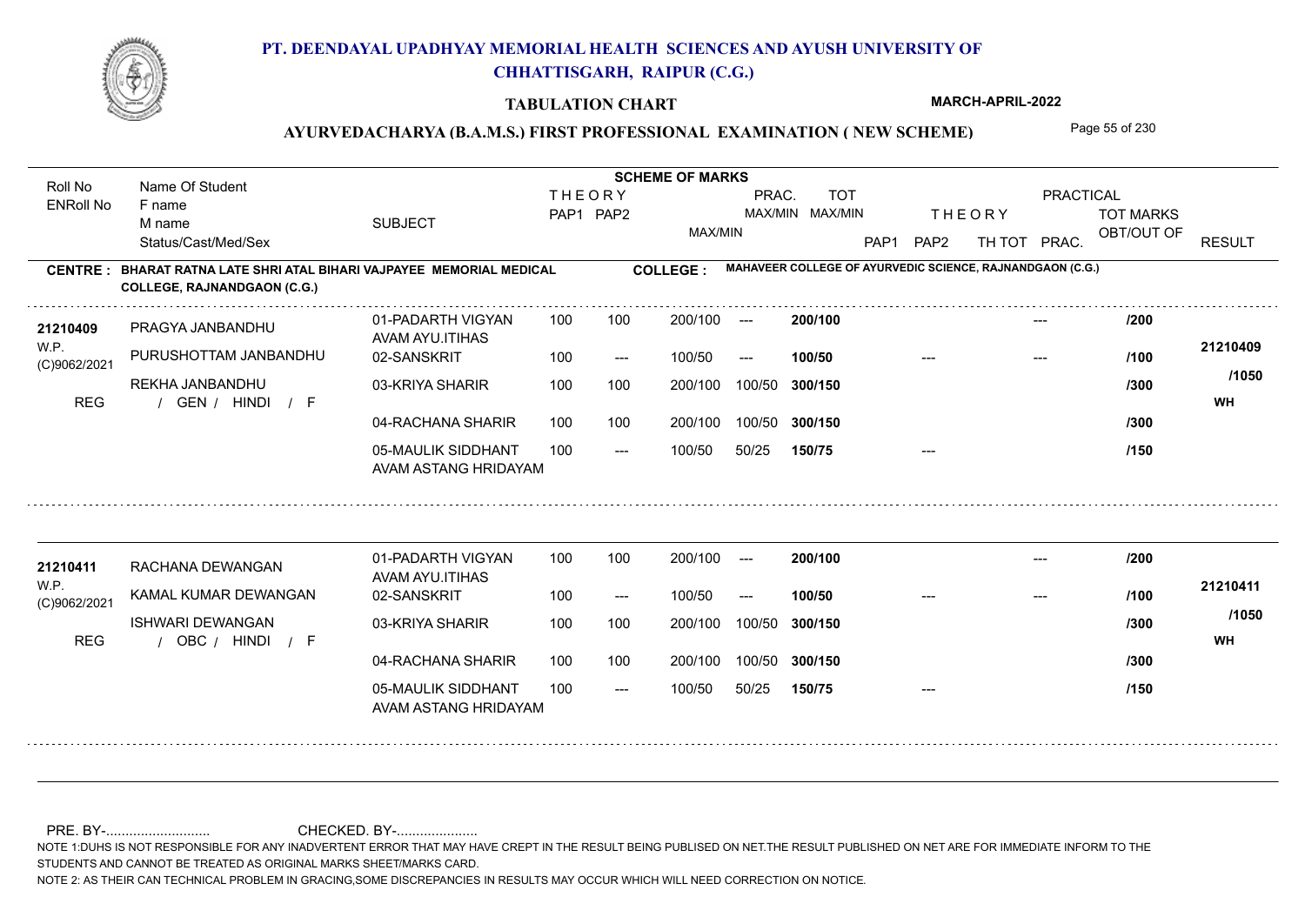# PT. DEENDAYAL UPADHYAY MEMORIAL HEALTH SCIENCES AND AYUSH UNIVERSITY OF CHHATTISGARH, RAIPUR (C.G.)

## TABULATION CHART

**MARCH-APRIL-2022**

### AYURVEDACHARYA (B.A.M.S.) FIRST PROFESSIONAL EXAMINATION ( NEW SCHEME)

**CENTRE : BHARAT RATNA LATE SHRI ATAL BIHARI VAJPAYEE MEMORIAL MEDICAL COLLEGE, RAJNANDGAON (C.G.)**

**COLLEGE : MAHAVEER COLLEGE OF AYURVEDIC SCIENCE, RAJNANDGAON (C.G.)**

| Roll No / ENRoll No | Name Of Student / F name / M name / Status/Cast/Med/Sex | SUBJECT | THEORY PAP1 | THEORY PAP2 | MAX/MIN | PRAC. MAX/MIN | TOT MAX/MIN | THEORY PAP1 | THEORY PAP2 | TH TOT | PRAC. | TOT MARKS OBT/OUT OF | RESULT |
|---|---|---|---|---|---|---|---|---|---|---|---|---|---|
| 21210409 | PRAGYA JANBANDHU | 01-PADARTH VIGYAN AVAM AYU.ITIHAS | 100 | 100 | 200/100 | --- | 200/100 | | | | --- | /200 | |
| W.P. | PURUSHOTTAM JANBANDHU | 02-SANSKRIT | 100 | --- | 100/50 | --- | 100/50 | | --- | | --- | /100 | 21210409 |
| (C)9062/2021 | REKHA JANBANDHU | 03-KRIYA SHARIR | 100 | 100 | 200/100 | 100/50 | 300/150 | | | | | /300 | /1050 |
| REG | / GEN / HINDI / F | 04-RACHANA SHARIR | 100 | 100 | 200/100 | 100/50 | 300/150 | | | | | /300 | WH |
| | | 05-MAULIK SIDDHANT AVAM ASTANG HRIDAYAM | 100 | --- | 100/50 | 50/25 | 150/75 | | --- | | | /150 | |
| 21210411 | RACHANA DEWANGAN | 01-PADARTH VIGYAN AVAM AYU.ITIHAS | 100 | 100 | 200/100 | --- | 200/100 | | | | --- | /200 | |
| W.P. | KAMAL KUMAR DEWANGAN | 02-SANSKRIT | 100 | --- | 100/50 | --- | 100/50 | | --- | | --- | /100 | 21210411 |
| (C)9062/2021 | ISHWARI DEWANGAN | 03-KRIYA SHARIR | 100 | 100 | 200/100 | 100/50 | 300/150 | | | | | /300 | /1050 |
| REG | / OBC / HINDI / F | 04-RACHANA SHARIR | 100 | 100 | 200/100 | 100/50 | 300/150 | | | | | /300 | WH |
| | | 05-MAULIK SIDDHANT AVAM ASTANG HRIDAYAM | 100 | --- | 100/50 | 50/25 | 150/75 | | --- | | | /150 | |

PRE. BY-.......................... CHECKED. BY-....................

NOTE 1:DUHS IS NOT RESPONSIBLE FOR ANY INADVERTENT ERROR THAT MAY HAVE CREPT IN THE RESULT BEING PUBLISED ON NET.THE RESULT PUBLISHED ON NET ARE FOR IMMEDIATE INFORM TO THE STUDENTS AND CANNOT BE TREATED AS ORIGINAL MARKS SHEET/MARKS CARD.

NOTE 2: AS THEIR CAN TECHNICAL PROBLEM IN GRACING,SOME DISCREPANCIES IN RESULTS MAY OCCUR WHICH WILL NEED CORRECTION ON NOTICE.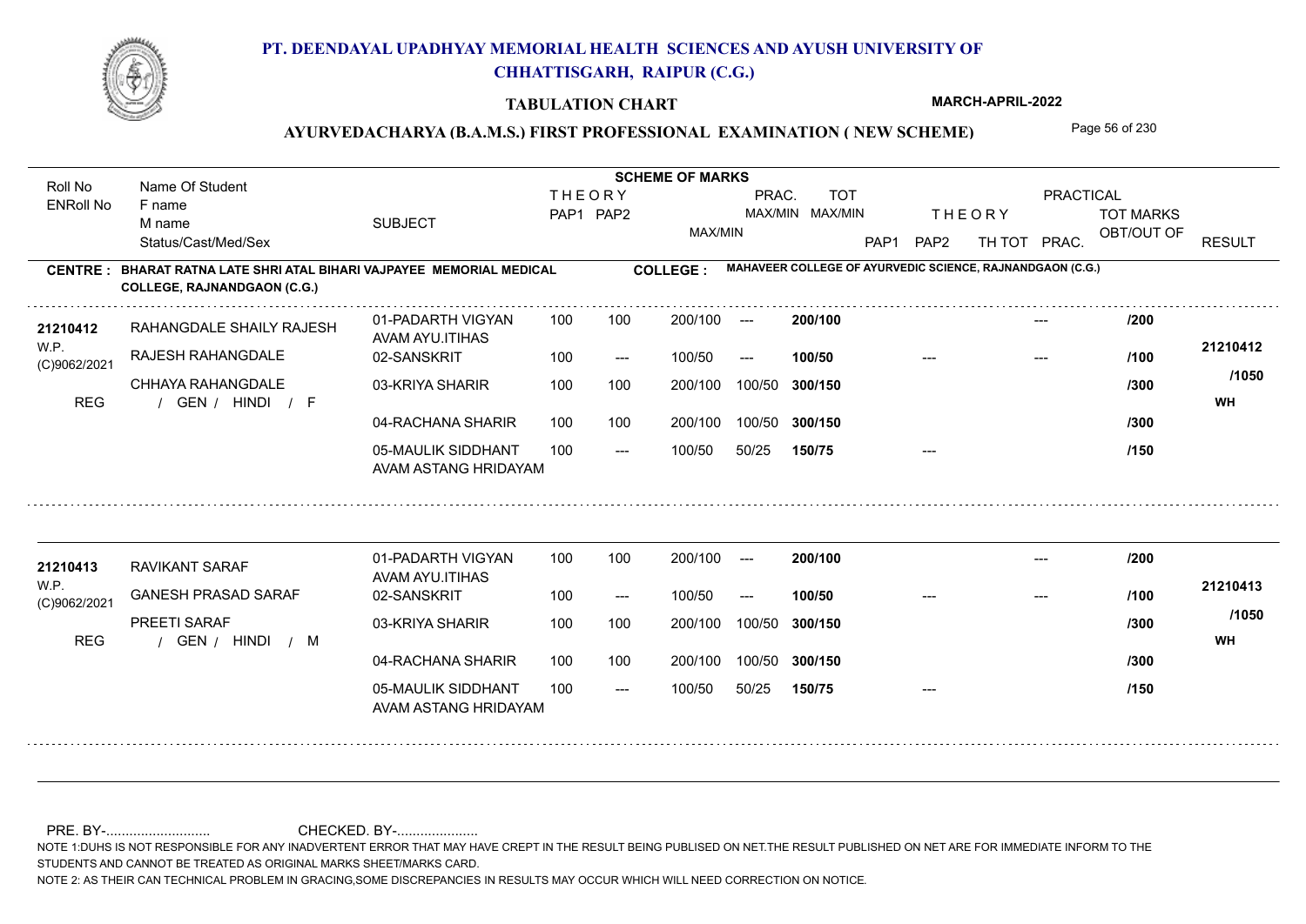# PT. DEENDAYAL UPADHYAY MEMORIAL HEALTH SCIENCES AND AYUSH UNIVERSITY OF CHHATTISGARH, RAIPUR (C.G.)

## TABULATION CHART

MARCH-APRIL-2022

### AYURVEDACHARYA (B.A.M.S.) FIRST PROFESSIONAL EXAMINATION ( NEW SCHEME)

**CENTRE : BHARAT RATNA LATE SHRI ATAL BIHARI VAJPAYEE MEMORIAL MEDICAL COLLEGE, RAJNANDGAON (C.G.)**

**COLLEGE : MAHAVEER COLLEGE OF AYURVEDIC SCIENCE, RAJNANDGAON (C.G.)**

| Roll No / ENRoll No | Name Of Student / F name / M name / Status/Cast/Med/Sex | SUBJECT | THEORY PAP1 | THEORY PAP2 | MAX/MIN | PRAC. MAX/MIN | TOT MAX/MIN | THEORY PAP1 | THEORY PAP2 | TH TOT | PRAC. | TOT MARKS OBT/OUT OF | RESULT |
|---|---|---|---|---|---|---|---|---|---|---|---|---|---|
| 21210412 | RAHANGDALE SHAILY RAJESH | 01-PADARTH VIGYAN AVAM AYU.ITIHAS | 100 | 100 | 200/100 | --- | 200/100 | | | | --- | /200 | 21210412 |
| W.P. (C)9062/2021 | RAJESH RAHANGDALE | 02-SANSKRIT | 100 | --- | 100/50 | --- | 100/50 | | --- | | --- | /100 | /1050 |
| REG | CHHAYA RAHANGDALE / GEN / HINDI / F | 03-KRIYA SHARIR | 100 | 100 | 200/100 | 100/50 | 300/150 | | | | | /300 | WH |
| | | 04-RACHANA SHARIR | 100 | 100 | 200/100 | 100/50 | 300/150 | | | | | /300 | |
| | | 05-MAULIK SIDDHANT AVAM ASTANG HRIDAYAM | 100 | --- | 100/50 | 50/25 | 150/75 | | --- | | | /150 | |
| 21210413 | RAVIKANT SARAF | 01-PADARTH VIGYAN AVAM AYU.ITIHAS | 100 | 100 | 200/100 | --- | 200/100 | | | | --- | /200 | 21210413 |
| W.P. (C)9062/2021 | GANESH PRASAD SARAF | 02-SANSKRIT | 100 | --- | 100/50 | --- | 100/50 | | --- | | --- | /100 | /1050 |
| REG | PREETI SARAF / GEN / HINDI / M | 03-KRIYA SHARIR | 100 | 100 | 200/100 | 100/50 | 300/150 | | | | | /300 | WH |
| | | 04-RACHANA SHARIR | 100 | 100 | 200/100 | 100/50 | 300/150 | | | | | /300 | |
| | | 05-MAULIK SIDDHANT AVAM ASTANG HRIDAYAM | 100 | --- | 100/50 | 50/25 | 150/75 | | --- | | | /150 | |

PRE. BY-........................... CHECKED. BY-.....................

NOTE 1:DUHS IS NOT RESPONSIBLE FOR ANY INADVERTENT ERROR THAT MAY HAVE CREPT IN THE RESULT BEING PUBLISED ON NET.THE RESULT PUBLISHED ON NET ARE FOR IMMEDIATE INFORM TO THE STUDENTS AND CANNOT BE TREATED AS ORIGINAL MARKS SHEET/MARKS CARD.

NOTE 2: AS THEIR CAN TECHNICAL PROBLEM IN GRACING,SOME DISCREPANCIES IN RESULTS MAY OCCUR WHICH WILL NEED CORRECTION ON NOTICE.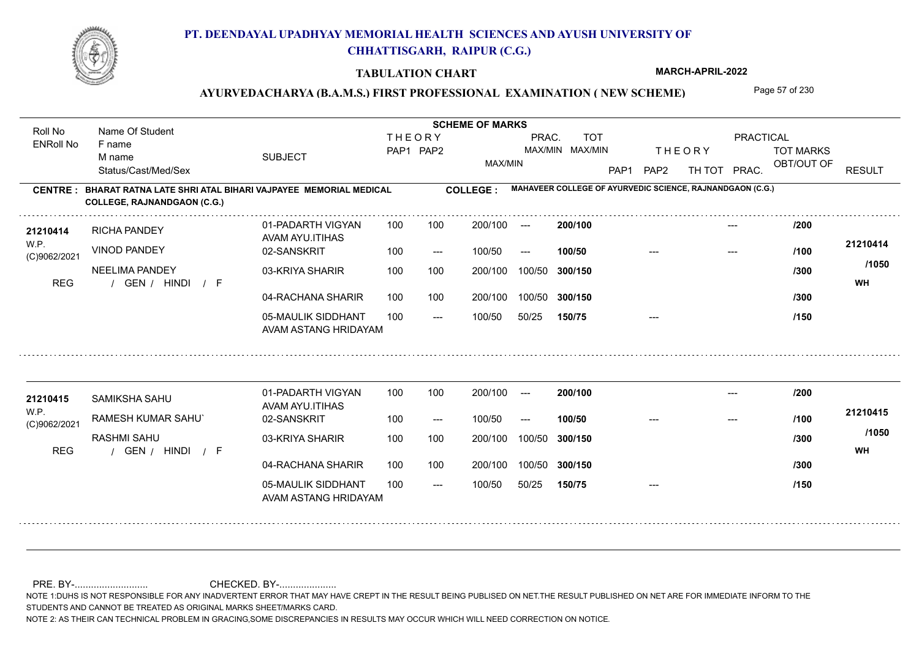# PT. DEENDAYAL UPADHYAY MEMORIAL HEALTH SCIENCES AND AYUSH UNIVERSITY OF CHHATTISGARH, RAIPUR (C.G.)

## TABULATION CHART

MARCH-APRIL-2022

### AYURVEDACHARYA (B.A.M.S.) FIRST PROFESSIONAL EXAMINATION ( NEW SCHEME)

| Roll No / ENRoll No | Name Of Student / F name / M name / Status/Cast/Med/Sex | SUBJECT | THEORY PAP1 | THEORY PAP2 | MAX/MIN | PRAC. MAX/MIN | TOT MAX/MIN | THEORY PAP1 | THEORY PAP2 | TH TOT | PRAC. | TOT MARKS OBT/OUT OF | RESULT |
|---|---|---|---|---|---|---|---|---|---|---|---|---|---|

**CENTRE : BHARAT RATNA LATE SHRI ATAL BIHARI VAJPAYEE MEMORIAL MEDICAL COLLEGE, RAJNANDGAON (C.G.)**

**COLLEGE : MAHAVEER COLLEGE OF AYURVEDIC SCIENCE, RAJNANDGAON (C.G.)**

| Roll No / ENRoll No | Name Of Student / F name / M name / Status/Cast/Med/Sex | SUBJECT | THEORY PAP1 | THEORY PAP2 | MAX/MIN | PRAC. MAX/MIN | TOT MAX/MIN | THEORY PAP1 | THEORY PAP2 | TH TOT | PRAC. | TOT MARKS OBT/OUT OF | RESULT |
|---|---|---|---|---|---|---|---|---|---|---|---|---|---|
| 21210414 | RICHA PANDEY | 01-PADARTH VIGYAN AVAM AYU.ITIHAS | 100 | 100 | 200/100 | --- | 200/100 | | | | --- | /200 | 21210414 |
| W.P. (C)9062/2021 | VINOD PANDEY | 02-SANSKRIT | 100 | --- | 100/50 | --- | 100/50 | --- | | | --- | /100 | /1050 |
| | NEELIMA PANDEY | 03-KRIYA SHARIR | 100 | 100 | 200/100 | 100/50 | 300/150 | | | | | /300 | WH |
| REG | / GEN / HINDI / F | 04-RACHANA SHARIR | 100 | 100 | 200/100 | 100/50 | 300/150 | | | | | /300 | |
| | | 05-MAULIK SIDDHANT AVAM ASTANG HRIDAYAM | 100 | --- | 100/50 | 50/25 | 150/75 | --- | | | | /150 | |
| 21210415 | SAMIKSHA SAHU | 01-PADARTH VIGYAN AVAM AYU.ITIHAS | 100 | 100 | 200/100 | --- | 200/100 | | | | --- | /200 | 21210415 |
| W.P. (C)9062/2021 | RAMESH KUMAR SAHU` | 02-SANSKRIT | 100 | --- | 100/50 | --- | 100/50 | --- | | | --- | /100 | /1050 |
| | RASHMI SAHU | 03-KRIYA SHARIR | 100 | 100 | 200/100 | 100/50 | 300/150 | | | | | /300 | WH |
| REG | / GEN / HINDI / F | 04-RACHANA SHARIR | 100 | 100 | 200/100 | 100/50 | 300/150 | | | | | /300 | |
| | | 05-MAULIK SIDDHANT AVAM ASTANG HRIDAYAM | 100 | --- | 100/50 | 50/25 | 150/75 | --- | | | | /150 | |

PRE. BY-.......................... CHECKED. BY-.....................

NOTE 1:DUHS IS NOT RESPONSIBLE FOR ANY INADVERTENT ERROR THAT MAY HAVE CREPT IN THE RESULT BEING PUBLISED ON NET.THE RESULT PUBLISHED ON NET ARE FOR IMMEDIATE INFORM TO THE STUDENTS AND CANNOT BE TREATED AS ORIGINAL MARKS SHEET/MARKS CARD.

NOTE 2: AS THEIR CAN TECHNICAL PROBLEM IN GRACING,SOME DISCREPANCIES IN RESULTS MAY OCCUR WHICH WILL NEED CORRECTION ON NOTICE.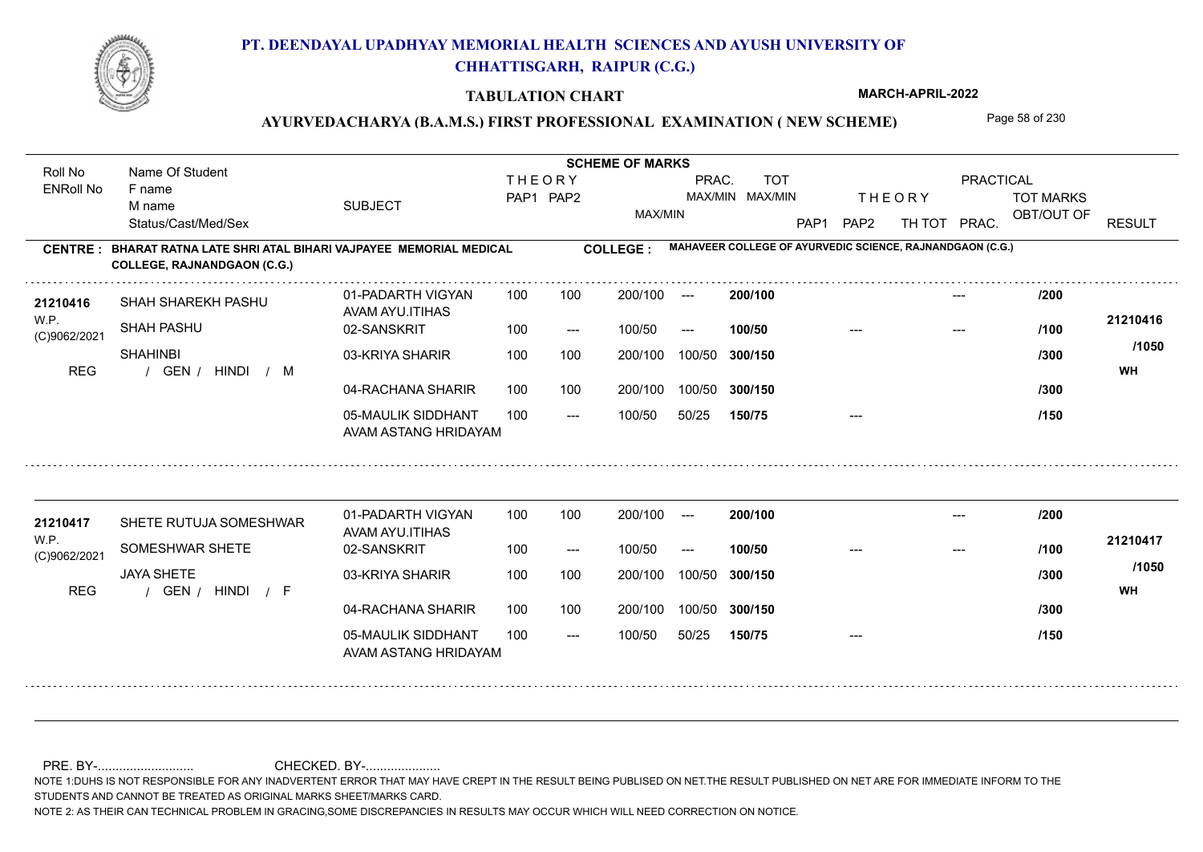# PT. DEENDAYAL UPADHYAY MEMORIAL HEALTH SCIENCES AND AYUSH UNIVERSITY OF CHHATTISGARH, RAIPUR (C.G.)

**TABULATION CHART** — MARCH-APRIL-2022

## AYURVEDACHARYA (B.A.M.S.) FIRST PROFESSIONAL EXAMINATION ( NEW SCHEME)

**CENTRE : BHARAT RATNA LATE SHRI ATAL BIHARI VAJPAYEE MEMORIAL MEDICAL COLLEGE, RAJNANDGAON (C.G.)**

**COLLEGE : MAHAVEER COLLEGE OF AYURVEDIC SCIENCE, RAJNANDGAON (C.G.)**

| Roll No / ENRoll No | Name Of Student / F name / M name / Status/Cast/Med/Sex | SUBJECT | THEORY PAP1 | THEORY PAP2 | MAX/MIN | PRAC. MAX/MIN | TOT MAX/MIN | THEORY PAP1 | THEORY PAP2 | TH TOT | PRAC. | TOT MARKS OBT/OUT OF | RESULT |
|---|---|---|---|---|---|---|---|---|---|---|---|---|---|
| 21210416 | SHAH SHAREKH PASHU | 01-PADARTH VIGYAN AVAM AYU.ITIHAS | 100 | 100 | 200/100 | --- | 200/100 | | | | --- | /200 | 21210416 |
| W.P. (C)9062/2021 | SHAH PASHU | 02-SANSKRIT | 100 | --- | 100/50 | --- | 100/50 | | --- | | --- | /100 | /1050 |
| | SHAHINBI | 03-KRIYA SHARIR | 100 | 100 | 200/100 | 100/50 | 300/150 | | | | | /300 | WH |
| REG | / GEN / HINDI / M | 04-RACHANA SHARIR | 100 | 100 | 200/100 | 100/50 | 300/150 | | | | | /300 | |
| | | 05-MAULIK SIDDHANT AVAM ASTANG HRIDAYAM | 100 | --- | 100/50 | 50/25 | 150/75 | | --- | | | /150 | |
| 21210417 | SHETE RUTUJA SOMESHWAR | 01-PADARTH VIGYAN AVAM AYU.ITIHAS | 100 | 100 | 200/100 | --- | 200/100 | | | | --- | /200 | 21210417 |
| W.P. (C)9062/2021 | SOMESHWAR SHETE | 02-SANSKRIT | 100 | --- | 100/50 | --- | 100/50 | | --- | | --- | /100 | /1050 |
| | JAYA SHETE | 03-KRIYA SHARIR | 100 | 100 | 200/100 | 100/50 | 300/150 | | | | | /300 | WH |
| REG | / GEN / HINDI / F | 04-RACHANA SHARIR | 100 | 100 | 200/100 | 100/50 | 300/150 | | | | | /300 | |
| | | 05-MAULIK SIDDHANT AVAM ASTANG HRIDAYAM | 100 | --- | 100/50 | 50/25 | 150/75 | | --- | | | /150 | |

PRE. BY-.......................... CHECKED. BY-....................

NOTE 1:DUHS IS NOT RESPONSIBLE FOR ANY INADVERTENT ERROR THAT MAY HAVE CREPT IN THE RESULT BEING PUBLISED ON NET.THE RESULT PUBLISHED ON NET ARE FOR IMMEDIATE INFORM TO THE STUDENTS AND CANNOT BE TREATED AS ORIGINAL MARKS SHEET/MARKS CARD.

NOTE 2: AS THEIR CAN TECHNICAL PROBLEM IN GRACING,SOME DISCREPANCIES IN RESULTS MAY OCCUR WHICH WILL NEED CORRECTION ON NOTICE.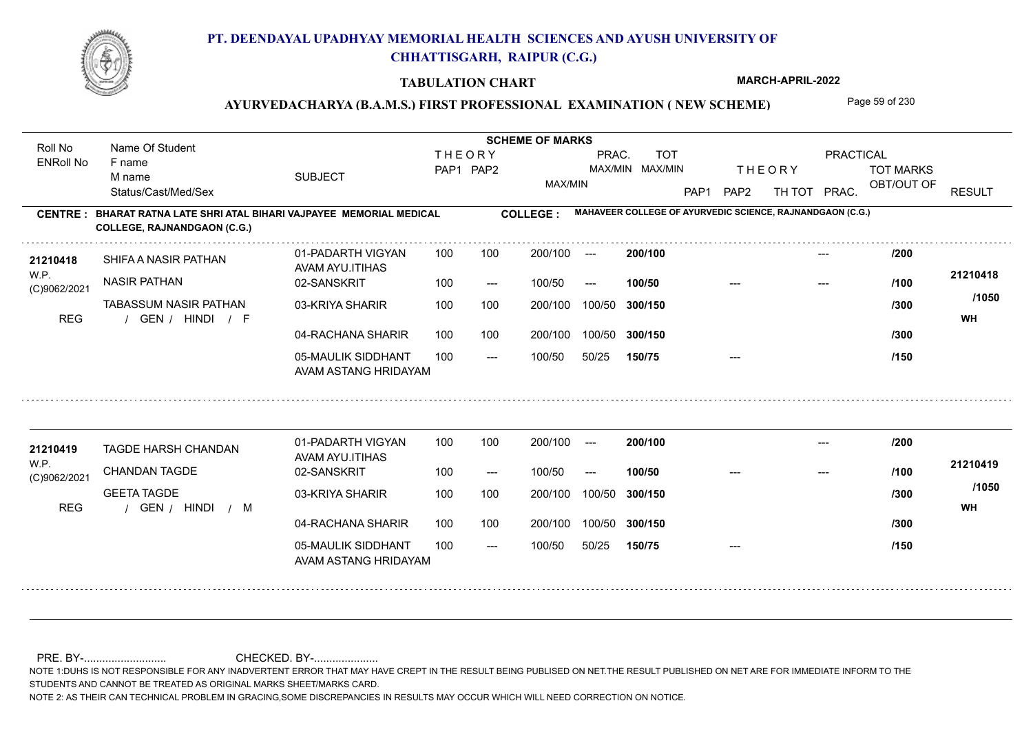# PT. DEENDAYAL UPADHYAY MEMORIAL HEALTH SCIENCES AND AYUSH UNIVERSITY OF CHHATTISGARH, RAIPUR (C.G.)

**TABULATION CHART** — MARCH-APRIL-2022

## AYURVEDACHARYA (B.A.M.S.) FIRST PROFESSIONAL EXAMINATION ( NEW SCHEME)

**CENTRE : BHARAT RATNA LATE SHRI ATAL BIHARI VAJPAYEE MEMORIAL MEDICAL COLLEGE, RAJNANDGAON (C.G.)**

**COLLEGE : MAHAVEER COLLEGE OF AYURVEDIC SCIENCE, RAJNANDGAON (C.G.)**

| Roll No / ENRoll No | Name Of Student / F name / M name / Status/Cast/Med/Sex | SUBJECT | THEORY PAP1 | THEORY PAP2 | MAX/MIN | PRAC. MAX/MIN | TOT MAX/MIN | THEORY PAP1 | THEORY PAP2 | TH TOT | PRAC. | TOT MARKS OBT/OUT OF | RESULT |
|---|---|---|---|---|---|---|---|---|---|---|---|---|---|
| 21210418 | SHIFA A NASIR PATHAN | 01-PADARTH VIGYAN AVAM AYU.ITIHAS | 100 | 100 | 200/100 | --- | 200/100 | | | | --- | /200 | 21210418 |
| W.P. | NASIR PATHAN | 02-SANSKRIT | 100 | --- | 100/50 | --- | 100/50 | --- | | | --- | /100 | |
| (C)9062/2021 | TABASSUM NASIR PATHAN | 03-KRIYA SHARIR | 100 | 100 | 200/100 | 100/50 | 300/150 | | | | | /300 | /1050 |
| REG | / GEN / HINDI / F | 04-RACHANA SHARIR | 100 | 100 | 200/100 | 100/50 | 300/150 | | | | | /300 | WH |
| | | 05-MAULIK SIDDHANT AVAM ASTANG HRIDAYAM | 100 | --- | 100/50 | 50/25 | 150/75 | --- | | | | /150 | |
| 21210419 | TAGDE HARSH CHANDAN | 01-PADARTH VIGYAN AVAM AYU.ITIHAS | 100 | 100 | 200/100 | --- | 200/100 | | | | --- | /200 | 21210419 |
| W.P. | CHANDAN TAGDE | 02-SANSKRIT | 100 | --- | 100/50 | --- | 100/50 | --- | | | --- | /100 | |
| (C)9062/2021 | GEETA TAGDE | 03-KRIYA SHARIR | 100 | 100 | 200/100 | 100/50 | 300/150 | | | | | /300 | /1050 |
| REG | / GEN / HINDI / M | 04-RACHANA SHARIR | 100 | 100 | 200/100 | 100/50 | 300/150 | | | | | /300 | WH |
| | | 05-MAULIK SIDDHANT AVAM ASTANG HRIDAYAM | 100 | --- | 100/50 | 50/25 | 150/75 | --- | | | | /150 | |

PRE. BY-........................... CHECKED. BY-.....................

NOTE 1:DUHS IS NOT RESPONSIBLE FOR ANY INADVERTENT ERROR THAT MAY HAVE CREPT IN THE RESULT BEING PUBLISED ON NET.THE RESULT PUBLISHED ON NET ARE FOR IMMEDIATE INFORM TO THE STUDENTS AND CANNOT BE TREATED AS ORIGINAL MARKS SHEET/MARKS CARD.

NOTE 2: AS THEIR CAN TECHNICAL PROBLEM IN GRACING,SOME DISCREPANCIES IN RESULTS MAY OCCUR WHICH WILL NEED CORRECTION ON NOTICE.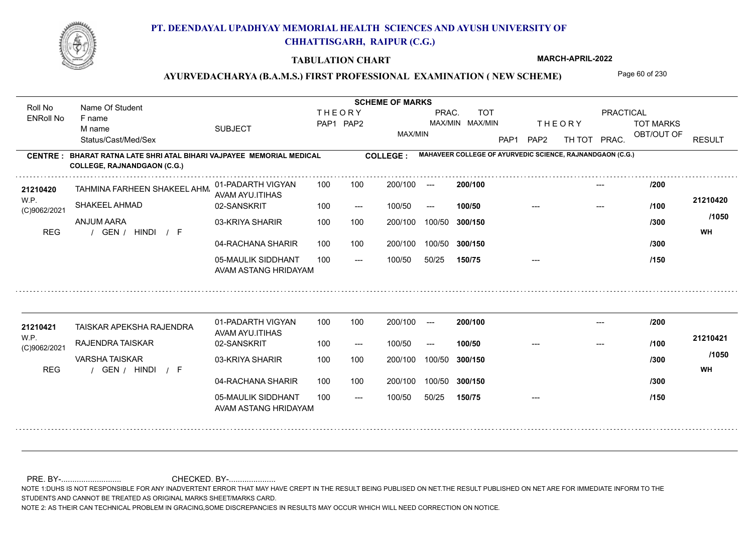# PT. DEENDAYAL UPADHYAY MEMORIAL HEALTH SCIENCES AND AYUSH UNIVERSITY OF CHHATTISGARH, RAIPUR (C.G.)

## TABULATION CHART

MARCH-APRIL-2022

### AYURVEDACHARYA (B.A.M.S.) FIRST PROFESSIONAL EXAMINATION ( NEW SCHEME)

| Roll No / ENRoll No | Name Of Student / F name / M name / Status/Cast/Med/Sex | SUBJECT | THEORY PAP1 | THEORY PAP2 | MAX/MIN | PRAC. MAX/MIN | TOT MAX/MIN | THEORY PAP1 | THEORY PAP2 | TH TOT | PRACTICAL PRAC. | TOT MARKS OBT/OUT OF | RESULT |
|---|---|---|---|---|---|---|---|---|---|---|---|---|---|

**CENTRE : BHARAT RATNA LATE SHRI ATAL BIHARI VAJPAYEE MEMORIAL MEDICAL COLLEGE, RAJNANDGAON (C.G.)**

**COLLEGE : MAHAVEER COLLEGE OF AYURVEDIC SCIENCE, RAJNANDGAON (C.G.)**

| Roll No / ENRoll No | Name Of Student / F name / M name / Status/Cast/Med/Sex | SUBJECT | THEORY PAP1 | THEORY PAP2 | MAX/MIN | PRAC. MAX/MIN | TOT MAX/MIN | THEORY PAP1 | THEORY PAP2 | TH TOT | PRAC. | TOT MARKS OBT/OUT OF | RESULT |
|---|---|---|---|---|---|---|---|---|---|---|---|---|---|
| 21210420 | TAHMINA FARHEEN SHAKEEL AHM | 01-PADARTH VIGYAN AVAM AYU.ITIHAS | 100 | 100 | 200/100 | --- | 200/100 | | | | --- | /200 | 21210420 |
| W.P. | SHAKEEL AHMAD | 02-SANSKRIT | 100 | --- | 100/50 | --- | 100/50 | | --- | | --- | /100 | /1050 |
| (C)9062/2021 | ANJUM AARA | 03-KRIYA SHARIR | 100 | 100 | 200/100 | 100/50 | 300/150 | | | | | /300 | WH |
| REG | / GEN / HINDI / F | 04-RACHANA SHARIR | 100 | 100 | 200/100 | 100/50 | 300/150 | | | | | /300 | |
| | | 05-MAULIK SIDDHANT AVAM ASTANG HRIDAYAM | 100 | --- | 100/50 | 50/25 | 150/75 | | --- | | | /150 | |
| 21210421 | TAISKAR APEKSHA RAJENDRA | 01-PADARTH VIGYAN AVAM AYU.ITIHAS | 100 | 100 | 200/100 | --- | 200/100 | | | | --- | /200 | 21210421 |
| W.P. | RAJENDRA TAISKAR | 02-SANSKRIT | 100 | --- | 100/50 | --- | 100/50 | | --- | | --- | /100 | /1050 |
| (C)9062/2021 | VARSHA TAISKAR | 03-KRIYA SHARIR | 100 | 100 | 200/100 | 100/50 | 300/150 | | | | | /300 | WH |
| REG | / GEN / HINDI / F | 04-RACHANA SHARIR | 100 | 100 | 200/100 | 100/50 | 300/150 | | | | | /300 | |
| | | 05-MAULIK SIDDHANT AVAM ASTANG HRIDAYAM | 100 | --- | 100/50 | 50/25 | 150/75 | | --- | | | /150 | |

PRE. BY-.......................... CHECKED. BY-....................

NOTE 1:DUHS IS NOT RESPONSIBLE FOR ANY INADVERTENT ERROR THAT MAY HAVE CREPT IN THE RESULT BEING PUBLISED ON NET.THE RESULT PUBLISHED ON NET ARE FOR IMMEDIATE INFORM TO THE STUDENTS AND CANNOT BE TREATED AS ORIGINAL MARKS SHEET/MARKS CARD.

NOTE 2: AS THEIR CAN TECHNICAL PROBLEM IN GRACING,SOME DISCREPANCIES IN RESULTS MAY OCCUR WHICH WILL NEED CORRECTION ON NOTICE.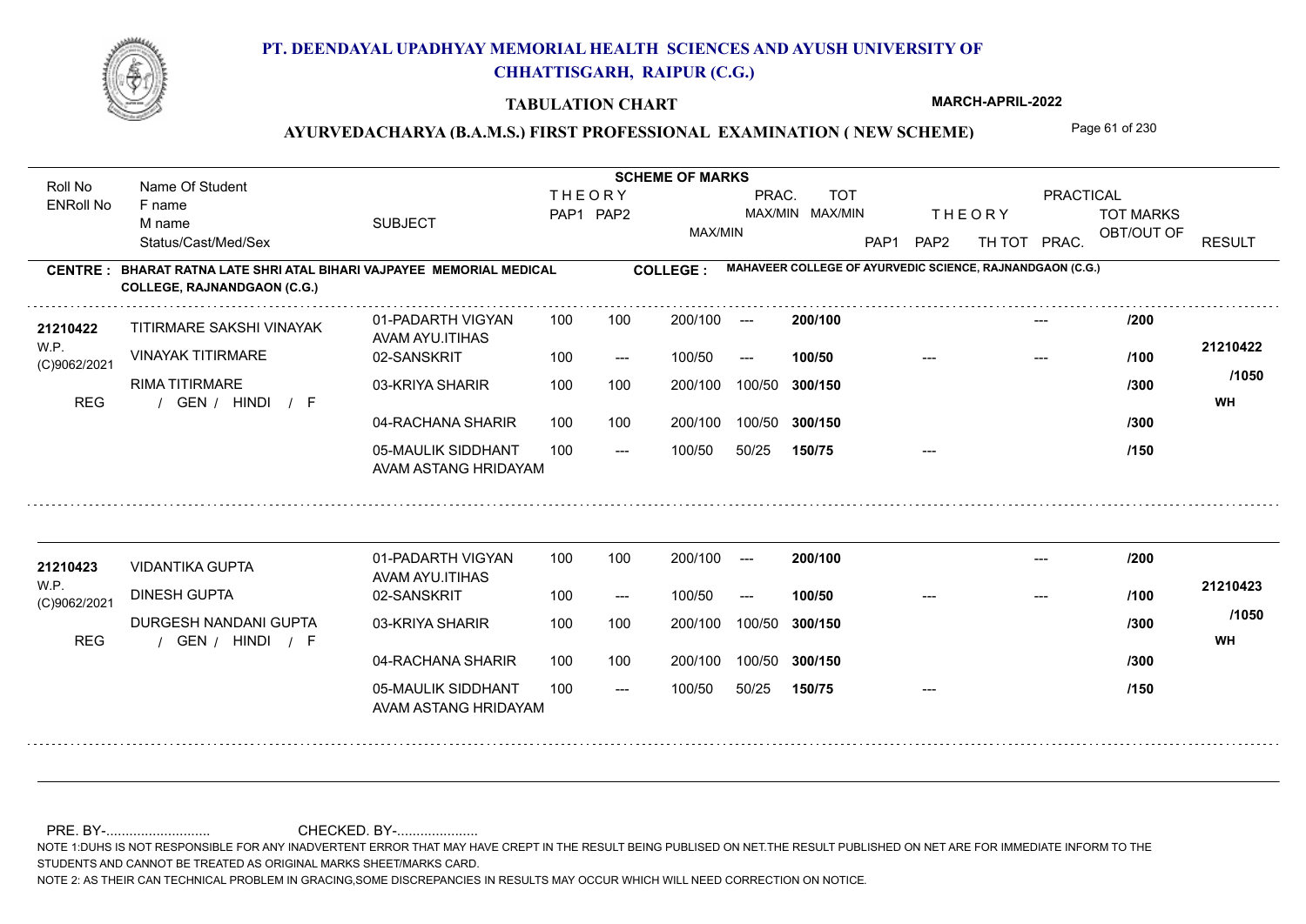# PT. DEENDAYAL UPADHYAY MEMORIAL HEALTH SCIENCES AND AYUSH UNIVERSITY OF CHHATTISGARH, RAIPUR (C.G.)

**TABULATION CHART** MARCH-APRIL-2022

**AYURVEDACHARYA (B.A.M.S.) FIRST PROFESSIONAL EXAMINATION ( NEW SCHEME)**

**CENTRE : BHARAT RATNA LATE SHRI ATAL BIHARI VAJPAYEE MEMORIAL MEDICAL COLLEGE, RAJNANDGAON (C.G.)**

**COLLEGE : MAHAVEER COLLEGE OF AYURVEDIC SCIENCE, RAJNANDGAON (C.G.)**

| Roll No / ENRoll No | Name Of Student / F name / M name / Status/Cast/Med/Sex | SUBJECT | THEORY PAP1 | THEORY PAP2 | MAX/MIN | PRAC. MAX/MIN | TOT MAX/MIN | THEORY PAP1 | THEORY PAP2 | TH TOT | PRAC. | TOT MARKS OBT/OUT OF | RESULT |
|---|---|---|---|---|---|---|---|---|---|---|---|---|---|
| 21210422 | TITIRMARE SAKSHI VINAYAK | 01-PADARTH VIGYAN AVAM AYU.ITIHAS | 100 | 100 | 200/100 | --- | 200/100 | | | | --- | /200 | 21210422 |
| W.P. (C)9062/2021 | VINAYAK TITIRMARE | 02-SANSKRIT | 100 | --- | 100/50 | --- | 100/50 | | --- | | --- | /100 | /1050 |
| | RIMA TITIRMARE | 03-KRIYA SHARIR | 100 | 100 | 200/100 | 100/50 | 300/150 | | | | | /300 | |
| REG | / GEN / HINDI / F | 04-RACHANA SHARIR | 100 | 100 | 200/100 | 100/50 | 300/150 | | | | | /300 | WH |
| | | 05-MAULIK SIDDHANT AVAM ASTANG HRIDAYAM | 100 | --- | 100/50 | 50/25 | 150/75 | | --- | | | /150 | |
| 21210423 | VIDANTIKA GUPTA | 01-PADARTH VIGYAN AVAM AYU.ITIHAS | 100 | 100 | 200/100 | --- | 200/100 | | | | --- | /200 | 21210423 |
| W.P. (C)9062/2021 | DINESH GUPTA | 02-SANSKRIT | 100 | --- | 100/50 | --- | 100/50 | | --- | | --- | /100 | /1050 |
| | DURGESH NANDANI GUPTA | 03-KRIYA SHARIR | 100 | 100 | 200/100 | 100/50 | 300/150 | | | | | /300 | |
| REG | / GEN / HINDI / F | 04-RACHANA SHARIR | 100 | 100 | 200/100 | 100/50 | 300/150 | | | | | /300 | WH |
| | | 05-MAULIK SIDDHANT AVAM ASTANG HRIDAYAM | 100 | --- | 100/50 | 50/25 | 150/75 | | --- | | | /150 | |

PRE. BY-.......................... CHECKED. BY-....................

NOTE 1:DUHS IS NOT RESPONSIBLE FOR ANY INADVERTENT ERROR THAT MAY HAVE CREPT IN THE RESULT BEING PUBLISED ON NET.THE RESULT PUBLISHED ON NET ARE FOR IMMEDIATE INFORM TO THE STUDENTS AND CANNOT BE TREATED AS ORIGINAL MARKS SHEET/MARKS CARD.

NOTE 2: AS THEIR CAN TECHNICAL PROBLEM IN GRACING,SOME DISCREPANCIES IN RESULTS MAY OCCUR WHICH WILL NEED CORRECTION ON NOTICE.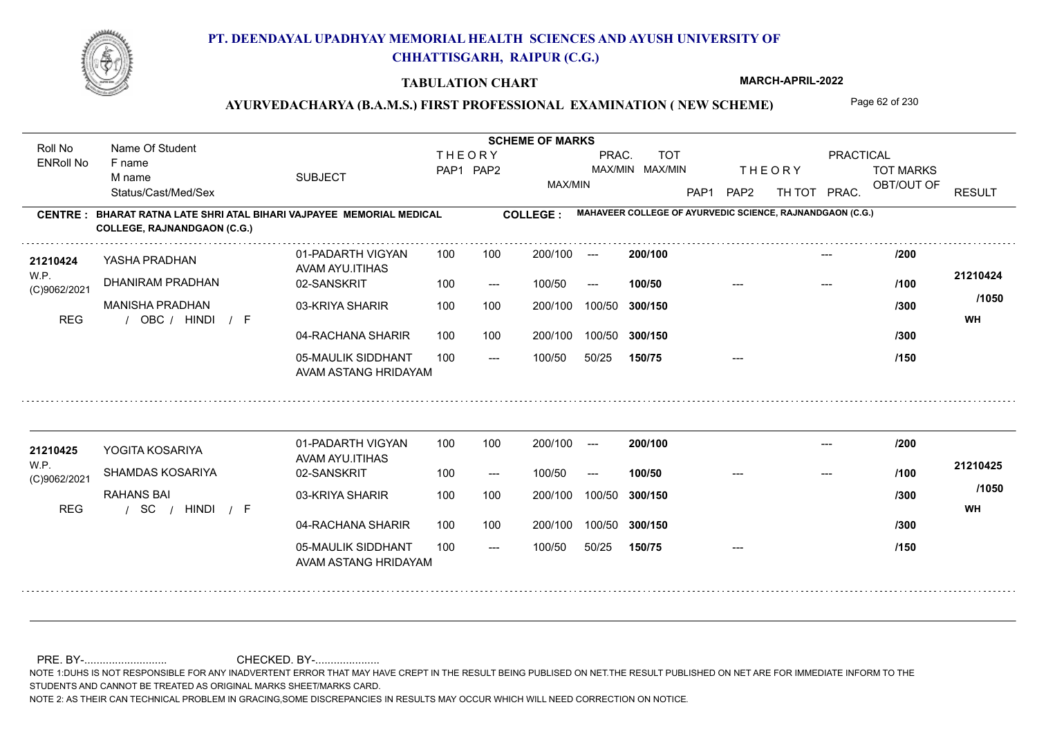# PT. DEENDAYAL UPADHYAY MEMORIAL HEALTH SCIENCES AND AYUSH UNIVERSITY OF CHHATTISGARH, RAIPUR (C.G.)

## TABULATION CHART

MARCH-APRIL-2022

### AYURVEDACHARYA (B.A.M.S.) FIRST PROFESSIONAL EXAMINATION ( NEW SCHEME)

**CENTRE : BHARAT RATNA LATE SHRI ATAL BIHARI VAJPAYEE MEMORIAL MEDICAL COLLEGE, RAJNANDGAON (C.G.)**

**COLLEGE : MAHAVEER COLLEGE OF AYURVEDIC SCIENCE, RAJNANDGAON (C.G.)**

| Roll No / ENRoll No | Name Of Student / F name / M name / Status/Cast/Med/Sex | SUBJECT | THEORY PAP1 | THEORY PAP2 | MAX/MIN | PRAC. MAX/MIN | TOT MAX/MIN | THEORY PAP1 | THEORY PAP2 | TH TOT | PRAC. | TOT MARKS OBT/OUT OF | RESULT |
|---|---|---|---|---|---|---|---|---|---|---|---|---|---|
| 21210424 | YASHA PRADHAN | 01-PADARTH VIGYAN AVAM AYU.ITIHAS | 100 | 100 | 200/100 | --- | 200/100 | | | | --- | /200 | 21210424 |
| W.P. | DHANIRAM PRADHAN | 02-SANSKRIT | 100 | --- | 100/50 | --- | 100/50 | --- | | | --- | /100 | /1050 |
| (C)9062/2021 | MANISHA PRADHAN | 03-KRIYA SHARIR | 100 | 100 | 200/100 | 100/50 | 300/150 | | | | | /300 | WH |
| REG | / OBC / HINDI / F | 04-RACHANA SHARIR | 100 | 100 | 200/100 | 100/50 | 300/150 | | | | | /300 | |
| | | 05-MAULIK SIDDHANT AVAM ASTANG HRIDAYAM | 100 | --- | 100/50 | 50/25 | 150/75 | --- | | | | /150 | |
| 21210425 | YOGITA KOSARIYA | 01-PADARTH VIGYAN AVAM AYU.ITIHAS | 100 | 100 | 200/100 | --- | 200/100 | | | | --- | /200 | 21210425 |
| W.P. | SHAMDAS KOSARIYA | 02-SANSKRIT | 100 | --- | 100/50 | --- | 100/50 | --- | | | --- | /100 | /1050 |
| (C)9062/2021 | RAHANS BAI | 03-KRIYA SHARIR | 100 | 100 | 200/100 | 100/50 | 300/150 | | | | | /300 | WH |
| REG | / SC / HINDI / F | 04-RACHANA SHARIR | 100 | 100 | 200/100 | 100/50 | 300/150 | | | | | /300 | |
| | | 05-MAULIK SIDDHANT AVAM ASTANG HRIDAYAM | 100 | --- | 100/50 | 50/25 | 150/75 | --- | | | | /150 | |

PRE. BY-.......................... CHECKED. BY-.....................

NOTE 1:DUHS IS NOT RESPONSIBLE FOR ANY INADVERTENT ERROR THAT MAY HAVE CREPT IN THE RESULT BEING PUBLISED ON NET.THE RESULT PUBLISHED ON NET ARE FOR IMMEDIATE INFORM TO THE STUDENTS AND CANNOT BE TREATED AS ORIGINAL MARKS SHEET/MARKS CARD.

NOTE 2: AS THEIR CAN TECHNICAL PROBLEM IN GRACING,SOME DISCREPANCIES IN RESULTS MAY OCCUR WHICH WILL NEED CORRECTION ON NOTICE.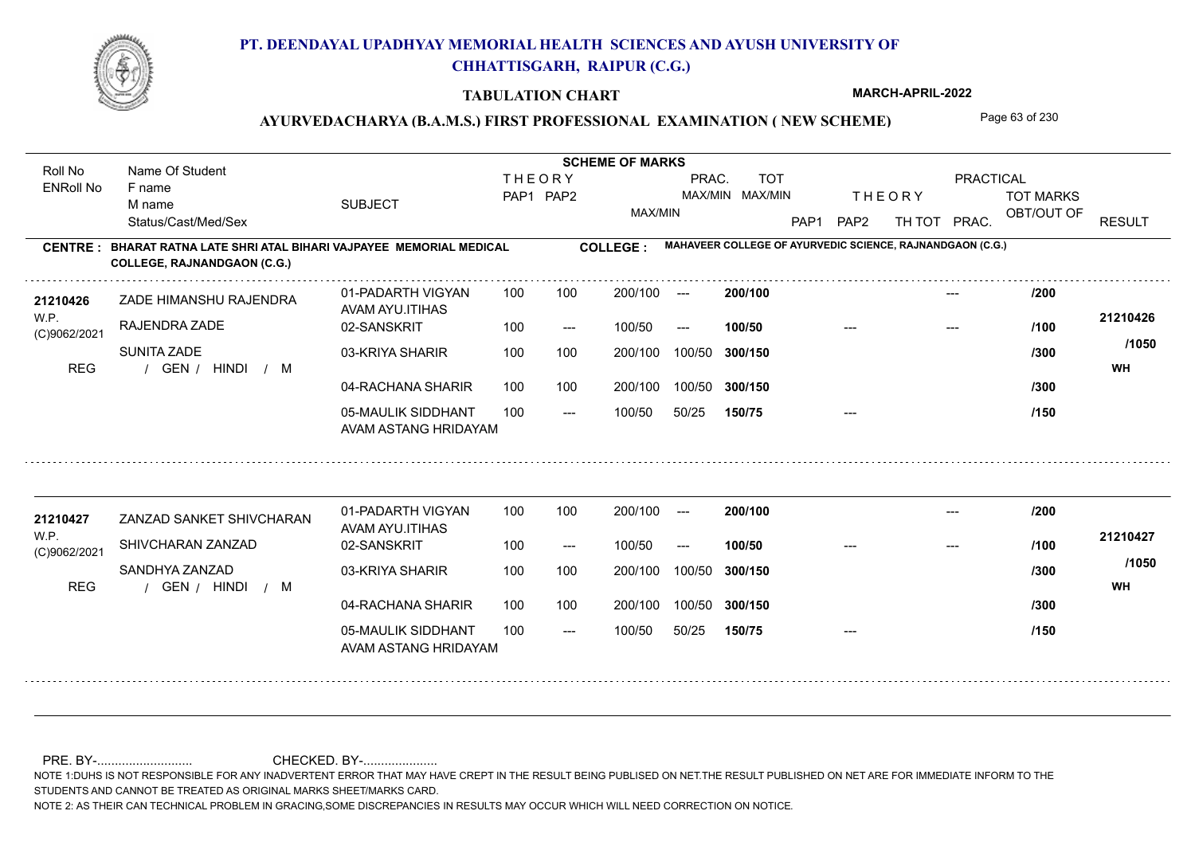# PT. DEENDAYAL UPADHYAY MEMORIAL HEALTH SCIENCES AND AYUSH UNIVERSITY OF CHHATTISGARH, RAIPUR (C.G.)

**TABULATION CHART** — MARCH-APRIL-2022

## AYURVEDACHARYA (B.A.M.S.) FIRST PROFESSIONAL EXAMINATION ( NEW SCHEME)

**CENTRE : BHARAT RATNA LATE SHRI ATAL BIHARI VAJPAYEE MEMORIAL MEDICAL COLLEGE, RAJNANDGAON (C.G.)**

**COLLEGE : MAHAVEER COLLEGE OF AYURVEDIC SCIENCE, RAJNANDGAON (C.G.)**

| Roll No / ENRoll No | Name Of Student / F name / M name / Status/Cast/Med/Sex | SUBJECT | THEORY PAP1 | THEORY PAP2 | MAX/MIN | PRAC. MAX/MIN | TOT MAX/MIN | THEORY PAP1 | THEORY PAP2 | TH TOT | PRAC. | TOT MARKS OBT/OUT OF | RESULT |
|---|---|---|---|---|---|---|---|---|---|---|---|---|---|
| 21210426 | ZADE HIMANSHU RAJENDRA | 01-PADARTH VIGYAN AVAM AYU.ITIHAS | 100 | 100 | 200/100 | --- | 200/100 | | | | --- | /200 | |
| W.P. (C)9062/2021 | RAJENDRA ZADE | 02-SANSKRIT | 100 | --- | 100/50 | --- | 100/50 | | --- | | --- | /100 | 21210426 |
| | SUNITA ZADE | 03-KRIYA SHARIR | 100 | 100 | 200/100 | 100/50 | 300/150 | | | | | /300 | /1050 |
| REG | / GEN / HINDI / M | 04-RACHANA SHARIR | 100 | 100 | 200/100 | 100/50 | 300/150 | | | | | /300 | WH |
| | | 05-MAULIK SIDDHANT AVAM ASTANG HRIDAYAM | 100 | --- | 100/50 | 50/25 | 150/75 | | --- | | | /150 | |
| 21210427 | ZANZAD SANKET SHIVCHARAN | 01-PADARTH VIGYAN AVAM AYU.ITIHAS | 100 | 100 | 200/100 | --- | 200/100 | | | | --- | /200 | |
| W.P. (C)9062/2021 | SHIVCHARAN ZANZAD | 02-SANSKRIT | 100 | --- | 100/50 | --- | 100/50 | | --- | | --- | /100 | 21210427 |
| | SANDHYA ZANZAD | 03-KRIYA SHARIR | 100 | 100 | 200/100 | 100/50 | 300/150 | | | | | /300 | /1050 |
| REG | / GEN / HINDI / M | 04-RACHANA SHARIR | 100 | 100 | 200/100 | 100/50 | 300/150 | | | | | /300 | WH |
| | | 05-MAULIK SIDDHANT AVAM ASTANG HRIDAYAM | 100 | --- | 100/50 | 50/25 | 150/75 | | --- | | | /150 | |

PRE. BY-.......................... CHECKED. BY-....................

NOTE 1:DUHS IS NOT RESPONSIBLE FOR ANY INADVERTENT ERROR THAT MAY HAVE CREPT IN THE RESULT BEING PUBLISED ON NET.THE RESULT PUBLISHED ON NET ARE FOR IMMEDIATE INFORM TO THE STUDENTS AND CANNOT BE TREATED AS ORIGINAL MARKS SHEET/MARKS CARD.

NOTE 2: AS THEIR CAN TECHNICAL PROBLEM IN GRACING,SOME DISCREPANCIES IN RESULTS MAY OCCUR WHICH WILL NEED CORRECTION ON NOTICE.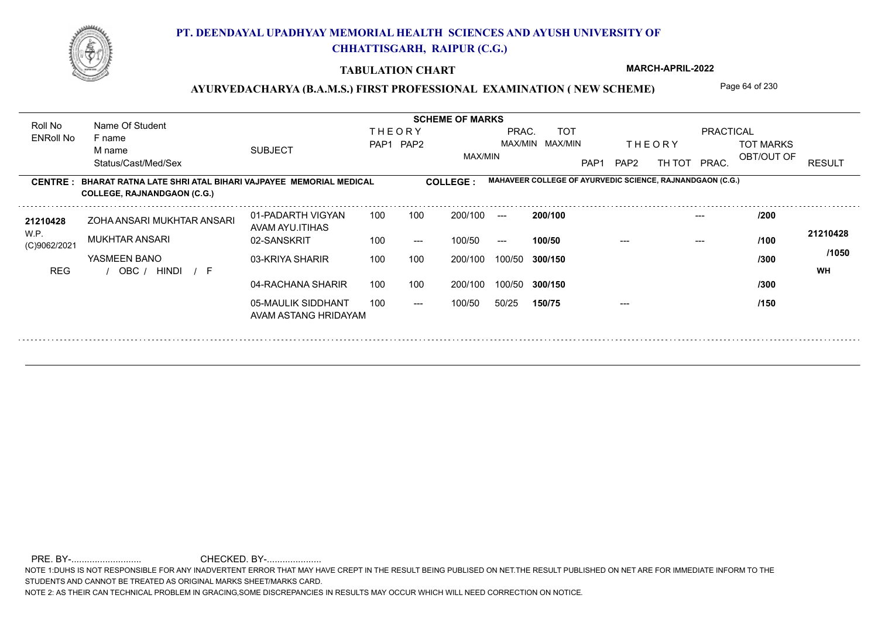# PT. DEENDAYAL UPADHYAY MEMORIAL HEALTH SCIENCES AND AYUSH UNIVERSITY OF CHHATTISGARH, RAIPUR (C.G.)

## TABULATION CHART

**MARCH-APRIL-2022**

### AYURVEDACHARYA (B.A.M.S.) FIRST PROFESSIONAL EXAMINATION ( NEW SCHEME)

| Roll No / ENRoll No | Name Of Student / F name / M name / Status/Cast/Med/Sex | SUBJECT | THEORY PAP1 | THEORY PAP2 | MAX/MIN | PRAC. MAX/MIN | TOT MAX/MIN | THEORY PAP1 | THEORY PAP2 | TH TOT | PRACTICAL PRAC. | TOT MARKS OBT/OUT OF | RESULT |
|---|---|---|---|---|---|---|---|---|---|---|---|---|---|

**CENTRE : BHARAT RATNA LATE SHRI ATAL BIHARI VAJPAYEE MEMORIAL MEDICAL COLLEGE, RAJNANDGAON (C.G.)**

**COLLEGE : MAHAVEER COLLEGE OF AYURVEDIC SCIENCE, RAJNANDGAON (C.G.)**

| Roll No / ENRoll No | Name Of Student / F name / M name / Status/Cast/Med/Sex | SUBJECT | THEORY PAP1 | THEORY PAP2 | MAX/MIN | PRAC. MAX/MIN | TOT MAX/MIN | THEORY PAP1 | THEORY PAP2 | TH TOT | PRACTICAL PRAC. | TOT MARKS OBT/OUT OF | RESULT |
|---|---|---|---|---|---|---|---|---|---|---|---|---|---|
| 21210428 | ZOHA ANSARI MUKHTAR ANSARI | 01-PADARTH VIGYAN AVAM AYU.ITIHAS | 100 | 100 | 200/100 | --- | 200/100 | | | | --- | /200 | 21210428 |
| W.P. | MUKHTAR ANSARI | 02-SANSKRIT | 100 | --- | 100/50 | --- | 100/50 | | --- | | --- | /100 | |
| (C)9062/2021 | YASMEEN BANO | 03-KRIYA SHARIR | 100 | 100 | 200/100 | 100/50 | 300/150 | | | | | /300 | /1050 |
| REG | / OBC / HINDI / F | 04-RACHANA SHARIR | 100 | 100 | 200/100 | 100/50 | 300/150 | | | | | /300 | WH |
| | | 05-MAULIK SIDDHANT AVAM ASTANG HRIDAYAM | 100 | --- | 100/50 | 50/25 | 150/75 | | --- | | | /150 | |

PRE. BY-........................... CHECKED. BY-.....................

NOTE 1:DUHS IS NOT RESPONSIBLE FOR ANY INADVERTENT ERROR THAT MAY HAVE CREPT IN THE RESULT BEING PUBLISED ON NET.THE RESULT PUBLISHED ON NET ARE FOR IMMEDIATE INFORM TO THE STUDENTS AND CANNOT BE TREATED AS ORIGINAL MARKS SHEET/MARKS CARD.

NOTE 2: AS THEIR CAN TECHNICAL PROBLEM IN GRACING,SOME DISCREPANCIES IN RESULTS MAY OCCUR WHICH WILL NEED CORRECTION ON NOTICE.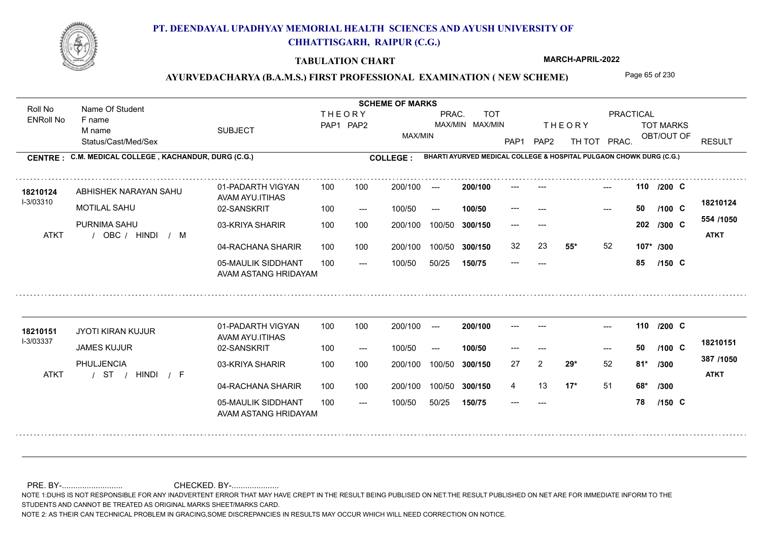# PT. DEENDAYAL UPADHYAY MEMORIAL HEALTH SCIENCES AND AYUSH UNIVERSITY OF CHHATTISGARH, RAIPUR (C.G.)

**TABULATION CHART**

**MARCH-APRIL-2022**

**AYURVEDACHARYA (B.A.M.S.) FIRST PROFESSIONAL EXAMINATION ( NEW SCHEME)**

**CENTRE : C.M. MEDICAL COLLEGE , KACHANDUR, DURG (C.G.)**

**COLLEGE : BHARTI AYURVED MEDICAL COLLEGE & HOSPITAL PULGAON CHOWK DURG (C.G.)**

| Roll No / ENRoll No | Name Of Student / F name / M name / Status/Cast/Med/Sex | SUBJECT | THEORY PAP1 | THEORY PAP2 | MAX/MIN | PRAC. MAX/MIN | TOT MAX/MIN | THEORY PAP1 | THEORY PAP2 | TH TOT | PRAC. | TOT MARKS OBT/OUT OF | RESULT |
|---|---|---|---|---|---|---|---|---|---|---|---|---|---|
| 18210124 / I-3/03310 | ABHISHEK NARAYAN SAHU | 01-PADARTH VIGYAN AVAM AYU.ITIHAS | 100 | 100 | 200/100 | --- | 200/100 | --- | --- | | --- | 110 /200 C | 18210124 |
| | MOTILAL SAHU | 02-SANSKRIT | 100 | --- | 100/50 | --- | 100/50 | --- | --- | | --- | 50 /100 C | 554 /1050 |
| | PURNIMA SAHU | 03-KRIYA SHARIR | 100 | 100 | 200/100 | 100/50 | 300/150 | --- | --- | | | 202 /300 C | ATKT |
| ATKT | / OBC / HINDI / M | 04-RACHANA SHARIR | 100 | 100 | 200/100 | 100/50 | 300/150 | 32 | 23 | 55* | 52 | 107* /300 | |
| | | 05-MAULIK SIDDHANT AVAM ASTANG HRIDAYAM | 100 | --- | 100/50 | 50/25 | 150/75 | --- | --- | | | 85 /150 C | |
| 18210151 / I-3/03337 | JYOTI KIRAN KUJUR | 01-PADARTH VIGYAN AVAM AYU.ITIHAS | 100 | 100 | 200/100 | --- | 200/100 | --- | --- | | --- | 110 /200 C | 18210151 |
| | JAMES KUJUR | 02-SANSKRIT | 100 | --- | 100/50 | --- | 100/50 | --- | --- | | --- | 50 /100 C | 387 /1050 |
| | PHULJENCIA | 03-KRIYA SHARIR | 100 | 100 | 200/100 | 100/50 | 300/150 | 27 | 2 | 29* | 52 | 81* /300 | ATKT |
| ATKT | / ST / HINDI / F | 04-RACHANA SHARIR | 100 | 100 | 200/100 | 100/50 | 300/150 | 4 | 13 | 17* | 51 | 68* /300 | |
| | | 05-MAULIK SIDDHANT AVAM ASTANG HRIDAYAM | 100 | --- | 100/50 | 50/25 | 150/75 | --- | --- | | | 78 /150 C | |

PRE. BY-.......................... CHECKED. BY-.....................

NOTE 1:DUHS IS NOT RESPONSIBLE FOR ANY INADVERTENT ERROR THAT MAY HAVE CREPT IN THE RESULT BEING PUBLISED ON NET.THE RESULT PUBLISHED ON NET ARE FOR IMMEDIATE INFORM TO THE STUDENTS AND CANNOT BE TREATED AS ORIGINAL MARKS SHEET/MARKS CARD.

NOTE 2: AS THEIR CAN TECHNICAL PROBLEM IN GRACING,SOME DISCREPANCIES IN RESULTS MAY OCCUR WHICH WILL NEED CORRECTION ON NOTICE.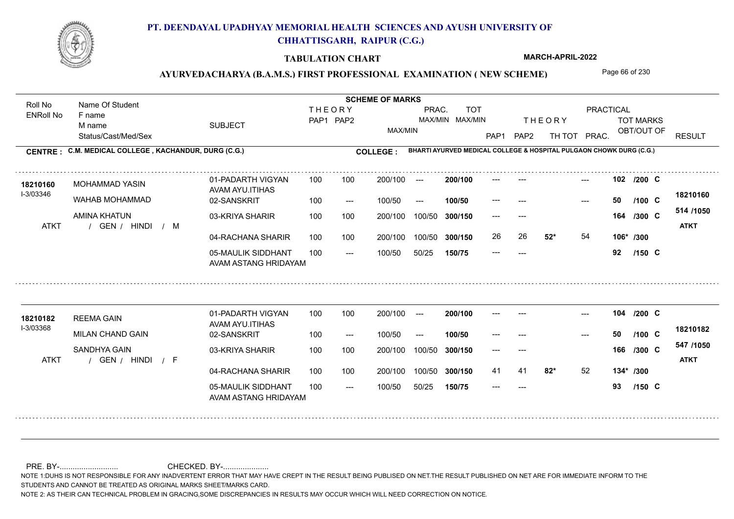# PT. DEENDAYAL UPADHYAY MEMORIAL HEALTH SCIENCES AND AYUSH UNIVERSITY OF CHHATTISGARH, RAIPUR (C.G.)

**TABULATION CHART**

**MARCH-APRIL-2022**

**AYURVEDACHARYA (B.A.M.S.) FIRST PROFESSIONAL EXAMINATION ( NEW SCHEME)**

**CENTRE : C.M. MEDICAL COLLEGE , KACHANDUR, DURG (C.G.)**

**COLLEGE : BHARTI AYURVED MEDICAL COLLEGE & HOSPITAL PULGAON CHOWK DURG (C.G.)**

| Roll No / ENRoll No | Name Of Student / F name / M name / Status/Cast/Med/Sex | SUBJECT | THEORY PAP1 | THEORY PAP2 | MAX/MIN | PRAC. MAX/MIN | TOT MAX/MIN | THEORY PAP1 | THEORY PAP2 | TH TOT | PRAC. | TOT MARKS OBT/OUT OF | RESULT |
|---|---|---|---|---|---|---|---|---|---|---|---|---|---|
| 18210160 / I-3/03346 | MOHAMMAD YASIN / WAHAB MOHAMMAD / AMINA KHATUN / ATKT / GEN / HINDI / M | 01-PADARTH VIGYAN AVAM AYU.ITIHAS | 100 | 100 | 200/100 | --- | 200/100 | --- | --- | | --- | 102 /200 C | 18210160 |
| | | 02-SANSKRIT | 100 | --- | 100/50 | --- | 100/50 | --- | --- | | --- | 50 /100 C | 514 /1050 |
| | | 03-KRIYA SHARIR | 100 | 100 | 200/100 | 100/50 | 300/150 | --- | --- | | | 164 /300 C | ATKT |
| | | 04-RACHANA SHARIR | 100 | 100 | 200/100 | 100/50 | 300/150 | 26 | 26 | 52* | 54 | 106* /300 | |
| | | 05-MAULIK SIDDHANT AVAM ASTANG HRIDAYAM | 100 | --- | 100/50 | 50/25 | 150/75 | --- | --- | | | 92 /150 C | |
| 18210182 / I-3/03368 | REEMA GAIN / MILAN CHAND GAIN / SANDHYA GAIN / ATKT / GEN / HINDI / F | 01-PADARTH VIGYAN AVAM AYU.ITIHAS | 100 | 100 | 200/100 | --- | 200/100 | --- | --- | | --- | 104 /200 C | 18210182 |
| | | 02-SANSKRIT | 100 | --- | 100/50 | --- | 100/50 | --- | --- | | --- | 50 /100 C | 547 /1050 |
| | | 03-KRIYA SHARIR | 100 | 100 | 200/100 | 100/50 | 300/150 | --- | --- | | | 166 /300 C | ATKT |
| | | 04-RACHANA SHARIR | 100 | 100 | 200/100 | 100/50 | 300/150 | 41 | 41 | 82* | 52 | 134* /300 | |
| | | 05-MAULIK SIDDHANT AVAM ASTANG HRIDAYAM | 100 | --- | 100/50 | 50/25 | 150/75 | --- | --- | | | 93 /150 C | |

PRE. BY-.......................... CHECKED. BY-....................

NOTE 1:DUHS IS NOT RESPONSIBLE FOR ANY INADVERTENT ERROR THAT MAY HAVE CREPT IN THE RESULT BEING PUBLISED ON NET.THE RESULT PUBLISHED ON NET ARE FOR IMMEDIATE INFORM TO THE STUDENTS AND CANNOT BE TREATED AS ORIGINAL MARKS SHEET/MARKS CARD.

NOTE 2: AS THEIR CAN TECHNICAL PROBLEM IN GRACING,SOME DISCREPANCIES IN RESULTS MAY OCCUR WHICH WILL NEED CORRECTION ON NOTICE.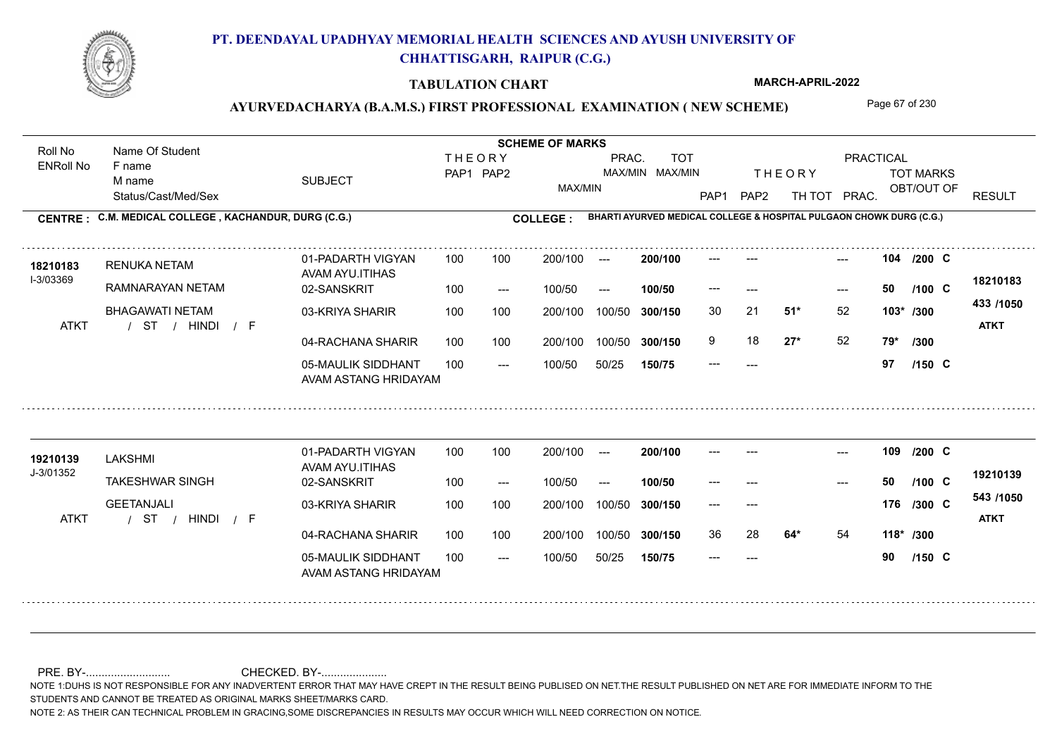# PT. DEENDAYAL UPADHYAY MEMORIAL HEALTH SCIENCES AND AYUSH UNIVERSITY OF CHHATTISGARH, RAIPUR (C.G.)

## TABULATION CHART

MARCH-APRIL-2022

### AYURVEDACHARYA (B.A.M.S.) FIRST PROFESSIONAL EXAMINATION ( NEW SCHEME)

**CENTRE : C.M. MEDICAL COLLEGE , KACHANDUR, DURG (C.G.)**

**COLLEGE : BHARTI AYURVED MEDICAL COLLEGE & HOSPITAL PULGAON CHOWK DURG (C.G.)**

| Roll No / ENRoll No | Name Of Student / F name / M name / Status/Cast/Med/Sex | SUBJECT | THEORY PAP1 | THEORY PAP2 | MAX/MIN | PRAC. MAX/MIN | TOT MAX/MIN | THEORY PAP1 | THEORY PAP2 | TH TOT | PRAC. | TOT MARKS OBT/OUT OF | RESULT |
|---|---|---|---|---|---|---|---|---|---|---|---|---|---|
| 18210183 | RENUKA NETAM | 01-PADARTH VIGYAN AVAM AYU.ITIHAS | 100 | 100 | 200/100 | --- | 200/100 | --- | --- | | --- | 104 /200 C | 18210183 |
| I-3/03369 | RAMNARAYAN NETAM | 02-SANSKRIT | 100 | --- | 100/50 | --- | 100/50 | --- | --- | | --- | 50 /100 C | 433 /1050 |
| | BHAGAWATI NETAM | 03-KRIYA SHARIR | 100 | 100 | 200/100 | 100/50 | 300/150 | 30 | 21 | 51* | 52 | 103* /300 | |
| ATKT | / ST / HINDI / F | 04-RACHANA SHARIR | 100 | 100 | 200/100 | 100/50 | 300/150 | 9 | 18 | 27* | 52 | 79* /300 | ATKT |
| | | 05-MAULIK SIDDHANT AVAM ASTANG HRIDAYAM | 100 | --- | 100/50 | 50/25 | 150/75 | --- | --- | | | 97 /150 C | |
| 19210139 | LAKSHMI | 01-PADARTH VIGYAN AVAM AYU.ITIHAS | 100 | 100 | 200/100 | --- | 200/100 | --- | --- | | --- | 109 /200 C | 19210139 |
| J-3/01352 | TAKESHWAR SINGH | 02-SANSKRIT | 100 | --- | 100/50 | --- | 100/50 | --- | --- | | --- | 50 /100 C | 543 /1050 |
| | GEETANJALI | 03-KRIYA SHARIR | 100 | 100 | 200/100 | 100/50 | 300/150 | --- | --- | | | 176 /300 C | |
| ATKT | / ST / HINDI / F | 04-RACHANA SHARIR | 100 | 100 | 200/100 | 100/50 | 300/150 | 36 | 28 | 64* | 54 | 118* /300 | ATKT |
| | | 05-MAULIK SIDDHANT AVAM ASTANG HRIDAYAM | 100 | --- | 100/50 | 50/25 | 150/75 | --- | --- | | | 90 /150 C | |

PRE. BY-........................... CHECKED. BY-.....................

NOTE 1:DUHS IS NOT RESPONSIBLE FOR ANY INADVERTENT ERROR THAT MAY HAVE CREPT IN THE RESULT BEING PUBLISED ON NET.THE RESULT PUBLISHED ON NET ARE FOR IMMEDIATE INFORM TO THE STUDENTS AND CANNOT BE TREATED AS ORIGINAL MARKS SHEET/MARKS CARD.

NOTE 2: AS THEIR CAN TECHNICAL PROBLEM IN GRACING,SOME DISCREPANCIES IN RESULTS MAY OCCUR WHICH WILL NEED CORRECTION ON NOTICE.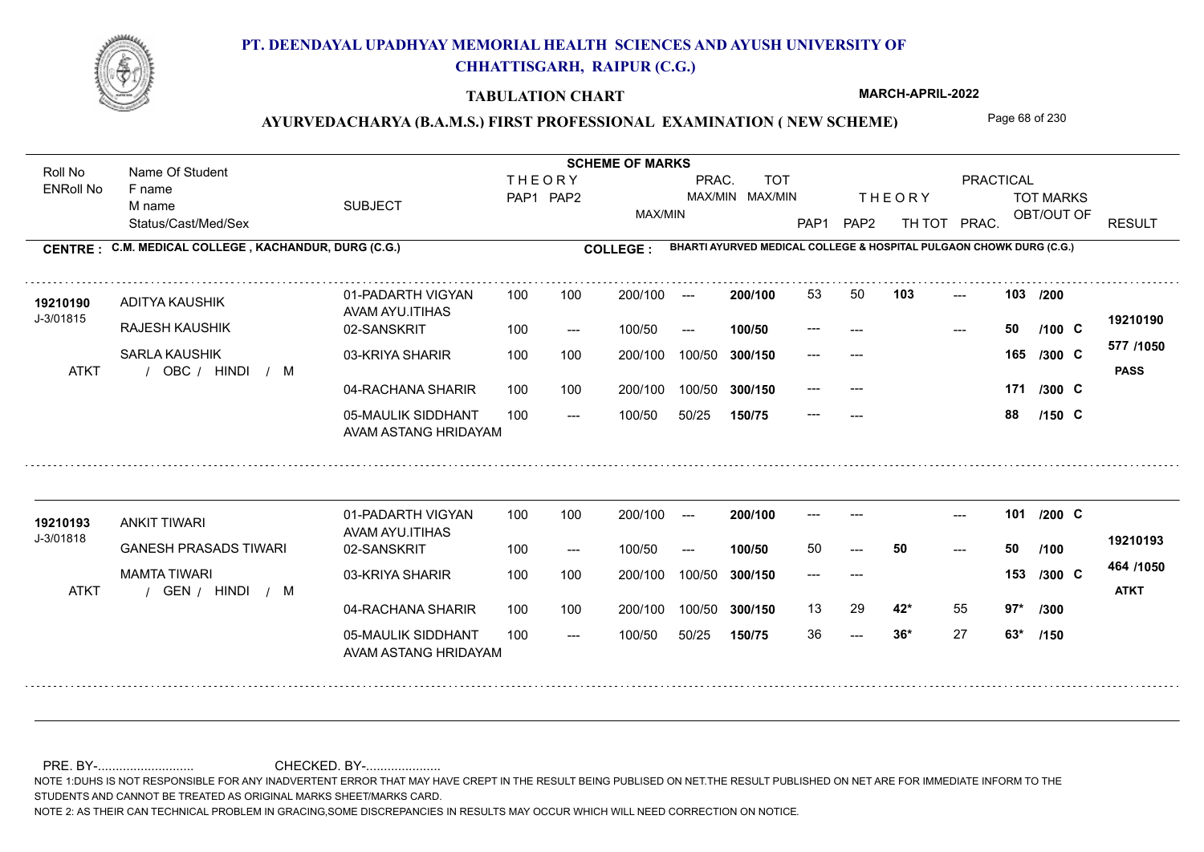# PT. DEENDAYAL UPADHYAY MEMORIAL HEALTH SCIENCES AND AYUSH UNIVERSITY OF CHHATTISGARH, RAIPUR (C.G.)

**TABULATION CHART** — MARCH-APRIL-2022

**AYURVEDACHARYA (B.A.M.S.) FIRST PROFESSIONAL EXAMINATION ( NEW SCHEME)**

**CENTRE : C.M. MEDICAL COLLEGE , KACHANDUR, DURG (C.G.)**

**COLLEGE : BHARTI AYURVED MEDICAL COLLEGE & HOSPITAL PULGAON CHOWK DURG (C.G.)**

| Roll No / ENRoll No | Name Of Student / F name / M name / Status/Cast/Med/Sex | SUBJECT | THEORY PAP1 | THEORY PAP2 | MAX/MIN | PRAC. MAX/MIN | TOT MAX/MIN | THEORY PAP1 | THEORY PAP2 | TH TOT | PRACTICAL PRAC. | TOT MARKS OBT/OUT OF | RESULT |
|---|---|---|---|---|---|---|---|---|---|---|---|---|---|
| 19210190 / J-3/01815 | ADITYA KAUSHIK / RAJESH KAUSHIK / SARLA KAUSHIK / ATKT / OBC / HINDI / M | 01-PADARTH VIGYAN AVAM AYU.ITIHAS | 100 | 100 | 200/100 | --- | 200/100 | 53 | 50 | 103 | --- | 103 /200 | 19210190 |
| | | 02-SANSKRIT | 100 | --- | 100/50 | --- | 100/50 | --- | --- | | --- | 50 /100 C | 577 /1050 |
| | | 03-KRIYA SHARIR | 100 | 100 | 200/100 | 100/50 | 300/150 | --- | --- | | | 165 /300 C | PASS |
| | | 04-RACHANA SHARIR | 100 | 100 | 200/100 | 100/50 | 300/150 | --- | --- | | | 171 /300 C | |
| | | 05-MAULIK SIDDHANT AVAM ASTANG HRIDAYAM | 100 | --- | 100/50 | 50/25 | 150/75 | --- | --- | | | 88 /150 C | |
| 19210193 / J-3/01818 | ANKIT TIWARI / GANESH PRASADS TIWARI / MAMTA TIWARI / ATKT / GEN / HINDI / M | 01-PADARTH VIGYAN AVAM AYU.ITIHAS | 100 | 100 | 200/100 | --- | 200/100 | --- | --- | | --- | 101 /200 C | 19210193 |
| | | 02-SANSKRIT | 100 | --- | 100/50 | --- | 100/50 | 50 | --- | 50 | --- | 50 /100 | 464 /1050 |
| | | 03-KRIYA SHARIR | 100 | 100 | 200/100 | 100/50 | 300/150 | --- | --- | | | 153 /300 C | ATKT |
| | | 04-RACHANA SHARIR | 100 | 100 | 200/100 | 100/50 | 300/150 | 13 | 29 | 42* | 55 | 97* /300 | |
| | | 05-MAULIK SIDDHANT AVAM ASTANG HRIDAYAM | 100 | --- | 100/50 | 50/25 | 150/75 | 36 | --- | 36* | 27 | 63* /150 | |

PRE. BY-........................... CHECKED. BY-.....................

NOTE 1:DUHS IS NOT RESPONSIBLE FOR ANY INADVERTENT ERROR THAT MAY HAVE CREPT IN THE RESULT BEING PUBLISED ON NET.THE RESULT PUBLISHED ON NET ARE FOR IMMEDIATE INFORM TO THE STUDENTS AND CANNOT BE TREATED AS ORIGINAL MARKS SHEET/MARKS CARD.

NOTE 2: AS THEIR CAN TECHNICAL PROBLEM IN GRACING,SOME DISCREPANCIES IN RESULTS MAY OCCUR WHICH WILL NEED CORRECTION ON NOTICE.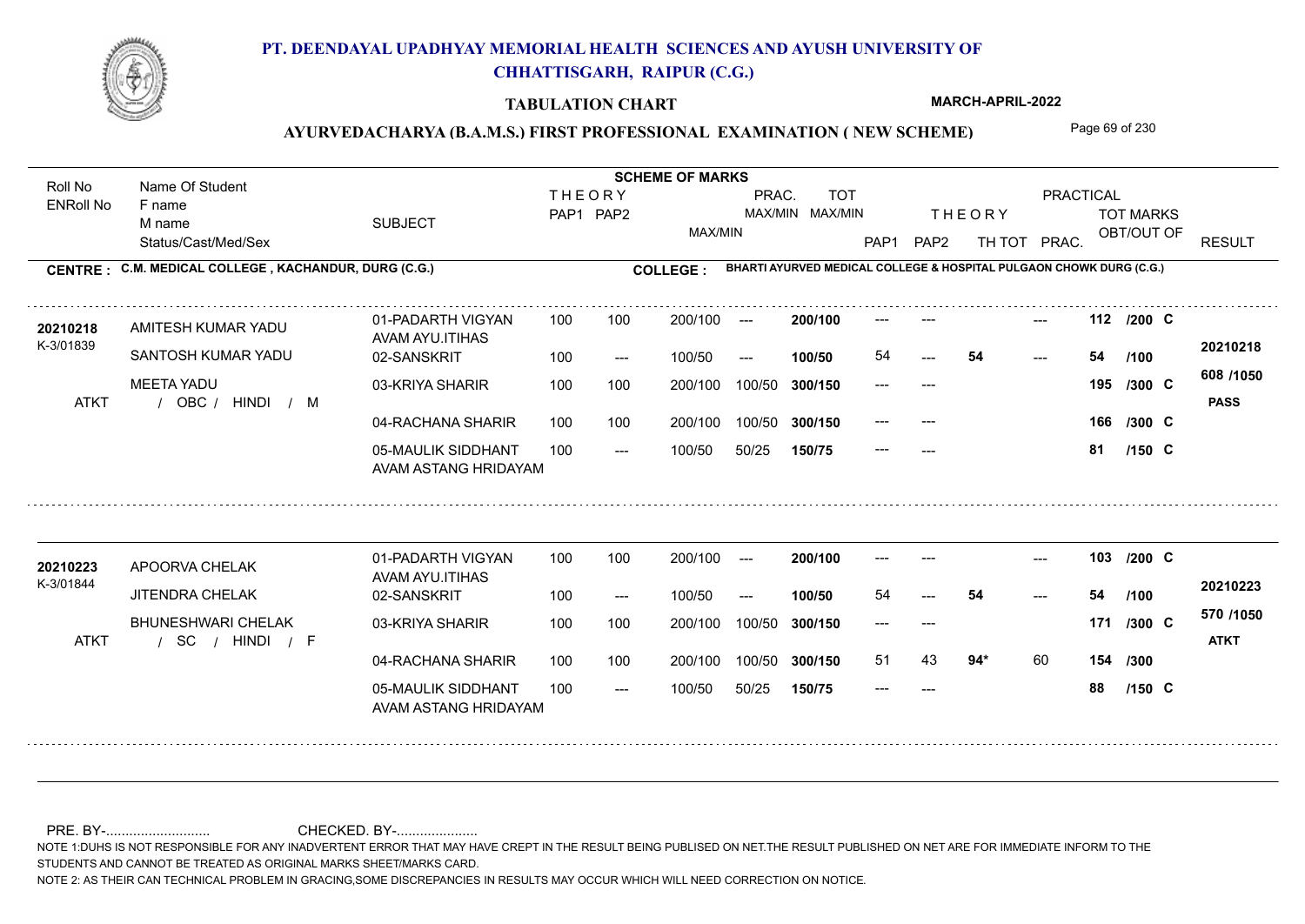# PT. DEENDAYAL UPADHYAY MEMORIAL HEALTH SCIENCES AND AYUSH UNIVERSITY OF CHHATTISGARH, RAIPUR (C.G.)

## TABULATION CHART

MARCH-APRIL-2022

### AYURVEDACHARYA (B.A.M.S.) FIRST PROFESSIONAL EXAMINATION ( NEW SCHEME)

**CENTRE : C.M. MEDICAL COLLEGE , KACHANDUR, DURG (C.G.)**

**COLLEGE : BHARTI AYURVED MEDICAL COLLEGE & HOSPITAL PULGAON CHOWK DURG (C.G.)**

| Roll No / ENRoll No | Name Of Student / F name / M name / Status/Cast/Med/Sex | SUBJECT | THEORY PAP1 | THEORY PAP2 | MAX/MIN | PRAC. MAX/MIN | TOT MAX/MIN | THEORY PAP1 | THEORY PAP2 | TH TOT | PRAC. | TOT MARKS OBT/OUT OF | RESULT |
|---|---|---|---|---|---|---|---|---|---|---|---|---|---|
| 20210218 K-3/01839 ATKT | AMITESH KUMAR YADU / SANTOSH KUMAR YADU / MEETA YADU / OBC / HINDI / M | 01-PADARTH VIGYAN AVAM AYU.ITIHAS | 100 | 100 | 200/100 | --- | 200/100 | --- | --- | | --- | 112 /200 C | 20210218 608 /1050 PASS |
| | | 02-SANSKRIT | 100 | --- | 100/50 | --- | 100/50 | 54 | --- | 54 | --- | 54 /100 | |
| | | 03-KRIYA SHARIR | 100 | 100 | 200/100 | 100/50 | 300/150 | --- | --- | | | 195 /300 C | |
| | | 04-RACHANA SHARIR | 100 | 100 | 200/100 | 100/50 | 300/150 | --- | --- | | | 166 /300 C | |
| | | 05-MAULIK SIDDHANT AVAM ASTANG HRIDAYAM | 100 | --- | 100/50 | 50/25 | 150/75 | --- | --- | | | 81 /150 C | |
| 20210223 K-3/01844 ATKT | APOORVA CHELAK / JITENDRA CHELAK / BHUNESHWARI CHELAK / SC / HINDI / F | 01-PADARTH VIGYAN AVAM AYU.ITIHAS | 100 | 100 | 200/100 | --- | 200/100 | --- | --- | | --- | 103 /200 C | 20210223 570 /1050 ATKT |
| | | 02-SANSKRIT | 100 | --- | 100/50 | --- | 100/50 | 54 | --- | 54 | --- | 54 /100 | |
| | | 03-KRIYA SHARIR | 100 | 100 | 200/100 | 100/50 | 300/150 | --- | --- | | | 171 /300 C | |
| | | 04-RACHANA SHARIR | 100 | 100 | 200/100 | 100/50 | 300/150 | 51 | 43 | 94* | 60 | 154 /300 | |
| | | 05-MAULIK SIDDHANT AVAM ASTANG HRIDAYAM | 100 | --- | 100/50 | 50/25 | 150/75 | --- | --- | | | 88 /150 C | |

PRE. BY-.......................... CHECKED. BY-....................

NOTE 1:DUHS IS NOT RESPONSIBLE FOR ANY INADVERTENT ERROR THAT MAY HAVE CREPT IN THE RESULT BEING PUBLISED ON NET.THE RESULT PUBLISHED ON NET ARE FOR IMMEDIATE INFORM TO THE STUDENTS AND CANNOT BE TREATED AS ORIGINAL MARKS SHEET/MARKS CARD.

NOTE 2: AS THEIR CAN TECHNICAL PROBLEM IN GRACING,SOME DISCREPANCIES IN RESULTS MAY OCCUR WHICH WILL NEED CORRECTION ON NOTICE.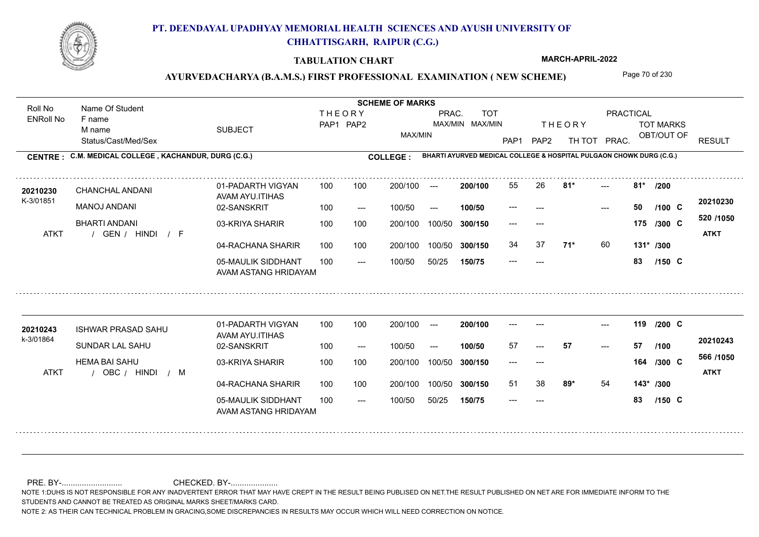# PT. DEENDAYAL UPADHYAY MEMORIAL HEALTH SCIENCES AND AYUSH UNIVERSITY OF CHHATTISGARH, RAIPUR (C.G.)

**TABULATION CHART**

**MARCH-APRIL-2022**

**AYURVEDACHARYA (B.A.M.S.) FIRST PROFESSIONAL EXAMINATION ( NEW SCHEME)**

**CENTRE : C.M. MEDICAL COLLEGE , KACHANDUR, DURG (C.G.)**

**COLLEGE : BHARTI AYURVED MEDICAL COLLEGE & HOSPITAL PULGAON CHOWK DURG (C.G.)**

| Roll No / ENRoll No | Name Of Student / F name / M name / Status/Cast/Med/Sex | SUBJECT | THEORY PAP1 | THEORY PAP2 | MAX/MIN | PRAC. MAX/MIN | TOT MAX/MIN | PAP1 | PAP2 | TH TOT | PRAC. | TOT MARKS OBT/OUT OF | RESULT |
|---|---|---|---|---|---|---|---|---|---|---|---|---|---|
| 20210230 | CHANCHAL ANDANI | 01-PADARTH VIGYAN AVAM AYU.ITIHAS | 100 | 100 | 200/100 | --- | 200/100 | 55 | 26 | 81* | --- | 81* /200 | 20210230 |
| K-3/01851 | MANOJ ANDANI | 02-SANSKRIT | 100 | --- | 100/50 | --- | 100/50 | --- | --- | | --- | 50 /100 C | |
| | BHARTI ANDANI | 03-KRIYA SHARIR | 100 | 100 | 200/100 | 100/50 | 300/150 | --- | --- | | | 175 /300 C | 520 /1050 |
| ATKT | / GEN / HINDI / F | | | | | | | | | | | | ATKT |
| | | 04-RACHANA SHARIR | 100 | 100 | 200/100 | 100/50 | 300/150 | 34 | 37 | 71* | 60 | 131* /300 | |
| | | 05-MAULIK SIDDHANT AVAM ASTANG HRIDAYAM | 100 | --- | 100/50 | 50/25 | 150/75 | --- | --- | | | 83 /150 C | |
| 20210243 | ISHWAR PRASAD SAHU | 01-PADARTH VIGYAN AVAM AYU.ITIHAS | 100 | 100 | 200/100 | --- | 200/100 | --- | --- | | --- | 119 /200 C | 20210243 |
| k-3/01864 | SUNDAR LAL SAHU | 02-SANSKRIT | 100 | --- | 100/50 | --- | 100/50 | 57 | --- | 57 | --- | 57 /100 | |
| | HEMA BAI SAHU | 03-KRIYA SHARIR | 100 | 100 | 200/100 | 100/50 | 300/150 | --- | --- | | | 164 /300 C | 566 /1050 |
| ATKT | / OBC / HINDI / M | | | | | | | | | | | | ATKT |
| | | 04-RACHANA SHARIR | 100 | 100 | 200/100 | 100/50 | 300/150 | 51 | 38 | 89* | 54 | 143* /300 | |
| | | 05-MAULIK SIDDHANT AVAM ASTANG HRIDAYAM | 100 | --- | 100/50 | 50/25 | 150/75 | --- | --- | | | 83 /150 C | |

PRE. BY-.......................... CHECKED. BY-.....................

NOTE 1:DUHS IS NOT RESPONSIBLE FOR ANY INADVERTENT ERROR THAT MAY HAVE CREPT IN THE RESULT BEING PUBLISED ON NET.THE RESULT PUBLISHED ON NET ARE FOR IMMEDIATE INFORM TO THE STUDENTS AND CANNOT BE TREATED AS ORIGINAL MARKS SHEET/MARKS CARD.

NOTE 2: AS THEIR CAN TECHNICAL PROBLEM IN GRACING,SOME DISCREPANCIES IN RESULTS MAY OCCUR WHICH WILL NEED CORRECTION ON NOTICE.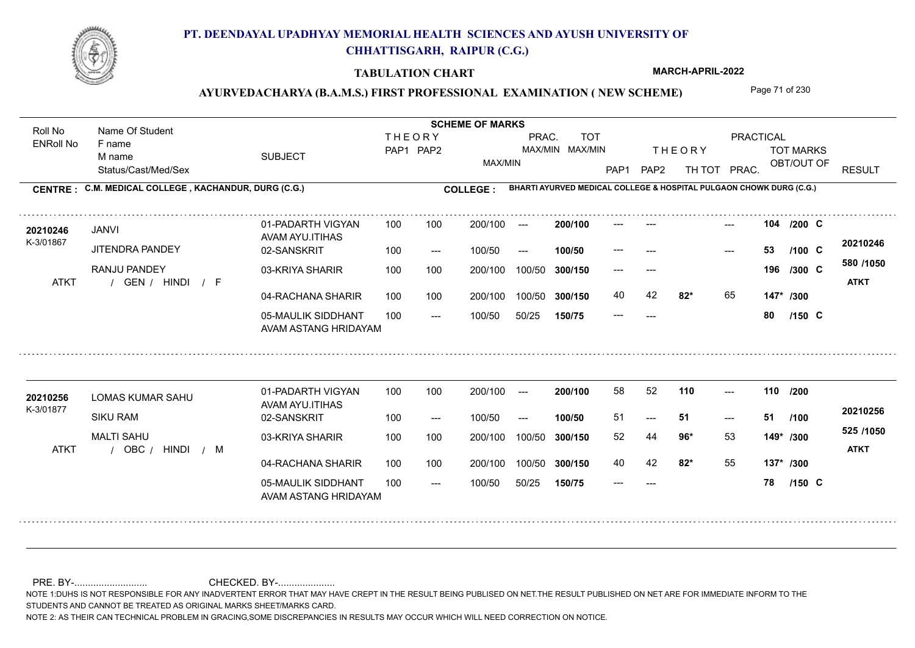# PT. DEENDAYAL UPADHYAY MEMORIAL HEALTH SCIENCES AND AYUSH UNIVERSITY OF CHHATTISGARH, RAIPUR (C.G.)

**TABULATION CHART**

**MARCH-APRIL-2022**

**AYURVEDACHARYA (B.A.M.S.) FIRST PROFESSIONAL EXAMINATION ( NEW SCHEME)**

**CENTRE : C.M. MEDICAL COLLEGE , KACHANDUR, DURG (C.G.)**

**COLLEGE : BHARTI AYURVED MEDICAL COLLEGE & HOSPITAL PULGAON CHOWK DURG (C.G.)**

| Roll No / ENRoll No | Name Of Student / F name / M name / Status/Cast/Med/Sex | SUBJECT | THEORY PAP1 | THEORY PAP2 | MAX/MIN | PRAC. MAX/MIN | TOT MAX/MIN | THEORY PAP1 | THEORY PAP2 | TH TOT | PRAC. | TOT MARKS OBT/OUT OF | RESULT |
|---|---|---|---|---|---|---|---|---|---|---|---|---|---|
| 20210246 | JANVI | 01-PADARTH VIGYAN AVAM AYU.ITIHAS | 100 | 100 | 200/100 | --- | 200/100 | --- | --- | | --- | 104 /200 C | |
| K-3/01867 | JITENDRA PANDEY | 02-SANSKRIT | 100 | --- | 100/50 | --- | 100/50 | --- | --- | | --- | 53 /100 C | 20210246 |
| | RANJU PANDEY | 03-KRIYA SHARIR | 100 | 100 | 200/100 | 100/50 | 300/150 | --- | --- | | | 196 /300 C | 580 /1050 |
| ATKT | / GEN / HINDI / F | 04-RACHANA SHARIR | 100 | 100 | 200/100 | 100/50 | 300/150 | 40 | 42 | 82* | 65 | 147* /300 | ATKT |
| | | 05-MAULIK SIDDHANT AVAM ASTANG HRIDAYAM | 100 | --- | 100/50 | 50/25 | 150/75 | --- | --- | | | 80 /150 C | |
| 20210256 | LOMAS KUMAR SAHU | 01-PADARTH VIGYAN AVAM AYU.ITIHAS | 100 | 100 | 200/100 | --- | 200/100 | 58 | 52 | 110 | --- | 110 /200 | |
| K-3/01877 | SIKU RAM | 02-SANSKRIT | 100 | --- | 100/50 | --- | 100/50 | 51 | --- | 51 | --- | 51 /100 | 20210256 |
| | MALTI SAHU | 03-KRIYA SHARIR | 100 | 100 | 200/100 | 100/50 | 300/150 | 52 | 44 | 96* | 53 | 149* /300 | 525 /1050 |
| ATKT | / OBC / HINDI / M | 04-RACHANA SHARIR | 100 | 100 | 200/100 | 100/50 | 300/150 | 40 | 42 | 82* | 55 | 137* /300 | ATKT |
| | | 05-MAULIK SIDDHANT AVAM ASTANG HRIDAYAM | 100 | --- | 100/50 | 50/25 | 150/75 | --- | --- | | | 78 /150 C | |

PRE. BY-.......................... CHECKED. BY-.....................

NOTE 1:DUHS IS NOT RESPONSIBLE FOR ANY INADVERTENT ERROR THAT MAY HAVE CREPT IN THE RESULT BEING PUBLISED ON NET.THE RESULT PUBLISHED ON NET ARE FOR IMMEDIATE INFORM TO THE STUDENTS AND CANNOT BE TREATED AS ORIGINAL MARKS SHEET/MARKS CARD.

NOTE 2: AS THEIR CAN TECHNICAL PROBLEM IN GRACING,SOME DISCREPANCIES IN RESULTS MAY OCCUR WHICH WILL NEED CORRECTION ON NOTICE.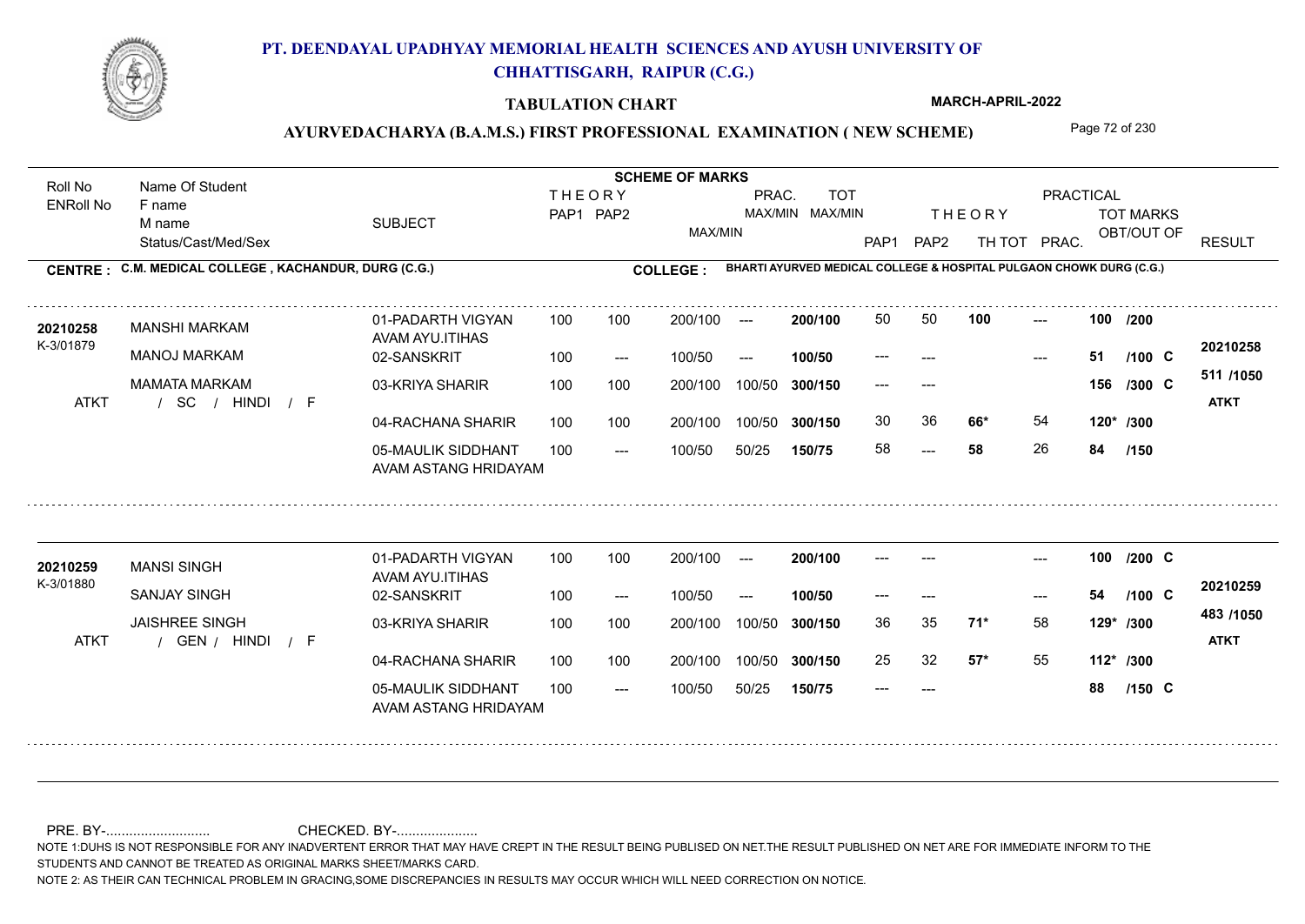# PT. DEENDAYAL UPADHYAY MEMORIAL HEALTH SCIENCES AND AYUSH UNIVERSITY OF CHHATTISGARH, RAIPUR (C.G.)

**TABULATION CHART** — MARCH-APRIL-2022

## AYURVEDACHARYA (B.A.M.S.) FIRST PROFESSIONAL EXAMINATION ( NEW SCHEME)

**CENTRE : C.M. MEDICAL COLLEGE , KACHANDUR, DURG (C.G.)**
**COLLEGE : BHARTI AYURVED MEDICAL COLLEGE & HOSPITAL PULGAON CHOWK DURG (C.G.)**

| Roll No / ENRoll No | Name Of Student / F name / M name / Status/Cast/Med/Sex | SUBJECT | THEORY PAP1 | THEORY PAP2 | MAX/MIN | PRAC. MAX/MIN | TOT MAX/MIN | THEORY PAP1 | THEORY PAP2 | TH TOT | PRAC. | TOT MARKS OBT/OUT OF | RESULT |
|---|---|---|---|---|---|---|---|---|---|---|---|---|---|
| 20210258 | MANSHI MARKAM | 01-PADARTH VIGYAN AVAM AYU.ITIHAS | 100 | 100 | 200/100 | --- | 200/100 | 50 | 50 | 100 | --- | 100 /200 | 20210258 |
| K-3/01879 | MANOJ MARKAM | 02-SANSKRIT | 100 | --- | 100/50 | --- | 100/50 | --- | --- | | --- | 51 /100 C | 511 /1050 |
| | MAMATA MARKAM | 03-KRIYA SHARIR | 100 | 100 | 200/100 | 100/50 | 300/150 | --- | --- | | | 156 /300 C | ATKT |
| ATKT | / SC / HINDI / F | 04-RACHANA SHARIR | 100 | 100 | 200/100 | 100/50 | 300/150 | 30 | 36 | 66* | 54 | 120* /300 | |
| | | 05-MAULIK SIDDHANT AVAM ASTANG HRIDAYAM | 100 | --- | 100/50 | 50/25 | 150/75 | 58 | --- | 58 | 26 | 84 /150 | |
| 20210259 | MANSI SINGH | 01-PADARTH VIGYAN AVAM AYU.ITIHAS | 100 | 100 | 200/100 | --- | 200/100 | --- | --- | | --- | 100 /200 C | 20210259 |
| K-3/01880 | SANJAY SINGH | 02-SANSKRIT | 100 | --- | 100/50 | --- | 100/50 | --- | --- | | --- | 54 /100 C | 483 /1050 |
| | JAISHREE SINGH | 03-KRIYA SHARIR | 100 | 100 | 200/100 | 100/50 | 300/150 | 36 | 35 | 71* | 58 | 129* /300 | ATKT |
| ATKT | / GEN / HINDI / F | 04-RACHANA SHARIR | 100 | 100 | 200/100 | 100/50 | 300/150 | 25 | 32 | 57* | 55 | 112* /300 | |
| | | 05-MAULIK SIDDHANT AVAM ASTANG HRIDAYAM | 100 | --- | 100/50 | 50/25 | 150/75 | --- | --- | | | 88 /150 C | |

PRE. BY-........................... CHECKED. BY-.....................

NOTE 1:DUHS IS NOT RESPONSIBLE FOR ANY INADVERTENT ERROR THAT MAY HAVE CREPT IN THE RESULT BEING PUBLISED ON NET.THE RESULT PUBLISHED ON NET ARE FOR IMMEDIATE INFORM TO THE STUDENTS AND CANNOT BE TREATED AS ORIGINAL MARKS SHEET/MARKS CARD.

NOTE 2: AS THEIR CAN TECHNICAL PROBLEM IN GRACING,SOME DISCREPANCIES IN RESULTS MAY OCCUR WHICH WILL NEED CORRECTION ON NOTICE.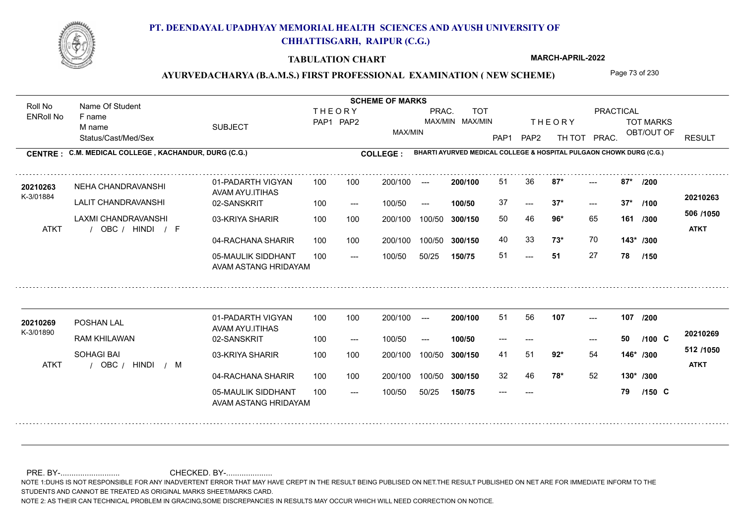# PT. DEENDAYAL UPADHYAY MEMORIAL HEALTH SCIENCES AND AYUSH UNIVERSITY OF CHHATTISGARH, RAIPUR (C.G.)

**TABULATION CHART** — **MARCH-APRIL-2022**

## AYURVEDACHARYA (B.A.M.S.) FIRST PROFESSIONAL EXAMINATION ( NEW SCHEME)

**CENTRE : C.M. MEDICAL COLLEGE , KACHANDUR, DURG (C.G.)**
**COLLEGE : BHARTI AYURVED MEDICAL COLLEGE & HOSPITAL PULGAON CHOWK DURG (C.G.)**

| Roll No / ENRoll No | Name Of Student / F name / M name / Status/Cast/Med/Sex | SUBJECT | THEORY PAP1 | THEORY PAP2 | MAX/MIN | PRAC. MAX/MIN | TOT MAX/MIN | PAP1 | PAP2 | TH TOT | PRAC. | TOT MARKS OBT/OUT OF | RESULT |
|---|---|---|---|---|---|---|---|---|---|---|---|---|---|
| 20210263 / K-3/01884 | NEHA CHANDRAVANSHI | 01-PADARTH VIGYAN AVAM AYU.ITIHAS | 100 | 100 | 200/100 | --- | 200/100 | 51 | 36 | 87* | --- | 87* /200 | 20210263 |
| | LALIT CHANDRAVANSHI | 02-SANSKRIT | 100 | --- | 100/50 | --- | 100/50 | 37 | --- | 37* | --- | 37* /100 | 506 /1050 |
| | LAXMI CHANDRAVANSHI | 03-KRIYA SHARIR | 100 | 100 | 200/100 | 100/50 | 300/150 | 50 | 46 | 96* | 65 | 161 /300 | ATKT |
| ATKT | / OBC / HINDI / F | 04-RACHANA SHARIR | 100 | 100 | 200/100 | 100/50 | 300/150 | 40 | 33 | 73* | 70 | 143* /300 | |
| | | 05-MAULIK SIDDHANT AVAM ASTANG HRIDAYAM | 100 | --- | 100/50 | 50/25 | 150/75 | 51 | --- | 51 | 27 | 78 /150 | |
| 20210269 / K-3/01890 | POSHAN LAL | 01-PADARTH VIGYAN AVAM AYU.ITIHAS | 100 | 100 | 200/100 | --- | 200/100 | 51 | 56 | 107 | --- | 107 /200 | 20210269 |
| | RAM KHILAWAN | 02-SANSKRIT | 100 | --- | 100/50 | --- | 100/50 | --- | --- | | --- | 50 /100 C | 512 /1050 |
| | SOHAGI BAI | 03-KRIYA SHARIR | 100 | 100 | 200/100 | 100/50 | 300/150 | 41 | 51 | 92* | 54 | 146* /300 | ATKT |
| ATKT | / OBC / HINDI / M | 04-RACHANA SHARIR | 100 | 100 | 200/100 | 100/50 | 300/150 | 32 | 46 | 78* | 52 | 130* /300 | |
| | | 05-MAULIK SIDDHANT AVAM ASTANG HRIDAYAM | 100 | --- | 100/50 | 50/25 | 150/75 | --- | --- | | | 79 /150 C | |

PRE. BY-.......................... CHECKED. BY-.....................

NOTE 1:DUHS IS NOT RESPONSIBLE FOR ANY INADVERTENT ERROR THAT MAY HAVE CREPT IN THE RESULT BEING PUBLISED ON NET.THE RESULT PUBLISHED ON NET ARE FOR IMMEDIATE INFORM TO THE STUDENTS AND CANNOT BE TREATED AS ORIGINAL MARKS SHEET/MARKS CARD.

NOTE 2: AS THEIR CAN TECHNICAL PROBLEM IN GRACING,SOME DISCREPANCIES IN RESULTS MAY OCCUR WHICH WILL NEED CORRECTION ON NOTICE.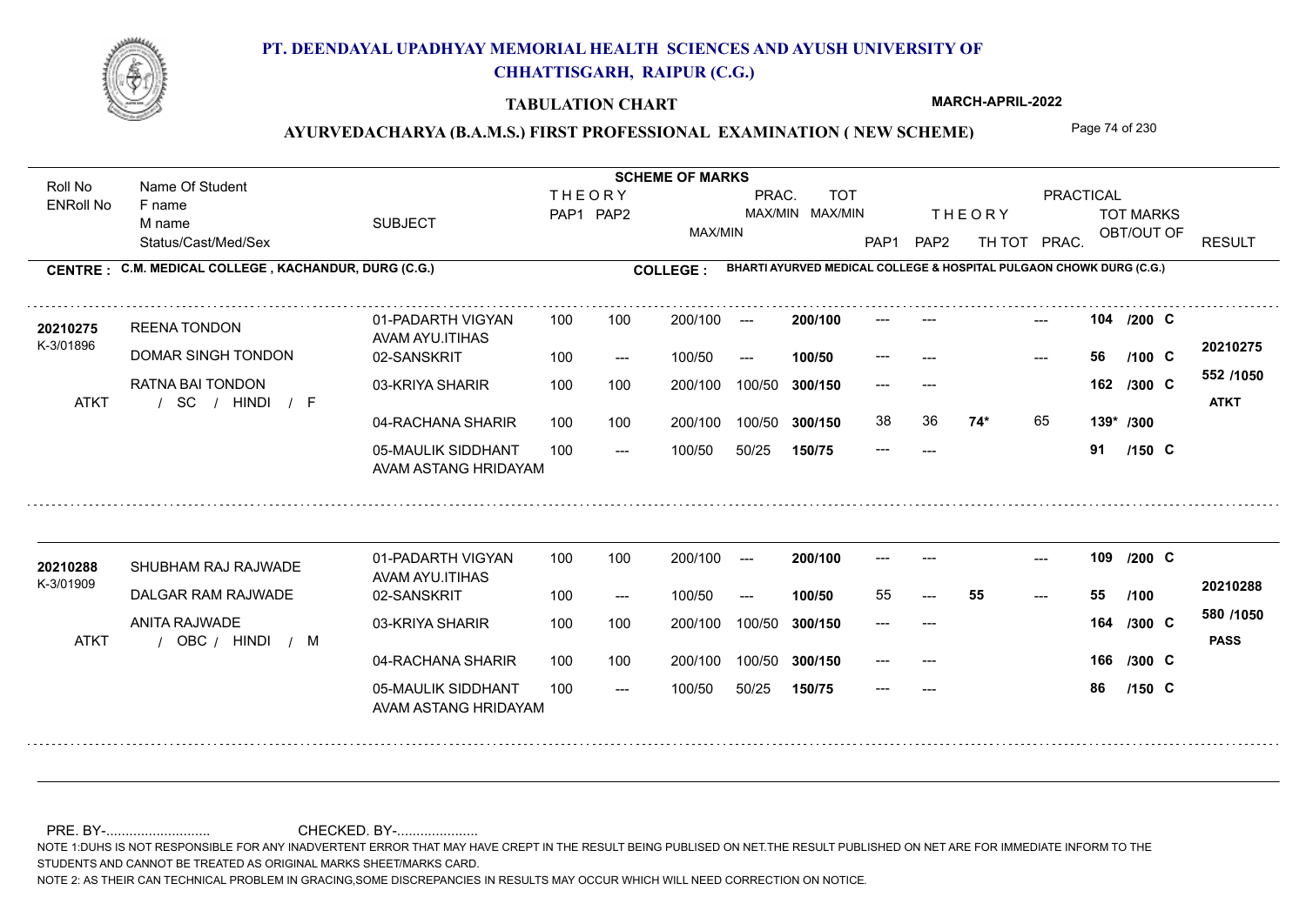# PT. DEENDAYAL UPADHYAY MEMORIAL HEALTH SCIENCES AND AYUSH UNIVERSITY OF CHHATTISGARH, RAIPUR (C.G.)

**TABULATION CHART**

**MARCH-APRIL-2022**

**AYURVEDACHARYA (B.A.M.S.) FIRST PROFESSIONAL EXAMINATION ( NEW SCHEME)**

**CENTRE : C.M. MEDICAL COLLEGE , KACHANDUR, DURG (C.G.)**

**COLLEGE : BHARTI AYURVED MEDICAL COLLEGE & HOSPITAL PULGAON CHOWK DURG (C.G.)**

| Roll No / ENRoll No | Name Of Student / F name / M name / Status/Cast/Med/Sex | SUBJECT | THEORY PAP1 | THEORY PAP2 | MAX/MIN | PRAC. MAX/MIN | TOT MAX/MIN | THEORY PAP1 | THEORY PAP2 | TH TOT | PRACTICAL PRAC. | TOT MARKS OBT/OUT OF | RESULT |
|---|---|---|---|---|---|---|---|---|---|---|---|---|---|
| **20210275** | REENA TONDON | 01-PADARTH VIGYAN AVAM AYU.ITIHAS | 100 | 100 | 200/100 | --- | **200/100** | --- | --- | | --- | **104 /200 C** | **20210275** |
| K-3/01896 | DOMAR SINGH TONDON | 02-SANSKRIT | 100 | --- | 100/50 | --- | **100/50** | --- | --- | | --- | **56 /100 C** | **552 /1050** |
| ATKT | RATNA BAI TONDON / SC / HINDI / F | 03-KRIYA SHARIR | 100 | 100 | 200/100 | 100/50 | **300/150** | --- | --- | | | **162 /300 C** | **ATKT** |
| | | 04-RACHANA SHARIR | 100 | 100 | 200/100 | 100/50 | **300/150** | 38 | 36 | **74*** | 65 | **139* /300** | |
| | | 05-MAULIK SIDDHANT AVAM ASTANG HRIDAYAM | 100 | --- | 100/50 | 50/25 | **150/75** | --- | --- | | | **91 /150 C** | |
| **20210288** | SHUBHAM RAJ RAJWADE | 01-PADARTH VIGYAN AVAM AYU.ITIHAS | 100 | 100 | 200/100 | --- | **200/100** | --- | --- | | --- | **109 /200 C** | **20210288** |
| K-3/01909 | DALGAR RAM RAJWADE | 02-SANSKRIT | 100 | --- | 100/50 | --- | **100/50** | 55 | --- | **55** | --- | **55 /100** | **580 /1050** |
| ATKT | ANITA RAJWADE / OBC / HINDI / M | 03-KRIYA SHARIR | 100 | 100 | 200/100 | 100/50 | **300/150** | --- | --- | | | **164 /300 C** | **PASS** |
| | | 04-RACHANA SHARIR | 100 | 100 | 200/100 | 100/50 | **300/150** | --- | --- | | | **166 /300 C** | |
| | | 05-MAULIK SIDDHANT AVAM ASTANG HRIDAYAM | 100 | --- | 100/50 | 50/25 | **150/75** | --- | --- | | | **86 /150 C** | |

PRE. BY-........................... CHECKED. BY-....................

NOTE 1:DUHS IS NOT RESPONSIBLE FOR ANY INADVERTENT ERROR THAT MAY HAVE CREPT IN THE RESULT BEING PUBLISED ON NET.THE RESULT PUBLISHED ON NET ARE FOR IMMEDIATE INFORM TO THE STUDENTS AND CANNOT BE TREATED AS ORIGINAL MARKS SHEET/MARKS CARD.

NOTE 2: AS THEIR CAN TECHNICAL PROBLEM IN GRACING,SOME DISCREPANCIES IN RESULTS MAY OCCUR WHICH WILL NEED CORRECTION ON NOTICE.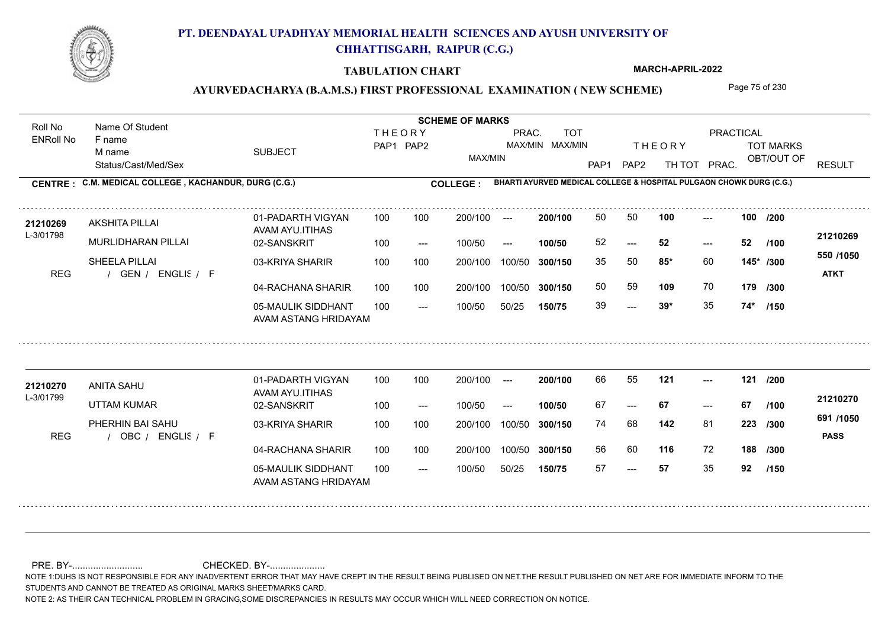# PT. DEENDAYAL UPADHYAY MEMORIAL HEALTH SCIENCES AND AYUSH UNIVERSITY OF CHHATTISGARH, RAIPUR (C.G.)

**TABULATION CHART** — **MARCH-APRIL-2022**

## AYURVEDACHARYA (B.A.M.S.) FIRST PROFESSIONAL EXAMINATION ( NEW SCHEME)

**CENTRE : C.M. MEDICAL COLLEGE , KACHANDUR, DURG (C.G.)**

**COLLEGE : BHARTI AYURVED MEDICAL COLLEGE & HOSPITAL PULGAON CHOWK DURG (C.G.)**

| Roll No / ENRoll No | Name Of Student / F name / M name / Status/Cast/Med/Sex | SUBJECT | THEORY PAP1 | THEORY PAP2 | MAX/MIN | PRAC. MAX/MIN | TOT MAX/MIN | PAP1 | PAP2 | TH TOT | PRAC. | TOT MARKS OBT/OUT OF | RESULT |
|---|---|---|---|---|---|---|---|---|---|---|---|---|---|
| 21210269 | AKSHITA PILLAI | 01-PADARTH VIGYAN AVAM AYU.ITIHAS | 100 | 100 | 200/100 | --- | 200/100 | 50 | 50 | 100 | --- | 100 /200 | 21210269 |
| L-3/01798 | MURLIDHARAN PILLAI | 02-SANSKRIT | 100 | --- | 100/50 | --- | 100/50 | 52 | --- | 52 | --- | 52 /100 | |
| | SHEELA PILLAI | 03-KRIYA SHARIR | 100 | 100 | 200/100 | 100/50 | 300/150 | 35 | 50 | 85* | 60 | 145* /300 | 550 /1050 |
| REG | / GEN / ENGLIS / F | 04-RACHANA SHARIR | 100 | 100 | 200/100 | 100/50 | 300/150 | 50 | 59 | 109 | 70 | 179 /300 | ATKT |
| | | 05-MAULIK SIDDHANT AVAM ASTANG HRIDAYAM | 100 | --- | 100/50 | 50/25 | 150/75 | 39 | --- | 39* | 35 | 74* /150 | |
| 21210270 | ANITA SAHU | 01-PADARTH VIGYAN AVAM AYU.ITIHAS | 100 | 100 | 200/100 | --- | 200/100 | 66 | 55 | 121 | --- | 121 /200 | 21210270 |
| L-3/01799 | UTTAM KUMAR | 02-SANSKRIT | 100 | --- | 100/50 | --- | 100/50 | 67 | --- | 67 | --- | 67 /100 | |
| | PHERHIN BAI SAHU | 03-KRIYA SHARIR | 100 | 100 | 200/100 | 100/50 | 300/150 | 74 | 68 | 142 | 81 | 223 /300 | 691 /1050 |
| REG | / OBC / ENGLIS / F | 04-RACHANA SHARIR | 100 | 100 | 200/100 | 100/50 | 300/150 | 56 | 60 | 116 | 72 | 188 /300 | PASS |
| | | 05-MAULIK SIDDHANT AVAM ASTANG HRIDAYAM | 100 | --- | 100/50 | 50/25 | 150/75 | 57 | --- | 57 | 35 | 92 /150 | |

PRE. BY-.......................... CHECKED. BY-.....................

NOTE 1:DUHS IS NOT RESPONSIBLE FOR ANY INADVERTENT ERROR THAT MAY HAVE CREPT IN THE RESULT BEING PUBLISED ON NET.THE RESULT PUBLISHED ON NET ARE FOR IMMEDIATE INFORM TO THE STUDENTS AND CANNOT BE TREATED AS ORIGINAL MARKS SHEET/MARKS CARD.

NOTE 2: AS THEIR CAN TECHNICAL PROBLEM IN GRACING,SOME DISCREPANCIES IN RESULTS MAY OCCUR WHICH WILL NEED CORRECTION ON NOTICE.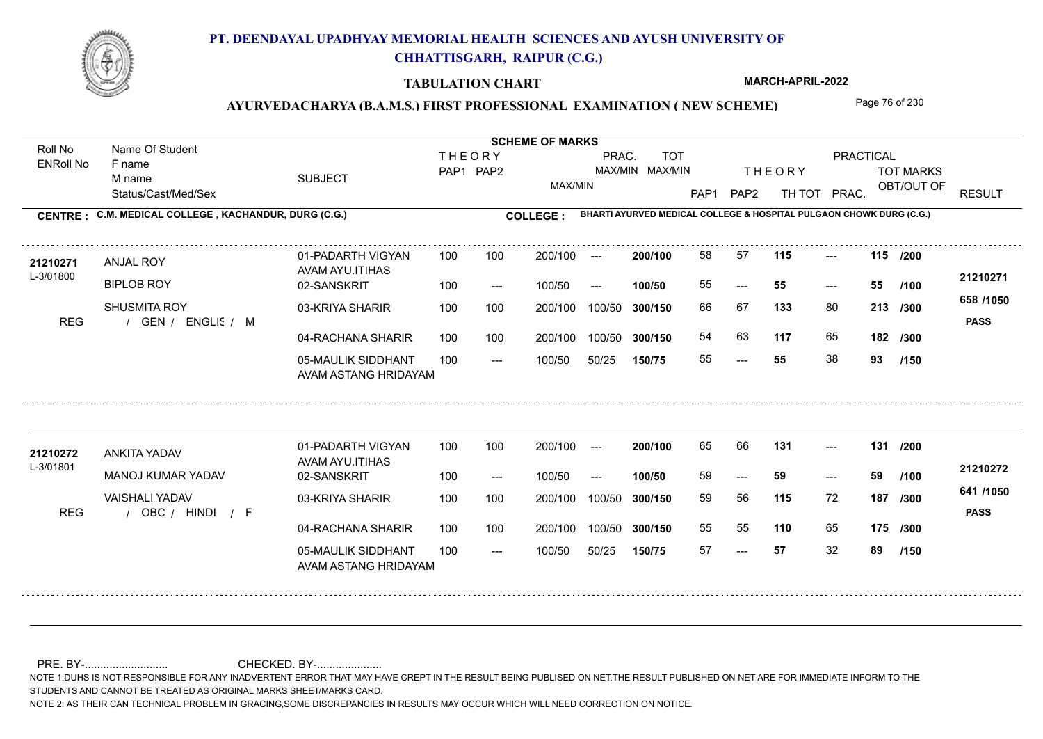# PT. DEENDAYAL UPADHYAY MEMORIAL HEALTH SCIENCES AND AYUSH UNIVERSITY OF CHHATTISGARH, RAIPUR (C.G.)

## TABULATION CHART

MARCH-APRIL-2022

## AYURVEDACHARYA (B.A.M.S.) FIRST PROFESSIONAL EXAMINATION ( NEW SCHEME)

**CENTRE : C.M. MEDICAL COLLEGE , KACHANDUR, DURG (C.G.)**

**COLLEGE : BHARTI AYURVED MEDICAL COLLEGE & HOSPITAL PULGAON CHOWK DURG (C.G.)**

| Roll No / ENRoll No | Name Of Student / F name / M name / Status/Cast/Med/Sex | SUBJECT | THEORY PAP1 | THEORY PAP2 | MAX/MIN | PRAC. MAX/MIN | TOT MAX/MIN | THEORY PAP1 | THEORY PAP2 | TH TOT | PRAC. | TOT MARKS OBT/OUT OF | RESULT |
|---|---|---|---|---|---|---|---|---|---|---|---|---|---|
| 21210271 | ANJAL ROY | 01-PADARTH VIGYAN AVAM AYU.ITIHAS | 100 | 100 | 200/100 | --- | 200/100 | 58 | 57 | 115 | --- | 115 /200 | 21210271 |
| L-3/01800 | BIPLOB ROY | 02-SANSKRIT | 100 | --- | 100/50 | --- | 100/50 | 55 | --- | 55 | --- | 55 /100 | |
| | SHUSMITA ROY | 03-KRIYA SHARIR | 100 | 100 | 200/100 | 100/50 | 300/150 | 66 | 67 | 133 | 80 | 213 /300 | 658 /1050 |
| REG | / GEN / ENGLIS / M | 04-RACHANA SHARIR | 100 | 100 | 200/100 | 100/50 | 300/150 | 54 | 63 | 117 | 65 | 182 /300 | PASS |
| | | 05-MAULIK SIDDHANT AVAM ASTANG HRIDAYAM | 100 | --- | 100/50 | 50/25 | 150/75 | 55 | --- | 55 | 38 | 93 /150 | |
| 21210272 | ANKITA YADAV | 01-PADARTH VIGYAN AVAM AYU.ITIHAS | 100 | 100 | 200/100 | --- | 200/100 | 65 | 66 | 131 | --- | 131 /200 | 21210272 |
| L-3/01801 | MANOJ KUMAR YADAV | 02-SANSKRIT | 100 | --- | 100/50 | --- | 100/50 | 59 | --- | 59 | --- | 59 /100 | |
| | VAISHALI YADAV | 03-KRIYA SHARIR | 100 | 100 | 200/100 | 100/50 | 300/150 | 59 | 56 | 115 | 72 | 187 /300 | 641 /1050 |
| REG | / OBC / HINDI / F | 04-RACHANA SHARIR | 100 | 100 | 200/100 | 100/50 | 300/150 | 55 | 55 | 110 | 65 | 175 /300 | PASS |
| | | 05-MAULIK SIDDHANT AVAM ASTANG HRIDAYAM | 100 | --- | 100/50 | 50/25 | 150/75 | 57 | --- | 57 | 32 | 89 /150 | |

PRE. BY-........................... CHECKED. BY-.....................

NOTE 1:DUHS IS NOT RESPONSIBLE FOR ANY INADVERTENT ERROR THAT MAY HAVE CREPT IN THE RESULT BEING PUBLISED ON NET.THE RESULT PUBLISHED ON NET ARE FOR IMMEDIATE INFORM TO THE STUDENTS AND CANNOT BE TREATED AS ORIGINAL MARKS SHEET/MARKS CARD.

NOTE 2: AS THEIR CAN TECHNICAL PROBLEM IN GRACING,SOME DISCREPANCIES IN RESULTS MAY OCCUR WHICH WILL NEED CORRECTION ON NOTICE.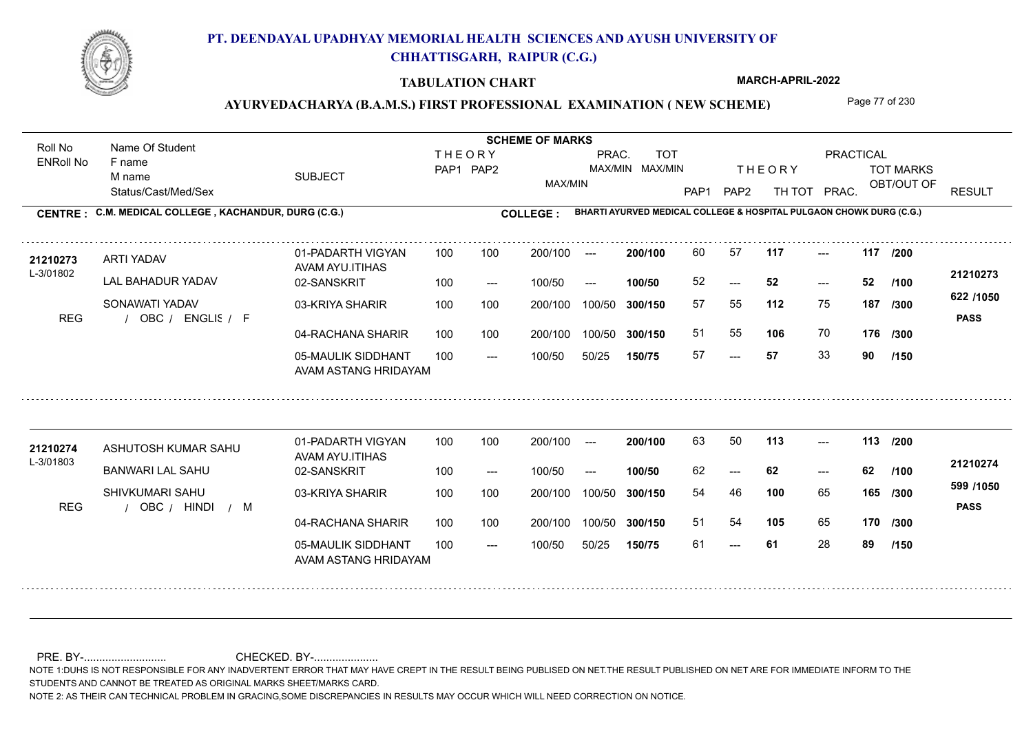# PT. DEENDAYAL UPADHYAY MEMORIAL HEALTH SCIENCES AND AYUSH UNIVERSITY OF CHHATTISGARH, RAIPUR (C.G.)

## TABULATION CHART

**MARCH-APRIL-2022**

### AYURVEDACHARYA (B.A.M.S.) FIRST PROFESSIONAL EXAMINATION ( NEW SCHEME)

**CENTRE : C.M. MEDICAL COLLEGE , KACHANDUR, DURG (C.G.)**

**COLLEGE : BHARTI AYURVED MEDICAL COLLEGE & HOSPITAL PULGAON CHOWK DURG (C.G.)**

| Roll No / ENRoll No | Name Of Student / F name / M name / Status/Cast/Med/Sex | SUBJECT | THEORY PAP1 | THEORY PAP2 | MAX/MIN | PRAC. MAX/MIN | TOT MAX/MIN | PAP1 | PAP2 | TH TOT | PRAC. | TOT MARKS OBT/OUT OF | RESULT |
|---|---|---|---|---|---|---|---|---|---|---|---|---|---|
| 21210273 / L-3/01802 | ARTI YADAV | 01-PADARTH VIGYAN AVAM AYU.ITIHAS | 100 | 100 | 200/100 | --- | 200/100 | 60 | 57 | 117 | --- | 117 /200 | 21210273 |
| | LAL BAHADUR YADAV | 02-SANSKRIT | 100 | --- | 100/50 | --- | 100/50 | 52 | --- | 52 | --- | 52 /100 | 622 /1050 |
| | SONAWATI YADAV | 03-KRIYA SHARIR | 100 | 100 | 200/100 | 100/50 | 300/150 | 57 | 55 | 112 | 75 | 187 /300 | PASS |
| REG | / OBC / ENGLIS / F | 04-RACHANA SHARIR | 100 | 100 | 200/100 | 100/50 | 300/150 | 51 | 55 | 106 | 70 | 176 /300 | |
| | | 05-MAULIK SIDDHANT AVAM ASTANG HRIDAYAM | 100 | --- | 100/50 | 50/25 | 150/75 | 57 | --- | 57 | 33 | 90 /150 | |
| 21210274 / L-3/01803 | ASHUTOSH KUMAR SAHU | 01-PADARTH VIGYAN AVAM AYU.ITIHAS | 100 | 100 | 200/100 | --- | 200/100 | 63 | 50 | 113 | --- | 113 /200 | 21210274 |
| | BANWARI LAL SAHU | 02-SANSKRIT | 100 | --- | 100/50 | --- | 100/50 | 62 | --- | 62 | --- | 62 /100 | 599 /1050 |
| | SHIVKUMARI SAHU | 03-KRIYA SHARIR | 100 | 100 | 200/100 | 100/50 | 300/150 | 54 | 46 | 100 | 65 | 165 /300 | PASS |
| REG | / OBC / HINDI / M | 04-RACHANA SHARIR | 100 | 100 | 200/100 | 100/50 | 300/150 | 51 | 54 | 105 | 65 | 170 /300 | |
| | | 05-MAULIK SIDDHANT AVAM ASTANG HRIDAYAM | 100 | --- | 100/50 | 50/25 | 150/75 | 61 | --- | 61 | 28 | 89 /150 | |

PRE. BY-........................... CHECKED. BY-.....................

NOTE 1:DUHS IS NOT RESPONSIBLE FOR ANY INADVERTENT ERROR THAT MAY HAVE CREPT IN THE RESULT BEING PUBLISED ON NET.THE RESULT PUBLISHED ON NET ARE FOR IMMEDIATE INFORM TO THE STUDENTS AND CANNOT BE TREATED AS ORIGINAL MARKS SHEET/MARKS CARD.

NOTE 2: AS THEIR CAN TECHNICAL PROBLEM IN GRACING,SOME DISCREPANCIES IN RESULTS MAY OCCUR WHICH WILL NEED CORRECTION ON NOTICE.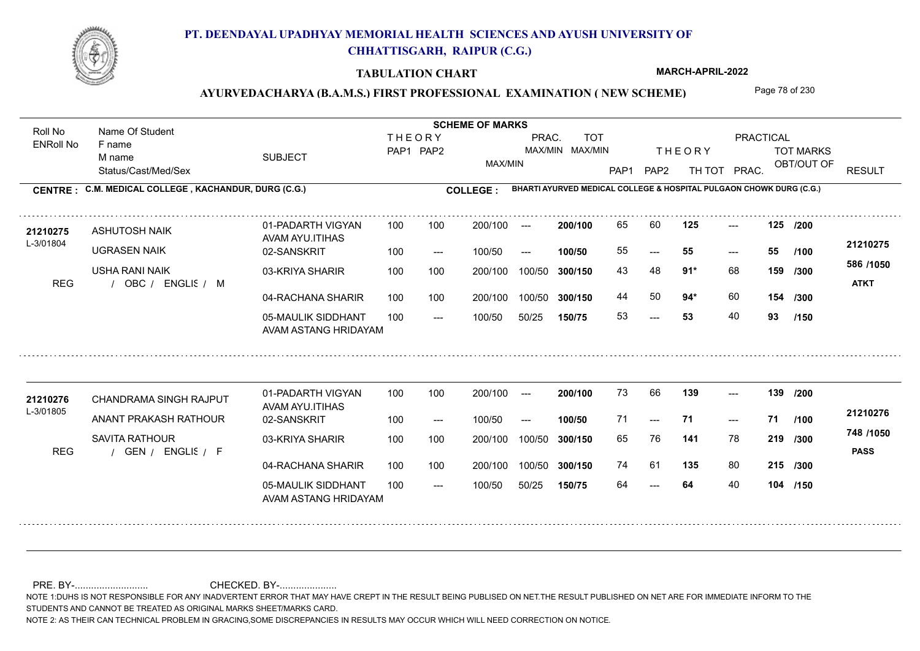# PT. DEENDAYAL UPADHYAY MEMORIAL HEALTH SCIENCES AND AYUSH UNIVERSITY OF CHHATTISGARH, RAIPUR (C.G.)

**TABULATION CHART**

**MARCH-APRIL-2022**

## AYURVEDACHARYA (B.A.M.S.) FIRST PROFESSIONAL EXAMINATION ( NEW SCHEME)

**CENTRE : C.M. MEDICAL COLLEGE , KACHANDUR, DURG (C.G.)**

**COLLEGE : BHARTI AYURVED MEDICAL COLLEGE & HOSPITAL PULGAON CHOWK DURG (C.G.)**

| Roll No / ENRoll No | Name Of Student / F name / M name / Status/Cast/Med/Sex | SUBJECT | THEORY PAP1 | THEORY PAP2 | MAX/MIN | PRAC. MAX/MIN | TOT MAX/MIN | THEORY PAP1 | THEORY PAP2 | TH TOT | PRAC. | TOT MARKS OBT/OUT OF | RESULT |
|---|---|---|---|---|---|---|---|---|---|---|---|---|---|
| **21210275** L-3/01804 | ASHUTOSH NAIK | 01-PADARTH VIGYAN AVAM AYU.ITIHAS | 100 | 100 | 200/100 | --- | **200/100** | 65 | 60 | **125** | --- | **125** /200 | **21210275** |
| | UGRASEN NAIK | 02-SANSKRIT | 100 | --- | 100/50 | --- | **100/50** | 55 | --- | **55** | --- | **55** /100 | **586 /1050** |
| | USHA RANI NAIK | 03-KRIYA SHARIR | 100 | 100 | 200/100 | 100/50 | **300/150** | 43 | 48 | **91*** | 68 | **159** /300 | **ATKT** |
| REG | / OBC / ENGLIS / M | 04-RACHANA SHARIR | 100 | 100 | 200/100 | 100/50 | **300/150** | 44 | 50 | **94*** | 60 | **154** /300 | |
| | | 05-MAULIK SIDDHANT AVAM ASTANG HRIDAYAM | 100 | --- | 100/50 | 50/25 | **150/75** | 53 | --- | **53** | 40 | **93** /150 | |
| **21210276** L-3/01805 | CHANDRAMA SINGH RAJPUT | 01-PADARTH VIGYAN AVAM AYU.ITIHAS | 100 | 100 | 200/100 | --- | **200/100** | 73 | 66 | **139** | --- | **139** /200 | **21210276** |
| | ANANT PRAKASH RATHOUR | 02-SANSKRIT | 100 | --- | 100/50 | --- | **100/50** | 71 | --- | **71** | --- | **71** /100 | **748 /1050** |
| | SAVITA RATHOUR | 03-KRIYA SHARIR | 100 | 100 | 200/100 | 100/50 | **300/150** | 65 | 76 | **141** | 78 | **219** /300 | **PASS** |
| REG | / GEN / ENGLIS / F | 04-RACHANA SHARIR | 100 | 100 | 200/100 | 100/50 | **300/150** | 74 | 61 | **135** | 80 | **215** /300 | |
| | | 05-MAULIK SIDDHANT AVAM ASTANG HRIDAYAM | 100 | --- | 100/50 | 50/25 | **150/75** | 64 | --- | **64** | 40 | **104** /150 | |

PRE. BY-.......................... CHECKED. BY-....................

NOTE 1:DUHS IS NOT RESPONSIBLE FOR ANY INADVERTENT ERROR THAT MAY HAVE CREPT IN THE RESULT BEING PUBLISED ON NET.THE RESULT PUBLISHED ON NET ARE FOR IMMEDIATE INFORM TO THE STUDENTS AND CANNOT BE TREATED AS ORIGINAL MARKS SHEET/MARKS CARD.

NOTE 2: AS THEIR CAN TECHNICAL PROBLEM IN GRACING,SOME DISCREPANCIES IN RESULTS MAY OCCUR WHICH WILL NEED CORRECTION ON NOTICE.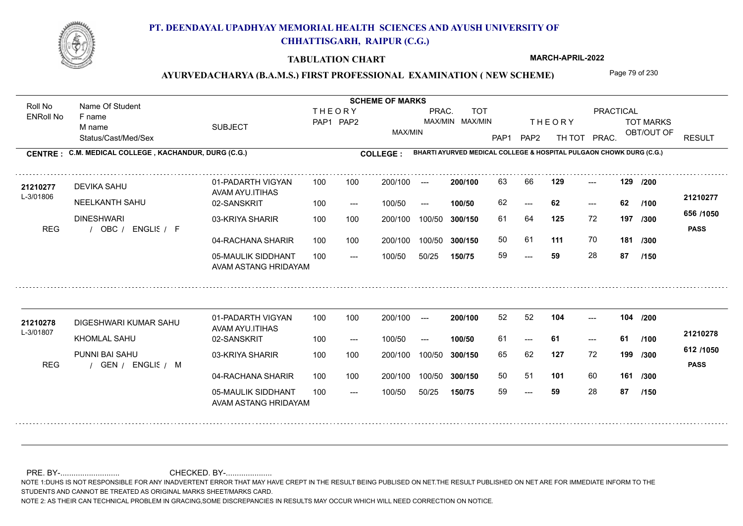# PT. DEENDAYAL UPADHYAY MEMORIAL HEALTH SCIENCES AND AYUSH UNIVERSITY OF CHHATTISGARH, RAIPUR (C.G.)

**TABULATION CHART** — MARCH-APRIL-2022

## AYURVEDACHARYA (B.A.M.S.) FIRST PROFESSIONAL EXAMINATION ( NEW SCHEME)

**CENTRE : C.M. MEDICAL COLLEGE , KACHANDUR, DURG (C.G.)**

**COLLEGE : BHARTI AYURVED MEDICAL COLLEGE & HOSPITAL PULGAON CHOWK DURG (C.G.)**

| Roll No / ENRoll No | Name Of Student / F name / M name / Status/Cast/Med/Sex | SUBJECT | THEORY PAP1 | THEORY PAP2 | MAX/MIN | PRAC. MAX/MIN | TOT MAX/MIN | THEORY PAP1 | THEORY PAP2 | TH TOT | PRAC. | TOT MARKS OBT/OUT OF | RESULT |
|---|---|---|---|---|---|---|---|---|---|---|---|---|---|
| 21210277 | DEVIKA SAHU | 01-PADARTH VIGYAN AVAM AYU.ITIHAS | 100 | 100 | 200/100 | --- | 200/100 | 63 | 66 | 129 | --- | 129 /200 | 21210277 |
| L-3/01806 | NEELKANTH SAHU | 02-SANSKRIT | 100 | --- | 100/50 | --- | 100/50 | 62 | --- | 62 | --- | 62 /100 | |
| | DINESHWARI | 03-KRIYA SHARIR | 100 | 100 | 200/100 | 100/50 | 300/150 | 61 | 64 | 125 | 72 | 197 /300 | 656 /1050 |
| REG | / OBC / ENGLIS / F | 04-RACHANA SHARIR | 100 | 100 | 200/100 | 100/50 | 300/150 | 50 | 61 | 111 | 70 | 181 /300 | PASS |
| | | 05-MAULIK SIDDHANT AVAM ASTANG HRIDAYAM | 100 | --- | 100/50 | 50/25 | 150/75 | 59 | --- | 59 | 28 | 87 /150 | |
| 21210278 | DIGESHWARI KUMAR SAHU | 01-PADARTH VIGYAN AVAM AYU.ITIHAS | 100 | 100 | 200/100 | --- | 200/100 | 52 | 52 | 104 | --- | 104 /200 | 21210278 |
| L-3/01807 | KHOMLAL SAHU | 02-SANSKRIT | 100 | --- | 100/50 | --- | 100/50 | 61 | --- | 61 | --- | 61 /100 | |
| | PUNNI BAI SAHU | 03-KRIYA SHARIR | 100 | 100 | 200/100 | 100/50 | 300/150 | 65 | 62 | 127 | 72 | 199 /300 | 612 /1050 |
| REG | / GEN / ENGLIS / M | 04-RACHANA SHARIR | 100 | 100 | 200/100 | 100/50 | 300/150 | 50 | 51 | 101 | 60 | 161 /300 | PASS |
| | | 05-MAULIK SIDDHANT AVAM ASTANG HRIDAYAM | 100 | --- | 100/50 | 50/25 | 150/75 | 59 | --- | 59 | 28 | 87 /150 | |

PRE. BY-........................... CHECKED. BY-.....................

NOTE 1:DUHS IS NOT RESPONSIBLE FOR ANY INADVERTENT ERROR THAT MAY HAVE CREPT IN THE RESULT BEING PUBLISED ON NET.THE RESULT PUBLISHED ON NET ARE FOR IMMEDIATE INFORM TO THE STUDENTS AND CANNOT BE TREATED AS ORIGINAL MARKS SHEET/MARKS CARD.

NOTE 2: AS THEIR CAN TECHNICAL PROBLEM IN GRACING,SOME DISCREPANCIES IN RESULTS MAY OCCUR WHICH WILL NEED CORRECTION ON NOTICE.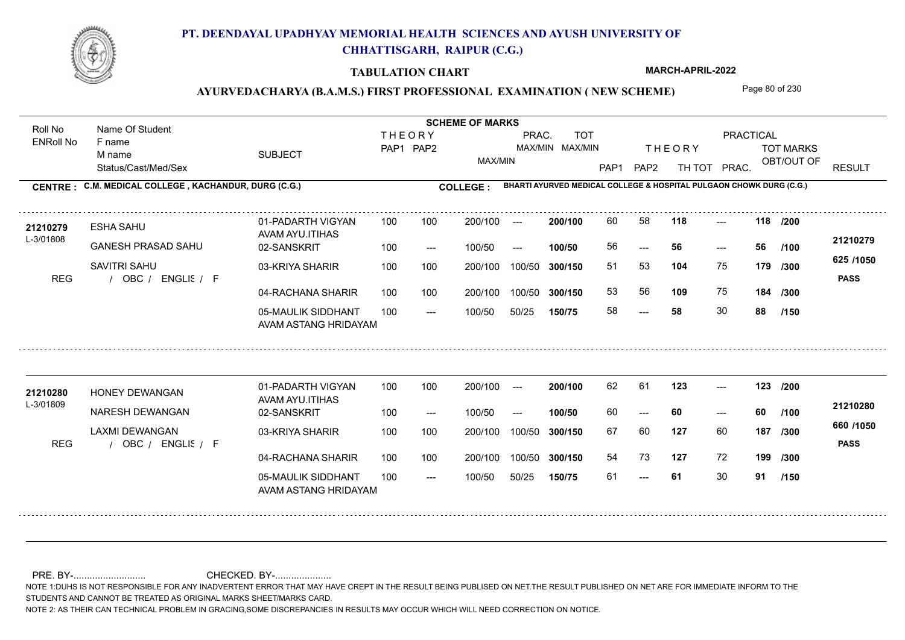# PT. DEENDAYAL UPADHYAY MEMORIAL HEALTH SCIENCES AND AYUSH UNIVERSITY OF CHHATTISGARH, RAIPUR (C.G.)

**TABULATION CHART** MARCH-APRIL-2022

**AYURVEDACHARYA (B.A.M.S.) FIRST PROFESSIONAL EXAMINATION ( NEW SCHEME)**

**CENTRE : C.M. MEDICAL COLLEGE , KACHANDUR, DURG (C.G.)**

**COLLEGE : BHARTI AYURVED MEDICAL COLLEGE & HOSPITAL PULGAON CHOWK DURG (C.G.)**

| Roll No / ENRoll No | Name Of Student / F name / M name / Status/Cast/Med/Sex | SUBJECT | THEORY PAP1 | THEORY PAP2 | MAX/MIN | PRAC. MAX/MIN | TOT MAX/MIN | PAP1 | PAP2 | TH TOT | PRAC. | TOT MARKS OBT/OUT OF | RESULT |
|---|---|---|---|---|---|---|---|---|---|---|---|---|---|
| 21210279 | ESHA SAHU | 01-PADARTH VIGYAN AVAM AYU.ITIHAS | 100 | 100 | 200/100 | --- | 200/100 | 60 | 58 | 118 | --- | 118 /200 | 21210279 |
| L-3/01808 | GANESH PRASAD SAHU | 02-SANSKRIT | 100 | --- | 100/50 | --- | 100/50 | 56 | --- | 56 | --- | 56 /100 | 625 /1050 |
| REG | SAVITRI SAHU / OBC / ENGLIS / F | 03-KRIYA SHARIR | 100 | 100 | 200/100 | 100/50 | 300/150 | 51 | 53 | 104 | 75 | 179 /300 | PASS |
| | | 04-RACHANA SHARIR | 100 | 100 | 200/100 | 100/50 | 300/150 | 53 | 56 | 109 | 75 | 184 /300 | |
| | | 05-MAULIK SIDDHANT AVAM ASTANG HRIDAYAM | 100 | --- | 100/50 | 50/25 | 150/75 | 58 | --- | 58 | 30 | 88 /150 | |
| 21210280 | HONEY DEWANGAN | 01-PADARTH VIGYAN AVAM AYU.ITIHAS | 100 | 100 | 200/100 | --- | 200/100 | 62 | 61 | 123 | --- | 123 /200 | 21210280 |
| L-3/01809 | NARESH DEWANGAN | 02-SANSKRIT | 100 | --- | 100/50 | --- | 100/50 | 60 | --- | 60 | --- | 60 /100 | 660 /1050 |
| REG | LAXMI DEWANGAN / OBC / ENGLIS / F | 03-KRIYA SHARIR | 100 | 100 | 200/100 | 100/50 | 300/150 | 67 | 60 | 127 | 60 | 187 /300 | PASS |
| | | 04-RACHANA SHARIR | 100 | 100 | 200/100 | 100/50 | 300/150 | 54 | 73 | 127 | 72 | 199 /300 | |
| | | 05-MAULIK SIDDHANT AVAM ASTANG HRIDAYAM | 100 | --- | 100/50 | 50/25 | 150/75 | 61 | --- | 61 | 30 | 91 /150 | |

PRE. BY-.......................... CHECKED. BY-....................

NOTE 1:DUHS IS NOT RESPONSIBLE FOR ANY INADVERTENT ERROR THAT MAY HAVE CREPT IN THE RESULT BEING PUBLISED ON NET.THE RESULT PUBLISHED ON NET ARE FOR IMMEDIATE INFORM TO THE STUDENTS AND CANNOT BE TREATED AS ORIGINAL MARKS SHEET/MARKS CARD.

NOTE 2: AS THEIR CAN TECHNICAL PROBLEM IN GRACING,SOME DISCREPANCIES IN RESULTS MAY OCCUR WHICH WILL NEED CORRECTION ON NOTICE.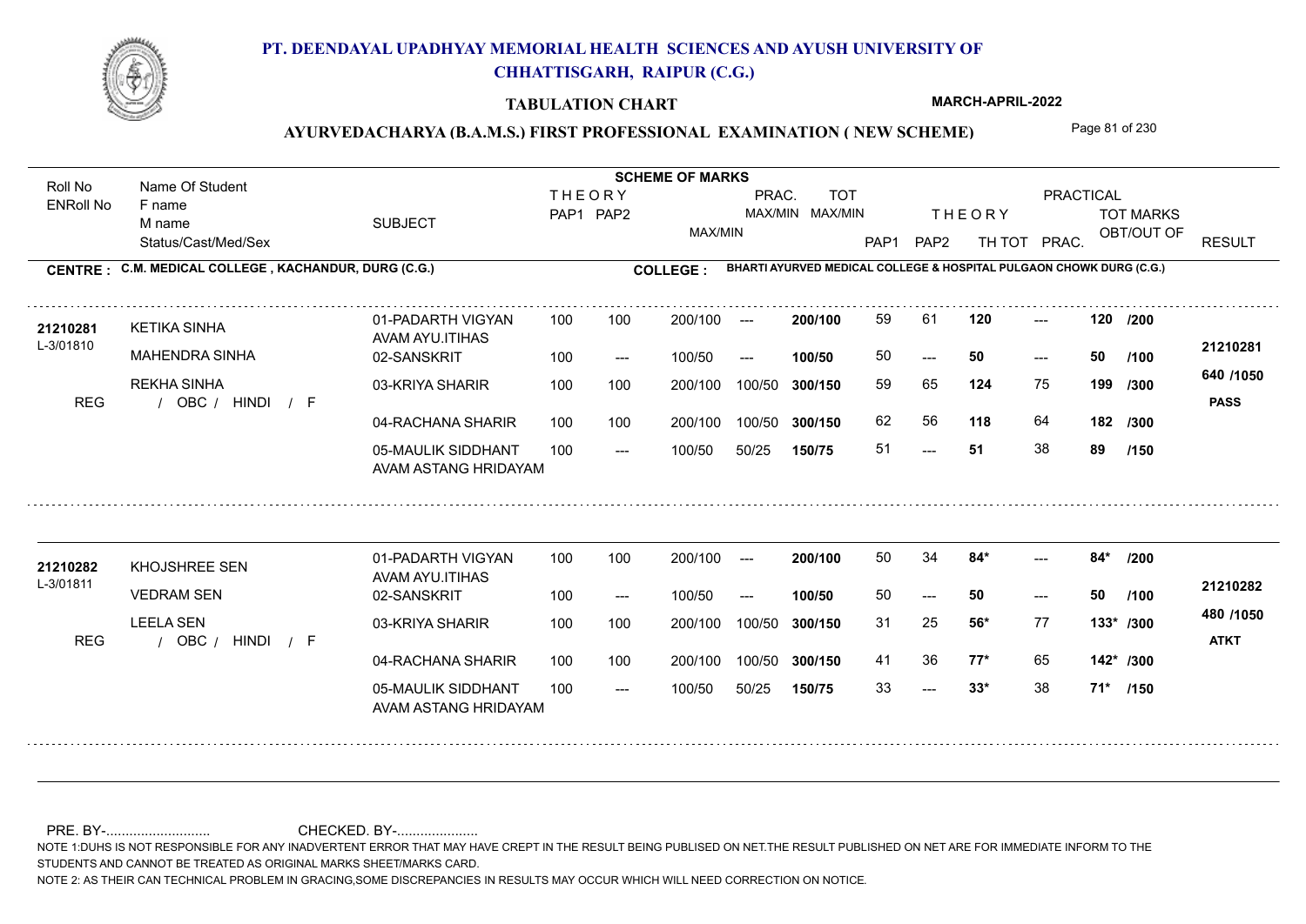# PT. DEENDAYAL UPADHYAY MEMORIAL HEALTH SCIENCES AND AYUSH UNIVERSITY OF CHHATTISGARH, RAIPUR (C.G.)

**TABULATION CHART** — **MARCH-APRIL-2022**

## AYURVEDACHARYA (B.A.M.S.) FIRST PROFESSIONAL EXAMINATION ( NEW SCHEME)

**CENTRE : C.M. MEDICAL COLLEGE , KACHANDUR, DURG (C.G.)**

**COLLEGE : BHARTI AYURVED MEDICAL COLLEGE & HOSPITAL PULGAON CHOWK DURG (C.G.)**

| Roll No / ENRoll No | Name Of Student / F name / M name / Status/Cast/Med/Sex | SUBJECT | THEORY PAP1 | THEORY PAP2 | MAX/MIN | PRAC. MAX/MIN | TOT MAX/MIN | PAP1 | PAP2 | TH TOT | PRAC. | TOT MARKS OBT/OUT OF | RESULT |
|---|---|---|---|---|---|---|---|---|---|---|---|---|---|
| 21210281 | KETIKA SINHA | 01-PADARTH VIGYAN AVAM AYU.ITIHAS | 100 | 100 | 200/100 | --- | 200/100 | 59 | 61 | 120 | --- | 120 /200 | 21210281 |
| L-3/01810 | MAHENDRA SINHA | 02-SANSKRIT | 100 | --- | 100/50 | --- | 100/50 | 50 | --- | 50 | --- | 50 /100 | |
| | REKHA SINHA | 03-KRIYA SHARIR | 100 | 100 | 200/100 | 100/50 | 300/150 | 59 | 65 | 124 | 75 | 199 /300 | 640 /1050 |
| REG | / OBC / HINDI / F | 04-RACHANA SHARIR | 100 | 100 | 200/100 | 100/50 | 300/150 | 62 | 56 | 118 | 64 | 182 /300 | PASS |
| | | 05-MAULIK SIDDHANT AVAM ASTANG HRIDAYAM | 100 | --- | 100/50 | 50/25 | 150/75 | 51 | --- | 51 | 38 | 89 /150 | |
| 21210282 | KHOJSHREE SEN | 01-PADARTH VIGYAN AVAM AYU.ITIHAS | 100 | 100 | 200/100 | --- | 200/100 | 50 | 34 | 84* | --- | 84* /200 | 21210282 |
| L-3/01811 | VEDRAM SEN | 02-SANSKRIT | 100 | --- | 100/50 | --- | 100/50 | 50 | --- | 50 | --- | 50 /100 | |
| | LEELA SEN | 03-KRIYA SHARIR | 100 | 100 | 200/100 | 100/50 | 300/150 | 31 | 25 | 56* | 77 | 133* /300 | 480 /1050 |
| REG | / OBC / HINDI / F | 04-RACHANA SHARIR | 100 | 100 | 200/100 | 100/50 | 300/150 | 41 | 36 | 77* | 65 | 142* /300 | ATKT |
| | | 05-MAULIK SIDDHANT AVAM ASTANG HRIDAYAM | 100 | --- | 100/50 | 50/25 | 150/75 | 33 | --- | 33* | 38 | 71* /150 | |

PRE. BY-........................... CHECKED. BY-.....................

NOTE 1:DUHS IS NOT RESPONSIBLE FOR ANY INADVERTENT ERROR THAT MAY HAVE CREPT IN THE RESULT BEING PUBLISED ON NET.THE RESULT PUBLISHED ON NET ARE FOR IMMEDIATE INFORM TO THE STUDENTS AND CANNOT BE TREATED AS ORIGINAL MARKS SHEET/MARKS CARD.

NOTE 2: AS THEIR CAN TECHNICAL PROBLEM IN GRACING,SOME DISCREPANCIES IN RESULTS MAY OCCUR WHICH WILL NEED CORRECTION ON NOTICE.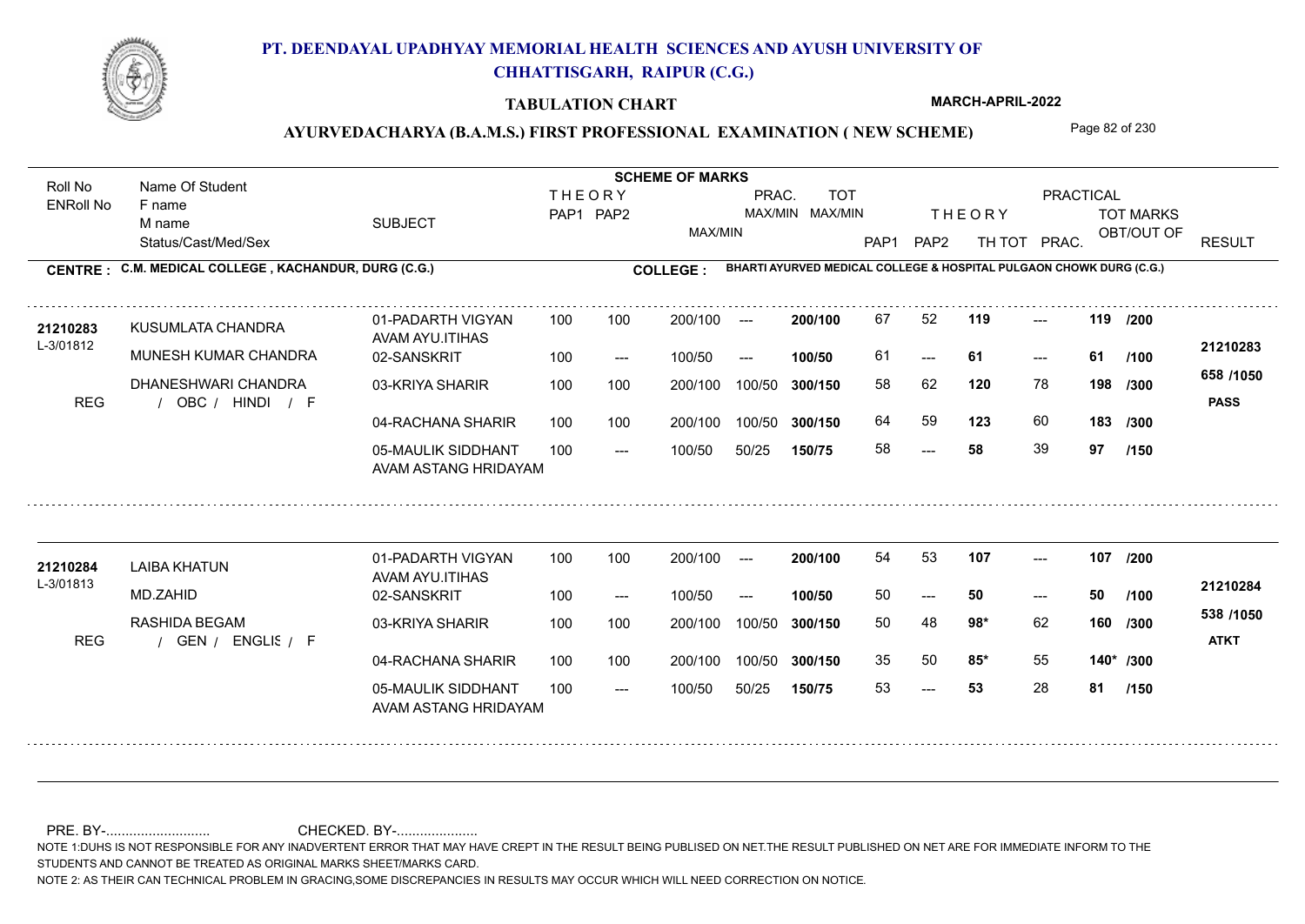# PT. DEENDAYAL UPADHYAY MEMORIAL HEALTH SCIENCES AND AYUSH UNIVERSITY OF CHHATTISGARH, RAIPUR (C.G.)

## TABULATION CHART

MARCH-APRIL-2022

### AYURVEDACHARYA (B.A.M.S.) FIRST PROFESSIONAL EXAMINATION ( NEW SCHEME)

**CENTRE : C.M. MEDICAL COLLEGE , KACHANDUR, DURG (C.G.)**

**COLLEGE : BHARTI AYURVED MEDICAL COLLEGE & HOSPITAL PULGAON CHOWK DURG (C.G.)**

| Roll No / ENRoll No | Name Of Student / F name / M name / Status/Cast/Med/Sex | SUBJECT | THEORY PAP1 | THEORY PAP2 | MAX/MIN | PRAC. MAX/MIN | TOT MAX/MIN | THEORY PAP1 | THEORY PAP2 | TH TOT | PRACTICAL PRAC. | TOT MARKS OBT/OUT OF | RESULT |
|---|---|---|---|---|---|---|---|---|---|---|---|---|---|
| 21210283 | KUSUMLATA CHANDRA | 01-PADARTH VIGYAN AVAM AYU.ITIHAS | 100 | 100 | 200/100 | --- | 200/100 | 67 | 52 | 119 | --- | 119 /200 | 21210283 |
| L-3/01812 | MUNESH KUMAR CHANDRA | 02-SANSKRIT | 100 | --- | 100/50 | --- | 100/50 | 61 | --- | 61 | --- | 61 /100 | 658 /1050 |
| | DHANESHWARI CHANDRA | 03-KRIYA SHARIR | 100 | 100 | 200/100 | 100/50 | 300/150 | 58 | 62 | 120 | 78 | 198 /300 | PASS |
| REG | / OBC / HINDI / F | 04-RACHANA SHARIR | 100 | 100 | 200/100 | 100/50 | 300/150 | 64 | 59 | 123 | 60 | 183 /300 | |
| | | 05-MAULIK SIDDHANT AVAM ASTANG HRIDAYAM | 100 | --- | 100/50 | 50/25 | 150/75 | 58 | --- | 58 | 39 | 97 /150 | |
| 21210284 | LAIBA KHATUN | 01-PADARTH VIGYAN AVAM AYU.ITIHAS | 100 | 100 | 200/100 | --- | 200/100 | 54 | 53 | 107 | --- | 107 /200 | 21210284 |
| L-3/01813 | MD.ZAHID | 02-SANSKRIT | 100 | --- | 100/50 | --- | 100/50 | 50 | --- | 50 | --- | 50 /100 | 538 /1050 |
| | RASHIDA BEGAM | 03-KRIYA SHARIR | 100 | 100 | 200/100 | 100/50 | 300/150 | 50 | 48 | 98* | 62 | 160 /300 | ATKT |
| REG | / GEN / ENGLIS / F | 04-RACHANA SHARIR | 100 | 100 | 200/100 | 100/50 | 300/150 | 35 | 50 | 85* | 55 | 140* /300 | |
| | | 05-MAULIK SIDDHANT AVAM ASTANG HRIDAYAM | 100 | --- | 100/50 | 50/25 | 150/75 | 53 | --- | 53 | 28 | 81 /150 | |

PRE. BY-.......................... CHECKED. BY-....................

NOTE 1:DUHS IS NOT RESPONSIBLE FOR ANY INADVERTENT ERROR THAT MAY HAVE CREPT IN THE RESULT BEING PUBLISED ON NET.THE RESULT PUBLISHED ON NET ARE FOR IMMEDIATE INFORM TO THE STUDENTS AND CANNOT BE TREATED AS ORIGINAL MARKS SHEET/MARKS CARD.

NOTE 2: AS THEIR CAN TECHNICAL PROBLEM IN GRACING,SOME DISCREPANCIES IN RESULTS MAY OCCUR WHICH WILL NEED CORRECTION ON NOTICE.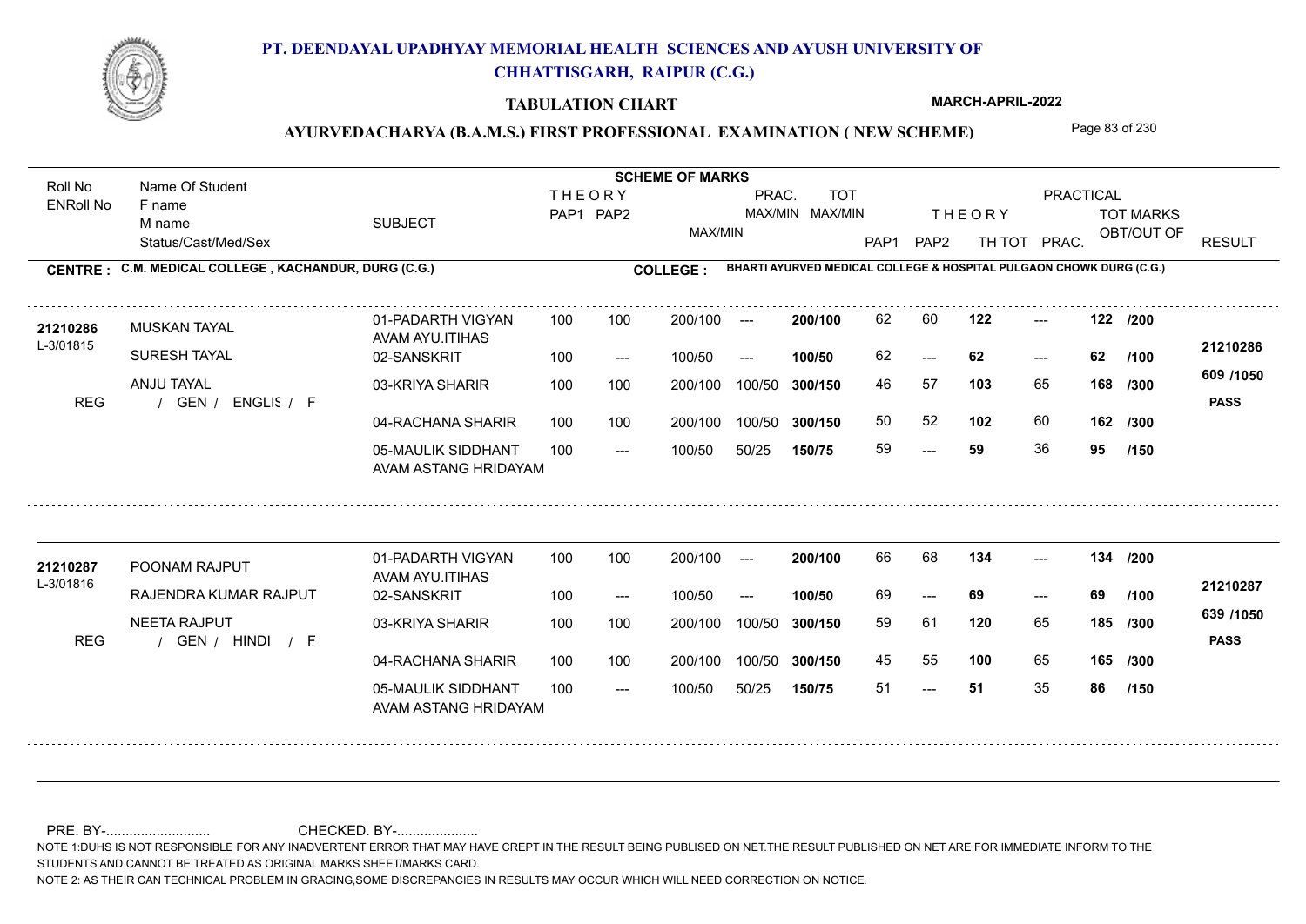# PT. DEENDAYAL UPADHYAY MEMORIAL HEALTH SCIENCES AND AYUSH UNIVERSITY OF CHHATTISGARH, RAIPUR (C.G.)

**TABULATION CHART**

**MARCH-APRIL-2022**

**AYURVEDACHARYA (B.A.M.S.) FIRST PROFESSIONAL EXAMINATION ( NEW SCHEME)**

**CENTRE : C.M. MEDICAL COLLEGE , KACHANDUR, DURG (C.G.)**

**COLLEGE : BHARTI AYURVED MEDICAL COLLEGE & HOSPITAL PULGAON CHOWK DURG (C.G.)**

| Roll No / ENRoll No | Name Of Student / F name / M name / Status/Cast/Med/Sex | SUBJECT | THEORY PAP1 | THEORY PAP2 | MAX/MIN | PRAC. MAX/MIN | TOT MAX/MIN | THEORY PAP1 | THEORY PAP2 | TH TOT | PRACTICAL PRAC. | TOT MARKS OBT/OUT OF | RESULT |
|---|---|---|---|---|---|---|---|---|---|---|---|---|---|
| 21210286 / L-3/01815 | MUSKAN TAYAL | 01-PADARTH VIGYAN AVAM AYU.ITIHAS | 100 | 100 | 200/100 | --- | 200/100 | 62 | 60 | 122 | --- | 122 /200 | 21210286 |
| | SURESH TAYAL | 02-SANSKRIT | 100 | --- | 100/50 | --- | 100/50 | 62 | --- | 62 | --- | 62 /100 | |
| | ANJU TAYAL | 03-KRIYA SHARIR | 100 | 100 | 200/100 | 100/50 | 300/150 | 46 | 57 | 103 | 65 | 168 /300 | 609 /1050 |
| REG | / GEN / ENGLIS / F | 04-RACHANA SHARIR | 100 | 100 | 200/100 | 100/50 | 300/150 | 50 | 52 | 102 | 60 | 162 /300 | PASS |
| | | 05-MAULIK SIDDHANT AVAM ASTANG HRIDAYAM | 100 | --- | 100/50 | 50/25 | 150/75 | 59 | --- | 59 | 36 | 95 /150 | |
| 21210287 / L-3/01816 | POONAM RAJPUT | 01-PADARTH VIGYAN AVAM AYU.ITIHAS | 100 | 100 | 200/100 | --- | 200/100 | 66 | 68 | 134 | --- | 134 /200 | 21210287 |
| | RAJENDRA KUMAR RAJPUT | 02-SANSKRIT | 100 | --- | 100/50 | --- | 100/50 | 69 | --- | 69 | --- | 69 /100 | |
| | NEETA RAJPUT | 03-KRIYA SHARIR | 100 | 100 | 200/100 | 100/50 | 300/150 | 59 | 61 | 120 | 65 | 185 /300 | 639 /1050 |
| REG | / GEN / HINDI / F | 04-RACHANA SHARIR | 100 | 100 | 200/100 | 100/50 | 300/150 | 45 | 55 | 100 | 65 | 165 /300 | PASS |
| | | 05-MAULIK SIDDHANT AVAM ASTANG HRIDAYAM | 100 | --- | 100/50 | 50/25 | 150/75 | 51 | --- | 51 | 35 | 86 /150 | |

PRE. BY-.......................... CHECKED. BY-....................

NOTE 1:DUHS IS NOT RESPONSIBLE FOR ANY INADVERTENT ERROR THAT MAY HAVE CREPT IN THE RESULT BEING PUBLISED ON NET.THE RESULT PUBLISHED ON NET ARE FOR IMMEDIATE INFORM TO THE STUDENTS AND CANNOT BE TREATED AS ORIGINAL MARKS SHEET/MARKS CARD.

NOTE 2: AS THEIR CAN TECHNICAL PROBLEM IN GRACING,SOME DISCREPANCIES IN RESULTS MAY OCCUR WHICH WILL NEED CORRECTION ON NOTICE.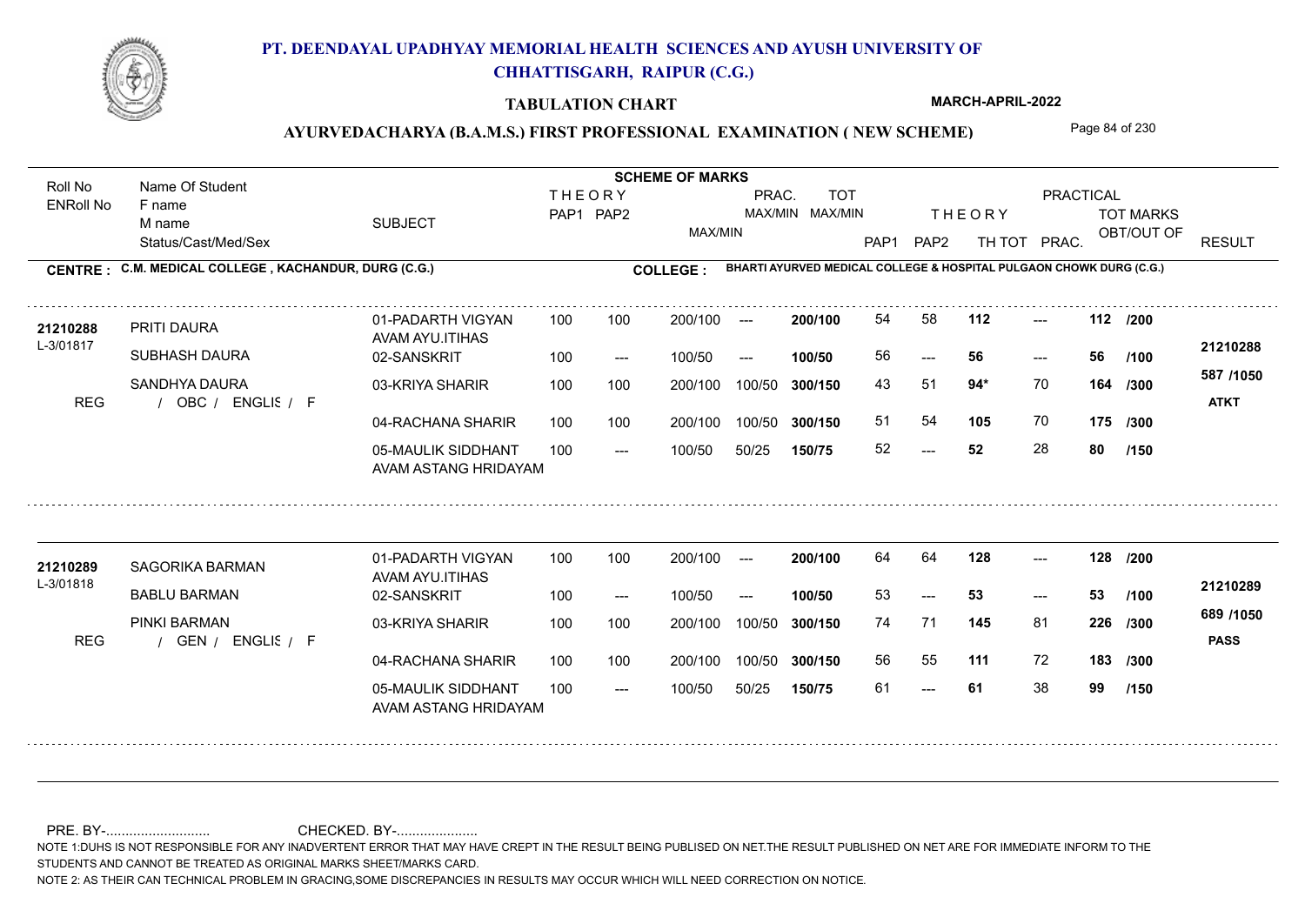# PT. DEENDAYAL UPADHYAY MEMORIAL HEALTH SCIENCES AND AYUSH UNIVERSITY OF CHHATTISGARH, RAIPUR (C.G.)

## TABULATION CHART

MARCH-APRIL-2022

### AYURVEDACHARYA (B.A.M.S.) FIRST PROFESSIONAL EXAMINATION ( NEW SCHEME)

**CENTRE : C.M. MEDICAL COLLEGE , KACHANDUR, DURG (C.G.)**

**COLLEGE : BHARTI AYURVED MEDICAL COLLEGE & HOSPITAL PULGAON CHOWK DURG (C.G.)**

| Roll No / ENRoll No | Name Of Student / F name / M name / Status/Cast/Med/Sex | SUBJECT | THEORY PAP1 | THEORY PAP2 | MAX/MIN | PRAC. MAX/MIN | TOT MAX/MIN | THEORY PAP1 | THEORY PAP2 | TH TOT | PRAC. | TOT MARKS OBT/OUT OF | RESULT |
|---|---|---|---|---|---|---|---|---|---|---|---|---|---|
| 21210288 / L-3/01817 | PRITI DAURA | 01-PADARTH VIGYAN AVAM AYU.ITIHAS | 100 | 100 | 200/100 | --- | 200/100 | 54 | 58 | 112 | --- | 112 /200 | 21210288 |
| | SUBHASH DAURA | 02-SANSKRIT | 100 | --- | 100/50 | --- | 100/50 | 56 | --- | 56 | --- | 56 /100 | |
| | SANDHYA DAURA | 03-KRIYA SHARIR | 100 | 100 | 200/100 | 100/50 | 300/150 | 43 | 51 | 94* | 70 | 164 /300 | 587 /1050 |
| REG | / OBC / ENGLIS / F | 04-RACHANA SHARIR | 100 | 100 | 200/100 | 100/50 | 300/150 | 51 | 54 | 105 | 70 | 175 /300 | ATKT |
| | | 05-MAULIK SIDDHANT AVAM ASTANG HRIDAYAM | 100 | --- | 100/50 | 50/25 | 150/75 | 52 | --- | 52 | 28 | 80 /150 | |
| 21210289 / L-3/01818 | SAGORIKA BARMAN | 01-PADARTH VIGYAN AVAM AYU.ITIHAS | 100 | 100 | 200/100 | --- | 200/100 | 64 | 64 | 128 | --- | 128 /200 | 21210289 |
| | BABLU BARMAN | 02-SANSKRIT | 100 | --- | 100/50 | --- | 100/50 | 53 | --- | 53 | --- | 53 /100 | |
| | PINKI BARMAN | 03-KRIYA SHARIR | 100 | 100 | 200/100 | 100/50 | 300/150 | 74 | 71 | 145 | 81 | 226 /300 | 689 /1050 |
| REG | / GEN / ENGLIS / F | 04-RACHANA SHARIR | 100 | 100 | 200/100 | 100/50 | 300/150 | 56 | 55 | 111 | 72 | 183 /300 | PASS |
| | | 05-MAULIK SIDDHANT AVAM ASTANG HRIDAYAM | 100 | --- | 100/50 | 50/25 | 150/75 | 61 | --- | 61 | 38 | 99 /150 | |

PRE. BY-.......................... CHECKED. BY-.....................

NOTE 1:DUHS IS NOT RESPONSIBLE FOR ANY INADVERTENT ERROR THAT MAY HAVE CREPT IN THE RESULT BEING PUBLISED ON NET.THE RESULT PUBLISHED ON NET ARE FOR IMMEDIATE INFORM TO THE STUDENTS AND CANNOT BE TREATED AS ORIGINAL MARKS SHEET/MARKS CARD.

NOTE 2: AS THEIR CAN TECHNICAL PROBLEM IN GRACING,SOME DISCREPANCIES IN RESULTS MAY OCCUR WHICH WILL NEED CORRECTION ON NOTICE.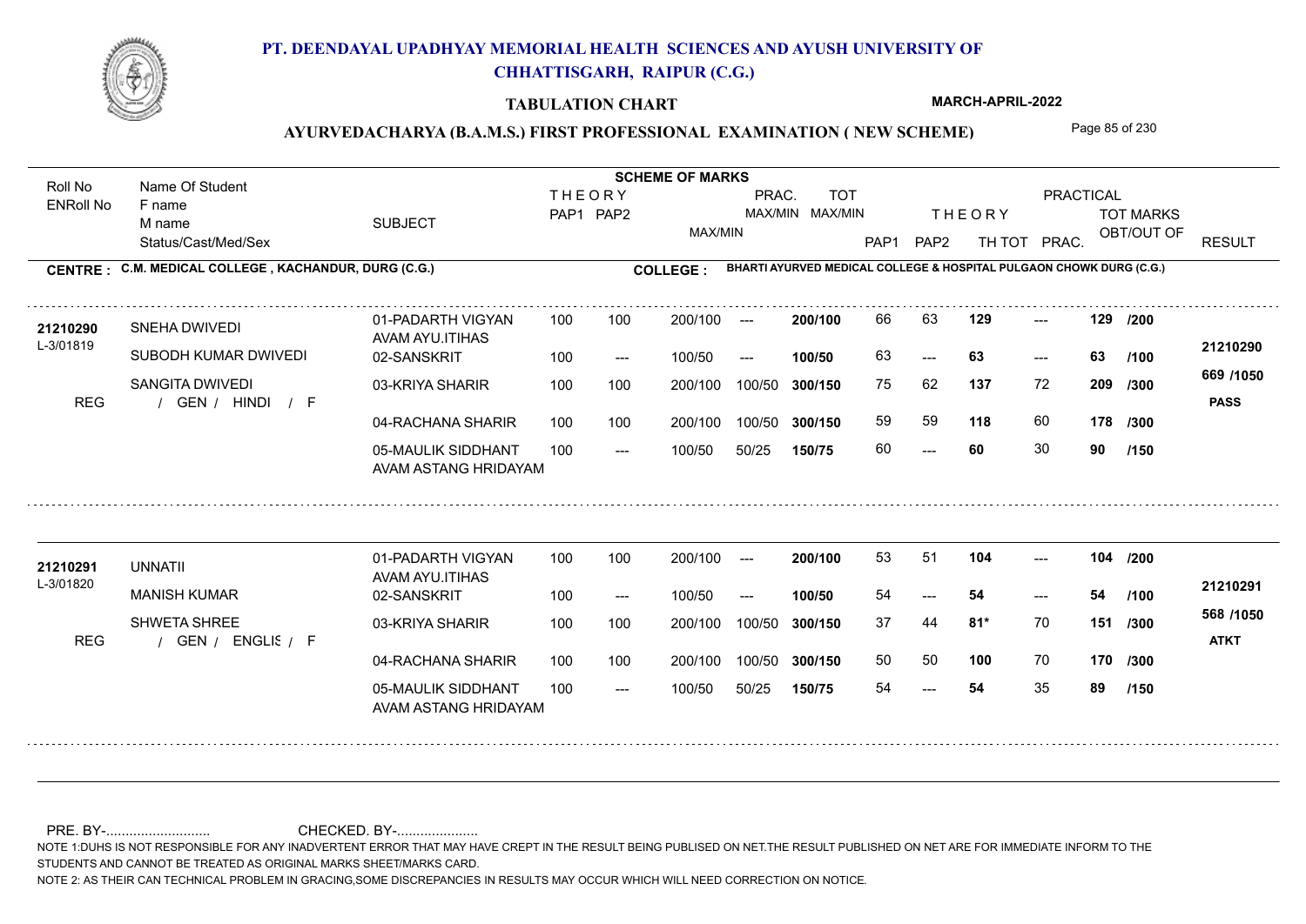# PT. DEENDAYAL UPADHYAY MEMORIAL HEALTH SCIENCES AND AYUSH UNIVERSITY OF CHHATTISGARH, RAIPUR (C.G.)

## TABULATION CHART

MARCH-APRIL-2022

### AYURVEDACHARYA (B.A.M.S.) FIRST PROFESSIONAL EXAMINATION ( NEW SCHEME)

**CENTRE : C.M. MEDICAL COLLEGE , KACHANDUR, DURG (C.G.)**

**COLLEGE : BHARTI AYURVED MEDICAL COLLEGE & HOSPITAL PULGAON CHOWK DURG (C.G.)**

| Roll No / ENRoll No | Name Of Student / F name / M name / Status/Cast/Med/Sex | SUBJECT | THEORY PAP1 | THEORY PAP2 | MAX/MIN | PRAC. MAX/MIN | TOT MAX/MIN | THEORY PAP1 | THEORY PAP2 | TH TOT | PRAC. | TOT MARKS OBT/OUT OF | RESULT |
|---|---|---|---|---|---|---|---|---|---|---|---|---|---|
| 21210290 | SNEHA DWIVEDI | 01-PADARTH VIGYAN AVAM AYU.ITIHAS | 100 | 100 | 200/100 | --- | 200/100 | 66 | 63 | 129 | --- | 129 /200 | 21210290 |
| L-3/01819 | SUBODH KUMAR DWIVEDI | 02-SANSKRIT | 100 | --- | 100/50 | --- | 100/50 | 63 | --- | 63 | --- | 63 /100 | |
| | SANGITA DWIVEDI | 03-KRIYA SHARIR | 100 | 100 | 200/100 | 100/50 | 300/150 | 75 | 62 | 137 | 72 | 209 /300 | 669 /1050 |
| REG | / GEN / HINDI / F | 04-RACHANA SHARIR | 100 | 100 | 200/100 | 100/50 | 300/150 | 59 | 59 | 118 | 60 | 178 /300 | PASS |
| | | 05-MAULIK SIDDHANT AVAM ASTANG HRIDAYAM | 100 | --- | 100/50 | 50/25 | 150/75 | 60 | --- | 60 | 30 | 90 /150 | |
| 21210291 | UNNATII | 01-PADARTH VIGYAN AVAM AYU.ITIHAS | 100 | 100 | 200/100 | --- | 200/100 | 53 | 51 | 104 | --- | 104 /200 | 21210291 |
| L-3/01820 | MANISH KUMAR | 02-SANSKRIT | 100 | --- | 100/50 | --- | 100/50 | 54 | --- | 54 | --- | 54 /100 | |
| | SHWETA SHREE | 03-KRIYA SHARIR | 100 | 100 | 200/100 | 100/50 | 300/150 | 37 | 44 | 81* | 70 | 151 /300 | 568 /1050 |
| REG | / GEN / ENGLIS / F | 04-RACHANA SHARIR | 100 | 100 | 200/100 | 100/50 | 300/150 | 50 | 50 | 100 | 70 | 170 /300 | ATKT |
| | | 05-MAULIK SIDDHANT AVAM ASTANG HRIDAYAM | 100 | --- | 100/50 | 50/25 | 150/75 | 54 | --- | 54 | 35 | 89 /150 | |

PRE. BY-.......................... CHECKED. BY-....................

NOTE 1:DUHS IS NOT RESPONSIBLE FOR ANY INADVERTENT ERROR THAT MAY HAVE CREPT IN THE RESULT BEING PUBLISED ON NET.THE RESULT PUBLISHED ON NET ARE FOR IMMEDIATE INFORM TO THE STUDENTS AND CANNOT BE TREATED AS ORIGINAL MARKS SHEET/MARKS CARD.

NOTE 2: AS THEIR CAN TECHNICAL PROBLEM IN GRACING,SOME DISCREPANCIES IN RESULTS MAY OCCUR WHICH WILL NEED CORRECTION ON NOTICE.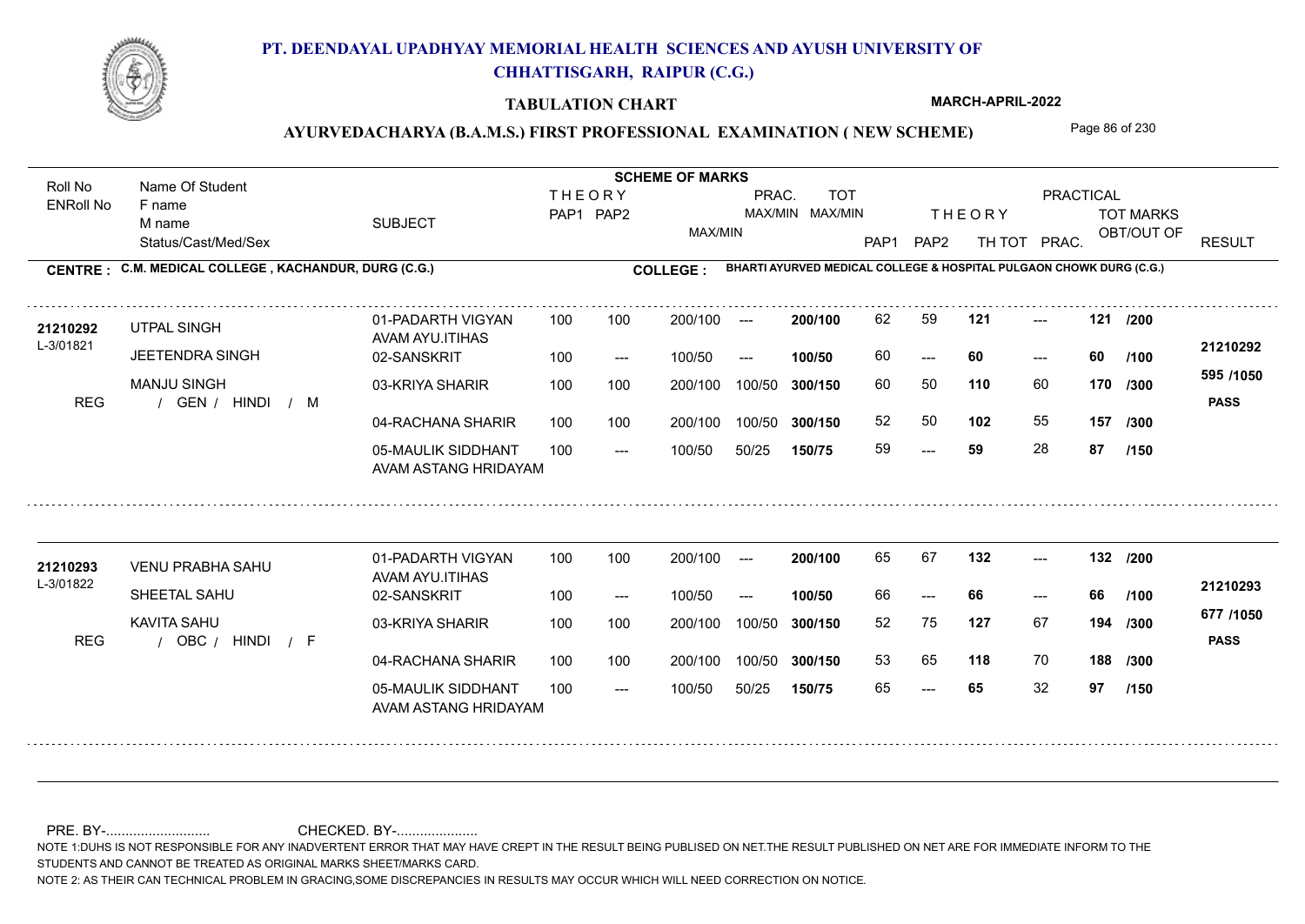# PT. DEENDAYAL UPADHYAY MEMORIAL HEALTH SCIENCES AND AYUSH UNIVERSITY OF CHHATTISGARH, RAIPUR (C.G.)

## TABULATION CHART

MARCH-APRIL-2022

### AYURVEDACHARYA (B.A.M.S.) FIRST PROFESSIONAL EXAMINATION ( NEW SCHEME)

**CENTRE : C.M. MEDICAL COLLEGE , KACHANDUR, DURG (C.G.)**

**COLLEGE : BHARTI AYURVED MEDICAL COLLEGE & HOSPITAL PULGAON CHOWK DURG (C.G.)**

| Roll No / ENRoll No | Name Of Student / F name / M name / Status/Cast/Med/Sex | SUBJECT | THEORY PAP1 | THEORY PAP2 | MAX/MIN | PRAC. MAX/MIN | TOT MAX/MIN | PAP1 | PAP2 | TH TOT | PRAC. | TOT MARKS OBT/OUT OF | RESULT |
|---|---|---|---|---|---|---|---|---|---|---|---|---|---|
| 21210292 | UTPAL SINGH | 01-PADARTH VIGYAN AVAM AYU.ITIHAS | 100 | 100 | 200/100 | --- | 200/100 | 62 | 59 | 121 | --- | 121 /200 | 21210292 |
| L-3/01821 | JEETENDRA SINGH | 02-SANSKRIT | 100 | --- | 100/50 | --- | 100/50 | 60 | --- | 60 | --- | 60 /100 | 595 /1050 |
| | MANJU SINGH | 03-KRIYA SHARIR | 100 | 100 | 200/100 | 100/50 | 300/150 | 60 | 50 | 110 | 60 | 170 /300 | PASS |
| REG | / GEN / HINDI / M | 04-RACHANA SHARIR | 100 | 100 | 200/100 | 100/50 | 300/150 | 52 | 50 | 102 | 55 | 157 /300 | |
| | | 05-MAULIK SIDDHANT AVAM ASTANG HRIDAYAM | 100 | --- | 100/50 | 50/25 | 150/75 | 59 | --- | 59 | 28 | 87 /150 | |
| 21210293 | VENU PRABHA SAHU | 01-PADARTH VIGYAN AVAM AYU.ITIHAS | 100 | 100 | 200/100 | --- | 200/100 | 65 | 67 | 132 | --- | 132 /200 | 21210293 |
| L-3/01822 | SHEETAL SAHU | 02-SANSKRIT | 100 | --- | 100/50 | --- | 100/50 | 66 | --- | 66 | --- | 66 /100 | 677 /1050 |
| | KAVITA SAHU | 03-KRIYA SHARIR | 100 | 100 | 200/100 | 100/50 | 300/150 | 52 | 75 | 127 | 67 | 194 /300 | PASS |
| REG | / OBC / HINDI / F | 04-RACHANA SHARIR | 100 | 100 | 200/100 | 100/50 | 300/150 | 53 | 65 | 118 | 70 | 188 /300 | |
| | | 05-MAULIK SIDDHANT AVAM ASTANG HRIDAYAM | 100 | --- | 100/50 | 50/25 | 150/75 | 65 | --- | 65 | 32 | 97 /150 | |

PRE. BY-.......................... CHECKED. BY-.....................

NOTE 1:DUHS IS NOT RESPONSIBLE FOR ANY INADVERTENT ERROR THAT MAY HAVE CREPT IN THE RESULT BEING PUBLISED ON NET.THE RESULT PUBLISHED ON NET ARE FOR IMMEDIATE INFORM TO THE STUDENTS AND CANNOT BE TREATED AS ORIGINAL MARKS SHEET/MARKS CARD.

NOTE 2: AS THEIR CAN TECHNICAL PROBLEM IN GRACING,SOME DISCREPANCIES IN RESULTS MAY OCCUR WHICH WILL NEED CORRECTION ON NOTICE.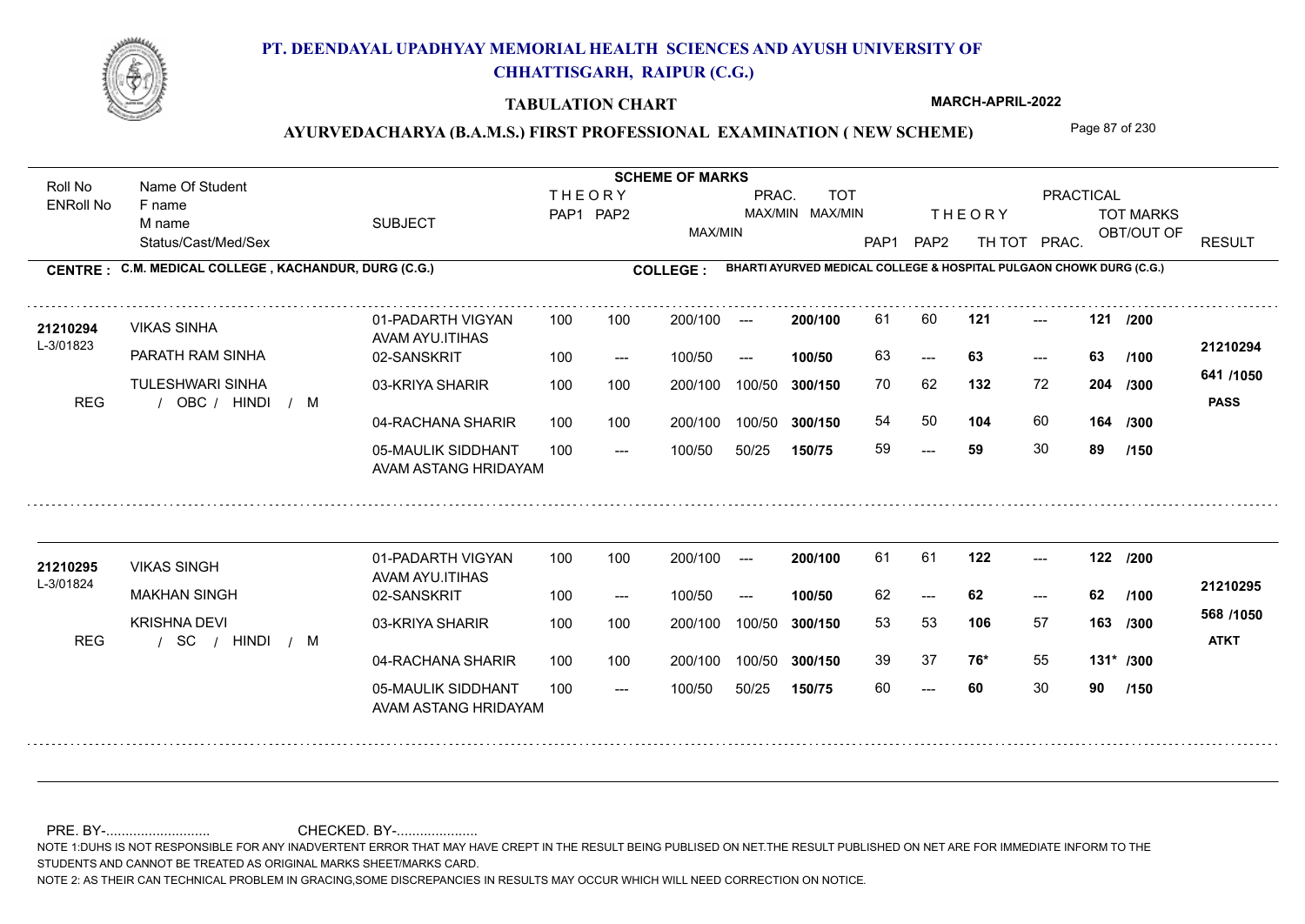# PT. DEENDAYAL UPADHYAY MEMORIAL HEALTH SCIENCES AND AYUSH UNIVERSITY OF CHHATTISGARH, RAIPUR (C.G.)

**TABULATION CHART**

**MARCH-APRIL-2022**

**AYURVEDACHARYA (B.A.M.S.) FIRST PROFESSIONAL EXAMINATION ( NEW SCHEME)**

**CENTRE : C.M. MEDICAL COLLEGE , KACHANDUR, DURG (C.G.)**

**COLLEGE : BHARTI AYURVED MEDICAL COLLEGE & HOSPITAL PULGAON CHOWK DURG (C.G.)**

| Roll No / ENRoll No | Name Of Student / F name / M name / Status/Cast/Med/Sex | SUBJECT | THEORY PAP1 | THEORY PAP2 | MAX/MIN | PRAC. MAX/MIN | TOT MAX/MIN | THEORY PAP1 | THEORY PAP2 | TH TOT | PRAC. | TOT MARKS OBT/OUT OF | RESULT |
|---|---|---|---|---|---|---|---|---|---|---|---|---|---|
| 21210294 / L-3/01823 | VIKAS SINHA | 01-PADARTH VIGYAN AVAM AYU.ITIHAS | 100 | 100 | 200/100 | --- | 200/100 | 61 | 60 | 121 | --- | 121 /200 | 21210294 |
| | PARATH RAM SINHA | 02-SANSKRIT | 100 | --- | 100/50 | --- | 100/50 | 63 | --- | 63 | --- | 63 /100 | 641 /1050 |
| | TULESHWARI SINHA | 03-KRIYA SHARIR | 100 | 100 | 200/100 | 100/50 | 300/150 | 70 | 62 | 132 | 72 | 204 /300 | PASS |
| REG | / OBC / HINDI / M | 04-RACHANA SHARIR | 100 | 100 | 200/100 | 100/50 | 300/150 | 54 | 50 | 104 | 60 | 164 /300 | |
| | | 05-MAULIK SIDDHANT AVAM ASTANG HRIDAYAM | 100 | --- | 100/50 | 50/25 | 150/75 | 59 | --- | 59 | 30 | 89 /150 | |
| 21210295 / L-3/01824 | VIKAS SINGH | 01-PADARTH VIGYAN AVAM AYU.ITIHAS | 100 | 100 | 200/100 | --- | 200/100 | 61 | 61 | 122 | --- | 122 /200 | 21210295 |
| | MAKHAN SINGH | 02-SANSKRIT | 100 | --- | 100/50 | --- | 100/50 | 62 | --- | 62 | --- | 62 /100 | 568 /1050 |
| | KRISHNA DEVI | 03-KRIYA SHARIR | 100 | 100 | 200/100 | 100/50 | 300/150 | 53 | 53 | 106 | 57 | 163 /300 | ATKT |
| REG | / SC / HINDI / M | 04-RACHANA SHARIR | 100 | 100 | 200/100 | 100/50 | 300/150 | 39 | 37 | 76* | 55 | 131* /300 | |
| | | 05-MAULIK SIDDHANT AVAM ASTANG HRIDAYAM | 100 | --- | 100/50 | 50/25 | 150/75 | 60 | --- | 60 | 30 | 90 /150 | |

PRE. BY-.......................... CHECKED. BY-.....................

NOTE 1:DUHS IS NOT RESPONSIBLE FOR ANY INADVERTENT ERROR THAT MAY HAVE CREPT IN THE RESULT BEING PUBLISED ON NET.THE RESULT PUBLISHED ON NET ARE FOR IMMEDIATE INFORM TO THE STUDENTS AND CANNOT BE TREATED AS ORIGINAL MARKS SHEET/MARKS CARD.

NOTE 2: AS THEIR CAN TECHNICAL PROBLEM IN GRACING,SOME DISCREPANCIES IN RESULTS MAY OCCUR WHICH WILL NEED CORRECTION ON NOTICE.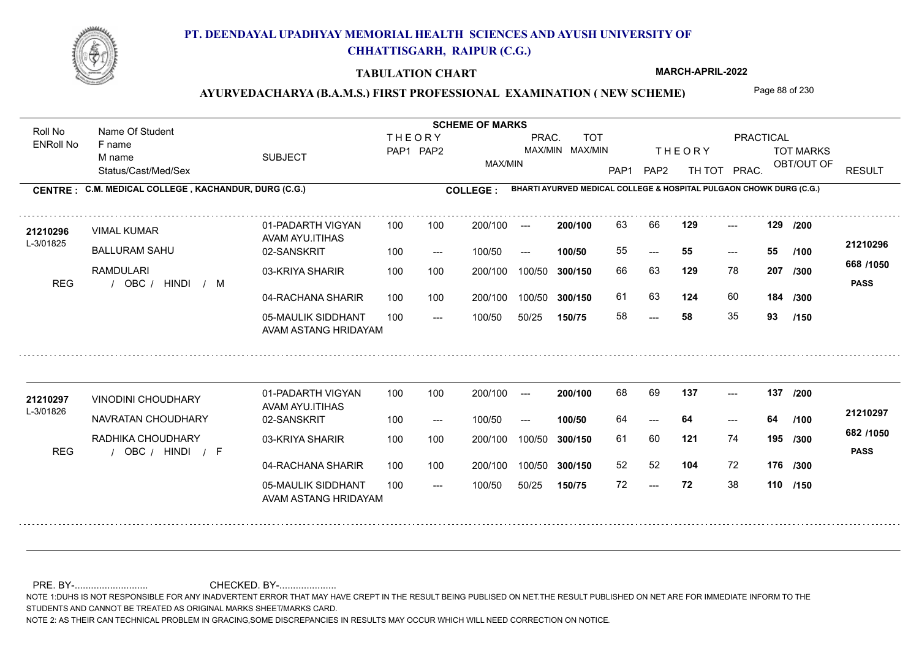# PT. DEENDAYAL UPADHYAY MEMORIAL HEALTH SCIENCES AND AYUSH UNIVERSITY OF CHHATTISGARH, RAIPUR (C.G.)

**TABULATION CHART** — MARCH-APRIL-2022

## AYURVEDACHARYA (B.A.M.S.) FIRST PROFESSIONAL EXAMINATION ( NEW SCHEME)

**CENTRE : C.M. MEDICAL COLLEGE , KACHANDUR, DURG (C.G.)**

**COLLEGE : BHARTI AYURVED MEDICAL COLLEGE & HOSPITAL PULGAON CHOWK DURG (C.G.)**

| Roll No / ENRoll No | Name Of Student / F name / M name / Status/Cast/Med/Sex | SUBJECT | THEORY PAP1 | THEORY PAP2 | MAX/MIN | PRAC. MAX/MIN | TOT MAX/MIN | PAP1 | PAP2 | TH TOT | PRAC. | TOT MARKS OBT/OUT OF | RESULT |
|---|---|---|---|---|---|---|---|---|---|---|---|---|---|
| 21210296 / L-3/01825 | VIMAL KUMAR | 01-PADARTH VIGYAN AVAM AYU.ITIHAS | 100 | 100 | 200/100 | --- | 200/100 | 63 | 66 | 129 | --- | 129 /200 | 21210296 |
| | BALLURAM SAHU | 02-SANSKRIT | 100 | --- | 100/50 | --- | 100/50 | 55 | --- | 55 | --- | 55 /100 | 668 /1050 |
| | RAMDULARI | 03-KRIYA SHARIR | 100 | 100 | 200/100 | 100/50 | 300/150 | 66 | 63 | 129 | 78 | 207 /300 | PASS |
| REG | / OBC / HINDI / M | 04-RACHANA SHARIR | 100 | 100 | 200/100 | 100/50 | 300/150 | 61 | 63 | 124 | 60 | 184 /300 | |
| | | 05-MAULIK SIDDHANT AVAM ASTANG HRIDAYAM | 100 | --- | 100/50 | 50/25 | 150/75 | 58 | --- | 58 | 35 | 93 /150 | |
| 21210297 / L-3/01826 | VINODINI CHOUDHARY | 01-PADARTH VIGYAN AVAM AYU.ITIHAS | 100 | 100 | 200/100 | --- | 200/100 | 68 | 69 | 137 | --- | 137 /200 | 21210297 |
| | NAVRATAN CHOUDHARY | 02-SANSKRIT | 100 | --- | 100/50 | --- | 100/50 | 64 | --- | 64 | --- | 64 /100 | 682 /1050 |
| | RADHIKA CHOUDHARY | 03-KRIYA SHARIR | 100 | 100 | 200/100 | 100/50 | 300/150 | 61 | 60 | 121 | 74 | 195 /300 | PASS |
| REG | / OBC / HINDI / F | 04-RACHANA SHARIR | 100 | 100 | 200/100 | 100/50 | 300/150 | 52 | 52 | 104 | 72 | 176 /300 | |
| | | 05-MAULIK SIDDHANT AVAM ASTANG HRIDAYAM | 100 | --- | 100/50 | 50/25 | 150/75 | 72 | --- | 72 | 38 | 110 /150 | |

PRE. BY-.......................... CHECKED. BY-.....................

NOTE 1:DUHS IS NOT RESPONSIBLE FOR ANY INADVERTENT ERROR THAT MAY HAVE CREPT IN THE RESULT BEING PUBLISED ON NET.THE RESULT PUBLISHED ON NET ARE FOR IMMEDIATE INFORM TO THE STUDENTS AND CANNOT BE TREATED AS ORIGINAL MARKS SHEET/MARKS CARD.

NOTE 2: AS THEIR CAN TECHNICAL PROBLEM IN GRACING,SOME DISCREPANCIES IN RESULTS MAY OCCUR WHICH WILL NEED CORRECTION ON NOTICE.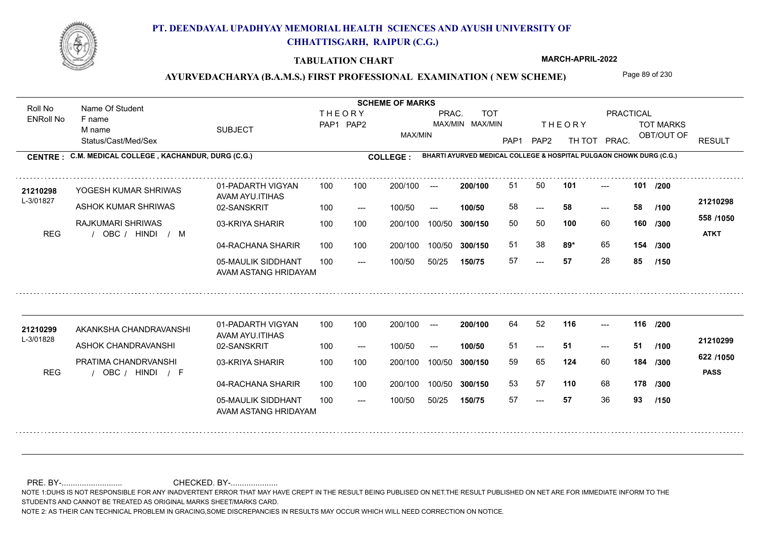# PT. DEENDAYAL UPADHYAY MEMORIAL HEALTH SCIENCES AND AYUSH UNIVERSITY OF CHHATTISGARH, RAIPUR (C.G.)

**TABULATION CHART** — **MARCH-APRIL-2022**

**AYURVEDACHARYA (B.A.M.S.) FIRST PROFESSIONAL EXAMINATION ( NEW SCHEME)**

**CENTRE : C.M. MEDICAL COLLEGE , KACHANDUR, DURG (C.G.)**

**COLLEGE : BHARTI AYURVED MEDICAL COLLEGE & HOSPITAL PULGAON CHOWK DURG (C.G.)**

| Roll No / ENRoll No | Name Of Student / F name / M name / Status/Cast/Med/Sex | SUBJECT | THEORY PAP1 | THEORY PAP2 | MAX/MIN | PRAC. MAX/MIN | TOT MAX/MIN | PAP1 | PAP2 | THEORY TH TOT | PRACTICAL PRAC. | TOT MARKS OBT/OUT OF | RESULT |
|---|---|---|---|---|---|---|---|---|---|---|---|---|---|
| 21210298 | YOGESH KUMAR SHRIWAS | 01-PADARTH VIGYAN AVAM AYU.ITIHAS | 100 | 100 | 200/100 | --- | 200/100 | 51 | 50 | 101 | --- | 101 /200 | 21210298 |
| L-3/01827 | ASHOK KUMAR SHRIWAS | 02-SANSKRIT | 100 | --- | 100/50 | --- | 100/50 | 58 | --- | 58 | --- | 58 /100 | 558 /1050 |
| | RAJKUMARI SHRIWAS | 03-KRIYA SHARIR | 100 | 100 | 200/100 | 100/50 | 300/150 | 50 | 50 | 100 | 60 | 160 /300 | ATKT |
| REG | / OBC / HINDI / M | 04-RACHANA SHARIR | 100 | 100 | 200/100 | 100/50 | 300/150 | 51 | 38 | 89* | 65 | 154 /300 | |
| | | 05-MAULIK SIDDHANT AVAM ASTANG HRIDAYAM | 100 | --- | 100/50 | 50/25 | 150/75 | 57 | --- | 57 | 28 | 85 /150 | |
| 21210299 | AKANKSHA CHANDRAVANSHI | 01-PADARTH VIGYAN AVAM AYU.ITIHAS | 100 | 100 | 200/100 | --- | 200/100 | 64 | 52 | 116 | --- | 116 /200 | 21210299 |
| L-3/01828 | ASHOK CHANDRAVANSHI | 02-SANSKRIT | 100 | --- | 100/50 | --- | 100/50 | 51 | --- | 51 | --- | 51 /100 | 622 /1050 |
| | PRATIMA CHANDRVANSHI | 03-KRIYA SHARIR | 100 | 100 | 200/100 | 100/50 | 300/150 | 59 | 65 | 124 | 60 | 184 /300 | PASS |
| REG | / OBC / HINDI / F | 04-RACHANA SHARIR | 100 | 100 | 200/100 | 100/50 | 300/150 | 53 | 57 | 110 | 68 | 178 /300 | |
| | | 05-MAULIK SIDDHANT AVAM ASTANG HRIDAYAM | 100 | --- | 100/50 | 50/25 | 150/75 | 57 | --- | 57 | 36 | 93 /150 | |

PRE. BY-.......................... CHECKED. BY-.....................

NOTE 1:DUHS IS NOT RESPONSIBLE FOR ANY INADVERTENT ERROR THAT MAY HAVE CREPT IN THE RESULT BEING PUBLISED ON NET.THE RESULT PUBLISHED ON NET ARE FOR IMMEDIATE INFORM TO THE STUDENTS AND CANNOT BE TREATED AS ORIGINAL MARKS SHEET/MARKS CARD.

NOTE 2: AS THEIR CAN TECHNICAL PROBLEM IN GRACING,SOME DISCREPANCIES IN RESULTS MAY OCCUR WHICH WILL NEED CORRECTION ON NOTICE.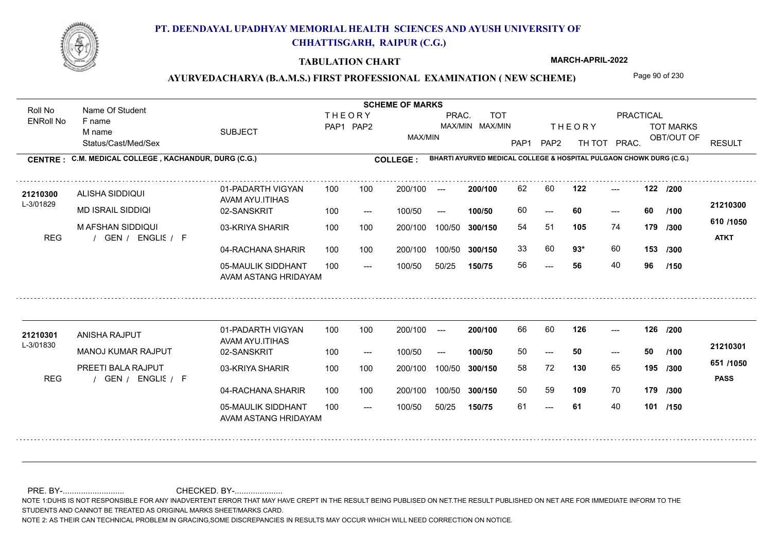# PT. DEENDAYAL UPADHYAY MEMORIAL HEALTH SCIENCES AND AYUSH UNIVERSITY OF CHHATTISGARH, RAIPUR (C.G.)

## TABULATION CHART

MARCH-APRIL-2022

### AYURVEDACHARYA (B.A.M.S.) FIRST PROFESSIONAL EXAMINATION ( NEW SCHEME)

**CENTRE : C.M. MEDICAL COLLEGE , KACHANDUR, DURG (C.G.)**

**COLLEGE : BHARTI AYURVED MEDICAL COLLEGE & HOSPITAL PULGAON CHOWK DURG (C.G.)**

| Roll No / ENRoll No | Name Of Student / F name / M name / Status/Cast/Med/Sex | SUBJECT | THEORY PAP1 | THEORY PAP2 | MAX/MIN | PRAC. MAX/MIN | TOT MAX/MIN | THEORY PAP1 | THEORY PAP2 | TH TOT | PRAC. | TOT MARKS OBT/OUT OF | RESULT |
|---|---|---|---|---|---|---|---|---|---|---|---|---|---|
| 21210300 | ALISHA SIDDIQUI | 01-PADARTH VIGYAN AVAM AYU.ITIHAS | 100 | 100 | 200/100 | --- | 200/100 | 62 | 60 | 122 | --- | 122 /200 | 21210300 |
| L-3/01829 | MD ISRAIL SIDDIQI | 02-SANSKRIT | 100 | --- | 100/50 | --- | 100/50 | 60 | --- | 60 | --- | 60 /100 | 610 /1050 |
| REG | M AFSHAN SIDDIQUI / GEN / ENGLIS / F | 03-KRIYA SHARIR | 100 | 100 | 200/100 | 100/50 | 300/150 | 54 | 51 | 105 | 74 | 179 /300 | ATKT |
| | | 04-RACHANA SHARIR | 100 | 100 | 200/100 | 100/50 | 300/150 | 33 | 60 | 93* | 60 | 153 /300 | |
| | | 05-MAULIK SIDDHANT AVAM ASTANG HRIDAYAM | 100 | --- | 100/50 | 50/25 | 150/75 | 56 | --- | 56 | 40 | 96 /150 | |
| 21210301 | ANISHA RAJPUT | 01-PADARTH VIGYAN AVAM AYU.ITIHAS | 100 | 100 | 200/100 | --- | 200/100 | 66 | 60 | 126 | --- | 126 /200 | 21210301 |
| L-3/01830 | MANOJ KUMAR RAJPUT | 02-SANSKRIT | 100 | --- | 100/50 | --- | 100/50 | 50 | --- | 50 | --- | 50 /100 | 651 /1050 |
| REG | PREETI BALA RAJPUT / GEN / ENGLIS / F | 03-KRIYA SHARIR | 100 | 100 | 200/100 | 100/50 | 300/150 | 58 | 72 | 130 | 65 | 195 /300 | PASS |
| | | 04-RACHANA SHARIR | 100 | 100 | 200/100 | 100/50 | 300/150 | 50 | 59 | 109 | 70 | 179 /300 | |
| | | 05-MAULIK SIDDHANT AVAM ASTANG HRIDAYAM | 100 | --- | 100/50 | 50/25 | 150/75 | 61 | --- | 61 | 40 | 101 /150 | |

PRE. BY-........................... CHECKED. BY-.....................

NOTE 1:DUHS IS NOT RESPONSIBLE FOR ANY INADVERTENT ERROR THAT MAY HAVE CREPT IN THE RESULT BEING PUBLISED ON NET.THE RESULT PUBLISHED ON NET ARE FOR IMMEDIATE INFORM TO THE STUDENTS AND CANNOT BE TREATED AS ORIGINAL MARKS SHEET/MARKS CARD.

NOTE 2: AS THEIR CAN TECHNICAL PROBLEM IN GRACING,SOME DISCREPANCIES IN RESULTS MAY OCCUR WHICH WILL NEED CORRECTION ON NOTICE.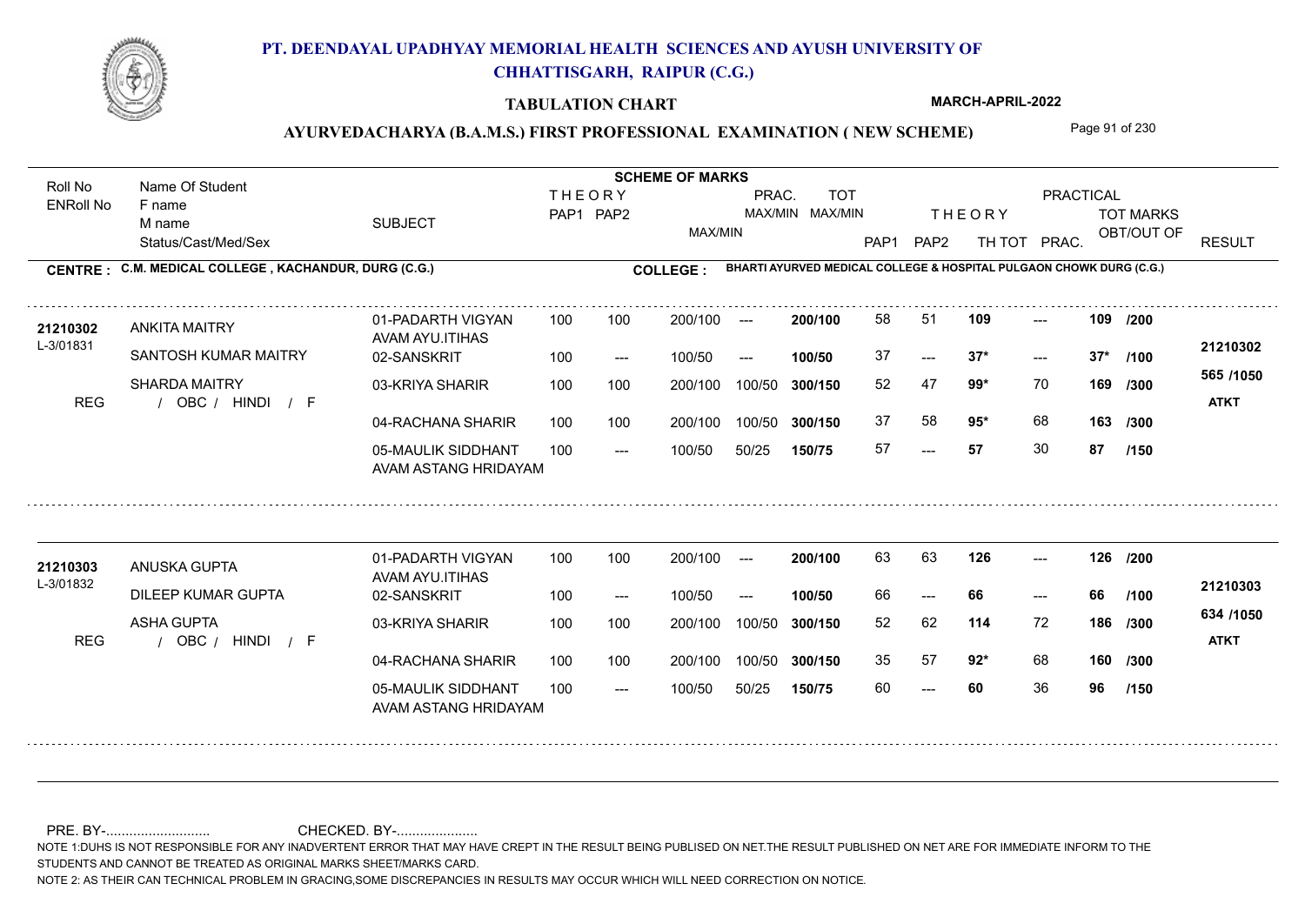# PT. DEENDAYAL UPADHYAY MEMORIAL HEALTH SCIENCES AND AYUSH UNIVERSITY OF CHHATTISGARH, RAIPUR (C.G.)

## TABULATION CHART

MARCH-APRIL-2022

### AYURVEDACHARYA (B.A.M.S.) FIRST PROFESSIONAL EXAMINATION ( NEW SCHEME)

**CENTRE : C.M. MEDICAL COLLEGE , KACHANDUR, DURG (C.G.)**

**COLLEGE : BHARTI AYURVED MEDICAL COLLEGE & HOSPITAL PULGAON CHOWK DURG (C.G.)**

| Roll No / ENRoll No | Name Of Student / F name / M name / Status/Cast/Med/Sex | SUBJECT | THEORY PAP1 | THEORY PAP2 | MAX/MIN | PRAC. MAX/MIN | TOT MAX/MIN | PAP1 | PAP2 | TH TOT | PRAC. | TOT MARKS OBT/OUT OF | RESULT |
|---|---|---|---|---|---|---|---|---|---|---|---|---|---|
| 21210302 / L-3/01831 | ANKITA MAITRY | 01-PADARTH VIGYAN AVAM AYU.ITIHAS | 100 | 100 | 200/100 | --- | 200/100 | 58 | 51 | 109 | --- | 109 /200 | 21210302 |
| | SANTOSH KUMAR MAITRY | 02-SANSKRIT | 100 | --- | 100/50 | --- | 100/50 | 37 | --- | 37* | --- | 37* /100 | 565 /1050 |
| | SHARDA MAITRY | 03-KRIYA SHARIR | 100 | 100 | 200/100 | 100/50 | 300/150 | 52 | 47 | 99* | 70 | 169 /300 | ATKT |
| REG | / OBC / HINDI / F | 04-RACHANA SHARIR | 100 | 100 | 200/100 | 100/50 | 300/150 | 37 | 58 | 95* | 68 | 163 /300 | |
| | | 05-MAULIK SIDDHANT AVAM ASTANG HRIDAYAM | 100 | --- | 100/50 | 50/25 | 150/75 | 57 | --- | 57 | 30 | 87 /150 | |
| 21210303 / L-3/01832 | ANUSKA GUPTA | 01-PADARTH VIGYAN AVAM AYU.ITIHAS | 100 | 100 | 200/100 | --- | 200/100 | 63 | 63 | 126 | --- | 126 /200 | 21210303 |
| | DILEEP KUMAR GUPTA | 02-SANSKRIT | 100 | --- | 100/50 | --- | 100/50 | 66 | --- | 66 | --- | 66 /100 | 634 /1050 |
| | ASHA GUPTA | 03-KRIYA SHARIR | 100 | 100 | 200/100 | 100/50 | 300/150 | 52 | 62 | 114 | 72 | 186 /300 | ATKT |
| REG | / OBC / HINDI / F | 04-RACHANA SHARIR | 100 | 100 | 200/100 | 100/50 | 300/150 | 35 | 57 | 92* | 68 | 160 /300 | |
| | | 05-MAULIK SIDDHANT AVAM ASTANG HRIDAYAM | 100 | --- | 100/50 | 50/25 | 150/75 | 60 | --- | 60 | 36 | 96 /150 | |

PRE. BY-.......................... CHECKED. BY-.....................

NOTE 1:DUHS IS NOT RESPONSIBLE FOR ANY INADVERTENT ERROR THAT MAY HAVE CREPT IN THE RESULT BEING PUBLISED ON NET.THE RESULT PUBLISHED ON NET ARE FOR IMMEDIATE INFORM TO THE STUDENTS AND CANNOT BE TREATED AS ORIGINAL MARKS SHEET/MARKS CARD.

NOTE 2: AS THEIR CAN TECHNICAL PROBLEM IN GRACING,SOME DISCREPANCIES IN RESULTS MAY OCCUR WHICH WILL NEED CORRECTION ON NOTICE.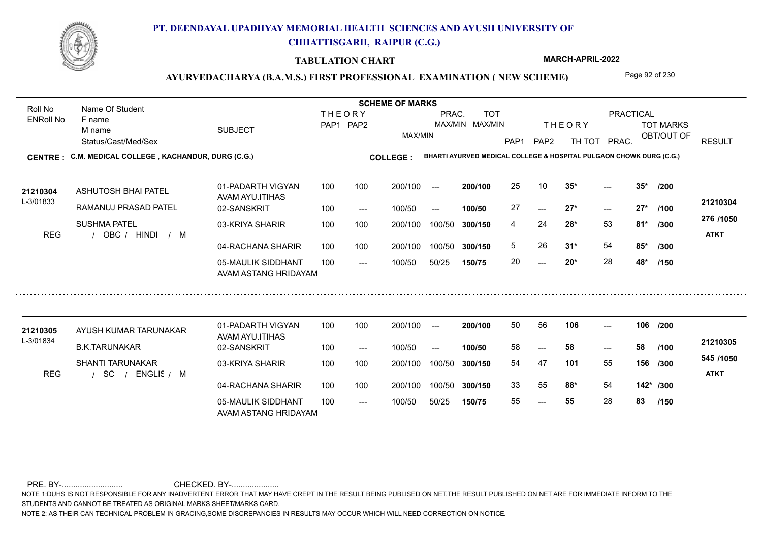# PT. DEENDAYAL UPADHYAY MEMORIAL HEALTH SCIENCES AND AYUSH UNIVERSITY OF CHHATTISGARH, RAIPUR (C.G.)

**TABULATION CHART**

**MARCH-APRIL-2022**

**AYURVEDACHARYA (B.A.M.S.) FIRST PROFESSIONAL EXAMINATION ( NEW SCHEME)**

**CENTRE : C.M. MEDICAL COLLEGE , KACHANDUR, DURG (C.G.)**

**COLLEGE : BHARTI AYURVED MEDICAL COLLEGE & HOSPITAL PULGAON CHOWK DURG (C.G.)**

| Roll No / ENRoll No | Name Of Student / F name / M name / Status/Cast/Med/Sex | SUBJECT | THEORY PAP1 | THEORY PAP2 | MAX/MIN | PRAC. MAX/MIN | TOT MAX/MIN | PAP1 | PAP2 | TH TOT | PRAC. | TOT MARKS OBT/OUT OF | RESULT |
|---|---|---|---|---|---|---|---|---|---|---|---|---|---|
| 21210304 | ASHUTOSH BHAI PATEL | 01-PADARTH VIGYAN AVAM AYU.ITIHAS | 100 | 100 | 200/100 | --- | 200/100 | 25 | 10 | 35* | --- | 35* /200 | 21210304 |
| L-3/01833 | RAMANUJ PRASAD PATEL | 02-SANSKRIT | 100 | --- | 100/50 | --- | 100/50 | 27 | --- | 27* | --- | 27* /100 | 276 /1050 |
| REG | SUSHMA PATEL / OBC / HINDI / M | 03-KRIYA SHARIR | 100 | 100 | 200/100 | 100/50 | 300/150 | 4 | 24 | 28* | 53 | 81* /300 | ATKT |
| | | 04-RACHANA SHARIR | 100 | 100 | 200/100 | 100/50 | 300/150 | 5 | 26 | 31* | 54 | 85* /300 | |
| | | 05-MAULIK SIDDHANT AVAM ASTANG HRIDAYAM | 100 | --- | 100/50 | 50/25 | 150/75 | 20 | --- | 20* | 28 | 48* /150 | |
| 21210305 | AYUSH KUMAR TARUNAKAR | 01-PADARTH VIGYAN AVAM AYU.ITIHAS | 100 | 100 | 200/100 | --- | 200/100 | 50 | 56 | 106 | --- | 106 /200 | 21210305 |
| L-3/01834 | B.K.TARUNAKAR | 02-SANSKRIT | 100 | --- | 100/50 | --- | 100/50 | 58 | --- | 58 | --- | 58 /100 | 545 /1050 |
| REG | SHANTI TARUNAKAR / SC / ENGLISH / M | 03-KRIYA SHARIR | 100 | 100 | 200/100 | 100/50 | 300/150 | 54 | 47 | 101 | 55 | 156 /300 | ATKT |
| | | 04-RACHANA SHARIR | 100 | 100 | 200/100 | 100/50 | 300/150 | 33 | 55 | 88* | 54 | 142* /300 | |
| | | 05-MAULIK SIDDHANT AVAM ASTANG HRIDAYAM | 100 | --- | 100/50 | 50/25 | 150/75 | 55 | --- | 55 | 28 | 83 /150 | |

PRE. BY-.......................... CHECKED. BY-.....................

NOTE 1:DUHS IS NOT RESPONSIBLE FOR ANY INADVERTENT ERROR THAT MAY HAVE CREPT IN THE RESULT BEING PUBLISED ON NET.THE RESULT PUBLISHED ON NET ARE FOR IMMEDIATE INFORM TO THE STUDENTS AND CANNOT BE TREATED AS ORIGINAL MARKS SHEET/MARKS CARD.

NOTE 2: AS THEIR CAN TECHNICAL PROBLEM IN GRACING,SOME DISCREPANCIES IN RESULTS MAY OCCUR WHICH WILL NEED CORRECTION ON NOTICE.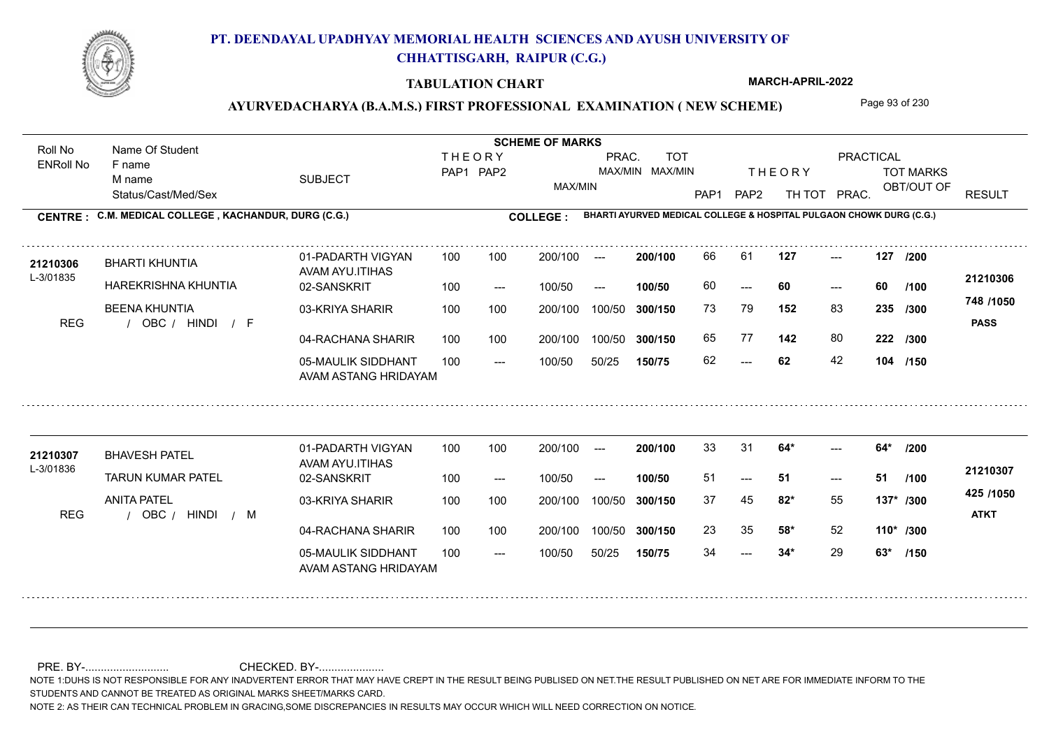# PT. DEENDAYAL UPADHYAY MEMORIAL HEALTH SCIENCES AND AYUSH UNIVERSITY OF CHHATTISGARH, RAIPUR (C.G.)

**TABULATION CHART**

**MARCH-APRIL-2022**

**AYURVEDACHARYA (B.A.M.S.) FIRST PROFESSIONAL EXAMINATION ( NEW SCHEME)**

**CENTRE : C.M. MEDICAL COLLEGE , KACHANDUR, DURG (C.G.)**

**COLLEGE : BHARTI AYURVED MEDICAL COLLEGE & HOSPITAL PULGAON CHOWK DURG (C.G.)**

| Roll No / ENRoll No | Name Of Student / F name / M name / Status/Cast/Med/Sex | SUBJECT | THEORY PAP1 | THEORY PAP2 | MAX/MIN | PRAC. MAX/MIN | TOT MAX/MIN | THEORY PAP1 | THEORY PAP2 | TH TOT | PRACTICAL PRAC. | TOT MARKS OBT/OUT OF | RESULT |
|---|---|---|---|---|---|---|---|---|---|---|---|---|---|
| **21210306** | BHARTI KHUNTIA | 01-PADARTH VIGYAN AVAM AYU.ITIHAS | 100 | 100 | 200/100 | --- | **200/100** | 66 | 61 | **127** | --- | **127 /200** | **21210306** |
| L-3/01835 | HAREKRISHNA KHUNTIA | 02-SANSKRIT | 100 | --- | 100/50 | --- | **100/50** | 60 | --- | **60** | --- | **60 /100** | **748 /1050** |
| | BEENA KHUNTIA | 03-KRIYA SHARIR | 100 | 100 | 200/100 | 100/50 | **300/150** | 73 | 79 | **152** | 83 | **235 /300** | **PASS** |
| REG | / OBC / HINDI / F | 04-RACHANA SHARIR | 100 | 100 | 200/100 | 100/50 | **300/150** | 65 | 77 | **142** | 80 | **222 /300** | |
| | | 05-MAULIK SIDDHANT AVAM ASTANG HRIDAYAM | 100 | --- | 100/50 | 50/25 | **150/75** | 62 | --- | **62** | 42 | **104 /150** | |
| **21210307** | BHAVESH PATEL | 01-PADARTH VIGYAN AVAM AYU.ITIHAS | 100 | 100 | 200/100 | --- | **200/100** | 33 | 31 | **64*** | --- | **64* /200** | **21210307** |
| L-3/01836 | TARUN KUMAR PATEL | 02-SANSKRIT | 100 | --- | 100/50 | --- | **100/50** | 51 | --- | **51** | --- | **51 /100** | **425 /1050** |
| | ANITA PATEL | 03-KRIYA SHARIR | 100 | 100 | 200/100 | 100/50 | **300/150** | 37 | 45 | **82*** | 55 | **137* /300** | **ATKT** |
| REG | / OBC / HINDI / M | 04-RACHANA SHARIR | 100 | 100 | 200/100 | 100/50 | **300/150** | 23 | 35 | **58*** | 52 | **110* /300** | |
| | | 05-MAULIK SIDDHANT AVAM ASTANG HRIDAYAM | 100 | --- | 100/50 | 50/25 | **150/75** | 34 | --- | **34*** | 29 | **63* /150** | |

PRE. BY-........................... CHECKED. BY-.....................

NOTE 1:DUHS IS NOT RESPONSIBLE FOR ANY INADVERTENT ERROR THAT MAY HAVE CREPT IN THE RESULT BEING PUBLISED ON NET.THE RESULT PUBLISHED ON NET ARE FOR IMMEDIATE INFORM TO THE STUDENTS AND CANNOT BE TREATED AS ORIGINAL MARKS SHEET/MARKS CARD.

NOTE 2: AS THEIR CAN TECHNICAL PROBLEM IN GRACING,SOME DISCREPANCIES IN RESULTS MAY OCCUR WHICH WILL NEED CORRECTION ON NOTICE.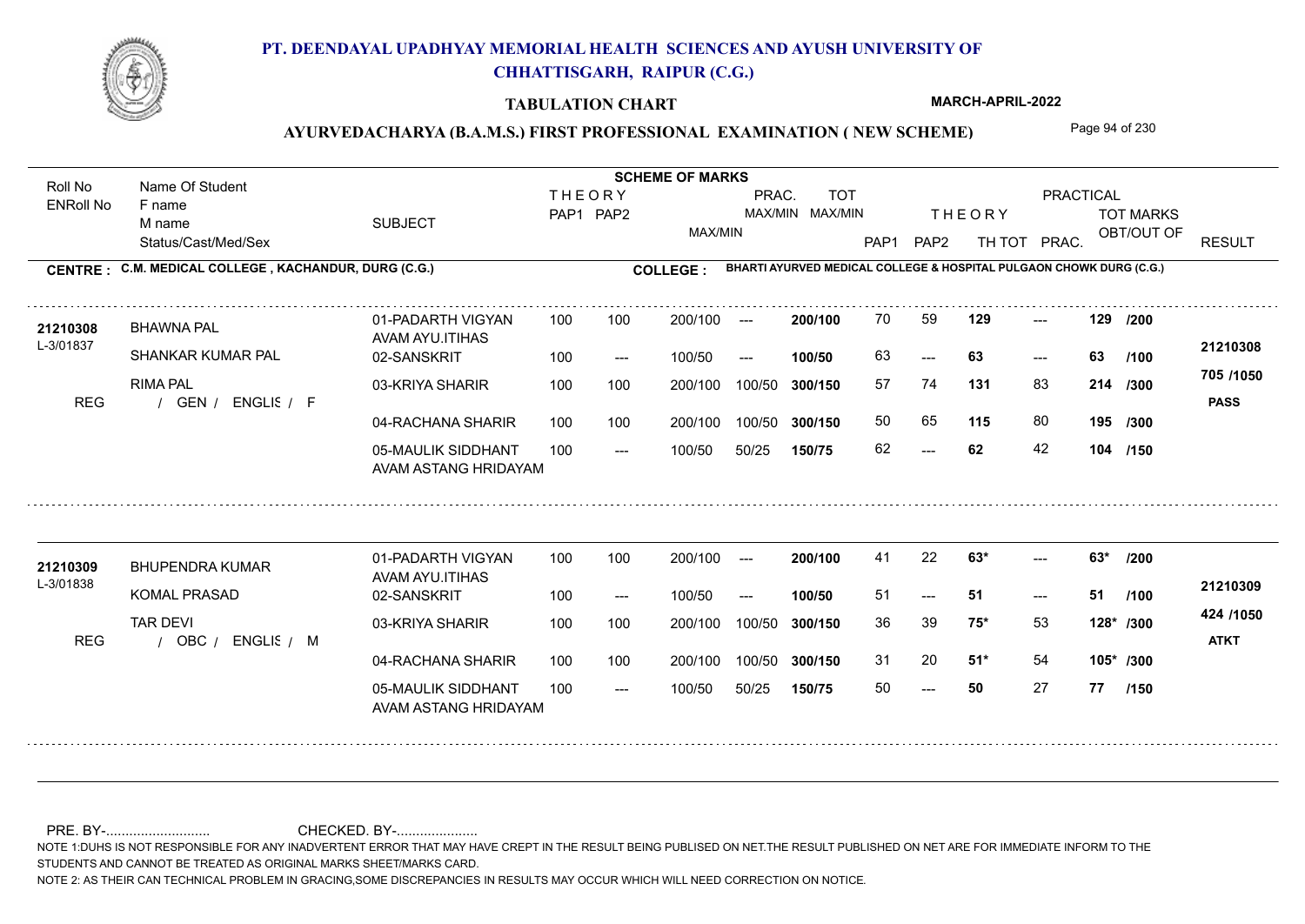# PT. DEENDAYAL UPADHYAY MEMORIAL HEALTH SCIENCES AND AYUSH UNIVERSITY OF CHHATTISGARH, RAIPUR (C.G.)

**TABULATION CHART**

**MARCH-APRIL-2022**

**AYURVEDACHARYA (B.A.M.S.) FIRST PROFESSIONAL EXAMINATION ( NEW SCHEME)**

**CENTRE : C.M. MEDICAL COLLEGE , KACHANDUR, DURG (C.G.)**

**COLLEGE : BHARTI AYURVED MEDICAL COLLEGE & HOSPITAL PULGAON CHOWK DURG (C.G.)**

| Roll No / ENRoll No | Name Of Student / F name / M name / Status/Cast/Med/Sex | SUBJECT | THEORY PAP1 | THEORY PAP2 | MAX/MIN | PRAC. MAX/MIN | TOT MAX/MIN | THEORY PAP1 | THEORY PAP2 | TH TOT | PRACTICAL PRAC. | TOT MARKS OBT/OUT OF | RESULT |
|---|---|---|---|---|---|---|---|---|---|---|---|---|---|
| 21210308 / L-3/01837 | BHAWNA PAL | 01-PADARTH VIGYAN AVAM AYU.ITIHAS | 100 | 100 | 200/100 | --- | 200/100 | 70 | 59 | 129 | --- | 129 /200 | 21210308 |
| | SHANKAR KUMAR PAL | 02-SANSKRIT | 100 | --- | 100/50 | --- | 100/50 | 63 | --- | 63 | --- | 63 /100 | 705 /1050 |
| | RIMA PAL | 03-KRIYA SHARIR | 100 | 100 | 200/100 | 100/50 | 300/150 | 57 | 74 | 131 | 83 | 214 /300 | |
| REG | / GEN / ENGLIS / F | 04-RACHANA SHARIR | 100 | 100 | 200/100 | 100/50 | 300/150 | 50 | 65 | 115 | 80 | 195 /300 | PASS |
| | | 05-MAULIK SIDDHANT AVAM ASTANG HRIDAYAM | 100 | --- | 100/50 | 50/25 | 150/75 | 62 | --- | 62 | 42 | 104 /150 | |
| 21210309 / L-3/01838 | BHUPENDRA KUMAR | 01-PADARTH VIGYAN AVAM AYU.ITIHAS | 100 | 100 | 200/100 | --- | 200/100 | 41 | 22 | 63* | --- | 63* /200 | 21210309 |
| | KOMAL PRASAD | 02-SANSKRIT | 100 | --- | 100/50 | --- | 100/50 | 51 | --- | 51 | --- | 51 /100 | 424 /1050 |
| | TAR DEVI | 03-KRIYA SHARIR | 100 | 100 | 200/100 | 100/50 | 300/150 | 36 | 39 | 75* | 53 | 128* /300 | |
| REG | / OBC / ENGLIS / M | 04-RACHANA SHARIR | 100 | 100 | 200/100 | 100/50 | 300/150 | 31 | 20 | 51* | 54 | 105* /300 | ATKT |
| | | 05-MAULIK SIDDHANT AVAM ASTANG HRIDAYAM | 100 | --- | 100/50 | 50/25 | 150/75 | 50 | --- | 50 | 27 | 77 /150 | |

PRE. BY-.......................... CHECKED. BY-.....................

NOTE 1:DUHS IS NOT RESPONSIBLE FOR ANY INADVERTENT ERROR THAT MAY HAVE CREPT IN THE RESULT BEING PUBLISED ON NET.THE RESULT PUBLISHED ON NET ARE FOR IMMEDIATE INFORM TO THE STUDENTS AND CANNOT BE TREATED AS ORIGINAL MARKS SHEET/MARKS CARD.

NOTE 2: AS THEIR CAN TECHNICAL PROBLEM IN GRACING,SOME DISCREPANCIES IN RESULTS MAY OCCUR WHICH WILL NEED CORRECTION ON NOTICE.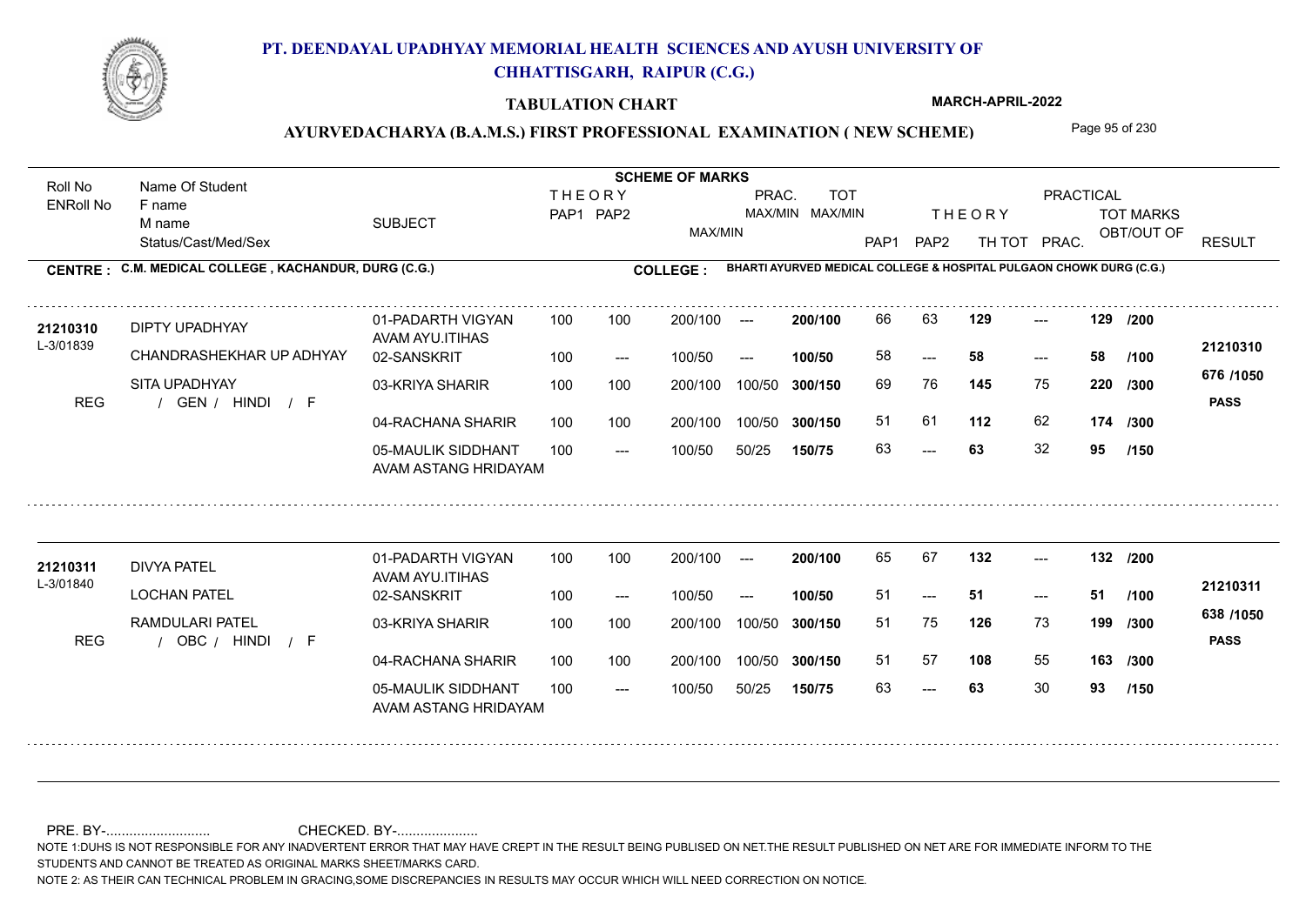# PT. DEENDAYAL UPADHYAY MEMORIAL HEALTH SCIENCES AND AYUSH UNIVERSITY OF CHHATTISGARH, RAIPUR (C.G.)

**TABULATION CHART** — **MARCH-APRIL-2022**

**AYURVEDACHARYA (B.A.M.S.) FIRST PROFESSIONAL EXAMINATION ( NEW SCHEME)**

**CENTRE : C.M. MEDICAL COLLEGE , KACHANDUR, DURG (C.G.)**

**COLLEGE : BHARTI AYURVED MEDICAL COLLEGE & HOSPITAL PULGAON CHOWK DURG (C.G.)**

| Roll No / ENRoll No | Name Of Student / F name / M name / Status/Cast/Med/Sex | SUBJECT | THEORY PAP1 | THEORY PAP2 | MAX/MIN | PRAC. MAX/MIN | TOT MAX/MIN | THEORY PAP1 | THEORY PAP2 | TH TOT | PRACTICAL PRAC. | TOT MARKS OBT/OUT OF | RESULT |
|---|---|---|---|---|---|---|---|---|---|---|---|---|---|
| 21210310 L-3/01839 | DIPTY UPADHYAY | 01-PADARTH VIGYAN AVAM AYU.ITIHAS | 100 | 100 | 200/100 | --- | 200/100 | 66 | 63 | 129 | --- | 129 /200 | 21210310 |
| | CHANDRASHEKHAR UP ADHYAY | 02-SANSKRIT | 100 | --- | 100/50 | --- | 100/50 | 58 | --- | 58 | --- | 58 /100 | 676 /1050 |
| | SITA UPADHYAY | 03-KRIYA SHARIR | 100 | 100 | 200/100 | 100/50 | 300/150 | 69 | 76 | 145 | 75 | 220 /300 | PASS |
| REG | / GEN / HINDI / F | 04-RACHANA SHARIR | 100 | 100 | 200/100 | 100/50 | 300/150 | 51 | 61 | 112 | 62 | 174 /300 | |
| | | 05-MAULIK SIDDHANT AVAM ASTANG HRIDAYAM | 100 | --- | 100/50 | 50/25 | 150/75 | 63 | --- | 63 | 32 | 95 /150 | |
| 21210311 L-3/01840 | DIVYA PATEL | 01-PADARTH VIGYAN AVAM AYU.ITIHAS | 100 | 100 | 200/100 | --- | 200/100 | 65 | 67 | 132 | --- | 132 /200 | 21210311 |
| | LOCHAN PATEL | 02-SANSKRIT | 100 | --- | 100/50 | --- | 100/50 | 51 | --- | 51 | --- | 51 /100 | 638 /1050 |
| | RAMDULARI PATEL | 03-KRIYA SHARIR | 100 | 100 | 200/100 | 100/50 | 300/150 | 51 | 75 | 126 | 73 | 199 /300 | PASS |
| REG | / OBC / HINDI / F | 04-RACHANA SHARIR | 100 | 100 | 200/100 | 100/50 | 300/150 | 51 | 57 | 108 | 55 | 163 /300 | |
| | | 05-MAULIK SIDDHANT AVAM ASTANG HRIDAYAM | 100 | --- | 100/50 | 50/25 | 150/75 | 63 | --- | 63 | 30 | 93 /150 | |

PRE. BY-........................... CHECKED. BY-.....................

NOTE 1:DUHS IS NOT RESPONSIBLE FOR ANY INADVERTENT ERROR THAT MAY HAVE CREPT IN THE RESULT BEING PUBLISED ON NET.THE RESULT PUBLISHED ON NET ARE FOR IMMEDIATE INFORM TO THE STUDENTS AND CANNOT BE TREATED AS ORIGINAL MARKS SHEET/MARKS CARD.

NOTE 2: AS THEIR CAN TECHNICAL PROBLEM IN GRACING,SOME DISCREPANCIES IN RESULTS MAY OCCUR WHICH WILL NEED CORRECTION ON NOTICE.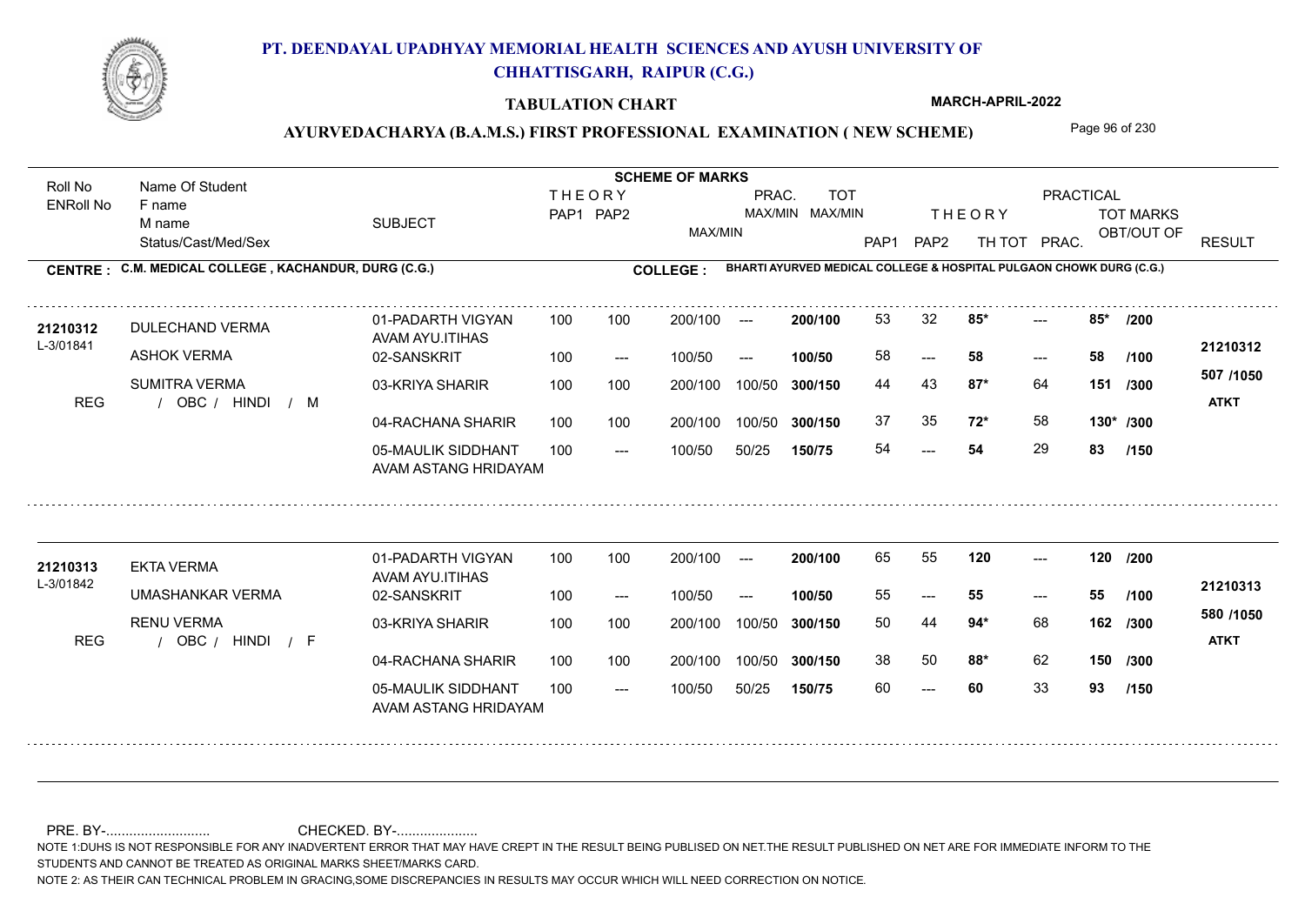# PT. DEENDAYAL UPADHYAY MEMORIAL HEALTH SCIENCES AND AYUSH UNIVERSITY OF CHHATTISGARH, RAIPUR (C.G.)

**TABULATION CHART**

**MARCH-APRIL-2022**

**AYURVEDACHARYA (B.A.M.S.) FIRST PROFESSIONAL EXAMINATION ( NEW SCHEME)**

**CENTRE : C.M. MEDICAL COLLEGE , KACHANDUR, DURG (C.G.)**

**COLLEGE : BHARTI AYURVED MEDICAL COLLEGE & HOSPITAL PULGAON CHOWK DURG (C.G.)**

| Roll No / ENRoll No | Name Of Student / F name / M name / Status/Cast/Med/Sex | SUBJECT | THEORY PAP1 | THEORY PAP2 | MAX/MIN | PRAC. MAX/MIN | TOT MAX/MIN | THEORY PAP1 | THEORY PAP2 | TH TOT | PRACTICAL PRAC. | TOT MARKS OBT/OUT OF | RESULT |
|---|---|---|---|---|---|---|---|---|---|---|---|---|---|
| 21210312 | DULECHAND VERMA | 01-PADARTH VIGYAN AVAM AYU.ITIHAS | 100 | 100 | 200/100 | --- | 200/100 | 53 | 32 | 85* | --- | 85* /200 | 21210312 |
| L-3/01841 | ASHOK VERMA | 02-SANSKRIT | 100 | --- | 100/50 | --- | 100/50 | 58 | --- | 58 | --- | 58 /100 | 507 /1050 |
| REG | SUMITRA VERMA / OBC / HINDI / M | 03-KRIYA SHARIR | 100 | 100 | 200/100 | 100/50 | 300/150 | 44 | 43 | 87* | 64 | 151 /300 | ATKT |
| | | 04-RACHANA SHARIR | 100 | 100 | 200/100 | 100/50 | 300/150 | 37 | 35 | 72* | 58 | 130* /300 | |
| | | 05-MAULIK SIDDHANT AVAM ASTANG HRIDAYAM | 100 | --- | 100/50 | 50/25 | 150/75 | 54 | --- | 54 | 29 | 83 /150 | |
| 21210313 | EKTA VERMA | 01-PADARTH VIGYAN AVAM AYU.ITIHAS | 100 | 100 | 200/100 | --- | 200/100 | 65 | 55 | 120 | --- | 120 /200 | 21210313 |
| L-3/01842 | UMASHANKAR VERMA | 02-SANSKRIT | 100 | --- | 100/50 | --- | 100/50 | 55 | --- | 55 | --- | 55 /100 | 580 /1050 |
| REG | RENU VERMA / OBC / HINDI / F | 03-KRIYA SHARIR | 100 | 100 | 200/100 | 100/50 | 300/150 | 50 | 44 | 94* | 68 | 162 /300 | ATKT |
| | | 04-RACHANA SHARIR | 100 | 100 | 200/100 | 100/50 | 300/150 | 38 | 50 | 88* | 62 | 150 /300 | |
| | | 05-MAULIK SIDDHANT AVAM ASTANG HRIDAYAM | 100 | --- | 100/50 | 50/25 | 150/75 | 60 | --- | 60 | 33 | 93 /150 | |

PRE. BY-........................... CHECKED. BY-.....................

NOTE 1:DUHS IS NOT RESPONSIBLE FOR ANY INADVERTENT ERROR THAT MAY HAVE CREPT IN THE RESULT BEING PUBLISED ON NET.THE RESULT PUBLISHED ON NET ARE FOR IMMEDIATE INFORM TO THE STUDENTS AND CANNOT BE TREATED AS ORIGINAL MARKS SHEET/MARKS CARD.

NOTE 2: AS THEIR CAN TECHNICAL PROBLEM IN GRACING,SOME DISCREPANCIES IN RESULTS MAY OCCUR WHICH WILL NEED CORRECTION ON NOTICE.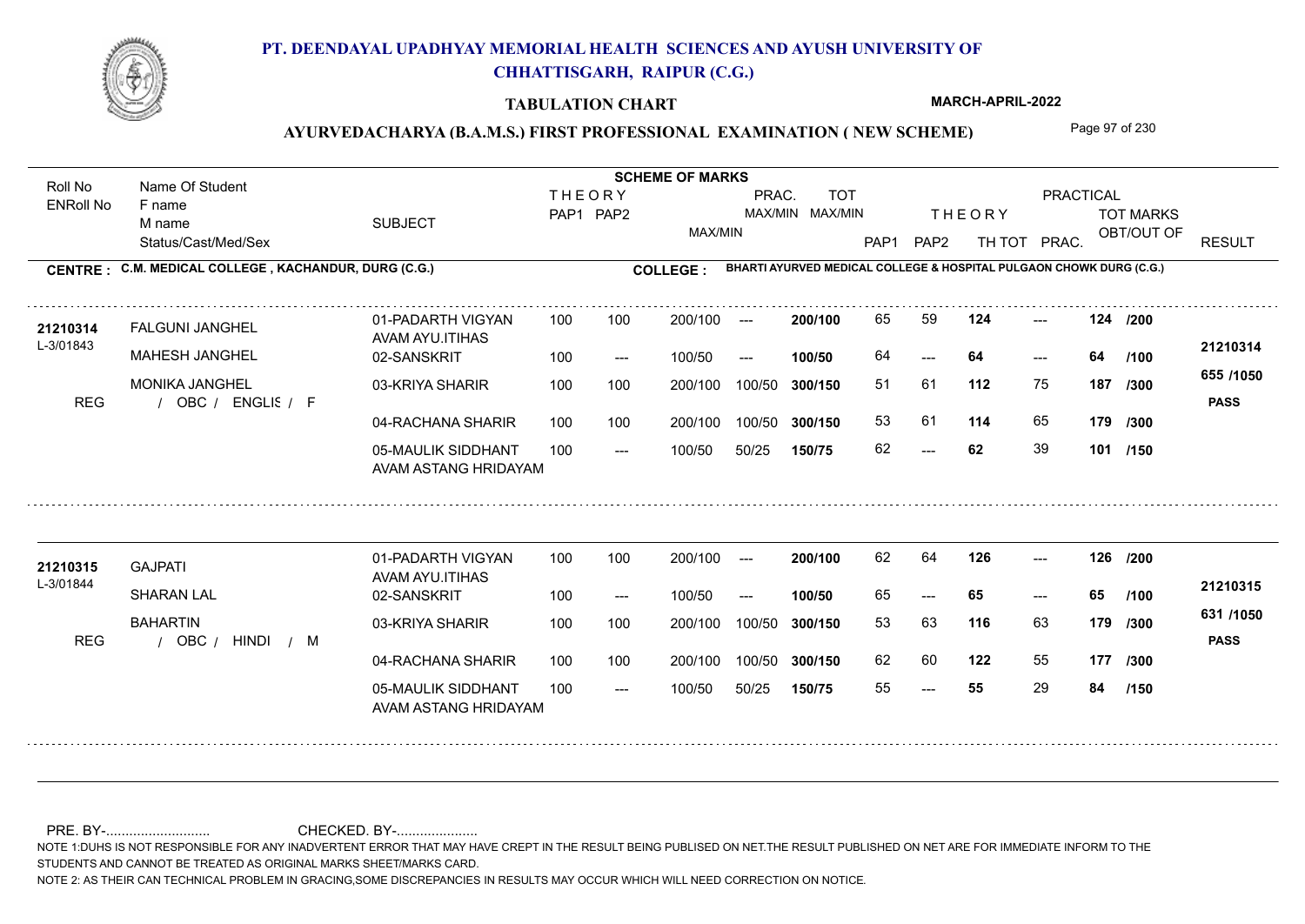# PT. DEENDAYAL UPADHYAY MEMORIAL HEALTH SCIENCES AND AYUSH UNIVERSITY OF CHHATTISGARH, RAIPUR (C.G.)

**TABULATION CHART**

**MARCH-APRIL-2022**

## AYURVEDACHARYA (B.A.M.S.) FIRST PROFESSIONAL EXAMINATION ( NEW SCHEME)

**CENTRE : C.M. MEDICAL COLLEGE , KACHANDUR, DURG (C.G.)**

**COLLEGE : BHARTI AYURVED MEDICAL COLLEGE & HOSPITAL PULGAON CHOWK DURG (C.G.)**

| Roll No / ENRoll No | Name Of Student / F name / M name / Status/Cast/Med/Sex | SUBJECT | THEORY PAP1 | THEORY PAP2 | MAX/MIN | PRAC. MAX/MIN | TOT MAX/MIN | THEORY PAP1 | THEORY PAP2 | TH TOT | PRACTICAL PRAC. | TOT MARKS OBT/OUT OF | RESULT |
|---|---|---|---|---|---|---|---|---|---|---|---|---|---|
| 21210314 / L-3/01843 | FALGUNI JANGHEL | 01-PADARTH VIGYAN AVAM AYU.ITIHAS | 100 | 100 | 200/100 | --- | 200/100 | 65 | 59 | 124 | --- | 124 /200 | 21210314 |
| | MAHESH JANGHEL | 02-SANSKRIT | 100 | --- | 100/50 | --- | 100/50 | 64 | --- | 64 | --- | 64 /100 | |
| | MONIKA JANGHEL | 03-KRIYA SHARIR | 100 | 100 | 200/100 | 100/50 | 300/150 | 51 | 61 | 112 | 75 | 187 /300 | 655 /1050 |
| REG | / OBC / ENGLIS / F | 04-RACHANA SHARIR | 100 | 100 | 200/100 | 100/50 | 300/150 | 53 | 61 | 114 | 65 | 179 /300 | PASS |
| | | 05-MAULIK SIDDHANT AVAM ASTANG HRIDAYAM | 100 | --- | 100/50 | 50/25 | 150/75 | 62 | --- | 62 | 39 | 101 /150 | |
| 21210315 / L-3/01844 | GAJPATI | 01-PADARTH VIGYAN AVAM AYU.ITIHAS | 100 | 100 | 200/100 | --- | 200/100 | 62 | 64 | 126 | --- | 126 /200 | 21210315 |
| | SHARAN LAL | 02-SANSKRIT | 100 | --- | 100/50 | --- | 100/50 | 65 | --- | 65 | --- | 65 /100 | |
| | BAHARTIN | 03-KRIYA SHARIR | 100 | 100 | 200/100 | 100/50 | 300/150 | 53 | 63 | 116 | 63 | 179 /300 | 631 /1050 |
| REG | / OBC / HINDI / M | 04-RACHANA SHARIR | 100 | 100 | 200/100 | 100/50 | 300/150 | 62 | 60 | 122 | 55 | 177 /300 | PASS |
| | | 05-MAULIK SIDDHANT AVAM ASTANG HRIDAYAM | 100 | --- | 100/50 | 50/25 | 150/75 | 55 | --- | 55 | 29 | 84 /150 | |

PRE. BY-.......................... CHECKED. BY-.....................

NOTE 1:DUHS IS NOT RESPONSIBLE FOR ANY INADVERTENT ERROR THAT MAY HAVE CREPT IN THE RESULT BEING PUBLISED ON NET.THE RESULT PUBLISHED ON NET ARE FOR IMMEDIATE INFORM TO THE STUDENTS AND CANNOT BE TREATED AS ORIGINAL MARKS SHEET/MARKS CARD.

NOTE 2: AS THEIR CAN TECHNICAL PROBLEM IN GRACING,SOME DISCREPANCIES IN RESULTS MAY OCCUR WHICH WILL NEED CORRECTION ON NOTICE.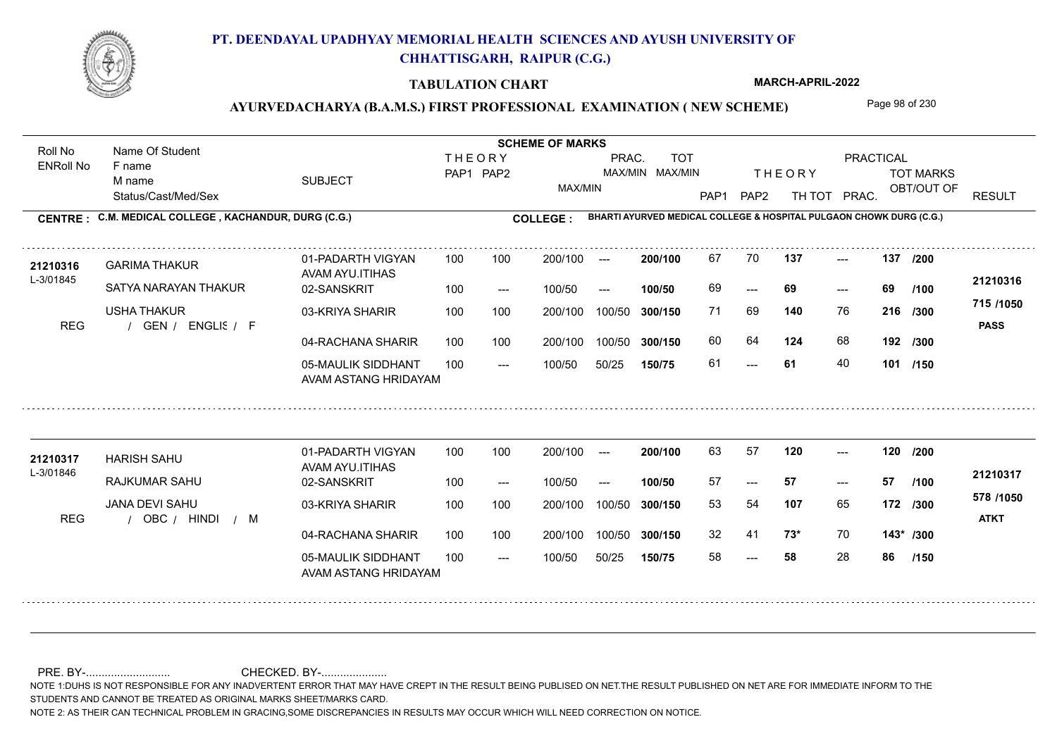# PT. DEENDAYAL UPADHYAY MEMORIAL HEALTH SCIENCES AND AYUSH UNIVERSITY OF CHHATTISGARH, RAIPUR (C.G.)

**TABULATION CHART**

**MARCH-APRIL-2022**

**AYURVEDACHARYA (B.A.M.S.) FIRST PROFESSIONAL EXAMINATION ( NEW SCHEME)**

**CENTRE : C.M. MEDICAL COLLEGE , KACHANDUR, DURG (C.G.)**

**COLLEGE : BHARTI AYURVED MEDICAL COLLEGE & HOSPITAL PULGAON CHOWK DURG (C.G.)**

| Roll No / ENRoll No | Name Of Student / F name / M name / Status/Cast/Med/Sex | SUBJECT | THEORY PAP1 | THEORY PAP2 | MAX/MIN | PRAC. MAX/MIN | TOT MAX/MIN | THEORY PAP1 | THEORY PAP2 | TH TOT | PRACTICAL PRAC. | TOT MARKS OBT/OUT OF | RESULT |
|---|---|---|---|---|---|---|---|---|---|---|---|---|---|
| 21210316 L-3/01845 REG | GARIMA THAKUR | 01-PADARTH VIGYAN AVAM AYU.ITIHAS | 100 | 100 | 200/100 | --- | 200/100 | 67 | 70 | 137 | --- | 137 /200 | 21210316 |
| | SATYA NARAYAN THAKUR | 02-SANSKRIT | 100 | --- | 100/50 | --- | 100/50 | 69 | --- | 69 | --- | 69 /100 | 715 /1050 |
| | USHA THAKUR | 03-KRIYA SHARIR | 100 | 100 | 200/100 | 100/50 | 300/150 | 71 | 69 | 140 | 76 | 216 /300 | PASS |
| | / GEN / ENGLIS / F | 04-RACHANA SHARIR | 100 | 100 | 200/100 | 100/50 | 300/150 | 60 | 64 | 124 | 68 | 192 /300 | |
| | | 05-MAULIK SIDDHANT AVAM ASTANG HRIDAYAM | 100 | --- | 100/50 | 50/25 | 150/75 | 61 | --- | 61 | 40 | 101 /150 | |
| 21210317 L-3/01846 REG | HARISH SAHU | 01-PADARTH VIGYAN AVAM AYU.ITIHAS | 100 | 100 | 200/100 | --- | 200/100 | 63 | 57 | 120 | --- | 120 /200 | 21210317 |
| | RAJKUMAR SAHU | 02-SANSKRIT | 100 | --- | 100/50 | --- | 100/50 | 57 | --- | 57 | --- | 57 /100 | 578 /1050 |
| | JANA DEVI SAHU | 03-KRIYA SHARIR | 100 | 100 | 200/100 | 100/50 | 300/150 | 53 | 54 | 107 | 65 | 172 /300 | ATKT |
| | / OBC / HINDI / M | 04-RACHANA SHARIR | 100 | 100 | 200/100 | 100/50 | 300/150 | 32 | 41 | 73* | 70 | 143* /300 | |
| | | 05-MAULIK SIDDHANT AVAM ASTANG HRIDAYAM | 100 | --- | 100/50 | 50/25 | 150/75 | 58 | --- | 58 | 28 | 86 /150 | |

PRE. BY-........................... CHECKED. BY-.....................

NOTE 1:DUHS IS NOT RESPONSIBLE FOR ANY INADVERTENT ERROR THAT MAY HAVE CREPT IN THE RESULT BEING PUBLISED ON NET.THE RESULT PUBLISHED ON NET ARE FOR IMMEDIATE INFORM TO THE STUDENTS AND CANNOT BE TREATED AS ORIGINAL MARKS SHEET/MARKS CARD.

NOTE 2: AS THEIR CAN TECHNICAL PROBLEM IN GRACING,SOME DISCREPANCIES IN RESULTS MAY OCCUR WHICH WILL NEED CORRECTION ON NOTICE.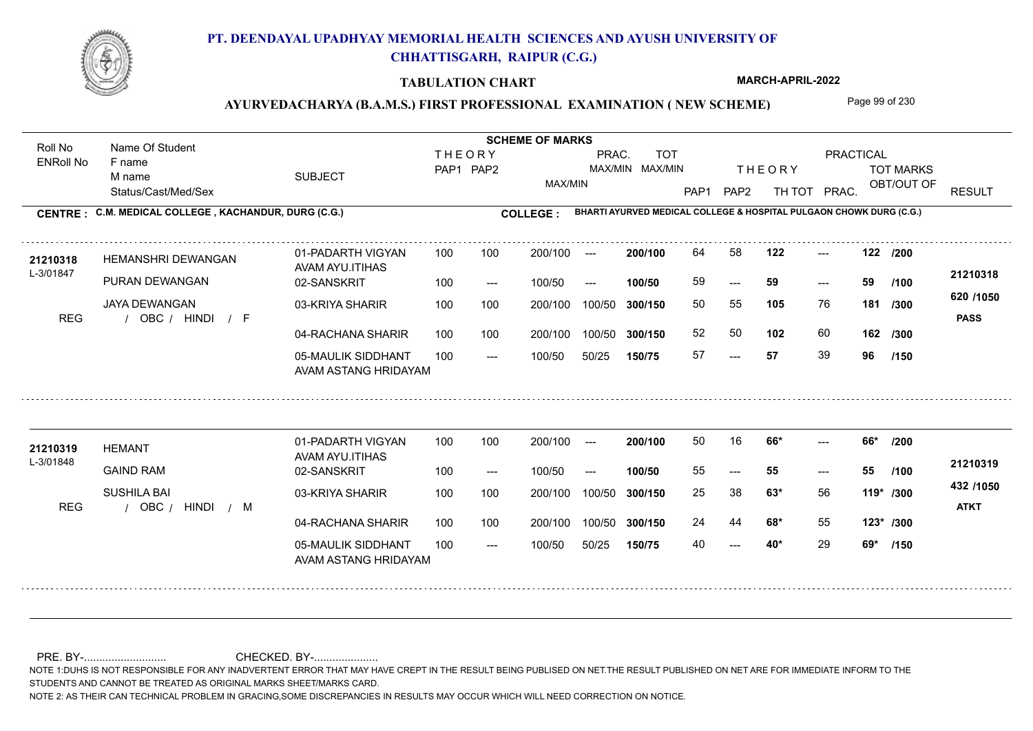# PT. DEENDAYAL UPADHYAY MEMORIAL HEALTH SCIENCES AND AYUSH UNIVERSITY OF CHHATTISGARH, RAIPUR (C.G.)

## TABULATION CHART

MARCH-APRIL-2022

### AYURVEDACHARYA (B.A.M.S.) FIRST PROFESSIONAL EXAMINATION ( NEW SCHEME)

**CENTRE : C.M. MEDICAL COLLEGE , KACHANDUR, DURG (C.G.)**

**COLLEGE : BHARTI AYURVED MEDICAL COLLEGE & HOSPITAL PULGAON CHOWK DURG (C.G.)**

| Roll No / ENRoll No | Name Of Student / F name / M name / Status/Cast/Med/Sex | SUBJECT | THEORY PAP1 | THEORY PAP2 | MAX/MIN | PRAC. MAX/MIN | TOT MAX/MIN | THEORY PAP1 | THEORY PAP2 | TH TOT | PRAC. | TOT MARKS OBT/OUT OF | RESULT |
|---|---|---|---|---|---|---|---|---|---|---|---|---|---|
| 21210318 | HEMANSHRI DEWANGAN | 01-PADARTH VIGYAN AVAM AYU.ITIHAS | 100 | 100 | 200/100 | --- | 200/100 | 64 | 58 | 122 | --- | 122 /200 | 21210318 |
| L-3/01847 | PURAN DEWANGAN | 02-SANSKRIT | 100 | --- | 100/50 | --- | 100/50 | 59 | --- | 59 | --- | 59 /100 | 620 /1050 |
| | JAYA DEWANGAN | 03-KRIYA SHARIR | 100 | 100 | 200/100 | 100/50 | 300/150 | 50 | 55 | 105 | 76 | 181 /300 | PASS |
| REG | / OBC / HINDI / F | 04-RACHANA SHARIR | 100 | 100 | 200/100 | 100/50 | 300/150 | 52 | 50 | 102 | 60 | 162 /300 | |
| | | 05-MAULIK SIDDHANT AVAM ASTANG HRIDAYAM | 100 | --- | 100/50 | 50/25 | 150/75 | 57 | --- | 57 | 39 | 96 /150 | |
| 21210319 | HEMANT | 01-PADARTH VIGYAN AVAM AYU.ITIHAS | 100 | 100 | 200/100 | --- | 200/100 | 50 | 16 | 66* | --- | 66* /200 | 21210319 |
| L-3/01848 | GAIND RAM | 02-SANSKRIT | 100 | --- | 100/50 | --- | 100/50 | 55 | --- | 55 | --- | 55 /100 | 432 /1050 |
| | SUSHILA BAI | 03-KRIYA SHARIR | 100 | 100 | 200/100 | 100/50 | 300/150 | 25 | 38 | 63* | 56 | 119* /300 | ATKT |
| REG | / OBC / HINDI / M | 04-RACHANA SHARIR | 100 | 100 | 200/100 | 100/50 | 300/150 | 24 | 44 | 68* | 55 | 123* /300 | |
| | | 05-MAULIK SIDDHANT AVAM ASTANG HRIDAYAM | 100 | --- | 100/50 | 50/25 | 150/75 | 40 | --- | 40* | 29 | 69* /150 | |

PRE. BY-........................... CHECKED. BY-.....................

NOTE 1:DUHS IS NOT RESPONSIBLE FOR ANY INADVERTENT ERROR THAT MAY HAVE CREPT IN THE RESULT BEING PUBLISED ON NET.THE RESULT PUBLISHED ON NET ARE FOR IMMEDIATE INFORM TO THE STUDENTS AND CANNOT BE TREATED AS ORIGINAL MARKS SHEET/MARKS CARD.

NOTE 2: AS THEIR CAN TECHNICAL PROBLEM IN GRACING,SOME DISCREPANCIES IN RESULTS MAY OCCUR WHICH WILL NEED CORRECTION ON NOTICE.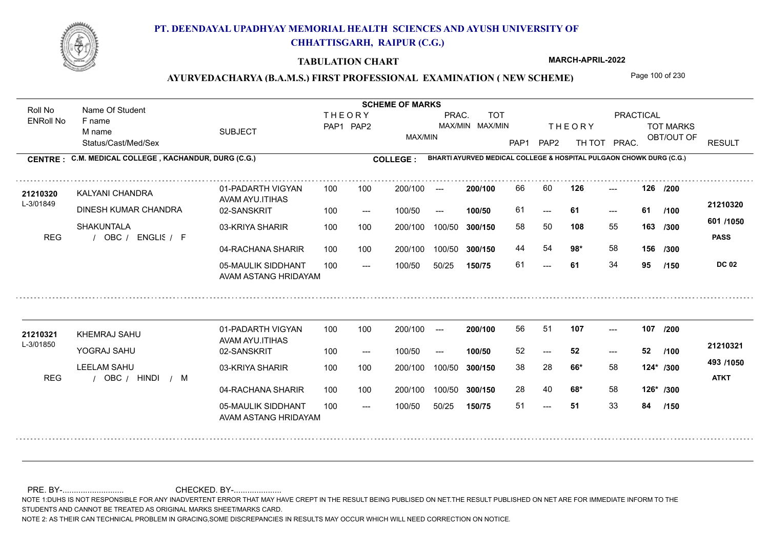# PT. DEENDAYAL UPADHYAY MEMORIAL HEALTH SCIENCES AND AYUSH UNIVERSITY OF CHHATTISGARH, RAIPUR (C.G.)

## TABULATION CHART

**MARCH-APRIL-2022**

### AYURVEDACHARYA (B.A.M.S.) FIRST PROFESSIONAL EXAMINATION ( NEW SCHEME)

**CENTRE : C.M. MEDICAL COLLEGE , KACHANDUR, DURG (C.G.)**

**COLLEGE : BHARTI AYURVED MEDICAL COLLEGE & HOSPITAL PULGAON CHOWK DURG (C.G.)**

| Roll No / ENRoll No | Name Of Student / F name / M name / Status/Cast/Med/Sex | SUBJECT | THEORY PAP1 | THEORY PAP2 | MAX/MIN | PRAC. MAX/MIN | TOT MAX/MIN | THEORY PAP1 | THEORY PAP2 | TH TOT | PRACTICAL PRAC. | TOT MARKS OBT/OUT OF | RESULT |
|---|---|---|---|---|---|---|---|---|---|---|---|---|---|
| 21210320 | KALYANI CHANDRA | 01-PADARTH VIGYAN AVAM AYU.ITIHAS | 100 | 100 | 200/100 | --- | 200/100 | 66 | 60 | 126 | --- | 126 /200 | 21210320 |
| L-3/01849 | DINESH KUMAR CHANDRA | 02-SANSKRIT | 100 | --- | 100/50 | --- | 100/50 | 61 | --- | 61 | --- | 61 /100 | 601 /1050 |
| REG | SHAKUNTALA / OBC / ENGLIS / F | 03-KRIYA SHARIR | 100 | 100 | 200/100 | 100/50 | 300/150 | 58 | 50 | 108 | 55 | 163 /300 | PASS |
| | | 04-RACHANA SHARIR | 100 | 100 | 200/100 | 100/50 | 300/150 | 44 | 54 | 98* | 58 | 156 /300 | |
| | | 05-MAULIK SIDDHANT AVAM ASTANG HRIDAYAM | 100 | --- | 100/50 | 50/25 | 150/75 | 61 | --- | 61 | 34 | 95 /150 | DC 02 |
| 21210321 | KHEMRAJ SAHU | 01-PADARTH VIGYAN AVAM AYU.ITIHAS | 100 | 100 | 200/100 | --- | 200/100 | 56 | 51 | 107 | --- | 107 /200 | 21210321 |
| L-3/01850 | YOGRAJ SAHU | 02-SANSKRIT | 100 | --- | 100/50 | --- | 100/50 | 52 | --- | 52 | --- | 52 /100 | 493 /1050 |
| REG | LEELAM SAHU / OBC / HINDI / M | 03-KRIYA SHARIR | 100 | 100 | 200/100 | 100/50 | 300/150 | 38 | 28 | 66* | 58 | 124* /300 | ATKT |
| | | 04-RACHANA SHARIR | 100 | 100 | 200/100 | 100/50 | 300/150 | 28 | 40 | 68* | 58 | 126* /300 | |
| | | 05-MAULIK SIDDHANT AVAM ASTANG HRIDAYAM | 100 | --- | 100/50 | 50/25 | 150/75 | 51 | --- | 51 | 33 | 84 /150 | |

PRE. BY-.......................... CHECKED. BY-.....................

NOTE 1:DUHS IS NOT RESPONSIBLE FOR ANY INADVERTENT ERROR THAT MAY HAVE CREPT IN THE RESULT BEING PUBLISED ON NET.THE RESULT PUBLISHED ON NET ARE FOR IMMEDIATE INFORM TO THE STUDENTS AND CANNOT BE TREATED AS ORIGINAL MARKS SHEET/MARKS CARD.

NOTE 2: AS THEIR CAN TECHNICAL PROBLEM IN GRACING,SOME DISCREPANCIES IN RESULTS MAY OCCUR WHICH WILL NEED CORRECTION ON NOTICE.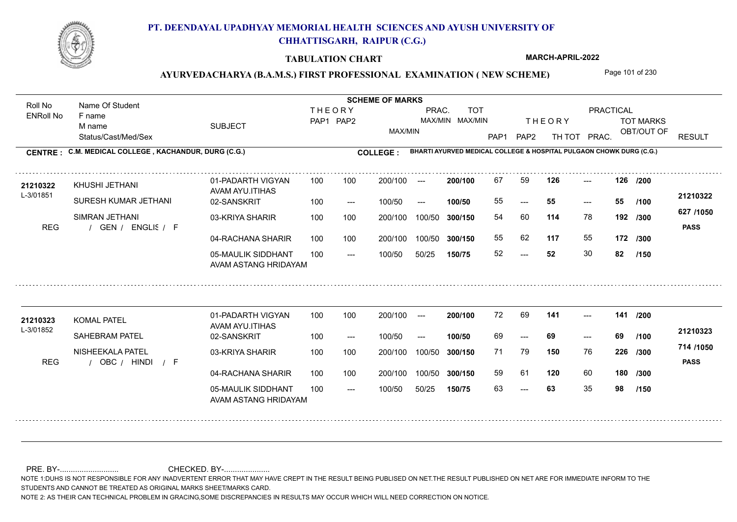# PT. DEENDAYAL UPADHYAY MEMORIAL HEALTH SCIENCES AND AYUSH UNIVERSITY OF CHHATTISGARH, RAIPUR (C.G.)

## TABULATION CHART

**MARCH-APRIL-2022**

### AYURVEDACHARYA (B.A.M.S.) FIRST PROFESSIONAL EXAMINATION ( NEW SCHEME)

**CENTRE : C.M. MEDICAL COLLEGE , KACHANDUR, DURG (C.G.)**

**COLLEGE : BHARTI AYURVED MEDICAL COLLEGE & HOSPITAL PULGAON CHOWK DURG (C.G.)**

| Roll No / ENRoll No | Name Of Student / F name / M name / Status/Cast/Med/Sex | SUBJECT | THEORY PAP1 | THEORY PAP2 | MAX/MIN | PRAC. MAX/MIN | TOT MAX/MIN | THEORY PAP1 | THEORY PAP2 | TH TOT | PRAC. | TOT MARKS OBT/OUT OF | RESULT |
|---|---|---|---|---|---|---|---|---|---|---|---|---|---|
| 21210322 | KHUSHI JETHANI | 01-PADARTH VIGYAN AVAM AYU.ITIHAS | 100 | 100 | 200/100 | --- | 200/100 | 67 | 59 | 126 | --- | 126 /200 | 21210322 |
| L-3/01851 | SURESH KUMAR JETHANI | 02-SANSKRIT | 100 | --- | 100/50 | --- | 100/50 | 55 | --- | 55 | --- | 55 /100 | |
| | SIMRAN JETHANI | 03-KRIYA SHARIR | 100 | 100 | 200/100 | 100/50 | 300/150 | 54 | 60 | 114 | 78 | 192 /300 | 627 /1050 |
| REG | / GEN / ENGLIS / F | 04-RACHANA SHARIR | 100 | 100 | 200/100 | 100/50 | 300/150 | 55 | 62 | 117 | 55 | 172 /300 | PASS |
| | | 05-MAULIK SIDDHANT AVAM ASTANG HRIDAYAM | 100 | --- | 100/50 | 50/25 | 150/75 | 52 | --- | 52 | 30 | 82 /150 | |
| 21210323 | KOMAL PATEL | 01-PADARTH VIGYAN AVAM AYU.ITIHAS | 100 | 100 | 200/100 | --- | 200/100 | 72 | 69 | 141 | --- | 141 /200 | 21210323 |
| L-3/01852 | SAHEBRAM PATEL | 02-SANSKRIT | 100 | --- | 100/50 | --- | 100/50 | 69 | --- | 69 | --- | 69 /100 | |
| | NISHEEKALA PATEL | 03-KRIYA SHARIR | 100 | 100 | 200/100 | 100/50 | 300/150 | 71 | 79 | 150 | 76 | 226 /300 | 714 /1050 |
| REG | / OBC / HINDI / F | 04-RACHANA SHARIR | 100 | 100 | 200/100 | 100/50 | 300/150 | 59 | 61 | 120 | 60 | 180 /300 | PASS |
| | | 05-MAULIK SIDDHANT AVAM ASTANG HRIDAYAM | 100 | --- | 100/50 | 50/25 | 150/75 | 63 | --- | 63 | 35 | 98 /150 | |

PRE. BY-.......................... CHECKED. BY-.....................

NOTE 1:DUHS IS NOT RESPONSIBLE FOR ANY INADVERTENT ERROR THAT MAY HAVE CREPT IN THE RESULT BEING PUBLISED ON NET.THE RESULT PUBLISHED ON NET ARE FOR IMMEDIATE INFORM TO THE STUDENTS AND CANNOT BE TREATED AS ORIGINAL MARKS SHEET/MARKS CARD.

NOTE 2: AS THEIR CAN TECHNICAL PROBLEM IN GRACING,SOME DISCREPANCIES IN RESULTS MAY OCCUR WHICH WILL NEED CORRECTION ON NOTICE.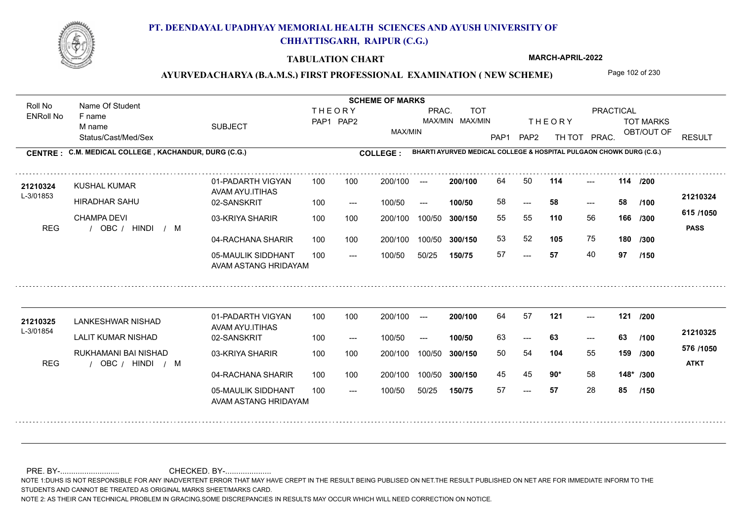# PT. DEENDAYAL UPADHYAY MEMORIAL HEALTH SCIENCES AND AYUSH UNIVERSITY OF CHHATTISGARH, RAIPUR (C.G.)

## TABULATION CHART

MARCH-APRIL-2022

### AYURVEDACHARYA (B.A.M.S.) FIRST PROFESSIONAL EXAMINATION ( NEW SCHEME)

**CENTRE : C.M. MEDICAL COLLEGE , KACHANDUR, DURG (C.G.)**

**COLLEGE : BHARTI AYURVED MEDICAL COLLEGE & HOSPITAL PULGAON CHOWK DURG (C.G.)**

| Roll No / ENRoll No | Name Of Student / F name / M name / Status/Cast/Med/Sex | SUBJECT | THEORY PAP1 | THEORY PAP2 | MAX/MIN | PRAC. MAX/MIN | TOT MAX/MIN | THEORY PAP1 | THEORY PAP2 | TH TOT | PRAC. | TOT MARKS OBT/OUT OF | RESULT |
|---|---|---|---|---|---|---|---|---|---|---|---|---|---|
| 21210324 | KUSHAL KUMAR | 01-PADARTH VIGYAN AVAM AYU.ITIHAS | 100 | 100 | 200/100 | --- | 200/100 | 64 | 50 | 114 | --- | 114 /200 | 21210324 |
| L-3/01853 | HIRADHAR SAHU | 02-SANSKRIT | 100 | --- | 100/50 | --- | 100/50 | 58 | --- | 58 | --- | 58 /100 | |
| | CHAMPA DEVI | 03-KRIYA SHARIR | 100 | 100 | 200/100 | 100/50 | 300/150 | 55 | 55 | 110 | 56 | 166 /300 | 615 /1050 |
| REG | / OBC / HINDI / M | 04-RACHANA SHARIR | 100 | 100 | 200/100 | 100/50 | 300/150 | 53 | 52 | 105 | 75 | 180 /300 | PASS |
| | | 05-MAULIK SIDDHANT AVAM ASTANG HRIDAYAM | 100 | --- | 100/50 | 50/25 | 150/75 | 57 | --- | 57 | 40 | 97 /150 | |
| 21210325 | LANKESHWAR NISHAD | 01-PADARTH VIGYAN AVAM AYU.ITIHAS | 100 | 100 | 200/100 | --- | 200/100 | 64 | 57 | 121 | --- | 121 /200 | 21210325 |
| L-3/01854 | LALIT KUMAR NISHAD | 02-SANSKRIT | 100 | --- | 100/50 | --- | 100/50 | 63 | --- | 63 | --- | 63 /100 | |
| | RUKHAMANI BAI NISHAD | 03-KRIYA SHARIR | 100 | 100 | 200/100 | 100/50 | 300/150 | 50 | 54 | 104 | 55 | 159 /300 | 576 /1050 |
| REG | / OBC / HINDI / M | 04-RACHANA SHARIR | 100 | 100 | 200/100 | 100/50 | 300/150 | 45 | 45 | 90* | 58 | 148* /300 | ATKT |
| | | 05-MAULIK SIDDHANT AVAM ASTANG HRIDAYAM | 100 | --- | 100/50 | 50/25 | 150/75 | 57 | --- | 57 | 28 | 85 /150 | |

PRE. BY-.......................... CHECKED. BY-.....................

NOTE 1:DUHS IS NOT RESPONSIBLE FOR ANY INADVERTENT ERROR THAT MAY HAVE CREPT IN THE RESULT BEING PUBLISED ON NET.THE RESULT PUBLISHED ON NET ARE FOR IMMEDIATE INFORM TO THE STUDENTS AND CANNOT BE TREATED AS ORIGINAL MARKS SHEET/MARKS CARD.

NOTE 2: AS THEIR CAN TECHNICAL PROBLEM IN GRACING,SOME DISCREPANCIES IN RESULTS MAY OCCUR WHICH WILL NEED CORRECTION ON NOTICE.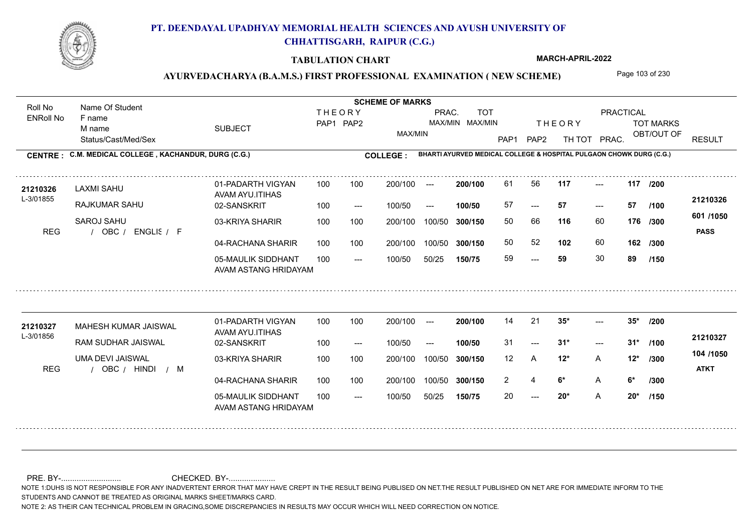# PT. DEENDAYAL UPADHYAY MEMORIAL HEALTH SCIENCES AND AYUSH UNIVERSITY OF CHHATTISGARH, RAIPUR (C.G.)

**TABULATION CHART**

**MARCH-APRIL-2022**

**AYURVEDACHARYA (B.A.M.S.) FIRST PROFESSIONAL EXAMINATION ( NEW SCHEME)**

**CENTRE : C.M. MEDICAL COLLEGE , KACHANDUR, DURG (C.G.)**

**COLLEGE : BHARTI AYURVED MEDICAL COLLEGE & HOSPITAL PULGAON CHOWK DURG (C.G.)**

| Roll No / ENRoll No | Name Of Student / F name / M name / Status/Cast/Med/Sex | SUBJECT | THEORY PAP1 | THEORY PAP2 | MAX/MIN | PRAC. MAX/MIN | TOT MAX/MIN | PAP1 | PAP2 | THEORY TH TOT | PRACTICAL PRAC. | TOT MARKS OBT/OUT OF | RESULT |
|---|---|---|---|---|---|---|---|---|---|---|---|---|---|
| 21210326 | LAXMI SAHU | 01-PADARTH VIGYAN AVAM AYU.ITIHAS | 100 | 100 | 200/100 | --- | 200/100 | 61 | 56 | 117 | --- | 117 /200 | 21210326 |
| L-3/01855 | RAJKUMAR SAHU | 02-SANSKRIT | 100 | --- | 100/50 | --- | 100/50 | 57 | --- | 57 | --- | 57 /100 | |
| | SAROJ SAHU | 03-KRIYA SHARIR | 100 | 100 | 200/100 | 100/50 | 300/150 | 50 | 66 | 116 | 60 | 176 /300 | 601 /1050 |
| REG | / OBC / ENGLIS / F | 04-RACHANA SHARIR | 100 | 100 | 200/100 | 100/50 | 300/150 | 50 | 52 | 102 | 60 | 162 /300 | PASS |
| | | 05-MAULIK SIDDHANT AVAM ASTANG HRIDAYAM | 100 | --- | 100/50 | 50/25 | 150/75 | 59 | --- | 59 | 30 | 89 /150 | |
| 21210327 | MAHESH KUMAR JAISWAL | 01-PADARTH VIGYAN AVAM AYU.ITIHAS | 100 | 100 | 200/100 | --- | 200/100 | 14 | 21 | 35* | --- | 35* /200 | 21210327 |
| L-3/01856 | RAM SUDHAR JAISWAL | 02-SANSKRIT | 100 | --- | 100/50 | --- | 100/50 | 31 | --- | 31* | --- | 31* /100 | |
| | UMA DEVI JAISWAL | 03-KRIYA SHARIR | 100 | 100 | 200/100 | 100/50 | 300/150 | 12 | A | 12* | A | 12* /300 | 104 /1050 |
| REG | / OBC / HINDI / M | 04-RACHANA SHARIR | 100 | 100 | 200/100 | 100/50 | 300/150 | 2 | 4 | 6* | A | 6* /300 | ATKT |
| | | 05-MAULIK SIDDHANT AVAM ASTANG HRIDAYAM | 100 | --- | 100/50 | 50/25 | 150/75 | 20 | --- | 20* | A | 20* /150 | |

PRE. BY-........................... CHECKED. BY-.....................

NOTE 1:DUHS IS NOT RESPONSIBLE FOR ANY INADVERTENT ERROR THAT MAY HAVE CREPT IN THE RESULT BEING PUBLISED ON NET.THE RESULT PUBLISHED ON NET ARE FOR IMMEDIATE INFORM TO THE STUDENTS AND CANNOT BE TREATED AS ORIGINAL MARKS SHEET/MARKS CARD.

NOTE 2: AS THEIR CAN TECHNICAL PROBLEM IN GRACING,SOME DISCREPANCIES IN RESULTS MAY OCCUR WHICH WILL NEED CORRECTION ON NOTICE.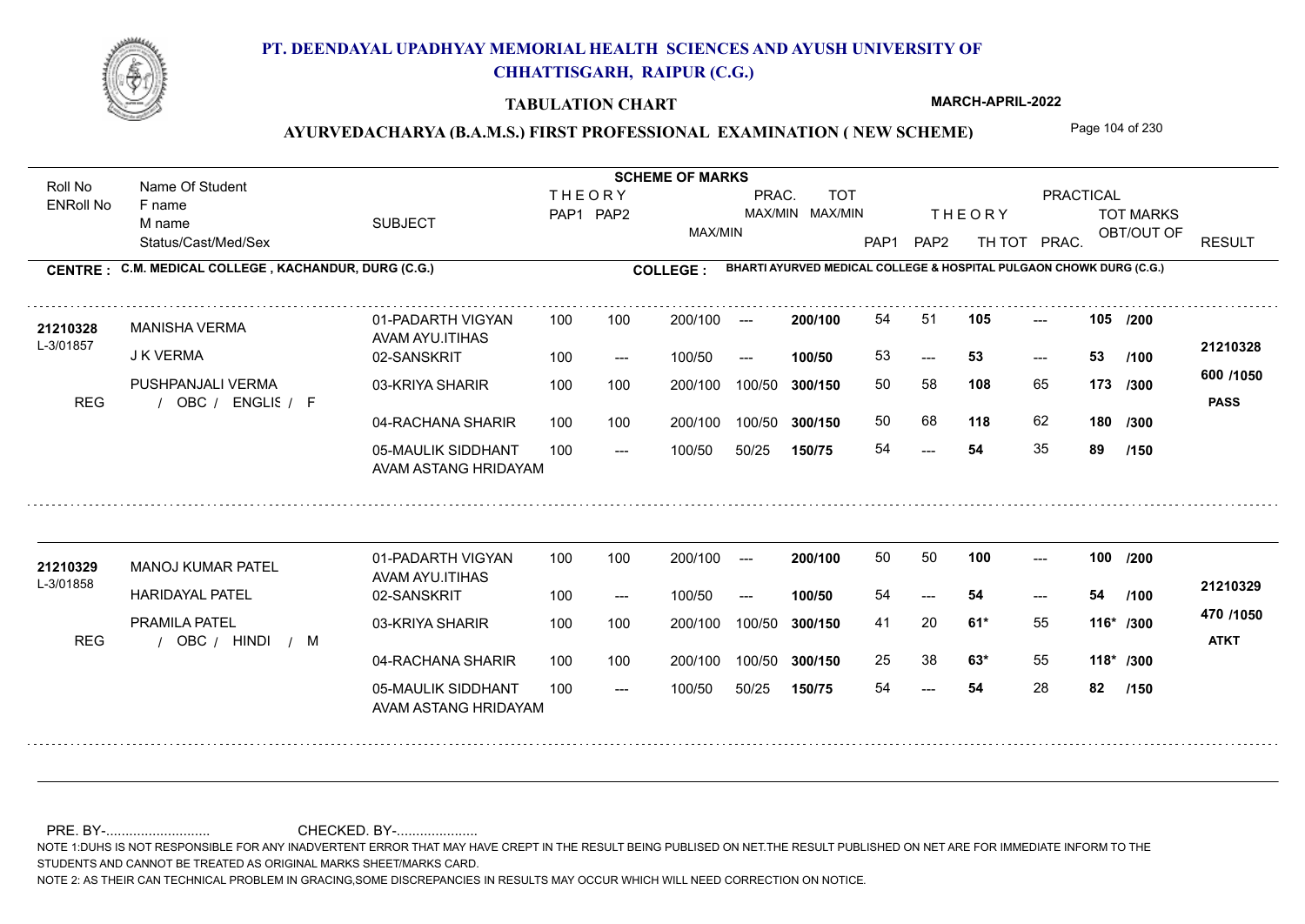# PT. DEENDAYAL UPADHYAY MEMORIAL HEALTH SCIENCES AND AYUSH UNIVERSITY OF CHHATTISGARH, RAIPUR (C.G.)

**TABULATION CHART**

**MARCH-APRIL-2022**

**AYURVEDACHARYA (B.A.M.S.) FIRST PROFESSIONAL EXAMINATION ( NEW SCHEME)**

**CENTRE : C.M. MEDICAL COLLEGE , KACHANDUR, DURG (C.G.)**

**COLLEGE : BHARTI AYURVED MEDICAL COLLEGE & HOSPITAL PULGAON CHOWK DURG (C.G.)**

| Roll No / ENRoll No | Name Of Student / F name / M name / Status/Cast/Med/Sex | SUBJECT | THEORY PAP1 | THEORY PAP2 | MAX/MIN | PRAC. MAX/MIN | TOT MAX/MIN | THEORY PAP1 | THEORY PAP2 | TH TOT | PRACTICAL PRAC. | TOT MARKS OBT/OUT OF | RESULT |
|---|---|---|---|---|---|---|---|---|---|---|---|---|---|
| 21210328 | MANISHA VERMA | 01-PADARTH VIGYAN AVAM AYU.ITIHAS | 100 | 100 | 200/100 | --- | 200/100 | 54 | 51 | 105 | --- | 105 /200 | |
| L-3/01857 | J K VERMA | 02-SANSKRIT | 100 | --- | 100/50 | --- | 100/50 | 53 | --- | 53 | --- | 53 /100 | 21210328 |
| | PUSHPANJALI VERMA | 03-KRIYA SHARIR | 100 | 100 | 200/100 | 100/50 | 300/150 | 50 | 58 | 108 | 65 | 173 /300 | 600 /1050 |
| REG | / OBC / ENGLIS / F | 04-RACHANA SHARIR | 100 | 100 | 200/100 | 100/50 | 300/150 | 50 | 68 | 118 | 62 | 180 /300 | PASS |
| | | 05-MAULIK SIDDHANT AVAM ASTANG HRIDAYAM | 100 | --- | 100/50 | 50/25 | 150/75 | 54 | --- | 54 | 35 | 89 /150 | |
| 21210329 | MANOJ KUMAR PATEL | 01-PADARTH VIGYAN AVAM AYU.ITIHAS | 100 | 100 | 200/100 | --- | 200/100 | 50 | 50 | 100 | --- | 100 /200 | |
| L-3/01858 | HARIDAYAL PATEL | 02-SANSKRIT | 100 | --- | 100/50 | --- | 100/50 | 54 | --- | 54 | --- | 54 /100 | 21210329 |
| | PRAMILA PATEL | 03-KRIYA SHARIR | 100 | 100 | 200/100 | 100/50 | 300/150 | 41 | 20 | 61* | 55 | 116* /300 | 470 /1050 |
| REG | / OBC / HINDI / M | 04-RACHANA SHARIR | 100 | 100 | 200/100 | 100/50 | 300/150 | 25 | 38 | 63* | 55 | 118* /300 | ATKT |
| | | 05-MAULIK SIDDHANT AVAM ASTANG HRIDAYAM | 100 | --- | 100/50 | 50/25 | 150/75 | 54 | --- | 54 | 28 | 82 /150 | |

PRE. BY-.......................... CHECKED. BY-.....................

NOTE 1:DUHS IS NOT RESPONSIBLE FOR ANY INADVERTENT ERROR THAT MAY HAVE CREPT IN THE RESULT BEING PUBLISED ON NET.THE RESULT PUBLISHED ON NET ARE FOR IMMEDIATE INFORM TO THE STUDENTS AND CANNOT BE TREATED AS ORIGINAL MARKS SHEET/MARKS CARD.

NOTE 2: AS THEIR CAN TECHNICAL PROBLEM IN GRACING,SOME DISCREPANCIES IN RESULTS MAY OCCUR WHICH WILL NEED CORRECTION ON NOTICE.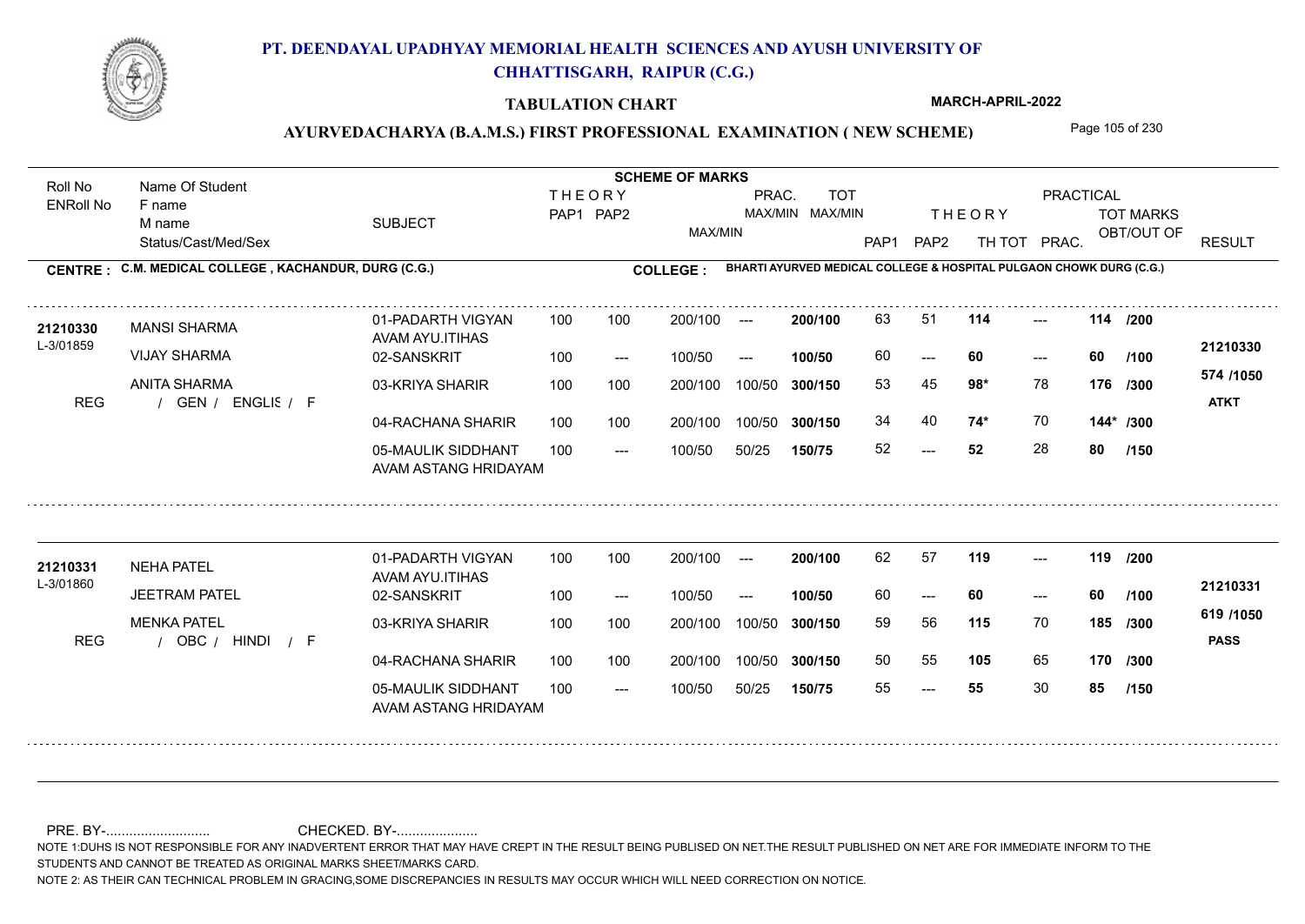# PT. DEENDAYAL UPADHYAY MEMORIAL HEALTH SCIENCES AND AYUSH UNIVERSITY OF CHHATTISGARH, RAIPUR (C.G.)

## TABULATION CHART

**MARCH-APRIL-2022**

### AYURVEDACHARYA (B.A.M.S.) FIRST PROFESSIONAL EXAMINATION ( NEW SCHEME)

**CENTRE : C.M. MEDICAL COLLEGE , KACHANDUR, DURG (C.G.)**

**COLLEGE : BHARTI AYURVED MEDICAL COLLEGE & HOSPITAL PULGAON CHOWK DURG (C.G.)**

| Roll No / ENRoll No | Name Of Student / F name / M name / Status/Cast/Med/Sex | SUBJECT | THEORY PAP1 | THEORY PAP2 | MAX/MIN | PRAC. MAX/MIN | TOT MAX/MIN | THEORY PAP1 | THEORY PAP2 | TH TOT | PRAC. | TOT MARKS OBT/OUT OF | RESULT |
|---|---|---|---|---|---|---|---|---|---|---|---|---|---|
| 21210330 | MANSI SHARMA | 01-PADARTH VIGYAN AVAM AYU.ITIHAS | 100 | 100 | 200/100 | --- | 200/100 | 63 | 51 | 114 | --- | 114 /200 | 21210330 |
| L-3/01859 | VIJAY SHARMA | 02-SANSKRIT | 100 | --- | 100/50 | --- | 100/50 | 60 | --- | 60 | --- | 60 /100 | 574 /1050 |
| | ANITA SHARMA | 03-KRIYA SHARIR | 100 | 100 | 200/100 | 100/50 | 300/150 | 53 | 45 | 98* | 78 | 176 /300 | ATKT |
| REG | / GEN / ENGLIS / F | 04-RACHANA SHARIR | 100 | 100 | 200/100 | 100/50 | 300/150 | 34 | 40 | 74* | 70 | 144* /300 | |
| | | 05-MAULIK SIDDHANT AVAM ASTANG HRIDAYAM | 100 | --- | 100/50 | 50/25 | 150/75 | 52 | --- | 52 | 28 | 80 /150 | |
| 21210331 | NEHA PATEL | 01-PADARTH VIGYAN AVAM AYU.ITIHAS | 100 | 100 | 200/100 | --- | 200/100 | 62 | 57 | 119 | --- | 119 /200 | 21210331 |
| L-3/01860 | JEETRAM PATEL | 02-SANSKRIT | 100 | --- | 100/50 | --- | 100/50 | 60 | --- | 60 | --- | 60 /100 | 619 /1050 |
| | MENKA PATEL | 03-KRIYA SHARIR | 100 | 100 | 200/100 | 100/50 | 300/150 | 59 | 56 | 115 | 70 | 185 /300 | PASS |
| REG | / OBC / HINDI / F | 04-RACHANA SHARIR | 100 | 100 | 200/100 | 100/50 | 300/150 | 50 | 55 | 105 | 65 | 170 /300 | |
| | | 05-MAULIK SIDDHANT AVAM ASTANG HRIDAYAM | 100 | --- | 100/50 | 50/25 | 150/75 | 55 | --- | 55 | 30 | 85 /150 | |

PRE. BY-.......................... CHECKED. BY-.....................

NOTE 1:DUHS IS NOT RESPONSIBLE FOR ANY INADVERTENT ERROR THAT MAY HAVE CREPT IN THE RESULT BEING PUBLISED ON NET.THE RESULT PUBLISHED ON NET ARE FOR IMMEDIATE INFORM TO THE STUDENTS AND CANNOT BE TREATED AS ORIGINAL MARKS SHEET/MARKS CARD.

NOTE 2: AS THEIR CAN TECHNICAL PROBLEM IN GRACING,SOME DISCREPANCIES IN RESULTS MAY OCCUR WHICH WILL NEED CORRECTION ON NOTICE.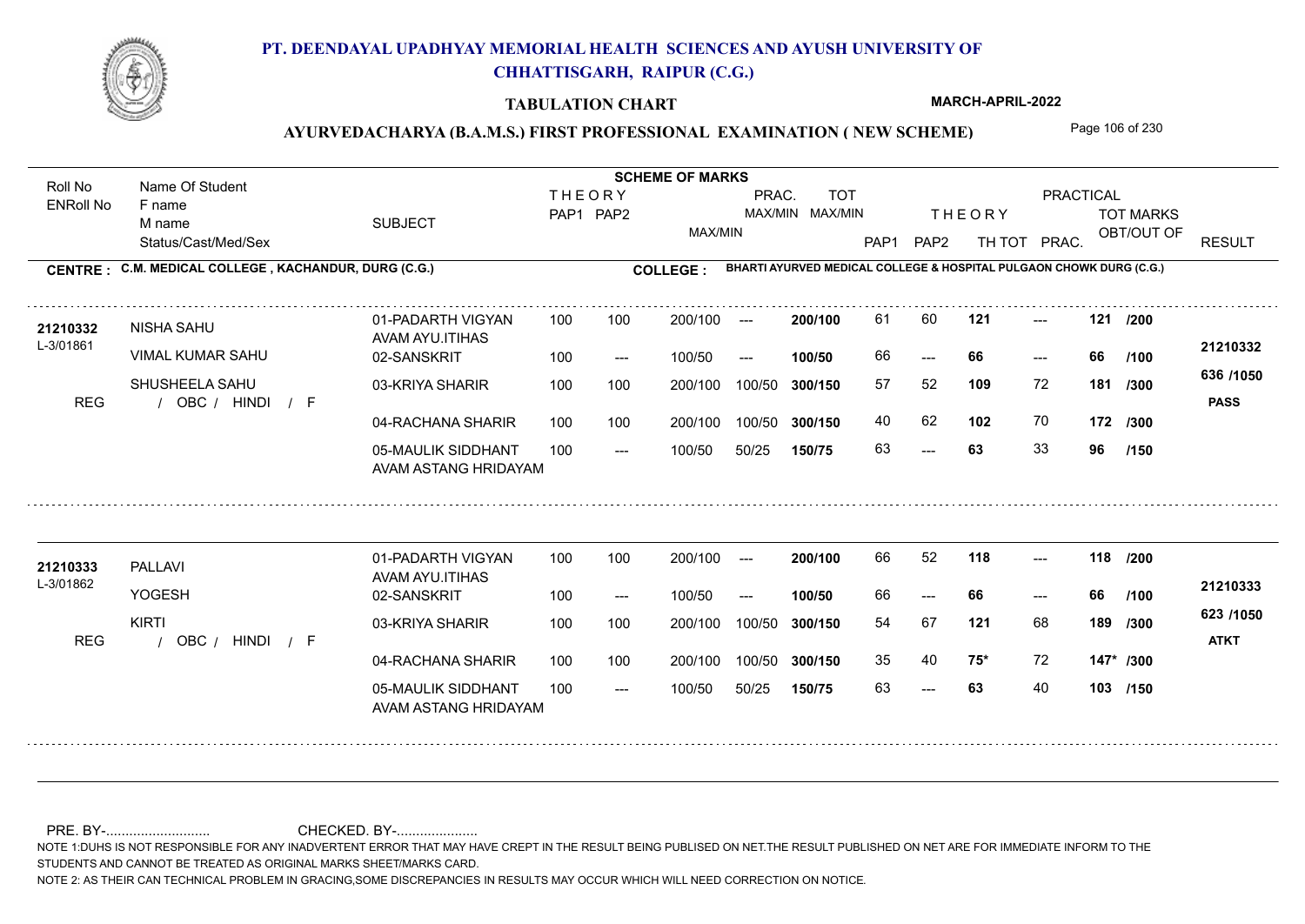# PT. DEENDAYAL UPADHYAY MEMORIAL HEALTH SCIENCES AND AYUSH UNIVERSITY OF CHHATTISGARH, RAIPUR (C.G.)

## TABULATION CHART

MARCH-APRIL-2022

### AYURVEDACHARYA (B.A.M.S.) FIRST PROFESSIONAL EXAMINATION ( NEW SCHEME)

**CENTRE : C.M. MEDICAL COLLEGE , KACHANDUR, DURG (C.G.)**

**COLLEGE : BHARTI AYURVED MEDICAL COLLEGE & HOSPITAL PULGAON CHOWK DURG (C.G.)**

| Roll No / ENRoll No | Name Of Student / F name / M name / Status/Cast/Med/Sex | SUBJECT | THEORY PAP1 | THEORY PAP2 | MAX/MIN | PRAC. MAX/MIN | TOT MAX/MIN | THEORY PAP1 | THEORY PAP2 | TH TOT | PRAC. | TOT MARKS OBT/OUT OF | RESULT |
|---|---|---|---|---|---|---|---|---|---|---|---|---|---|
| 21210332 | NISHA SAHU | 01-PADARTH VIGYAN AVAM AYU.ITIHAS | 100 | 100 | 200/100 | --- | 200/100 | 61 | 60 | 121 | --- | 121 /200 | |
| L-3/01861 | VIMAL KUMAR SAHU | 02-SANSKRIT | 100 | --- | 100/50 | --- | 100/50 | 66 | --- | 66 | --- | 66 /100 | 21210332 |
| | SHUSHEELA SAHU | 03-KRIYA SHARIR | 100 | 100 | 200/100 | 100/50 | 300/150 | 57 | 52 | 109 | 72 | 181 /300 | 636 /1050 |
| REG | / OBC / HINDI / F | 04-RACHANA SHARIR | 100 | 100 | 200/100 | 100/50 | 300/150 | 40 | 62 | 102 | 70 | 172 /300 | PASS |
| | | 05-MAULIK SIDDHANT AVAM ASTANG HRIDAYAM | 100 | --- | 100/50 | 50/25 | 150/75 | 63 | --- | 63 | 33 | 96 /150 | |
| 21210333 | PALLAVI | 01-PADARTH VIGYAN AVAM AYU.ITIHAS | 100 | 100 | 200/100 | --- | 200/100 | 66 | 52 | 118 | --- | 118 /200 | |
| L-3/01862 | YOGESH | 02-SANSKRIT | 100 | --- | 100/50 | --- | 100/50 | 66 | --- | 66 | --- | 66 /100 | 21210333 |
| | KIRTI | 03-KRIYA SHARIR | 100 | 100 | 200/100 | 100/50 | 300/150 | 54 | 67 | 121 | 68 | 189 /300 | 623 /1050 |
| REG | / OBC / HINDI / F | 04-RACHANA SHARIR | 100 | 100 | 200/100 | 100/50 | 300/150 | 35 | 40 | 75* | 72 | 147* /300 | ATKT |
| | | 05-MAULIK SIDDHANT AVAM ASTANG HRIDAYAM | 100 | --- | 100/50 | 50/25 | 150/75 | 63 | --- | 63 | 40 | 103 /150 | |

PRE. BY-........................... CHECKED. BY-.....................

NOTE 1:DUHS IS NOT RESPONSIBLE FOR ANY INADVERTENT ERROR THAT MAY HAVE CREPT IN THE RESULT BEING PUBLISED ON NET.THE RESULT PUBLISHED ON NET ARE FOR IMMEDIATE INFORM TO THE STUDENTS AND CANNOT BE TREATED AS ORIGINAL MARKS SHEET/MARKS CARD.

NOTE 2: AS THEIR CAN TECHNICAL PROBLEM IN GRACING,SOME DISCREPANCIES IN RESULTS MAY OCCUR WHICH WILL NEED CORRECTION ON NOTICE.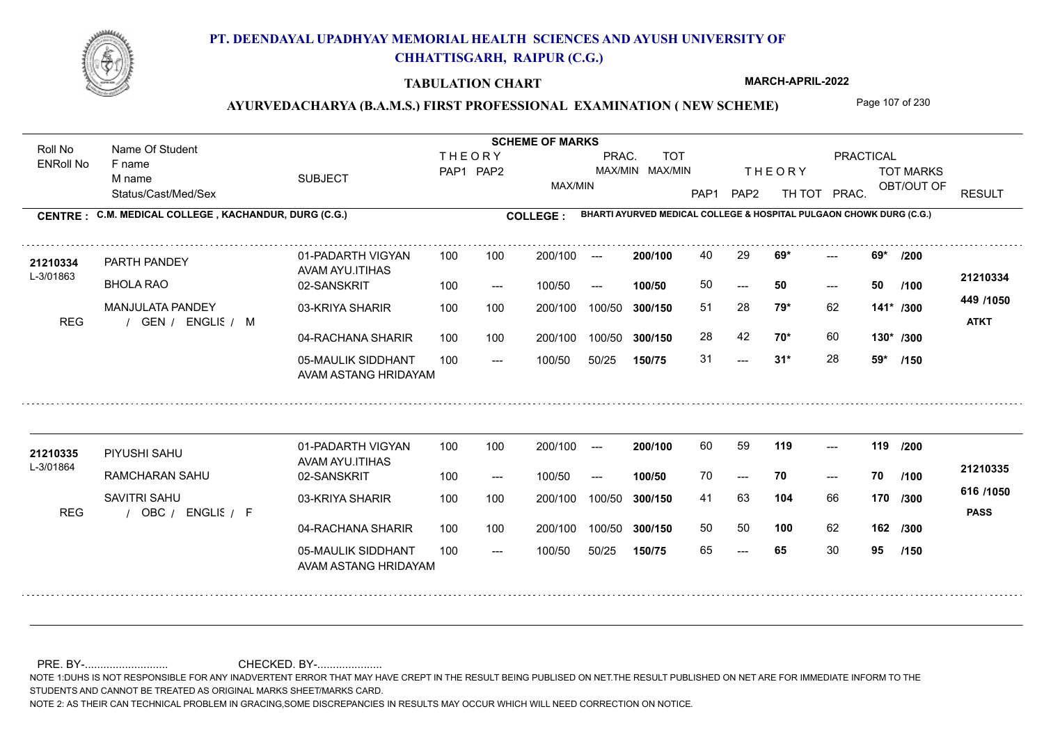# PT. DEENDAYAL UPADHYAY MEMORIAL HEALTH SCIENCES AND AYUSH UNIVERSITY OF CHHATTISGARH, RAIPUR (C.G.)

**TABULATION CHART** — **MARCH-APRIL-2022**

## AYURVEDACHARYA (B.A.M.S.) FIRST PROFESSIONAL EXAMINATION ( NEW SCHEME)

**CENTRE : C.M. MEDICAL COLLEGE , KACHANDUR, DURG (C.G.)**

**COLLEGE : BHARTI AYURVED MEDICAL COLLEGE & HOSPITAL PULGAON CHOWK DURG (C.G.)**

| Roll No / ENRoll No | Name Of Student / F name / M name / Status/Cast/Med/Sex | SUBJECT | THEORY PAP1 | THEORY PAP2 | MAX/MIN | PRAC. MAX/MIN | TOT MAX/MIN | THEORY PAP1 | THEORY PAP2 | TH TOT | PRACTICAL PRAC. | TOT MARKS OBT/OUT OF | RESULT |
|---|---|---|---|---|---|---|---|---|---|---|---|---|---|
| 21210334 | PARTH PANDEY | 01-PADARTH VIGYAN AVAM AYU.ITIHAS | 100 | 100 | 200/100 | --- | 200/100 | 40 | 29 | 69* | --- | 69* /200 | 21210334 |
| L-3/01863 | BHOLA RAO | 02-SANSKRIT | 100 | --- | 100/50 | --- | 100/50 | 50 | --- | 50 | --- | 50 /100 | 449 /1050 |
| | MANJULATA PANDEY | 03-KRIYA SHARIR | 100 | 100 | 200/100 | 100/50 | 300/150 | 51 | 28 | 79* | 62 | 141* /300 | ATKT |
| REG | / GEN / ENGLIS / M | 04-RACHANA SHARIR | 100 | 100 | 200/100 | 100/50 | 300/150 | 28 | 42 | 70* | 60 | 130* /300 | |
| | | 05-MAULIK SIDDHANT AVAM ASTANG HRIDAYAM | 100 | --- | 100/50 | 50/25 | 150/75 | 31 | --- | 31* | 28 | 59* /150 | |
| 21210335 | PIYUSHI SAHU | 01-PADARTH VIGYAN AVAM AYU.ITIHAS | 100 | 100 | 200/100 | --- | 200/100 | 60 | 59 | 119 | --- | 119 /200 | 21210335 |
| L-3/01864 | RAMCHARAN SAHU | 02-SANSKRIT | 100 | --- | 100/50 | --- | 100/50 | 70 | --- | 70 | --- | 70 /100 | 616 /1050 |
| | SAVITRI SAHU | 03-KRIYA SHARIR | 100 | 100 | 200/100 | 100/50 | 300/150 | 41 | 63 | 104 | 66 | 170 /300 | PASS |
| REG | / OBC / ENGLIS / F | 04-RACHANA SHARIR | 100 | 100 | 200/100 | 100/50 | 300/150 | 50 | 50 | 100 | 62 | 162 /300 | |
| | | 05-MAULIK SIDDHANT AVAM ASTANG HRIDAYAM | 100 | --- | 100/50 | 50/25 | 150/75 | 65 | --- | 65 | 30 | 95 /150 | |

PRE. BY-.......................... CHECKED. BY-.....................

NOTE 1:DUHS IS NOT RESPONSIBLE FOR ANY INADVERTENT ERROR THAT MAY HAVE CREPT IN THE RESULT BEING PUBLISED ON NET.THE RESULT PUBLISHED ON NET ARE FOR IMMEDIATE INFORM TO THE STUDENTS AND CANNOT BE TREATED AS ORIGINAL MARKS SHEET/MARKS CARD.

NOTE 2: AS THEIR CAN TECHNICAL PROBLEM IN GRACING,SOME DISCREPANCIES IN RESULTS MAY OCCUR WHICH WILL NEED CORRECTION ON NOTICE.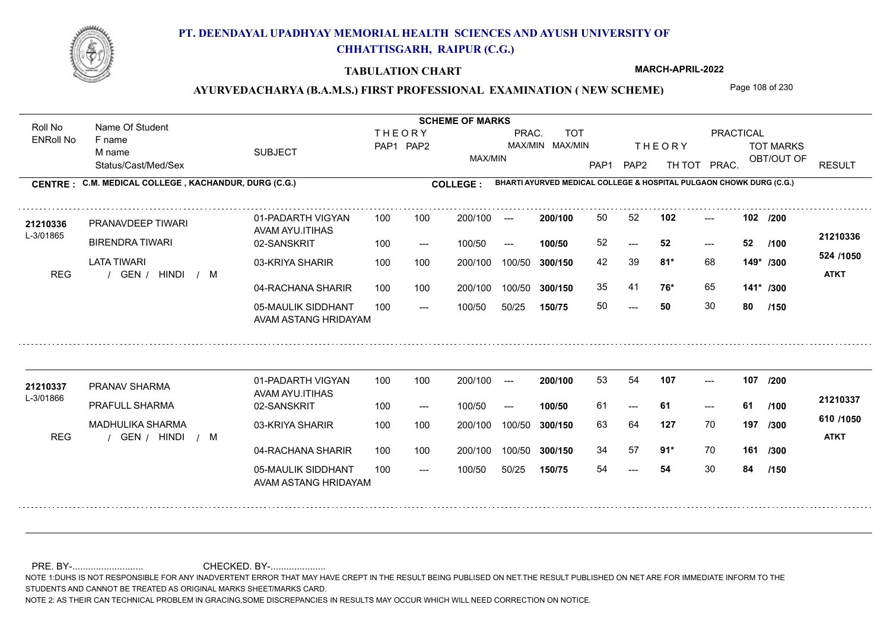# PT. DEENDAYAL UPADHYAY MEMORIAL HEALTH SCIENCES AND AYUSH UNIVERSITY OF CHHATTISGARH, RAIPUR (C.G.)

## TABULATION CHART

**MARCH-APRIL-2022**

### AYURVEDACHARYA (B.A.M.S.) FIRST PROFESSIONAL EXAMINATION ( NEW SCHEME)

**CENTRE : C.M. MEDICAL COLLEGE , KACHANDUR, DURG (C.G.)**

**COLLEGE : BHARTI AYURVED MEDICAL COLLEGE & HOSPITAL PULGAON CHOWK DURG (C.G.)**

| Roll No / ENRoll No | Name Of Student / F name / M name / Status/Cast/Med/Sex | SUBJECT | THEORY PAP1 | THEORY PAP2 | MAX/MIN | PRAC. MAX/MIN | TOT MAX/MIN | THEORY PAP1 | THEORY PAP2 | TH TOT | PRAC. | TOT MARKS OBT/OUT OF | RESULT |
|---|---|---|---|---|---|---|---|---|---|---|---|---|---|
| 21210336 | PRANAVDEEP TIWARI | 01-PADARTH VIGYAN AVAM AYU.ITIHAS | 100 | 100 | 200/100 | --- | 200/100 | 50 | 52 | 102 | --- | 102 /200 | 21210336 |
| L-3/01865 | BIRENDRA TIWARI | 02-SANSKRIT | 100 | --- | 100/50 | --- | 100/50 | 52 | --- | 52 | --- | 52 /100 | 524 /1050 |
| REG | LATA TIWARI / GEN / HINDI / M | 03-KRIYA SHARIR | 100 | 100 | 200/100 | 100/50 | 300/150 | 42 | 39 | 81* | 68 | 149* /300 | ATKT |
| | | 04-RACHANA SHARIR | 100 | 100 | 200/100 | 100/50 | 300/150 | 35 | 41 | 76* | 65 | 141* /300 | |
| | | 05-MAULIK SIDDHANT AVAM ASTANG HRIDAYAM | 100 | --- | 100/50 | 50/25 | 150/75 | 50 | --- | 50 | 30 | 80 /150 | |
| 21210337 | PRANAV SHARMA | 01-PADARTH VIGYAN AVAM AYU.ITIHAS | 100 | 100 | 200/100 | --- | 200/100 | 53 | 54 | 107 | --- | 107 /200 | 21210337 |
| L-3/01866 | PRAFULL SHARMA | 02-SANSKRIT | 100 | --- | 100/50 | --- | 100/50 | 61 | --- | 61 | --- | 61 /100 | 610 /1050 |
| REG | MADHULIKA SHARMA / GEN / HINDI / M | 03-KRIYA SHARIR | 100 | 100 | 200/100 | 100/50 | 300/150 | 63 | 64 | 127 | 70 | 197 /300 | ATKT |
| | | 04-RACHANA SHARIR | 100 | 100 | 200/100 | 100/50 | 300/150 | 34 | 57 | 91* | 70 | 161 /300 | |
| | | 05-MAULIK SIDDHANT AVAM ASTANG HRIDAYAM | 100 | --- | 100/50 | 50/25 | 150/75 | 54 | --- | 54 | 30 | 84 /150 | |

PRE. BY-........................... CHECKED. BY-.....................

NOTE 1:DUHS IS NOT RESPONSIBLE FOR ANY INADVERTENT ERROR THAT MAY HAVE CREPT IN THE RESULT BEING PUBLISED ON NET.THE RESULT PUBLISHED ON NET ARE FOR IMMEDIATE INFORM TO THE STUDENTS AND CANNOT BE TREATED AS ORIGINAL MARKS SHEET/MARKS CARD.

NOTE 2: AS THEIR CAN TECHNICAL PROBLEM IN GRACING,SOME DISCREPANCIES IN RESULTS MAY OCCUR WHICH WILL NEED CORRECTION ON NOTICE.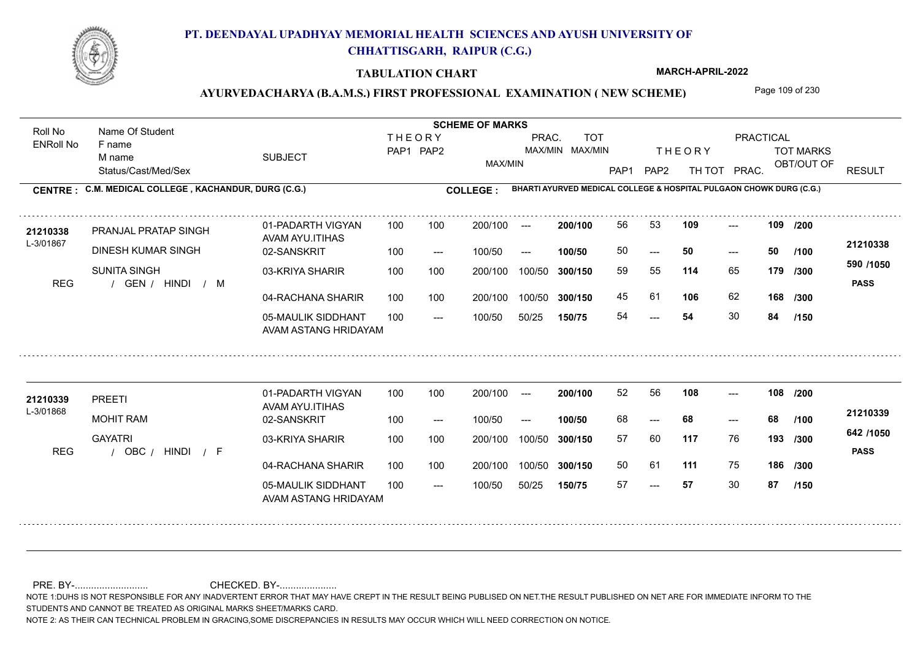# PT. DEENDAYAL UPADHYAY MEMORIAL HEALTH SCIENCES AND AYUSH UNIVERSITY OF CHHATTISGARH, RAIPUR (C.G.)

## TABULATION CHART

MARCH-APRIL-2022

## AYURVEDACHARYA (B.A.M.S.) FIRST PROFESSIONAL EXAMINATION ( NEW SCHEME)

**CENTRE : C.M. MEDICAL COLLEGE , KACHANDUR, DURG (C.G.)**

**COLLEGE : BHARTI AYURVED MEDICAL COLLEGE & HOSPITAL PULGAON CHOWK DURG (C.G.)**

| Roll No / ENRoll No | Name Of Student / F name / M name / Status/Cast/Med/Sex | SUBJECT | THEORY PAP1 | THEORY PAP2 | MAX/MIN | PRAC. MAX/MIN | TOT MAX/MIN | THEORY PAP1 | THEORY PAP2 | TH TOT | PRAC. | TOT MARKS OBT/OUT OF | RESULT |
|---|---|---|---|---|---|---|---|---|---|---|---|---|---|
| 21210338 / L-3/01867 | PRANJAL PRATAP SINGH | 01-PADARTH VIGYAN AVAM AYU.ITIHAS | 100 | 100 | 200/100 | --- | 200/100 | 56 | 53 | 109 | --- | 109 /200 | 21210338 |
| | DINESH KUMAR SINGH | 02-SANSKRIT | 100 | --- | 100/50 | --- | 100/50 | 50 | --- | 50 | --- | 50 /100 | |
| | SUNITA SINGH | 03-KRIYA SHARIR | 100 | 100 | 200/100 | 100/50 | 300/150 | 59 | 55 | 114 | 65 | 179 /300 | 590 /1050 |
| REG | / GEN / HINDI / M | 04-RACHANA SHARIR | 100 | 100 | 200/100 | 100/50 | 300/150 | 45 | 61 | 106 | 62 | 168 /300 | PASS |
| | | 05-MAULIK SIDDHANT AVAM ASTANG HRIDAYAM | 100 | --- | 100/50 | 50/25 | 150/75 | 54 | --- | 54 | 30 | 84 /150 | |
| 21210339 / L-3/01868 | PREETI | 01-PADARTH VIGYAN AVAM AYU.ITIHAS | 100 | 100 | 200/100 | --- | 200/100 | 52 | 56 | 108 | --- | 108 /200 | 21210339 |
| | MOHIT RAM | 02-SANSKRIT | 100 | --- | 100/50 | --- | 100/50 | 68 | --- | 68 | --- | 68 /100 | |
| | GAYATRI | 03-KRIYA SHARIR | 100 | 100 | 200/100 | 100/50 | 300/150 | 57 | 60 | 117 | 76 | 193 /300 | 642 /1050 |
| REG | / OBC / HINDI / F | 04-RACHANA SHARIR | 100 | 100 | 200/100 | 100/50 | 300/150 | 50 | 61 | 111 | 75 | 186 /300 | PASS |
| | | 05-MAULIK SIDDHANT AVAM ASTANG HRIDAYAM | 100 | --- | 100/50 | 50/25 | 150/75 | 57 | --- | 57 | 30 | 87 /150 | |

PRE. BY-.......................... CHECKED. BY-.....................

NOTE 1:DUHS IS NOT RESPONSIBLE FOR ANY INADVERTENT ERROR THAT MAY HAVE CREPT IN THE RESULT BEING PUBLISED ON NET.THE RESULT PUBLISHED ON NET ARE FOR IMMEDIATE INFORM TO THE STUDENTS AND CANNOT BE TREATED AS ORIGINAL MARKS SHEET/MARKS CARD.

NOTE 2: AS THEIR CAN TECHNICAL PROBLEM IN GRACING,SOME DISCREPANCIES IN RESULTS MAY OCCUR WHICH WILL NEED CORRECTION ON NOTICE.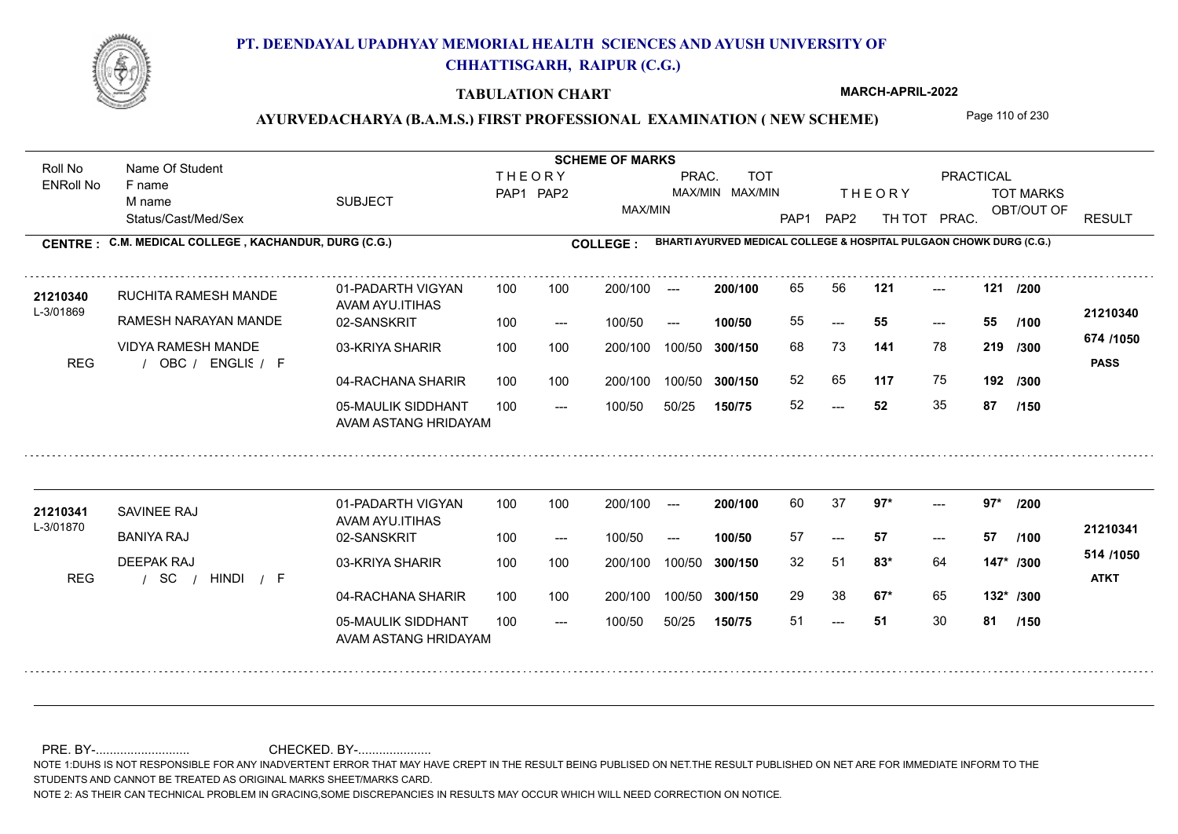# PT. DEENDAYAL UPADHYAY MEMORIAL HEALTH SCIENCES AND AYUSH UNIVERSITY OF CHHATTISGARH, RAIPUR (C.G.)

**TABULATION CHART** MARCH-APRIL-2022

## AYURVEDACHARYA (B.A.M.S.) FIRST PROFESSIONAL EXAMINATION ( NEW SCHEME)

**CENTRE : C.M. MEDICAL COLLEGE , KACHANDUR, DURG (C.G.)**
**COLLEGE : BHARTI AYURVED MEDICAL COLLEGE & HOSPITAL PULGAON CHOWK DURG (C.G.)**

| Roll No / ENRoll No | Name Of Student / F name / M name / Status/Cast/Med/Sex | SUBJECT | THEORY PAP1 | THEORY PAP2 | MAX/MIN | PRAC. MAX/MIN | TOT MAX/MIN | PAP1 | PAP2 | TH TOT | PRAC. | TOT MARKS OBT/OUT OF | RESULT |
|---|---|---|---|---|---|---|---|---|---|---|---|---|---|
| 21210340 / L-3/01869 | RUCHITA RAMESH MANDE | 01-PADARTH VIGYAN AVAM AYU.ITIHAS | 100 | 100 | 200/100 | --- | 200/100 | 65 | 56 | 121 | --- | 121 /200 | 21210340 |
| | RAMESH NARAYAN MANDE | 02-SANSKRIT | 100 | --- | 100/50 | --- | 100/50 | 55 | --- | 55 | --- | 55 /100 | 674 /1050 |
| | VIDYA RAMESH MANDE | 03-KRIYA SHARIR | 100 | 100 | 200/100 | 100/50 | 300/150 | 68 | 73 | 141 | 78 | 219 /300 | PASS |
| | REG / OBC / ENGLIS / F | 04-RACHANA SHARIR | 100 | 100 | 200/100 | 100/50 | 300/150 | 52 | 65 | 117 | 75 | 192 /300 | |
| | | 05-MAULIK SIDDHANT AVAM ASTANG HRIDAYAM | 100 | --- | 100/50 | 50/25 | 150/75 | 52 | --- | 52 | 35 | 87 /150 | |
| 21210341 / L-3/01870 | SAVINEE RAJ | 01-PADARTH VIGYAN AVAM AYU.ITIHAS | 100 | 100 | 200/100 | --- | 200/100 | 60 | 37 | 97* | --- | 97* /200 | 21210341 |
| | BANIYA RAJ | 02-SANSKRIT | 100 | --- | 100/50 | --- | 100/50 | 57 | --- | 57 | --- | 57 /100 | 514 /1050 |
| | DEEPAK RAJ | 03-KRIYA SHARIR | 100 | 100 | 200/100 | 100/50 | 300/150 | 32 | 51 | 83* | 64 | 147* /300 | ATKT |
| | REG / SC / HINDI / F | 04-RACHANA SHARIR | 100 | 100 | 200/100 | 100/50 | 300/150 | 29 | 38 | 67* | 65 | 132* /300 | |
| | | 05-MAULIK SIDDHANT AVAM ASTANG HRIDAYAM | 100 | --- | 100/50 | 50/25 | 150/75 | 51 | --- | 51 | 30 | 81 /150 | |

PRE. BY-.......................... CHECKED. BY-.....................

NOTE 1:DUHS IS NOT RESPONSIBLE FOR ANY INADVERTENT ERROR THAT MAY HAVE CREPT IN THE RESULT BEING PUBLISED ON NET.THE RESULT PUBLISHED ON NET ARE FOR IMMEDIATE INFORM TO THE STUDENTS AND CANNOT BE TREATED AS ORIGINAL MARKS SHEET/MARKS CARD.

NOTE 2: AS THEIR CAN TECHNICAL PROBLEM IN GRACING,SOME DISCREPANCIES IN RESULTS MAY OCCUR WHICH WILL NEED CORRECTION ON NOTICE.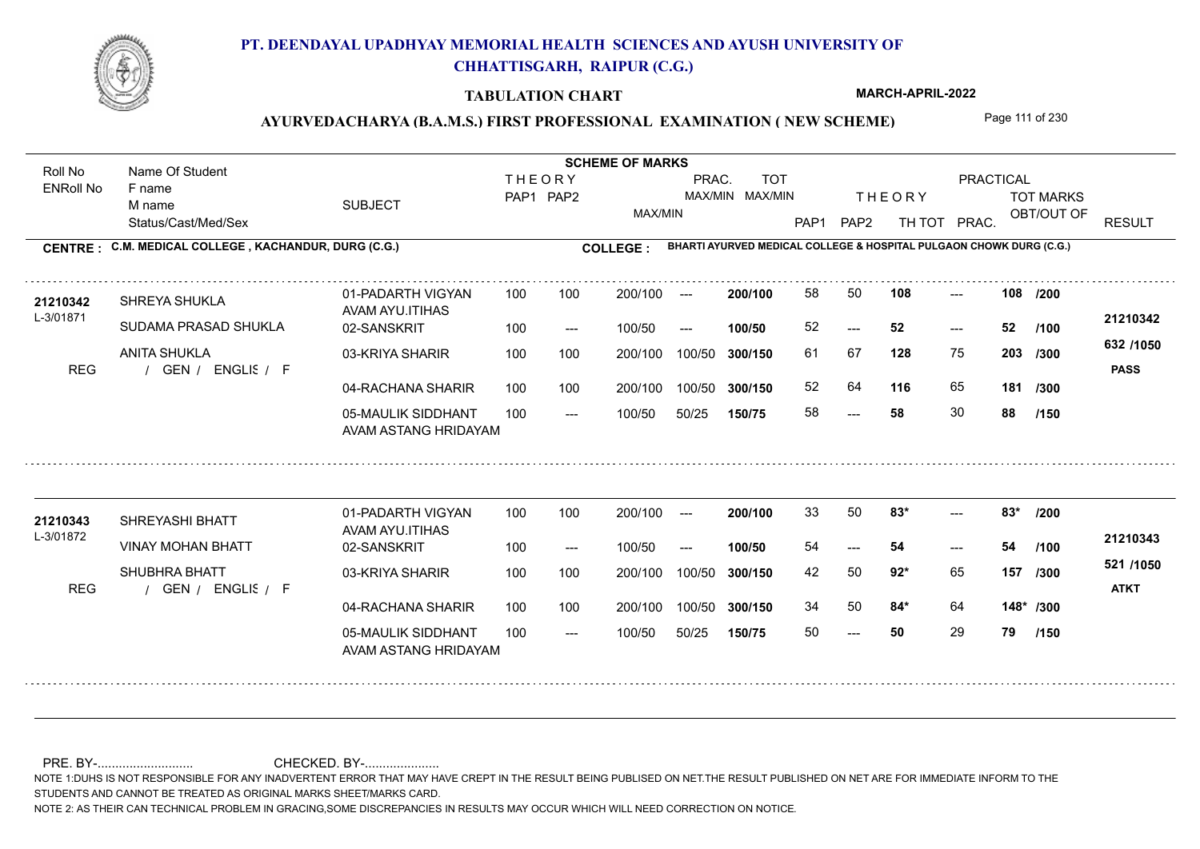# PT. DEENDAYAL UPADHYAY MEMORIAL HEALTH SCIENCES AND AYUSH UNIVERSITY OF CHHATTISGARH, RAIPUR (C.G.)

**TABULATION CHART** — MARCH-APRIL-2022

## AYURVEDACHARYA (B.A.M.S.) FIRST PROFESSIONAL EXAMINATION ( NEW SCHEME)

**CENTRE : C.M. MEDICAL COLLEGE , KACHANDUR, DURG (C.G.)**
**COLLEGE : BHARTI AYURVED MEDICAL COLLEGE & HOSPITAL PULGAON CHOWK DURG (C.G.)**

| Roll No / ENRoll No | Name Of Student / F name / M name / Status/Cast/Med/Sex | SUBJECT | THEORY PAP1 | THEORY PAP2 | MAX/MIN | PRAC. MAX/MIN | TOT MAX/MIN | PAP1 | PAP2 | TH TOT | PRAC. | TOT MARKS OBT/OUT OF | RESULT |
|---|---|---|---|---|---|---|---|---|---|---|---|---|---|
| 21210342 | SHREYA SHUKLA | 01-PADARTH VIGYAN AVAM AYU.ITIHAS | 100 | 100 | 200/100 | --- | 200/100 | 58 | 50 | 108 | --- | 108 /200 | 21210342 |
| L-3/01871 | SUDAMA PRASAD SHUKLA | 02-SANSKRIT | 100 | --- | 100/50 | --- | 100/50 | 52 | --- | 52 | --- | 52 /100 | |
| | ANITA SHUKLA | 03-KRIYA SHARIR | 100 | 100 | 200/100 | 100/50 | 300/150 | 61 | 67 | 128 | 75 | 203 /300 | 632 /1050 |
| REG | / GEN / ENGLIS / F | 04-RACHANA SHARIR | 100 | 100 | 200/100 | 100/50 | 300/150 | 52 | 64 | 116 | 65 | 181 /300 | PASS |
| | | 05-MAULIK SIDDHANT AVAM ASTANG HRIDAYAM | 100 | --- | 100/50 | 50/25 | 150/75 | 58 | --- | 58 | 30 | 88 /150 | |
| 21210343 | SHREYASHI BHATT | 01-PADARTH VIGYAN AVAM AYU.ITIHAS | 100 | 100 | 200/100 | --- | 200/100 | 33 | 50 | 83* | --- | 83* /200 | 21210343 |
| L-3/01872 | VINAY MOHAN BHATT | 02-SANSKRIT | 100 | --- | 100/50 | --- | 100/50 | 54 | --- | 54 | --- | 54 /100 | |
| | SHUBHRA BHATT | 03-KRIYA SHARIR | 100 | 100 | 200/100 | 100/50 | 300/150 | 42 | 50 | 92* | 65 | 157 /300 | 521 /1050 |
| REG | / GEN / ENGLIS / F | 04-RACHANA SHARIR | 100 | 100 | 200/100 | 100/50 | 300/150 | 34 | 50 | 84* | 64 | 148* /300 | ATKT |
| | | 05-MAULIK SIDDHANT AVAM ASTANG HRIDAYAM | 100 | --- | 100/50 | 50/25 | 150/75 | 50 | --- | 50 | 29 | 79 /150 | |

PRE. BY-.......................... CHECKED. BY-.....................

NOTE 1:DUHS IS NOT RESPONSIBLE FOR ANY INADVERTENT ERROR THAT MAY HAVE CREPT IN THE RESULT BEING PUBLISED ON NET.THE RESULT PUBLISHED ON NET ARE FOR IMMEDIATE INFORM TO THE STUDENTS AND CANNOT BE TREATED AS ORIGINAL MARKS SHEET/MARKS CARD.

NOTE 2: AS THEIR CAN TECHNICAL PROBLEM IN GRACING,SOME DISCREPANCIES IN RESULTS MAY OCCUR WHICH WILL NEED CORRECTION ON NOTICE.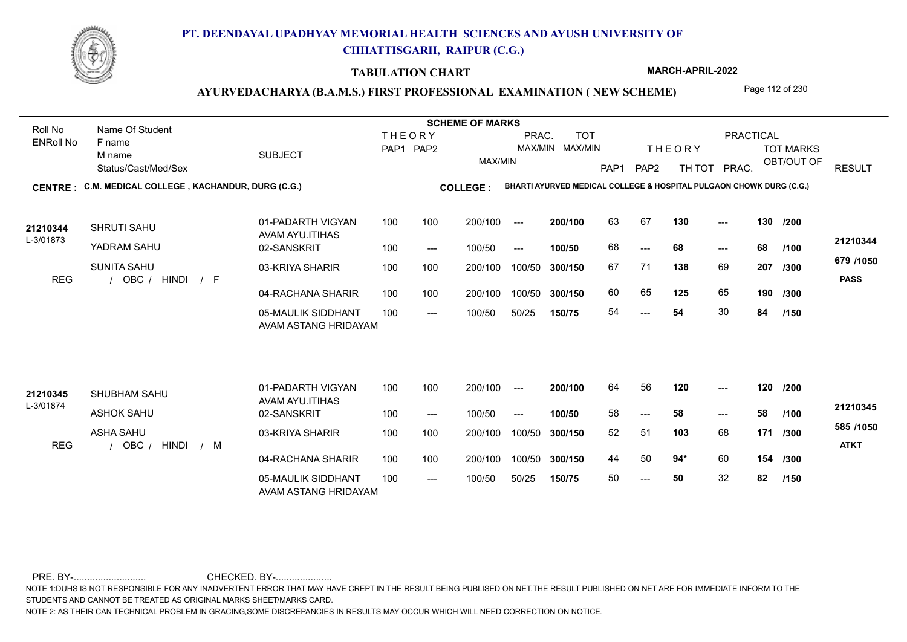# PT. DEENDAYAL UPADHYAY MEMORIAL HEALTH SCIENCES AND AYUSH UNIVERSITY OF CHHATTISGARH, RAIPUR (C.G.)

## TABULATION CHART

MARCH-APRIL-2022

### AYURVEDACHARYA (B.A.M.S.) FIRST PROFESSIONAL EXAMINATION ( NEW SCHEME)

**CENTRE : C.M. MEDICAL COLLEGE , KACHANDUR, DURG (C.G.)**

**COLLEGE : BHARTI AYURVED MEDICAL COLLEGE & HOSPITAL PULGAON CHOWK DURG (C.G.)**

| Roll No / ENRoll No | Name Of Student / F name / M name / Status/Cast/Med/Sex | SUBJECT | THEORY PAP1 | THEORY PAP2 | MAX/MIN | PRAC. MAX/MIN | TOT MAX/MIN | PAP1 | PAP2 | TH TOT | PRAC. | TOT MARKS OBT/OUT OF | RESULT |
|---|---|---|---|---|---|---|---|---|---|---|---|---|---|
| 21210344 | SHRUTI SAHU | 01-PADARTH VIGYAN AVAM AYU.ITIHAS | 100 | 100 | 200/100 | --- | 200/100 | 63 | 67 | 130 | --- | 130 /200 | 21210344 |
| L-3/01873 | YADRAM SAHU | 02-SANSKRIT | 100 | --- | 100/50 | --- | 100/50 | 68 | --- | 68 | --- | 68 /100 | |
| | SUNITA SAHU | 03-KRIYA SHARIR | 100 | 100 | 200/100 | 100/50 | 300/150 | 67 | 71 | 138 | 69 | 207 /300 | 679 /1050 |
| REG | / OBC / HINDI / F | 04-RACHANA SHARIR | 100 | 100 | 200/100 | 100/50 | 300/150 | 60 | 65 | 125 | 65 | 190 /300 | PASS |
| | | 05-MAULIK SIDDHANT AVAM ASTANG HRIDAYAM | 100 | --- | 100/50 | 50/25 | 150/75 | 54 | --- | 54 | 30 | 84 /150 | |
| 21210345 | SHUBHAM SAHU | 01-PADARTH VIGYAN AVAM AYU.ITIHAS | 100 | 100 | 200/100 | --- | 200/100 | 64 | 56 | 120 | --- | 120 /200 | 21210345 |
| L-3/01874 | ASHOK SAHU | 02-SANSKRIT | 100 | --- | 100/50 | --- | 100/50 | 58 | --- | 58 | --- | 58 /100 | |
| | ASHA SAHU | 03-KRIYA SHARIR | 100 | 100 | 200/100 | 100/50 | 300/150 | 52 | 51 | 103 | 68 | 171 /300 | 585 /1050 |
| REG | / OBC / HINDI / M | 04-RACHANA SHARIR | 100 | 100 | 200/100 | 100/50 | 300/150 | 44 | 50 | 94* | 60 | 154 /300 | ATKT |
| | | 05-MAULIK SIDDHANT AVAM ASTANG HRIDAYAM | 100 | --- | 100/50 | 50/25 | 150/75 | 50 | --- | 50 | 32 | 82 /150 | |

PRE. BY-........................... CHECKED. BY-.....................

NOTE 1:DUHS IS NOT RESPONSIBLE FOR ANY INADVERTENT ERROR THAT MAY HAVE CREPT IN THE RESULT BEING PUBLISED ON NET.THE RESULT PUBLISHED ON NET ARE FOR IMMEDIATE INFORM TO THE STUDENTS AND CANNOT BE TREATED AS ORIGINAL MARKS SHEET/MARKS CARD.

NOTE 2: AS THEIR CAN TECHNICAL PROBLEM IN GRACING,SOME DISCREPANCIES IN RESULTS MAY OCCUR WHICH WILL NEED CORRECTION ON NOTICE.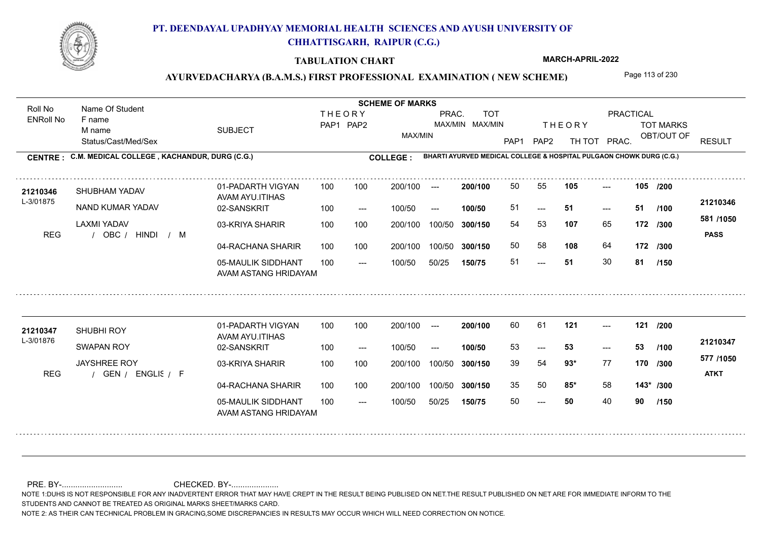# PT. DEENDAYAL UPADHYAY MEMORIAL HEALTH SCIENCES AND AYUSH UNIVERSITY OF CHHATTISGARH, RAIPUR (C.G.)

**TABULATION CHART** — **MARCH-APRIL-2022**

**AYURVEDACHARYA (B.A.M.S.) FIRST PROFESSIONAL EXAMINATION ( NEW SCHEME)**

**CENTRE : C.M. MEDICAL COLLEGE , KACHANDUR, DURG (C.G.)**
**COLLEGE : BHARTI AYURVED MEDICAL COLLEGE & HOSPITAL PULGAON CHOWK DURG (C.G.)**

| Roll No / ENRoll No | Name Of Student / F name / M name / Status/Cast/Med/Sex | SUBJECT | THEORY PAP1 | THEORY PAP2 | MAX/MIN | PRAC. MAX/MIN | TOT MAX/MIN | PAP1 | PAP2 | TH TOT | PRAC. | TOT MARKS OBT/OUT OF | RESULT |
|---|---|---|---|---|---|---|---|---|---|---|---|---|---|
| 21210346 / L-3/01875 | SHUBHAM YADAV | 01-PADARTH VIGYAN AVAM AYU.ITIHAS | 100 | 100 | 200/100 | --- | 200/100 | 50 | 55 | 105 | --- | 105 /200 | 21210346 |
| | NAND KUMAR YADAV | 02-SANSKRIT | 100 | --- | 100/50 | --- | 100/50 | 51 | --- | 51 | --- | 51 /100 | 581 /1050 |
| | LAXMI YADAV | 03-KRIYA SHARIR | 100 | 100 | 200/100 | 100/50 | 300/150 | 54 | 53 | 107 | 65 | 172 /300 | PASS |
| REG | / OBC / HINDI / M | 04-RACHANA SHARIR | 100 | 100 | 200/100 | 100/50 | 300/150 | 50 | 58 | 108 | 64 | 172 /300 | |
| | | 05-MAULIK SIDDHANT AVAM ASTANG HRIDAYAM | 100 | --- | 100/50 | 50/25 | 150/75 | 51 | --- | 51 | 30 | 81 /150 | |
| 21210347 / L-3/01876 | SHUBHI ROY | 01-PADARTH VIGYAN AVAM AYU.ITIHAS | 100 | 100 | 200/100 | --- | 200/100 | 60 | 61 | 121 | --- | 121 /200 | 21210347 |
| | SWAPAN ROY | 02-SANSKRIT | 100 | --- | 100/50 | --- | 100/50 | 53 | --- | 53 | --- | 53 /100 | 577 /1050 |
| | JAYSHREE ROY | 03-KRIYA SHARIR | 100 | 100 | 200/100 | 100/50 | 300/150 | 39 | 54 | 93* | 77 | 170 /300 | ATKT |
| REG | / GEN / ENGLIS / F | 04-RACHANA SHARIR | 100 | 100 | 200/100 | 100/50 | 300/150 | 35 | 50 | 85* | 58 | 143* /300 | |
| | | 05-MAULIK SIDDHANT AVAM ASTANG HRIDAYAM | 100 | --- | 100/50 | 50/25 | 150/75 | 50 | --- | 50 | 40 | 90 /150 | |

PRE. BY-........................... CHECKED. BY-.....................

NOTE 1:DUHS IS NOT RESPONSIBLE FOR ANY INADVERTENT ERROR THAT MAY HAVE CREPT IN THE RESULT BEING PUBLISED ON NET.THE RESULT PUBLISHED ON NET ARE FOR IMMEDIATE INFORM TO THE STUDENTS AND CANNOT BE TREATED AS ORIGINAL MARKS SHEET/MARKS CARD.

NOTE 2: AS THEIR CAN TECHNICAL PROBLEM IN GRACING,SOME DISCREPANCIES IN RESULTS MAY OCCUR WHICH WILL NEED CORRECTION ON NOTICE.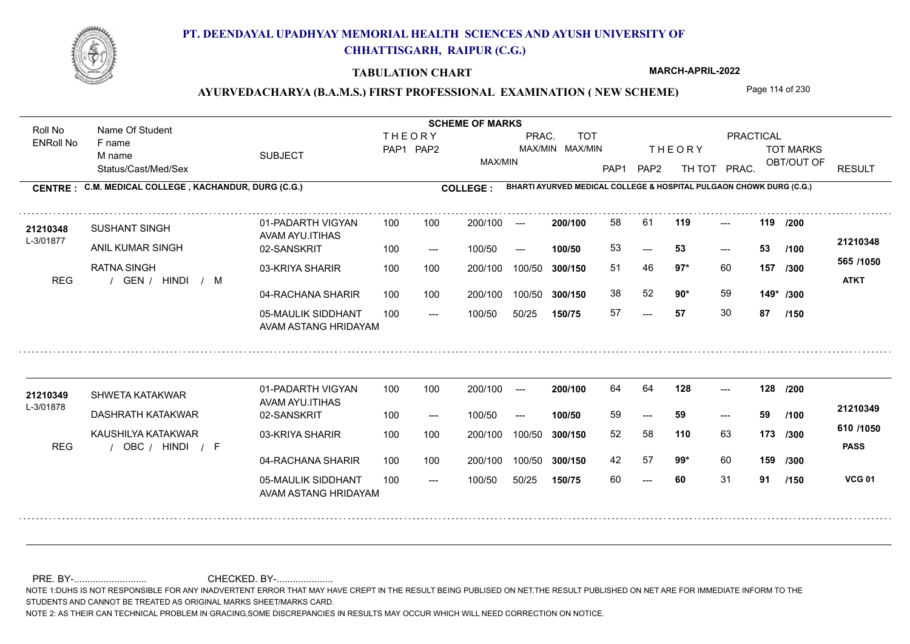# PT. DEENDAYAL UPADHYAY MEMORIAL HEALTH SCIENCES AND AYUSH UNIVERSITY OF CHHATTISGARH, RAIPUR (C.G.)

## TABULATION CHART

**MARCH-APRIL-2022**

### AYURVEDACHARYA (B.A.M.S.) FIRST PROFESSIONAL EXAMINATION ( NEW SCHEME)

**CENTRE : C.M. MEDICAL COLLEGE , KACHANDUR, DURG (C.G.)**

**COLLEGE : BHARTI AYURVED MEDICAL COLLEGE & HOSPITAL PULGAON CHOWK DURG (C.G.)**

| Roll No / ENRoll No | Name Of Student / F name / M name / Status/Cast/Med/Sex | SUBJECT | THEORY PAP1 | THEORY PAP2 | MAX/MIN | PRAC. MAX/MIN | TOT MAX/MIN | THEORY PAP1 | THEORY PAP2 | TH TOT | PRAC. | TOT MARKS OBT/OUT OF | RESULT |
|---|---|---|---|---|---|---|---|---|---|---|---|---|---|
| 21210348 | SUSHANT SINGH | 01-PADARTH VIGYAN AVAM AYU.ITIHAS | 100 | 100 | 200/100 | --- | 200/100 | 58 | 61 | 119 | --- | 119 /200 | 21210348 |
| L-3/01877 | ANIL KUMAR SINGH | 02-SANSKRIT | 100 | --- | 100/50 | --- | 100/50 | 53 | --- | 53 | --- | 53 /100 | 565 /1050 |
| | RATNA SINGH | 03-KRIYA SHARIR | 100 | 100 | 200/100 | 100/50 | 300/150 | 51 | 46 | 97* | 60 | 157 /300 | ATKT |
| REG | / GEN / HINDI / M | 04-RACHANA SHARIR | 100 | 100 | 200/100 | 100/50 | 300/150 | 38 | 52 | 90* | 59 | 149* /300 | |
| | | 05-MAULIK SIDDHANT AVAM ASTANG HRIDAYAM | 100 | --- | 100/50 | 50/25 | 150/75 | 57 | --- | 57 | 30 | 87 /150 | |
| 21210349 | SHWETA KATAKWAR | 01-PADARTH VIGYAN AVAM AYU.ITIHAS | 100 | 100 | 200/100 | --- | 200/100 | 64 | 64 | 128 | --- | 128 /200 | 21210349 |
| L-3/01878 | DASHRATH KATAKWAR | 02-SANSKRIT | 100 | --- | 100/50 | --- | 100/50 | 59 | --- | 59 | --- | 59 /100 | 610 /1050 |
| | KAUSHILYA KATAKWAR | 03-KRIYA SHARIR | 100 | 100 | 200/100 | 100/50 | 300/150 | 52 | 58 | 110 | 63 | 173 /300 | PASS |
| REG | / OBC / HINDI / F | 04-RACHANA SHARIR | 100 | 100 | 200/100 | 100/50 | 300/150 | 42 | 57 | 99* | 60 | 159 /300 | |
| | | 05-MAULIK SIDDHANT AVAM ASTANG HRIDAYAM | 100 | --- | 100/50 | 50/25 | 150/75 | 60 | --- | 60 | 31 | 91 /150 | VCG 01 |

PRE. BY-........................... CHECKED. BY-.....................

NOTE 1:DUHS IS NOT RESPONSIBLE FOR ANY INADVERTENT ERROR THAT MAY HAVE CREPT IN THE RESULT BEING PUBLISED ON NET.THE RESULT PUBLISHED ON NET ARE FOR IMMEDIATE INFORM TO THE STUDENTS AND CANNOT BE TREATED AS ORIGINAL MARKS SHEET/MARKS CARD.

NOTE 2: AS THEIR CAN TECHNICAL PROBLEM IN GRACING,SOME DISCREPANCIES IN RESULTS MAY OCCUR WHICH WILL NEED CORRECTION ON NOTICE.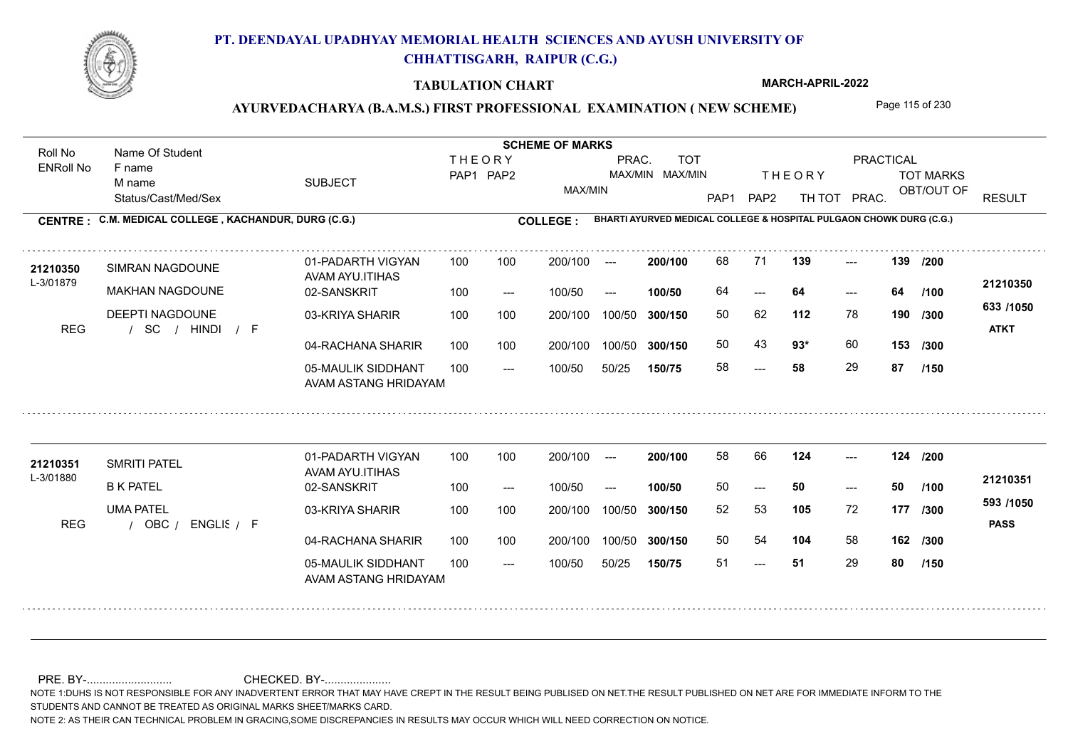# PT. DEENDAYAL UPADHYAY MEMORIAL HEALTH SCIENCES AND AYUSH UNIVERSITY OF CHHATTISGARH, RAIPUR (C.G.)

## TABULATION CHART

**MARCH-APRIL-2022**

### AYURVEDACHARYA (B.A.M.S.) FIRST PROFESSIONAL EXAMINATION ( NEW SCHEME)

**CENTRE : C.M. MEDICAL COLLEGE , KACHANDUR, DURG (C.G.)**

**COLLEGE : BHARTI AYURVED MEDICAL COLLEGE & HOSPITAL PULGAON CHOWK DURG (C.G.)**

| Roll No / ENRoll No | Name Of Student / F name / M name / Status/Cast/Med/Sex | SUBJECT | THEORY PAP1 | THEORY PAP2 | MAX/MIN | PRAC. MAX/MIN | TOT MAX/MIN | THEORY PAP1 | THEORY PAP2 | TH TOT | PRAC. | TOT MARKS OBT/OUT OF | | RESULT |
|---|---|---|---|---|---|---|---|---|---|---|---|---|---|---|
| 21210350 | SIMRAN NAGDOUNE | 01-PADARTH VIGYAN AVAM AYU.ITIHAS | 100 | 100 | 200/100 | --- | 200/100 | 68 | 71 | 139 | --- | 139 | /200 | 21210350 |
| L-3/01879 | MAKHAN NAGDOUNE | 02-SANSKRIT | 100 | --- | 100/50 | --- | 100/50 | 64 | --- | 64 | --- | 64 | /100 | 633 /1050 |
| | DEEPTI NAGDOUNE | 03-KRIYA SHARIR | 100 | 100 | 200/100 | 100/50 | 300/150 | 50 | 62 | 112 | 78 | 190 | /300 | ATKT |
| REG | / SC / HINDI / F | 04-RACHANA SHARIR | 100 | 100 | 200/100 | 100/50 | 300/150 | 50 | 43 | 93* | 60 | 153 | /300 | |
| | | 05-MAULIK SIDDHANT AVAM ASTANG HRIDAYAM | 100 | --- | 100/50 | 50/25 | 150/75 | 58 | --- | 58 | 29 | 87 | /150 | |
| 21210351 | SMRITI PATEL | 01-PADARTH VIGYAN AVAM AYU.ITIHAS | 100 | 100 | 200/100 | --- | 200/100 | 58 | 66 | 124 | --- | 124 | /200 | 21210351 |
| L-3/01880 | B K PATEL | 02-SANSKRIT | 100 | --- | 100/50 | --- | 100/50 | 50 | --- | 50 | --- | 50 | /100 | 593 /1050 |
| | UMA PATEL | 03-KRIYA SHARIR | 100 | 100 | 200/100 | 100/50 | 300/150 | 52 | 53 | 105 | 72 | 177 | /300 | PASS |
| REG | / OBC / ENGLIS / F | 04-RACHANA SHARIR | 100 | 100 | 200/100 | 100/50 | 300/150 | 50 | 54 | 104 | 58 | 162 | /300 | |
| | | 05-MAULIK SIDDHANT AVAM ASTANG HRIDAYAM | 100 | --- | 100/50 | 50/25 | 150/75 | 51 | --- | 51 | 29 | 80 | /150 | |

PRE. BY-.......................... CHECKED. BY-.....................

NOTE 1:DUHS IS NOT RESPONSIBLE FOR ANY INADVERTENT ERROR THAT MAY HAVE CREPT IN THE RESULT BEING PUBLISED ON NET.THE RESULT PUBLISHED ON NET ARE FOR IMMEDIATE INFORM TO THE STUDENTS AND CANNOT BE TREATED AS ORIGINAL MARKS SHEET/MARKS CARD.

NOTE 2: AS THEIR CAN TECHNICAL PROBLEM IN GRACING,SOME DISCREPANCIES IN RESULTS MAY OCCUR WHICH WILL NEED CORRECTION ON NOTICE.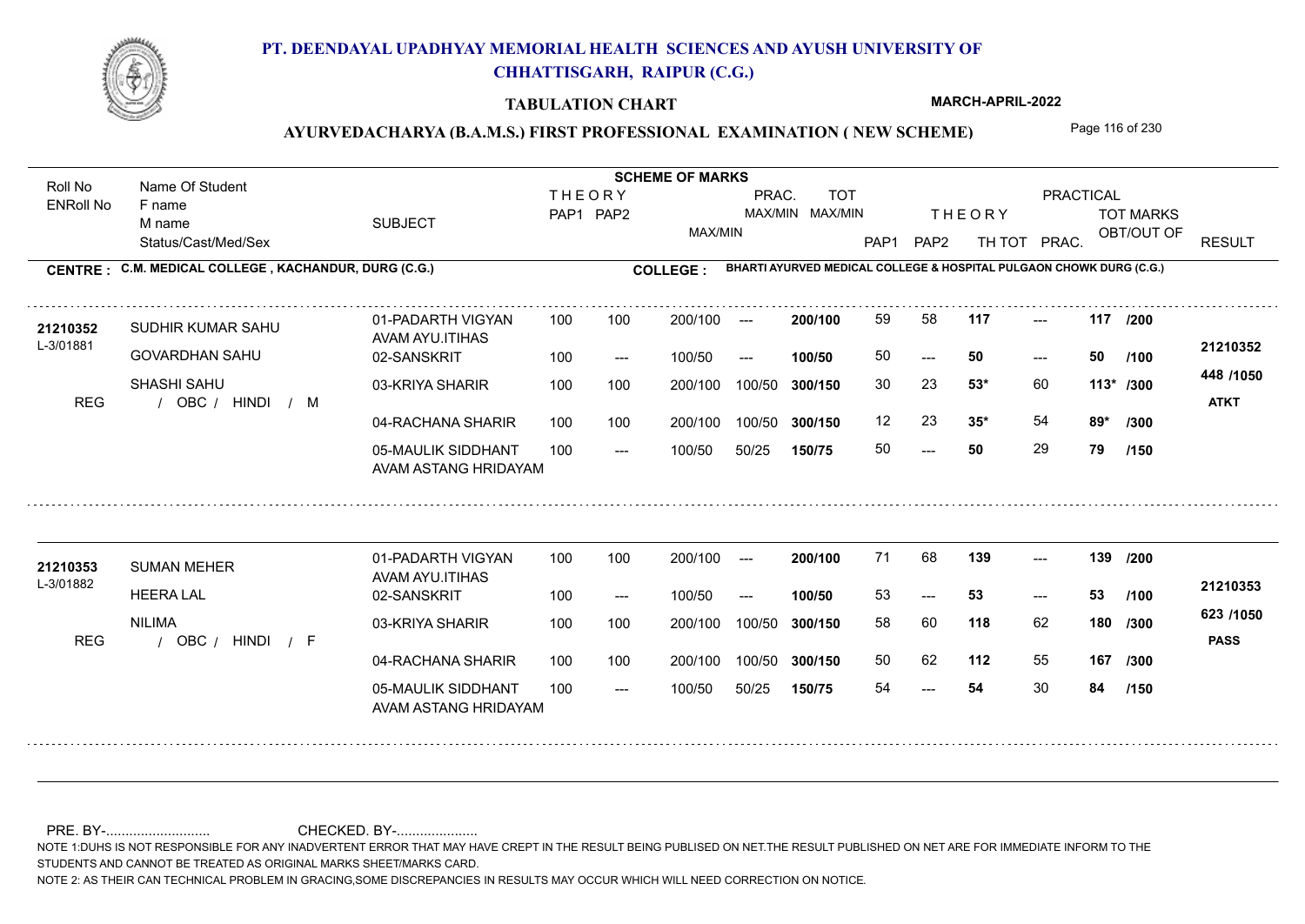# PT. DEENDAYAL UPADHYAY MEMORIAL HEALTH SCIENCES AND AYUSH UNIVERSITY OF CHHATTISGARH, RAIPUR (C.G.)

**TABULATION CHART**

**MARCH-APRIL-2022**

**AYURVEDACHARYA (B.A.M.S.) FIRST PROFESSIONAL EXAMINATION ( NEW SCHEME)**

**CENTRE : C.M. MEDICAL COLLEGE , KACHANDUR, DURG (C.G.)**

**COLLEGE : BHARTI AYURVED MEDICAL COLLEGE & HOSPITAL PULGAON CHOWK DURG (C.G.)**

| Roll No / ENRoll No | Name Of Student / F name / M name / Status/Cast/Med/Sex | SUBJECT | THEORY PAP1 | THEORY PAP2 | MAX/MIN | PRAC. MAX/MIN | TOT MAX/MIN | THEORY PAP1 | THEORY PAP2 | TH TOT | PRACTICAL PRAC. | TOT MARKS OBT/OUT OF | RESULT |
|---|---|---|---|---|---|---|---|---|---|---|---|---|---|
| 21210352 | SUDHIR KUMAR SAHU | 01-PADARTH VIGYAN AVAM AYU.ITIHAS | 100 | 100 | 200/100 | --- | 200/100 | 59 | 58 | 117 | --- | 117 /200 | 21210352 |
| L-3/01881 | GOVARDHAN SAHU | 02-SANSKRIT | 100 | --- | 100/50 | --- | 100/50 | 50 | --- | 50 | --- | 50 /100 | |
| | SHASHI SAHU | 03-KRIYA SHARIR | 100 | 100 | 200/100 | 100/50 | 300/150 | 30 | 23 | 53* | 60 | 113* /300 | 448 /1050 |
| REG | / OBC / HINDI / M | 04-RACHANA SHARIR | 100 | 100 | 200/100 | 100/50 | 300/150 | 12 | 23 | 35* | 54 | 89* /300 | ATKT |
| | | 05-MAULIK SIDDHANT AVAM ASTANG HRIDAYAM | 100 | --- | 100/50 | 50/25 | 150/75 | 50 | --- | 50 | 29 | 79 /150 | |
| 21210353 | SUMAN MEHER | 01-PADARTH VIGYAN AVAM AYU.ITIHAS | 100 | 100 | 200/100 | --- | 200/100 | 71 | 68 | 139 | --- | 139 /200 | 21210353 |
| L-3/01882 | HEERA LAL | 02-SANSKRIT | 100 | --- | 100/50 | --- | 100/50 | 53 | --- | 53 | --- | 53 /100 | |
| | NILIMA | 03-KRIYA SHARIR | 100 | 100 | 200/100 | 100/50 | 300/150 | 58 | 60 | 118 | 62 | 180 /300 | 623 /1050 |
| REG | / OBC / HINDI / F | 04-RACHANA SHARIR | 100 | 100 | 200/100 | 100/50 | 300/150 | 50 | 62 | 112 | 55 | 167 /300 | PASS |
| | | 05-MAULIK SIDDHANT AVAM ASTANG HRIDAYAM | 100 | --- | 100/50 | 50/25 | 150/75 | 54 | --- | 54 | 30 | 84 /150 | |

PRE. BY-.......................... CHECKED. BY-.....................

NOTE 1:DUHS IS NOT RESPONSIBLE FOR ANY INADVERTENT ERROR THAT MAY HAVE CREPT IN THE RESULT BEING PUBLISED ON NET.THE RESULT PUBLISHED ON NET ARE FOR IMMEDIATE INFORM TO THE STUDENTS AND CANNOT BE TREATED AS ORIGINAL MARKS SHEET/MARKS CARD.

NOTE 2: AS THEIR CAN TECHNICAL PROBLEM IN GRACING,SOME DISCREPANCIES IN RESULTS MAY OCCUR WHICH WILL NEED CORRECTION ON NOTICE.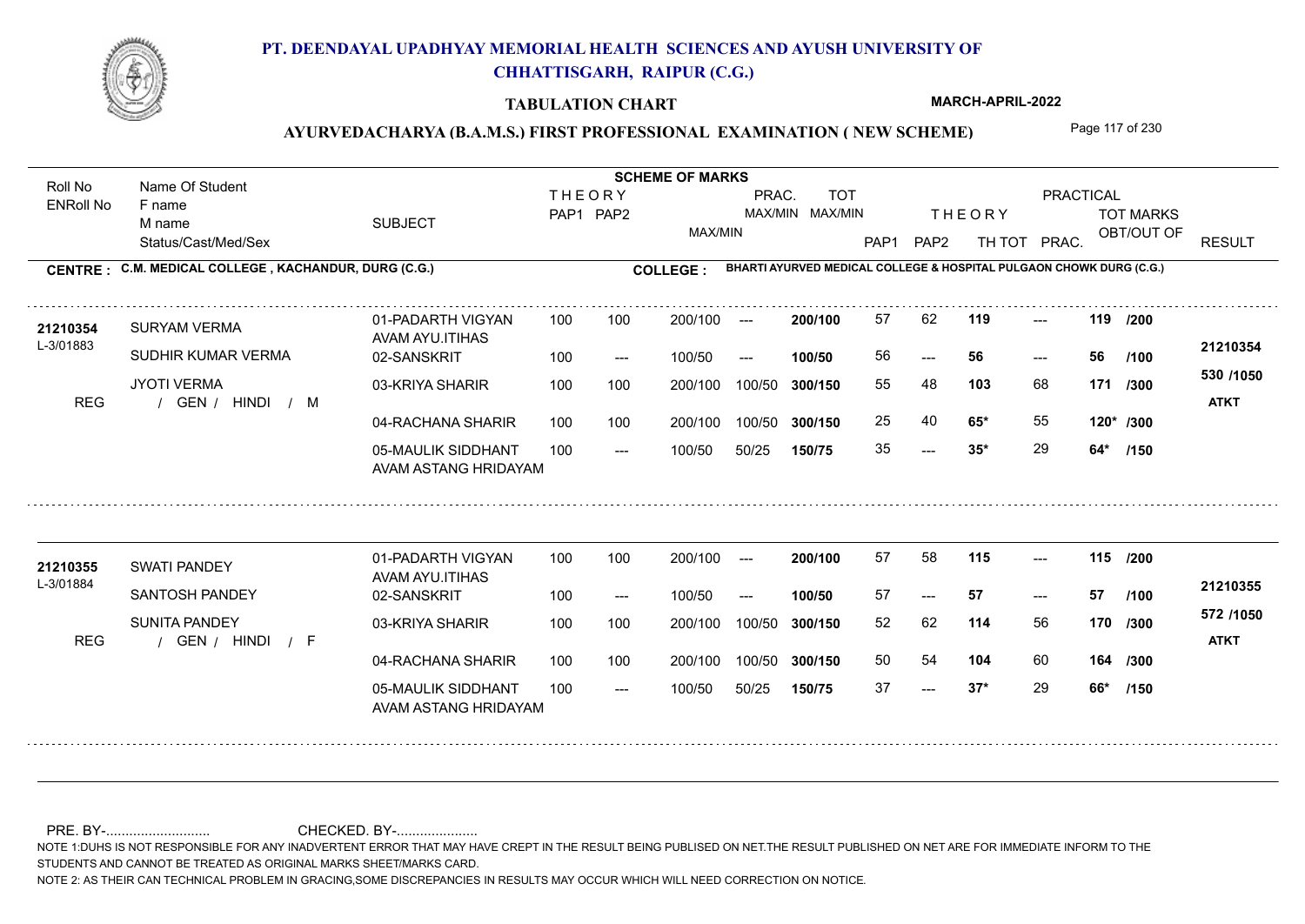# PT. DEENDAYAL UPADHYAY MEMORIAL HEALTH SCIENCES AND AYUSH UNIVERSITY OF CHHATTISGARH, RAIPUR (C.G.)

**TABULATION CHART**

**MARCH-APRIL-2022**

**AYURVEDACHARYA (B.A.M.S.) FIRST PROFESSIONAL EXAMINATION ( NEW SCHEME)**

**CENTRE : C.M. MEDICAL COLLEGE , KACHANDUR, DURG (C.G.)**

**COLLEGE : BHARTI AYURVED MEDICAL COLLEGE & HOSPITAL PULGAON CHOWK DURG (C.G.)**

| Roll No / ENRoll No | Name Of Student / F name / M name / Status/Cast/Med/Sex | SUBJECT | THEORY PAP1 | THEORY PAP2 | MAX/MIN | PRAC. MAX/MIN | TOT MAX/MIN | PAP1 | PAP2 | TH TOT | PRAC. | TOT MARKS OBT/OUT OF | RESULT |
|---|---|---|---|---|---|---|---|---|---|---|---|---|---|
| 21210354 | SURYAM VERMA | 01-PADARTH VIGYAN AVAM AYU.ITIHAS | 100 | 100 | 200/100 | --- | 200/100 | 57 | 62 | 119 | --- | 119 /200 | 21210354 |
| L-3/01883 | SUDHIR KUMAR VERMA | 02-SANSKRIT | 100 | --- | 100/50 | --- | 100/50 | 56 | --- | 56 | --- | 56 /100 | 530 /1050 |
| | JYOTI VERMA | 03-KRIYA SHARIR | 100 | 100 | 200/100 | 100/50 | 300/150 | 55 | 48 | 103 | 68 | 171 /300 | ATKT |
| REG | / GEN / HINDI / M | 04-RACHANA SHARIR | 100 | 100 | 200/100 | 100/50 | 300/150 | 25 | 40 | 65* | 55 | 120* /300 | |
| | | 05-MAULIK SIDDHANT AVAM ASTANG HRIDAYAM | 100 | --- | 100/50 | 50/25 | 150/75 | 35 | --- | 35* | 29 | 64* /150 | |
| 21210355 | SWATI PANDEY | 01-PADARTH VIGYAN AVAM AYU.ITIHAS | 100 | 100 | 200/100 | --- | 200/100 | 57 | 58 | 115 | --- | 115 /200 | 21210355 |
| L-3/01884 | SANTOSH PANDEY | 02-SANSKRIT | 100 | --- | 100/50 | --- | 100/50 | 57 | --- | 57 | --- | 57 /100 | 572 /1050 |
| | SUNITA PANDEY | 03-KRIYA SHARIR | 100 | 100 | 200/100 | 100/50 | 300/150 | 52 | 62 | 114 | 56 | 170 /300 | ATKT |
| REG | / GEN / HINDI / F | 04-RACHANA SHARIR | 100 | 100 | 200/100 | 100/50 | 300/150 | 50 | 54 | 104 | 60 | 164 /300 | |
| | | 05-MAULIK SIDDHANT AVAM ASTANG HRIDAYAM | 100 | --- | 100/50 | 50/25 | 150/75 | 37 | --- | 37* | 29 | 66* /150 | |

PRE. BY-........................... CHECKED. BY-.....................

NOTE 1:DUHS IS NOT RESPONSIBLE FOR ANY INADVERTENT ERROR THAT MAY HAVE CREPT IN THE RESULT BEING PUBLISED ON NET.THE RESULT PUBLISHED ON NET ARE FOR IMMEDIATE INFORM TO THE STUDENTS AND CANNOT BE TREATED AS ORIGINAL MARKS SHEET/MARKS CARD.

NOTE 2: AS THEIR CAN TECHNICAL PROBLEM IN GRACING,SOME DISCREPANCIES IN RESULTS MAY OCCUR WHICH WILL NEED CORRECTION ON NOTICE.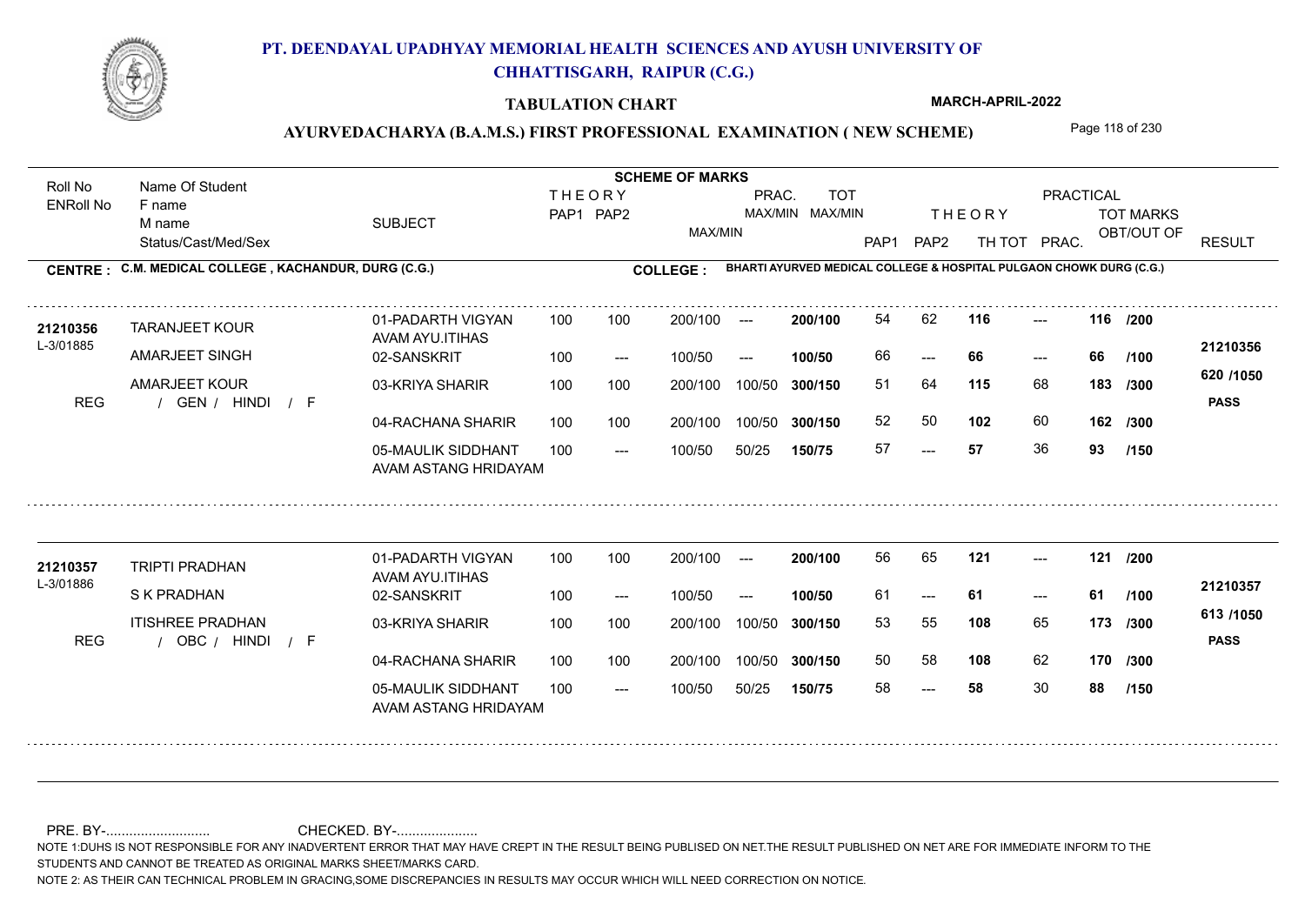# PT. DEENDAYAL UPADHYAY MEMORIAL HEALTH SCIENCES AND AYUSH UNIVERSITY OF CHHATTISGARH, RAIPUR (C.G.)

**TABULATION CHART** — **MARCH-APRIL-2022**

**AYURVEDACHARYA (B.A.M.S.) FIRST PROFESSIONAL EXAMINATION ( NEW SCHEME)**

**CENTRE : C.M. MEDICAL COLLEGE , KACHANDUR, DURG (C.G.)**

**COLLEGE : BHARTI AYURVED MEDICAL COLLEGE & HOSPITAL PULGAON CHOWK DURG (C.G.)**

| Roll No / ENRoll No | Name Of Student / F name / M name / Status/Cast/Med/Sex | SUBJECT | THEORY PAP1 | THEORY PAP2 | MAX/MIN | PRAC. MAX/MIN | TOT MAX/MIN | PAP1 | PAP2 | TH TOT | PRAC. | TOT MARKS OBT/OUT OF | RESULT |
|---|---|---|---|---|---|---|---|---|---|---|---|---|---|
| 21210356 | TARANJEET KOUR | 01-PADARTH VIGYAN AVAM AYU.ITIHAS | 100 | 100 | 200/100 | --- | 200/100 | 54 | 62 | 116 | --- | 116 /200 | 21210356 |
| L-3/01885 | AMARJEET SINGH | 02-SANSKRIT | 100 | --- | 100/50 | --- | 100/50 | 66 | --- | 66 | --- | 66 /100 | 620 /1050 |
| | AMARJEET KOUR | 03-KRIYA SHARIR | 100 | 100 | 200/100 | 100/50 | 300/150 | 51 | 64 | 115 | 68 | 183 /300 | PASS |
| REG | / GEN / HINDI / F | 04-RACHANA SHARIR | 100 | 100 | 200/100 | 100/50 | 300/150 | 52 | 50 | 102 | 60 | 162 /300 | |
| | | 05-MAULIK SIDDHANT AVAM ASTANG HRIDAYAM | 100 | --- | 100/50 | 50/25 | 150/75 | 57 | --- | 57 | 36 | 93 /150 | |
| 21210357 | TRIPTI PRADHAN | 01-PADARTH VIGYAN AVAM AYU.ITIHAS | 100 | 100 | 200/100 | --- | 200/100 | 56 | 65 | 121 | --- | 121 /200 | 21210357 |
| L-3/01886 | S K PRADHAN | 02-SANSKRIT | 100 | --- | 100/50 | --- | 100/50 | 61 | --- | 61 | --- | 61 /100 | 613 /1050 |
| | ITISHREE PRADHAN | 03-KRIYA SHARIR | 100 | 100 | 200/100 | 100/50 | 300/150 | 53 | 55 | 108 | 65 | 173 /300 | PASS |
| REG | / OBC / HINDI / F | 04-RACHANA SHARIR | 100 | 100 | 200/100 | 100/50 | 300/150 | 50 | 58 | 108 | 62 | 170 /300 | |
| | | 05-MAULIK SIDDHANT AVAM ASTANG HRIDAYAM | 100 | --- | 100/50 | 50/25 | 150/75 | 58 | --- | 58 | 30 | 88 /150 | |

PRE. BY-........................... CHECKED. BY-.....................

NOTE 1:DUHS IS NOT RESPONSIBLE FOR ANY INADVERTENT ERROR THAT MAY HAVE CREPT IN THE RESULT BEING PUBLISED ON NET.THE RESULT PUBLISHED ON NET ARE FOR IMMEDIATE INFORM TO THE STUDENTS AND CANNOT BE TREATED AS ORIGINAL MARKS SHEET/MARKS CARD.

NOTE 2: AS THEIR CAN TECHNICAL PROBLEM IN GRACING,SOME DISCREPANCIES IN RESULTS MAY OCCUR WHICH WILL NEED CORRECTION ON NOTICE.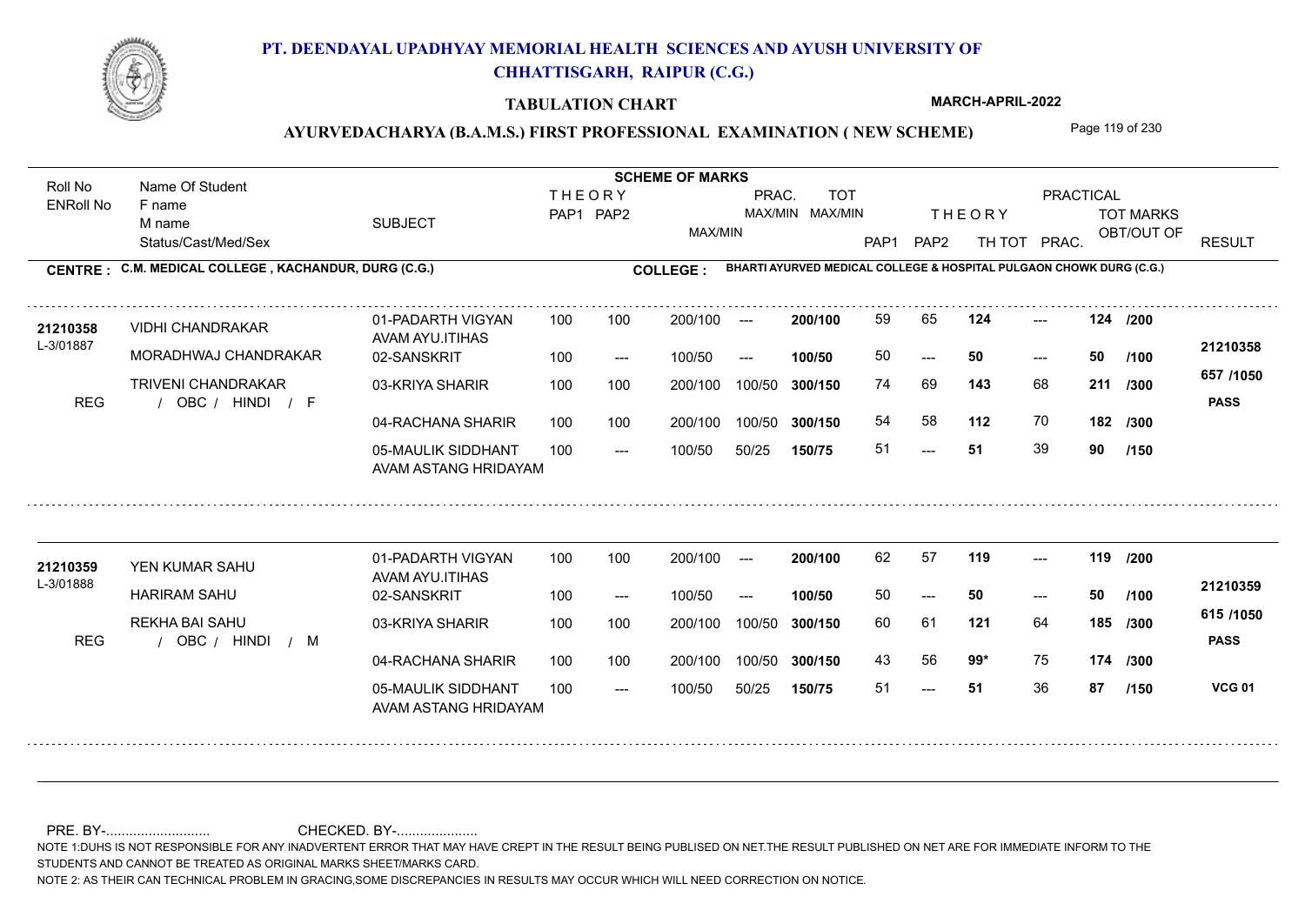# PT. DEENDAYAL UPADHYAY MEMORIAL HEALTH SCIENCES AND AYUSH UNIVERSITY OF CHHATTISGARH, RAIPUR (C.G.)

## TABULATION CHART

**MARCH-APRIL-2022**

### AYURVEDACHARYA (B.A.M.S.) FIRST PROFESSIONAL EXAMINATION ( NEW SCHEME)

**CENTRE : C.M. MEDICAL COLLEGE , KACHANDUR, DURG (C.G.)**

**COLLEGE : BHARTI AYURVED MEDICAL COLLEGE & HOSPITAL PULGAON CHOWK DURG (C.G.)**

| Roll No / ENRoll No | Name Of Student / F name / M name / Status/Cast/Med/Sex | SUBJECT | THEORY PAP1 | THEORY PAP2 | MAX/MIN | PRAC. MAX/MIN | TOT MAX/MIN | PAP1 | PAP2 | TH TOT | PRAC. | TOT MARKS OBT/OUT OF | RESULT |
|---|---|---|---|---|---|---|---|---|---|---|---|---|---|
| 21210358 | VIDHI CHANDRAKAR | 01-PADARTH VIGYAN AVAM AYU.ITIHAS | 100 | 100 | 200/100 | --- | 200/100 | 59 | 65 | 124 | --- | 124 /200 | |
| L-3/01887 | MORADHWAJ CHANDRAKAR | 02-SANSKRIT | 100 | --- | 100/50 | --- | 100/50 | 50 | --- | 50 | --- | 50 /100 | 21210358 |
| | TRIVENI CHANDRAKAR | 03-KRIYA SHARIR | 100 | 100 | 200/100 | 100/50 | 300/150 | 74 | 69 | 143 | 68 | 211 /300 | 657 /1050 |
| REG | / OBC / HINDI / F | 04-RACHANA SHARIR | 100 | 100 | 200/100 | 100/50 | 300/150 | 54 | 58 | 112 | 70 | 182 /300 | PASS |
| | | 05-MAULIK SIDDHANT AVAM ASTANG HRIDAYAM | 100 | --- | 100/50 | 50/25 | 150/75 | 51 | --- | 51 | 39 | 90 /150 | |
| 21210359 | YEN KUMAR SAHU | 01-PADARTH VIGYAN AVAM AYU.ITIHAS | 100 | 100 | 200/100 | --- | 200/100 | 62 | 57 | 119 | --- | 119 /200 | |
| L-3/01888 | HARIRAM SAHU | 02-SANSKRIT | 100 | --- | 100/50 | --- | 100/50 | 50 | --- | 50 | --- | 50 /100 | 21210359 |
| | REKHA BAI SAHU | 03-KRIYA SHARIR | 100 | 100 | 200/100 | 100/50 | 300/150 | 60 | 61 | 121 | 64 | 185 /300 | 615 /1050 |
| REG | / OBC / HINDI / M | 04-RACHANA SHARIR | 100 | 100 | 200/100 | 100/50 | 300/150 | 43 | 56 | 99* | 75 | 174 /300 | PASS |
| | | 05-MAULIK SIDDHANT AVAM ASTANG HRIDAYAM | 100 | --- | 100/50 | 50/25 | 150/75 | 51 | --- | 51 | 36 | 87 /150 | VCG 01 |

PRE. BY-........................... CHECKED. BY-.....................

NOTE 1:DUHS IS NOT RESPONSIBLE FOR ANY INADVERTENT ERROR THAT MAY HAVE CREPT IN THE RESULT BEING PUBLISED ON NET.THE RESULT PUBLISHED ON NET ARE FOR IMMEDIATE INFORM TO THE STUDENTS AND CANNOT BE TREATED AS ORIGINAL MARKS SHEET/MARKS CARD.

NOTE 2: AS THEIR CAN TECHNICAL PROBLEM IN GRACING,SOME DISCREPANCIES IN RESULTS MAY OCCUR WHICH WILL NEED CORRECTION ON NOTICE.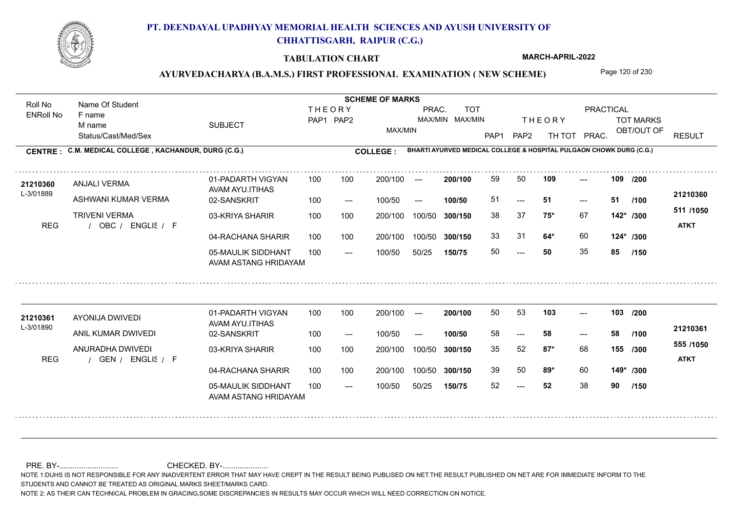# PT. DEENDAYAL UPADHYAY MEMORIAL HEALTH SCIENCES AND AYUSH UNIVERSITY OF CHHATTISGARH, RAIPUR (C.G.)

## TABULATION CHART

**MARCH-APRIL-2022**

## AYURVEDACHARYA (B.A.M.S.) FIRST PROFESSIONAL EXAMINATION ( NEW SCHEME)

**CENTRE : C.M. MEDICAL COLLEGE , KACHANDUR, DURG (C.G.)**

**COLLEGE : BHARTI AYURVED MEDICAL COLLEGE & HOSPITAL PULGAON CHOWK DURG (C.G.)**

| Roll No / ENRoll No | Name Of Student / F name / M name / Status/Cast/Med/Sex | SUBJECT | THEORY PAP1 | THEORY PAP2 | MAX/MIN | PRAC. MAX/MIN | TOT MAX/MIN | THEORY PAP1 | THEORY PAP2 | TH TOT | PRAC. | TOT MARKS OBT/OUT OF | RESULT |
|---|---|---|---|---|---|---|---|---|---|---|---|---|---|
| 21210360 | ANJALI VERMA | 01-PADARTH VIGYAN AVAM AYU.ITIHAS | 100 | 100 | 200/100 | --- | 200/100 | 59 | 50 | 109 | --- | 109 /200 | 21210360 |
| L-3/01889 | ASHWANI KUMAR VERMA | 02-SANSKRIT | 100 | --- | 100/50 | --- | 100/50 | 51 | --- | 51 | --- | 51 /100 | 511 /1050 |
| | TRIVENI VERMA | 03-KRIYA SHARIR | 100 | 100 | 200/100 | 100/50 | 300/150 | 38 | 37 | 75* | 67 | 142* /300 | ATKT |
| REG | / OBC / ENGLIS / F | 04-RACHANA SHARIR | 100 | 100 | 200/100 | 100/50 | 300/150 | 33 | 31 | 64* | 60 | 124* /300 | |
| | | 05-MAULIK SIDDHANT AVAM ASTANG HRIDAYAM | 100 | --- | 100/50 | 50/25 | 150/75 | 50 | --- | 50 | 35 | 85 /150 | |
| 21210361 | AYONIJA DWIVEDI | 01-PADARTH VIGYAN AVAM AYU.ITIHAS | 100 | 100 | 200/100 | --- | 200/100 | 50 | 53 | 103 | --- | 103 /200 | 21210361 |
| L-3/01890 | ANIL KUMAR DWIVEDI | 02-SANSKRIT | 100 | --- | 100/50 | --- | 100/50 | 58 | --- | 58 | --- | 58 /100 | 555 /1050 |
| | ANURADHA DWIVEDI | 03-KRIYA SHARIR | 100 | 100 | 200/100 | 100/50 | 300/150 | 35 | 52 | 87* | 68 | 155 /300 | ATKT |
| REG | / GEN / ENGLIS / F | 04-RACHANA SHARIR | 100 | 100 | 200/100 | 100/50 | 300/150 | 39 | 50 | 89* | 60 | 149* /300 | |
| | | 05-MAULIK SIDDHANT AVAM ASTANG HRIDAYAM | 100 | --- | 100/50 | 50/25 | 150/75 | 52 | --- | 52 | 38 | 90 /150 | |

PRE. BY-.......................... CHECKED. BY-.....................

NOTE 1:DUHS IS NOT RESPONSIBLE FOR ANY INADVERTENT ERROR THAT MAY HAVE CREPT IN THE RESULT BEING PUBLISED ON NET.THE RESULT PUBLISHED ON NET ARE FOR IMMEDIATE INFORM TO THE STUDENTS AND CANNOT BE TREATED AS ORIGINAL MARKS SHEET/MARKS CARD.

NOTE 2: AS THEIR CAN TECHNICAL PROBLEM IN GRACING,SOME DISCREPANCIES IN RESULTS MAY OCCUR WHICH WILL NEED CORRECTION ON NOTICE.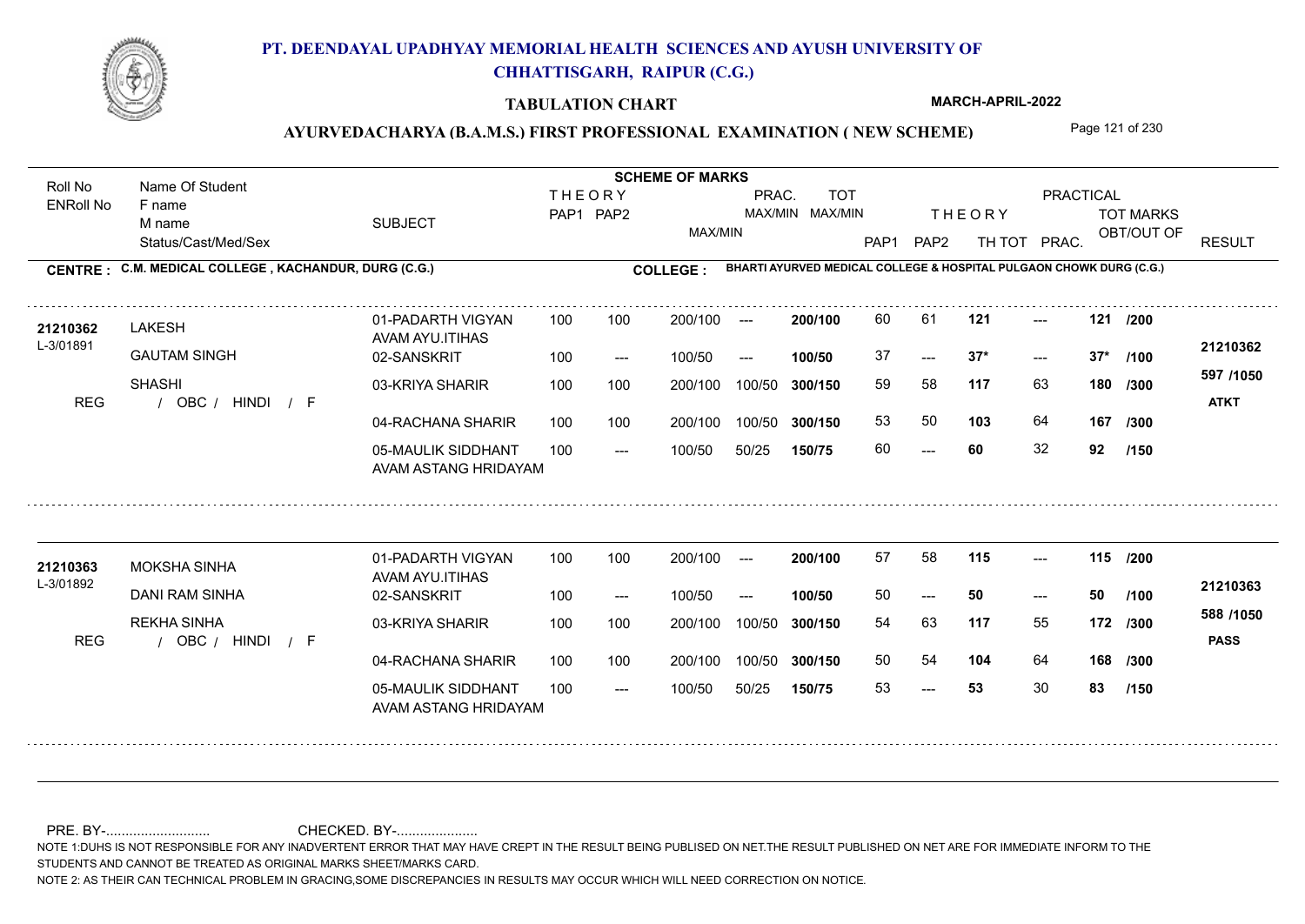# PT. DEENDAYAL UPADHYAY MEMORIAL HEALTH SCIENCES AND AYUSH UNIVERSITY OF CHHATTISGARH, RAIPUR (C.G.)

## TABULATION CHART

MARCH-APRIL-2022

### AYURVEDACHARYA (B.A.M.S.) FIRST PROFESSIONAL EXAMINATION ( NEW SCHEME)

**CENTRE : C.M. MEDICAL COLLEGE , KACHANDUR, DURG (C.G.)**

**COLLEGE : BHARTI AYURVED MEDICAL COLLEGE & HOSPITAL PULGAON CHOWK DURG (C.G.)**

| Roll No / ENRoll No | Name Of Student / F name / M name / Status/Cast/Med/Sex | SUBJECT | THEORY PAP1 | THEORY PAP2 | MAX/MIN | PRAC. MAX/MIN | TOT MAX/MIN | PAP1 | PAP2 | THEORY TH TOT | PRACTICAL PRAC. | TOT MARKS OBT/OUT OF | RESULT |
|---|---|---|---|---|---|---|---|---|---|---|---|---|---|
| 21210362 / L-3/01891 | LAKESH | 01-PADARTH VIGYAN AVAM AYU.ITIHAS | 100 | 100 | 200/100 | --- | 200/100 | 60 | 61 | 121 | --- | 121 /200 | 21210362 |
| | GAUTAM SINGH | 02-SANSKRIT | 100 | --- | 100/50 | --- | 100/50 | 37 | --- | 37* | --- | 37* /100 | |
| | SHASHI | 03-KRIYA SHARIR | 100 | 100 | 200/100 | 100/50 | 300/150 | 59 | 58 | 117 | 63 | 180 /300 | 597 /1050 |
| REG | / OBC / HINDI / F | 04-RACHANA SHARIR | 100 | 100 | 200/100 | 100/50 | 300/150 | 53 | 50 | 103 | 64 | 167 /300 | ATKT |
| | | 05-MAULIK SIDDHANT AVAM ASTANG HRIDAYAM | 100 | --- | 100/50 | 50/25 | 150/75 | 60 | --- | 60 | 32 | 92 /150 | |
| 21210363 / L-3/01892 | MOKSHA SINHA | 01-PADARTH VIGYAN AVAM AYU.ITIHAS | 100 | 100 | 200/100 | --- | 200/100 | 57 | 58 | 115 | --- | 115 /200 | 21210363 |
| | DANI RAM SINHA | 02-SANSKRIT | 100 | --- | 100/50 | --- | 100/50 | 50 | --- | 50 | --- | 50 /100 | |
| | REKHA SINHA | 03-KRIYA SHARIR | 100 | 100 | 200/100 | 100/50 | 300/150 | 54 | 63 | 117 | 55 | 172 /300 | 588 /1050 |
| REG | / OBC / HINDI / F | 04-RACHANA SHARIR | 100 | 100 | 200/100 | 100/50 | 300/150 | 50 | 54 | 104 | 64 | 168 /300 | PASS |
| | | 05-MAULIK SIDDHANT AVAM ASTANG HRIDAYAM | 100 | --- | 100/50 | 50/25 | 150/75 | 53 | --- | 53 | 30 | 83 /150 | |

PRE. BY-........................... CHECKED. BY-.....................

NOTE 1:DUHS IS NOT RESPONSIBLE FOR ANY INADVERTENT ERROR THAT MAY HAVE CREPT IN THE RESULT BEING PUBLISED ON NET.THE RESULT PUBLISHED ON NET ARE FOR IMMEDIATE INFORM TO THE STUDENTS AND CANNOT BE TREATED AS ORIGINAL MARKS SHEET/MARKS CARD.

NOTE 2: AS THEIR CAN TECHNICAL PROBLEM IN GRACING,SOME DISCREPANCIES IN RESULTS MAY OCCUR WHICH WILL NEED CORRECTION ON NOTICE.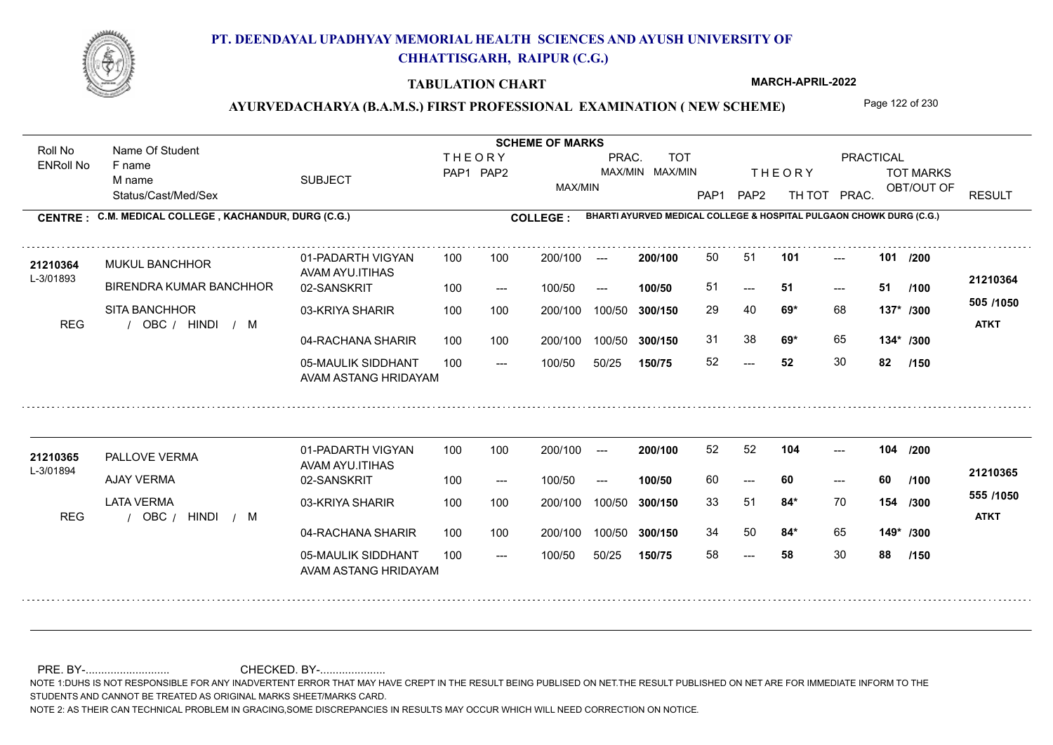# PT. DEENDAYAL UPADHYAY MEMORIAL HEALTH SCIENCES AND AYUSH UNIVERSITY OF CHHATTISGARH, RAIPUR (C.G.)

**TABULATION CHART** — **MARCH-APRIL-2022**

**AYURVEDACHARYA (B.A.M.S.) FIRST PROFESSIONAL EXAMINATION ( NEW SCHEME)**

**CENTRE : C.M. MEDICAL COLLEGE , KACHANDUR, DURG (C.G.)**
**COLLEGE : BHARTI AYURVED MEDICAL COLLEGE & HOSPITAL PULGAON CHOWK DURG (C.G.)**

| Roll No / ENRoll No | Name Of Student / F name / M name / Status/Cast/Med/Sex | SUBJECT | THEORY PAP1 | THEORY PAP2 | MAX/MIN | PRAC. MAX/MIN | TOT MAX/MIN | PAP1 | PAP2 | TH TOT | PRAC. | TOT MARKS OBT/OUT OF | RESULT |
|---|---|---|---|---|---|---|---|---|---|---|---|---|---|
| 21210364 | MUKUL BANCHHOR | 01-PADARTH VIGYAN AVAM AYU.ITIHAS | 100 | 100 | 200/100 | --- | 200/100 | 50 | 51 | 101 | --- | 101 /200 | 21210364 |
| L-3/01893 | BIRENDRA KUMAR BANCHHOR | 02-SANSKRIT | 100 | --- | 100/50 | --- | 100/50 | 51 | --- | 51 | --- | 51 /100 | 505 /1050 |
| | SITA BANCHHOR | 03-KRIYA SHARIR | 100 | 100 | 200/100 | 100/50 | 300/150 | 29 | 40 | 69* | 68 | 137* /300 | |
| REG | / OBC / HINDI / M | | | | | | | | | | | | ATKT |
| | | 04-RACHANA SHARIR | 100 | 100 | 200/100 | 100/50 | 300/150 | 31 | 38 | 69* | 65 | 134* /300 | |
| | | 05-MAULIK SIDDHANT AVAM ASTANG HRIDAYAM | 100 | --- | 100/50 | 50/25 | 150/75 | 52 | --- | 52 | 30 | 82 /150 | |
| 21210365 | PALLOVE VERMA | 01-PADARTH VIGYAN AVAM AYU.ITIHAS | 100 | 100 | 200/100 | --- | 200/100 | 52 | 52 | 104 | --- | 104 /200 | 21210365 |
| L-3/01894 | AJAY VERMA | 02-SANSKRIT | 100 | --- | 100/50 | --- | 100/50 | 60 | --- | 60 | --- | 60 /100 | 555 /1050 |
| | LATA VERMA | 03-KRIYA SHARIR | 100 | 100 | 200/100 | 100/50 | 300/150 | 33 | 51 | 84* | 70 | 154 /300 | |
| REG | / OBC / HINDI / M | | | | | | | | | | | | ATKT |
| | | 04-RACHANA SHARIR | 100 | 100 | 200/100 | 100/50 | 300/150 | 34 | 50 | 84* | 65 | 149* /300 | |
| | | 05-MAULIK SIDDHANT AVAM ASTANG HRIDAYAM | 100 | --- | 100/50 | 50/25 | 150/75 | 58 | --- | 58 | 30 | 88 /150 | |

PRE. BY-.......................... CHECKED. BY-.....................

NOTE 1:DUHS IS NOT RESPONSIBLE FOR ANY INADVERTENT ERROR THAT MAY HAVE CREPT IN THE RESULT BEING PUBLISED ON NET.THE RESULT PUBLISHED ON NET ARE FOR IMMEDIATE INFORM TO THE STUDENTS AND CANNOT BE TREATED AS ORIGINAL MARKS SHEET/MARKS CARD.

NOTE 2: AS THEIR CAN TECHNICAL PROBLEM IN GRACING,SOME DISCREPANCIES IN RESULTS MAY OCCUR WHICH WILL NEED CORRECTION ON NOTICE.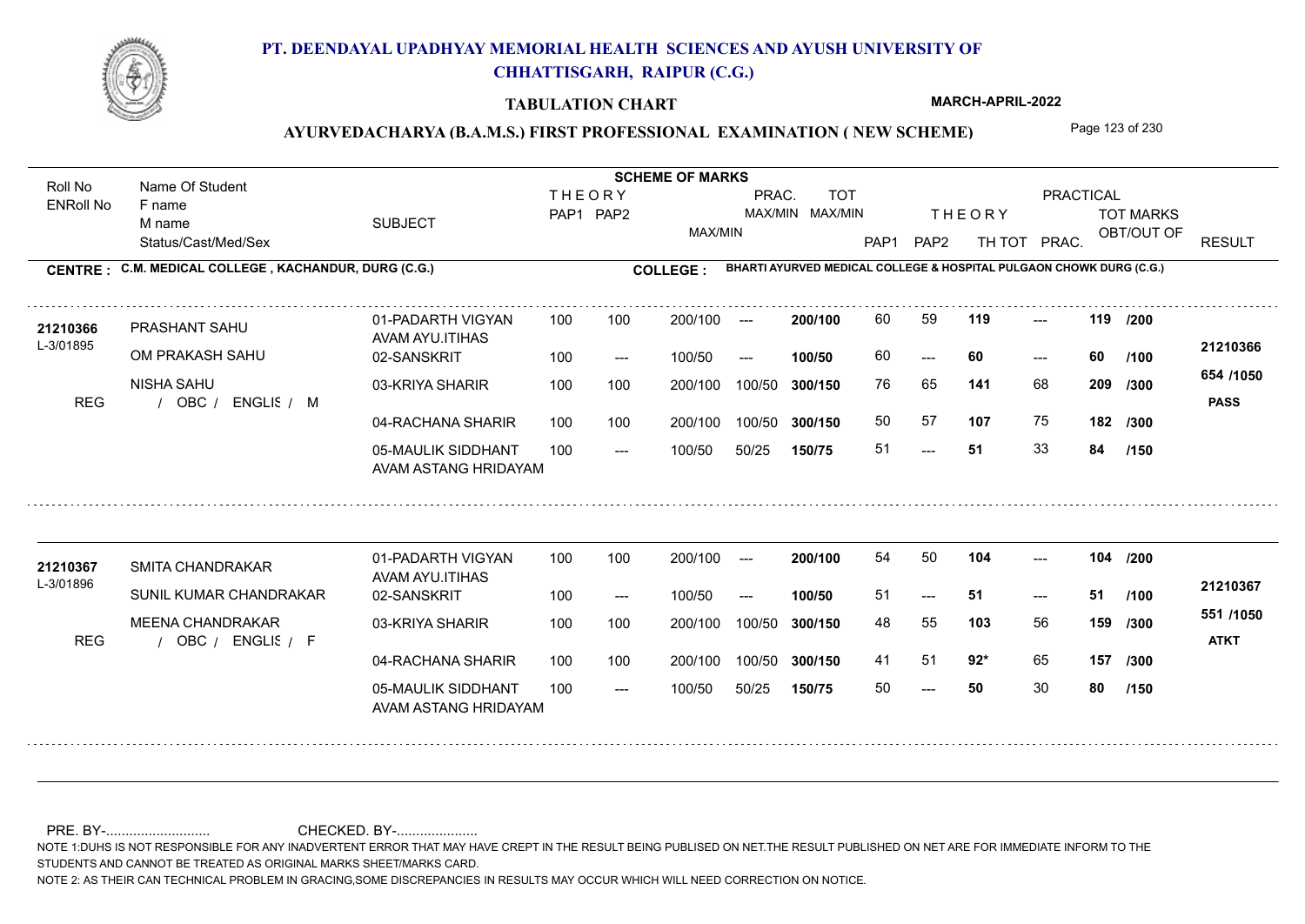# PT. DEENDAYAL UPADHYAY MEMORIAL HEALTH SCIENCES AND AYUSH UNIVERSITY OF CHHATTISGARH, RAIPUR (C.G.)

**TABULATION CHART**

**MARCH-APRIL-2022**

**AYURVEDACHARYA (B.A.M.S.) FIRST PROFESSIONAL EXAMINATION ( NEW SCHEME)**

**CENTRE : C.M. MEDICAL COLLEGE , KACHANDUR, DURG (C.G.)**

**COLLEGE : BHARTI AYURVED MEDICAL COLLEGE & HOSPITAL PULGAON CHOWK DURG (C.G.)**

| Roll No / ENRoll No | Name Of Student / F name / M name / Status/Cast/Med/Sex | SUBJECT | THEORY PAP1 | THEORY PAP2 | MAX/MIN | PRAC. MAX/MIN | TOT MAX/MIN | PAP1 | PAP2 | THEORY TH TOT | PRACTICAL PRAC. | TOT MARKS OBT/OUT OF | RESULT |
|---|---|---|---|---|---|---|---|---|---|---|---|---|---|
| 21210366 | PRASHANT SAHU | 01-PADARTH VIGYAN AVAM AYU.ITIHAS | 100 | 100 | 200/100 | --- | 200/100 | 60 | 59 | 119 | --- | 119 /200 | 21210366 |
| L-3/01895 | OM PRAKASH SAHU | 02-SANSKRIT | 100 | --- | 100/50 | --- | 100/50 | 60 | --- | 60 | --- | 60 /100 | |
| | NISHA SAHU | 03-KRIYA SHARIR | 100 | 100 | 200/100 | 100/50 | 300/150 | 76 | 65 | 141 | 68 | 209 /300 | 654 /1050 |
| REG | / OBC / ENGLIS / M | 04-RACHANA SHARIR | 100 | 100 | 200/100 | 100/50 | 300/150 | 50 | 57 | 107 | 75 | 182 /300 | PASS |
| | | 05-MAULIK SIDDHANT AVAM ASTANG HRIDAYAM | 100 | --- | 100/50 | 50/25 | 150/75 | 51 | --- | 51 | 33 | 84 /150 | |
| 21210367 | SMITA CHANDRAKAR | 01-PADARTH VIGYAN AVAM AYU.ITIHAS | 100 | 100 | 200/100 | --- | 200/100 | 54 | 50 | 104 | --- | 104 /200 | 21210367 |
| L-3/01896 | SUNIL KUMAR CHANDRAKAR | 02-SANSKRIT | 100 | --- | 100/50 | --- | 100/50 | 51 | --- | 51 | --- | 51 /100 | |
| | MEENA CHANDRAKAR | 03-KRIYA SHARIR | 100 | 100 | 200/100 | 100/50 | 300/150 | 48 | 55 | 103 | 56 | 159 /300 | 551 /1050 |
| REG | / OBC / ENGLIS / F | 04-RACHANA SHARIR | 100 | 100 | 200/100 | 100/50 | 300/150 | 41 | 51 | 92* | 65 | 157 /300 | ATKT |
| | | 05-MAULIK SIDDHANT AVAM ASTANG HRIDAYAM | 100 | --- | 100/50 | 50/25 | 150/75 | 50 | --- | 50 | 30 | 80 /150 | |

PRE. BY-.......................... CHECKED. BY-.....................

NOTE 1:DUHS IS NOT RESPONSIBLE FOR ANY INADVERTENT ERROR THAT MAY HAVE CREPT IN THE RESULT BEING PUBLISED ON NET.THE RESULT PUBLISHED ON NET ARE FOR IMMEDIATE INFORM TO THE STUDENTS AND CANNOT BE TREATED AS ORIGINAL MARKS SHEET/MARKS CARD.

NOTE 2: AS THEIR CAN TECHNICAL PROBLEM IN GRACING,SOME DISCREPANCIES IN RESULTS MAY OCCUR WHICH WILL NEED CORRECTION ON NOTICE.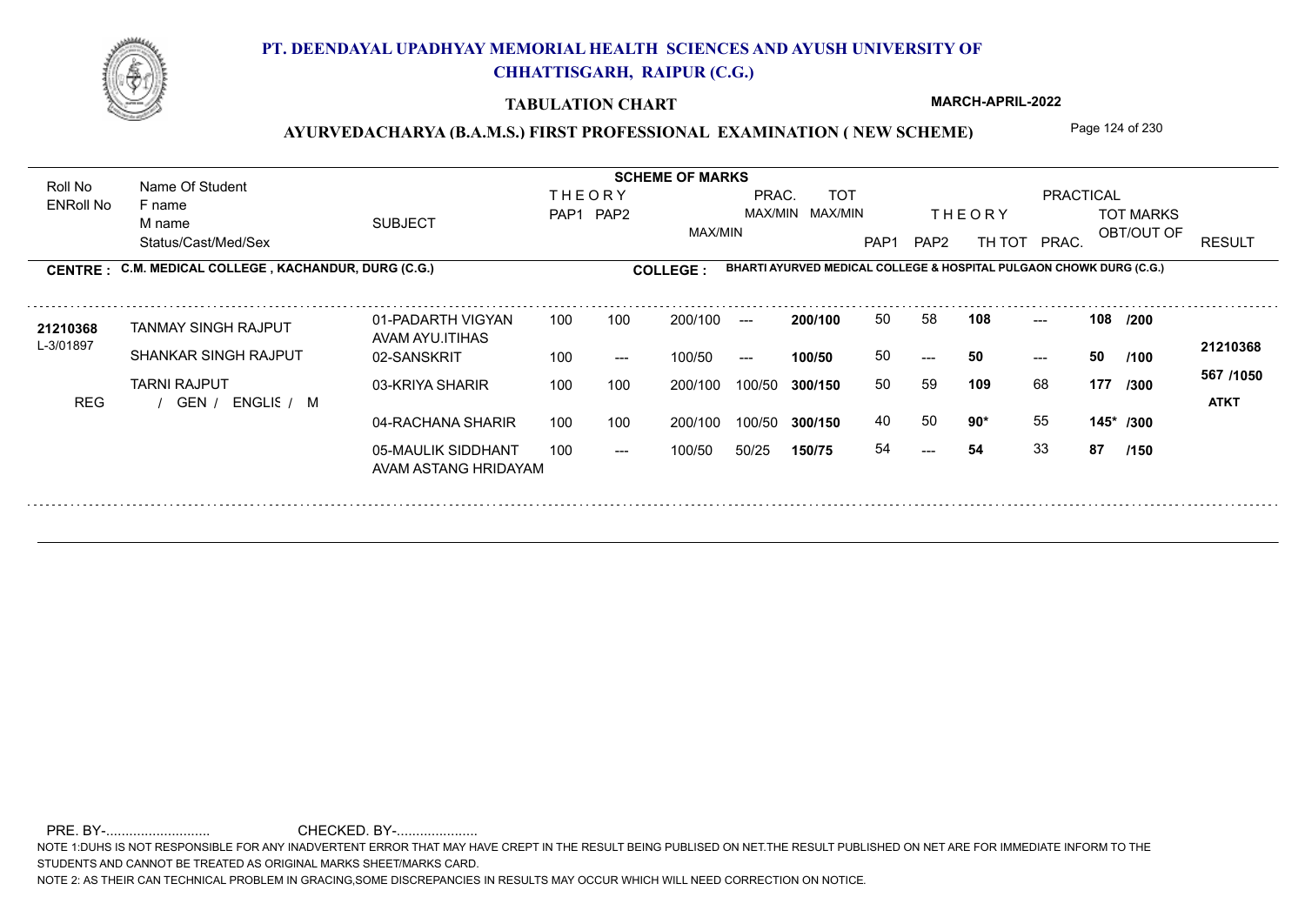# PT. DEENDAYAL UPADHYAY MEMORIAL HEALTH SCIENCES AND AYUSH UNIVERSITY OF CHHATTISGARH, RAIPUR (C.G.)

## TABULATION CHART

MARCH-APRIL-2022

### AYURVEDACHARYA (B.A.M.S.) FIRST PROFESSIONAL EXAMINATION ( NEW SCHEME)

**CENTRE : C.M. MEDICAL COLLEGE , KACHANDUR, DURG (C.G.)**

**COLLEGE : BHARTI AYURVED MEDICAL COLLEGE & HOSPITAL PULGAON CHOWK DURG (C.G.)**

| Roll No / ENRoll No | Name Of Student / F name / M name / Status/Cast/Med/Sex | SUBJECT | THEORY PAP1 | THEORY PAP2 | MAX/MIN | PRAC. MAX/MIN | TOT MAX/MIN | THEORY PAP1 | THEORY PAP2 | TH TOT | PRACTICAL PRAC. | TOT MARKS OBT/OUT OF | RESULT |
|---|---|---|---|---|---|---|---|---|---|---|---|---|---|
| 21210368 | TANMAY SINGH RAJPUT | 01-PADARTH VIGYAN AVAM AYU.ITIHAS | 100 | 100 | 200/100 | --- | 200/100 | 50 | 58 | 108 | --- | 108 /200 | 21210368 |
| L-3/01897 | SHANKAR SINGH RAJPUT | 02-SANSKRIT | 100 | --- | 100/50 | --- | 100/50 | 50 | --- | 50 | --- | 50 /100 | 567 /1050 |
| | TARNI RAJPUT | 03-KRIYA SHARIR | 100 | 100 | 200/100 | 100/50 | 300/150 | 50 | 59 | 109 | 68 | 177 /300 | ATKT |
| REG | / GEN / ENGLIS / M | 04-RACHANA SHARIR | 100 | 100 | 200/100 | 100/50 | 300/150 | 40 | 50 | 90* | 55 | 145* /300 | |
| | | 05-MAULIK SIDDHANT AVAM ASTANG HRIDAYAM | 100 | --- | 100/50 | 50/25 | 150/75 | 54 | --- | 54 | 33 | 87 /150 | |

PRE. BY-.......................... CHECKED. BY-....................

NOTE 1:DUHS IS NOT RESPONSIBLE FOR ANY INADVERTENT ERROR THAT MAY HAVE CREPT IN THE RESULT BEING PUBLISED ON NET.THE RESULT PUBLISHED ON NET ARE FOR IMMEDIATE INFORM TO THE STUDENTS AND CANNOT BE TREATED AS ORIGINAL MARKS SHEET/MARKS CARD.

NOTE 2: AS THEIR CAN TECHNICAL PROBLEM IN GRACING,SOME DISCREPANCIES IN RESULTS MAY OCCUR WHICH WILL NEED CORRECTION ON NOTICE.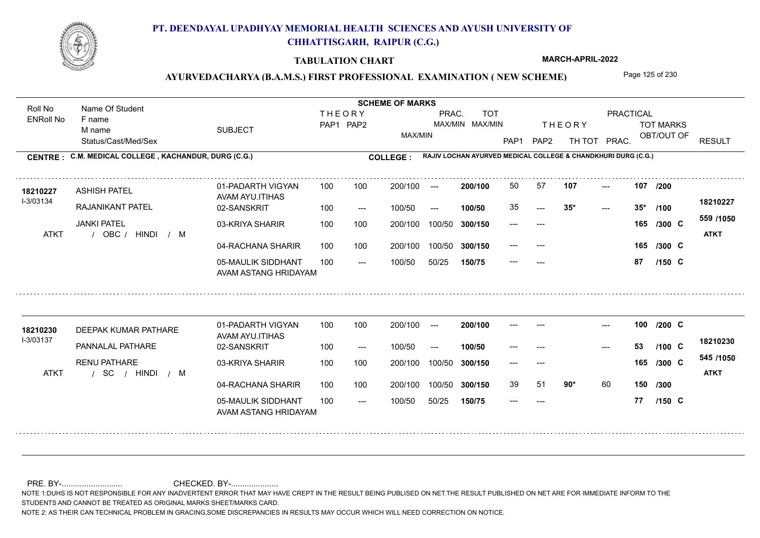# PT. DEENDAYAL UPADHYAY MEMORIAL HEALTH SCIENCES AND AYUSH UNIVERSITY OF CHHATTISGARH, RAIPUR (C.G.)

**TABULATION CHART**

**MARCH-APRIL-2022**

**AYURVEDACHARYA (B.A.M.S.) FIRST PROFESSIONAL EXAMINATION ( NEW SCHEME)**

**CENTRE : C.M. MEDICAL COLLEGE , KACHANDUR, DURG (C.G.)**

**COLLEGE : RAJIV LOCHAN AYURVED MEDICAL COLLEGE & CHANDKHURI DURG (C.G.)**

| Roll No / ENRoll No | Name Of Student / F name / M name / Status/Cast/Med/Sex | SUBJECT | THEORY PAP1 | THEORY PAP2 | MAX/MIN | PRAC. MAX/MIN | TOT MAX/MIN | THEORY PAP1 | THEORY PAP2 | TH TOT | PRAC. | TOT MARKS OBT/OUT OF | RESULT |
|---|---|---|---|---|---|---|---|---|---|---|---|---|---|
| 18210227 / I-3/03134 | ASHISH PATEL / RAJANIKANT PATEL / JANKI PATEL / ATKT / OBC / HINDI / M | 01-PADARTH VIGYAN AVAM AYU.ITIHAS | 100 | 100 | 200/100 | --- | 200/100 | 50 | 57 | 107 | --- | 107 /200 | 18210227 |
| | | 02-SANSKRIT | 100 | --- | 100/50 | --- | 100/50 | 35 | --- | 35* | --- | 35* /100 | 559 /1050 |
| | | 03-KRIYA SHARIR | 100 | 100 | 200/100 | 100/50 | 300/150 | --- | --- | | | 165 /300 C | ATKT |
| | | 04-RACHANA SHARIR | 100 | 100 | 200/100 | 100/50 | 300/150 | --- | --- | | | 165 /300 C | |
| | | 05-MAULIK SIDDHANT AVAM ASTANG HRIDAYAM | 100 | --- | 100/50 | 50/25 | 150/75 | --- | --- | | | 87 /150 C | |
| 18210230 / I-3/03137 | DEEPAK KUMAR PATHARE / PANNALAL PATHARE / RENU PATHARE / ATKT / SC / HINDI / M | 01-PADARTH VIGYAN AVAM AYU.ITIHAS | 100 | 100 | 200/100 | --- | 200/100 | --- | --- | | --- | 100 /200 C | 18210230 |
| | | 02-SANSKRIT | 100 | --- | 100/50 | --- | 100/50 | --- | --- | | --- | 53 /100 C | 545 /1050 |
| | | 03-KRIYA SHARIR | 100 | 100 | 200/100 | 100/50 | 300/150 | --- | --- | | | 165 /300 C | ATKT |
| | | 04-RACHANA SHARIR | 100 | 100 | 200/100 | 100/50 | 300/150 | 39 | 51 | 90* | 60 | 150 /300 | |
| | | 05-MAULIK SIDDHANT AVAM ASTANG HRIDAYAM | 100 | --- | 100/50 | 50/25 | 150/75 | --- | --- | | | 77 /150 C | |

PRE. BY-.......................... CHECKED. BY-....................

NOTE 1:DUHS IS NOT RESPONSIBLE FOR ANY INADVERTENT ERROR THAT MAY HAVE CREPT IN THE RESULT BEING PUBLISED ON NET.THE RESULT PUBLISHED ON NET ARE FOR IMMEDIATE INFORM TO THE STUDENTS AND CANNOT BE TREATED AS ORIGINAL MARKS SHEET/MARKS CARD.

NOTE 2: AS THEIR CAN TECHNICAL PROBLEM IN GRACING,SOME DISCREPANCIES IN RESULTS MAY OCCUR WHICH WILL NEED CORRECTION ON NOTICE.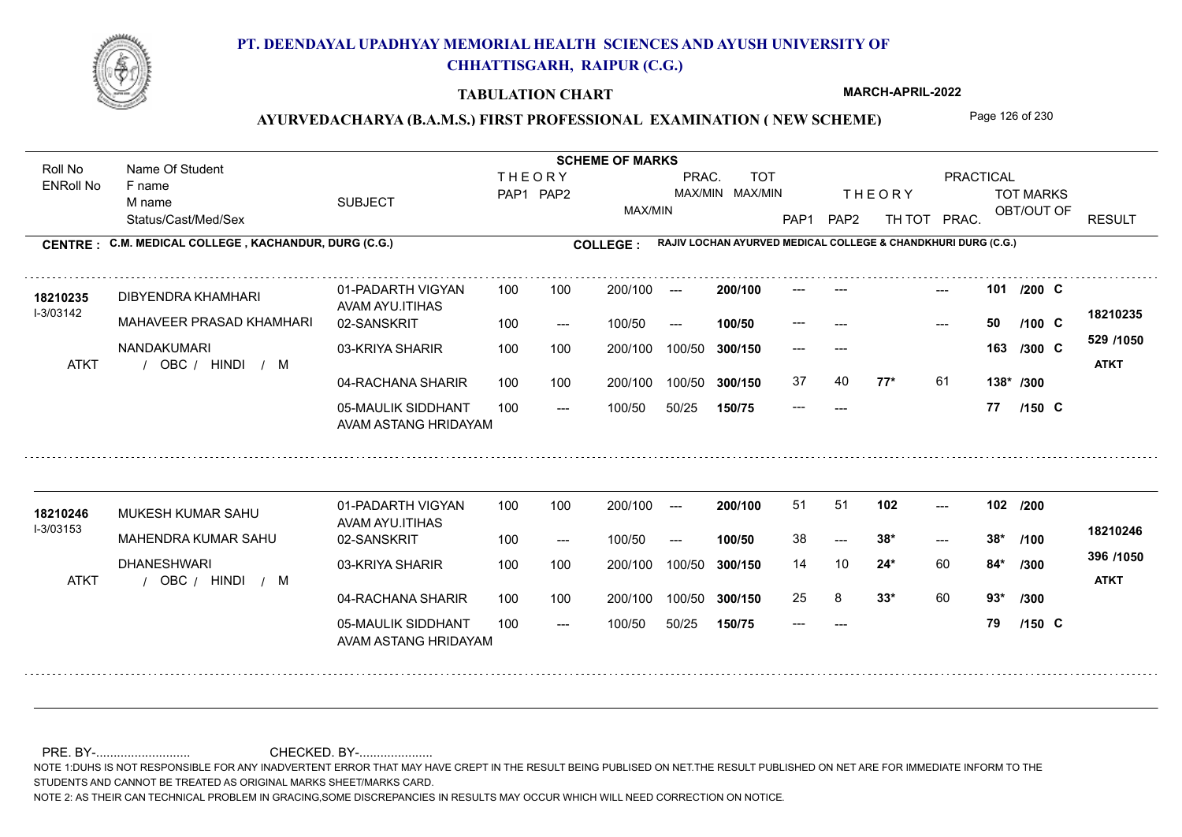# PT. DEENDAYAL UPADHYAY MEMORIAL HEALTH SCIENCES AND AYUSH UNIVERSITY OF CHHATTISGARH, RAIPUR (C.G.)

## TABULATION CHART

MARCH-APRIL-2022

### AYURVEDACHARYA (B.A.M.S.) FIRST PROFESSIONAL EXAMINATION ( NEW SCHEME)

**CENTRE : C.M. MEDICAL COLLEGE , KACHANDUR, DURG (C.G.)**

**COLLEGE : RAJIV LOCHAN AYURVED MEDICAL COLLEGE & CHANDKHURI DURG (C.G.)**

| Roll No / ENRoll No | Name Of Student / F name / M name / Status/Cast/Med/Sex | SUBJECT | THEORY PAP1 | THEORY PAP2 | MAX/MIN | PRAC. MAX/MIN | TOT MAX/MIN | PAP1 | PAP2 | TH TOT | PRAC. | TOT MARKS OBT/OUT OF | RESULT |
|---|---|---|---|---|---|---|---|---|---|---|---|---|---|
| 18210235 / I-3/03142 | DIBYENDRA KHAMHARI | 01-PADARTH VIGYAN AVAM AYU.ITIHAS | 100 | 100 | 200/100 | --- | 200/100 | --- | --- | | --- | 101 /200 C | 18210235 |
| | MAHAVEER PRASAD KHAMHARI | 02-SANSKRIT | 100 | --- | 100/50 | --- | 100/50 | --- | --- | | --- | 50 /100 C | 529 /1050 |
| | NANDAKUMARI | 03-KRIYA SHARIR | 100 | 100 | 200/100 | 100/50 | 300/150 | --- | --- | | | 163 /300 C | |
| ATKT | / OBC / HINDI / M | 04-RACHANA SHARIR | 100 | 100 | 200/100 | 100/50 | 300/150 | 37 | 40 | 77* | 61 | 138* /300 | ATKT |
| | | 05-MAULIK SIDDHANT AVAM ASTANG HRIDAYAM | 100 | --- | 100/50 | 50/25 | 150/75 | --- | --- | | | 77 /150 C | |
| 18210246 / I-3/03153 | MUKESH KUMAR SAHU | 01-PADARTH VIGYAN AVAM AYU.ITIHAS | 100 | 100 | 200/100 | --- | 200/100 | 51 | 51 | 102 | --- | 102 /200 | 18210246 |
| | MAHENDRA KUMAR SAHU | 02-SANSKRIT | 100 | --- | 100/50 | --- | 100/50 | 38 | --- | 38* | --- | 38* /100 | 396 /1050 |
| | DHANESHWARI | 03-KRIYA SHARIR | 100 | 100 | 200/100 | 100/50 | 300/150 | 14 | 10 | 24* | 60 | 84* /300 | |
| ATKT | / OBC / HINDI / M | 04-RACHANA SHARIR | 100 | 100 | 200/100 | 100/50 | 300/150 | 25 | 8 | 33* | 60 | 93* /300 | ATKT |
| | | 05-MAULIK SIDDHANT AVAM ASTANG HRIDAYAM | 100 | --- | 100/50 | 50/25 | 150/75 | --- | --- | | | 79 /150 C | |

PRE. BY-........................... CHECKED. BY-.....................

NOTE 1:DUHS IS NOT RESPONSIBLE FOR ANY INADVERTENT ERROR THAT MAY HAVE CREPT IN THE RESULT BEING PUBLISED ON NET.THE RESULT PUBLISHED ON NET ARE FOR IMMEDIATE INFORM TO THE STUDENTS AND CANNOT BE TREATED AS ORIGINAL MARKS SHEET/MARKS CARD.

NOTE 2: AS THEIR CAN TECHNICAL PROBLEM IN GRACING,SOME DISCREPANCIES IN RESULTS MAY OCCUR WHICH WILL NEED CORRECTION ON NOTICE.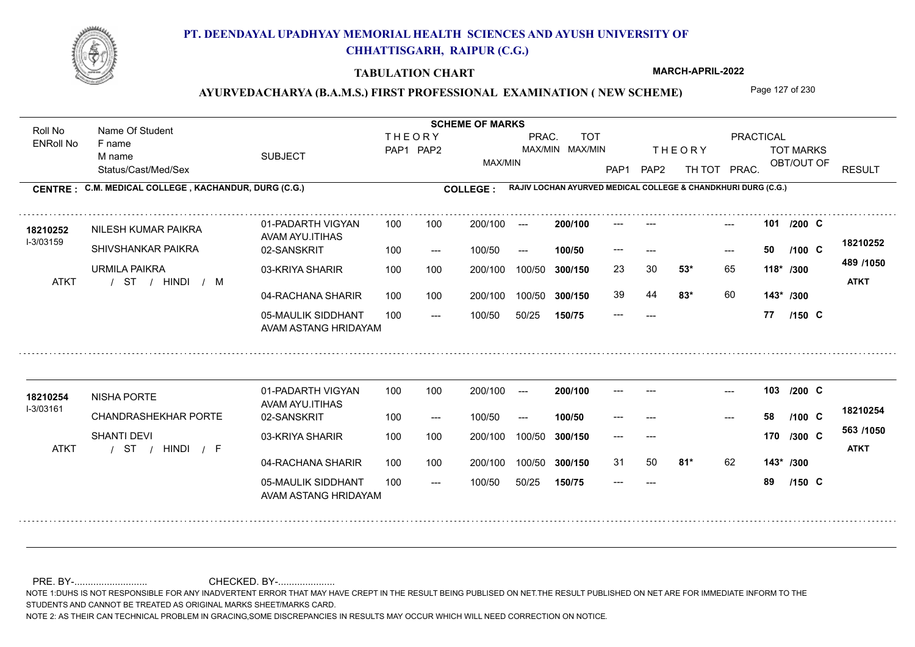# PT. DEENDAYAL UPADHYAY MEMORIAL HEALTH SCIENCES AND AYUSH UNIVERSITY OF CHHATTISGARH, RAIPUR (C.G.)

**TABULATION CHART**

**MARCH-APRIL-2022**

**AYURVEDACHARYA (B.A.M.S.) FIRST PROFESSIONAL EXAMINATION ( NEW SCHEME)**

**CENTRE : C.M. MEDICAL COLLEGE , KACHANDUR, DURG (C.G.)**

**COLLEGE : RAJIV LOCHAN AYURVED MEDICAL COLLEGE & CHANDKHURI DURG (C.G.)**

| Roll No / ENRoll No | Name Of Student / F name / M name / Status/Cast/Med/Sex | SUBJECT | THEORY PAP1 | THEORY PAP2 | MAX/MIN | PRAC. MAX/MIN | TOT MAX/MIN | THEORY PAP1 | THEORY PAP2 | TH TOT | PRAC. | TOT MARKS OBT/OUT OF | RESULT |
|---|---|---|---|---|---|---|---|---|---|---|---|---|---|
| 18210252 | NILESH KUMAR PAIKRA | 01-PADARTH VIGYAN AVAM AYU.ITIHAS | 100 | 100 | 200/100 | --- | 200/100 | --- | --- | | --- | 101 /200 C | 18210252 |
| I-3/03159 | SHIVSHANKAR PAIKRA | 02-SANSKRIT | 100 | --- | 100/50 | --- | 100/50 | --- | --- | | --- | 50 /100 C | 489 /1050 |
| | URMILA PAIKRA | 03-KRIYA SHARIR | 100 | 100 | 200/100 | 100/50 | 300/150 | 23 | 30 | 53* | 65 | 118* /300 | |
| ATKT | / ST / HINDI / M | 04-RACHANA SHARIR | 100 | 100 | 200/100 | 100/50 | 300/150 | 39 | 44 | 83* | 60 | 143* /300 | ATKT |
| | | 05-MAULIK SIDDHANT AVAM ASTANG HRIDAYAM | 100 | --- | 100/50 | 50/25 | 150/75 | --- | --- | | | 77 /150 C | |
| 18210254 | NISHA PORTE | 01-PADARTH VIGYAN AVAM AYU.ITIHAS | 100 | 100 | 200/100 | --- | 200/100 | --- | --- | | --- | 103 /200 C | 18210254 |
| I-3/03161 | CHANDRASHEKHAR PORTE | 02-SANSKRIT | 100 | --- | 100/50 | --- | 100/50 | --- | --- | | --- | 58 /100 C | 563 /1050 |
| | SHANTI DEVI | 03-KRIYA SHARIR | 100 | 100 | 200/100 | 100/50 | 300/150 | --- | --- | | | 170 /300 C | |
| ATKT | / ST / HINDI / F | 04-RACHANA SHARIR | 100 | 100 | 200/100 | 100/50 | 300/150 | 31 | 50 | 81* | 62 | 143* /300 | ATKT |
| | | 05-MAULIK SIDDHANT AVAM ASTANG HRIDAYAM | 100 | --- | 100/50 | 50/25 | 150/75 | --- | --- | | | 89 /150 C | |

PRE. BY-........................... CHECKED. BY-.....................

NOTE 1:DUHS IS NOT RESPONSIBLE FOR ANY INADVERTENT ERROR THAT MAY HAVE CREPT IN THE RESULT BEING PUBLISED ON NET.THE RESULT PUBLISHED ON NET ARE FOR IMMEDIATE INFORM TO THE STUDENTS AND CANNOT BE TREATED AS ORIGINAL MARKS SHEET/MARKS CARD.

NOTE 2: AS THEIR CAN TECHNICAL PROBLEM IN GRACING,SOME DISCREPANCIES IN RESULTS MAY OCCUR WHICH WILL NEED CORRECTION ON NOTICE.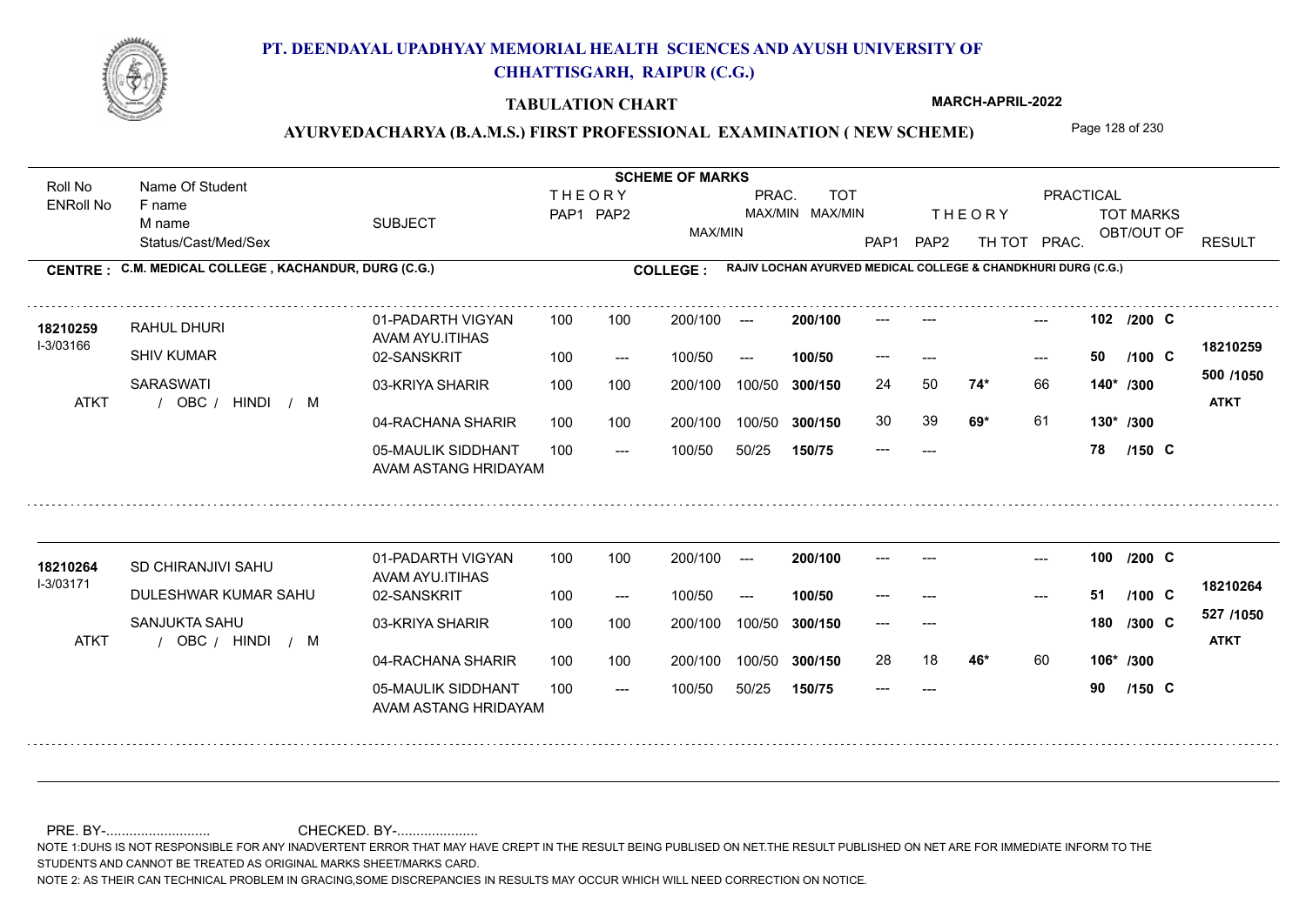# PT. DEENDAYAL UPADHYAY MEMORIAL HEALTH SCIENCES AND AYUSH UNIVERSITY OF CHHATTISGARH, RAIPUR (C.G.)

**TABULATION CHART** — MARCH-APRIL-2022

## AYURVEDACHARYA (B.A.M.S.) FIRST PROFESSIONAL EXAMINATION ( NEW SCHEME)

**CENTRE : C.M. MEDICAL COLLEGE , KACHANDUR, DURG (C.G.)**

**COLLEGE : RAJIV LOCHAN AYURVED MEDICAL COLLEGE & CHANDKHURI DURG (C.G.)**

| Roll No / ENRoll No | Name Of Student / F name / M name / Status/Cast/Med/Sex | SUBJECT | THEORY PAP1 | THEORY PAP2 | MAX/MIN | PRAC. MAX/MIN | TOT MAX/MIN | THEORY PAP1 | THEORY PAP2 | TH TOT | PRAC. | TOT MARKS OBT/OUT OF | RESULT |
|---|---|---|---|---|---|---|---|---|---|---|---|---|---|
| 18210259 | RAHUL DHURI | 01-PADARTH VIGYAN AVAM AYU.ITIHAS | 100 | 100 | 200/100 | --- | 200/100 | --- | --- | | --- | 102 /200 C | 18210259 |
| I-3/03166 | SHIV KUMAR | 02-SANSKRIT | 100 | --- | 100/50 | --- | 100/50 | --- | --- | | --- | 50 /100 C | 500 /1050 |
| ATKT | SARASWATI / OBC / HINDI / M | 03-KRIYA SHARIR | 100 | 100 | 200/100 | 100/50 | 300/150 | 24 | 50 | 74* | 66 | 140* /300 | ATKT |
| | | 04-RACHANA SHARIR | 100 | 100 | 200/100 | 100/50 | 300/150 | 30 | 39 | 69* | 61 | 130* /300 | |
| | | 05-MAULIK SIDDHANT AVAM ASTANG HRIDAYAM | 100 | --- | 100/50 | 50/25 | 150/75 | --- | --- | | | 78 /150 C | |
| 18210264 | SD CHIRANJIVI SAHU | 01-PADARTH VIGYAN AVAM AYU.ITIHAS | 100 | 100 | 200/100 | --- | 200/100 | --- | --- | | --- | 100 /200 C | 18210264 |
| I-3/03171 | DULESHWAR KUMAR SAHU | 02-SANSKRIT | 100 | --- | 100/50 | --- | 100/50 | --- | --- | | --- | 51 /100 C | 527 /1050 |
| ATKT | SANJUKTA SAHU / OBC / HINDI / M | 03-KRIYA SHARIR | 100 | 100 | 200/100 | 100/50 | 300/150 | --- | --- | | | 180 /300 C | ATKT |
| | | 04-RACHANA SHARIR | 100 | 100 | 200/100 | 100/50 | 300/150 | 28 | 18 | 46* | 60 | 106* /300 | |
| | | 05-MAULIK SIDDHANT AVAM ASTANG HRIDAYAM | 100 | --- | 100/50 | 50/25 | 150/75 | --- | --- | | | 90 /150 C | |

PRE. BY-.......................... CHECKED. BY-.....................

NOTE 1:DUHS IS NOT RESPONSIBLE FOR ANY INADVERTENT ERROR THAT MAY HAVE CREPT IN THE RESULT BEING PUBLISED ON NET.THE RESULT PUBLISHED ON NET ARE FOR IMMEDIATE INFORM TO THE STUDENTS AND CANNOT BE TREATED AS ORIGINAL MARKS SHEET/MARKS CARD.

NOTE 2: AS THEIR CAN TECHNICAL PROBLEM IN GRACING,SOME DISCREPANCIES IN RESULTS MAY OCCUR WHICH WILL NEED CORRECTION ON NOTICE.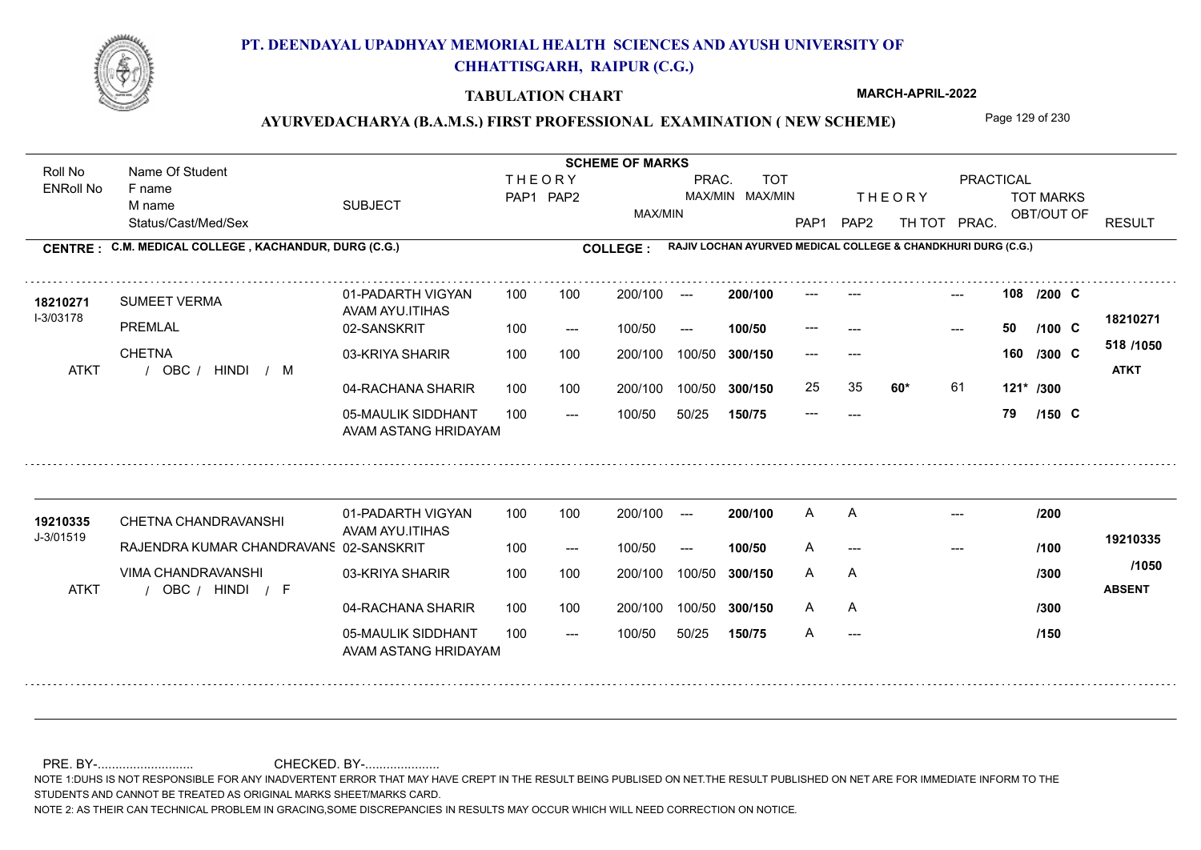# PT. DEENDAYAL UPADHYAY MEMORIAL HEALTH SCIENCES AND AYUSH UNIVERSITY OF CHHATTISGARH, RAIPUR (C.G.)

**TABULATION CHART**

**MARCH-APRIL-2022**

**AYURVEDACHARYA (B.A.M.S.) FIRST PROFESSIONAL EXAMINATION ( NEW SCHEME)**

**CENTRE : C.M. MEDICAL COLLEGE , KACHANDUR, DURG (C.G.)**

**COLLEGE : RAJIV LOCHAN AYURVED MEDICAL COLLEGE & CHANDKHURI DURG (C.G.)**

| Roll No / ENRoll No | Name Of Student / F name / M name / Status/Cast/Med/Sex | SUBJECT | THEORY PAP1 | THEORY PAP2 | MAX/MIN | PRAC. MAX/MIN | TOT MAX/MIN | THEORY PAP1 | THEORY PAP2 | TH TOT | PRACTICAL PRAC. | TOT MARKS OBT/OUT OF | RESULT |
|---|---|---|---|---|---|---|---|---|---|---|---|---|---|
| 18210271 | SUMEET VERMA | 01-PADARTH VIGYAN AVAM AYU.ITIHAS | 100 | 100 | 200/100 | --- | 200/100 | --- | --- | | --- | 108 /200 C | 18210271 |
| I-3/03178 | PREMLAL | 02-SANSKRIT | 100 | --- | 100/50 | --- | 100/50 | --- | --- | | --- | 50 /100 C | 518 /1050 |
| | CHETNA | 03-KRIYA SHARIR | 100 | 100 | 200/100 | 100/50 | 300/150 | --- | --- | | | 160 /300 C | ATKT |
| ATKT | / OBC / HINDI / M | 04-RACHANA SHARIR | 100 | 100 | 200/100 | 100/50 | 300/150 | 25 | 35 | 60* | 61 | 121* /300 | |
| | | 05-MAULIK SIDDHANT AVAM ASTANG HRIDAYAM | 100 | --- | 100/50 | 50/25 | 150/75 | --- | --- | | | 79 /150 C | |
| 19210335 | CHETNA CHANDRAVANSHI | 01-PADARTH VIGYAN AVAM AYU.ITIHAS | 100 | 100 | 200/100 | --- | 200/100 | A | A | | --- | /200 | 19210335 |
| J-3/01519 | RAJENDRA KUMAR CHANDRAVANSHI | 02-SANSKRIT | 100 | --- | 100/50 | --- | 100/50 | A | --- | | --- | /100 | /1050 |
| | VIMA CHANDRAVANSHI | 03-KRIYA SHARIR | 100 | 100 | 200/100 | 100/50 | 300/150 | A | A | | | /300 | ABSENT |
| ATKT | / OBC / HINDI / F | 04-RACHANA SHARIR | 100 | 100 | 200/100 | 100/50 | 300/150 | A | A | | | /300 | |
| | | 05-MAULIK SIDDHANT AVAM ASTANG HRIDAYAM | 100 | --- | 100/50 | 50/25 | 150/75 | A | --- | | | /150 | |

PRE. BY-.......................... CHECKED. BY-....................

NOTE 1:DUHS IS NOT RESPONSIBLE FOR ANY INADVERTENT ERROR THAT MAY HAVE CREPT IN THE RESULT BEING PUBLISED ON NET.THE RESULT PUBLISHED ON NET ARE FOR IMMEDIATE INFORM TO THE STUDENTS AND CANNOT BE TREATED AS ORIGINAL MARKS SHEET/MARKS CARD.

NOTE 2: AS THEIR CAN TECHNICAL PROBLEM IN GRACING,SOME DISCREPANCIES IN RESULTS MAY OCCUR WHICH WILL NEED CORRECTION ON NOTICE.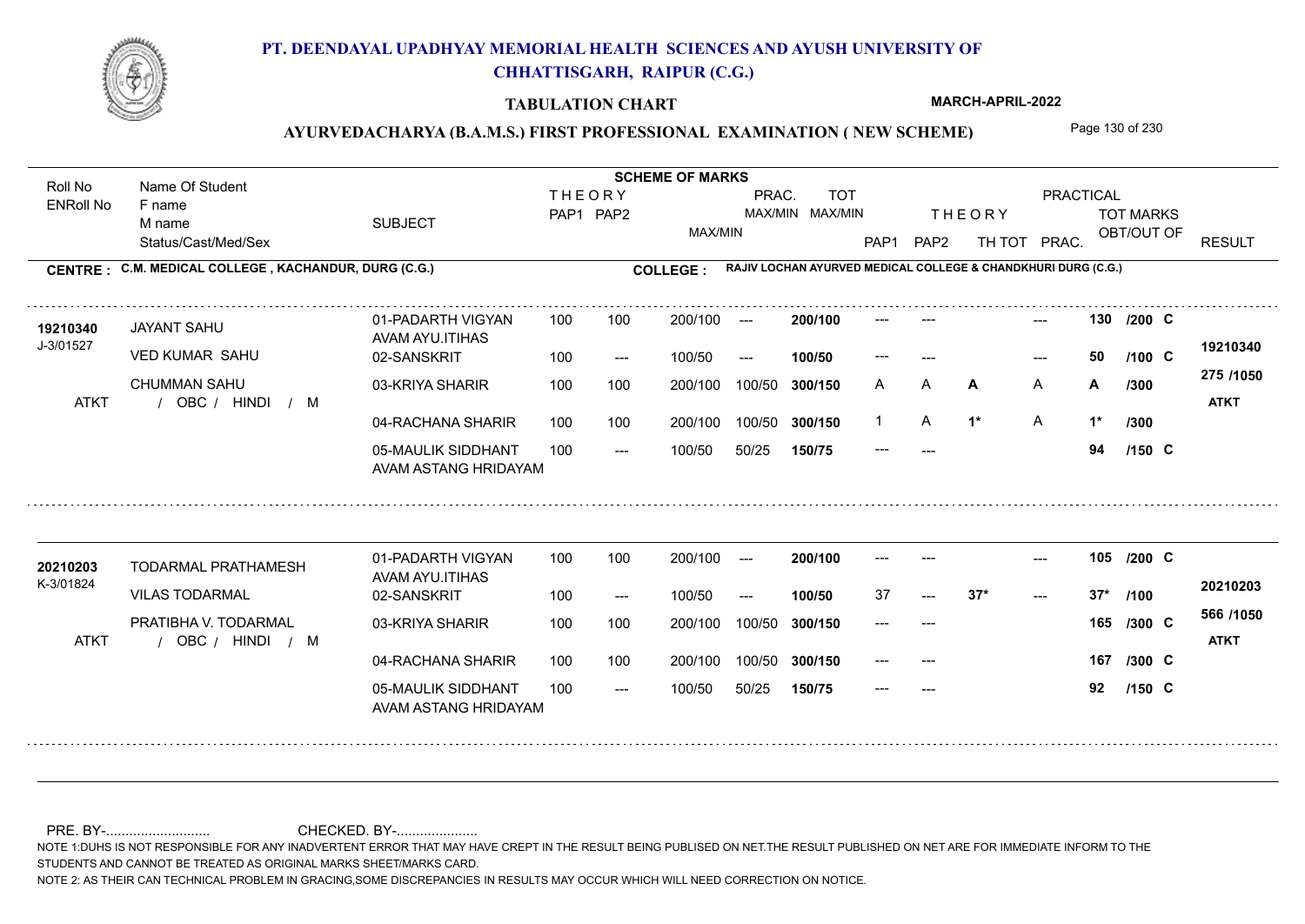# PT. DEENDAYAL UPADHYAY MEMORIAL HEALTH SCIENCES AND AYUSH UNIVERSITY OF CHHATTISGARH, RAIPUR (C.G.)

## TABULATION CHART

MARCH-APRIL-2022

### AYURVEDACHARYA (B.A.M.S.) FIRST PROFESSIONAL EXAMINATION ( NEW SCHEME)

**CENTRE : C.M. MEDICAL COLLEGE , KACHANDUR, DURG (C.G.)**

**COLLEGE : RAJIV LOCHAN AYURVED MEDICAL COLLEGE & CHANDKHURI DURG (C.G.)**

| Roll No / ENRoll No | Name Of Student / F name / M name / Status/Cast/Med/Sex | SUBJECT | THEORY PAP1 | THEORY PAP2 | MAX/MIN | PRAC. MAX/MIN | TOT MAX/MIN | THEORY PAP1 | THEORY PAP2 | TH TOT | PRAC. | TOT MARKS OBT/OUT OF | | RESULT |
|---|---|---|---|---|---|---|---|---|---|---|---|---|---|---|
| 19210340 | JAYANT SAHU | 01-PADARTH VIGYAN AVAM AYU.ITIHAS | 100 | 100 | 200/100 | --- | 200/100 | --- | --- | | --- | 130 | /200 C | 19210340 |
| J-3/01527 | VED KUMAR SAHU | 02-SANSKRIT | 100 | --- | 100/50 | --- | 100/50 | --- | --- | | --- | 50 | /100 C | 275 /1050 |
| ATKT | CHUMMAN SAHU / OBC / HINDI / M | 03-KRIYA SHARIR | 100 | 100 | 200/100 | 100/50 | 300/150 | A | A | **A** | A | **A** | /300 | ATKT |
| | | 04-RACHANA SHARIR | 100 | 100 | 200/100 | 100/50 | 300/150 | 1 | A | **1*** | A | **1*** | /300 | |
| | | 05-MAULIK SIDDHANT AVAM ASTANG HRIDAYAM | 100 | --- | 100/50 | 50/25 | 150/75 | --- | --- | | | 94 | /150 C | |
| 20210203 | TODARMAL PRATHAMESH | 01-PADARTH VIGYAN AVAM AYU.ITIHAS | 100 | 100 | 200/100 | --- | 200/100 | --- | --- | | --- | 105 | /200 C | 20210203 |
| K-3/01824 | VILAS TODARMAL | 02-SANSKRIT | 100 | --- | 100/50 | --- | 100/50 | 37 | --- | **37*** | --- | **37*** | /100 | 566 /1050 |
| ATKT | PRATIBHA V. TODARMAL / OBC / HINDI / M | 03-KRIYA SHARIR | 100 | 100 | 200/100 | 100/50 | 300/150 | --- | --- | | | 165 | /300 C | ATKT |
| | | 04-RACHANA SHARIR | 100 | 100 | 200/100 | 100/50 | 300/150 | --- | --- | | | 167 | /300 C | |
| | | 05-MAULIK SIDDHANT AVAM ASTANG HRIDAYAM | 100 | --- | 100/50 | 50/25 | 150/75 | --- | --- | | | 92 | /150 C | |

PRE. BY-........................... CHECKED. BY-.....................

NOTE 1:DUHS IS NOT RESPONSIBLE FOR ANY INADVERTENT ERROR THAT MAY HAVE CREPT IN THE RESULT BEING PUBLISED ON NET.THE RESULT PUBLISHED ON NET ARE FOR IMMEDIATE INFORM TO THE STUDENTS AND CANNOT BE TREATED AS ORIGINAL MARKS SHEET/MARKS CARD.

NOTE 2: AS THEIR CAN TECHNICAL PROBLEM IN GRACING,SOME DISCREPANCIES IN RESULTS MAY OCCUR WHICH WILL NEED CORRECTION ON NOTICE.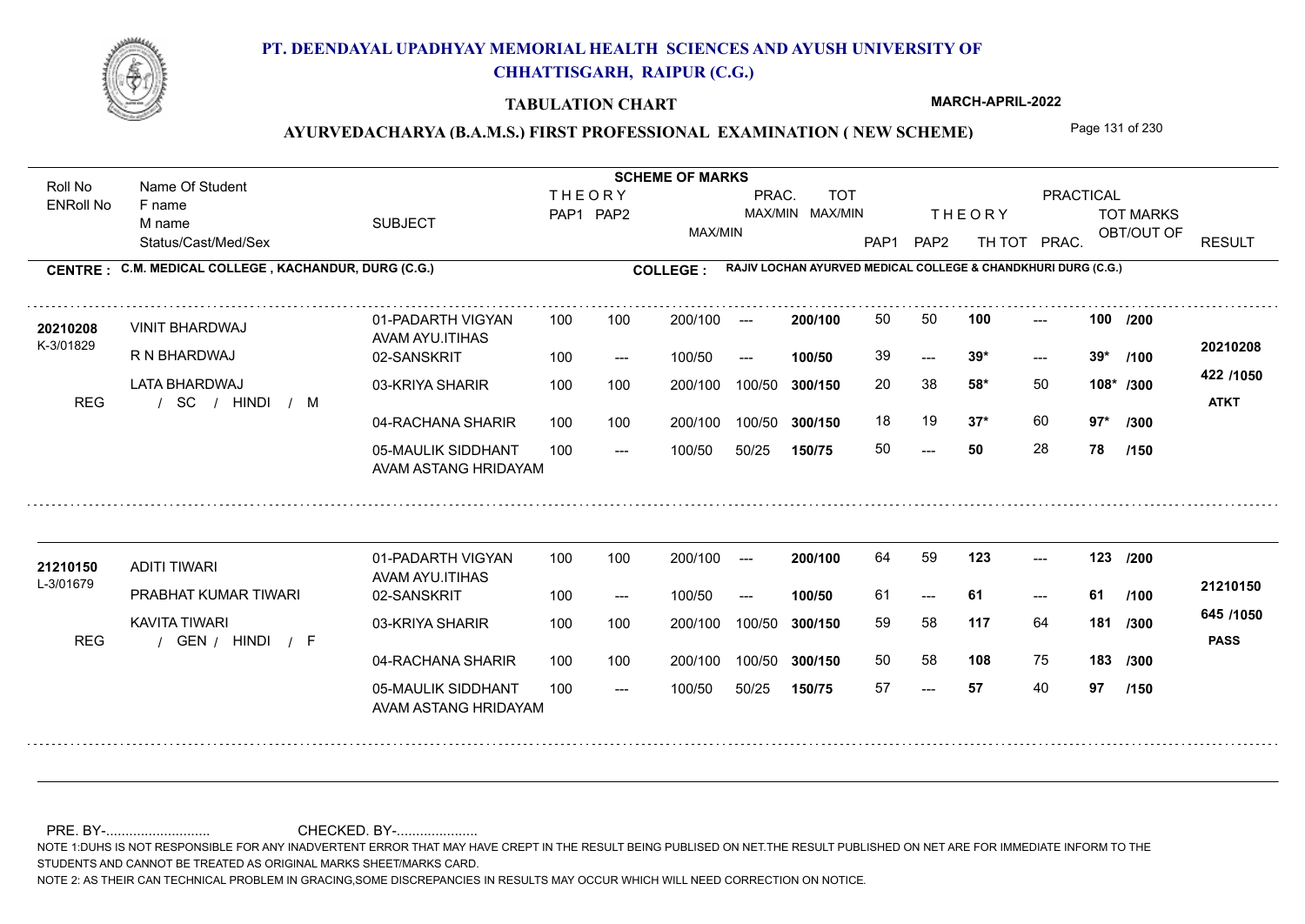# PT. DEENDAYAL UPADHYAY MEMORIAL HEALTH SCIENCES AND AYUSH UNIVERSITY OF CHHATTISGARH, RAIPUR (C.G.)

**TABULATION CHART**

MARCH-APRIL-2022

## AYURVEDACHARYA (B.A.M.S.) FIRST PROFESSIONAL EXAMINATION ( NEW SCHEME)

| Roll No / ENRoll No | Name Of Student / F name / M name / Status/Cast/Med/Sex | SUBJECT | THEORY PAP1 | THEORY PAP2 | MAX/MIN | PRAC. MAX/MIN | TOT MAX/MIN | THEORY PAP1 | THEORY PAP2 | TH TOT | PRAC. | TOT MARKS OBT/OUT OF | RESULT |
|---|---|---|---|---|---|---|---|---|---|---|---|---|---|
| **CENTRE : C.M. MEDICAL COLLEGE , KACHANDUR, DURG (C.G.)** | | **COLLEGE : RAJIV LOCHAN AYURVED MEDICAL COLLEGE & CHANDKHURI DURG (C.G.)** | | | | | | | | | | | |
| **20210208** | VINIT BHARDWAJ | 01-PADARTH VIGYAN AVAM AYU.ITIHAS | 100 | 100 | 200/100 | --- | **200/100** | 50 | 50 | **100** | --- | **100** /200 | **20210208** |
| K-3/01829 | R N BHARDWAJ | 02-SANSKRIT | 100 | --- | 100/50 | --- | **100/50** | 39 | --- | **39*** | --- | **39*** /100 | **422 /1050** |
| | LATA BHARDWAJ | 03-KRIYA SHARIR | 100 | 100 | 200/100 | 100/50 | **300/150** | 20 | 38 | **58*** | 50 | **108*** /300 | **ATKT** |
| REG | / SC / HINDI / M | 04-RACHANA SHARIR | 100 | 100 | 200/100 | 100/50 | **300/150** | 18 | 19 | **37*** | 60 | **97*** /300 | |
| | | 05-MAULIK SIDDHANT AVAM ASTANG HRIDAYAM | 100 | --- | 100/50 | 50/25 | **150/75** | 50 | --- | **50** | 28 | **78** /150 | |
| **21210150** | ADITI TIWARI | 01-PADARTH VIGYAN AVAM AYU.ITIHAS | 100 | 100 | 200/100 | --- | **200/100** | 64 | 59 | **123** | --- | **123** /200 | **21210150** |
| L-3/01679 | PRABHAT KUMAR TIWARI | 02-SANSKRIT | 100 | --- | 100/50 | --- | **100/50** | 61 | --- | **61** | --- | **61** /100 | **645 /1050** |
| | KAVITA TIWARI | 03-KRIYA SHARIR | 100 | 100 | 200/100 | 100/50 | **300/150** | 59 | 58 | **117** | 64 | **181** /300 | **PASS** |
| REG | / GEN / HINDI / F | 04-RACHANA SHARIR | 100 | 100 | 200/100 | 100/50 | **300/150** | 50 | 58 | **108** | 75 | **183** /300 | |
| | | 05-MAULIK SIDDHANT AVAM ASTANG HRIDAYAM | 100 | --- | 100/50 | 50/25 | **150/75** | 57 | --- | **57** | 40 | **97** /150 | |

PRE. BY-.......................... CHECKED. BY-....................

NOTE 1:DUHS IS NOT RESPONSIBLE FOR ANY INADVERTENT ERROR THAT MAY HAVE CREPT IN THE RESULT BEING PUBLISED ON NET.THE RESULT PUBLISHED ON NET ARE FOR IMMEDIATE INFORM TO THE STUDENTS AND CANNOT BE TREATED AS ORIGINAL MARKS SHEET/MARKS CARD.

NOTE 2: AS THEIR CAN TECHNICAL PROBLEM IN GRACING,SOME DISCREPANCIES IN RESULTS MAY OCCUR WHICH WILL NEED CORRECTION ON NOTICE.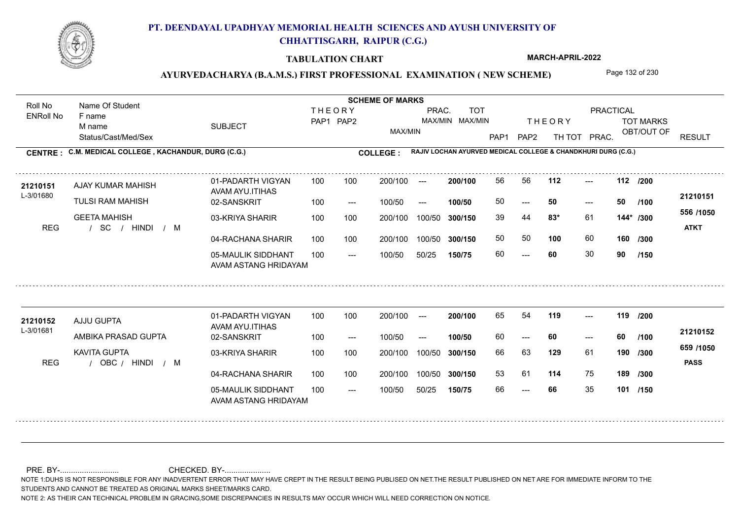# PT. DEENDAYAL UPADHYAY MEMORIAL HEALTH SCIENCES AND AYUSH UNIVERSITY OF CHHATTISGARH, RAIPUR (C.G.)

**TABULATION CHART**

**MARCH-APRIL-2022**

**AYURVEDACHARYA (B.A.M.S.) FIRST PROFESSIONAL EXAMINATION ( NEW SCHEME)**

**CENTRE : C.M. MEDICAL COLLEGE , KACHANDUR, DURG (C.G.)**

**COLLEGE : RAJIV LOCHAN AYURVED MEDICAL COLLEGE & CHANDKHURI DURG (C.G.)**

| Roll No / ENRoll No | Name Of Student / F name / M name / Status/Cast/Med/Sex | SUBJECT | THEORY PAP1 | THEORY PAP2 | MAX/MIN | PRAC. MAX/MIN | TOT MAX/MIN | PAP1 | PAP2 | TH TOT | PRAC. | TOT MARKS OBT/OUT OF | RESULT |
|---|---|---|---|---|---|---|---|---|---|---|---|---|---|
| 21210151 | AJAY KUMAR MAHISH | 01-PADARTH VIGYAN AVAM AYU.ITIHAS | 100 | 100 | 200/100 | --- | 200/100 | 56 | 56 | 112 | --- | 112 /200 | 21210151 |
| L-3/01680 | TULSI RAM MAHISH | 02-SANSKRIT | 100 | --- | 100/50 | --- | 100/50 | 50 | --- | 50 | --- | 50 /100 | 556 /1050 |
| | GEETA MAHISH | 03-KRIYA SHARIR | 100 | 100 | 200/100 | 100/50 | 300/150 | 39 | 44 | 83* | 61 | 144* /300 | ATKT |
| REG | / SC / HINDI / M | 04-RACHANA SHARIR | 100 | 100 | 200/100 | 100/50 | 300/150 | 50 | 50 | 100 | 60 | 160 /300 | |
| | | 05-MAULIK SIDDHANT AVAM ASTANG HRIDAYAM | 100 | --- | 100/50 | 50/25 | 150/75 | 60 | --- | 60 | 30 | 90 /150 | |
| 21210152 | AJJU GUPTA | 01-PADARTH VIGYAN AVAM AYU.ITIHAS | 100 | 100 | 200/100 | --- | 200/100 | 65 | 54 | 119 | --- | 119 /200 | 21210152 |
| L-3/01681 | AMBIKA PRASAD GUPTA | 02-SANSKRIT | 100 | --- | 100/50 | --- | 100/50 | 60 | --- | 60 | --- | 60 /100 | 659 /1050 |
| | KAVITA GUPTA | 03-KRIYA SHARIR | 100 | 100 | 200/100 | 100/50 | 300/150 | 66 | 63 | 129 | 61 | 190 /300 | PASS |
| REG | / OBC / HINDI / M | 04-RACHANA SHARIR | 100 | 100 | 200/100 | 100/50 | 300/150 | 53 | 61 | 114 | 75 | 189 /300 | |
| | | 05-MAULIK SIDDHANT AVAM ASTANG HRIDAYAM | 100 | --- | 100/50 | 50/25 | 150/75 | 66 | --- | 66 | 35 | 101 /150 | |

PRE. BY-.......................... CHECKED. BY-.....................

NOTE 1:DUHS IS NOT RESPONSIBLE FOR ANY INADVERTENT ERROR THAT MAY HAVE CREPT IN THE RESULT BEING PUBLISED ON NET.THE RESULT PUBLISHED ON NET ARE FOR IMMEDIATE INFORM TO THE STUDENTS AND CANNOT BE TREATED AS ORIGINAL MARKS SHEET/MARKS CARD.

NOTE 2: AS THEIR CAN TECHNICAL PROBLEM IN GRACING,SOME DISCREPANCIES IN RESULTS MAY OCCUR WHICH WILL NEED CORRECTION ON NOTICE.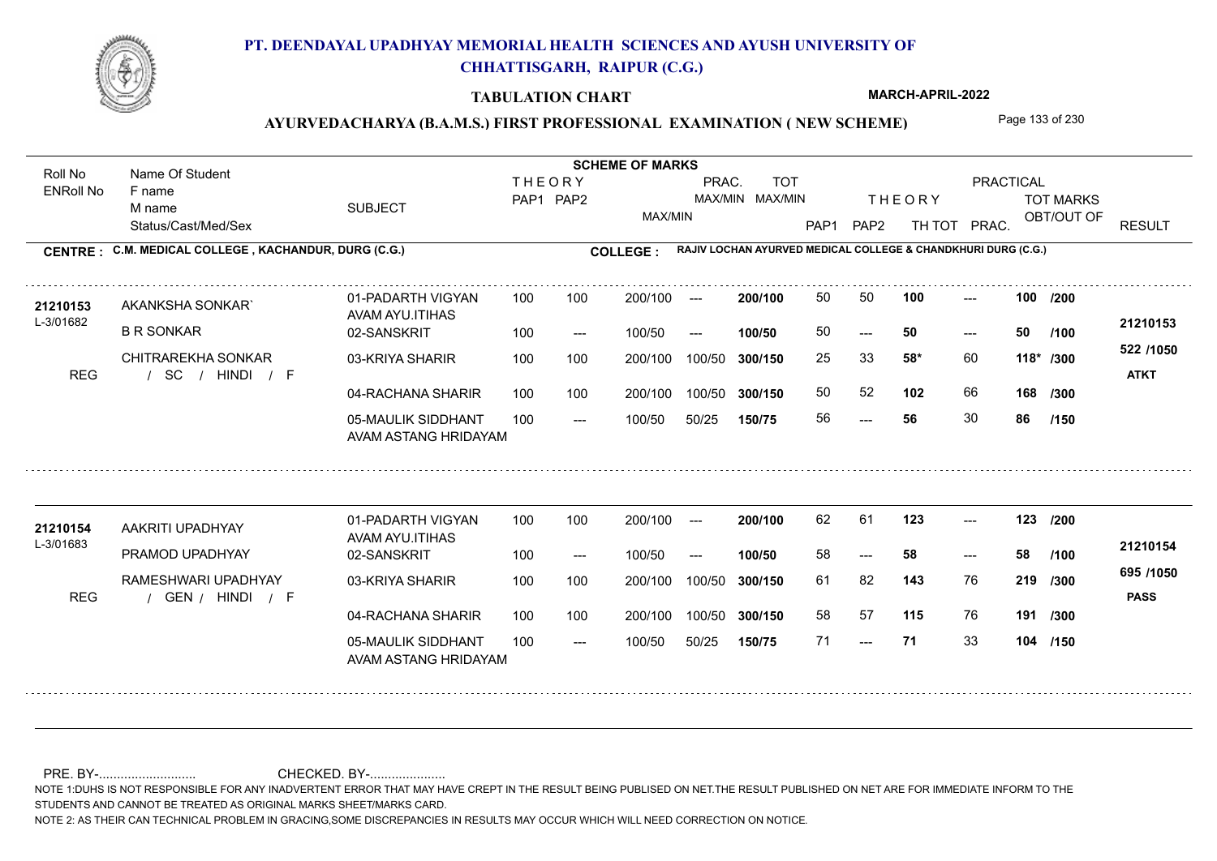# PT. DEENDAYAL UPADHYAY MEMORIAL HEALTH SCIENCES AND AYUSH UNIVERSITY OF CHHATTISGARH, RAIPUR (C.G.)

**TABULATION CHART** — MARCH-APRIL-2022

## AYURVEDACHARYA (B.A.M.S.) FIRST PROFESSIONAL EXAMINATION ( NEW SCHEME)

**CENTRE : C.M. MEDICAL COLLEGE , KACHANDUR, DURG (C.G.)**

**COLLEGE : RAJIV LOCHAN AYURVED MEDICAL COLLEGE & CHANDKHURI DURG (C.G.)**

| Roll No / ENRoll No | Name Of Student / F name / M name / Status/Cast/Med/Sex | SUBJECT | THEORY PAP1 | THEORY PAP2 | MAX/MIN | PRAC. MAX/MIN | TOT MAX/MIN | THEORY PAP1 | THEORY PAP2 | TH TOT | PRAC. | TOT MARKS OBT/OUT OF | RESULT |
|---|---|---|---|---|---|---|---|---|---|---|---|---|---|
| 21210153 / L-3/01682 | AKANKSHA SONKAR` | 01-PADARTH VIGYAN AVAM AYU.ITIHAS | 100 | 100 | 200/100 | --- | 200/100 | 50 | 50 | 100 | --- | 100 /200 | 21210153 |
| | B R SONKAR | 02-SANSKRIT | 100 | --- | 100/50 | --- | 100/50 | 50 | --- | 50 | --- | 50 /100 | |
| | CHITRAREKHA SONKAR | 03-KRIYA SHARIR | 100 | 100 | 200/100 | 100/50 | 300/150 | 25 | 33 | 58* | 60 | 118* /300 | 522 /1050 |
| REG | / SC / HINDI / F | 04-RACHANA SHARIR | 100 | 100 | 200/100 | 100/50 | 300/150 | 50 | 52 | 102 | 66 | 168 /300 | ATKT |
| | | 05-MAULIK SIDDHANT AVAM ASTANG HRIDAYAM | 100 | --- | 100/50 | 50/25 | 150/75 | 56 | --- | 56 | 30 | 86 /150 | |
| 21210154 / L-3/01683 | AAKRITI UPADHYAY | 01-PADARTH VIGYAN AVAM AYU.ITIHAS | 100 | 100 | 200/100 | --- | 200/100 | 62 | 61 | 123 | --- | 123 /200 | 21210154 |
| | PRAMOD UPADHYAY | 02-SANSKRIT | 100 | --- | 100/50 | --- | 100/50 | 58 | --- | 58 | --- | 58 /100 | |
| | RAMESHWARI UPADHYAY | 03-KRIYA SHARIR | 100 | 100 | 200/100 | 100/50 | 300/150 | 61 | 82 | 143 | 76 | 219 /300 | 695 /1050 |
| REG | / GEN / HINDI / F | 04-RACHANA SHARIR | 100 | 100 | 200/100 | 100/50 | 300/150 | 58 | 57 | 115 | 76 | 191 /300 | PASS |
| | | 05-MAULIK SIDDHANT AVAM ASTANG HRIDAYAM | 100 | --- | 100/50 | 50/25 | 150/75 | 71 | --- | 71 | 33 | 104 /150 | |

PRE. BY-.......................... CHECKED. BY-.....................

NOTE 1:DUHS IS NOT RESPONSIBLE FOR ANY INADVERTENT ERROR THAT MAY HAVE CREPT IN THE RESULT BEING PUBLISED ON NET.THE RESULT PUBLISHED ON NET ARE FOR IMMEDIATE INFORM TO THE STUDENTS AND CANNOT BE TREATED AS ORIGINAL MARKS SHEET/MARKS CARD.

NOTE 2: AS THEIR CAN TECHNICAL PROBLEM IN GRACING,SOME DISCREPANCIES IN RESULTS MAY OCCUR WHICH WILL NEED CORRECTION ON NOTICE.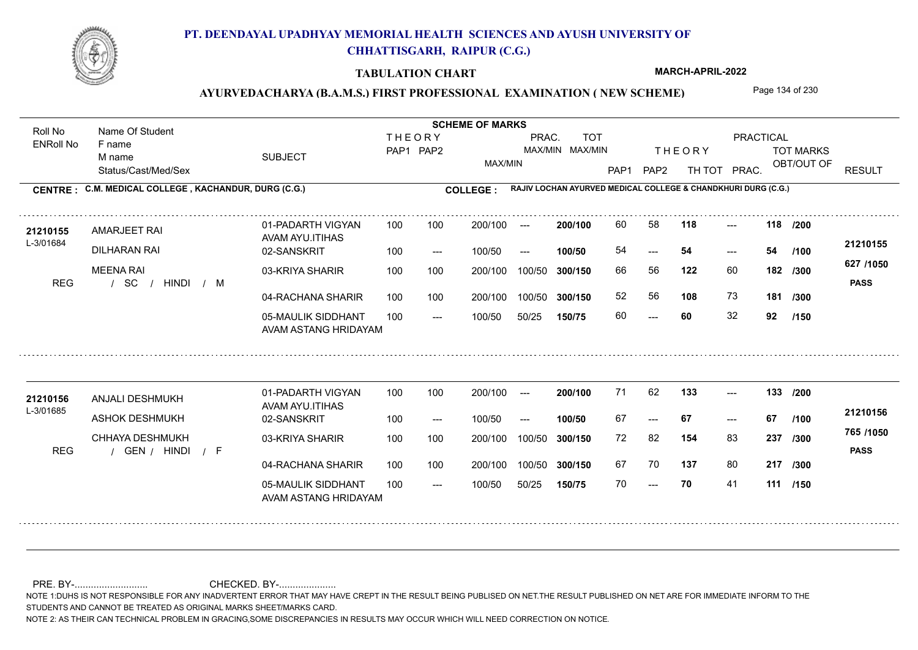# PT. DEENDAYAL UPADHYAY MEMORIAL HEALTH SCIENCES AND AYUSH UNIVERSITY OF CHHATTISGARH, RAIPUR (C.G.)

## TABULATION CHART

**MARCH-APRIL-2022**

### AYURVEDACHARYA (B.A.M.S.) FIRST PROFESSIONAL EXAMINATION ( NEW SCHEME)

**CENTRE : C.M. MEDICAL COLLEGE , KACHANDUR, DURG (C.G.)**

**COLLEGE : RAJIV LOCHAN AYURVED MEDICAL COLLEGE & CHANDKHURI DURG (C.G.)**

| Roll No / ENRoll No | Name Of Student / F name / M name / Status/Cast/Med/Sex | SUBJECT | THEORY PAP1 | THEORY PAP2 | MAX/MIN | PRAC. MAX/MIN | TOT MAX/MIN | THEORY PAP1 | THEORY PAP2 | TH TOT | PRAC. | TOT MARKS OBT/OUT OF | RESULT |
|---|---|---|---|---|---|---|---|---|---|---|---|---|---|
| 21210155 / L-3/01684 | AMARJEET RAI | 01-PADARTH VIGYAN AVAM AYU.ITIHAS | 100 | 100 | 200/100 | --- | 200/100 | 60 | 58 | 118 | --- | 118 /200 | 21210155 |
| | DILHARAN RAI | 02-SANSKRIT | 100 | --- | 100/50 | --- | 100/50 | 54 | --- | 54 | --- | 54 /100 | |
| | MEENA RAI | 03-KRIYA SHARIR | 100 | 100 | 200/100 | 100/50 | 300/150 | 66 | 56 | 122 | 60 | 182 /300 | 627 /1050 |
| REG | / SC / HINDI / M | 04-RACHANA SHARIR | 100 | 100 | 200/100 | 100/50 | 300/150 | 52 | 56 | 108 | 73 | 181 /300 | PASS |
| | | 05-MAULIK SIDDHANT AVAM ASTANG HRIDAYAM | 100 | --- | 100/50 | 50/25 | 150/75 | 60 | --- | 60 | 32 | 92 /150 | |
| 21210156 / L-3/01685 | ANJALI DESHMUKH | 01-PADARTH VIGYAN AVAM AYU.ITIHAS | 100 | 100 | 200/100 | --- | 200/100 | 71 | 62 | 133 | --- | 133 /200 | 21210156 |
| | ASHOK DESHMUKH | 02-SANSKRIT | 100 | --- | 100/50 | --- | 100/50 | 67 | --- | 67 | --- | 67 /100 | |
| | CHHAYA DESHMUKH | 03-KRIYA SHARIR | 100 | 100 | 200/100 | 100/50 | 300/150 | 72 | 82 | 154 | 83 | 237 /300 | 765 /1050 |
| REG | / GEN / HINDI / F | 04-RACHANA SHARIR | 100 | 100 | 200/100 | 100/50 | 300/150 | 67 | 70 | 137 | 80 | 217 /300 | PASS |
| | | 05-MAULIK SIDDHANT AVAM ASTANG HRIDAYAM | 100 | --- | 100/50 | 50/25 | 150/75 | 70 | --- | 70 | 41 | 111 /150 | |

PRE. BY-.......................... CHECKED. BY-....................

NOTE 1:DUHS IS NOT RESPONSIBLE FOR ANY INADVERTENT ERROR THAT MAY HAVE CREPT IN THE RESULT BEING PUBLISED ON NET.THE RESULT PUBLISHED ON NET ARE FOR IMMEDIATE INFORM TO THE STUDENTS AND CANNOT BE TREATED AS ORIGINAL MARKS SHEET/MARKS CARD.

NOTE 2: AS THEIR CAN TECHNICAL PROBLEM IN GRACING,SOME DISCREPANCIES IN RESULTS MAY OCCUR WHICH WILL NEED CORRECTION ON NOTICE.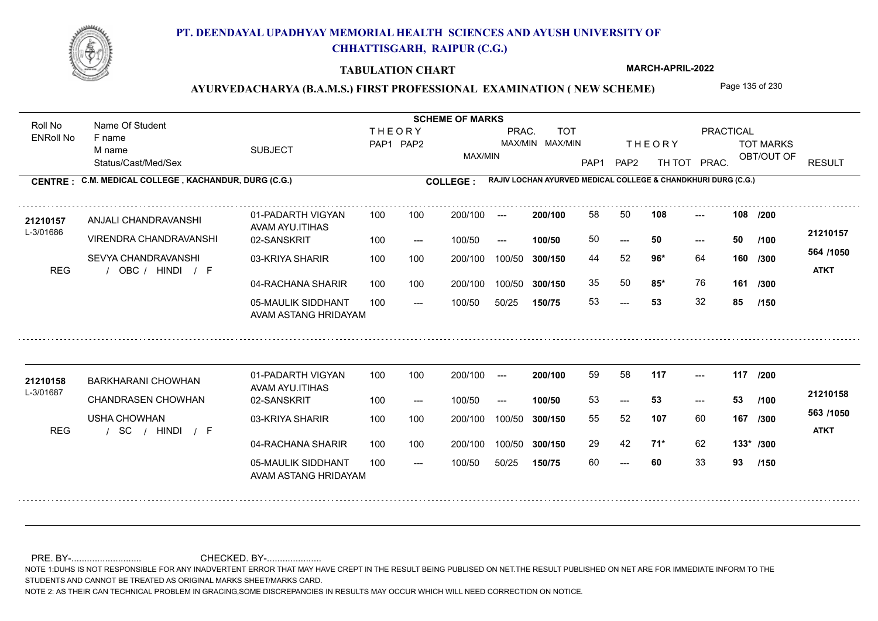# PT. DEENDAYAL UPADHYAY MEMORIAL HEALTH SCIENCES AND AYUSH UNIVERSITY OF CHHATTISGARH, RAIPUR (C.G.)

## TABULATION CHART

MARCH-APRIL-2022

## AYURVEDACHARYA (B.A.M.S.) FIRST PROFESSIONAL EXAMINATION ( NEW SCHEME)

**CENTRE : C.M. MEDICAL COLLEGE , KACHANDUR, DURG (C.G.)**

**COLLEGE : RAJIV LOCHAN AYURVED MEDICAL COLLEGE & CHANDKHURI DURG (C.G.)**

| Roll No / ENRoll No | Name Of Student / F name / M name / Status/Cast/Med/Sex | SUBJECT | THEORY PAP1 | THEORY PAP2 | MAX/MIN | PRAC. MAX/MIN | TOT MAX/MIN | PAP1 | PAP2 | TH TOT | PRAC. | TOT MARKS OBT/OUT OF | RESULT |
|---|---|---|---|---|---|---|---|---|---|---|---|---|---|
| 21210157 | ANJALI CHANDRAVANSHI | 01-PADARTH VIGYAN AVAM AYU.ITIHAS | 100 | 100 | 200/100 | --- | 200/100 | 58 | 50 | 108 | --- | 108 /200 | 21210157 |
| L-3/01686 | VIRENDRA CHANDRAVANSHI | 02-SANSKRIT | 100 | --- | 100/50 | --- | 100/50 | 50 | --- | 50 | --- | 50 /100 | 564 /1050 |
| | SEVYA CHANDRAVANSHI | 03-KRIYA SHARIR | 100 | 100 | 200/100 | 100/50 | 300/150 | 44 | 52 | 96* | 64 | 160 /300 | ATKT |
| REG | / OBC / HINDI / F | 04-RACHANA SHARIR | 100 | 100 | 200/100 | 100/50 | 300/150 | 35 | 50 | 85* | 76 | 161 /300 | |
| | | 05-MAULIK SIDDHANT AVAM ASTANG HRIDAYAM | 100 | --- | 100/50 | 50/25 | 150/75 | 53 | --- | 53 | 32 | 85 /150 | |
| 21210158 | BARKHARANI CHOWHAN | 01-PADARTH VIGYAN AVAM AYU.ITIHAS | 100 | 100 | 200/100 | --- | 200/100 | 59 | 58 | 117 | --- | 117 /200 | 21210158 |
| L-3/01687 | CHANDRASEN CHOWHAN | 02-SANSKRIT | 100 | --- | 100/50 | --- | 100/50 | 53 | --- | 53 | --- | 53 /100 | 563 /1050 |
| | USHA CHOWHAN | 03-KRIYA SHARIR | 100 | 100 | 200/100 | 100/50 | 300/150 | 55 | 52 | 107 | 60 | 167 /300 | ATKT |
| REG | / SC / HINDI / F | 04-RACHANA SHARIR | 100 | 100 | 200/100 | 100/50 | 300/150 | 29 | 42 | 71* | 62 | 133* /300 | |
| | | 05-MAULIK SIDDHANT AVAM ASTANG HRIDAYAM | 100 | --- | 100/50 | 50/25 | 150/75 | 60 | --- | 60 | 33 | 93 /150 | |

PRE. BY-.......................... CHECKED. BY-....................

NOTE 1:DUHS IS NOT RESPONSIBLE FOR ANY INADVERTENT ERROR THAT MAY HAVE CREPT IN THE RESULT BEING PUBLISED ON NET.THE RESULT PUBLISHED ON NET ARE FOR IMMEDIATE INFORM TO THE STUDENTS AND CANNOT BE TREATED AS ORIGINAL MARKS SHEET/MARKS CARD.

NOTE 2: AS THEIR CAN TECHNICAL PROBLEM IN GRACING,SOME DISCREPANCIES IN RESULTS MAY OCCUR WHICH WILL NEED CORRECTION ON NOTICE.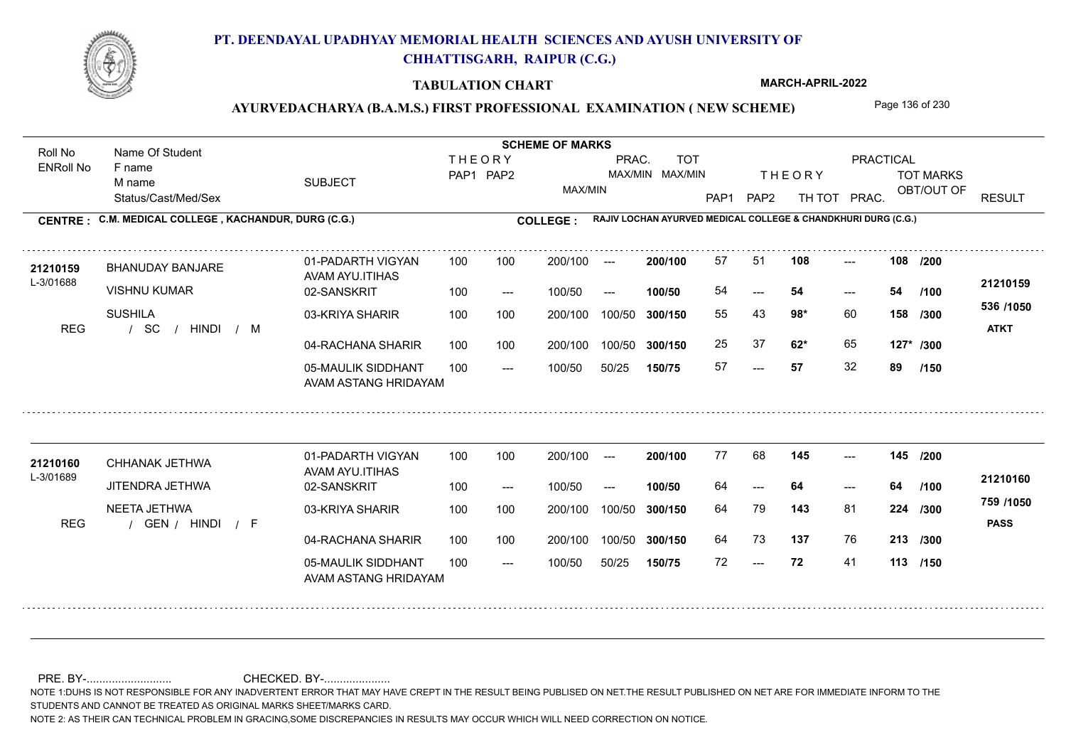# PT. DEENDAYAL UPADHYAY MEMORIAL HEALTH SCIENCES AND AYUSH UNIVERSITY OF CHHATTISGARH, RAIPUR (C.G.)

## TABULATION CHART

MARCH-APRIL-2022

### AYURVEDACHARYA (B.A.M.S.) FIRST PROFESSIONAL EXAMINATION ( NEW SCHEME)

**CENTRE : C.M. MEDICAL COLLEGE , KACHANDUR, DURG (C.G.)**

**COLLEGE : RAJIV LOCHAN AYURVED MEDICAL COLLEGE & CHANDKHURI DURG (C.G.)**

| Roll No / ENRoll No | Name Of Student / F name / M name / Status/Cast/Med/Sex | SUBJECT | THEORY PAP1 | THEORY PAP2 | MAX/MIN | PRAC. MAX/MIN | TOT MAX/MIN | PAP1 | PAP2 | THEORY TH TOT | PRACTICAL PRAC. | TOT MARKS OBT/OUT OF | RESULT |
|---|---|---|---|---|---|---|---|---|---|---|---|---|---|
| 21210159 / L-3/01688 | BHANUDAY BANJARE | 01-PADARTH VIGYAN AVAM AYU.ITIHAS | 100 | 100 | 200/100 | --- | 200/100 | 57 | 51 | 108 | --- | 108 /200 | 21210159 |
| | VISHNU KUMAR | 02-SANSKRIT | 100 | --- | 100/50 | --- | 100/50 | 54 | --- | 54 | --- | 54 /100 | 536 /1050 |
| | SUSHILA | 03-KRIYA SHARIR | 100 | 100 | 200/100 | 100/50 | 300/150 | 55 | 43 | 98* | 60 | 158 /300 | ATKT |
| REG | / SC / HINDI / M | 04-RACHANA SHARIR | 100 | 100 | 200/100 | 100/50 | 300/150 | 25 | 37 | 62* | 65 | 127* /300 | |
| | | 05-MAULIK SIDDHANT AVAM ASTANG HRIDAYAM | 100 | --- | 100/50 | 50/25 | 150/75 | 57 | --- | 57 | 32 | 89 /150 | |
| 21210160 / L-3/01689 | CHHANAK JETHWA | 01-PADARTH VIGYAN AVAM AYU.ITIHAS | 100 | 100 | 200/100 | --- | 200/100 | 77 | 68 | 145 | --- | 145 /200 | 21210160 |
| | JITENDRA JETHWA | 02-SANSKRIT | 100 | --- | 100/50 | --- | 100/50 | 64 | --- | 64 | --- | 64 /100 | 759 /1050 |
| | NEETA JETHWA | 03-KRIYA SHARIR | 100 | 100 | 200/100 | 100/50 | 300/150 | 64 | 79 | 143 | 81 | 224 /300 | PASS |
| REG | / GEN / HINDI / F | 04-RACHANA SHARIR | 100 | 100 | 200/100 | 100/50 | 300/150 | 64 | 73 | 137 | 76 | 213 /300 | |
| | | 05-MAULIK SIDDHANT AVAM ASTANG HRIDAYAM | 100 | --- | 100/50 | 50/25 | 150/75 | 72 | --- | 72 | 41 | 113 /150 | |

PRE. BY-.......................... CHECKED. BY-.....................

NOTE 1:DUHS IS NOT RESPONSIBLE FOR ANY INADVERTENT ERROR THAT MAY HAVE CREPT IN THE RESULT BEING PUBLISED ON NET.THE RESULT PUBLISHED ON NET ARE FOR IMMEDIATE INFORM TO THE STUDENTS AND CANNOT BE TREATED AS ORIGINAL MARKS SHEET/MARKS CARD.

NOTE 2: AS THEIR CAN TECHNICAL PROBLEM IN GRACING,SOME DISCREPANCIES IN RESULTS MAY OCCUR WHICH WILL NEED CORRECTION ON NOTICE.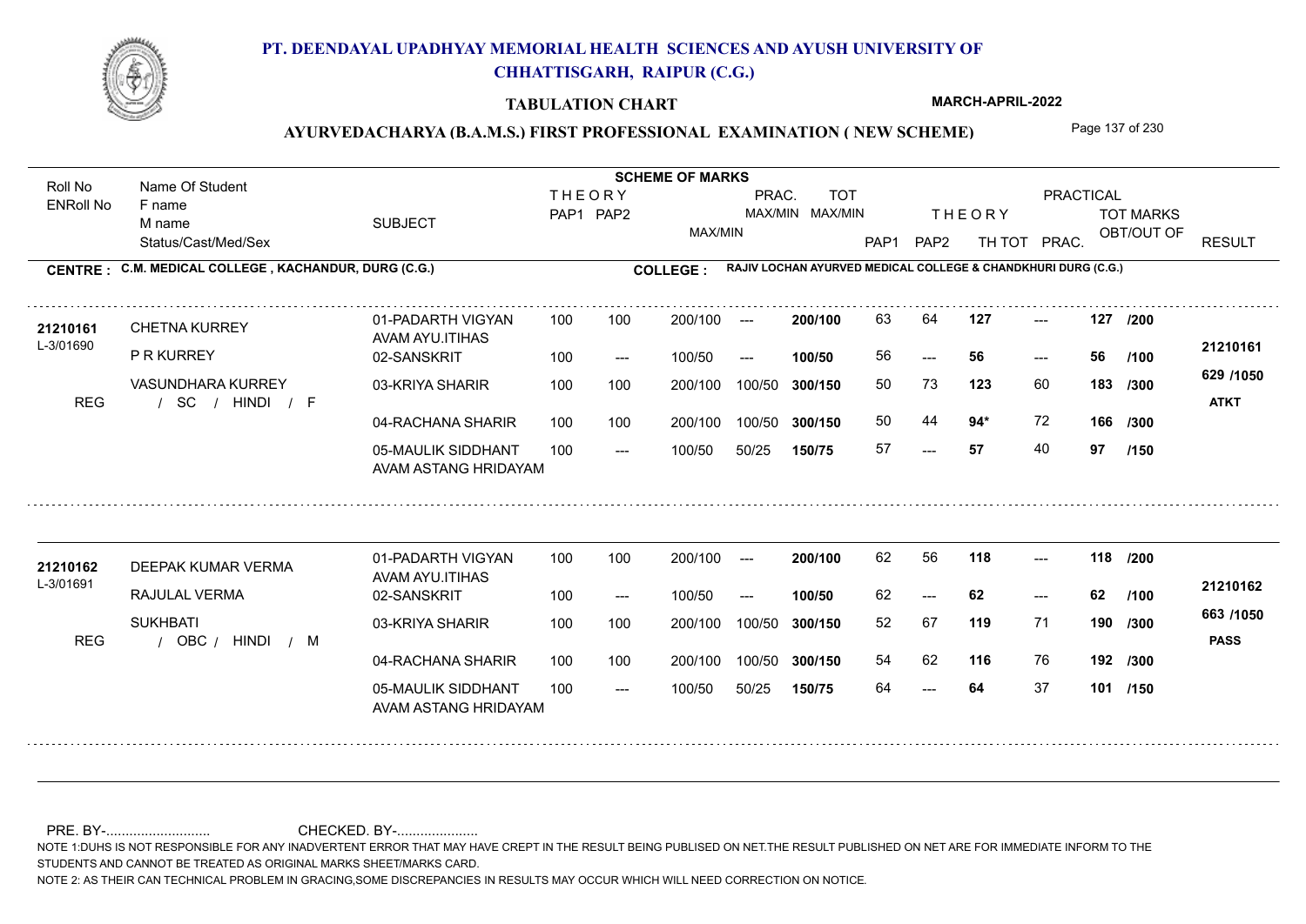# PT. DEENDAYAL UPADHYAY MEMORIAL HEALTH SCIENCES AND AYUSH UNIVERSITY OF CHHATTISGARH, RAIPUR (C.G.)

**TABULATION CHART**

**MARCH-APRIL-2022**

**AYURVEDACHARYA (B.A.M.S.) FIRST PROFESSIONAL EXAMINATION ( NEW SCHEME)**

**CENTRE : C.M. MEDICAL COLLEGE , KACHANDUR, DURG (C.G.)**

**COLLEGE : RAJIV LOCHAN AYURVED MEDICAL COLLEGE & CHANDKHURI DURG (C.G.)**

| Roll No / ENRoll No | Name Of Student / F name / M name / Status/Cast/Med/Sex | SUBJECT | THEORY PAP1 | THEORY PAP2 | MAX/MIN | PRAC. MAX/MIN | TOT MAX/MIN | PAP1 | PAP2 | TH TOT | PRAC. | TOT MARKS OBT/OUT OF | RESULT |
|---|---|---|---|---|---|---|---|---|---|---|---|---|---|
| 21210161 / L-3/01690 | CHETNA KURREY | 01-PADARTH VIGYAN AVAM AYU.ITIHAS | 100 | 100 | 200/100 | --- | 200/100 | 63 | 64 | 127 | --- | 127 /200 | 21210161 |
| | P R KURREY | 02-SANSKRIT | 100 | --- | 100/50 | --- | 100/50 | 56 | --- | 56 | --- | 56 /100 | 629 /1050 |
| | VASUNDHARA KURREY | 03-KRIYA SHARIR | 100 | 100 | 200/100 | 100/50 | 300/150 | 50 | 73 | 123 | 60 | 183 /300 | ATKT |
| REG | / SC / HINDI / F | 04-RACHANA SHARIR | 100 | 100 | 200/100 | 100/50 | 300/150 | 50 | 44 | 94* | 72 | 166 /300 | |
| | | 05-MAULIK SIDDHANT AVAM ASTANG HRIDAYAM | 100 | --- | 100/50 | 50/25 | 150/75 | 57 | --- | 57 | 40 | 97 /150 | |
| 21210162 / L-3/01691 | DEEPAK KUMAR VERMA | 01-PADARTH VIGYAN AVAM AYU.ITIHAS | 100 | 100 | 200/100 | --- | 200/100 | 62 | 56 | 118 | --- | 118 /200 | 21210162 |
| | RAJULAL VERMA | 02-SANSKRIT | 100 | --- | 100/50 | --- | 100/50 | 62 | --- | 62 | --- | 62 /100 | 663 /1050 |
| | SUKHBATI | 03-KRIYA SHARIR | 100 | 100 | 200/100 | 100/50 | 300/150 | 52 | 67 | 119 | 71 | 190 /300 | PASS |
| REG | / OBC / HINDI / M | 04-RACHANA SHARIR | 100 | 100 | 200/100 | 100/50 | 300/150 | 54 | 62 | 116 | 76 | 192 /300 | |
| | | 05-MAULIK SIDDHANT AVAM ASTANG HRIDAYAM | 100 | --- | 100/50 | 50/25 | 150/75 | 64 | --- | 64 | 37 | 101 /150 | |

PRE. BY-........................... CHECKED. BY-.....................

NOTE 1:DUHS IS NOT RESPONSIBLE FOR ANY INADVERTENT ERROR THAT MAY HAVE CREPT IN THE RESULT BEING PUBLISED ON NET.THE RESULT PUBLISHED ON NET ARE FOR IMMEDIATE INFORM TO THE STUDENTS AND CANNOT BE TREATED AS ORIGINAL MARKS SHEET/MARKS CARD.

NOTE 2: AS THEIR CAN TECHNICAL PROBLEM IN GRACING,SOME DISCREPANCIES IN RESULTS MAY OCCUR WHICH WILL NEED CORRECTION ON NOTICE.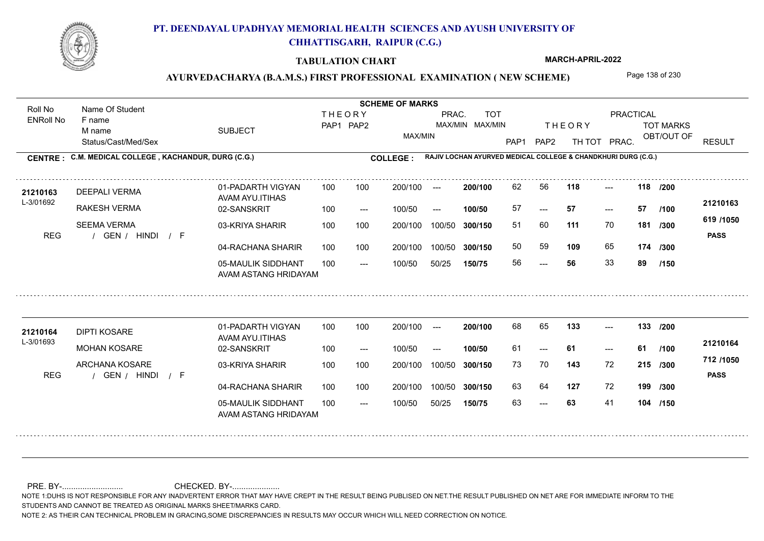# PT. DEENDAYAL UPADHYAY MEMORIAL HEALTH SCIENCES AND AYUSH UNIVERSITY OF CHHATTISGARH, RAIPUR (C.G.)

## TABULATION CHART

MARCH-APRIL-2022

### AYURVEDACHARYA (B.A.M.S.) FIRST PROFESSIONAL EXAMINATION ( NEW SCHEME)

**CENTRE : C.M. MEDICAL COLLEGE , KACHANDUR, DURG (C.G.)**

**COLLEGE : RAJIV LOCHAN AYURVED MEDICAL COLLEGE & CHANDKHURI DURG (C.G.)**

| Roll No / ENRoll No | Name Of Student / F name / M name / Status/Cast/Med/Sex | SUBJECT | THEORY PAP1 | THEORY PAP2 | MAX/MIN | PRAC. MAX/MIN | TOT MAX/MIN | THEORY PAP1 | THEORY PAP2 | TH TOT | PRACTICAL PRAC. | TOT MARKS OBT/OUT OF | RESULT |
|---|---|---|---|---|---|---|---|---|---|---|---|---|---|
| 21210163 | DEEPALI VERMA | 01-PADARTH VIGYAN AVAM AYU.ITIHAS | 100 | 100 | 200/100 | --- | 200/100 | 62 | 56 | 118 | --- | 118 /200 | 21210163 |
| L-3/01692 | RAKESH VERMA | 02-SANSKRIT | 100 | --- | 100/50 | --- | 100/50 | 57 | --- | 57 | --- | 57 /100 | 619 /1050 |
| REG | SEEMA VERMA / GEN / HINDI / F | 03-KRIYA SHARIR | 100 | 100 | 200/100 | 100/50 | 300/150 | 51 | 60 | 111 | 70 | 181 /300 | PASS |
| | | 04-RACHANA SHARIR | 100 | 100 | 200/100 | 100/50 | 300/150 | 50 | 59 | 109 | 65 | 174 /300 | |
| | | 05-MAULIK SIDDHANT AVAM ASTANG HRIDAYAM | 100 | --- | 100/50 | 50/25 | 150/75 | 56 | --- | 56 | 33 | 89 /150 | |
| 21210164 | DIPTI KOSARE | 01-PADARTH VIGYAN AVAM AYU.ITIHAS | 100 | 100 | 200/100 | --- | 200/100 | 68 | 65 | 133 | --- | 133 /200 | 21210164 |
| L-3/01693 | MOHAN KOSARE | 02-SANSKRIT | 100 | --- | 100/50 | --- | 100/50 | 61 | --- | 61 | --- | 61 /100 | 712 /1050 |
| REG | ARCHANA KOSARE / GEN / HINDI / F | 03-KRIYA SHARIR | 100 | 100 | 200/100 | 100/50 | 300/150 | 73 | 70 | 143 | 72 | 215 /300 | PASS |
| | | 04-RACHANA SHARIR | 100 | 100 | 200/100 | 100/50 | 300/150 | 63 | 64 | 127 | 72 | 199 /300 | |
| | | 05-MAULIK SIDDHANT AVAM ASTANG HRIDAYAM | 100 | --- | 100/50 | 50/25 | 150/75 | 63 | --- | 63 | 41 | 104 /150 | |

PRE. BY-.......................... CHECKED. BY-.....................

NOTE 1:DUHS IS NOT RESPONSIBLE FOR ANY INADVERTENT ERROR THAT MAY HAVE CREPT IN THE RESULT BEING PUBLISED ON NET.THE RESULT PUBLISHED ON NET ARE FOR IMMEDIATE INFORM TO THE STUDENTS AND CANNOT BE TREATED AS ORIGINAL MARKS SHEET/MARKS CARD.

NOTE 2: AS THEIR CAN TECHNICAL PROBLEM IN GRACING,SOME DISCREPANCIES IN RESULTS MAY OCCUR WHICH WILL NEED CORRECTION ON NOTICE.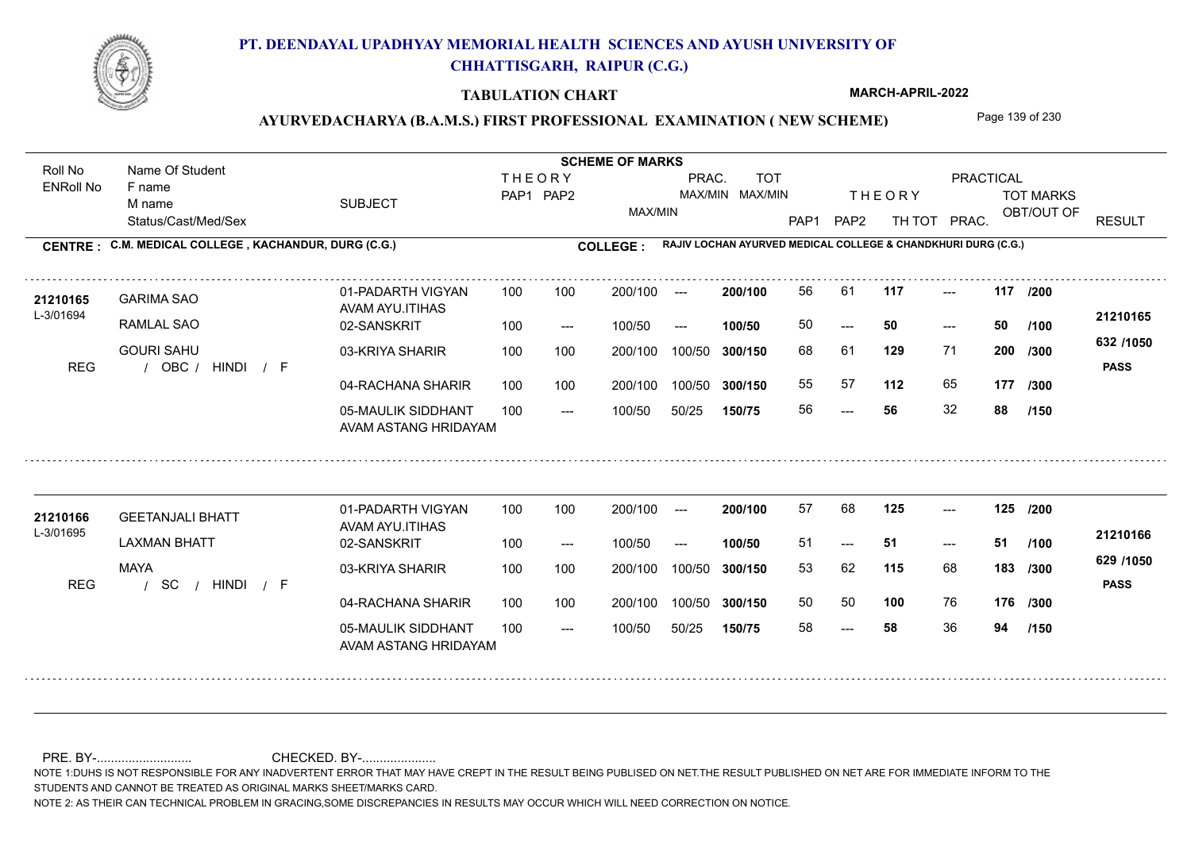# PT. DEENDAYAL UPADHYAY MEMORIAL HEALTH SCIENCES AND AYUSH UNIVERSITY OF CHHATTISGARH, RAIPUR (C.G.)

## TABULATION CHART

MARCH-APRIL-2022

## AYURVEDACHARYA (B.A.M.S.) FIRST PROFESSIONAL EXAMINATION ( NEW SCHEME)

**CENTRE : C.M. MEDICAL COLLEGE , KACHANDUR, DURG (C.G.)**

**COLLEGE : RAJIV LOCHAN AYURVED MEDICAL COLLEGE & CHANDKHURI DURG (C.G.)**

| Roll No / ENRoll No | Name Of Student / F name / M name / Status/Cast/Med/Sex | SUBJECT | THEORY PAP1 | THEORY PAP2 | MAX/MIN | PRAC. MAX/MIN | TOT MAX/MIN | THEORY PAP1 | THEORY PAP2 | TH TOT | PRAC. | TOT MARKS OBT/OUT OF | | RESULT |
|---|---|---|---|---|---|---|---|---|---|---|---|---|---|---|
| 21210165 | GARIMA SAO | 01-PADARTH VIGYAN AVAM AYU.ITIHAS | 100 | 100 | 200/100 | --- | 200/100 | 56 | 61 | 117 | --- | 117 | /200 | 21210165 |
| L-3/01694 | RAMLAL SAO | 02-SANSKRIT | 100 | --- | 100/50 | --- | 100/50 | 50 | --- | 50 | --- | 50 | /100 | 632 /1050 |
| | GOURI SAHU | 03-KRIYA SHARIR | 100 | 100 | 200/100 | 100/50 | 300/150 | 68 | 61 | 129 | 71 | 200 | /300 | PASS |
| REG | / OBC / HINDI / F | 04-RACHANA SHARIR | 100 | 100 | 200/100 | 100/50 | 300/150 | 55 | 57 | 112 | 65 | 177 | /300 | |
| | | 05-MAULIK SIDDHANT AVAM ASTANG HRIDAYAM | 100 | --- | 100/50 | 50/25 | 150/75 | 56 | --- | 56 | 32 | 88 | /150 | |
| 21210166 | GEETANJALI BHATT | 01-PADARTH VIGYAN AVAM AYU.ITIHAS | 100 | 100 | 200/100 | --- | 200/100 | 57 | 68 | 125 | --- | 125 | /200 | 21210166 |
| L-3/01695 | LAXMAN BHATT | 02-SANSKRIT | 100 | --- | 100/50 | --- | 100/50 | 51 | --- | 51 | --- | 51 | /100 | 629 /1050 |
| | MAYA | 03-KRIYA SHARIR | 100 | 100 | 200/100 | 100/50 | 300/150 | 53 | 62 | 115 | 68 | 183 | /300 | PASS |
| REG | / SC / HINDI / F | 04-RACHANA SHARIR | 100 | 100 | 200/100 | 100/50 | 300/150 | 50 | 50 | 100 | 76 | 176 | /300 | |
| | | 05-MAULIK SIDDHANT AVAM ASTANG HRIDAYAM | 100 | --- | 100/50 | 50/25 | 150/75 | 58 | --- | 58 | 36 | 94 | /150 | |

PRE. BY-........................... CHECKED. BY-.....................

NOTE 1:DUHS IS NOT RESPONSIBLE FOR ANY INADVERTENT ERROR THAT MAY HAVE CREPT IN THE RESULT BEING PUBLISED ON NET.THE RESULT PUBLISHED ON NET ARE FOR IMMEDIATE INFORM TO THE STUDENTS AND CANNOT BE TREATED AS ORIGINAL MARKS SHEET/MARKS CARD.

NOTE 2: AS THEIR CAN TECHNICAL PROBLEM IN GRACING,SOME DISCREPANCIES IN RESULTS MAY OCCUR WHICH WILL NEED CORRECTION ON NOTICE.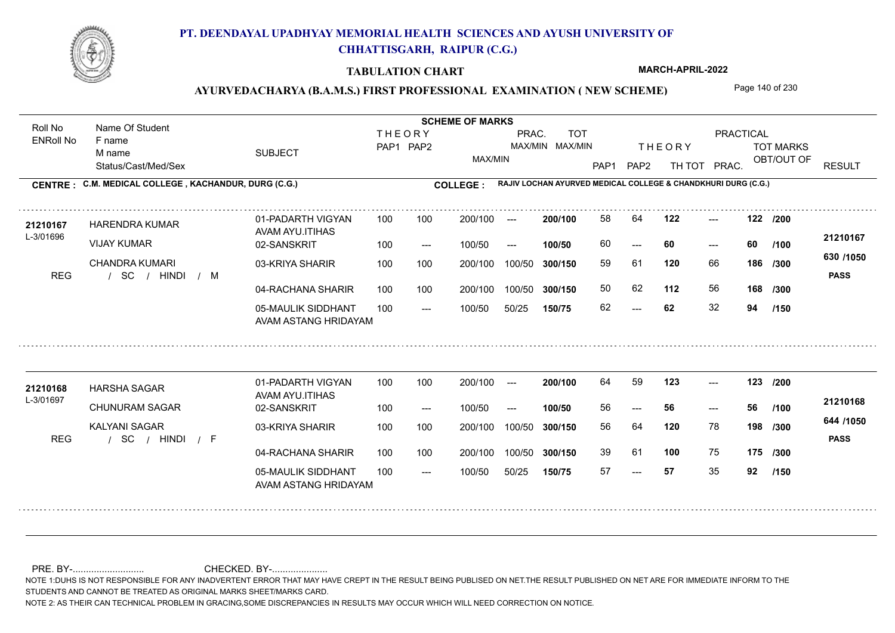# PT. DEENDAYAL UPADHYAY MEMORIAL HEALTH SCIENCES AND AYUSH UNIVERSITY OF CHHATTISGARH, RAIPUR (C.G.)

## TABULATION CHART

**MARCH-APRIL-2022**

### AYURVEDACHARYA (B.A.M.S.) FIRST PROFESSIONAL EXAMINATION ( NEW SCHEME)

**CENTRE : C.M. MEDICAL COLLEGE , KACHANDUR, DURG (C.G.)**

**COLLEGE : RAJIV LOCHAN AYURVED MEDICAL COLLEGE & CHANDKHURI DURG (C.G.)**

| Roll No / ENRoll No | Name Of Student / F name / M name / Status/Cast/Med/Sex | SUBJECT | THEORY PAP1 | THEORY PAP2 | MAX/MIN | PRAC. MAX/MIN | TOT MAX/MIN | THEORY PAP1 | THEORY PAP2 | TH TOT | PRAC. | TOT MARKS OBT/OUT OF | RESULT |
|---|---|---|---|---|---|---|---|---|---|---|---|---|---|
| 21210167 / L-3/01696 | HARENDRA KUMAR | 01-PADARTH VIGYAN AVAM AYU.ITIHAS | 100 | 100 | 200/100 | --- | 200/100 | 58 | 64 | 122 | --- | 122 /200 | 21210167 |
| | VIJAY KUMAR | 02-SANSKRIT | 100 | --- | 100/50 | --- | 100/50 | 60 | --- | 60 | --- | 60 /100 | 630 /1050 |
| REG | CHANDRA KUMARI / SC / HINDI / M | 03-KRIYA SHARIR | 100 | 100 | 200/100 | 100/50 | 300/150 | 59 | 61 | 120 | 66 | 186 /300 | PASS |
| | | 04-RACHANA SHARIR | 100 | 100 | 200/100 | 100/50 | 300/150 | 50 | 62 | 112 | 56 | 168 /300 | |
| | | 05-MAULIK SIDDHANT AVAM ASTANG HRIDAYAM | 100 | --- | 100/50 | 50/25 | 150/75 | 62 | --- | 62 | 32 | 94 /150 | |
| 21210168 / L-3/01697 | HARSHA SAGAR | 01-PADARTH VIGYAN AVAM AYU.ITIHAS | 100 | 100 | 200/100 | --- | 200/100 | 64 | 59 | 123 | --- | 123 /200 | 21210168 |
| | CHUNURAM SAGAR | 02-SANSKRIT | 100 | --- | 100/50 | --- | 100/50 | 56 | --- | 56 | --- | 56 /100 | 644 /1050 |
| REG | KALYANI SAGAR / SC / HINDI / F | 03-KRIYA SHARIR | 100 | 100 | 200/100 | 100/50 | 300/150 | 56 | 64 | 120 | 78 | 198 /300 | PASS |
| | | 04-RACHANA SHARIR | 100 | 100 | 200/100 | 100/50 | 300/150 | 39 | 61 | 100 | 75 | 175 /300 | |
| | | 05-MAULIK SIDDHANT AVAM ASTANG HRIDAYAM | 100 | --- | 100/50 | 50/25 | 150/75 | 57 | --- | 57 | 35 | 92 /150 | |

PRE. BY-.......................... CHECKED. BY-....................

NOTE 1:DUHS IS NOT RESPONSIBLE FOR ANY INADVERTENT ERROR THAT MAY HAVE CREPT IN THE RESULT BEING PUBLISED ON NET.THE RESULT PUBLISHED ON NET ARE FOR IMMEDIATE INFORM TO THE STUDENTS AND CANNOT BE TREATED AS ORIGINAL MARKS SHEET/MARKS CARD.

NOTE 2: AS THEIR CAN TECHNICAL PROBLEM IN GRACING,SOME DISCREPANCIES IN RESULTS MAY OCCUR WHICH WILL NEED CORRECTION ON NOTICE.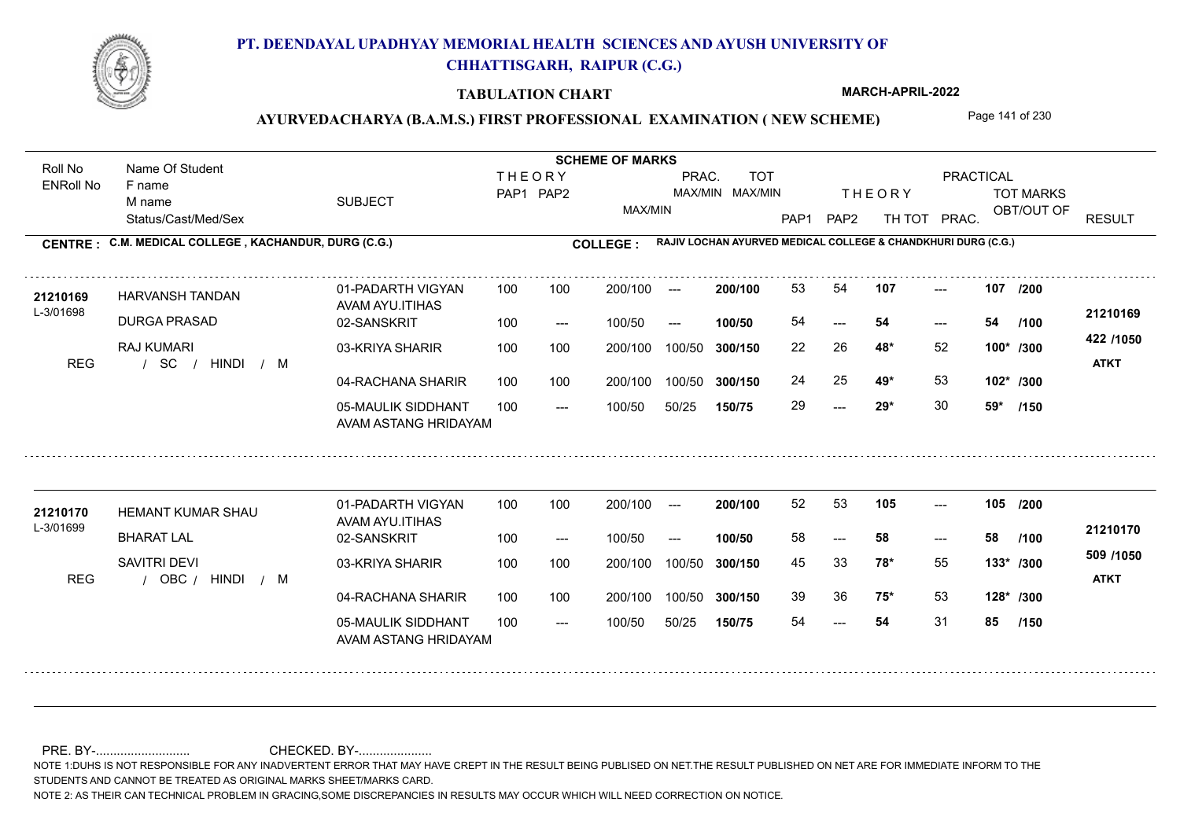# PT. DEENDAYAL UPADHYAY MEMORIAL HEALTH SCIENCES AND AYUSH UNIVERSITY OF CHHATTISGARH, RAIPUR (C.G.)

## TABULATION CHART

MARCH-APRIL-2022

### AYURVEDACHARYA (B.A.M.S.) FIRST PROFESSIONAL EXAMINATION ( NEW SCHEME)

**CENTRE : C.M. MEDICAL COLLEGE , KACHANDUR, DURG (C.G.)**

**COLLEGE : RAJIV LOCHAN AYURVED MEDICAL COLLEGE & CHANDKHURI DURG (C.G.)**

| Roll No / ENRoll No | Name Of Student / F name / M name / Status/Cast/Med/Sex | SUBJECT | THEORY PAP1 | THEORY PAP2 | MAX/MIN | PRAC. MAX/MIN | TOT MAX/MIN | PAP1 | PAP2 | TH TOT | PRAC. | TOT MARKS OBT/OUT OF | RESULT |
|---|---|---|---|---|---|---|---|---|---|---|---|---|---|
| 21210169 / L-3/01698 | HARVANSH TANDAN | 01-PADARTH VIGYAN AVAM AYU.ITIHAS | 100 | 100 | 200/100 | --- | 200/100 | 53 | 54 | 107 | --- | 107 /200 | 21210169 |
| | DURGA PRASAD | 02-SANSKRIT | 100 | --- | 100/50 | --- | 100/50 | 54 | --- | 54 | --- | 54 /100 | 422 /1050 |
| | RAJ KUMARI | 03-KRIYA SHARIR | 100 | 100 | 200/100 | 100/50 | 300/150 | 22 | 26 | 48* | 52 | 100* /300 | ATKT |
| REG | / SC / HINDI / M | 04-RACHANA SHARIR | 100 | 100 | 200/100 | 100/50 | 300/150 | 24 | 25 | 49* | 53 | 102* /300 | |
| | | 05-MAULIK SIDDHANT AVAM ASTANG HRIDAYAM | 100 | --- | 100/50 | 50/25 | 150/75 | 29 | --- | 29* | 30 | 59* /150 | |
| 21210170 / L-3/01699 | HEMANT KUMAR SHAU | 01-PADARTH VIGYAN AVAM AYU.ITIHAS | 100 | 100 | 200/100 | --- | 200/100 | 52 | 53 | 105 | --- | 105 /200 | 21210170 |
| | BHARAT LAL | 02-SANSKRIT | 100 | --- | 100/50 | --- | 100/50 | 58 | --- | 58 | --- | 58 /100 | 509 /1050 |
| | SAVITRI DEVI | 03-KRIYA SHARIR | 100 | 100 | 200/100 | 100/50 | 300/150 | 45 | 33 | 78* | 55 | 133* /300 | ATKT |
| REG | / OBC / HINDI / M | 04-RACHANA SHARIR | 100 | 100 | 200/100 | 100/50 | 300/150 | 39 | 36 | 75* | 53 | 128* /300 | |
| | | 05-MAULIK SIDDHANT AVAM ASTANG HRIDAYAM | 100 | --- | 100/50 | 50/25 | 150/75 | 54 | --- | 54 | 31 | 85 /150 | |

PRE. BY-........................... CHECKED. BY-.....................

NOTE 1:DUHS IS NOT RESPONSIBLE FOR ANY INADVERTENT ERROR THAT MAY HAVE CREPT IN THE RESULT BEING PUBLISED ON NET.THE RESULT PUBLISHED ON NET ARE FOR IMMEDIATE INFORM TO THE STUDENTS AND CANNOT BE TREATED AS ORIGINAL MARKS SHEET/MARKS CARD.

NOTE 2: AS THEIR CAN TECHNICAL PROBLEM IN GRACING,SOME DISCREPANCIES IN RESULTS MAY OCCUR WHICH WILL NEED CORRECTION ON NOTICE.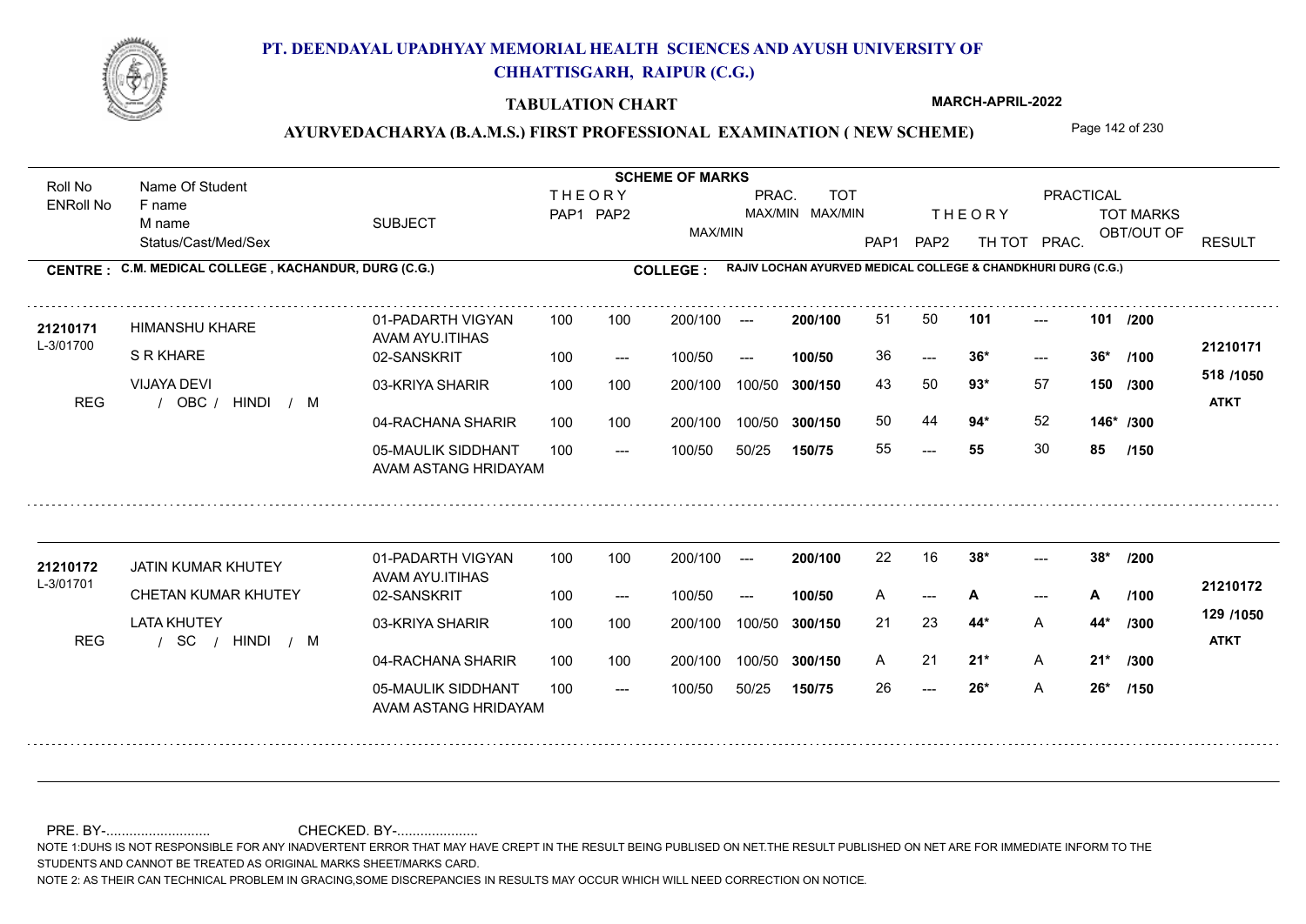# PT. DEENDAYAL UPADHYAY MEMORIAL HEALTH SCIENCES AND AYUSH UNIVERSITY OF CHHATTISGARH, RAIPUR (C.G.)

## TABULATION CHART

MARCH-APRIL-2022

### AYURVEDACHARYA (B.A.M.S.) FIRST PROFESSIONAL EXAMINATION ( NEW SCHEME)

**CENTRE : C.M. MEDICAL COLLEGE , KACHANDUR, DURG (C.G.)**

**COLLEGE : RAJIV LOCHAN AYURVED MEDICAL COLLEGE & CHANDKHURI DURG (C.G.)**

| Roll No / ENRoll No | Name Of Student / F name / M name / Status/Cast/Med/Sex | SUBJECT | THEORY PAP1 | THEORY PAP2 | MAX/MIN | PRAC. MAX/MIN | TOT MAX/MIN | THEORY PAP1 | THEORY PAP2 | TH TOT | PRACTICAL PRAC. | TOT MARKS OBT/OUT OF | RESULT |
|---|---|---|---|---|---|---|---|---|---|---|---|---|---|
| 21210171 | HIMANSHU KHARE | 01-PADARTH VIGYAN AVAM AYU.ITIHAS | 100 | 100 | 200/100 | --- | 200/100 | 51 | 50 | 101 | --- | 101 /200 | 21210171 |
| L-3/01700 | S R KHARE | 02-SANSKRIT | 100 | --- | 100/50 | --- | 100/50 | 36 | --- | 36* | --- | 36* /100 | |
| | VIJAYA DEVI | 03-KRIYA SHARIR | 100 | 100 | 200/100 | 100/50 | 300/150 | 43 | 50 | 93* | 57 | 150 /300 | 518 /1050 |
| REG | / OBC / HINDI / M | 04-RACHANA SHARIR | 100 | 100 | 200/100 | 100/50 | 300/150 | 50 | 44 | 94* | 52 | 146* /300 | ATKT |
| | | 05-MAULIK SIDDHANT AVAM ASTANG HRIDAYAM | 100 | --- | 100/50 | 50/25 | 150/75 | 55 | --- | 55 | 30 | 85 /150 | |
| 21210172 | JATIN KUMAR KHUTEY | 01-PADARTH VIGYAN AVAM AYU.ITIHAS | 100 | 100 | 200/100 | --- | 200/100 | 22 | 16 | 38* | --- | 38* /200 | 21210172 |
| L-3/01701 | CHETAN KUMAR KHUTEY | 02-SANSKRIT | 100 | --- | 100/50 | --- | 100/50 | A | --- | A | --- | A /100 | |
| | LATA KHUTEY | 03-KRIYA SHARIR | 100 | 100 | 200/100 | 100/50 | 300/150 | 21 | 23 | 44* | A | 44* /300 | 129 /1050 |
| REG | / SC / HINDI / M | 04-RACHANA SHARIR | 100 | 100 | 200/100 | 100/50 | 300/150 | A | 21 | 21* | A | 21* /300 | ATKT |
| | | 05-MAULIK SIDDHANT AVAM ASTANG HRIDAYAM | 100 | --- | 100/50 | 50/25 | 150/75 | 26 | --- | 26* | A | 26* /150 | |

PRE. BY-........................... CHECKED. BY-.....................

NOTE 1:DUHS IS NOT RESPONSIBLE FOR ANY INADVERTENT ERROR THAT MAY HAVE CREPT IN THE RESULT BEING PUBLISED ON NET.THE RESULT PUBLISHED ON NET ARE FOR IMMEDIATE INFORM TO THE STUDENTS AND CANNOT BE TREATED AS ORIGINAL MARKS SHEET/MARKS CARD.

NOTE 2: AS THEIR CAN TECHNICAL PROBLEM IN GRACING,SOME DISCREPANCIES IN RESULTS MAY OCCUR WHICH WILL NEED CORRECTION ON NOTICE.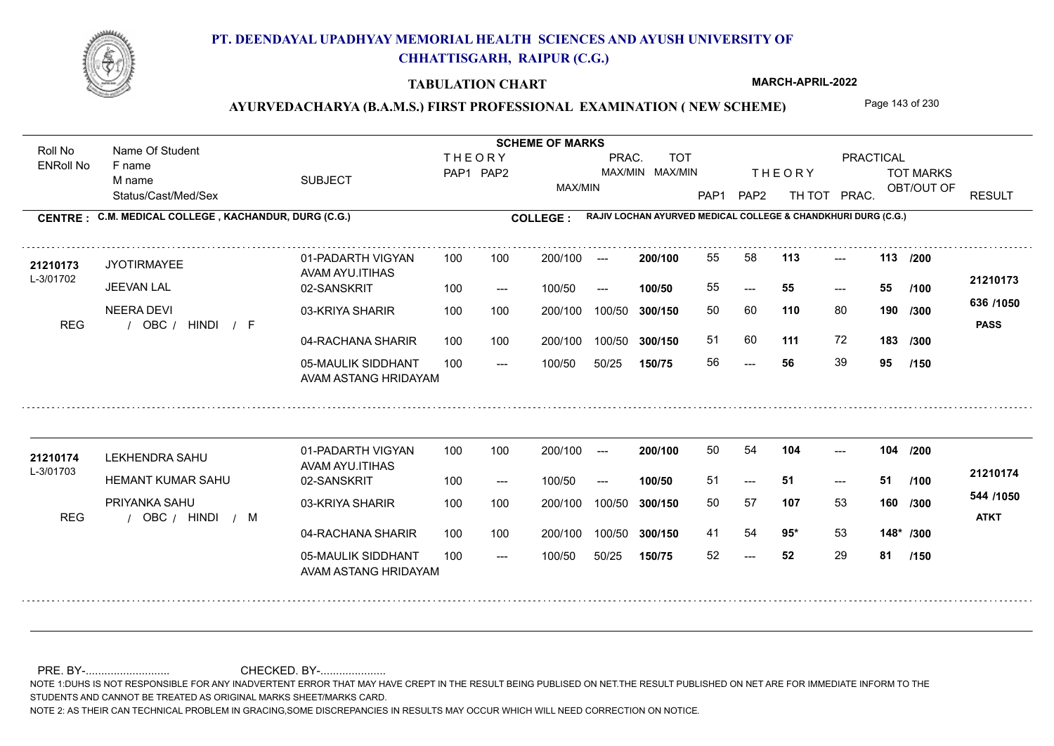# PT. DEENDAYAL UPADHYAY MEMORIAL HEALTH SCIENCES AND AYUSH UNIVERSITY OF CHHATTISGARH, RAIPUR (C.G.)

**TABULATION CHART**

**MARCH-APRIL-2022**

**AYURVEDACHARYA (B.A.M.S.) FIRST PROFESSIONAL EXAMINATION ( NEW SCHEME)**

**CENTRE : C.M. MEDICAL COLLEGE , KACHANDUR, DURG (C.G.)**

**COLLEGE : RAJIV LOCHAN AYURVED MEDICAL COLLEGE & CHANDKHURI DURG (C.G.)**

| Roll No / ENRoll No | Name Of Student / F name / M name / Status/Cast/Med/Sex | SUBJECT | THEORY PAP1 | THEORY PAP2 | MAX/MIN | PRAC. MAX/MIN | TOT MAX/MIN | THEORY PAP1 | THEORY PAP2 | TH TOT | PRACTICAL PRAC. | TOT MARKS OBT/OUT OF | RESULT |
|---|---|---|---|---|---|---|---|---|---|---|---|---|---|
| **21210173** L-3/01702 | JYOTIRMAYEE | 01-PADARTH VIGYAN AVAM AYU.ITIHAS | 100 | 100 | 200/100 | --- | **200/100** | 55 | 58 | **113** | --- | **113 /200** | **21210173** |
| | JEEVAN LAL | 02-SANSKRIT | 100 | --- | 100/50 | --- | **100/50** | 55 | --- | **55** | --- | **55 /100** | |
| | NEERA DEVI | 03-KRIYA SHARIR | 100 | 100 | 200/100 | 100/50 | **300/150** | 50 | 60 | **110** | 80 | **190 /300** | **636 /1050** |
| REG | / OBC / HINDI / F | 04-RACHANA SHARIR | 100 | 100 | 200/100 | 100/50 | **300/150** | 51 | 60 | **111** | 72 | **183 /300** | **PASS** |
| | | 05-MAULIK SIDDHANT AVAM ASTANG HRIDAYAM | 100 | --- | 100/50 | 50/25 | **150/75** | 56 | --- | **56** | 39 | **95 /150** | |
| **21210174** L-3/01703 | LEKHENDRA SAHU | 01-PADARTH VIGYAN AVAM AYU.ITIHAS | 100 | 100 | 200/100 | --- | **200/100** | 50 | 54 | **104** | --- | **104 /200** | **21210174** |
| | HEMANT KUMAR SAHU | 02-SANSKRIT | 100 | --- | 100/50 | --- | **100/50** | 51 | --- | **51** | --- | **51 /100** | |
| | PRIYANKA SAHU | 03-KRIYA SHARIR | 100 | 100 | 200/100 | 100/50 | **300/150** | 50 | 57 | **107** | 53 | **160 /300** | **544 /1050** |
| REG | / OBC / HINDI / M | 04-RACHANA SHARIR | 100 | 100 | 200/100 | 100/50 | **300/150** | 41 | 54 | **95*** | 53 | **148* /300** | **ATKT** |
| | | 05-MAULIK SIDDHANT AVAM ASTANG HRIDAYAM | 100 | --- | 100/50 | 50/25 | **150/75** | 52 | --- | **52** | 29 | **81 /150** | |

PRE. BY-.......................... CHECKED. BY-.....................

NOTE 1:DUHS IS NOT RESPONSIBLE FOR ANY INADVERTENT ERROR THAT MAY HAVE CREPT IN THE RESULT BEING PUBLISED ON NET.THE RESULT PUBLISHED ON NET ARE FOR IMMEDIATE INFORM TO THE STUDENTS AND CANNOT BE TREATED AS ORIGINAL MARKS SHEET/MARKS CARD.

NOTE 2: AS THEIR CAN TECHNICAL PROBLEM IN GRACING,SOME DISCREPANCIES IN RESULTS MAY OCCUR WHICH WILL NEED CORRECTION ON NOTICE.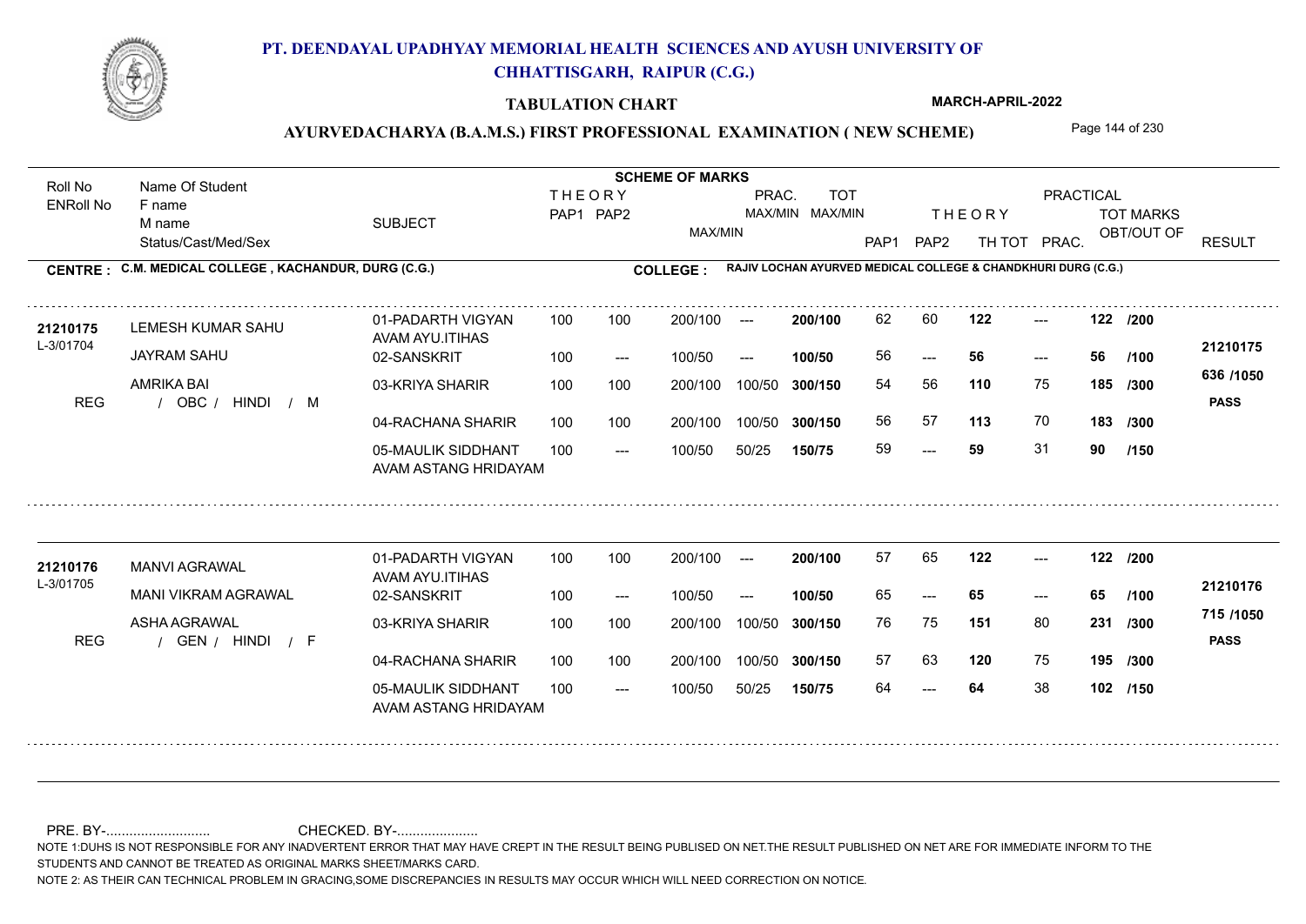# PT. DEENDAYAL UPADHYAY MEMORIAL HEALTH SCIENCES AND AYUSH UNIVERSITY OF CHHATTISGARH, RAIPUR (C.G.)

## TABULATION CHART

**MARCH-APRIL-2022**

### AYURVEDACHARYA (B.A.M.S.) FIRST PROFESSIONAL EXAMINATION ( NEW SCHEME)

**CENTRE : C.M. MEDICAL COLLEGE , KACHANDUR, DURG (C.G.)**

**COLLEGE : RAJIV LOCHAN AYURVED MEDICAL COLLEGE & CHANDKHURI DURG (C.G.)**

| Roll No / ENRoll No | Name Of Student / F name / M name / Status/Cast/Med/Sex | SUBJECT | THEORY PAP1 | THEORY PAP2 | MAX/MIN | PRAC. MAX/MIN | TOT MAX/MIN | PAP1 | PAP2 | TH TOT | PRAC. | TOT MARKS OBT/OUT OF | | RESULT |
|---|---|---|---|---|---|---|---|---|---|---|---|---|---|---|
| 21210175 | LEMESH KUMAR SAHU | 01-PADARTH VIGYAN AVAM AYU.ITIHAS | 100 | 100 | 200/100 | --- | 200/100 | 62 | 60 | 122 | --- | 122 | /200 | 21210175 |
| L-3/01704 | JAYRAM SAHU | 02-SANSKRIT | 100 | --- | 100/50 | --- | 100/50 | 56 | --- | 56 | --- | 56 | /100 | |
| | AMRIKA BAI | 03-KRIYA SHARIR | 100 | 100 | 200/100 | 100/50 | 300/150 | 54 | 56 | 110 | 75 | 185 | /300 | 636 /1050 |
| REG | / OBC / HINDI / M | | | | | | | | | | | | | PASS |
| | | 04-RACHANA SHARIR | 100 | 100 | 200/100 | 100/50 | 300/150 | 56 | 57 | 113 | 70 | 183 | /300 | |
| | | 05-MAULIK SIDDHANT AVAM ASTANG HRIDAYAM | 100 | --- | 100/50 | 50/25 | 150/75 | 59 | --- | 59 | 31 | 90 | /150 | |
| 21210176 | MANVI AGRAWAL | 01-PADARTH VIGYAN AVAM AYU.ITIHAS | 100 | 100 | 200/100 | --- | 200/100 | 57 | 65 | 122 | --- | 122 | /200 | 21210176 |
| L-3/01705 | MANI VIKRAM AGRAWAL | 02-SANSKRIT | 100 | --- | 100/50 | --- | 100/50 | 65 | --- | 65 | --- | 65 | /100 | |
| | ASHA AGRAWAL | 03-KRIYA SHARIR | 100 | 100 | 200/100 | 100/50 | 300/150 | 76 | 75 | 151 | 80 | 231 | /300 | 715 /1050 |
| REG | / GEN / HINDI / F | | | | | | | | | | | | | PASS |
| | | 04-RACHANA SHARIR | 100 | 100 | 200/100 | 100/50 | 300/150 | 57 | 63 | 120 | 75 | 195 | /300 | |
| | | 05-MAULIK SIDDHANT AVAM ASTANG HRIDAYAM | 100 | --- | 100/50 | 50/25 | 150/75 | 64 | --- | 64 | 38 | 102 | /150 | |

PRE. BY-.......................... CHECKED. BY-.....................

NOTE 1:DUHS IS NOT RESPONSIBLE FOR ANY INADVERTENT ERROR THAT MAY HAVE CREPT IN THE RESULT BEING PUBLISED ON NET.THE RESULT PUBLISHED ON NET ARE FOR IMMEDIATE INFORM TO THE STUDENTS AND CANNOT BE TREATED AS ORIGINAL MARKS SHEET/MARKS CARD.

NOTE 2: AS THEIR CAN TECHNICAL PROBLEM IN GRACING,SOME DISCREPANCIES IN RESULTS MAY OCCUR WHICH WILL NEED CORRECTION ON NOTICE.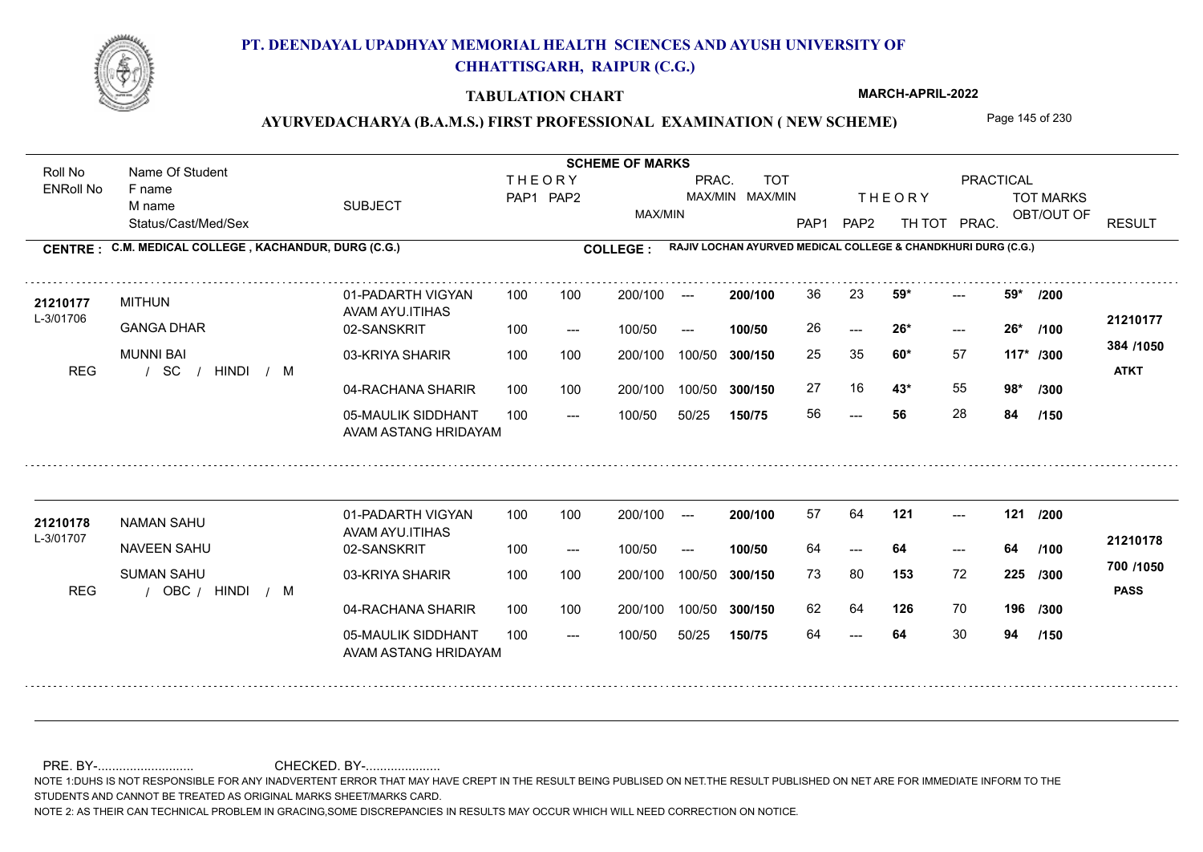# PT. DEENDAYAL UPADHYAY MEMORIAL HEALTH SCIENCES AND AYUSH UNIVERSITY OF CHHATTISGARH, RAIPUR (C.G.)

## TABULATION CHART

**MARCH-APRIL-2022**

### AYURVEDACHARYA (B.A.M.S.) FIRST PROFESSIONAL EXAMINATION ( NEW SCHEME)

**CENTRE : C.M. MEDICAL COLLEGE , KACHANDUR, DURG (C.G.)**

**COLLEGE : RAJIV LOCHAN AYURVED MEDICAL COLLEGE & CHANDKHURI DURG (C.G.)**

| Roll No / ENRoll No | Name Of Student / F name / M name / Status/Cast/Med/Sex | SUBJECT | THEORY PAP1 | THEORY PAP2 | MAX/MIN | PRAC. MAX/MIN | TOT MAX/MIN | PAP1 | PAP2 | THEORY TH TOT | PRAC. | TOT MARKS OBT/OUT OF | RESULT |
|---|---|---|---|---|---|---|---|---|---|---|---|---|---|
| 21210177 / L-3/01706 | MITHUN / GANGA DHAR / MUNNI BAI / REG / SC / HINDI / M | 01-PADARTH VIGYAN AVAM AYU.ITIHAS | 100 | 100 | 200/100 | --- | 200/100 | 36 | 23 | 59* | --- | 59* /200 | 21210177 |
| | | 02-SANSKRIT | 100 | --- | 100/50 | --- | 100/50 | 26 | --- | 26* | --- | 26* /100 | 384 /1050 |
| | | 03-KRIYA SHARIR | 100 | 100 | 200/100 | 100/50 | 300/150 | 25 | 35 | 60* | 57 | 117* /300 | ATKT |
| | | 04-RACHANA SHARIR | 100 | 100 | 200/100 | 100/50 | 300/150 | 27 | 16 | 43* | 55 | 98* /300 | |
| | | 05-MAULIK SIDDHANT AVAM ASTANG HRIDAYAM | 100 | --- | 100/50 | 50/25 | 150/75 | 56 | --- | 56 | 28 | 84 /150 | |
| 21210178 / L-3/01707 | NAMAN SAHU / NAVEEN SAHU / SUMAN SAHU / REG / OBC / HINDI / M | 01-PADARTH VIGYAN AVAM AYU.ITIHAS | 100 | 100 | 200/100 | --- | 200/100 | 57 | 64 | 121 | --- | 121 /200 | 21210178 |
| | | 02-SANSKRIT | 100 | --- | 100/50 | --- | 100/50 | 64 | --- | 64 | --- | 64 /100 | 700 /1050 |
| | | 03-KRIYA SHARIR | 100 | 100 | 200/100 | 100/50 | 300/150 | 73 | 80 | 153 | 72 | 225 /300 | PASS |
| | | 04-RACHANA SHARIR | 100 | 100 | 200/100 | 100/50 | 300/150 | 62 | 64 | 126 | 70 | 196 /300 | |
| | | 05-MAULIK SIDDHANT AVAM ASTANG HRIDAYAM | 100 | --- | 100/50 | 50/25 | 150/75 | 64 | --- | 64 | 30 | 94 /150 | |

PRE. BY-........................... CHECKED. BY-.....................

NOTE 1:DUHS IS NOT RESPONSIBLE FOR ANY INADVERTENT ERROR THAT MAY HAVE CREPT IN THE RESULT BEING PUBLISED ON NET.THE RESULT PUBLISHED ON NET ARE FOR IMMEDIATE INFORM TO THE STUDENTS AND CANNOT BE TREATED AS ORIGINAL MARKS SHEET/MARKS CARD.

NOTE 2: AS THEIR CAN TECHNICAL PROBLEM IN GRACING,SOME DISCREPANCIES IN RESULTS MAY OCCUR WHICH WILL NEED CORRECTION ON NOTICE.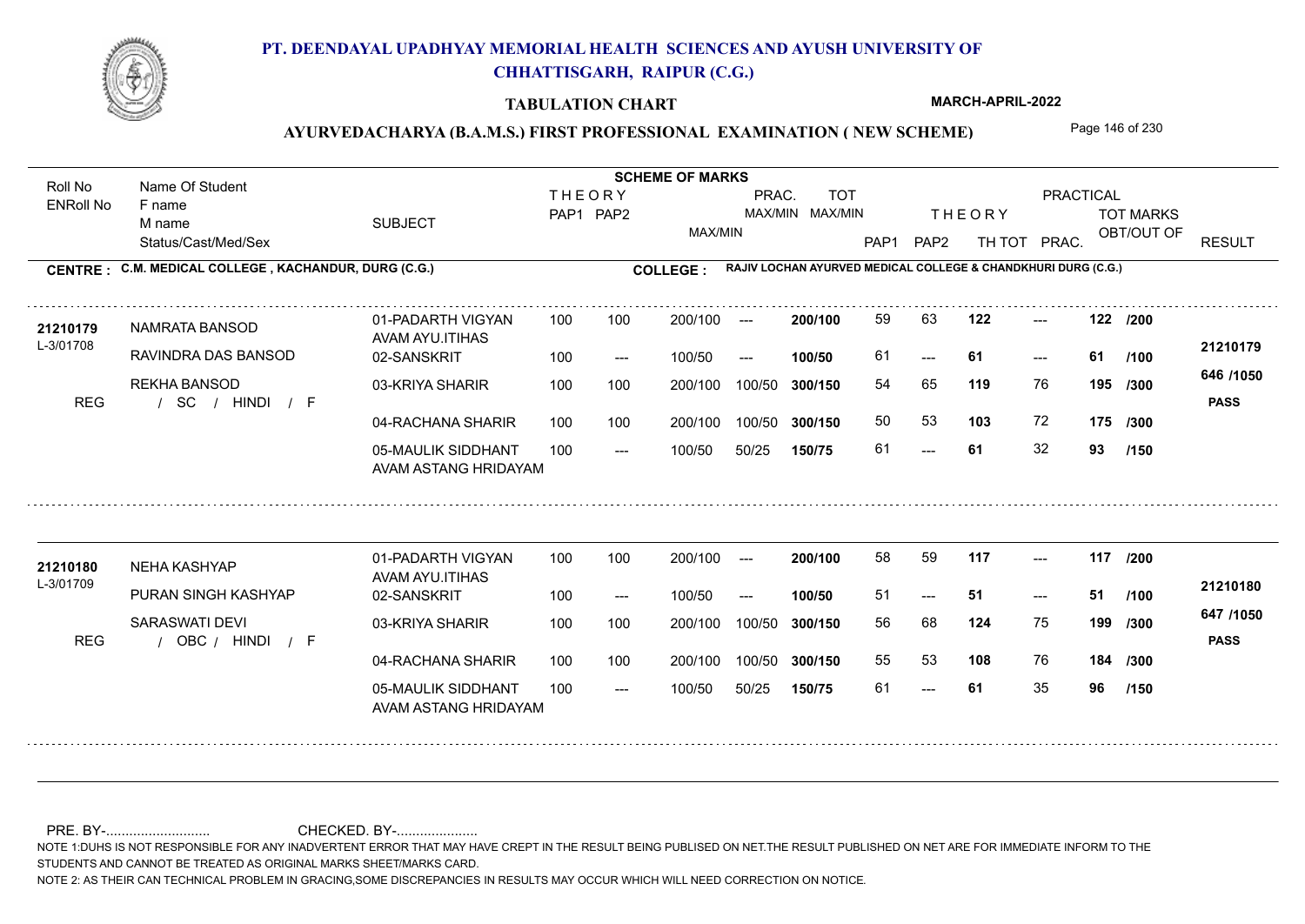# PT. DEENDAYAL UPADHYAY MEMORIAL HEALTH SCIENCES AND AYUSH UNIVERSITY OF CHHATTISGARH, RAIPUR (C.G.)

## TABULATION CHART

**MARCH-APRIL-2022**

### AYURVEDACHARYA (B.A.M.S.) FIRST PROFESSIONAL EXAMINATION ( NEW SCHEME)

**CENTRE : C.M. MEDICAL COLLEGE , KACHANDUR, DURG (C.G.)**

**COLLEGE : RAJIV LOCHAN AYURVED MEDICAL COLLEGE & CHANDKHURI DURG (C.G.)**

| Roll No / ENRoll No | Name Of Student / F name / M name / Status/Cast/Med/Sex | SUBJECT | THEORY PAP1 | THEORY PAP2 | MAX/MIN | PRAC. MAX/MIN | TOT MAX/MIN | THEORY PAP1 | THEORY PAP2 | TH TOT | PRAC. | TOT MARKS OBT/OUT OF | RESULT |
|---|---|---|---|---|---|---|---|---|---|---|---|---|---|
| 21210179 | NAMRATA BANSOD | 01-PADARTH VIGYAN AVAM AYU.ITIHAS | 100 | 100 | 200/100 | --- | 200/100 | 59 | 63 | 122 | --- | 122 /200 | 21210179 |
| L-3/01708 | RAVINDRA DAS BANSOD | 02-SANSKRIT | 100 | --- | 100/50 | --- | 100/50 | 61 | --- | 61 | --- | 61 /100 | 646 /1050 |
| | REKHA BANSOD | 03-KRIYA SHARIR | 100 | 100 | 200/100 | 100/50 | 300/150 | 54 | 65 | 119 | 76 | 195 /300 | |
| REG | / SC / HINDI / F | 04-RACHANA SHARIR | 100 | 100 | 200/100 | 100/50 | 300/150 | 50 | 53 | 103 | 72 | 175 /300 | PASS |
| | | 05-MAULIK SIDDHANT AVAM ASTANG HRIDAYAM | 100 | --- | 100/50 | 50/25 | 150/75 | 61 | --- | 61 | 32 | 93 /150 | |
| 21210180 | NEHA KASHYAP | 01-PADARTH VIGYAN AVAM AYU.ITIHAS | 100 | 100 | 200/100 | --- | 200/100 | 58 | 59 | 117 | --- | 117 /200 | 21210180 |
| L-3/01709 | PURAN SINGH KASHYAP | 02-SANSKRIT | 100 | --- | 100/50 | --- | 100/50 | 51 | --- | 51 | --- | 51 /100 | 647 /1050 |
| | SARASWATI DEVI | 03-KRIYA SHARIR | 100 | 100 | 200/100 | 100/50 | 300/150 | 56 | 68 | 124 | 75 | 199 /300 | |
| REG | / OBC / HINDI / F | 04-RACHANA SHARIR | 100 | 100 | 200/100 | 100/50 | 300/150 | 55 | 53 | 108 | 76 | 184 /300 | PASS |
| | | 05-MAULIK SIDDHANT AVAM ASTANG HRIDAYAM | 100 | --- | 100/50 | 50/25 | 150/75 | 61 | --- | 61 | 35 | 96 /150 | |

PRE. BY-.......................... CHECKED. BY-.....................

NOTE 1:DUHS IS NOT RESPONSIBLE FOR ANY INADVERTENT ERROR THAT MAY HAVE CREPT IN THE RESULT BEING PUBLISED ON NET.THE RESULT PUBLISHED ON NET ARE FOR IMMEDIATE INFORM TO THE STUDENTS AND CANNOT BE TREATED AS ORIGINAL MARKS SHEET/MARKS CARD.

NOTE 2: AS THEIR CAN TECHNICAL PROBLEM IN GRACING,SOME DISCREPANCIES IN RESULTS MAY OCCUR WHICH WILL NEED CORRECTION ON NOTICE.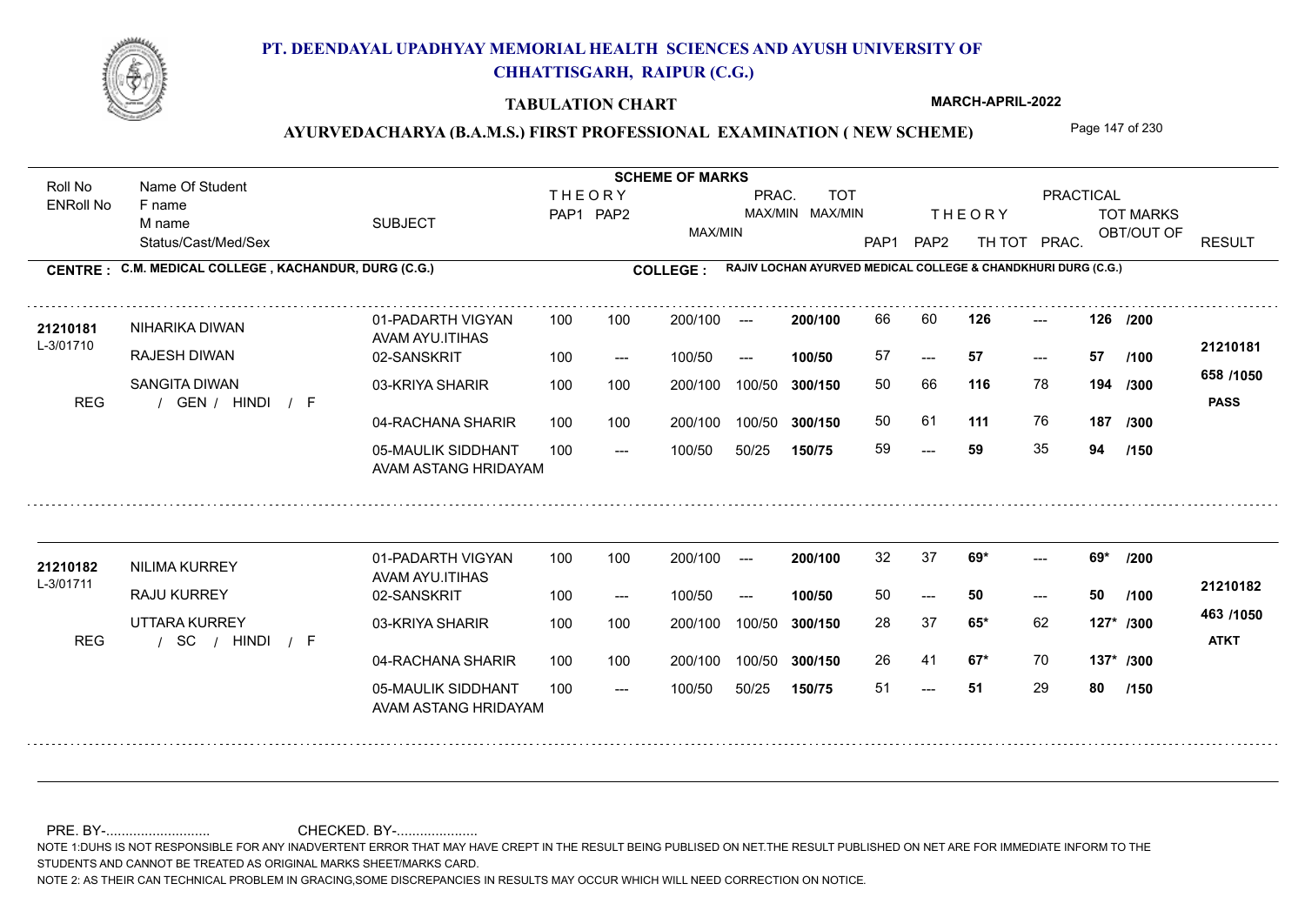# PT. DEENDAYAL UPADHYAY MEMORIAL HEALTH SCIENCES AND AYUSH UNIVERSITY OF CHHATTISGARH, RAIPUR (C.G.)

## TABULATION CHART

MARCH-APRIL-2022

### AYURVEDACHARYA (B.A.M.S.) FIRST PROFESSIONAL EXAMINATION ( NEW SCHEME)

**CENTRE : C.M. MEDICAL COLLEGE , KACHANDUR, DURG (C.G.)**

**COLLEGE : RAJIV LOCHAN AYURVED MEDICAL COLLEGE & CHANDKHURI DURG (C.G.)**

| Roll No / ENRoll No | Name Of Student / F name / M name / Status/Cast/Med/Sex | SUBJECT | THEORY PAP1 | THEORY PAP2 | MAX/MIN | PRAC. MAX/MIN | TOT MAX/MIN | PAP1 | PAP2 | THEORY TH TOT | PRACTICAL PRAC. | TOT MARKS OBT/OUT OF | RESULT |
|---|---|---|---|---|---|---|---|---|---|---|---|---|---|
| 21210181 | NIHARIKA DIWAN | 01-PADARTH VIGYAN AVAM AYU.ITIHAS | 100 | 100 | 200/100 | --- | 200/100 | 66 | 60 | 126 | --- | 126 /200 | 21210181 |
| L-3/01710 | RAJESH DIWAN | 02-SANSKRIT | 100 | --- | 100/50 | --- | 100/50 | 57 | --- | 57 | --- | 57 /100 | 658 /1050 |
| REG | SANGITA DIWAN / GEN / HINDI / F | 03-KRIYA SHARIR | 100 | 100 | 200/100 | 100/50 | 300/150 | 50 | 66 | 116 | 78 | 194 /300 | PASS |
| | | 04-RACHANA SHARIR | 100 | 100 | 200/100 | 100/50 | 300/150 | 50 | 61 | 111 | 76 | 187 /300 | |
| | | 05-MAULIK SIDDHANT AVAM ASTANG HRIDAYAM | 100 | --- | 100/50 | 50/25 | 150/75 | 59 | --- | 59 | 35 | 94 /150 | |
| 21210182 | NILIMA KURREY | 01-PADARTH VIGYAN AVAM AYU.ITIHAS | 100 | 100 | 200/100 | --- | 200/100 | 32 | 37 | 69* | --- | 69* /200 | 21210182 |
| L-3/01711 | RAJU KURREY | 02-SANSKRIT | 100 | --- | 100/50 | --- | 100/50 | 50 | --- | 50 | --- | 50 /100 | 463 /1050 |
| REG | UTTARA KURREY / SC / HINDI / F | 03-KRIYA SHARIR | 100 | 100 | 200/100 | 100/50 | 300/150 | 28 | 37 | 65* | 62 | 127* /300 | ATKT |
| | | 04-RACHANA SHARIR | 100 | 100 | 200/100 | 100/50 | 300/150 | 26 | 41 | 67* | 70 | 137* /300 | |
| | | 05-MAULIK SIDDHANT AVAM ASTANG HRIDAYAM | 100 | --- | 100/50 | 50/25 | 150/75 | 51 | --- | 51 | 29 | 80 /150 | |

PRE. BY-.......................... CHECKED. BY-....................

NOTE 1:DUHS IS NOT RESPONSIBLE FOR ANY INADVERTENT ERROR THAT MAY HAVE CREPT IN THE RESULT BEING PUBLISED ON NET.THE RESULT PUBLISHED ON NET ARE FOR IMMEDIATE INFORM TO THE STUDENTS AND CANNOT BE TREATED AS ORIGINAL MARKS SHEET/MARKS CARD.

NOTE 2: AS THEIR CAN TECHNICAL PROBLEM IN GRACING,SOME DISCREPANCIES IN RESULTS MAY OCCUR WHICH WILL NEED CORRECTION ON NOTICE.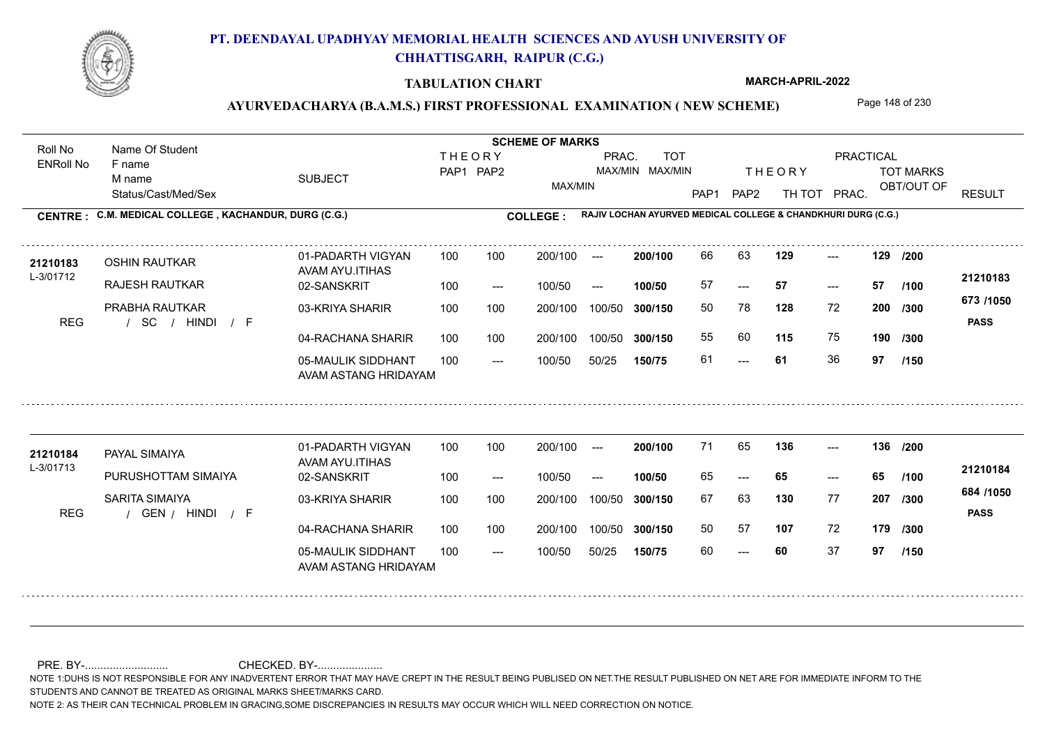# PT. DEENDAYAL UPADHYAY MEMORIAL HEALTH SCIENCES AND AYUSH UNIVERSITY OF CHHATTISGARH, RAIPUR (C.G.)

**TABULATION CHART** — MARCH-APRIL-2022

## AYURVEDACHARYA (B.A.M.S.) FIRST PROFESSIONAL EXAMINATION ( NEW SCHEME)

**CENTRE : C.M. MEDICAL COLLEGE , KACHANDUR, DURG (C.G.)**

**COLLEGE : RAJIV LOCHAN AYURVED MEDICAL COLLEGE & CHANDKHURI DURG (C.G.)**

| Roll No / ENRoll No | Name Of Student / F name / M name / Status/Cast/Med/Sex | SUBJECT | THEORY PAP1 | THEORY PAP2 | MAX/MIN | PRAC. MAX/MIN | TOT MAX/MIN | THEORY PAP1 | THEORY PAP2 | TH TOT | PRAC. | TOT MARKS OBT/OUT OF | RESULT |
|---|---|---|---|---|---|---|---|---|---|---|---|---|---|
| 21210183 | OSHIN RAUTKAR | 01-PADARTH VIGYAN AVAM AYU.ITIHAS | 100 | 100 | 200/100 | --- | 200/100 | 66 | 63 | 129 | --- | 129 /200 | 21210183 |
| L-3/01712 | RAJESH RAUTKAR | 02-SANSKRIT | 100 | --- | 100/50 | --- | 100/50 | 57 | --- | 57 | --- | 57 /100 | 673 /1050 |
| REG | PRABHA RAUTKAR / SC / HINDI / F | 03-KRIYA SHARIR | 100 | 100 | 200/100 | 100/50 | 300/150 | 50 | 78 | 128 | 72 | 200 /300 | PASS |
| | | 04-RACHANA SHARIR | 100 | 100 | 200/100 | 100/50 | 300/150 | 55 | 60 | 115 | 75 | 190 /300 | |
| | | 05-MAULIK SIDDHANT AVAM ASTANG HRIDAYAM | 100 | --- | 100/50 | 50/25 | 150/75 | 61 | --- | 61 | 36 | 97 /150 | |
| 21210184 | PAYAL SIMAIYA | 01-PADARTH VIGYAN AVAM AYU.ITIHAS | 100 | 100 | 200/100 | --- | 200/100 | 71 | 65 | 136 | --- | 136 /200 | 21210184 |
| L-3/01713 | PURUSHOTTAM SIMAIYA | 02-SANSKRIT | 100 | --- | 100/50 | --- | 100/50 | 65 | --- | 65 | --- | 65 /100 | 684 /1050 |
| REG | SARITA SIMAIYA / GEN / HINDI / F | 03-KRIYA SHARIR | 100 | 100 | 200/100 | 100/50 | 300/150 | 67 | 63 | 130 | 77 | 207 /300 | PASS |
| | | 04-RACHANA SHARIR | 100 | 100 | 200/100 | 100/50 | 300/150 | 50 | 57 | 107 | 72 | 179 /300 | |
| | | 05-MAULIK SIDDHANT AVAM ASTANG HRIDAYAM | 100 | --- | 100/50 | 50/25 | 150/75 | 60 | --- | 60 | 37 | 97 /150 | |

PRE. BY-.......................... CHECKED. BY-.....................

NOTE 1:DUHS IS NOT RESPONSIBLE FOR ANY INADVERTENT ERROR THAT MAY HAVE CREPT IN THE RESULT BEING PUBLISED ON NET.THE RESULT PUBLISHED ON NET ARE FOR IMMEDIATE INFORM TO THE STUDENTS AND CANNOT BE TREATED AS ORIGINAL MARKS SHEET/MARKS CARD.

NOTE 2: AS THEIR CAN TECHNICAL PROBLEM IN GRACING,SOME DISCREPANCIES IN RESULTS MAY OCCUR WHICH WILL NEED CORRECTION ON NOTICE.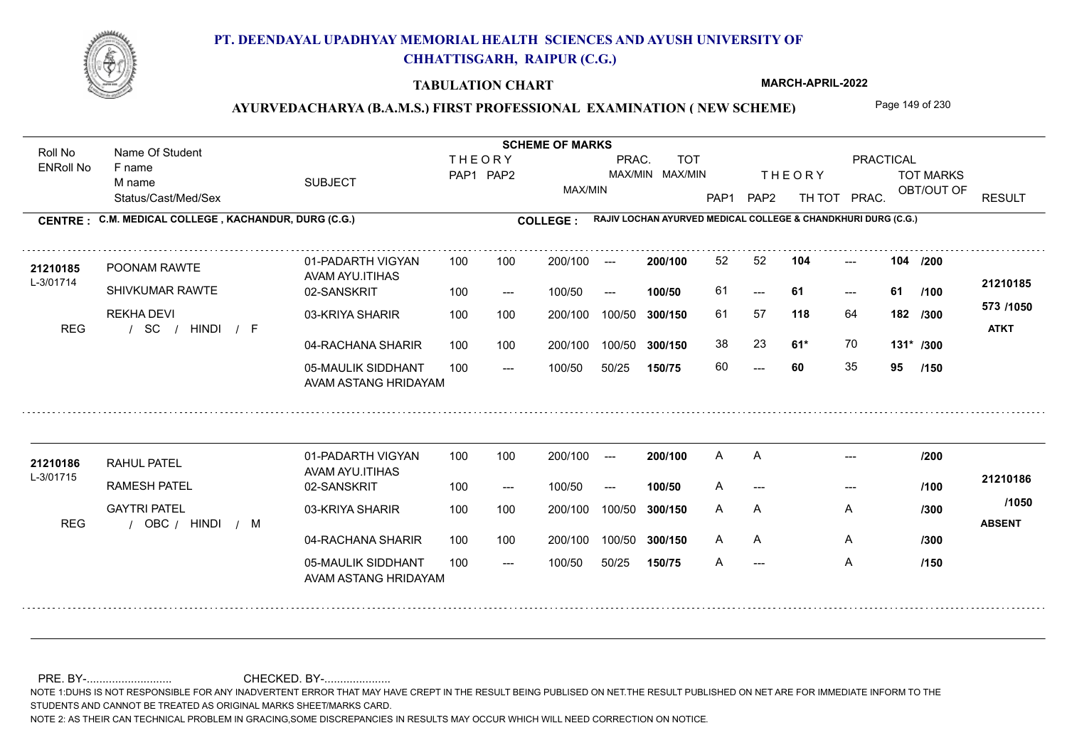# PT. DEENDAYAL UPADHYAY MEMORIAL HEALTH SCIENCES AND AYUSH UNIVERSITY OF CHHATTISGARH, RAIPUR (C.G.)

**TABULATION CHART** — **MARCH-APRIL-2022**

**AYURVEDACHARYA (B.A.M.S.) FIRST PROFESSIONAL EXAMINATION ( NEW SCHEME)**

**CENTRE : C.M. MEDICAL COLLEGE , KACHANDUR, DURG (C.G.)**

**COLLEGE : RAJIV LOCHAN AYURVED MEDICAL COLLEGE & CHANDKHURI DURG (C.G.)**

| Roll No / ENRoll No | Name Of Student / F name / M name / Status/Cast/Med/Sex | SUBJECT | THEORY PAP1 | THEORY PAP2 | MAX/MIN | PRAC. MAX/MIN | TOT MAX/MIN | THEORY PAP1 | THEORY PAP2 | TH TOT | PRAC. | TOT MARKS OBT/OUT OF | RESULT |
|---|---|---|---|---|---|---|---|---|---|---|---|---|---|
| 21210185 | POONAM RAWTE | 01-PADARTH VIGYAN AVAM AYU.ITIHAS | 100 | 100 | 200/100 | --- | 200/100 | 52 | 52 | 104 | --- | 104 /200 | |
| L-3/01714 | SHIVKUMAR RAWTE | 02-SANSKRIT | 100 | --- | 100/50 | --- | 100/50 | 61 | --- | 61 | --- | 61 /100 | 21210185 |
| | REKHA DEVI | 03-KRIYA SHARIR | 100 | 100 | 200/100 | 100/50 | 300/150 | 61 | 57 | 118 | 64 | 182 /300 | 573 /1050 |
| REG | / SC / HINDI / F | 04-RACHANA SHARIR | 100 | 100 | 200/100 | 100/50 | 300/150 | 38 | 23 | 61* | 70 | 131* /300 | ATKT |
| | | 05-MAULIK SIDDHANT AVAM ASTANG HRIDAYAM | 100 | --- | 100/50 | 50/25 | 150/75 | 60 | --- | 60 | 35 | 95 /150 | |
| 21210186 | RAHUL PATEL | 01-PADARTH VIGYAN AVAM AYU.ITIHAS | 100 | 100 | 200/100 | --- | 200/100 | A | A | | --- | /200 | |
| L-3/01715 | RAMESH PATEL | 02-SANSKRIT | 100 | --- | 100/50 | --- | 100/50 | A | --- | | --- | /100 | 21210186 |
| | GAYTRI PATEL | 03-KRIYA SHARIR | 100 | 100 | 200/100 | 100/50 | 300/150 | A | A | | A | /300 | /1050 |
| REG | / OBC / HINDI / M | 04-RACHANA SHARIR | 100 | 100 | 200/100 | 100/50 | 300/150 | A | A | | A | /300 | ABSENT |
| | | 05-MAULIK SIDDHANT AVAM ASTANG HRIDAYAM | 100 | --- | 100/50 | 50/25 | 150/75 | A | --- | | A | /150 | |

PRE. BY-.......................... CHECKED. BY-.....................

NOTE 1:DUHS IS NOT RESPONSIBLE FOR ANY INADVERTENT ERROR THAT MAY HAVE CREPT IN THE RESULT BEING PUBLISED ON NET.THE RESULT PUBLISHED ON NET ARE FOR IMMEDIATE INFORM TO THE STUDENTS AND CANNOT BE TREATED AS ORIGINAL MARKS SHEET/MARKS CARD.

NOTE 2: AS THEIR CAN TECHNICAL PROBLEM IN GRACING,SOME DISCREPANCIES IN RESULTS MAY OCCUR WHICH WILL NEED CORRECTION ON NOTICE.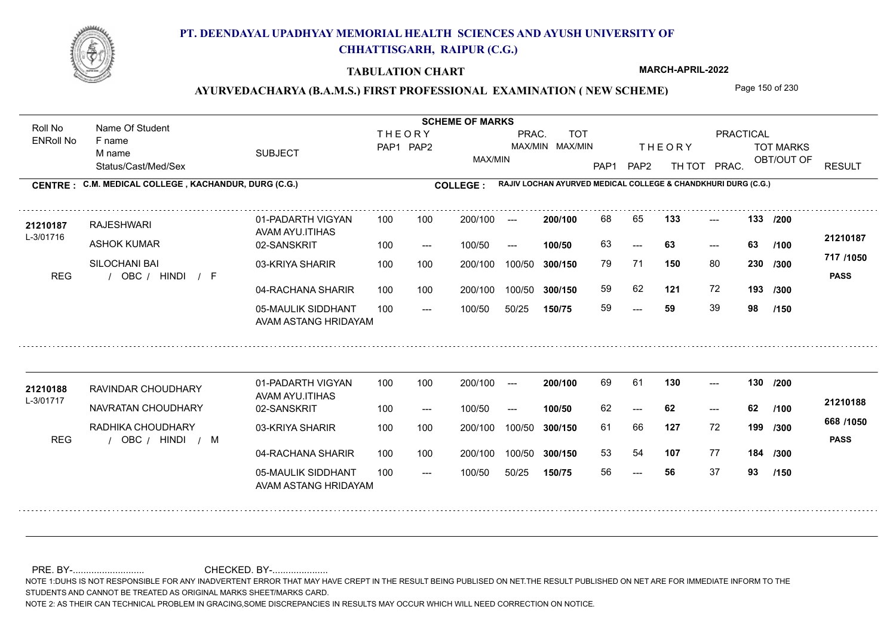# PT. DEENDAYAL UPADHYAY MEMORIAL HEALTH SCIENCES AND AYUSH UNIVERSITY OF CHHATTISGARH, RAIPUR (C.G.)

**TABULATION CHART** — MARCH-APRIL-2022

## AYURVEDACHARYA (B.A.M.S.) FIRST PROFESSIONAL EXAMINATION ( NEW SCHEME)

**CENTRE : C.M. MEDICAL COLLEGE , KACHANDUR, DURG (C.G.)**

**COLLEGE : RAJIV LOCHAN AYURVED MEDICAL COLLEGE & CHANDKHURI DURG (C.G.)**

| Roll No / ENRoll No | Name Of Student / F name / M name / Status/Cast/Med/Sex | SUBJECT | THEORY PAP1 | THEORY PAP2 | MAX/MIN | PRAC. MAX/MIN | TOT MAX/MIN | THEORY PAP1 | THEORY PAP2 | TH TOT | PRAC. | TOT MARKS OBT/OUT OF | RESULT |
|---|---|---|---|---|---|---|---|---|---|---|---|---|---|
| 21210187 | RAJESHWARI | 01-PADARTH VIGYAN AVAM AYU.ITIHAS | 100 | 100 | 200/100 | --- | 200/100 | 68 | 65 | 133 | --- | 133 /200 | 21210187 |
| L-3/01716 | ASHOK KUMAR | 02-SANSKRIT | 100 | --- | 100/50 | --- | 100/50 | 63 | --- | 63 | --- | 63 /100 | |
| | SILOCHANI BAI | 03-KRIYA SHARIR | 100 | 100 | 200/100 | 100/50 | 300/150 | 79 | 71 | 150 | 80 | 230 /300 | 717 /1050 |
| REG | / OBC / HINDI / F | 04-RACHANA SHARIR | 100 | 100 | 200/100 | 100/50 | 300/150 | 59 | 62 | 121 | 72 | 193 /300 | PASS |
| | | 05-MAULIK SIDDHANT AVAM ASTANG HRIDAYAM | 100 | --- | 100/50 | 50/25 | 150/75 | 59 | --- | 59 | 39 | 98 /150 | |
| 21210188 | RAVINDAR CHOUDHARY | 01-PADARTH VIGYAN AVAM AYU.ITIHAS | 100 | 100 | 200/100 | --- | 200/100 | 69 | 61 | 130 | --- | 130 /200 | 21210188 |
| L-3/01717 | NAVRATAN CHOUDHARY | 02-SANSKRIT | 100 | --- | 100/50 | --- | 100/50 | 62 | --- | 62 | --- | 62 /100 | |
| | RADHIKA CHOUDHARY | 03-KRIYA SHARIR | 100 | 100 | 200/100 | 100/50 | 300/150 | 61 | 66 | 127 | 72 | 199 /300 | 668 /1050 |
| REG | / OBC / HINDI / M | 04-RACHANA SHARIR | 100 | 100 | 200/100 | 100/50 | 300/150 | 53 | 54 | 107 | 77 | 184 /300 | PASS |
| | | 05-MAULIK SIDDHANT AVAM ASTANG HRIDAYAM | 100 | --- | 100/50 | 50/25 | 150/75 | 56 | --- | 56 | 37 | 93 /150 | |

PRE. BY-.......................... CHECKED. BY-.....................

NOTE 1:DUHS IS NOT RESPONSIBLE FOR ANY INADVERTENT ERROR THAT MAY HAVE CREPT IN THE RESULT BEING PUBLISED ON NET.THE RESULT PUBLISHED ON NET ARE FOR IMMEDIATE INFORM TO THE STUDENTS AND CANNOT BE TREATED AS ORIGINAL MARKS SHEET/MARKS CARD.

NOTE 2: AS THEIR CAN TECHNICAL PROBLEM IN GRACING,SOME DISCREPANCIES IN RESULTS MAY OCCUR WHICH WILL NEED CORRECTION ON NOTICE.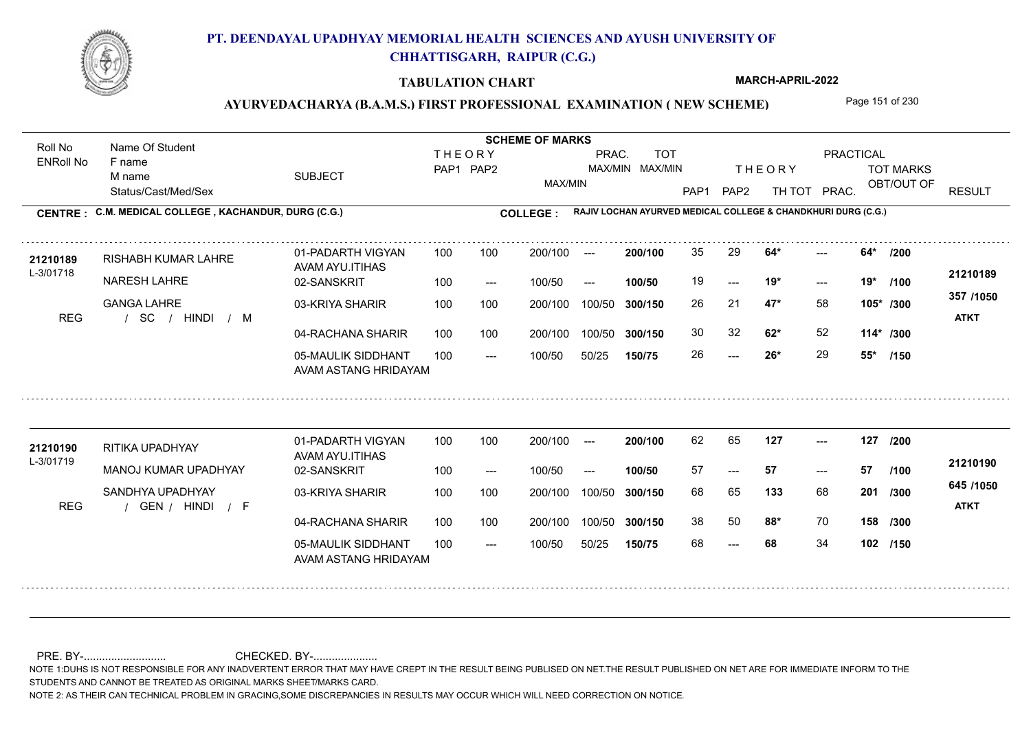# PT. DEENDAYAL UPADHYAY MEMORIAL HEALTH SCIENCES AND AYUSH UNIVERSITY OF CHHATTISGARH, RAIPUR (C.G.)

**TABULATION CHART**

**MARCH-APRIL-2022**

**AYURVEDACHARYA (B.A.M.S.) FIRST PROFESSIONAL EXAMINATION ( NEW SCHEME)**

**CENTRE : C.M. MEDICAL COLLEGE , KACHANDUR, DURG (C.G.)**

**COLLEGE : RAJIV LOCHAN AYURVED MEDICAL COLLEGE & CHANDKHURI DURG (C.G.)**

| Roll No / ENRoll No | Name Of Student / F name / M name / Status/Cast/Med/Sex | SUBJECT | THEORY PAP1 | THEORY PAP2 | MAX/MIN | PRAC. MAX/MIN | TOT MAX/MIN | PAP1 | PAP2 | THEORY TH TOT | PRAC. | TOT MARKS OBT/OUT OF | RESULT |
|---|---|---|---|---|---|---|---|---|---|---|---|---|---|
| 21210189 / L-3/01718 | RISHABH KUMAR LAHRE | 01-PADARTH VIGYAN AVAM AYU.ITIHAS | 100 | 100 | 200/100 | --- | 200/100 | 35 | 29 | 64* | --- | 64* /200 | 21210189 |
| | NARESH LAHRE | 02-SANSKRIT | 100 | --- | 100/50 | --- | 100/50 | 19 | --- | 19* | --- | 19* /100 | 357 /1050 |
| | GANGA LAHRE | 03-KRIYA SHARIR | 100 | 100 | 200/100 | 100/50 | 300/150 | 26 | 21 | 47* | 58 | 105* /300 | ATKT |
| REG | / SC / HINDI / M | 04-RACHANA SHARIR | 100 | 100 | 200/100 | 100/50 | 300/150 | 30 | 32 | 62* | 52 | 114* /300 | |
| | | 05-MAULIK SIDDHANT AVAM ASTANG HRIDAYAM | 100 | --- | 100/50 | 50/25 | 150/75 | 26 | --- | 26* | 29 | 55* /150 | |
| 21210190 / L-3/01719 | RITIKA UPADHYAY | 01-PADARTH VIGYAN AVAM AYU.ITIHAS | 100 | 100 | 200/100 | --- | 200/100 | 62 | 65 | 127 | --- | 127 /200 | 21210190 |
| | MANOJ KUMAR UPADHYAY | 02-SANSKRIT | 100 | --- | 100/50 | --- | 100/50 | 57 | --- | 57 | --- | 57 /100 | 645 /1050 |
| | SANDHYA UPADHYAY | 03-KRIYA SHARIR | 100 | 100 | 200/100 | 100/50 | 300/150 | 68 | 65 | 133 | 68 | 201 /300 | ATKT |
| REG | / GEN / HINDI / F | 04-RACHANA SHARIR | 100 | 100 | 200/100 | 100/50 | 300/150 | 38 | 50 | 88* | 70 | 158 /300 | |
| | | 05-MAULIK SIDDHANT AVAM ASTANG HRIDAYAM | 100 | --- | 100/50 | 50/25 | 150/75 | 68 | --- | 68 | 34 | 102 /150 | |

PRE. BY-........................... CHECKED. BY-.....................

NOTE 1:DUHS IS NOT RESPONSIBLE FOR ANY INADVERTENT ERROR THAT MAY HAVE CREPT IN THE RESULT BEING PUBLISED ON NET.THE RESULT PUBLISHED ON NET ARE FOR IMMEDIATE INFORM TO THE STUDENTS AND CANNOT BE TREATED AS ORIGINAL MARKS SHEET/MARKS CARD.

NOTE 2: AS THEIR CAN TECHNICAL PROBLEM IN GRACING,SOME DISCREPANCIES IN RESULTS MAY OCCUR WHICH WILL NEED CORRECTION ON NOTICE.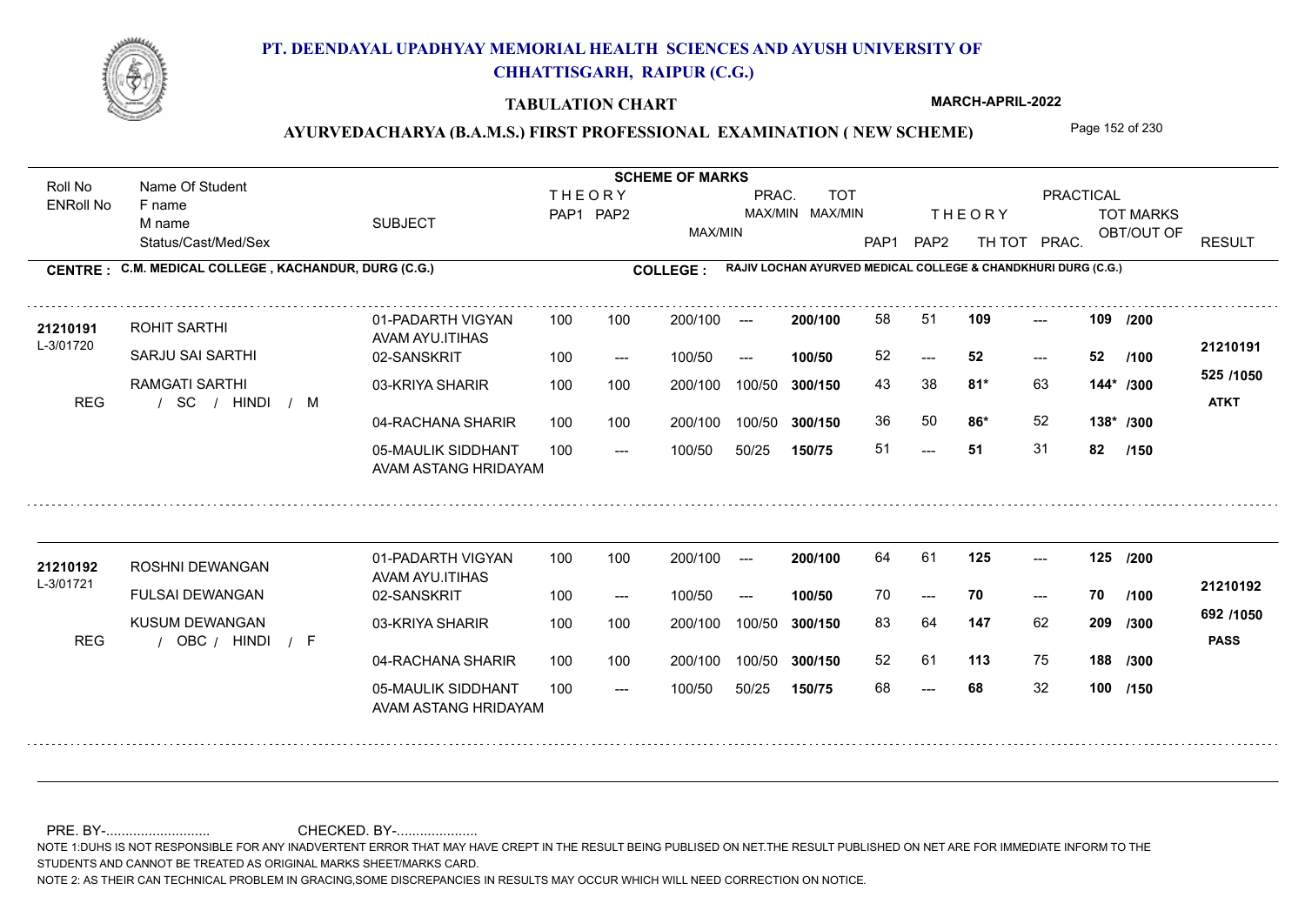# PT. DEENDAYAL UPADHYAY MEMORIAL HEALTH SCIENCES AND AYUSH UNIVERSITY OF CHHATTISGARH, RAIPUR (C.G.)

**TABULATION CHART**

**MARCH-APRIL-2022**

**AYURVEDACHARYA (B.A.M.S.) FIRST PROFESSIONAL EXAMINATION ( NEW SCHEME)**

**CENTRE : C.M. MEDICAL COLLEGE , KACHANDUR, DURG (C.G.)**

**COLLEGE : RAJIV LOCHAN AYURVED MEDICAL COLLEGE & CHANDKHURI DURG (C.G.)**

| Roll No / ENRoll No | Name Of Student / F name / M name / Status/Cast/Med/Sex | SUBJECT | THEORY PAP1 | THEORY PAP2 | MAX/MIN | PRAC. MAX/MIN | TOT MAX/MIN | THEORY PAP1 | THEORY PAP2 | TH TOT | PRAC. | TOT MARKS OBT/OUT OF | RESULT |
|---|---|---|---|---|---|---|---|---|---|---|---|---|---|
| 21210191 / L-3/01720 | ROHIT SARTHI | 01-PADARTH VIGYAN AVAM AYU.ITIHAS | 100 | 100 | 200/100 | --- | 200/100 | 58 | 51 | 109 | --- | 109 /200 | 21210191 |
| | SARJU SAI SARTHI | 02-SANSKRIT | 100 | --- | 100/50 | --- | 100/50 | 52 | --- | 52 | --- | 52 /100 | 525 /1050 |
| | RAMGATI SARTHI | 03-KRIYA SHARIR | 100 | 100 | 200/100 | 100/50 | 300/150 | 43 | 38 | 81* | 63 | 144* /300 | ATKT |
| REG | / SC / HINDI / M | 04-RACHANA SHARIR | 100 | 100 | 200/100 | 100/50 | 300/150 | 36 | 50 | 86* | 52 | 138* /300 | |
| | | 05-MAULIK SIDDHANT AVAM ASTANG HRIDAYAM | 100 | --- | 100/50 | 50/25 | 150/75 | 51 | --- | 51 | 31 | 82 /150 | |
| 21210192 / L-3/01721 | ROSHNI DEWANGAN | 01-PADARTH VIGYAN AVAM AYU.ITIHAS | 100 | 100 | 200/100 | --- | 200/100 | 64 | 61 | 125 | --- | 125 /200 | 21210192 |
| | FULSAI DEWANGAN | 02-SANSKRIT | 100 | --- | 100/50 | --- | 100/50 | 70 | --- | 70 | --- | 70 /100 | 692 /1050 |
| | KUSUM DEWANGAN | 03-KRIYA SHARIR | 100 | 100 | 200/100 | 100/50 | 300/150 | 83 | 64 | 147 | 62 | 209 /300 | PASS |
| REG | / OBC / HINDI / F | 04-RACHANA SHARIR | 100 | 100 | 200/100 | 100/50 | 300/150 | 52 | 61 | 113 | 75 | 188 /300 | |
| | | 05-MAULIK SIDDHANT AVAM ASTANG HRIDAYAM | 100 | --- | 100/50 | 50/25 | 150/75 | 68 | --- | 68 | 32 | 100 /150 | |

PRE. BY-.......................... CHECKED. BY-.....................

NOTE 1:DUHS IS NOT RESPONSIBLE FOR ANY INADVERTENT ERROR THAT MAY HAVE CREPT IN THE RESULT BEING PUBLISED ON NET.THE RESULT PUBLISHED ON NET ARE FOR IMMEDIATE INFORM TO THE STUDENTS AND CANNOT BE TREATED AS ORIGINAL MARKS SHEET/MARKS CARD.

NOTE 2: AS THEIR CAN TECHNICAL PROBLEM IN GRACING,SOME DISCREPANCIES IN RESULTS MAY OCCUR WHICH WILL NEED CORRECTION ON NOTICE.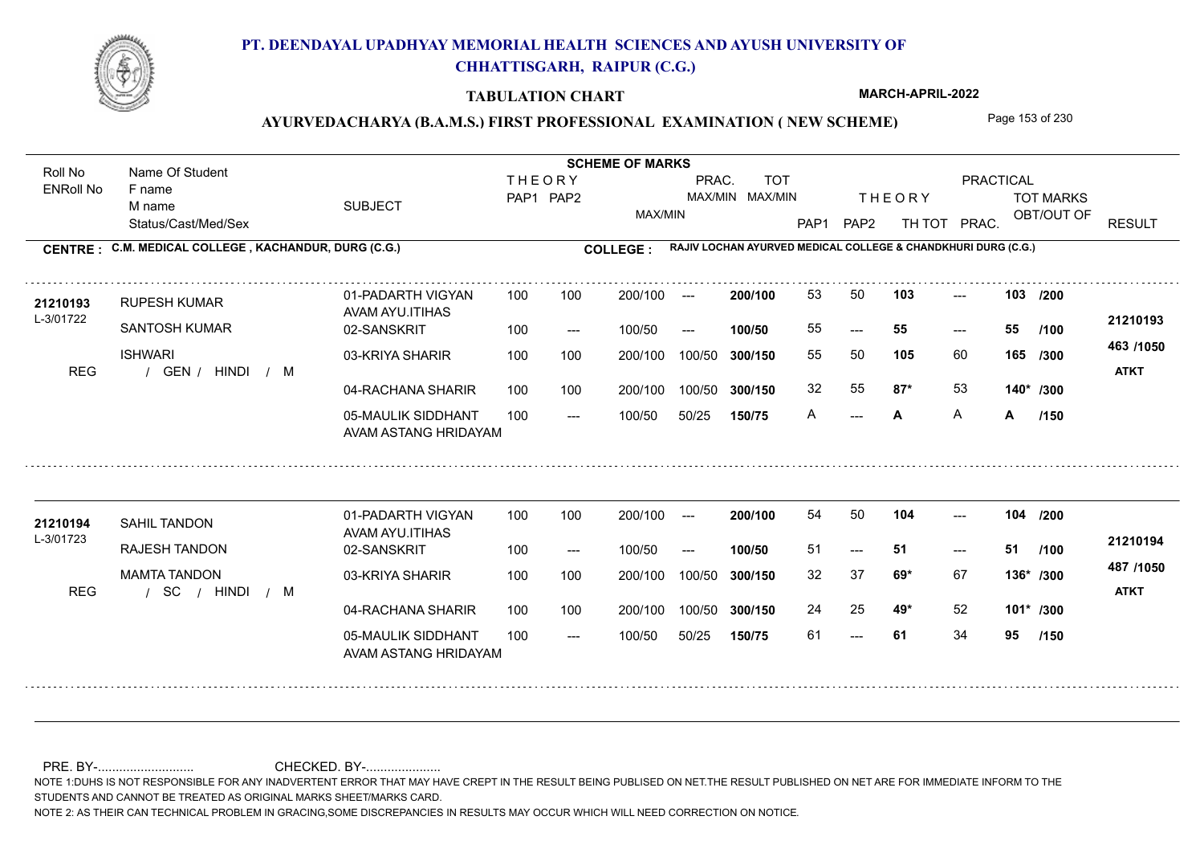# PT. DEENDAYAL UPADHYAY MEMORIAL HEALTH SCIENCES AND AYUSH UNIVERSITY OF CHHATTISGARH, RAIPUR (C.G.)

**TABULATION CHART**

**MARCH-APRIL-2022**

**AYURVEDACHARYA (B.A.M.S.) FIRST PROFESSIONAL EXAMINATION ( NEW SCHEME)**

**CENTRE : C.M. MEDICAL COLLEGE , KACHANDUR, DURG (C.G.)**

**COLLEGE : RAJIV LOCHAN AYURVED MEDICAL COLLEGE & CHANDKHURI DURG (C.G.)**

| Roll No / ENRoll No | Name Of Student / F name / M name / Status/Cast/Med/Sex | SUBJECT | THEORY PAP1 | THEORY PAP2 | MAX/MIN | PRAC. MAX/MIN | TOT MAX/MIN | THEORY PAP1 | THEORY PAP2 | TH TOT | PRACTICAL PRAC. | TOT MARKS OBT/OUT OF | RESULT |
|---|---|---|---|---|---|---|---|---|---|---|---|---|---|
| 21210193 | RUPESH KUMAR | 01-PADARTH VIGYAN AVAM AYU.ITIHAS | 100 | 100 | 200/100 | --- | 200/100 | 53 | 50 | 103 | --- | 103 /200 | 21210193 |
| L-3/01722 | SANTOSH KUMAR | 02-SANSKRIT | 100 | --- | 100/50 | --- | 100/50 | 55 | --- | 55 | --- | 55 /100 | 463 /1050 |
| | ISHWARI | 03-KRIYA SHARIR | 100 | 100 | 200/100 | 100/50 | 300/150 | 55 | 50 | 105 | 60 | 165 /300 | ATKT |
| REG | / GEN / HINDI / M | 04-RACHANA SHARIR | 100 | 100 | 200/100 | 100/50 | 300/150 | 32 | 55 | 87* | 53 | 140* /300 | |
| | | 05-MAULIK SIDDHANT AVAM ASTANG HRIDAYAM | 100 | --- | 100/50 | 50/25 | 150/75 | A | --- | A | A | A /150 | |
| 21210194 | SAHIL TANDON | 01-PADARTH VIGYAN AVAM AYU.ITIHAS | 100 | 100 | 200/100 | --- | 200/100 | 54 | 50 | 104 | --- | 104 /200 | 21210194 |
| L-3/01723 | RAJESH TANDON | 02-SANSKRIT | 100 | --- | 100/50 | --- | 100/50 | 51 | --- | 51 | --- | 51 /100 | 487 /1050 |
| | MAMTA TANDON | 03-KRIYA SHARIR | 100 | 100 | 200/100 | 100/50 | 300/150 | 32 | 37 | 69* | 67 | 136* /300 | ATKT |
| REG | / SC / HINDI / M | 04-RACHANA SHARIR | 100 | 100 | 200/100 | 100/50 | 300/150 | 24 | 25 | 49* | 52 | 101* /300 | |
| | | 05-MAULIK SIDDHANT AVAM ASTANG HRIDAYAM | 100 | --- | 100/50 | 50/25 | 150/75 | 61 | --- | 61 | 34 | 95 /150 | |

PRE. BY-.......................... CHECKED. BY-.....................

NOTE 1:DUHS IS NOT RESPONSIBLE FOR ANY INADVERTENT ERROR THAT MAY HAVE CREPT IN THE RESULT BEING PUBLISED ON NET.THE RESULT PUBLISHED ON NET ARE FOR IMMEDIATE INFORM TO THE STUDENTS AND CANNOT BE TREATED AS ORIGINAL MARKS SHEET/MARKS CARD.

NOTE 2: AS THEIR CAN TECHNICAL PROBLEM IN GRACING,SOME DISCREPANCIES IN RESULTS MAY OCCUR WHICH WILL NEED CORRECTION ON NOTICE.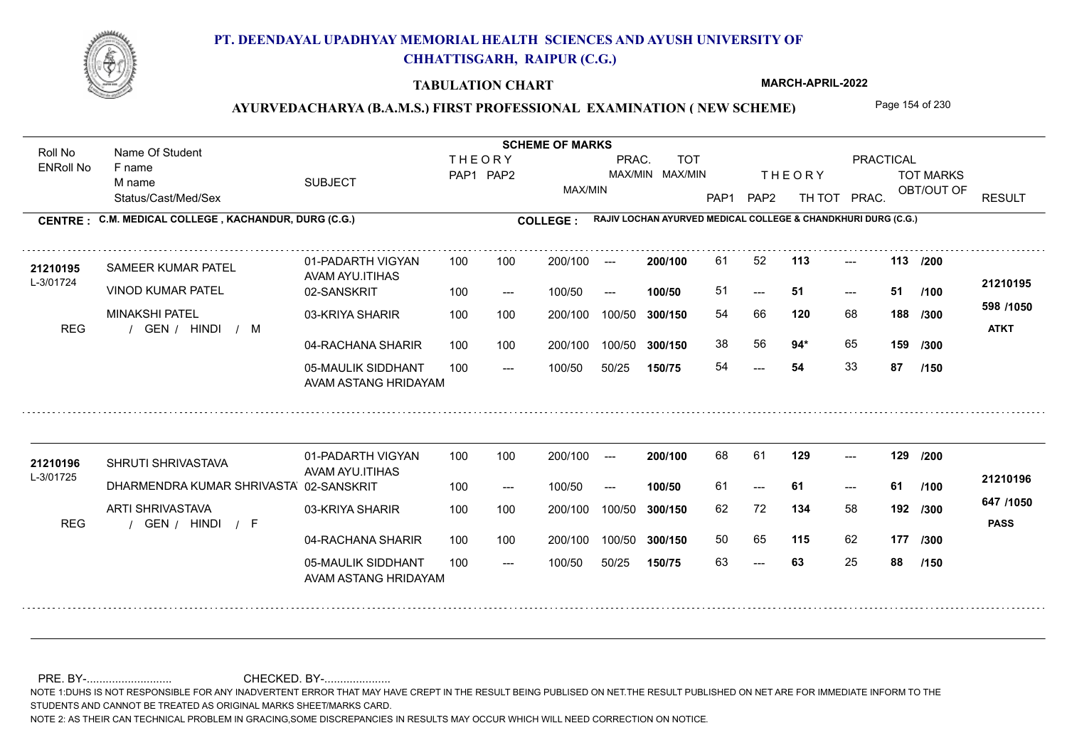# PT. DEENDAYAL UPADHYAY MEMORIAL HEALTH SCIENCES AND AYUSH UNIVERSITY OF CHHATTISGARH, RAIPUR (C.G.)

## TABULATION CHART

**MARCH-APRIL-2022**

### AYURVEDACHARYA (B.A.M.S.) FIRST PROFESSIONAL EXAMINATION ( NEW SCHEME)

**CENTRE : C.M. MEDICAL COLLEGE , KACHANDUR, DURG (C.G.)**

**COLLEGE : RAJIV LOCHAN AYURVED MEDICAL COLLEGE & CHANDKHURI DURG (C.G.)**

| Roll No / ENRoll No | Name Of Student / F name / M name / Status/Cast/Med/Sex | SUBJECT | THEORY PAP1 | THEORY PAP2 | MAX/MIN | PRAC. MAX/MIN | TOT MAX/MIN | THEORY PAP1 | THEORY PAP2 | TH TOT | PRAC. | TOT MARKS OBT/OUT OF | RESULT |
|---|---|---|---|---|---|---|---|---|---|---|---|---|---|
| 21210195 | SAMEER KUMAR PATEL | 01-PADARTH VIGYAN AVAM AYU.ITIHAS | 100 | 100 | 200/100 | --- | 200/100 | 61 | 52 | 113 | --- | 113 /200 | 21210195 |
| L-3/01724 | VINOD KUMAR PATEL | 02-SANSKRIT | 100 | --- | 100/50 | --- | 100/50 | 51 | --- | 51 | --- | 51 /100 | 598 /1050 |
| REG | MINAKSHI PATEL / GEN / HINDI / M | 03-KRIYA SHARIR | 100 | 100 | 200/100 | 100/50 | 300/150 | 54 | 66 | 120 | 68 | 188 /300 | ATKT |
| | | 04-RACHANA SHARIR | 100 | 100 | 200/100 | 100/50 | 300/150 | 38 | 56 | 94* | 65 | 159 /300 | |
| | | 05-MAULIK SIDDHANT AVAM ASTANG HRIDAYAM | 100 | --- | 100/50 | 50/25 | 150/75 | 54 | --- | 54 | 33 | 87 /150 | |
| 21210196 | SHRUTI SHRIVASTAVA | 01-PADARTH VIGYAN AVAM AYU.ITIHAS | 100 | 100 | 200/100 | --- | 200/100 | 68 | 61 | 129 | --- | 129 /200 | 21210196 |
| L-3/01725 | DHARMENDRA KUMAR SHRIVASTA | 02-SANSKRIT | 100 | --- | 100/50 | --- | 100/50 | 61 | --- | 61 | --- | 61 /100 | 647 /1050 |
| REG | ARTI SHRIVASTAVA / GEN / HINDI / F | 03-KRIYA SHARIR | 100 | 100 | 200/100 | 100/50 | 300/150 | 62 | 72 | 134 | 58 | 192 /300 | PASS |
| | | 04-RACHANA SHARIR | 100 | 100 | 200/100 | 100/50 | 300/150 | 50 | 65 | 115 | 62 | 177 /300 | |
| | | 05-MAULIK SIDDHANT AVAM ASTANG HRIDAYAM | 100 | --- | 100/50 | 50/25 | 150/75 | 63 | --- | 63 | 25 | 88 /150 | |

PRE. BY-.......................... CHECKED. BY-....................

NOTE 1:DUHS IS NOT RESPONSIBLE FOR ANY INADVERTENT ERROR THAT MAY HAVE CREPT IN THE RESULT BEING PUBLISED ON NET.THE RESULT PUBLISHED ON NET ARE FOR IMMEDIATE INFORM TO THE STUDENTS AND CANNOT BE TREATED AS ORIGINAL MARKS SHEET/MARKS CARD.

NOTE 2: AS THEIR CAN TECHNICAL PROBLEM IN GRACING,SOME DISCREPANCIES IN RESULTS MAY OCCUR WHICH WILL NEED CORRECTION ON NOTICE.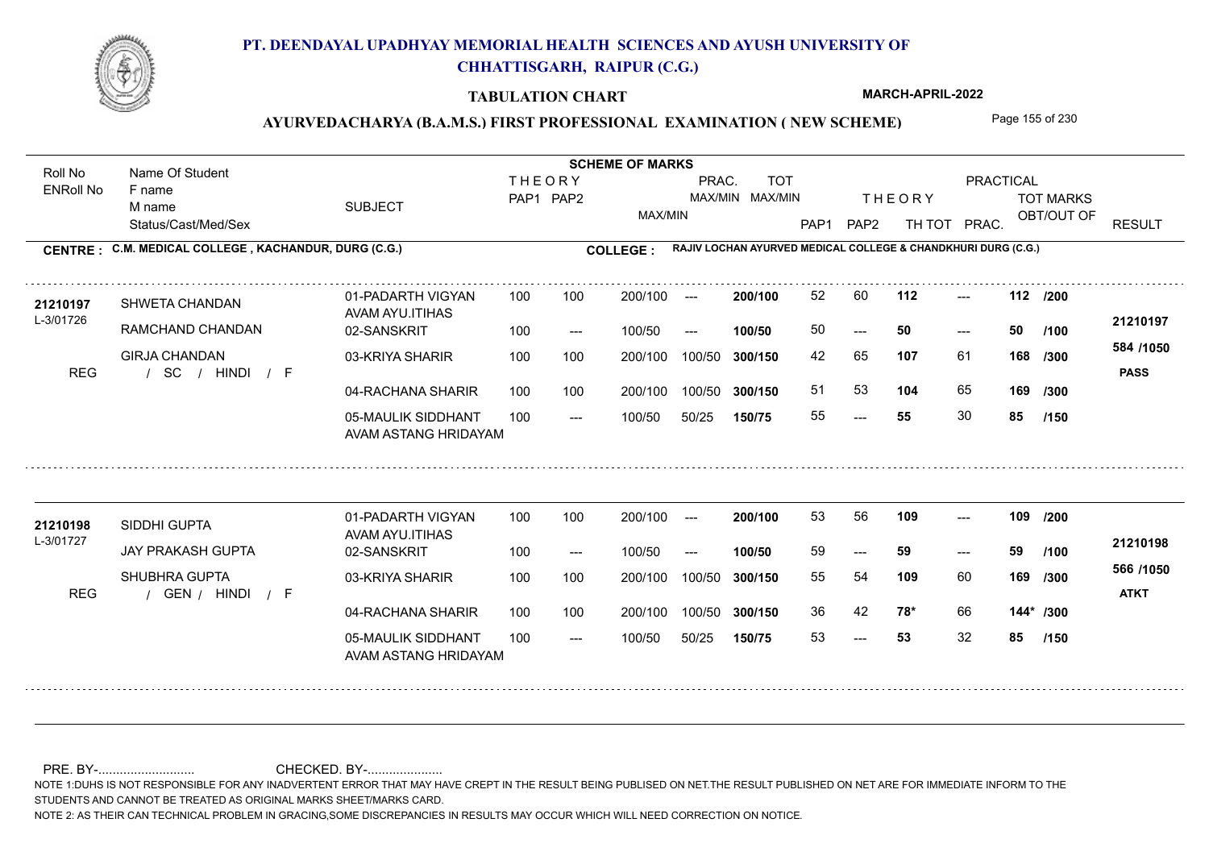# PT. DEENDAYAL UPADHYAY MEMORIAL HEALTH SCIENCES AND AYUSH UNIVERSITY OF CHHATTISGARH, RAIPUR (C.G.)

## TABULATION CHART

**MARCH-APRIL-2022**

### AYURVEDACHARYA (B.A.M.S.) FIRST PROFESSIONAL EXAMINATION ( NEW SCHEME)

**CENTRE : C.M. MEDICAL COLLEGE , KACHANDUR, DURG (C.G.)**

**COLLEGE : RAJIV LOCHAN AYURVED MEDICAL COLLEGE & CHANDKHURI DURG (C.G.)**

| Roll No / ENRoll No | Name Of Student / F name / M name / Status/Cast/Med/Sex | SUBJECT | THEORY PAP1 | THEORY PAP2 | MAX/MIN | PRAC. MAX/MIN | TOT MAX/MIN | THEORY PAP1 | THEORY PAP2 | TH TOT | PRAC. | TOT MARKS OBT/OUT OF | RESULT |
|---|---|---|---|---|---|---|---|---|---|---|---|---|---|
| 21210197 | SHWETA CHANDAN | 01-PADARTH VIGYAN AVAM AYU.ITIHAS | 100 | 100 | 200/100 | --- | 200/100 | 52 | 60 | 112 | --- | 112 /200 | 21210197 |
| L-3/01726 | RAMCHAND CHANDAN | 02-SANSKRIT | 100 | --- | 100/50 | --- | 100/50 | 50 | --- | 50 | --- | 50 /100 | 584 /1050 |
| REG | GIRJA CHANDAN / SC / HINDI / F | 03-KRIYA SHARIR | 100 | 100 | 200/100 | 100/50 | 300/150 | 42 | 65 | 107 | 61 | 168 /300 | PASS |
| | | 04-RACHANA SHARIR | 100 | 100 | 200/100 | 100/50 | 300/150 | 51 | 53 | 104 | 65 | 169 /300 | |
| | | 05-MAULIK SIDDHANT AVAM ASTANG HRIDAYAM | 100 | --- | 100/50 | 50/25 | 150/75 | 55 | --- | 55 | 30 | 85 /150 | |
| 21210198 | SIDDHI GUPTA | 01-PADARTH VIGYAN AVAM AYU.ITIHAS | 100 | 100 | 200/100 | --- | 200/100 | 53 | 56 | 109 | --- | 109 /200 | 21210198 |
| L-3/01727 | JAY PRAKASH GUPTA | 02-SANSKRIT | 100 | --- | 100/50 | --- | 100/50 | 59 | --- | 59 | --- | 59 /100 | 566 /1050 |
| REG | SHUBHRA GUPTA / GEN / HINDI / F | 03-KRIYA SHARIR | 100 | 100 | 200/100 | 100/50 | 300/150 | 55 | 54 | 109 | 60 | 169 /300 | ATKT |
| | | 04-RACHANA SHARIR | 100 | 100 | 200/100 | 100/50 | 300/150 | 36 | 42 | 78* | 66 | 144* /300 | |
| | | 05-MAULIK SIDDHANT AVAM ASTANG HRIDAYAM | 100 | --- | 100/50 | 50/25 | 150/75 | 53 | --- | 53 | 32 | 85 /150 | |

PRE. BY-.......................... CHECKED. BY-.....................

NOTE 1:DUHS IS NOT RESPONSIBLE FOR ANY INADVERTENT ERROR THAT MAY HAVE CREPT IN THE RESULT BEING PUBLISED ON NET.THE RESULT PUBLISHED ON NET ARE FOR IMMEDIATE INFORM TO THE STUDENTS AND CANNOT BE TREATED AS ORIGINAL MARKS SHEET/MARKS CARD.

NOTE 2: AS THEIR CAN TECHNICAL PROBLEM IN GRACING,SOME DISCREPANCIES IN RESULTS MAY OCCUR WHICH WILL NEED CORRECTION ON NOTICE.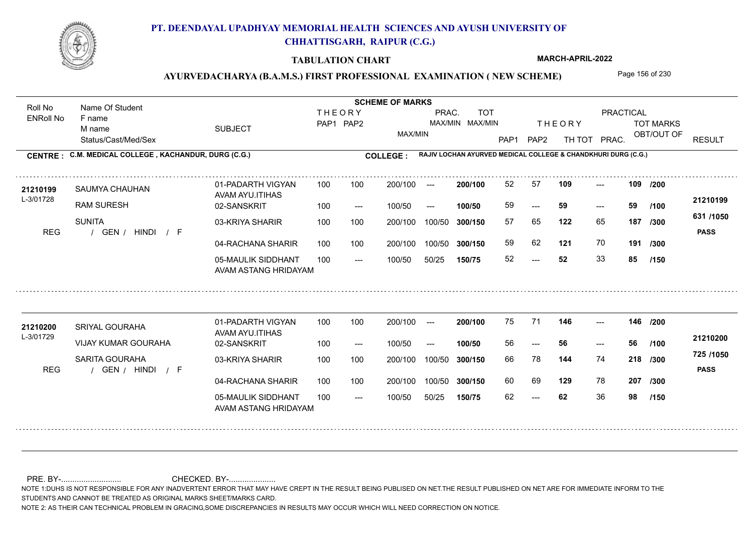# PT. DEENDAYAL UPADHYAY MEMORIAL HEALTH SCIENCES AND AYUSH UNIVERSITY OF CHHATTISGARH, RAIPUR (C.G.)

**TABULATION CHART** — **MARCH-APRIL-2022**

## AYURVEDACHARYA (B.A.M.S.) FIRST PROFESSIONAL EXAMINATION ( NEW SCHEME)

**CENTRE : C.M. MEDICAL COLLEGE , KACHANDUR, DURG (C.G.)**

**COLLEGE : RAJIV LOCHAN AYURVED MEDICAL COLLEGE & CHANDKHURI DURG (C.G.)**

| Roll No / ENRoll No | Name Of Student / F name / M name / Status/Cast/Med/Sex | SUBJECT | THEORY PAP1 | THEORY PAP2 | MAX/MIN | PRAC. MAX/MIN | TOT MAX/MIN | THEORY PAP1 | THEORY PAP2 | TH TOT | PRAC. | TOT MARKS OBT/OUT OF | RESULT |
|---|---|---|---|---|---|---|---|---|---|---|---|---|---|
| 21210199 | SAUMYA CHAUHAN | 01-PADARTH VIGYAN AVAM AYU.ITIHAS | 100 | 100 | 200/100 | --- | 200/100 | 52 | 57 | 109 | --- | 109 /200 | 21210199 |
| L-3/01728 | RAM SURESH | 02-SANSKRIT | 100 | --- | 100/50 | --- | 100/50 | 59 | --- | 59 | --- | 59 /100 | 631 /1050 |
| REG | SUNITA / GEN / HINDI / F | 03-KRIYA SHARIR | 100 | 100 | 200/100 | 100/50 | 300/150 | 57 | 65 | 122 | 65 | 187 /300 | PASS |
| | | 04-RACHANA SHARIR | 100 | 100 | 200/100 | 100/50 | 300/150 | 59 | 62 | 121 | 70 | 191 /300 | |
| | | 05-MAULIK SIDDHANT AVAM ASTANG HRIDAYAM | 100 | --- | 100/50 | 50/25 | 150/75 | 52 | --- | 52 | 33 | 85 /150 | |
| 21210200 | SRIYAL GOURAHA | 01-PADARTH VIGYAN AVAM AYU.ITIHAS | 100 | 100 | 200/100 | --- | 200/100 | 75 | 71 | 146 | --- | 146 /200 | 21210200 |
| L-3/01729 | VIJAY KUMAR GOURAHA | 02-SANSKRIT | 100 | --- | 100/50 | --- | 100/50 | 56 | --- | 56 | --- | 56 /100 | 725 /1050 |
| REG | SARITA GOURAHA / GEN / HINDI / F | 03-KRIYA SHARIR | 100 | 100 | 200/100 | 100/50 | 300/150 | 66 | 78 | 144 | 74 | 218 /300 | PASS |
| | | 04-RACHANA SHARIR | 100 | 100 | 200/100 | 100/50 | 300/150 | 60 | 69 | 129 | 78 | 207 /300 | |
| | | 05-MAULIK SIDDHANT AVAM ASTANG HRIDAYAM | 100 | --- | 100/50 | 50/25 | 150/75 | 62 | --- | 62 | 36 | 98 /150 | |

PRE. BY-........................... CHECKED. BY-.....................

NOTE 1:DUHS IS NOT RESPONSIBLE FOR ANY INADVERTENT ERROR THAT MAY HAVE CREPT IN THE RESULT BEING PUBLISED ON NET.THE RESULT PUBLISHED ON NET ARE FOR IMMEDIATE INFORM TO THE STUDENTS AND CANNOT BE TREATED AS ORIGINAL MARKS SHEET/MARKS CARD.

NOTE 2: AS THEIR CAN TECHNICAL PROBLEM IN GRACING,SOME DISCREPANCIES IN RESULTS MAY OCCUR WHICH WILL NEED CORRECTION ON NOTICE.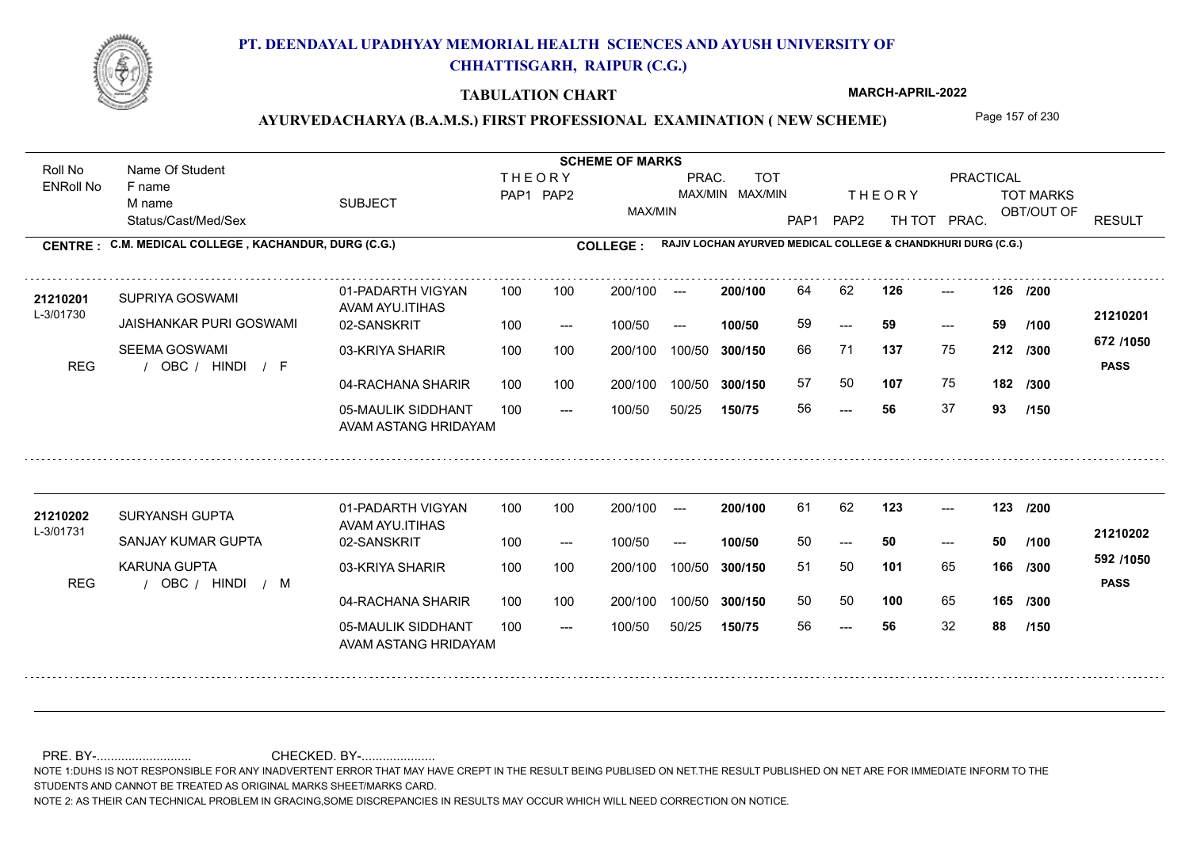# PT. DEENDAYAL UPADHYAY MEMORIAL HEALTH SCIENCES AND AYUSH UNIVERSITY OF CHHATTISGARH, RAIPUR (C.G.)

## TABULATION CHART

MARCH-APRIL-2022

### AYURVEDACHARYA (B.A.M.S.) FIRST PROFESSIONAL EXAMINATION ( NEW SCHEME)

**CENTRE : C.M. MEDICAL COLLEGE , KACHANDUR, DURG (C.G.)**

**COLLEGE : RAJIV LOCHAN AYURVED MEDICAL COLLEGE & CHANDKHURI DURG (C.G.)**

| Roll No / ENRoll No | Name Of Student / F name / M name / Status/Cast/Med/Sex | SUBJECT | THEORY PAP1 | THEORY PAP2 | MAX/MIN | PRAC. MAX/MIN | TOT MAX/MIN | THEORY PAP1 | THEORY PAP2 | TH TOT | PRACTICAL PRAC. | TOT MARKS OBT/OUT OF | RESULT |
|---|---|---|---|---|---|---|---|---|---|---|---|---|---|
| 21210201 | SUPRIYA GOSWAMI | 01-PADARTH VIGYAN AVAM AYU.ITIHAS | 100 | 100 | 200/100 | --- | 200/100 | 64 | 62 | 126 | --- | 126 /200 | 21210201 |
| L-3/01730 | JAISHANKAR PURI GOSWAMI | 02-SANSKRIT | 100 | --- | 100/50 | --- | 100/50 | 59 | --- | 59 | --- | 59 /100 | |
| | SEEMA GOSWAMI | 03-KRIYA SHARIR | 100 | 100 | 200/100 | 100/50 | 300/150 | 66 | 71 | 137 | 75 | 212 /300 | 672 /1050 |
| REG | / OBC / HINDI / F | 04-RACHANA SHARIR | 100 | 100 | 200/100 | 100/50 | 300/150 | 57 | 50 | 107 | 75 | 182 /300 | PASS |
| | | 05-MAULIK SIDDHANT AVAM ASTANG HRIDAYAM | 100 | --- | 100/50 | 50/25 | 150/75 | 56 | --- | 56 | 37 | 93 /150 | |
| 21210202 | SURYANSH GUPTA | 01-PADARTH VIGYAN AVAM AYU.ITIHAS | 100 | 100 | 200/100 | --- | 200/100 | 61 | 62 | 123 | --- | 123 /200 | 21210202 |
| L-3/01731 | SANJAY KUMAR GUPTA | 02-SANSKRIT | 100 | --- | 100/50 | --- | 100/50 | 50 | --- | 50 | --- | 50 /100 | |
| | KARUNA GUPTA | 03-KRIYA SHARIR | 100 | 100 | 200/100 | 100/50 | 300/150 | 51 | 50 | 101 | 65 | 166 /300 | 592 /1050 |
| REG | / OBC / HINDI / M | 04-RACHANA SHARIR | 100 | 100 | 200/100 | 100/50 | 300/150 | 50 | 50 | 100 | 65 | 165 /300 | PASS |
| | | 05-MAULIK SIDDHANT AVAM ASTANG HRIDAYAM | 100 | --- | 100/50 | 50/25 | 150/75 | 56 | --- | 56 | 32 | 88 /150 | |

PRE. BY-........................... CHECKED. BY-.....................

NOTE 1:DUHS IS NOT RESPONSIBLE FOR ANY INADVERTENT ERROR THAT MAY HAVE CREPT IN THE RESULT BEING PUBLISED ON NET.THE RESULT PUBLISHED ON NET ARE FOR IMMEDIATE INFORM TO THE STUDENTS AND CANNOT BE TREATED AS ORIGINAL MARKS SHEET/MARKS CARD.

NOTE 2: AS THEIR CAN TECHNICAL PROBLEM IN GRACING,SOME DISCREPANCIES IN RESULTS MAY OCCUR WHICH WILL NEED CORRECTION ON NOTICE.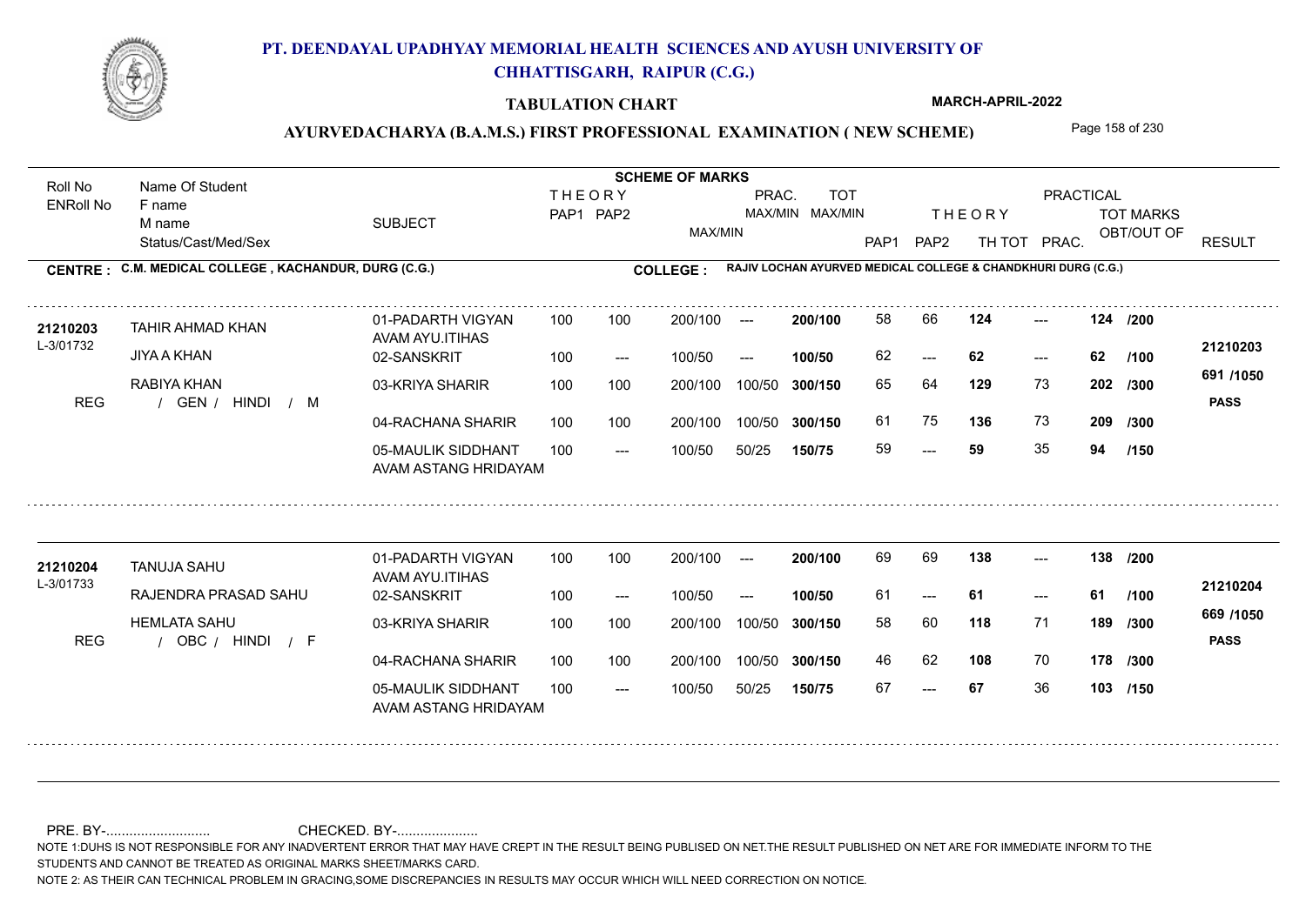# PT. DEENDAYAL UPADHYAY MEMORIAL HEALTH SCIENCES AND AYUSH UNIVERSITY OF CHHATTISGARH, RAIPUR (C.G.)

## TABULATION CHART

**MARCH-APRIL-2022**

### AYURVEDACHARYA (B.A.M.S.) FIRST PROFESSIONAL EXAMINATION ( NEW SCHEME)

**CENTRE : C.M. MEDICAL COLLEGE , KACHANDUR, DURG (C.G.)**

**COLLEGE : RAJIV LOCHAN AYURVED MEDICAL COLLEGE & CHANDKHURI DURG (C.G.)**

| Roll No / ENRoll No | Name Of Student / F name / M name / Status/Cast/Med/Sex | SUBJECT | THEORY PAP1 | THEORY PAP2 | MAX/MIN | PRAC. MAX/MIN | TOT MAX/MIN | THEORY PAP1 | THEORY PAP2 | TH TOT | PRAC. | TOT MARKS OBT/OUT OF | RESULT |
|---|---|---|---|---|---|---|---|---|---|---|---|---|---|
| 21210203 / L-3/01732 | TAHIR AHMAD KHAN | 01-PADARTH VIGYAN AVAM AYU.ITIHAS | 100 | 100 | 200/100 | --- | 200/100 | 58 | 66 | 124 | --- | 124 /200 | 21210203 |
| | JIYA A KHAN | 02-SANSKRIT | 100 | --- | 100/50 | --- | 100/50 | 62 | --- | 62 | --- | 62 /100 | 691 /1050 |
| | RABIYA KHAN | 03-KRIYA SHARIR | 100 | 100 | 200/100 | 100/50 | 300/150 | 65 | 64 | 129 | 73 | 202 /300 | |
| REG | / GEN / HINDI / M | 04-RACHANA SHARIR | 100 | 100 | 200/100 | 100/50 | 300/150 | 61 | 75 | 136 | 73 | 209 /300 | PASS |
| | | 05-MAULIK SIDDHANT AVAM ASTANG HRIDAYAM | 100 | --- | 100/50 | 50/25 | 150/75 | 59 | --- | 59 | 35 | 94 /150 | |
| 21210204 / L-3/01733 | TANUJA SAHU | 01-PADARTH VIGYAN AVAM AYU.ITIHAS | 100 | 100 | 200/100 | --- | 200/100 | 69 | 69 | 138 | --- | 138 /200 | 21210204 |
| | RAJENDRA PRASAD SAHU | 02-SANSKRIT | 100 | --- | 100/50 | --- | 100/50 | 61 | --- | 61 | --- | 61 /100 | 669 /1050 |
| | HEMLATA SAHU | 03-KRIYA SHARIR | 100 | 100 | 200/100 | 100/50 | 300/150 | 58 | 60 | 118 | 71 | 189 /300 | |
| REG | / OBC / HINDI / F | 04-RACHANA SHARIR | 100 | 100 | 200/100 | 100/50 | 300/150 | 46 | 62 | 108 | 70 | 178 /300 | PASS |
| | | 05-MAULIK SIDDHANT AVAM ASTANG HRIDAYAM | 100 | --- | 100/50 | 50/25 | 150/75 | 67 | --- | 67 | 36 | 103 /150 | |

PRE. BY-.......................... CHECKED. BY-.....................

NOTE 1:DUHS IS NOT RESPONSIBLE FOR ANY INADVERTENT ERROR THAT MAY HAVE CREPT IN THE RESULT BEING PUBLISED ON NET.THE RESULT PUBLISHED ON NET ARE FOR IMMEDIATE INFORM TO THE STUDENTS AND CANNOT BE TREATED AS ORIGINAL MARKS SHEET/MARKS CARD.

NOTE 2: AS THEIR CAN TECHNICAL PROBLEM IN GRACING,SOME DISCREPANCIES IN RESULTS MAY OCCUR WHICH WILL NEED CORRECTION ON NOTICE.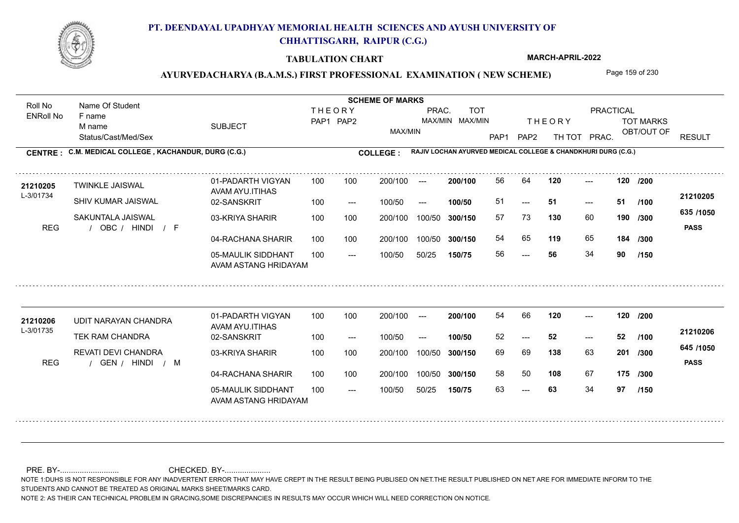# PT. DEENDAYAL UPADHYAY MEMORIAL HEALTH SCIENCES AND AYUSH UNIVERSITY OF CHHATTISGARH, RAIPUR (C.G.)

**TABULATION CHART**

**MARCH-APRIL-2022**

**AYURVEDACHARYA (B.A.M.S.) FIRST PROFESSIONAL EXAMINATION ( NEW SCHEME)**

**CENTRE : C.M. MEDICAL COLLEGE , KACHANDUR, DURG (C.G.)**

**COLLEGE : RAJIV LOCHAN AYURVED MEDICAL COLLEGE & CHANDKHURI DURG (C.G.)**

| Roll No / ENRoll No | Name Of Student / F name / M name / Status/Cast/Med/Sex | SUBJECT | THEORY PAP1 | THEORY PAP2 | MAX/MIN | PRAC. MAX/MIN | TOT MAX/MIN | THEORY PAP1 | THEORY PAP2 | TH TOT | PRACTICAL PRAC. | TOT MARKS OBT/OUT OF | RESULT |
|---|---|---|---|---|---|---|---|---|---|---|---|---|---|
| 21210205 | TWINKLE JAISWAL | 01-PADARTH VIGYAN AVAM AYU.ITIHAS | 100 | 100 | 200/100 | --- | 200/100 | 56 | 64 | 120 | --- | 120 /200 | 21210205 |
| L-3/01734 | SHIV KUMAR JAISWAL | 02-SANSKRIT | 100 | --- | 100/50 | --- | 100/50 | 51 | --- | 51 | --- | 51 /100 | 635 /1050 |
| | SAKUNTALA JAISWAL | 03-KRIYA SHARIR | 100 | 100 | 200/100 | 100/50 | 300/150 | 57 | 73 | 130 | 60 | 190 /300 | |
| REG | / OBC / HINDI / F | 04-RACHANA SHARIR | 100 | 100 | 200/100 | 100/50 | 300/150 | 54 | 65 | 119 | 65 | 184 /300 | PASS |
| | | 05-MAULIK SIDDHANT AVAM ASTANG HRIDAYAM | 100 | --- | 100/50 | 50/25 | 150/75 | 56 | --- | 56 | 34 | 90 /150 | |
| 21210206 | UDIT NARAYAN CHANDRA | 01-PADARTH VIGYAN AVAM AYU.ITIHAS | 100 | 100 | 200/100 | --- | 200/100 | 54 | 66 | 120 | --- | 120 /200 | 21210206 |
| L-3/01735 | TEK RAM CHANDRA | 02-SANSKRIT | 100 | --- | 100/50 | --- | 100/50 | 52 | --- | 52 | --- | 52 /100 | 645 /1050 |
| | REVATI DEVI CHANDRA | 03-KRIYA SHARIR | 100 | 100 | 200/100 | 100/50 | 300/150 | 69 | 69 | 138 | 63 | 201 /300 | |
| REG | / GEN / HINDI / M | 04-RACHANA SHARIR | 100 | 100 | 200/100 | 100/50 | 300/150 | 58 | 50 | 108 | 67 | 175 /300 | PASS |
| | | 05-MAULIK SIDDHANT AVAM ASTANG HRIDAYAM | 100 | --- | 100/50 | 50/25 | 150/75 | 63 | --- | 63 | 34 | 97 /150 | |

PRE. BY-.......................... CHECKED. BY-....................

NOTE 1:DUHS IS NOT RESPONSIBLE FOR ANY INADVERTENT ERROR THAT MAY HAVE CREPT IN THE RESULT BEING PUBLISED ON NET.THE RESULT PUBLISHED ON NET ARE FOR IMMEDIATE INFORM TO THE STUDENTS AND CANNOT BE TREATED AS ORIGINAL MARKS SHEET/MARKS CARD.

NOTE 2: AS THEIR CAN TECHNICAL PROBLEM IN GRACING,SOME DISCREPANCIES IN RESULTS MAY OCCUR WHICH WILL NEED CORRECTION ON NOTICE.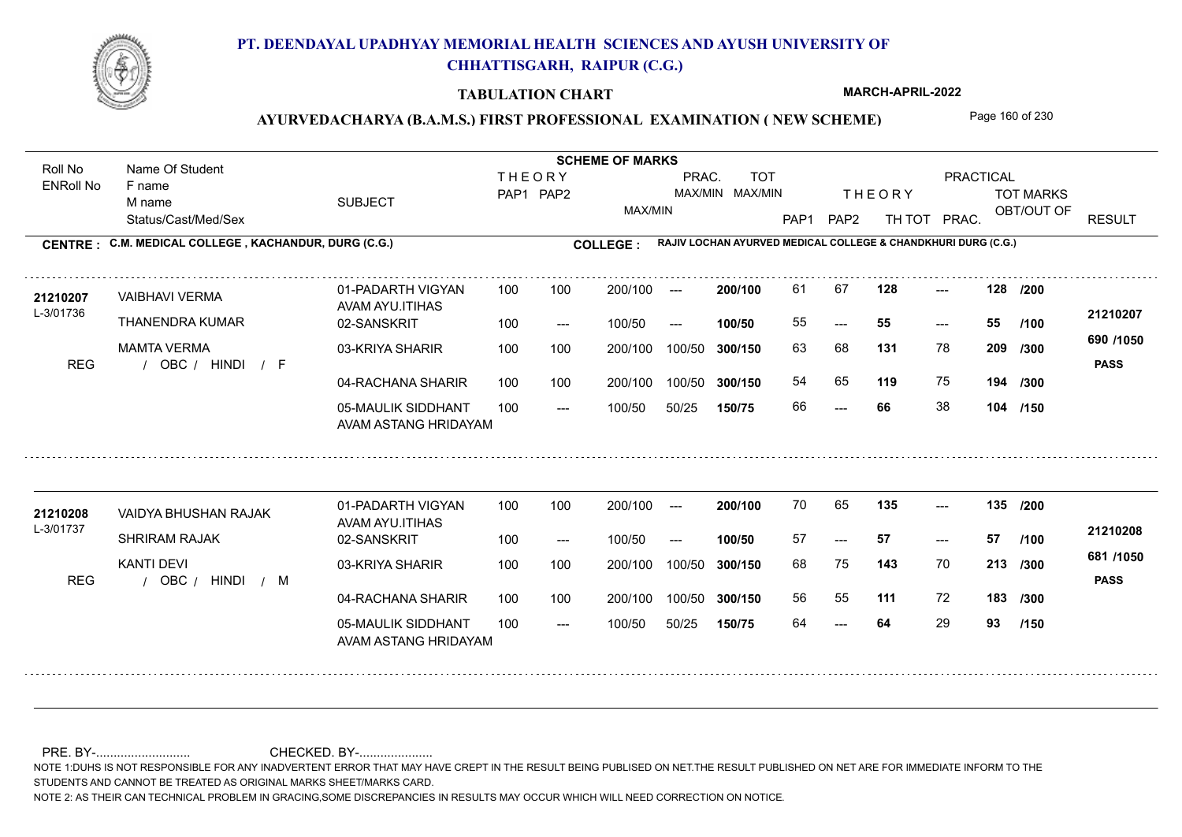# PT. DEENDAYAL UPADHYAY MEMORIAL HEALTH SCIENCES AND AYUSH UNIVERSITY OF CHHATTISGARH, RAIPUR (C.G.)

## TABULATION CHART

**MARCH-APRIL-2022**

### AYURVEDACHARYA (B.A.M.S.) FIRST PROFESSIONAL EXAMINATION ( NEW SCHEME)

**CENTRE : C.M. MEDICAL COLLEGE , KACHANDUR, DURG (C.G.)**

**COLLEGE : RAJIV LOCHAN AYURVED MEDICAL COLLEGE & CHANDKHURI DURG (C.G.)**

| Roll No / ENRoll No | Name Of Student / F name / M name / Status/Cast/Med/Sex | SUBJECT | THEORY PAP1 | THEORY PAP2 | MAX/MIN | PRAC. MAX/MIN | TOT MAX/MIN | THEORY PAP1 | THEORY PAP2 | TH TOT | PRAC. | TOT MARKS OBT/OUT OF | RESULT |
|---|---|---|---|---|---|---|---|---|---|---|---|---|---|
| 21210207 / L-3/01736 | VAIBHAVI VERMA | 01-PADARTH VIGYAN AVAM AYU.ITIHAS | 100 | 100 | 200/100 | --- | 200/100 | 61 | 67 | 128 | --- | 128 /200 | 21210207 |
| | THANENDRA KUMAR | 02-SANSKRIT | 100 | --- | 100/50 | --- | 100/50 | 55 | --- | 55 | --- | 55 /100 | 690 /1050 |
| | MAMTA VERMA | 03-KRIYA SHARIR | 100 | 100 | 200/100 | 100/50 | 300/150 | 63 | 68 | 131 | 78 | 209 /300 | |
| REG | / OBC / HINDI / F | 04-RACHANA SHARIR | 100 | 100 | 200/100 | 100/50 | 300/150 | 54 | 65 | 119 | 75 | 194 /300 | PASS |
| | | 05-MAULIK SIDDHANT AVAM ASTANG HRIDAYAM | 100 | --- | 100/50 | 50/25 | 150/75 | 66 | --- | 66 | 38 | 104 /150 | |
| 21210208 / L-3/01737 | VAIDYA BHUSHAN RAJAK | 01-PADARTH VIGYAN AVAM AYU.ITIHAS | 100 | 100 | 200/100 | --- | 200/100 | 70 | 65 | 135 | --- | 135 /200 | 21210208 |
| | SHRIRAM RAJAK | 02-SANSKRIT | 100 | --- | 100/50 | --- | 100/50 | 57 | --- | 57 | --- | 57 /100 | 681 /1050 |
| | KANTI DEVI | 03-KRIYA SHARIR | 100 | 100 | 200/100 | 100/50 | 300/150 | 68 | 75 | 143 | 70 | 213 /300 | |
| REG | / OBC / HINDI / M | 04-RACHANA SHARIR | 100 | 100 | 200/100 | 100/50 | 300/150 | 56 | 55 | 111 | 72 | 183 /300 | PASS |
| | | 05-MAULIK SIDDHANT AVAM ASTANG HRIDAYAM | 100 | --- | 100/50 | 50/25 | 150/75 | 64 | --- | 64 | 29 | 93 /150 | |

PRE. BY-........................... CHECKED. BY-.....................

NOTE 1:DUHS IS NOT RESPONSIBLE FOR ANY INADVERTENT ERROR THAT MAY HAVE CREPT IN THE RESULT BEING PUBLISED ON NET.THE RESULT PUBLISHED ON NET ARE FOR IMMEDIATE INFORM TO THE STUDENTS AND CANNOT BE TREATED AS ORIGINAL MARKS SHEET/MARKS CARD.

NOTE 2: AS THEIR CAN TECHNICAL PROBLEM IN GRACING,SOME DISCREPANCIES IN RESULTS MAY OCCUR WHICH WILL NEED CORRECTION ON NOTICE.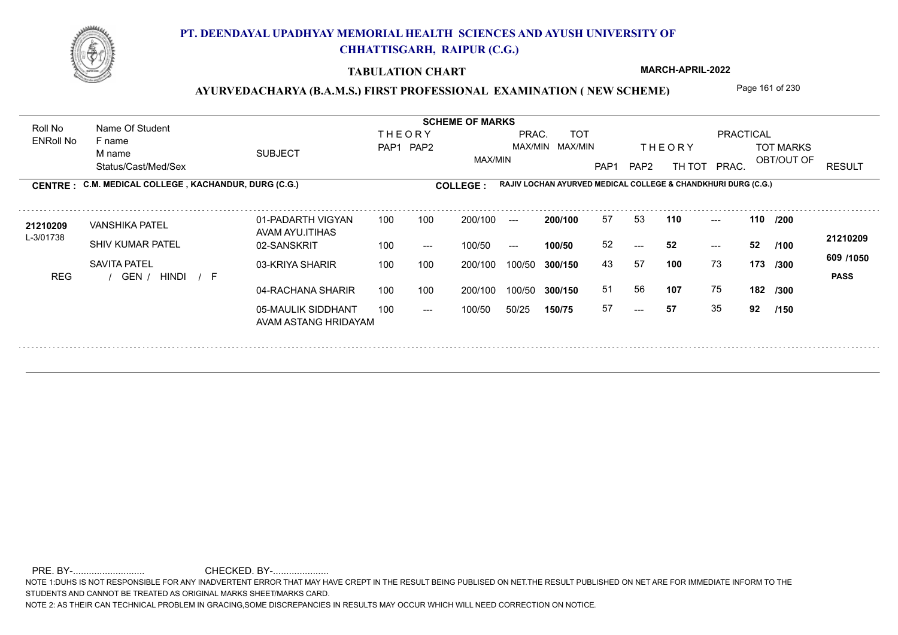# PT. DEENDAYAL UPADHYAY MEMORIAL HEALTH SCIENCES AND AYUSH UNIVERSITY OF CHHATTISGARH, RAIPUR (C.G.)

## TABULATION CHART

**MARCH-APRIL-2022**

### AYURVEDACHARYA (B.A.M.S.) FIRST PROFESSIONAL EXAMINATION ( NEW SCHEME)

**CENTRE : C.M. MEDICAL COLLEGE , KACHANDUR, DURG (C.G.)**

**COLLEGE : RAJIV LOCHAN AYURVED MEDICAL COLLEGE & CHANDKHURI DURG (C.G.)**

| Roll No / ENRoll No | Name Of Student / F name / M name / Status/Cast/Med/Sex | SUBJECT | THEORY PAP1 | THEORY PAP2 | MAX/MIN | PRAC. MAX/MIN | TOT MAX/MIN | THEORY PAP1 | THEORY PAP2 | TH TOT | PRACTICAL PRAC. | TOT MARKS OBT/OUT OF | RESULT |
|---|---|---|---|---|---|---|---|---|---|---|---|---|---|
| 21210209 | VANSHIKA PATEL | 01-PADARTH VIGYAN AVAM AYU.ITIHAS | 100 | 100 | 200/100 | --- | 200/100 | 57 | 53 | 110 | --- | 110 /200 | 21210209 |
| L-3/01738 | SHIV KUMAR PATEL | 02-SANSKRIT | 100 | --- | 100/50 | --- | 100/50 | 52 | --- | 52 | --- | 52 /100 | 609 /1050 |
| | SAVITA PATEL | 03-KRIYA SHARIR | 100 | 100 | 200/100 | 100/50 | 300/150 | 43 | 57 | 100 | 73 | 173 /300 | PASS |
| REG | / GEN / HINDI / F | 04-RACHANA SHARIR | 100 | 100 | 200/100 | 100/50 | 300/150 | 51 | 56 | 107 | 75 | 182 /300 | |
| | | 05-MAULIK SIDDHANT AVAM ASTANG HRIDAYAM | 100 | --- | 100/50 | 50/25 | 150/75 | 57 | --- | 57 | 35 | 92 /150 | |

PRE. BY-.......................... CHECKED. BY-.....................

NOTE 1:DUHS IS NOT RESPONSIBLE FOR ANY INADVERTENT ERROR THAT MAY HAVE CREPT IN THE RESULT BEING PUBLISED ON NET.THE RESULT PUBLISHED ON NET ARE FOR IMMEDIATE INFORM TO THE STUDENTS AND CANNOT BE TREATED AS ORIGINAL MARKS SHEET/MARKS CARD.

NOTE 2: AS THEIR CAN TECHNICAL PROBLEM IN GRACING,SOME DISCREPANCIES IN RESULTS MAY OCCUR WHICH WILL NEED CORRECTION ON NOTICE.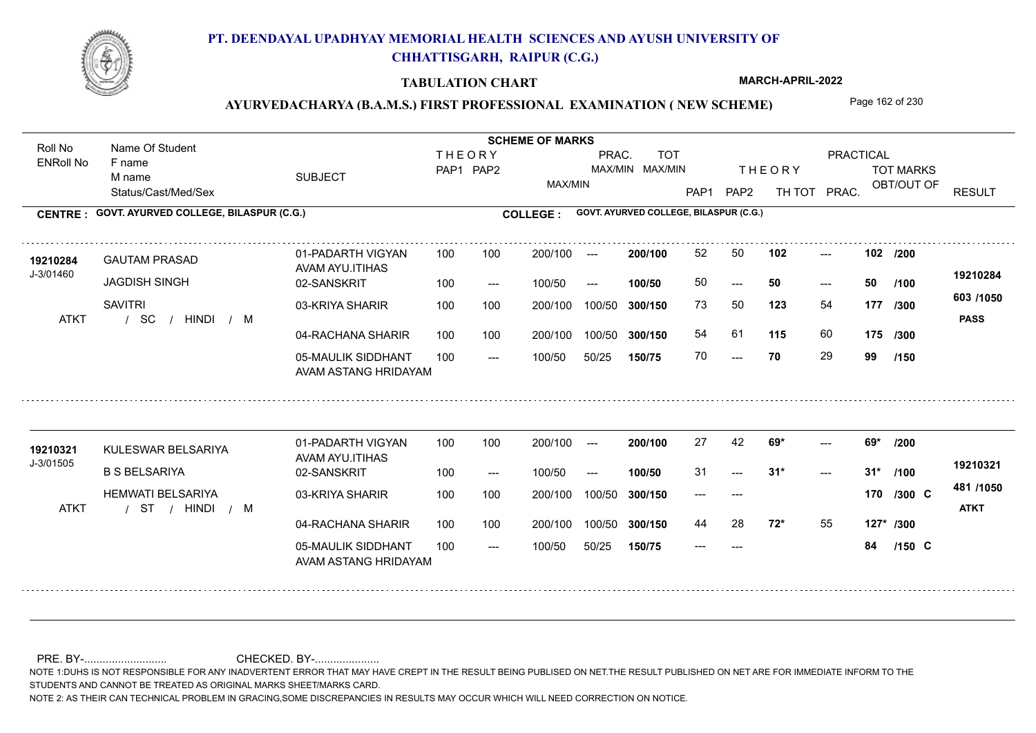# PT. DEENDAYAL UPADHYAY MEMORIAL HEALTH SCIENCES AND AYUSH UNIVERSITY OF CHHATTISGARH, RAIPUR (C.G.)

## TABULATION CHART

MARCH-APRIL-2022

### AYURVEDACHARYA (B.A.M.S.) FIRST PROFESSIONAL EXAMINATION ( NEW SCHEME)

**CENTRE : GOVT. AYURVED COLLEGE, BILASPUR (C.G.)** | **COLLEGE : GOVT. AYURVED COLLEGE, BILASPUR (C.G.)**

| Roll No / ENRoll No | Name Of Student / F name / M name / Status/Cast/Med/Sex | SUBJECT | THEORY PAP1 | THEORY PAP2 | MAX/MIN | PRAC. MAX/MIN | TOT MAX/MIN | PAP1 | PAP2 | TH TOT | PRAC. | TOT MARKS OBT/OUT OF | RESULT |
|---|---|---|---|---|---|---|---|---|---|---|---|---|---|
| 19210284 / J-3/01460 | GAUTAM PRASAD | 01-PADARTH VIGYAN AVAM AYU.ITIHAS | 100 | 100 | 200/100 | --- | 200/100 | 52 | 50 | 102 | --- | 102 /200 | 19210284 |
| | JAGDISH SINGH | 02-SANSKRIT | 100 | --- | 100/50 | --- | 100/50 | 50 | --- | 50 | --- | 50 /100 | 603 /1050 |
| | SAVITRI | 03-KRIYA SHARIR | 100 | 100 | 200/100 | 100/50 | 300/150 | 73 | 50 | 123 | 54 | 177 /300 | PASS |
| ATKT | / SC / HINDI / M | 04-RACHANA SHARIR | 100 | 100 | 200/100 | 100/50 | 300/150 | 54 | 61 | 115 | 60 | 175 /300 | |
| | | 05-MAULIK SIDDHANT AVAM ASTANG HRIDAYAM | 100 | --- | 100/50 | 50/25 | 150/75 | 70 | --- | 70 | 29 | 99 /150 | |
| 19210321 / J-3/01505 | KULESWAR BELSARIYA | 01-PADARTH VIGYAN AVAM AYU.ITIHAS | 100 | 100 | 200/100 | --- | 200/100 | 27 | 42 | 69* | --- | 69* /200 | 19210321 |
| | B S BELSARIYA | 02-SANSKRIT | 100 | --- | 100/50 | --- | 100/50 | 31 | --- | 31* | --- | 31* /100 | 481 /1050 |
| | HEMWATI BELSARIYA | 03-KRIYA SHARIR | 100 | 100 | 200/100 | 100/50 | 300/150 | --- | --- | | | 170 /300 C | ATKT |
| ATKT | / ST / HINDI / M | 04-RACHANA SHARIR | 100 | 100 | 200/100 | 100/50 | 300/150 | 44 | 28 | 72* | 55 | 127* /300 | |
| | | 05-MAULIK SIDDHANT AVAM ASTANG HRIDAYAM | 100 | --- | 100/50 | 50/25 | 150/75 | --- | --- | | | 84 /150 C | |

PRE. BY-........................... CHECKED. BY-.....................

NOTE 1:DUHS IS NOT RESPONSIBLE FOR ANY INADVERTENT ERROR THAT MAY HAVE CREPT IN THE RESULT BEING PUBLISED ON NET.THE RESULT PUBLISHED ON NET ARE FOR IMMEDIATE INFORM TO THE STUDENTS AND CANNOT BE TREATED AS ORIGINAL MARKS SHEET/MARKS CARD.

NOTE 2: AS THEIR CAN TECHNICAL PROBLEM IN GRACING,SOME DISCREPANCIES IN RESULTS MAY OCCUR WHICH WILL NEED CORRECTION ON NOTICE.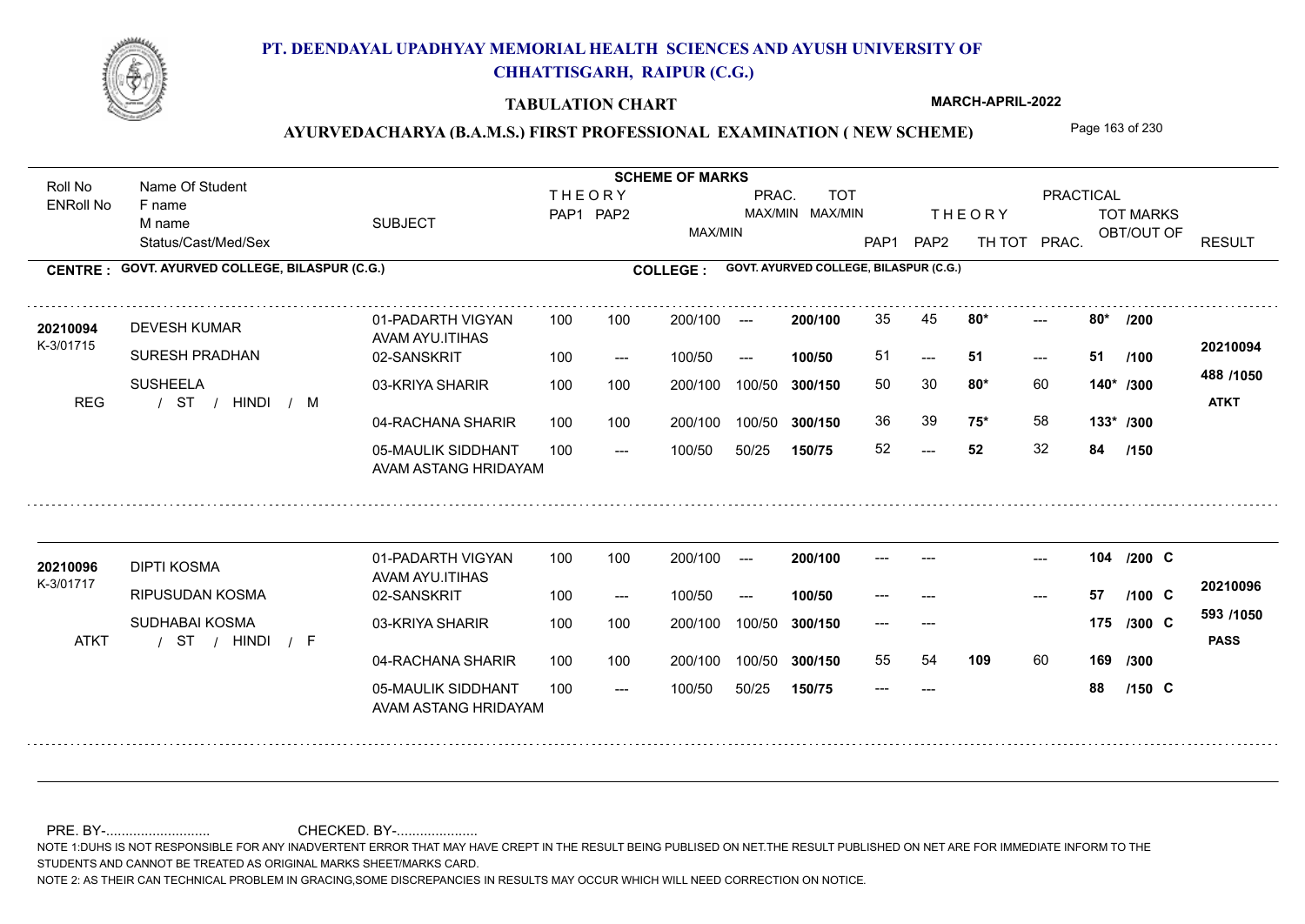# PT. DEENDAYAL UPADHYAY MEMORIAL HEALTH SCIENCES AND AYUSH UNIVERSITY OF CHHATTISGARH, RAIPUR (C.G.)

## TABULATION CHART

MARCH-APRIL-2022

### AYURVEDACHARYA (B.A.M.S.) FIRST PROFESSIONAL EXAMINATION ( NEW SCHEME)

**CENTRE : GOVT. AYURVED COLLEGE, BILASPUR (C.G.)** — **COLLEGE : GOVT. AYURVED COLLEGE, BILASPUR (C.G.)**

| Roll No / ENRoll No | Name Of Student / F name / M name / Status/Cast/Med/Sex | SUBJECT | THEORY PAP1 | THEORY PAP2 | MAX/MIN | PRAC. MAX/MIN | TOT MAX/MIN | THEORY PAP1 | THEORY PAP2 | TH TOT | PRAC. | TOT MARKS OBT/OUT OF | RESULT |
|---|---|---|---|---|---|---|---|---|---|---|---|---|---|
| 20210094 / K-3/01715 | DEVESH KUMAR | 01-PADARTH VIGYAN AVAM AYU.ITIHAS | 100 | 100 | 200/100 | --- | 200/100 | 35 | 45 | 80* | --- | 80* /200 | 20210094 |
| REG | SURESH PRADHAN | 02-SANSKRIT | 100 | --- | 100/50 | --- | 100/50 | 51 | --- | 51 | --- | 51 /100 | 488 /1050 |
| | SUSHEELA | 03-KRIYA SHARIR | 100 | 100 | 200/100 | 100/50 | 300/150 | 50 | 30 | 80* | 60 | 140* /300 | ATKT |
| | / ST / HINDI / M | 04-RACHANA SHARIR | 100 | 100 | 200/100 | 100/50 | 300/150 | 36 | 39 | 75* | 58 | 133* /300 | |
| | | 05-MAULIK SIDDHANT AVAM ASTANG HRIDAYAM | 100 | --- | 100/50 | 50/25 | 150/75 | 52 | --- | 52 | 32 | 84 /150 | |
| 20210096 / K-3/01717 | DIPTI KOSMA | 01-PADARTH VIGYAN AVAM AYU.ITIHAS | 100 | 100 | 200/100 | --- | 200/100 | --- | --- | | --- | 104 /200 C | 20210096 |
| ATKT | RIPUSUDAN KOSMA | 02-SANSKRIT | 100 | --- | 100/50 | --- | 100/50 | --- | --- | | --- | 57 /100 C | 593 /1050 |
| | SUDHABAI KOSMA | 03-KRIYA SHARIR | 100 | 100 | 200/100 | 100/50 | 300/150 | --- | --- | | | 175 /300 C | PASS |
| | / ST / HINDI / F | 04-RACHANA SHARIR | 100 | 100 | 200/100 | 100/50 | 300/150 | 55 | 54 | 109 | 60 | 169 /300 | |
| | | 05-MAULIK SIDDHANT AVAM ASTANG HRIDAYAM | 100 | --- | 100/50 | 50/25 | 150/75 | --- | --- | | | 88 /150 C | |

PRE. BY-.......................... CHECKED. BY-.....................

NOTE 1:DUHS IS NOT RESPONSIBLE FOR ANY INADVERTENT ERROR THAT MAY HAVE CREPT IN THE RESULT BEING PUBLISED ON NET.THE RESULT PUBLISHED ON NET ARE FOR IMMEDIATE INFORM TO THE STUDENTS AND CANNOT BE TREATED AS ORIGINAL MARKS SHEET/MARKS CARD.

NOTE 2: AS THEIR CAN TECHNICAL PROBLEM IN GRACING,SOME DISCREPANCIES IN RESULTS MAY OCCUR WHICH WILL NEED CORRECTION ON NOTICE.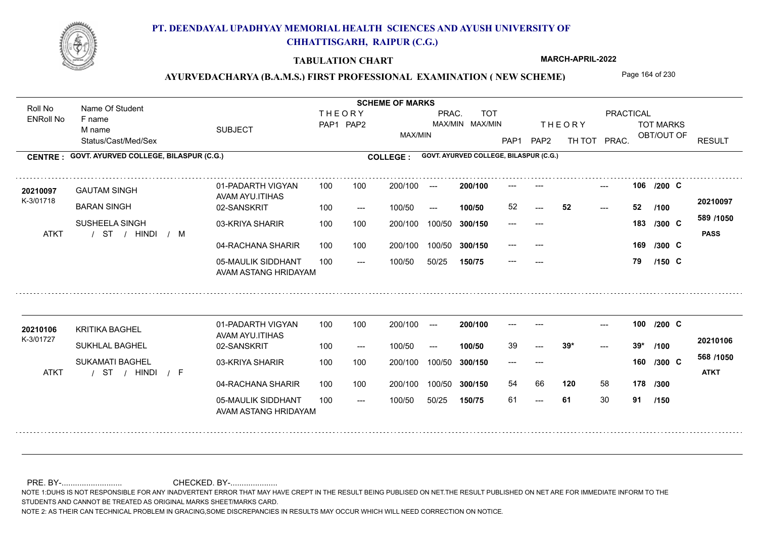# PT. DEENDAYAL UPADHYAY MEMORIAL HEALTH SCIENCES AND AYUSH UNIVERSITY OF CHHATTISGARH, RAIPUR (C.G.)

## TABULATION CHART

**MARCH-APRIL-2022**

### AYURVEDACHARYA (B.A.M.S.) FIRST PROFESSIONAL EXAMINATION ( NEW SCHEME)

**CENTRE : GOVT. AYURVED COLLEGE, BILASPUR (C.G.)** **COLLEGE : GOVT. AYURVED COLLEGE, BILASPUR (C.G.)**

| Roll No / ENRoll No | Name Of Student / F name / M name / Status/Cast/Med/Sex | SUBJECT | THEORY PAP1 | THEORY PAP2 | MAX/MIN | PRAC. MAX/MIN | TOT MAX/MIN | PAP1 | PAP2 | TH TOT | PRAC. | TOT MARKS OBT/OUT OF | RESULT |
|---|---|---|---|---|---|---|---|---|---|---|---|---|---|
| 20210097 | GAUTAM SINGH | 01-PADARTH VIGYAN AVAM AYU.ITIHAS | 100 | 100 | 200/100 | --- | 200/100 | --- | --- | | --- | 106 /200 C | 20210097 |
| K-3/01718 | BARAN SINGH | 02-SANSKRIT | 100 | --- | 100/50 | --- | 100/50 | 52 | --- | 52 | --- | 52 /100 | 589 /1050 |
| | SUSHEELA SINGH | 03-KRIYA SHARIR | 100 | 100 | 200/100 | 100/50 | 300/150 | --- | --- | | | 183 /300 C | PASS |
| ATKT | / ST / HINDI / M | 04-RACHANA SHARIR | 100 | 100 | 200/100 | 100/50 | 300/150 | --- | --- | | | 169 /300 C | |
| | | 05-MAULIK SIDDHANT AVAM ASTANG HRIDAYAM | 100 | --- | 100/50 | 50/25 | 150/75 | --- | --- | | | 79 /150 C | |
| 20210106 | KRITIKA BAGHEL | 01-PADARTH VIGYAN AVAM AYU.ITIHAS | 100 | 100 | 200/100 | --- | 200/100 | --- | --- | | --- | 100 /200 C | 20210106 |
| K-3/01727 | SUKHLAL BAGHEL | 02-SANSKRIT | 100 | --- | 100/50 | --- | 100/50 | 39 | --- | 39* | --- | 39* /100 | 568 /1050 |
| | SUKAMATI BAGHEL | 03-KRIYA SHARIR | 100 | 100 | 200/100 | 100/50 | 300/150 | --- | --- | | | 160 /300 C | ATKT |
| ATKT | / ST / HINDI / F | 04-RACHANA SHARIR | 100 | 100 | 200/100 | 100/50 | 300/150 | 54 | 66 | 120 | 58 | 178 /300 | |
| | | 05-MAULIK SIDDHANT AVAM ASTANG HRIDAYAM | 100 | --- | 100/50 | 50/25 | 150/75 | 61 | --- | 61 | 30 | 91 /150 | |

PRE. BY-........................... CHECKED. BY-.....................

NOTE 1:DUHS IS NOT RESPONSIBLE FOR ANY INADVERTENT ERROR THAT MAY HAVE CREPT IN THE RESULT BEING PUBLISED ON NET.THE RESULT PUBLISHED ON NET ARE FOR IMMEDIATE INFORM TO THE STUDENTS AND CANNOT BE TREATED AS ORIGINAL MARKS SHEET/MARKS CARD.

NOTE 2: AS THEIR CAN TECHNICAL PROBLEM IN GRACING,SOME DISCREPANCIES IN RESULTS MAY OCCUR WHICH WILL NEED CORRECTION ON NOTICE.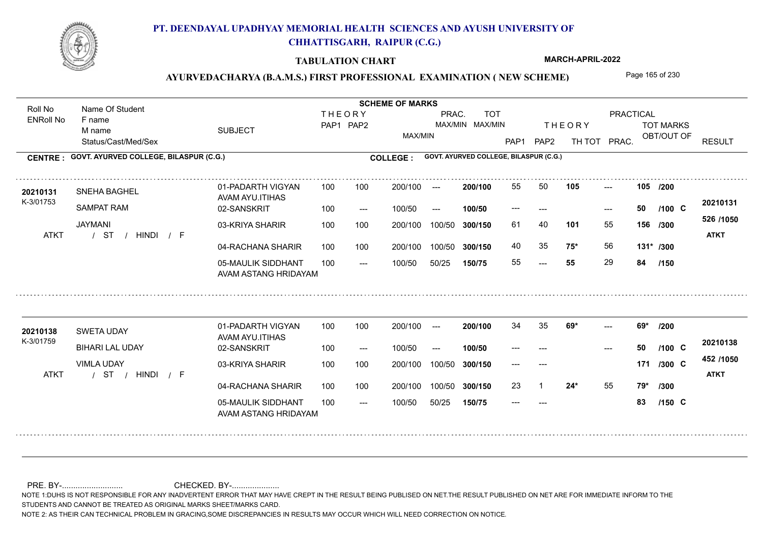# PT. DEENDAYAL UPADHYAY MEMORIAL HEALTH SCIENCES AND AYUSH UNIVERSITY OF CHHATTISGARH, RAIPUR (C.G.)

**TABULATION CHART** — MARCH-APRIL-2022

**AYURVEDACHARYA (B.A.M.S.) FIRST PROFESSIONAL EXAMINATION ( NEW SCHEME)**

**CENTRE : GOVT. AYURVED COLLEGE, BILASPUR (C.G.)** — **COLLEGE : GOVT. AYURVED COLLEGE, BILASPUR (C.G.)**

| Roll No / ENRoll No | Name Of Student / F name / M name / Status/Cast/Med/Sex | SUBJECT | THEORY PAP1 | THEORY PAP2 | MAX/MIN | PRAC. MAX/MIN | TOT MAX/MIN | PAP1 | PAP2 | TH TOT | PRAC. | TOT MARKS OBT/OUT OF | RESULT |
|---|---|---|---|---|---|---|---|---|---|---|---|---|---|
| 20210131 / K-3/01753 | SNEHA BAGHEL / SAMPAT RAM / JAYMANI / ST / HINDI / F | 01-PADARTH VIGYAN AVAM AYU.ITIHAS | 100 | 100 | 200/100 | --- | 200/100 | 55 | 50 | 105 | --- | 105 /200 | 20210131 |
| | | 02-SANSKRIT | 100 | --- | 100/50 | --- | 100/50 | --- | --- | | --- | 50 /100 C | 526 /1050 |
| | | 03-KRIYA SHARIR | 100 | 100 | 200/100 | 100/50 | 300/150 | 61 | 40 | 101 | 55 | 156 /300 | ATKT |
| ATKT | | 04-RACHANA SHARIR | 100 | 100 | 200/100 | 100/50 | 300/150 | 40 | 35 | 75* | 56 | 131* /300 | |
| | | 05-MAULIK SIDDHANT AVAM ASTANG HRIDAYAM | 100 | --- | 100/50 | 50/25 | 150/75 | 55 | --- | 55 | 29 | 84 /150 | |
| 20210138 / K-3/01759 | SWETA UDAY / BIHARI LAL UDAY / VIMLA UDAY / ST / HINDI / F | 01-PADARTH VIGYAN AVAM AYU.ITIHAS | 100 | 100 | 200/100 | --- | 200/100 | 34 | 35 | 69* | --- | 69* /200 | 20210138 |
| | | 02-SANSKRIT | 100 | --- | 100/50 | --- | 100/50 | --- | --- | | --- | 50 /100 C | 452 /1050 |
| | | 03-KRIYA SHARIR | 100 | 100 | 200/100 | 100/50 | 300/150 | --- | --- | | | 171 /300 C | ATKT |
| ATKT | | 04-RACHANA SHARIR | 100 | 100 | 200/100 | 100/50 | 300/150 | 23 | 1 | 24* | 55 | 79* /300 | |
| | | 05-MAULIK SIDDHANT AVAM ASTANG HRIDAYAM | 100 | --- | 100/50 | 50/25 | 150/75 | --- | --- | | | 83 /150 C | |

PRE. BY-.......................... CHECKED. BY-.....................

NOTE 1:DUHS IS NOT RESPONSIBLE FOR ANY INADVERTENT ERROR THAT MAY HAVE CREPT IN THE RESULT BEING PUBLISED ON NET.THE RESULT PUBLISHED ON NET ARE FOR IMMEDIATE INFORM TO THE STUDENTS AND CANNOT BE TREATED AS ORIGINAL MARKS SHEET/MARKS CARD.

NOTE 2: AS THEIR CAN TECHNICAL PROBLEM IN GRACING,SOME DISCREPANCIES IN RESULTS MAY OCCUR WHICH WILL NEED CORRECTION ON NOTICE.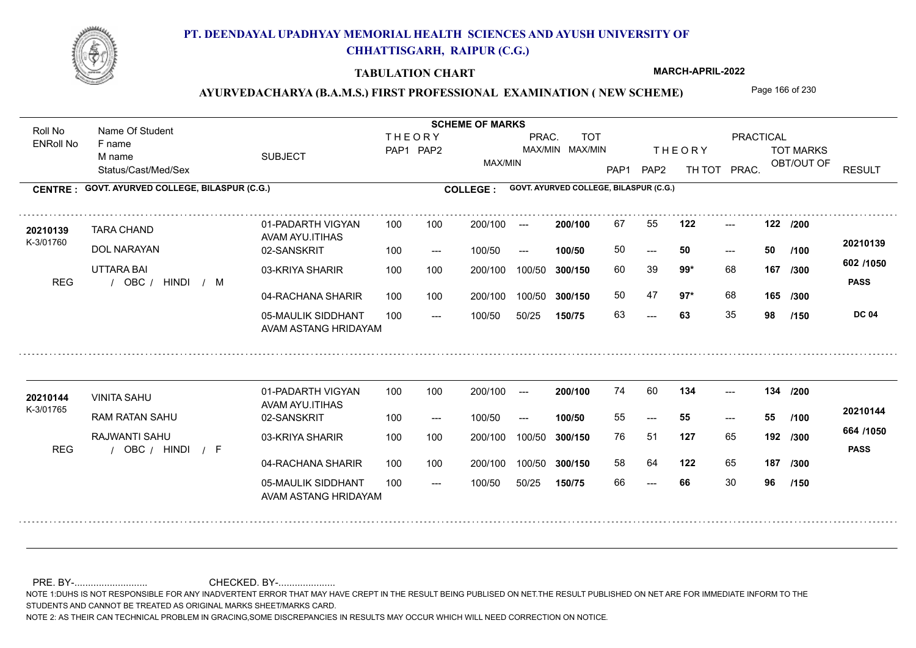# PT. DEENDAYAL UPADHYAY MEMORIAL HEALTH SCIENCES AND AYUSH UNIVERSITY OF CHHATTISGARH, RAIPUR (C.G.)

## TABULATION CHART

MARCH-APRIL-2022

### AYURVEDACHARYA (B.A.M.S.) FIRST PROFESSIONAL EXAMINATION ( NEW SCHEME)

**CENTRE : GOVT. AYURVED COLLEGE, BILASPUR (C.G.)** | **COLLEGE : GOVT. AYURVED COLLEGE, BILASPUR (C.G.)**

| Roll No / ENRoll No | Name Of Student / F name / M name / Status/Cast/Med/Sex | SUBJECT | THEORY PAP1 | THEORY PAP2 | MAX/MIN | PRAC. MAX/MIN | TOT MAX/MIN | THEORY PAP1 | THEORY PAP2 | TH TOT | PRACTICAL PRAC. | TOT MARKS OBT/OUT OF | RESULT |
|---|---|---|---|---|---|---|---|---|---|---|---|---|---|
| 20210139 | TARA CHAND | 01-PADARTH VIGYAN AVAM AYU.ITIHAS | 100 | 100 | 200/100 | --- | 200/100 | 67 | 55 | 122 | --- | 122 /200 | 20210139 |
| K-3/01760 | DOL NARAYAN | 02-SANSKRIT | 100 | --- | 100/50 | --- | 100/50 | 50 | --- | 50 | --- | 50 /100 | 602 /1050 |
| REG | UTTARA BAI / OBC / HINDI / M | 03-KRIYA SHARIR | 100 | 100 | 200/100 | 100/50 | 300/150 | 60 | 39 | 99* | 68 | 167 /300 | PASS |
| | | 04-RACHANA SHARIR | 100 | 100 | 200/100 | 100/50 | 300/150 | 50 | 47 | 97* | 68 | 165 /300 | |
| | | 05-MAULIK SIDDHANT AVAM ASTANG HRIDAYAM | 100 | --- | 100/50 | 50/25 | 150/75 | 63 | --- | 63 | 35 | 98 /150 | DC 04 |
| 20210144 | VINITA SAHU | 01-PADARTH VIGYAN AVAM AYU.ITIHAS | 100 | 100 | 200/100 | --- | 200/100 | 74 | 60 | 134 | --- | 134 /200 | 20210144 |
| K-3/01765 | RAM RATAN SAHU | 02-SANSKRIT | 100 | --- | 100/50 | --- | 100/50 | 55 | --- | 55 | --- | 55 /100 | 664 /1050 |
| REG | RAJWANTI SAHU / OBC / HINDI / F | 03-KRIYA SHARIR | 100 | 100 | 200/100 | 100/50 | 300/150 | 76 | 51 | 127 | 65 | 192 /300 | PASS |
| | | 04-RACHANA SHARIR | 100 | 100 | 200/100 | 100/50 | 300/150 | 58 | 64 | 122 | 65 | 187 /300 | |
| | | 05-MAULIK SIDDHANT AVAM ASTANG HRIDAYAM | 100 | --- | 100/50 | 50/25 | 150/75 | 66 | --- | 66 | 30 | 96 /150 | |

PRE. BY-.......................... CHECKED. BY-....................

NOTE 1:DUHS IS NOT RESPONSIBLE FOR ANY INADVERTENT ERROR THAT MAY HAVE CREPT IN THE RESULT BEING PUBLISED ON NET.THE RESULT PUBLISHED ON NET ARE FOR IMMEDIATE INFORM TO THE STUDENTS AND CANNOT BE TREATED AS ORIGINAL MARKS SHEET/MARKS CARD.

NOTE 2: AS THEIR CAN TECHNICAL PROBLEM IN GRACING,SOME DISCREPANCIES IN RESULTS MAY OCCUR WHICH WILL NEED CORRECTION ON NOTICE.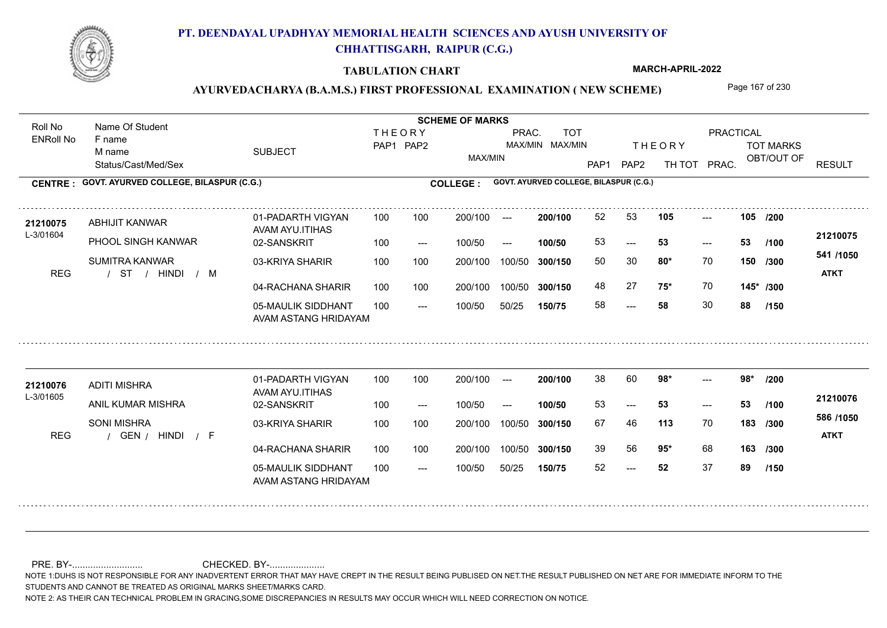# PT. DEENDAYAL UPADHYAY MEMORIAL HEALTH SCIENCES AND AYUSH UNIVERSITY OF CHHATTISGARH, RAIPUR (C.G.)

**TABULATION CHART** — MARCH-APRIL-2022

## AYURVEDACHARYA (B.A.M.S.) FIRST PROFESSIONAL EXAMINATION ( NEW SCHEME)

**CENTRE : GOVT. AYURVED COLLEGE, BILASPUR (C.G.)** — **COLLEGE : GOVT. AYURVED COLLEGE, BILASPUR (C.G.)**

| Roll No / ENRoll No | Name Of Student / F name / M name / Status/Cast/Med/Sex | SUBJECT | THEORY PAP1 | THEORY PAP2 | MAX/MIN | PRAC. MAX/MIN | TOT MAX/MIN | PAP1 | PAP2 | TH TOT | PRAC. | TOT MARKS OBT/OUT OF | RESULT |
|---|---|---|---|---|---|---|---|---|---|---|---|---|---|
| 21210075 / L-3/01604 | ABHIJIT KANWAR | 01-PADARTH VIGYAN AVAM AYU.ITIHAS | 100 | 100 | 200/100 | --- | 200/100 | 52 | 53 | 105 | --- | 105 /200 | 21210075 |
| | PHOOL SINGH KANWAR | 02-SANSKRIT | 100 | --- | 100/50 | --- | 100/50 | 53 | --- | 53 | --- | 53 /100 | 541 /1050 |
| | SUMITRA KANWAR | 03-KRIYA SHARIR | 100 | 100 | 200/100 | 100/50 | 300/150 | 50 | 30 | 80* | 70 | 150 /300 | |
| REG | / ST / HINDI / M | 04-RACHANA SHARIR | 100 | 100 | 200/100 | 100/50 | 300/150 | 48 | 27 | 75* | 70 | 145* /300 | ATKT |
| | | 05-MAULIK SIDDHANT AVAM ASTANG HRIDAYAM | 100 | --- | 100/50 | 50/25 | 150/75 | 58 | --- | 58 | 30 | 88 /150 | |
| 21210076 / L-3/01605 | ADITI MISHRA | 01-PADARTH VIGYAN AVAM AYU.ITIHAS | 100 | 100 | 200/100 | --- | 200/100 | 38 | 60 | 98* | --- | 98* /200 | 21210076 |
| | ANIL KUMAR MISHRA | 02-SANSKRIT | 100 | --- | 100/50 | --- | 100/50 | 53 | --- | 53 | --- | 53 /100 | 586 /1050 |
| | SONI MISHRA | 03-KRIYA SHARIR | 100 | 100 | 200/100 | 100/50 | 300/150 | 67 | 46 | 113 | 70 | 183 /300 | |
| REG | / GEN / HINDI / F | 04-RACHANA SHARIR | 100 | 100 | 200/100 | 100/50 | 300/150 | 39 | 56 | 95* | 68 | 163 /300 | ATKT |
| | | 05-MAULIK SIDDHANT AVAM ASTANG HRIDAYAM | 100 | --- | 100/50 | 50/25 | 150/75 | 52 | --- | 52 | 37 | 89 /150 | |

PRE. BY-.......................... CHECKED. BY-....................

NOTE 1:DUHS IS NOT RESPONSIBLE FOR ANY INADVERTENT ERROR THAT MAY HAVE CREPT IN THE RESULT BEING PUBLISED ON NET.THE RESULT PUBLISHED ON NET ARE FOR IMMEDIATE INFORM TO THE STUDENTS AND CANNOT BE TREATED AS ORIGINAL MARKS SHEET/MARKS CARD.

NOTE 2: AS THEIR CAN TECHNICAL PROBLEM IN GRACING,SOME DISCREPANCIES IN RESULTS MAY OCCUR WHICH WILL NEED CORRECTION ON NOTICE.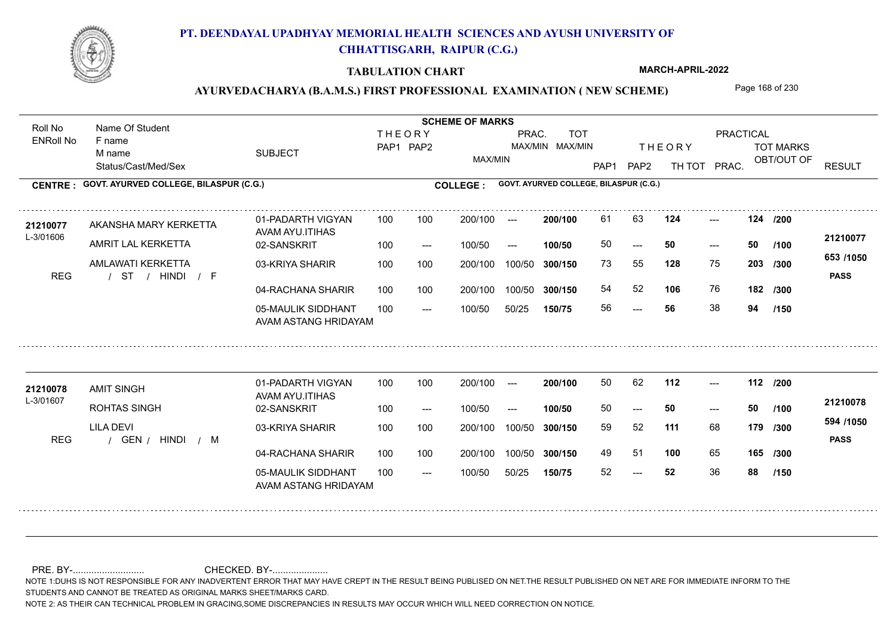# PT. DEENDAYAL UPADHYAY MEMORIAL HEALTH SCIENCES AND AYUSH UNIVERSITY OF CHHATTISGARH, RAIPUR (C.G.)

## TABULATION CHART

**MARCH-APRIL-2022**

### AYURVEDACHARYA (B.A.M.S.) FIRST PROFESSIONAL EXAMINATION ( NEW SCHEME)

**CENTRE : GOVT. AYURVED COLLEGE, BILASPUR (C.G.)**
**COLLEGE : GOVT. AYURVED COLLEGE, BILASPUR (C.G.)**

| Roll No / ENRoll No | Name Of Student / F name / M name / Status/Cast/Med/Sex | SUBJECT | THEORY PAP1 | THEORY PAP2 | MAX/MIN | PRAC. MAX/MIN | TOT MAX/MIN | THEORY PAP1 | THEORY PAP2 | TH TOT | PRAC. | TOT MARKS OBT/OUT OF | RESULT |
|---|---|---|---|---|---|---|---|---|---|---|---|---|---|
| 21210077 | AKANSHA MARY KERKETTA | 01-PADARTH VIGYAN AVAM AYU.ITIHAS | 100 | 100 | 200/100 | --- | 200/100 | 61 | 63 | 124 | --- | 124 /200 | 21210077 |
| L-3/01606 | AMRIT LAL KERKETTA | 02-SANSKRIT | 100 | --- | 100/50 | --- | 100/50 | 50 | --- | 50 | --- | 50 /100 | 653 /1050 |
| | AMLAWATI KERKETTA | 03-KRIYA SHARIR | 100 | 100 | 200/100 | 100/50 | 300/150 | 73 | 55 | 128 | 75 | 203 /300 | PASS |
| REG | / ST / HINDI / F | 04-RACHANA SHARIR | 100 | 100 | 200/100 | 100/50 | 300/150 | 54 | 52 | 106 | 76 | 182 /300 | |
| | | 05-MAULIK SIDDHANT AVAM ASTANG HRIDAYAM | 100 | --- | 100/50 | 50/25 | 150/75 | 56 | --- | 56 | 38 | 94 /150 | |
| 21210078 | AMIT SINGH | 01-PADARTH VIGYAN AVAM AYU.ITIHAS | 100 | 100 | 200/100 | --- | 200/100 | 50 | 62 | 112 | --- | 112 /200 | 21210078 |
| L-3/01607 | ROHTAS SINGH | 02-SANSKRIT | 100 | --- | 100/50 | --- | 100/50 | 50 | --- | 50 | --- | 50 /100 | 594 /1050 |
| | LILA DEVI | 03-KRIYA SHARIR | 100 | 100 | 200/100 | 100/50 | 300/150 | 59 | 52 | 111 | 68 | 179 /300 | PASS |
| REG | / GEN / HINDI / M | 04-RACHANA SHARIR | 100 | 100 | 200/100 | 100/50 | 300/150 | 49 | 51 | 100 | 65 | 165 /300 | |
| | | 05-MAULIK SIDDHANT AVAM ASTANG HRIDAYAM | 100 | --- | 100/50 | 50/25 | 150/75 | 52 | --- | 52 | 36 | 88 /150 | |

PRE. BY-.......................... CHECKED. BY-.....................

NOTE 1:DUHS IS NOT RESPONSIBLE FOR ANY INADVERTENT ERROR THAT MAY HAVE CREPT IN THE RESULT BEING PUBLISED ON NET.THE RESULT PUBLISHED ON NET ARE FOR IMMEDIATE INFORM TO THE STUDENTS AND CANNOT BE TREATED AS ORIGINAL MARKS SHEET/MARKS CARD.

NOTE 2: AS THEIR CAN TECHNICAL PROBLEM IN GRACING,SOME DISCREPANCIES IN RESULTS MAY OCCUR WHICH WILL NEED CORRECTION ON NOTICE.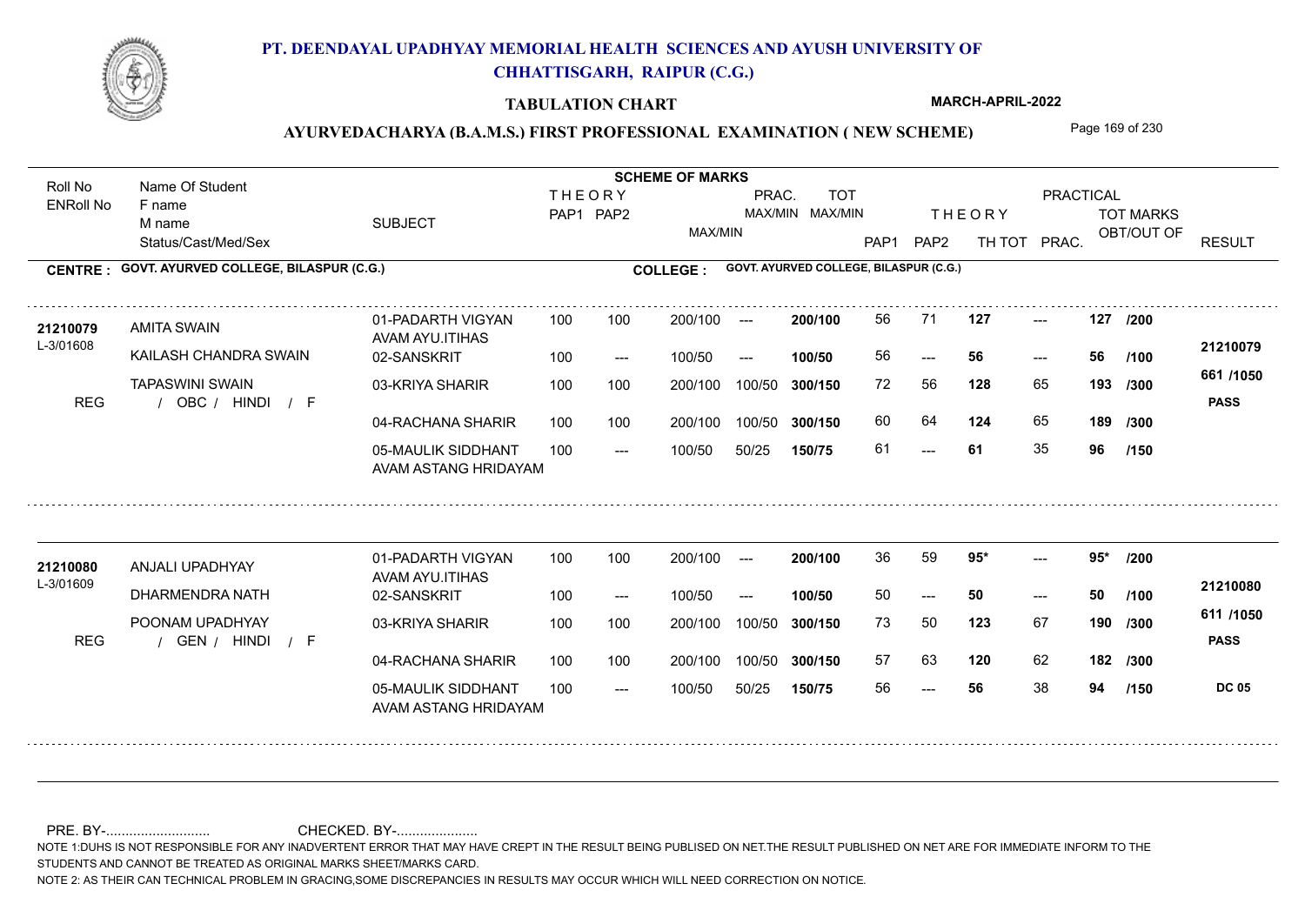# PT. DEENDAYAL UPADHYAY MEMORIAL HEALTH SCIENCES AND AYUSH UNIVERSITY OF CHHATTISGARH, RAIPUR (C.G.)

## TABULATION CHART

**MARCH-APRIL-2022**

### AYURVEDACHARYA (B.A.M.S.) FIRST PROFESSIONAL EXAMINATION ( NEW SCHEME)

**CENTRE : GOVT. AYURVED COLLEGE, BILASPUR (C.G.)**  **COLLEGE : GOVT. AYURVED COLLEGE, BILASPUR (C.G.)**

| Roll No / ENRoll No | Name Of Student / F name / M name / Status/Cast/Med/Sex | SUBJECT | THEORY PAP1 | THEORY PAP2 | MAX/MIN | PRAC. MAX/MIN | TOT MAX/MIN | PAP1 | PAP2 | TH TOT | PRAC. | TOT MARKS OBT/OUT OF | RESULT |
|---|---|---|---|---|---|---|---|---|---|---|---|---|---|
| 21210079 / L-3/01608 | AMITA SWAIN | 01-PADARTH VIGYAN AVAM AYU.ITIHAS | 100 | 100 | 200/100 | --- | 200/100 | 56 | 71 | 127 | --- | 127 /200 | 21210079 |
| | KAILASH CHANDRA SWAIN | 02-SANSKRIT | 100 | --- | 100/50 | --- | 100/50 | 56 | --- | 56 | --- | 56 /100 | 661 /1050 |
| | TAPASWINI SWAIN | 03-KRIYA SHARIR | 100 | 100 | 200/100 | 100/50 | 300/150 | 72 | 56 | 128 | 65 | 193 /300 | PASS |
| REG | / OBC / HINDI / F | 04-RACHANA SHARIR | 100 | 100 | 200/100 | 100/50 | 300/150 | 60 | 64 | 124 | 65 | 189 /300 | |
| | | 05-MAULIK SIDDHANT AVAM ASTANG HRIDAYAM | 100 | --- | 100/50 | 50/25 | 150/75 | 61 | --- | 61 | 35 | 96 /150 | |
| 21210080 / L-3/01609 | ANJALI UPADHYAY | 01-PADARTH VIGYAN AVAM AYU.ITIHAS | 100 | 100 | 200/100 | --- | 200/100 | 36 | 59 | 95* | --- | 95* /200 | 21210080 |
| | DHARMENDRA NATH | 02-SANSKRIT | 100 | --- | 100/50 | --- | 100/50 | 50 | --- | 50 | --- | 50 /100 | 611 /1050 |
| | POONAM UPADHYAY | 03-KRIYA SHARIR | 100 | 100 | 200/100 | 100/50 | 300/150 | 73 | 50 | 123 | 67 | 190 /300 | PASS |
| REG | / GEN / HINDI / F | 04-RACHANA SHARIR | 100 | 100 | 200/100 | 100/50 | 300/150 | 57 | 63 | 120 | 62 | 182 /300 | |
| | | 05-MAULIK SIDDHANT AVAM ASTANG HRIDAYAM | 100 | --- | 100/50 | 50/25 | 150/75 | 56 | --- | 56 | 38 | 94 /150 | DC 05 |

PRE. BY-.......................... CHECKED. BY-.....................

NOTE 1:DUHS IS NOT RESPONSIBLE FOR ANY INADVERTENT ERROR THAT MAY HAVE CREPT IN THE RESULT BEING PUBLISED ON NET.THE RESULT PUBLISHED ON NET ARE FOR IMMEDIATE INFORM TO THE STUDENTS AND CANNOT BE TREATED AS ORIGINAL MARKS SHEET/MARKS CARD.

NOTE 2: AS THEIR CAN TECHNICAL PROBLEM IN GRACING,SOME DISCREPANCIES IN RESULTS MAY OCCUR WHICH WILL NEED CORRECTION ON NOTICE.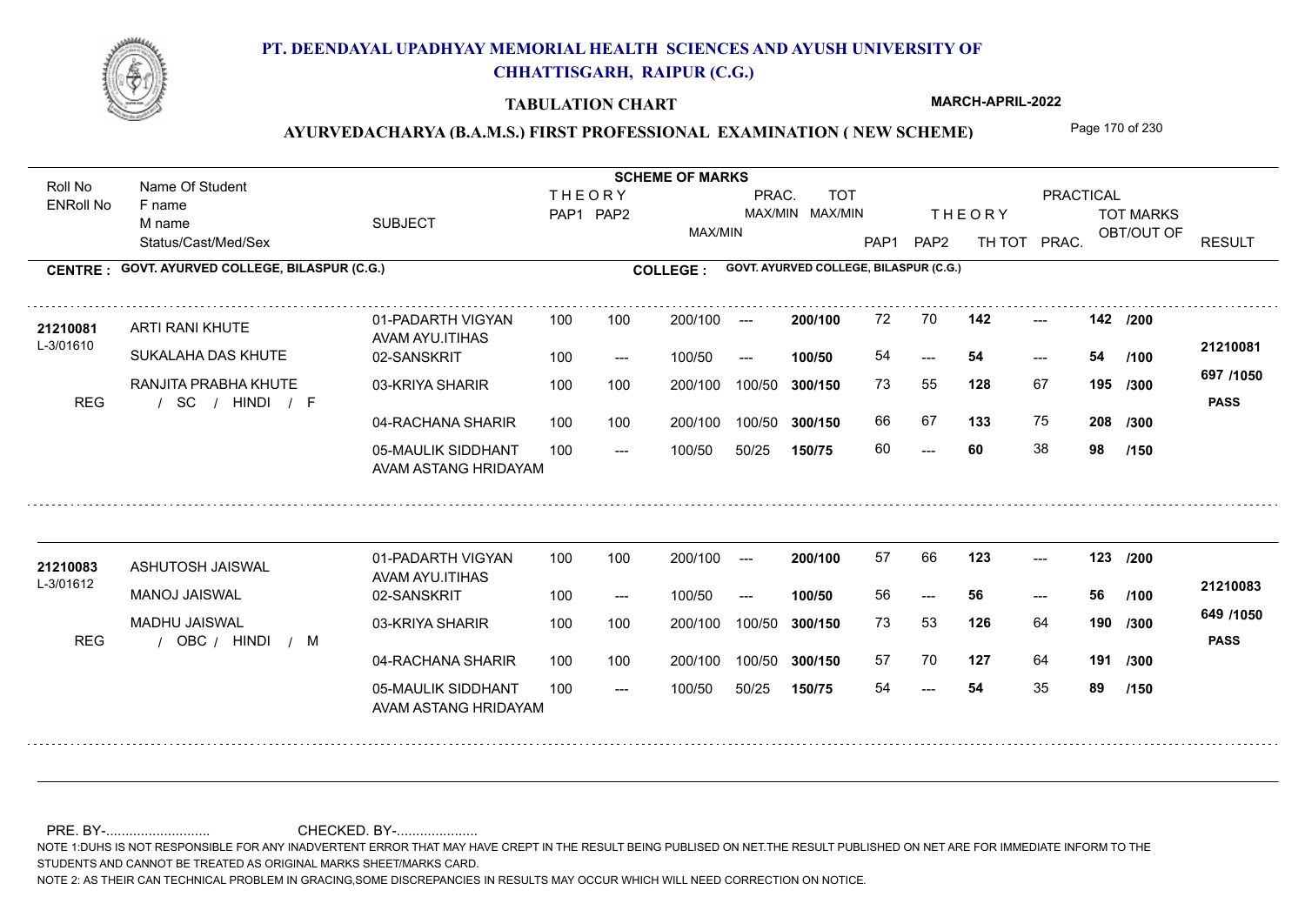# PT. DEENDAYAL UPADHYAY MEMORIAL HEALTH SCIENCES AND AYUSH UNIVERSITY OF CHHATTISGARH, RAIPUR (C.G.)

**TABULATION CHART**

**MARCH-APRIL-2022**

## AYURVEDACHARYA (B.A.M.S.) FIRST PROFESSIONAL EXAMINATION ( NEW SCHEME)

**CENTRE : GOVT. AYURVED COLLEGE, BILASPUR (C.G.)**

**COLLEGE : GOVT. AYURVED COLLEGE, BILASPUR (C.G.)**

| Roll No / ENRoll No | Name Of Student / F name / M name / Status/Cast/Med/Sex | SUBJECT | THEORY PAP1 | THEORY PAP2 | MAX/MIN | PRAC. MAX/MIN | TOT MAX/MIN | THEORY PAP1 | THEORY PAP2 | TH TOT | PRACTICAL PRAC. | TOT MARKS OBT/OUT OF | RESULT |
|---|---|---|---|---|---|---|---|---|---|---|---|---|---|
| 21210081 / L-3/01610 | ARTI RANI KHUTE | 01-PADARTH VIGYAN AVAM AYU.ITIHAS | 100 | 100 | 200/100 | --- | 200/100 | 72 | 70 | 142 | --- | 142 /200 | 21210081 |
| | SUKALAHA DAS KHUTE | 02-SANSKRIT | 100 | --- | 100/50 | --- | 100/50 | 54 | --- | 54 | --- | 54 /100 | 697 /1050 |
| | RANJITA PRABHA KHUTE | 03-KRIYA SHARIR | 100 | 100 | 200/100 | 100/50 | 300/150 | 73 | 55 | 128 | 67 | 195 /300 | PASS |
| REG | / SC / HINDI / F | 04-RACHANA SHARIR | 100 | 100 | 200/100 | 100/50 | 300/150 | 66 | 67 | 133 | 75 | 208 /300 | |
| | | 05-MAULIK SIDDHANT AVAM ASTANG HRIDAYAM | 100 | --- | 100/50 | 50/25 | 150/75 | 60 | --- | 60 | 38 | 98 /150 | |
| 21210083 / L-3/01612 | ASHUTOSH JAISWAL | 01-PADARTH VIGYAN AVAM AYU.ITIHAS | 100 | 100 | 200/100 | --- | 200/100 | 57 | 66 | 123 | --- | 123 /200 | 21210083 |
| | MANOJ JAISWAL | 02-SANSKRIT | 100 | --- | 100/50 | --- | 100/50 | 56 | --- | 56 | --- | 56 /100 | 649 /1050 |
| | MADHU JAISWAL | 03-KRIYA SHARIR | 100 | 100 | 200/100 | 100/50 | 300/150 | 73 | 53 | 126 | 64 | 190 /300 | PASS |
| REG | / OBC / HINDI / M | 04-RACHANA SHARIR | 100 | 100 | 200/100 | 100/50 | 300/150 | 57 | 70 | 127 | 64 | 191 /300 | |
| | | 05-MAULIK SIDDHANT AVAM ASTANG HRIDAYAM | 100 | --- | 100/50 | 50/25 | 150/75 | 54 | --- | 54 | 35 | 89 /150 | |

PRE. BY-.......................... CHECKED. BY-....................

NOTE 1:DUHS IS NOT RESPONSIBLE FOR ANY INADVERTENT ERROR THAT MAY HAVE CREPT IN THE RESULT BEING PUBLISED ON NET.THE RESULT PUBLISHED ON NET ARE FOR IMMEDIATE INFORM TO THE STUDENTS AND CANNOT BE TREATED AS ORIGINAL MARKS SHEET/MARKS CARD.

NOTE 2: AS THEIR CAN TECHNICAL PROBLEM IN GRACING,SOME DISCREPANCIES IN RESULTS MAY OCCUR WHICH WILL NEED CORRECTION ON NOTICE.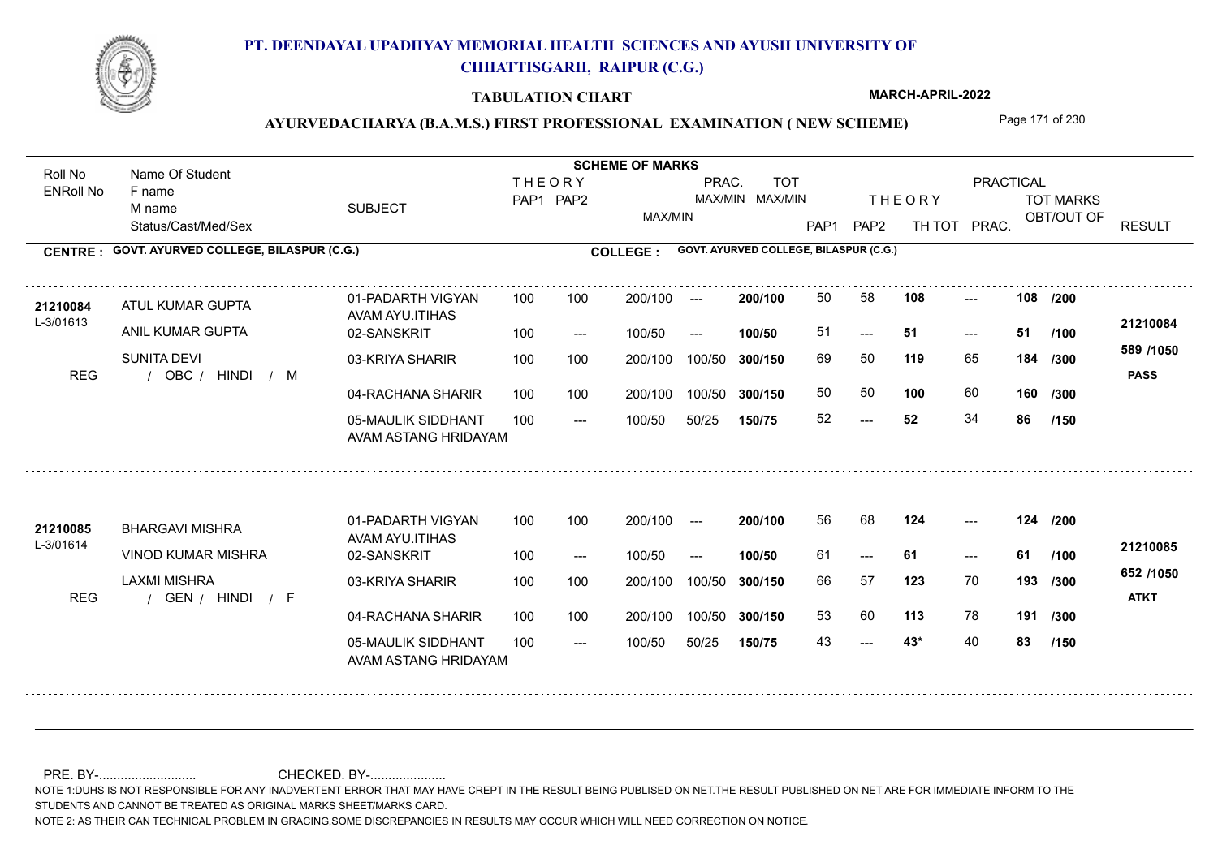# PT. DEENDAYAL UPADHYAY MEMORIAL HEALTH SCIENCES AND AYUSH UNIVERSITY OF CHHATTISGARH, RAIPUR (C.G.)

## TABULATION CHART

**MARCH-APRIL-2022**

### AYURVEDACHARYA (B.A.M.S.) FIRST PROFESSIONAL EXAMINATION ( NEW SCHEME)

| Roll No / ENRoll No | Name Of Student / F name / M name / Status/Cast/Med/Sex | SUBJECT | THEORY PAP1 | THEORY PAP2 | MAX/MIN | PRAC. MAX/MIN | TOT MAX/MIN | THEORY PAP1 | THEORY PAP2 | TH TOT | PRACTICAL PRAC. | TOT MARKS OBT/OUT OF | RESULT |
|---|---|---|---|---|---|---|---|---|---|---|---|---|---|

**CENTRE : GOVT. AYURVED COLLEGE, BILASPUR (C.G.)** **COLLEGE : GOVT. AYURVED COLLEGE, BILASPUR (C.G.)**

| Roll No / ENRoll No | Name Of Student / F name / M name / Status/Cast/Med/Sex | SUBJECT | THEORY PAP1 | THEORY PAP2 | MAX/MIN | PRAC. MAX/MIN | TOT MAX/MIN | PAP1 | PAP2 | TH TOT | PRAC. | TOT MARKS OBT/OUT OF | RESULT |
|---|---|---|---|---|---|---|---|---|---|---|---|---|---|
| 21210084 | ATUL KUMAR GUPTA | 01-PADARTH VIGYAN AVAM AYU.ITIHAS | 100 | 100 | 200/100 | --- | 200/100 | 50 | 58 | 108 | --- | 108 /200 | |
| L-3/01613 | ANIL KUMAR GUPTA | 02-SANSKRIT | 100 | --- | 100/50 | --- | 100/50 | 51 | --- | 51 | --- | 51 /100 | 21210084 |
| | SUNITA DEVI | 03-KRIYA SHARIR | 100 | 100 | 200/100 | 100/50 | 300/150 | 69 | 50 | 119 | 65 | 184 /300 | 589 /1050 |
| REG | / OBC / HINDI / M | 04-RACHANA SHARIR | 100 | 100 | 200/100 | 100/50 | 300/150 | 50 | 50 | 100 | 60 | 160 /300 | PASS |
| | | 05-MAULIK SIDDHANT AVAM ASTANG HRIDAYAM | 100 | --- | 100/50 | 50/25 | 150/75 | 52 | --- | 52 | 34 | 86 /150 | |
| 21210085 | BHARGAVI MISHRA | 01-PADARTH VIGYAN AVAM AYU.ITIHAS | 100 | 100 | 200/100 | --- | 200/100 | 56 | 68 | 124 | --- | 124 /200 | |
| L-3/01614 | VINOD KUMAR MISHRA | 02-SANSKRIT | 100 | --- | 100/50 | --- | 100/50 | 61 | --- | 61 | --- | 61 /100 | 21210085 |
| | LAXMI MISHRA | 03-KRIYA SHARIR | 100 | 100 | 200/100 | 100/50 | 300/150 | 66 | 57 | 123 | 70 | 193 /300 | 652 /1050 |
| REG | / GEN / HINDI / F | 04-RACHANA SHARIR | 100 | 100 | 200/100 | 100/50 | 300/150 | 53 | 60 | 113 | 78 | 191 /300 | ATKT |
| | | 05-MAULIK SIDDHANT AVAM ASTANG HRIDAYAM | 100 | --- | 100/50 | 50/25 | 150/75 | 43 | --- | 43* | 40 | 83 /150 | |

PRE. BY-........................... CHECKED. BY-.....................

NOTE 1:DUHS IS NOT RESPONSIBLE FOR ANY INADVERTENT ERROR THAT MAY HAVE CREPT IN THE RESULT BEING PUBLISED ON NET.THE RESULT PUBLISHED ON NET ARE FOR IMMEDIATE INFORM TO THE STUDENTS AND CANNOT BE TREATED AS ORIGINAL MARKS SHEET/MARKS CARD.

NOTE 2: AS THEIR CAN TECHNICAL PROBLEM IN GRACING,SOME DISCREPANCIES IN RESULTS MAY OCCUR WHICH WILL NEED CORRECTION ON NOTICE.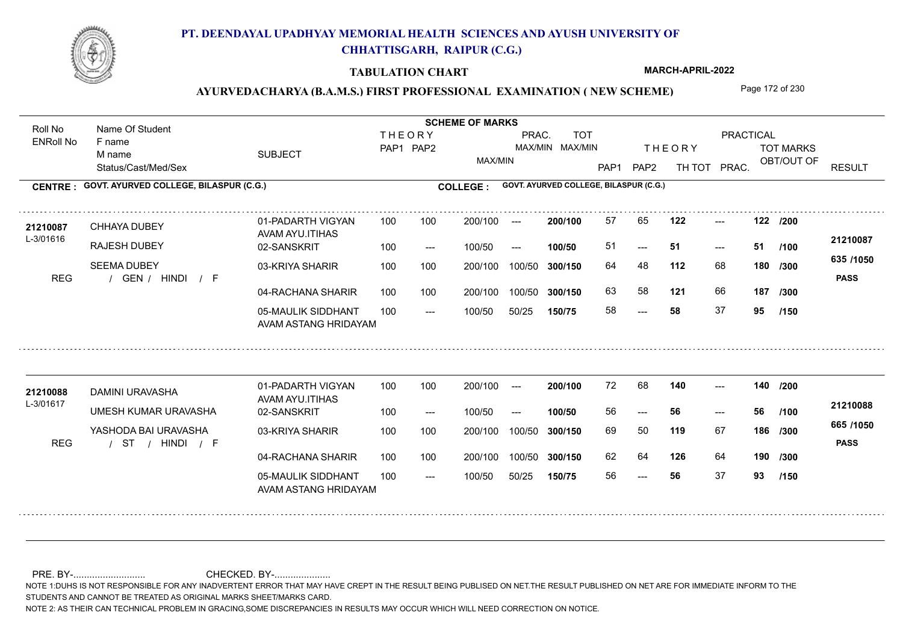# PT. DEENDAYAL UPADHYAY MEMORIAL HEALTH SCIENCES AND AYUSH UNIVERSITY OF CHHATTISGARH, RAIPUR (C.G.)

## TABULATION CHART

MARCH-APRIL-2022

### AYURVEDACHARYA (B.A.M.S.) FIRST PROFESSIONAL EXAMINATION ( NEW SCHEME)

**CENTRE : GOVT. AYURVED COLLEGE, BILASPUR (C.G.)** — **COLLEGE : GOVT. AYURVED COLLEGE, BILASPUR (C.G.)**

| Roll No / ENRoll No | Name Of Student / F name / M name / Status/Cast/Med/Sex | SUBJECT | THEORY PAP1 | THEORY PAP2 | MAX/MIN | PRAC. MAX/MIN | TOT MAX/MIN | THEORY PAP1 | THEORY PAP2 | TH TOT | PRACTICAL PRAC. | TOT MARKS OBT/OUT OF | RESULT |
|---|---|---|---|---|---|---|---|---|---|---|---|---|---|
| 21210087 | CHHAYA DUBEY | 01-PADARTH VIGYAN AVAM AYU.ITIHAS | 100 | 100 | 200/100 | --- | 200/100 | 57 | 65 | 122 | --- | 122 /200 | 21210087 |
| L-3/01616 | RAJESH DUBEY | 02-SANSKRIT | 100 | --- | 100/50 | --- | 100/50 | 51 | --- | 51 | --- | 51 /100 | |
| | SEEMA DUBEY | 03-KRIYA SHARIR | 100 | 100 | 200/100 | 100/50 | 300/150 | 64 | 48 | 112 | 68 | 180 /300 | 635 /1050 |
| REG | / GEN / HINDI / F | 04-RACHANA SHARIR | 100 | 100 | 200/100 | 100/50 | 300/150 | 63 | 58 | 121 | 66 | 187 /300 | PASS |
| | | 05-MAULIK SIDDHANT AVAM ASTANG HRIDAYAM | 100 | --- | 100/50 | 50/25 | 150/75 | 58 | --- | 58 | 37 | 95 /150 | |
| 21210088 | DAMINI URAVASHA | 01-PADARTH VIGYAN AVAM AYU.ITIHAS | 100 | 100 | 200/100 | --- | 200/100 | 72 | 68 | 140 | --- | 140 /200 | 21210088 |
| L-3/01617 | UMESH KUMAR URAVASHA | 02-SANSKRIT | 100 | --- | 100/50 | --- | 100/50 | 56 | --- | 56 | --- | 56 /100 | |
| | YASHODA BAI URAVASHA | 03-KRIYA SHARIR | 100 | 100 | 200/100 | 100/50 | 300/150 | 69 | 50 | 119 | 67 | 186 /300 | 665 /1050 |
| REG | / ST / HINDI / F | 04-RACHANA SHARIR | 100 | 100 | 200/100 | 100/50 | 300/150 | 62 | 64 | 126 | 64 | 190 /300 | PASS |
| | | 05-MAULIK SIDDHANT AVAM ASTANG HRIDAYAM | 100 | --- | 100/50 | 50/25 | 150/75 | 56 | --- | 56 | 37 | 93 /150 | |

PRE. BY-.......................... CHECKED. BY-....................

NOTE 1:DUHS IS NOT RESPONSIBLE FOR ANY INADVERTENT ERROR THAT MAY HAVE CREPT IN THE RESULT BEING PUBLISED ON NET.THE RESULT PUBLISHED ON NET ARE FOR IMMEDIATE INFORM TO THE STUDENTS AND CANNOT BE TREATED AS ORIGINAL MARKS SHEET/MARKS CARD.

NOTE 2: AS THEIR CAN TECHNICAL PROBLEM IN GRACING,SOME DISCREPANCIES IN RESULTS MAY OCCUR WHICH WILL NEED CORRECTION ON NOTICE.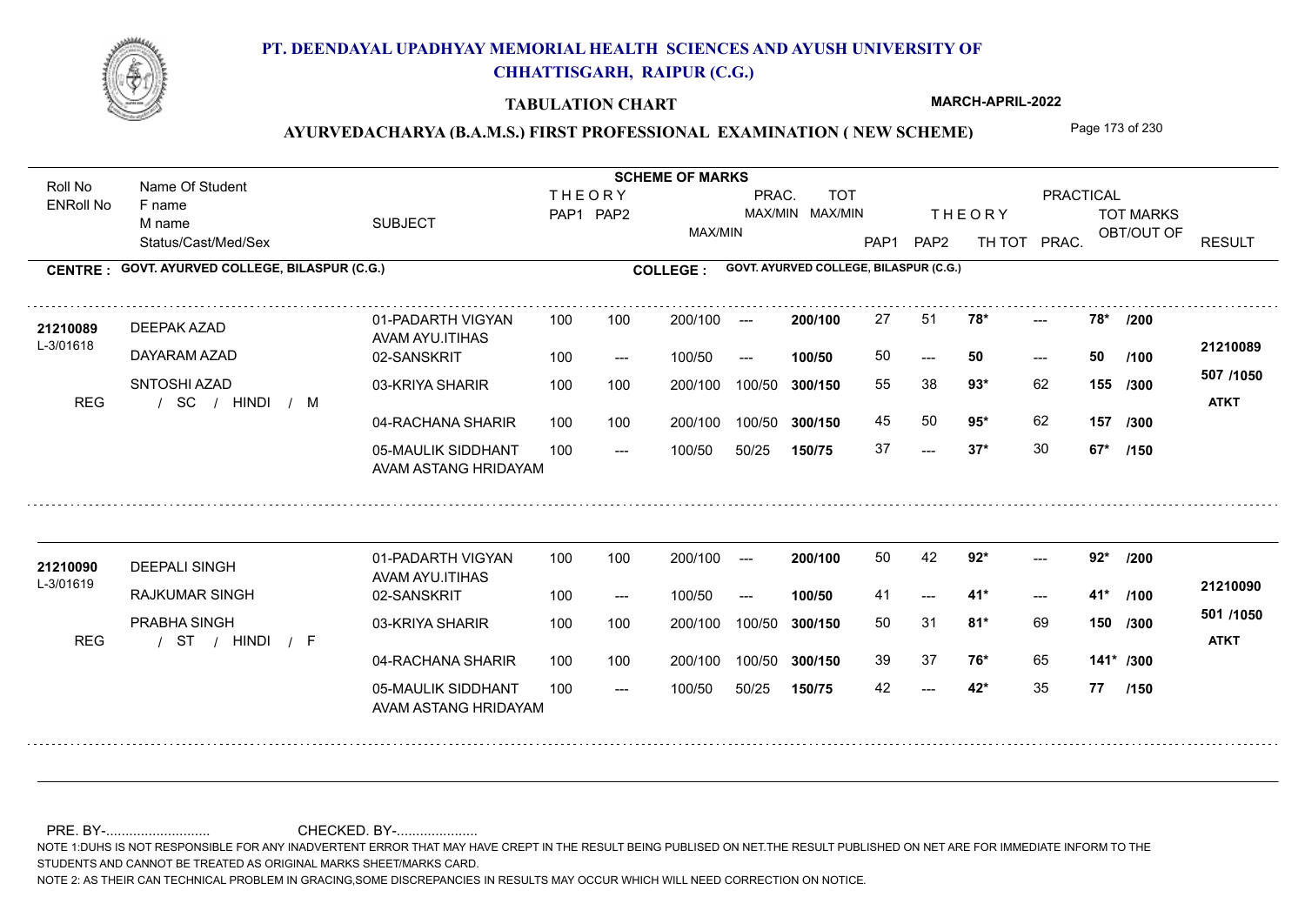# PT. DEENDAYAL UPADHYAY MEMORIAL HEALTH SCIENCES AND AYUSH UNIVERSITY OF CHHATTISGARH, RAIPUR (C.G.)

**TABULATION CHART**

**MARCH-APRIL-2022**

## AYURVEDACHARYA (B.A.M.S.) FIRST PROFESSIONAL EXAMINATION ( NEW SCHEME)

**CENTRE : GOVT. AYURVED COLLEGE, BILASPUR (C.G.)** | **COLLEGE : GOVT. AYURVED COLLEGE, BILASPUR (C.G.)**

| Roll No / ENRoll No | Name Of Student / F name / M name / Status/Cast/Med/Sex | SUBJECT | THEORY PAP1 | THEORY PAP2 | MAX/MIN | PRAC. MAX/MIN | TOT MAX/MIN | THEORY PAP1 | THEORY PAP2 | TH TOT | PRAC. | TOT MARKS OBT/OUT OF | RESULT |
|---|---|---|---|---|---|---|---|---|---|---|---|---|---|
| 21210089 | DEEPAK AZAD | 01-PADARTH VIGYAN AVAM AYU.ITIHAS | 100 | 100 | 200/100 | --- | 200/100 | 27 | 51 | 78* | --- | 78* /200 | 21210089 |
| L-3/01618 | DAYARAM AZAD | 02-SANSKRIT | 100 | --- | 100/50 | --- | 100/50 | 50 | --- | 50 | --- | 50 /100 | 507 /1050 |
| | SNTOSHI AZAD | 03-KRIYA SHARIR | 100 | 100 | 200/100 | 100/50 | 300/150 | 55 | 38 | 93* | 62 | 155 /300 | ATKT |
| REG | / SC / HINDI / M | 04-RACHANA SHARIR | 100 | 100 | 200/100 | 100/50 | 300/150 | 45 | 50 | 95* | 62 | 157 /300 | |
| | | 05-MAULIK SIDDHANT AVAM ASTANG HRIDAYAM | 100 | --- | 100/50 | 50/25 | 150/75 | 37 | --- | 37* | 30 | 67* /150 | |
| 21210090 | DEEPALI SINGH | 01-PADARTH VIGYAN AVAM AYU.ITIHAS | 100 | 100 | 200/100 | --- | 200/100 | 50 | 42 | 92* | --- | 92* /200 | 21210090 |
| L-3/01619 | RAJKUMAR SINGH | 02-SANSKRIT | 100 | --- | 100/50 | --- | 100/50 | 41 | --- | 41* | --- | 41* /100 | 501 /1050 |
| | PRABHA SINGH | 03-KRIYA SHARIR | 100 | 100 | 200/100 | 100/50 | 300/150 | 50 | 31 | 81* | 69 | 150 /300 | ATKT |
| REG | / ST / HINDI / F | 04-RACHANA SHARIR | 100 | 100 | 200/100 | 100/50 | 300/150 | 39 | 37 | 76* | 65 | 141* /300 | |
| | | 05-MAULIK SIDDHANT AVAM ASTANG HRIDAYAM | 100 | --- | 100/50 | 50/25 | 150/75 | 42 | --- | 42* | 35 | 77 /150 | |

PRE. BY-........................... CHECKED. BY-.....................

NOTE 1:DUHS IS NOT RESPONSIBLE FOR ANY INADVERTENT ERROR THAT MAY HAVE CREPT IN THE RESULT BEING PUBLISED ON NET.THE RESULT PUBLISHED ON NET ARE FOR IMMEDIATE INFORM TO THE STUDENTS AND CANNOT BE TREATED AS ORIGINAL MARKS SHEET/MARKS CARD.

NOTE 2: AS THEIR CAN TECHNICAL PROBLEM IN GRACING,SOME DISCREPANCIES IN RESULTS MAY OCCUR WHICH WILL NEED CORRECTION ON NOTICE.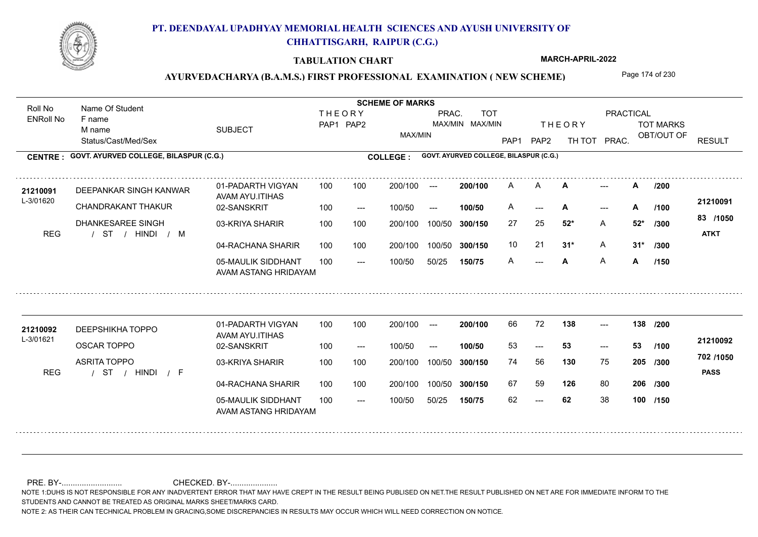# PT. DEENDAYAL UPADHYAY MEMORIAL HEALTH SCIENCES AND AYUSH UNIVERSITY OF CHHATTISGARH, RAIPUR (C.G.)

## TABULATION CHART

MARCH-APRIL-2022

### AYURVEDACHARYA (B.A.M.S.) FIRST PROFESSIONAL EXAMINATION ( NEW SCHEME)

**CENTRE : GOVT. AYURVED COLLEGE, BILASPUR (C.G.)** — **COLLEGE : GOVT. AYURVED COLLEGE, BILASPUR (C.G.)**

| Roll No / ENRoll No | Name Of Student / F name / M name / Status/Cast/Med/Sex | SUBJECT | THEORY PAP1 | THEORY PAP2 | MAX/MIN | PRAC. MAX/MIN | TOT MAX/MIN | PAP1 | PAP2 | TH TOT | PRAC. | TOT MARKS OBT/OUT OF | RESULT |
|---|---|---|---|---|---|---|---|---|---|---|---|---|---|
| 21210091 / L-3/01620 | DEEPANKAR SINGH KANWAR | 01-PADARTH VIGYAN AVAM AYU.ITIHAS | 100 | 100 | 200/100 | --- | 200/100 | A | A | A | --- | A /200 | 21210091 |
| | CHANDRAKANT THAKUR | 02-SANSKRIT | 100 | --- | 100/50 | --- | 100/50 | A | --- | A | --- | A /100 | 83 /1050 |
| | DHANKESAREE SINGH | 03-KRIYA SHARIR | 100 | 100 | 200/100 | 100/50 | 300/150 | 27 | 25 | 52* | A | 52* /300 | ATKT |
| REG | / ST / HINDI / M | 04-RACHANA SHARIR | 100 | 100 | 200/100 | 100/50 | 300/150 | 10 | 21 | 31* | A | 31* /300 | |
| | | 05-MAULIK SIDDHANT AVAM ASTANG HRIDAYAM | 100 | --- | 100/50 | 50/25 | 150/75 | A | --- | A | A | A /150 | |
| 21210092 / L-3/01621 | DEEPSHIKHA TOPPO | 01-PADARTH VIGYAN AVAM AYU.ITIHAS | 100 | 100 | 200/100 | --- | 200/100 | 66 | 72 | 138 | --- | 138 /200 | 21210092 |
| | OSCAR TOPPO | 02-SANSKRIT | 100 | --- | 100/50 | --- | 100/50 | 53 | --- | 53 | --- | 53 /100 | 702 /1050 |
| | ASRITA TOPPO | 03-KRIYA SHARIR | 100 | 100 | 200/100 | 100/50 | 300/150 | 74 | 56 | 130 | 75 | 205 /300 | PASS |
| REG | / ST / HINDI / F | 04-RACHANA SHARIR | 100 | 100 | 200/100 | 100/50 | 300/150 | 67 | 59 | 126 | 80 | 206 /300 | |
| | | 05-MAULIK SIDDHANT AVAM ASTANG HRIDAYAM | 100 | --- | 100/50 | 50/25 | 150/75 | 62 | --- | 62 | 38 | 100 /150 | |

PRE. BY-........................... CHECKED. BY-.....................

NOTE 1:DUHS IS NOT RESPONSIBLE FOR ANY INADVERTENT ERROR THAT MAY HAVE CREPT IN THE RESULT BEING PUBLISED ON NET.THE RESULT PUBLISHED ON NET ARE FOR IMMEDIATE INFORM TO THE STUDENTS AND CANNOT BE TREATED AS ORIGINAL MARKS SHEET/MARKS CARD.

NOTE 2: AS THEIR CAN TECHNICAL PROBLEM IN GRACING,SOME DISCREPANCIES IN RESULTS MAY OCCUR WHICH WILL NEED CORRECTION ON NOTICE.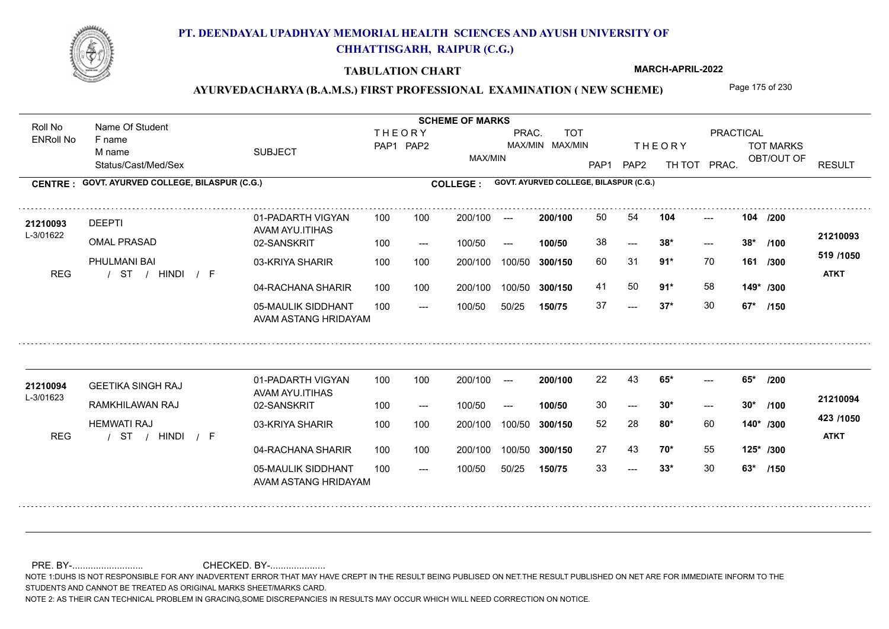# PT. DEENDAYAL UPADHYAY MEMORIAL HEALTH SCIENCES AND AYUSH UNIVERSITY OF CHHATTISGARH, RAIPUR (C.G.)

## TABULATION CHART

**MARCH-APRIL-2022**

### AYURVEDACHARYA (B.A.M.S.) FIRST PROFESSIONAL EXAMINATION ( NEW SCHEME)

**CENTRE : GOVT. AYURVED COLLEGE, BILASPUR (C.G.)** | **COLLEGE : GOVT. AYURVED COLLEGE, BILASPUR (C.G.)**

| Roll No / ENRoll No | Name Of Student / F name / M name / Status/Cast/Med/Sex | SUBJECT | THEORY PAP1 | THEORY PAP2 | MAX/MIN | PRAC. MAX/MIN | TOT MAX/MIN | PAP1 | PAP2 | TH TOT | PRAC. | TOT MARKS OBT/OUT OF | RESULT |
|---|---|---|---|---|---|---|---|---|---|---|---|---|---|
| 21210093 | DEEPTI | 01-PADARTH VIGYAN AVAM AYU.ITIHAS | 100 | 100 | 200/100 | --- | 200/100 | 50 | 54 | 104 | --- | 104 /200 | 21210093 |
| L-3/01622 | OMAL PRASAD | 02-SANSKRIT | 100 | --- | 100/50 | --- | 100/50 | 38 | --- | 38* | --- | 38* /100 | 519 /1050 |
| | PHULMANI BAI | 03-KRIYA SHARIR | 100 | 100 | 200/100 | 100/50 | 300/150 | 60 | 31 | 91* | 70 | 161 /300 | ATKT |
| REG | / ST / HINDI / F | 04-RACHANA SHARIR | 100 | 100 | 200/100 | 100/50 | 300/150 | 41 | 50 | 91* | 58 | 149* /300 | |
| | | 05-MAULIK SIDDHANT AVAM ASTANG HRIDAYAM | 100 | --- | 100/50 | 50/25 | 150/75 | 37 | --- | 37* | 30 | 67* /150 | |
| 21210094 | GEETIKA SINGH RAJ | 01-PADARTH VIGYAN AVAM AYU.ITIHAS | 100 | 100 | 200/100 | --- | 200/100 | 22 | 43 | 65* | --- | 65* /200 | 21210094 |
| L-3/01623 | RAMKHILAWAN RAJ | 02-SANSKRIT | 100 | --- | 100/50 | --- | 100/50 | 30 | --- | 30* | --- | 30* /100 | 423 /1050 |
| | HEMWATI RAJ | 03-KRIYA SHARIR | 100 | 100 | 200/100 | 100/50 | 300/150 | 52 | 28 | 80* | 60 | 140* /300 | ATKT |
| REG | / ST / HINDI / F | 04-RACHANA SHARIR | 100 | 100 | 200/100 | 100/50 | 300/150 | 27 | 43 | 70* | 55 | 125* /300 | |
| | | 05-MAULIK SIDDHANT AVAM ASTANG HRIDAYAM | 100 | --- | 100/50 | 50/25 | 150/75 | 33 | --- | 33* | 30 | 63* /150 | |

PRE. BY-.......................... CHECKED. BY-.....................

NOTE 1:DUHS IS NOT RESPONSIBLE FOR ANY INADVERTENT ERROR THAT MAY HAVE CREPT IN THE RESULT BEING PUBLISED ON NET.THE RESULT PUBLISHED ON NET ARE FOR IMMEDIATE INFORM TO THE STUDENTS AND CANNOT BE TREATED AS ORIGINAL MARKS SHEET/MARKS CARD.

NOTE 2: AS THEIR CAN TECHNICAL PROBLEM IN GRACING,SOME DISCREPANCIES IN RESULTS MAY OCCUR WHICH WILL NEED CORRECTION ON NOTICE.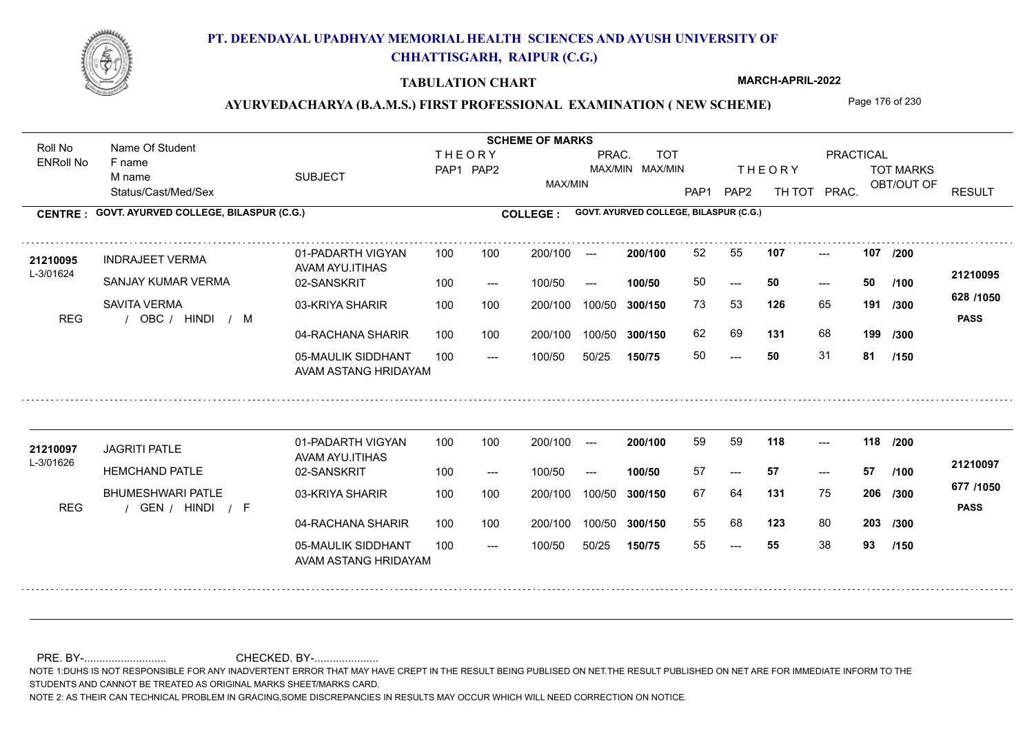# PT. DEENDAYAL UPADHYAY MEMORIAL HEALTH SCIENCES AND AYUSH UNIVERSITY OF CHHATTISGARH, RAIPUR (C.G.)

## TABULATION CHART

**MARCH-APRIL-2022**

### AYURVEDACHARYA (B.A.M.S.) FIRST PROFESSIONAL EXAMINATION ( NEW SCHEME)

**CENTRE : GOVT. AYURVED COLLEGE, BILASPUR (C.G.)** **COLLEGE : GOVT. AYURVED COLLEGE, BILASPUR (C.G.)**

| Roll No / ENRoll No | Name Of Student / F name / M name / Status/Cast/Med/Sex | SUBJECT | THEORY PAP1 | THEORY PAP2 | MAX/MIN | PRAC. MAX/MIN | TOT MAX/MIN | THEORY PAP1 | THEORY PAP2 | TH TOT | PRAC. | TOT MARKS OBT/OUT OF | RESULT |
|---|---|---|---|---|---|---|---|---|---|---|---|---|---|
| 21210095 / L-3/01624 / REG | INDRAJEET VERMA / SANJAY KUMAR VERMA / SAVITA VERMA / OBC / HINDI / M | 01-PADARTH VIGYAN AVAM AYU.ITIHAS | 100 | 100 | 200/100 | --- | 200/100 | 52 | 55 | 107 | --- | 107 /200 | 21210095 |
| | | 02-SANSKRIT | 100 | --- | 100/50 | --- | 100/50 | 50 | --- | 50 | --- | 50 /100 | 628 /1050 |
| | | 03-KRIYA SHARIR | 100 | 100 | 200/100 | 100/50 | 300/150 | 73 | 53 | 126 | 65 | 191 /300 | PASS |
| | | 04-RACHANA SHARIR | 100 | 100 | 200/100 | 100/50 | 300/150 | 62 | 69 | 131 | 68 | 199 /300 | |
| | | 05-MAULIK SIDDHANT AVAM ASTANG HRIDAYAM | 100 | --- | 100/50 | 50/25 | 150/75 | 50 | --- | 50 | 31 | 81 /150 | |
| 21210097 / L-3/01626 / REG | JAGRITI PATLE / HEMCHAND PATLE / BHUMESHWARI PATLE / GEN / HINDI / F | 01-PADARTH VIGYAN AVAM AYU.ITIHAS | 100 | 100 | 200/100 | --- | 200/100 | 59 | 59 | 118 | --- | 118 /200 | 21210097 |
| | | 02-SANSKRIT | 100 | --- | 100/50 | --- | 100/50 | 57 | --- | 57 | --- | 57 /100 | 677 /1050 |
| | | 03-KRIYA SHARIR | 100 | 100 | 200/100 | 100/50 | 300/150 | 67 | 64 | 131 | 75 | 206 /300 | PASS |
| | | 04-RACHANA SHARIR | 100 | 100 | 200/100 | 100/50 | 300/150 | 55 | 68 | 123 | 80 | 203 /300 | |
| | | 05-MAULIK SIDDHANT AVAM ASTANG HRIDAYAM | 100 | --- | 100/50 | 50/25 | 150/75 | 55 | --- | 55 | 38 | 93 /150 | |

PRE. BY-.......................... CHECKED. BY-.....................

NOTE 1:DUHS IS NOT RESPONSIBLE FOR ANY INADVERTENT ERROR THAT MAY HAVE CREPT IN THE RESULT BEING PUBLISED ON NET.THE RESULT PUBLISHED ON NET ARE FOR IMMEDIATE INFORM TO THE STUDENTS AND CANNOT BE TREATED AS ORIGINAL MARKS SHEET/MARKS CARD.

NOTE 2: AS THEIR CAN TECHNICAL PROBLEM IN GRACING,SOME DISCREPANCIES IN RESULTS MAY OCCUR WHICH WILL NEED CORRECTION ON NOTICE.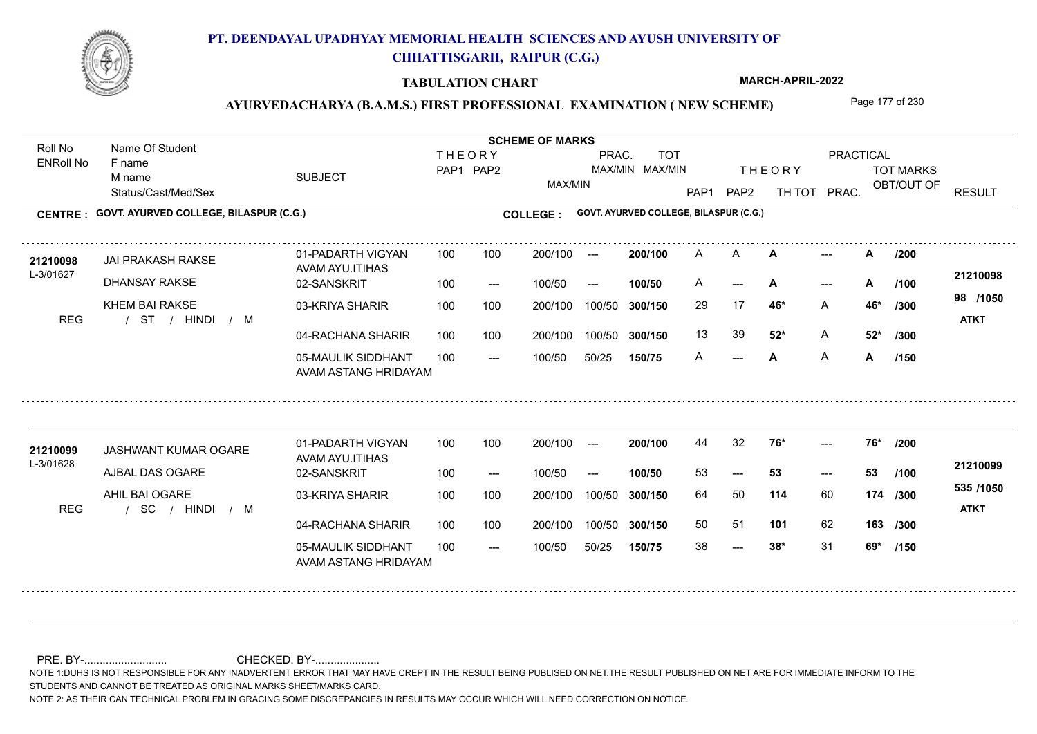# PT. DEENDAYAL UPADHYAY MEMORIAL HEALTH SCIENCES AND AYUSH UNIVERSITY OF CHHATTISGARH, RAIPUR (C.G.)

**TABULATION CHART**

**MARCH-APRIL-2022**

**AYURVEDACHARYA (B.A.M.S.) FIRST PROFESSIONAL EXAMINATION ( NEW SCHEME)**

**CENTRE : GOVT. AYURVED COLLEGE, BILASPUR (C.G.)**

**COLLEGE : GOVT. AYURVED COLLEGE, BILASPUR (C.G.)**

| Roll No / ENRoll No | Name Of Student / F name / M name / Status/Cast/Med/Sex | SUBJECT | THEORY PAP1 | THEORY PAP2 | MAX/MIN | PRAC. MAX/MIN | TOT MAX/MIN | PAP1 | PAP2 | TH TOT | PRAC. | TOT MARKS OBT/OUT OF | RESULT |
|---|---|---|---|---|---|---|---|---|---|---|---|---|---|
| 21210098 / L-3/01627 | JAI PRAKASH RAKSE | 01-PADARTH VIGYAN AVAM AYU.ITIHAS | 100 | 100 | 200/100 | --- | 200/100 | A | A | A | --- | A /200 | 21210098 |
| | DHANSAY RAKSE | 02-SANSKRIT | 100 | --- | 100/50 | --- | 100/50 | A | --- | A | --- | A /100 | 98 /1050 |
| | KHEM BAI RAKSE | 03-KRIYA SHARIR | 100 | 100 | 200/100 | 100/50 | 300/150 | 29 | 17 | 46* | A | 46* /300 | ATKT |
| REG | / ST / HINDI / M | 04-RACHANA SHARIR | 100 | 100 | 200/100 | 100/50 | 300/150 | 13 | 39 | 52* | A | 52* /300 | |
| | | 05-MAULIK SIDDHANT AVAM ASTANG HRIDAYAM | 100 | --- | 100/50 | 50/25 | 150/75 | A | --- | A | A | A /150 | |
| 21210099 / L-3/01628 | JASHWANT KUMAR OGARE | 01-PADARTH VIGYAN AVAM AYU.ITIHAS | 100 | 100 | 200/100 | --- | 200/100 | 44 | 32 | 76* | --- | 76* /200 | 21210099 |
| | AJBAL DAS OGARE | 02-SANSKRIT | 100 | --- | 100/50 | --- | 100/50 | 53 | --- | 53 | --- | 53 /100 | 535 /1050 |
| | AHIL BAI OGARE | 03-KRIYA SHARIR | 100 | 100 | 200/100 | 100/50 | 300/150 | 64 | 50 | 114 | 60 | 174 /300 | ATKT |
| REG | / SC / HINDI / M | 04-RACHANA SHARIR | 100 | 100 | 200/100 | 100/50 | 300/150 | 50 | 51 | 101 | 62 | 163 /300 | |
| | | 05-MAULIK SIDDHANT AVAM ASTANG HRIDAYAM | 100 | --- | 100/50 | 50/25 | 150/75 | 38 | --- | 38* | 31 | 69* /150 | |

PRE. BY-.......................... CHECKED. BY-.....................

NOTE 1:DUHS IS NOT RESPONSIBLE FOR ANY INADVERTENT ERROR THAT MAY HAVE CREPT IN THE RESULT BEING PUBLISED ON NET.THE RESULT PUBLISHED ON NET ARE FOR IMMEDIATE INFORM TO THE STUDENTS AND CANNOT BE TREATED AS ORIGINAL MARKS SHEET/MARKS CARD.

NOTE 2: AS THEIR CAN TECHNICAL PROBLEM IN GRACING,SOME DISCREPANCIES IN RESULTS MAY OCCUR WHICH WILL NEED CORRECTION ON NOTICE.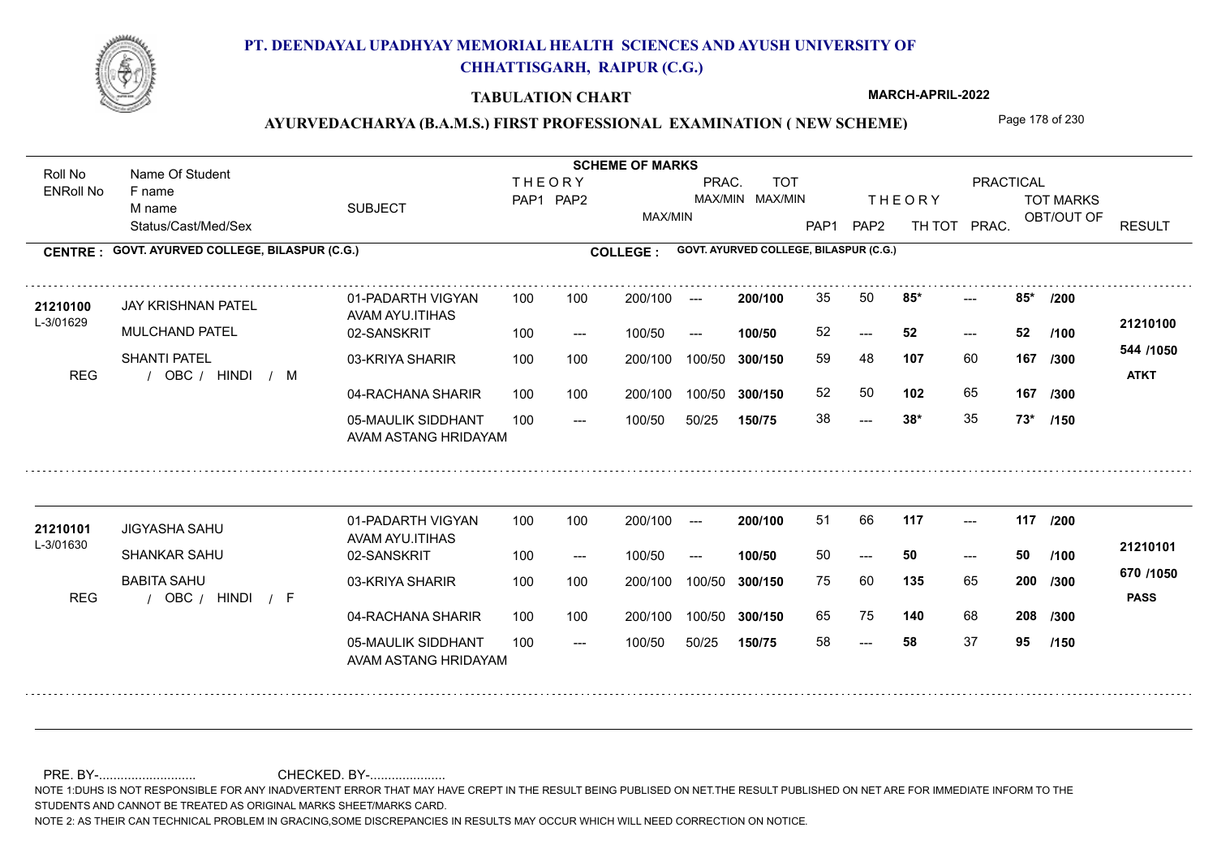# PT. DEENDAYAL UPADHYAY MEMORIAL HEALTH SCIENCES AND AYUSH UNIVERSITY OF CHHATTISGARH, RAIPUR (C.G.)

**TABULATION CHART** — MARCH-APRIL-2022

## AYURVEDACHARYA (B.A.M.S.) FIRST PROFESSIONAL EXAMINATION ( NEW SCHEME)

**CENTRE : GOVT. AYURVED COLLEGE, BILASPUR (C.G.)** — **COLLEGE : GOVT. AYURVED COLLEGE, BILASPUR (C.G.)**

| Roll No / ENRoll No | Name Of Student / F name / M name / Status/Cast/Med/Sex | SUBJECT | THEORY PAP1 | THEORY PAP2 | MAX/MIN | PRAC. MAX/MIN | TOT MAX/MIN | PAP1 | PAP2 | TH TOT | PRAC. | TOT MARKS OBT/OUT OF | RESULT |
|---|---|---|---|---|---|---|---|---|---|---|---|---|---|
| 21210100 / L-3/01629 | JAY KRISHNAN PATEL | 01-PADARTH VIGYAN AVAM AYU.ITIHAS | 100 | 100 | 200/100 | --- | 200/100 | 35 | 50 | 85* | --- | 85* /200 | 21210100 |
| | MULCHAND PATEL | 02-SANSKRIT | 100 | --- | 100/50 | --- | 100/50 | 52 | --- | 52 | --- | 52 /100 | 544 /1050 |
| | SHANTI PATEL | 03-KRIYA SHARIR | 100 | 100 | 200/100 | 100/50 | 300/150 | 59 | 48 | 107 | 60 | 167 /300 | ATKT |
| REG | / OBC / HINDI / M | 04-RACHANA SHARIR | 100 | 100 | 200/100 | 100/50 | 300/150 | 52 | 50 | 102 | 65 | 167 /300 | |
| | | 05-MAULIK SIDDHANT AVAM ASTANG HRIDAYAM | 100 | --- | 100/50 | 50/25 | 150/75 | 38 | --- | 38* | 35 | 73* /150 | |
| 21210101 / L-3/01630 | JIGYASHA SAHU | 01-PADARTH VIGYAN AVAM AYU.ITIHAS | 100 | 100 | 200/100 | --- | 200/100 | 51 | 66 | 117 | --- | 117 /200 | 21210101 |
| | SHANKAR SAHU | 02-SANSKRIT | 100 | --- | 100/50 | --- | 100/50 | 50 | --- | 50 | --- | 50 /100 | 670 /1050 |
| | BABITA SAHU | 03-KRIYA SHARIR | 100 | 100 | 200/100 | 100/50 | 300/150 | 75 | 60 | 135 | 65 | 200 /300 | PASS |
| REG | / OBC / HINDI / F | 04-RACHANA SHARIR | 100 | 100 | 200/100 | 100/50 | 300/150 | 65 | 75 | 140 | 68 | 208 /300 | |
| | | 05-MAULIK SIDDHANT AVAM ASTANG HRIDAYAM | 100 | --- | 100/50 | 50/25 | 150/75 | 58 | --- | 58 | 37 | 95 /150 | |

PRE. BY-.......................... CHECKED. BY-.....................

NOTE 1:DUHS IS NOT RESPONSIBLE FOR ANY INADVERTENT ERROR THAT MAY HAVE CREPT IN THE RESULT BEING PUBLISED ON NET.THE RESULT PUBLISHED ON NET ARE FOR IMMEDIATE INFORM TO THE STUDENTS AND CANNOT BE TREATED AS ORIGINAL MARKS SHEET/MARKS CARD.

NOTE 2: AS THEIR CAN TECHNICAL PROBLEM IN GRACING,SOME DISCREPANCIES IN RESULTS MAY OCCUR WHICH WILL NEED CORRECTION ON NOTICE.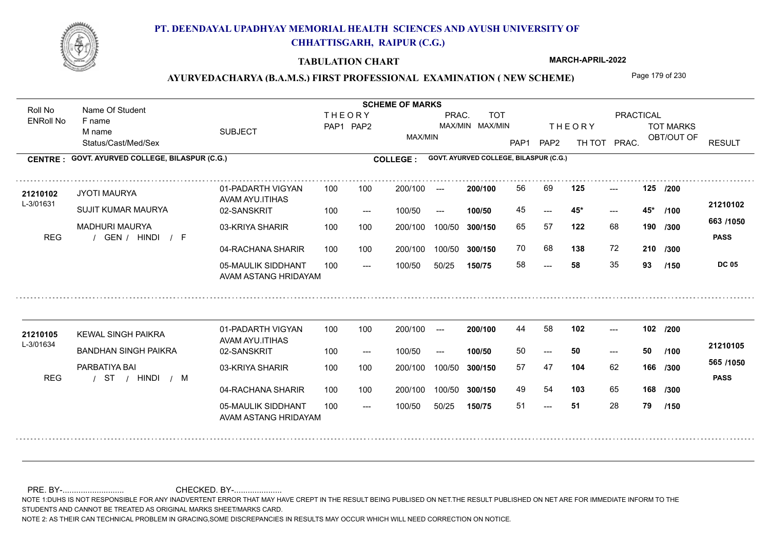## PT. DEENDAYAL UPADHYAY MEMORIAL HEALTH SCIENCES AND AYUSH UNIVERSITY OF CHHATTISGARH, RAIPUR (C.G.)

**TABULATION CHART** MARCH-APRIL-2022

### AYURVEDACHARYA (B.A.M.S.) FIRST PROFESSIONAL EXAMINATION ( NEW SCHEME)

**CENTRE : GOVT. AYURVED COLLEGE, BILASPUR (C.G.)** **COLLEGE : GOVT. AYURVED COLLEGE, BILASPUR (C.G.)**

| Roll No / ENRoll No | Name Of Student / F name / M name / Status/Cast/Med/Sex | SUBJECT | THEORY PAP1 | THEORY PAP2 | MAX/MIN | PRAC. MAX/MIN | TOT MAX/MIN | PAP1 | PAP2 | TH TOT | PRAC. | TOT MARKS OBT/OUT OF | RESULT |
|---|---|---|---|---|---|---|---|---|---|---|---|---|---|
| 21210102 | JYOTI MAURYA | 01-PADARTH VIGYAN AVAM AYU.ITIHAS | 100 | 100 | 200/100 | --- | 200/100 | 56 | 69 | 125 | --- | 125 /200 | 21210102 |
| L-3/01631 | SUJIT KUMAR MAURYA | 02-SANSKRIT | 100 | --- | 100/50 | --- | 100/50 | 45 | --- | 45* | --- | 45* /100 | 663 /1050 |
| REG | MADHURI MAURYA / GEN / HINDI / F | 03-KRIYA SHARIR | 100 | 100 | 200/100 | 100/50 | 300/150 | 65 | 57 | 122 | 68 | 190 /300 | PASS |
| | | 04-RACHANA SHARIR | 100 | 100 | 200/100 | 100/50 | 300/150 | 70 | 68 | 138 | 72 | 210 /300 | |
| | | 05-MAULIK SIDDHANT AVAM ASTANG HRIDAYAM | 100 | --- | 100/50 | 50/25 | 150/75 | 58 | --- | 58 | 35 | 93 /150 | DC 05 |
| 21210105 | KEWAL SINGH PAIKRA | 01-PADARTH VIGYAN AVAM AYU.ITIHAS | 100 | 100 | 200/100 | --- | 200/100 | 44 | 58 | 102 | --- | 102 /200 | 21210105 |
| L-3/01634 | BANDHAN SINGH PAIKRA | 02-SANSKRIT | 100 | --- | 100/50 | --- | 100/50 | 50 | --- | 50 | --- | 50 /100 | 565 /1050 |
| REG | PARBATIYA BAI / ST / HINDI / M | 03-KRIYA SHARIR | 100 | 100 | 200/100 | 100/50 | 300/150 | 57 | 47 | 104 | 62 | 166 /300 | PASS |
| | | 04-RACHANA SHARIR | 100 | 100 | 200/100 | 100/50 | 300/150 | 49 | 54 | 103 | 65 | 168 /300 | |
| | | 05-MAULIK SIDDHANT AVAM ASTANG HRIDAYAM | 100 | --- | 100/50 | 50/25 | 150/75 | 51 | --- | 51 | 28 | 79 /150 | |

PRE. BY-........................... CHECKED. BY-.....................

NOTE 1:DUHS IS NOT RESPONSIBLE FOR ANY INADVERTENT ERROR THAT MAY HAVE CREPT IN THE RESULT BEING PUBLISED ON NET.THE RESULT PUBLISHED ON NET ARE FOR IMMEDIATE INFORM TO THE STUDENTS AND CANNOT BE TREATED AS ORIGINAL MARKS SHEET/MARKS CARD.

NOTE 2: AS THEIR CAN TECHNICAL PROBLEM IN GRACING,SOME DISCREPANCIES IN RESULTS MAY OCCUR WHICH WILL NEED CORRECTION ON NOTICE.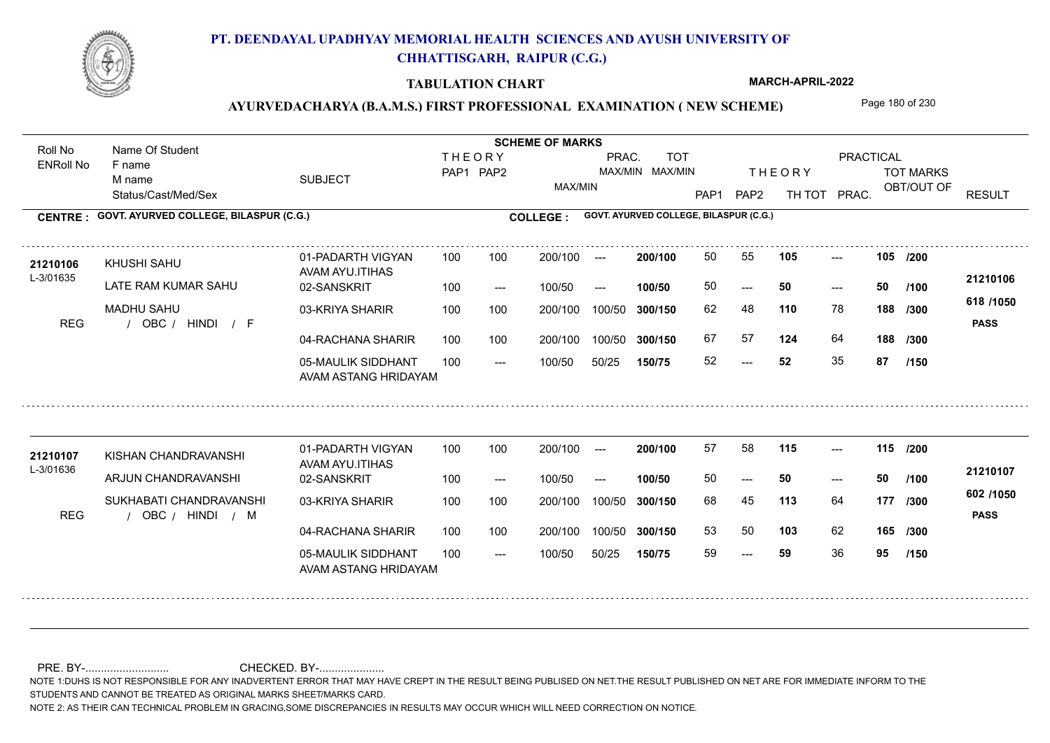# PT. DEENDAYAL UPADHYAY MEMORIAL HEALTH SCIENCES AND AYUSH UNIVERSITY OF CHHATTISGARH, RAIPUR (C.G.)

**TABULATION CHART**

**MARCH-APRIL-2022**

**AYURVEDACHARYA (B.A.M.S.) FIRST PROFESSIONAL EXAMINATION ( NEW SCHEME)**

**CENTRE : GOVT. AYURVED COLLEGE, BILASPUR (C.G.)**

**COLLEGE : GOVT. AYURVED COLLEGE, BILASPUR (C.G.)**

| Roll No / ENRoll No | Name Of Student / F name / M name / Status/Cast/Med/Sex | SUBJECT | THEORY PAP1 | THEORY PAP2 | MAX/MIN | PRAC. MAX/MIN | TOT MAX/MIN | PAP1 | PAP2 | TH TOT | PRAC. | TOT MARKS OBT/OUT OF | RESULT |
|---|---|---|---|---|---|---|---|---|---|---|---|---|---|
| 21210106 / L-3/01635 | KHUSHI SAHU | 01-PADARTH VIGYAN AVAM AYU.ITIHAS | 100 | 100 | 200/100 | --- | 200/100 | 50 | 55 | 105 | --- | 105 /200 | 21210106 |
| | LATE RAM KUMAR SAHU | 02-SANSKRIT | 100 | --- | 100/50 | --- | 100/50 | 50 | --- | 50 | --- | 50 /100 | 618 /1050 |
| | MADHU SAHU | 03-KRIYA SHARIR | 100 | 100 | 200/100 | 100/50 | 300/150 | 62 | 48 | 110 | 78 | 188 /300 | PASS |
| REG | / OBC / HINDI / F | 04-RACHANA SHARIR | 100 | 100 | 200/100 | 100/50 | 300/150 | 67 | 57 | 124 | 64 | 188 /300 | |
| | | 05-MAULIK SIDDHANT AVAM ASTANG HRIDAYAM | 100 | --- | 100/50 | 50/25 | 150/75 | 52 | --- | 52 | 35 | 87 /150 | |
| 21210107 / L-3/01636 | KISHAN CHANDRAVANSHI | 01-PADARTH VIGYAN AVAM AYU.ITIHAS | 100 | 100 | 200/100 | --- | 200/100 | 57 | 58 | 115 | --- | 115 /200 | 21210107 |
| | ARJUN CHANDRAVANSHI | 02-SANSKRIT | 100 | --- | 100/50 | --- | 100/50 | 50 | --- | 50 | --- | 50 /100 | 602 /1050 |
| | SUKHABATI CHANDRAVANSHI | 03-KRIYA SHARIR | 100 | 100 | 200/100 | 100/50 | 300/150 | 68 | 45 | 113 | 64 | 177 /300 | PASS |
| REG | / OBC / HINDI / M | 04-RACHANA SHARIR | 100 | 100 | 200/100 | 100/50 | 300/150 | 53 | 50 | 103 | 62 | 165 /300 | |
| | | 05-MAULIK SIDDHANT AVAM ASTANG HRIDAYAM | 100 | --- | 100/50 | 50/25 | 150/75 | 59 | --- | 59 | 36 | 95 /150 | |

PRE. BY-.......................... CHECKED. BY-....................

NOTE 1:DUHS IS NOT RESPONSIBLE FOR ANY INADVERTENT ERROR THAT MAY HAVE CREPT IN THE RESULT BEING PUBLISED ON NET.THE RESULT PUBLISHED ON NET ARE FOR IMMEDIATE INFORM TO THE STUDENTS AND CANNOT BE TREATED AS ORIGINAL MARKS SHEET/MARKS CARD.

NOTE 2: AS THEIR CAN TECHNICAL PROBLEM IN GRACING,SOME DISCREPANCIES IN RESULTS MAY OCCUR WHICH WILL NEED CORRECTION ON NOTICE.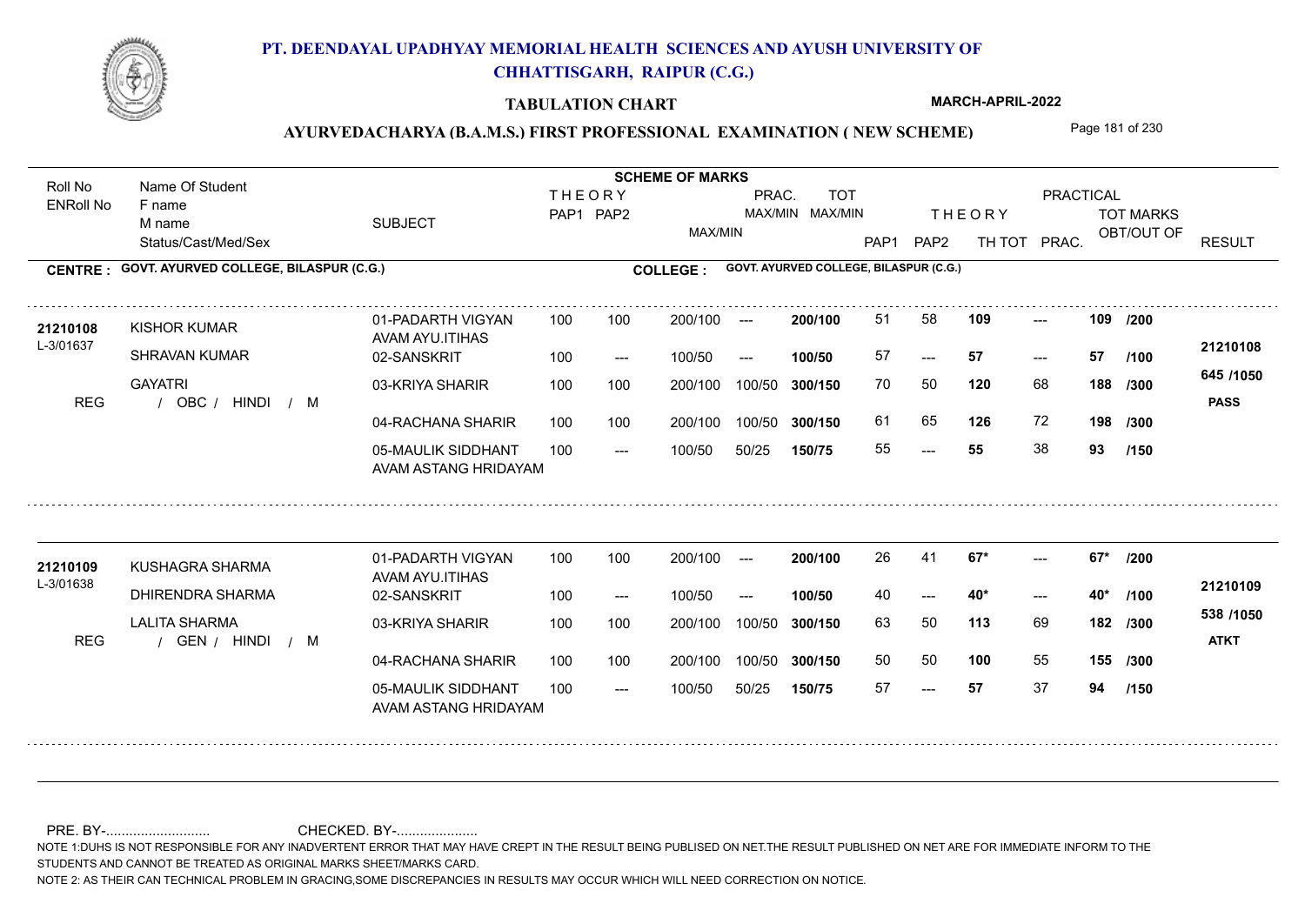# PT. DEENDAYAL UPADHYAY MEMORIAL HEALTH SCIENCES AND AYUSH UNIVERSITY OF CHHATTISGARH, RAIPUR (C.G.)

## TABULATION CHART

**MARCH-APRIL-2022**

### AYURVEDACHARYA (B.A.M.S.) FIRST PROFESSIONAL EXAMINATION ( NEW SCHEME)

**CENTRE : GOVT. AYURVED COLLEGE, BILASPUR (C.G.)** **COLLEGE : GOVT. AYURVED COLLEGE, BILASPUR (C.G.)**

| Roll No / ENRoll No | Name Of Student / F name / M name / Status/Cast/Med/Sex | SUBJECT | THEORY PAP1 | THEORY PAP2 | MAX/MIN | PRAC. MAX/MIN | TOT MAX/MIN | PAP1 | PAP2 | TH TOT | PRAC. | TOT MARKS OBT/OUT OF | | RESULT |
|---|---|---|---|---|---|---|---|---|---|---|---|---|---|---|
| 21210108 | KISHOR KUMAR | 01-PADARTH VIGYAN AVAM AYU.ITIHAS | 100 | 100 | 200/100 | --- | 200/100 | 51 | 58 | 109 | --- | 109 | /200 | 21210108 |
| L-3/01637 | SHRAVAN KUMAR | 02-SANSKRIT | 100 | --- | 100/50 | --- | 100/50 | 57 | --- | 57 | --- | 57 | /100 | 645 /1050 |
| | GAYATRI | 03-KRIYA SHARIR | 100 | 100 | 200/100 | 100/50 | 300/150 | 70 | 50 | 120 | 68 | 188 | /300 | PASS |
| REG | / OBC / HINDI / M | 04-RACHANA SHARIR | 100 | 100 | 200/100 | 100/50 | 300/150 | 61 | 65 | 126 | 72 | 198 | /300 | |
| | | 05-MAULIK SIDDHANT AVAM ASTANG HRIDAYAM | 100 | --- | 100/50 | 50/25 | 150/75 | 55 | --- | 55 | 38 | 93 | /150 | |
| 21210109 | KUSHAGRA SHARMA | 01-PADARTH VIGYAN AVAM AYU.ITIHAS | 100 | 100 | 200/100 | --- | 200/100 | 26 | 41 | 67* | --- | 67* | /200 | 21210109 |
| L-3/01638 | DHIRENDRA SHARMA | 02-SANSKRIT | 100 | --- | 100/50 | --- | 100/50 | 40 | --- | 40* | --- | 40* | /100 | 538 /1050 |
| | LALITA SHARMA | 03-KRIYA SHARIR | 100 | 100 | 200/100 | 100/50 | 300/150 | 63 | 50 | 113 | 69 | 182 | /300 | ATKT |
| REG | / GEN / HINDI / M | 04-RACHANA SHARIR | 100 | 100 | 200/100 | 100/50 | 300/150 | 50 | 50 | 100 | 55 | 155 | /300 | |
| | | 05-MAULIK SIDDHANT AVAM ASTANG HRIDAYAM | 100 | --- | 100/50 | 50/25 | 150/75 | 57 | --- | 57 | 37 | 94 | /150 | |

PRE. BY-........................... CHECKED. BY-.....................

NOTE 1:DUHS IS NOT RESPONSIBLE FOR ANY INADVERTENT ERROR THAT MAY HAVE CREPT IN THE RESULT BEING PUBLISED ON NET.THE RESULT PUBLISHED ON NET ARE FOR IMMEDIATE INFORM TO THE STUDENTS AND CANNOT BE TREATED AS ORIGINAL MARKS SHEET/MARKS CARD.

NOTE 2: AS THEIR CAN TECHNICAL PROBLEM IN GRACING,SOME DISCREPANCIES IN RESULTS MAY OCCUR WHICH WILL NEED CORRECTION ON NOTICE.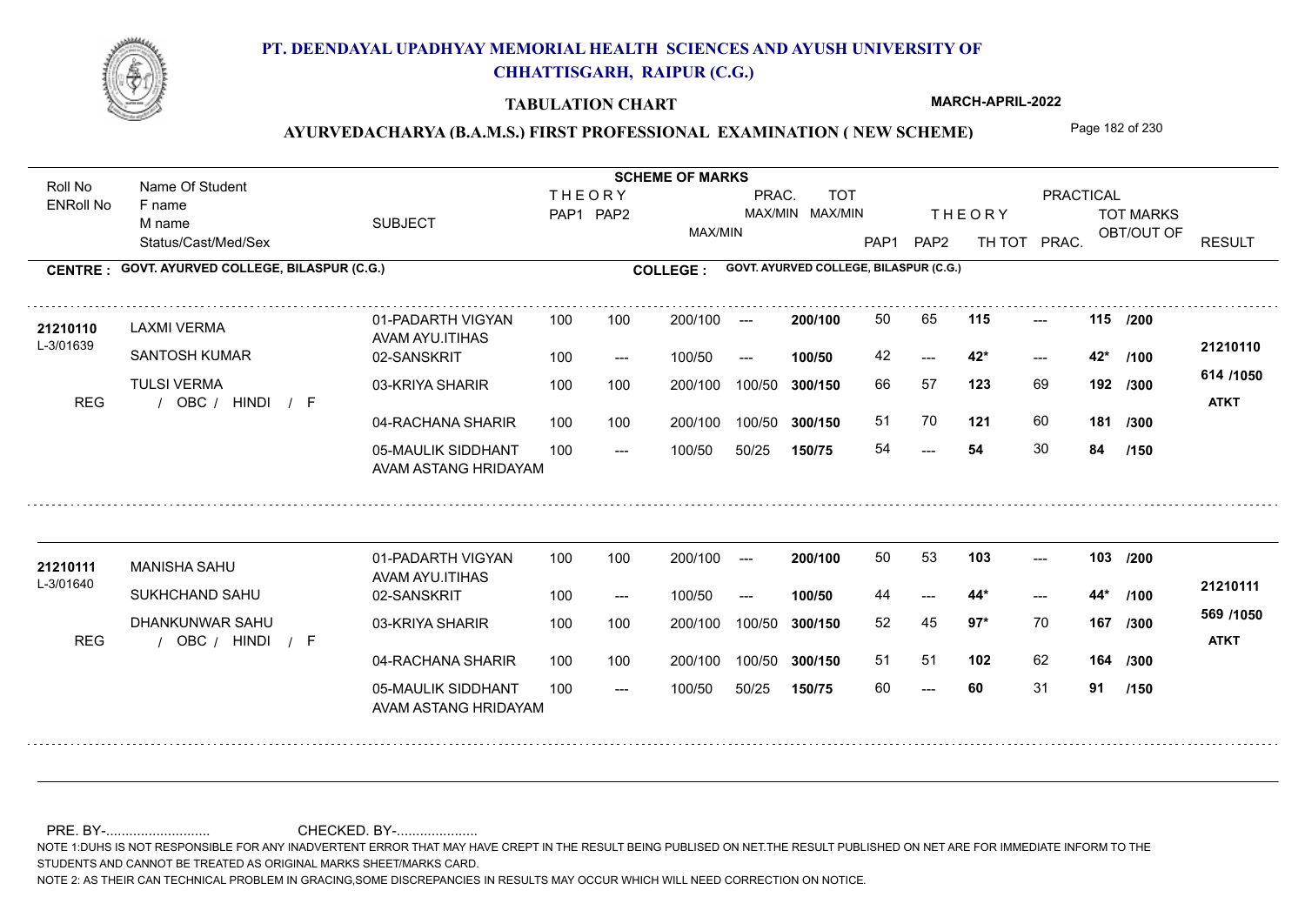# PT. DEENDAYAL UPADHYAY MEMORIAL HEALTH SCIENCES AND AYUSH UNIVERSITY OF CHHATTISGARH, RAIPUR (C.G.)

**TABULATION CHART** — MARCH-APRIL-2022

## AYURVEDACHARYA (B.A.M.S.) FIRST PROFESSIONAL EXAMINATION ( NEW SCHEME)

**CENTRE : GOVT. AYURVED COLLEGE, BILASPUR (C.G.)** — **COLLEGE : GOVT. AYURVED COLLEGE, BILASPUR (C.G.)**

| Roll No / ENRoll No | Name Of Student / F name / M name / Status/Cast/Med/Sex | SUBJECT | THEORY PAP1 | THEORY PAP2 | MAX/MIN | PRAC. MAX/MIN | TOT MAX/MIN | PAP1 | PAP2 | TH TOT | PRAC. | TOT MARKS OBT/OUT OF | RESULT |
|---|---|---|---|---|---|---|---|---|---|---|---|---|---|
| 21210110 | LAXMI VERMA | 01-PADARTH VIGYAN AVAM AYU.ITIHAS | 100 | 100 | 200/100 | --- | 200/100 | 50 | 65 | 115 | --- | 115 /200 | 21210110 |
| L-3/01639 | SANTOSH KUMAR | 02-SANSKRIT | 100 | --- | 100/50 | --- | 100/50 | 42 | --- | 42* | --- | 42* /100 | 614 /1050 |
| | TULSI VERMA | 03-KRIYA SHARIR | 100 | 100 | 200/100 | 100/50 | 300/150 | 66 | 57 | 123 | 69 | 192 /300 | ATKT |
| REG | / OBC / HINDI / F | 04-RACHANA SHARIR | 100 | 100 | 200/100 | 100/50 | 300/150 | 51 | 70 | 121 | 60 | 181 /300 | |
| | | 05-MAULIK SIDDHANT AVAM ASTANG HRIDAYAM | 100 | --- | 100/50 | 50/25 | 150/75 | 54 | --- | 54 | 30 | 84 /150 | |
| 21210111 | MANISHA SAHU | 01-PADARTH VIGYAN AVAM AYU.ITIHAS | 100 | 100 | 200/100 | --- | 200/100 | 50 | 53 | 103 | --- | 103 /200 | 21210111 |
| L-3/01640 | SUKHCHAND SAHU | 02-SANSKRIT | 100 | --- | 100/50 | --- | 100/50 | 44 | --- | 44* | --- | 44* /100 | 569 /1050 |
| | DHANKUNWAR SAHU | 03-KRIYA SHARIR | 100 | 100 | 200/100 | 100/50 | 300/150 | 52 | 45 | 97* | 70 | 167 /300 | ATKT |
| REG | / OBC / HINDI / F | 04-RACHANA SHARIR | 100 | 100 | 200/100 | 100/50 | 300/150 | 51 | 51 | 102 | 62 | 164 /300 | |
| | | 05-MAULIK SIDDHANT AVAM ASTANG HRIDAYAM | 100 | --- | 100/50 | 50/25 | 150/75 | 60 | --- | 60 | 31 | 91 /150 | |

PRE. BY-.......................... CHECKED. BY-....................

NOTE 1:DUHS IS NOT RESPONSIBLE FOR ANY INADVERTENT ERROR THAT MAY HAVE CREPT IN THE RESULT BEING PUBLISED ON NET.THE RESULT PUBLISHED ON NET ARE FOR IMMEDIATE INFORM TO THE STUDENTS AND CANNOT BE TREATED AS ORIGINAL MARKS SHEET/MARKS CARD.

NOTE 2: AS THEIR CAN TECHNICAL PROBLEM IN GRACING,SOME DISCREPANCIES IN RESULTS MAY OCCUR WHICH WILL NEED CORRECTION ON NOTICE.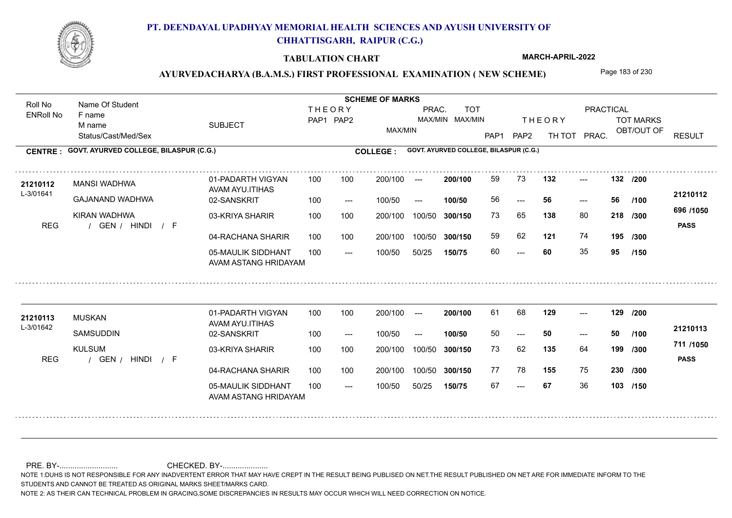# PT. DEENDAYAL UPADHYAY MEMORIAL HEALTH SCIENCES AND AYUSH UNIVERSITY OF CHHATTISGARH, RAIPUR (C.G.)

**TABULATION CHART**

**MARCH-APRIL-2022**

## AYURVEDACHARYA (B.A.M.S.) FIRST PROFESSIONAL EXAMINATION ( NEW SCHEME)

**CENTRE : GOVT. AYURVED COLLEGE, BILASPUR (C.G.)**
**COLLEGE : GOVT. AYURVED COLLEGE, BILASPUR (C.G.)**

| Roll No / ENRoll No | Name Of Student / F name / M name / Status/Cast/Med/Sex | SUBJECT | THEORY PAP1 | THEORY PAP2 | MAX/MIN | PRAC. MAX/MIN | TOT MAX/MIN | THEORY PAP1 | THEORY PAP2 | TH TOT | PRAC. | TOT MARKS OBT/OUT OF | RESULT |
|---|---|---|---|---|---|---|---|---|---|---|---|---|---|
| 21210112 | MANSI WADHWA | 01-PADARTH VIGYAN AVAM AYU.ITIHAS | 100 | 100 | 200/100 | --- | 200/100 | 59 | 73 | 132 | --- | 132 /200 | 21210112 |
| L-3/01641 | GAJANAND WADHWA | 02-SANSKRIT | 100 | --- | 100/50 | --- | 100/50 | 56 | --- | 56 | --- | 56 /100 | 696 /1050 |
| | KIRAN WADHWA | 03-KRIYA SHARIR | 100 | 100 | 200/100 | 100/50 | 300/150 | 73 | 65 | 138 | 80 | 218 /300 | |
| REG | / GEN / HINDI / F | 04-RACHANA SHARIR | 100 | 100 | 200/100 | 100/50 | 300/150 | 59 | 62 | 121 | 74 | 195 /300 | PASS |
| | | 05-MAULIK SIDDHANT AVAM ASTANG HRIDAYAM | 100 | --- | 100/50 | 50/25 | 150/75 | 60 | --- | 60 | 35 | 95 /150 | |
| 21210113 | MUSKAN | 01-PADARTH VIGYAN AVAM AYU.ITIHAS | 100 | 100 | 200/100 | --- | 200/100 | 61 | 68 | 129 | --- | 129 /200 | 21210113 |
| L-3/01642 | SAMSUDDIN | 02-SANSKRIT | 100 | --- | 100/50 | --- | 100/50 | 50 | --- | 50 | --- | 50 /100 | 711 /1050 |
| | KULSUM | 03-KRIYA SHARIR | 100 | 100 | 200/100 | 100/50 | 300/150 | 73 | 62 | 135 | 64 | 199 /300 | |
| REG | / GEN / HINDI / F | 04-RACHANA SHARIR | 100 | 100 | 200/100 | 100/50 | 300/150 | 77 | 78 | 155 | 75 | 230 /300 | PASS |
| | | 05-MAULIK SIDDHANT AVAM ASTANG HRIDAYAM | 100 | --- | 100/50 | 50/25 | 150/75 | 67 | --- | 67 | 36 | 103 /150 | |

PRE. BY-.......................... CHECKED. BY-....................

NOTE 1:DUHS IS NOT RESPONSIBLE FOR ANY INADVERTENT ERROR THAT MAY HAVE CREPT IN THE RESULT BEING PUBLISED ON NET.THE RESULT PUBLISHED ON NET ARE FOR IMMEDIATE INFORM TO THE STUDENTS AND CANNOT BE TREATED AS ORIGINAL MARKS SHEET/MARKS CARD.

NOTE 2: AS THEIR CAN TECHNICAL PROBLEM IN GRACING,SOME DISCREPANCIES IN RESULTS MAY OCCUR WHICH WILL NEED CORRECTION ON NOTICE.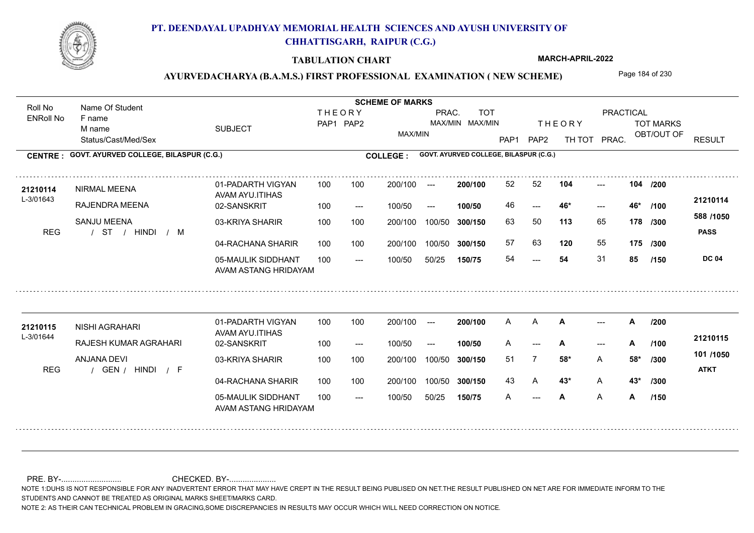# PT. DEENDAYAL UPADHYAY MEMORIAL HEALTH SCIENCES AND AYUSH UNIVERSITY OF CHHATTISGARH, RAIPUR (C.G.)

**TABULATION CHART** — **MARCH-APRIL-2022**

## AYURVEDACHARYA (B.A.M.S.) FIRST PROFESSIONAL EXAMINATION ( NEW SCHEME)

**CENTRE : GOVT. AYURVED COLLEGE, BILASPUR (C.G.)** — **COLLEGE : GOVT. AYURVED COLLEGE, BILASPUR (C.G.)**

| Roll No / ENRoll No | Name Of Student / F name / M name / Status/Cast/Med/Sex | SUBJECT | THEORY PAP1 | THEORY PAP2 | MAX/MIN | PRAC. MAX/MIN | TOT MAX/MIN | PAP1 | PAP2 | TH TOT | PRAC. | TOT MARKS OBT/OUT OF | RESULT |
|---|---|---|---|---|---|---|---|---|---|---|---|---|---|
| 21210114 | NIRMAL MEENA | 01-PADARTH VIGYAN AVAM AYU.ITIHAS | 100 | 100 | 200/100 | --- | 200/100 | 52 | 52 | 104 | --- | 104 /200 | 21210114 |
| L-3/01643 | RAJENDRA MEENA | 02-SANSKRIT | 100 | --- | 100/50 | --- | 100/50 | 46 | --- | 46* | --- | 46* /100 | 588 /1050 |
| | SANJU MEENA | 03-KRIYA SHARIR | 100 | 100 | 200/100 | 100/50 | 300/150 | 63 | 50 | 113 | 65 | 178 /300 | PASS |
| REG | / ST / HINDI / M | 04-RACHANA SHARIR | 100 | 100 | 200/100 | 100/50 | 300/150 | 57 | 63 | 120 | 55 | 175 /300 | |
| | | 05-MAULIK SIDDHANT AVAM ASTANG HRIDAYAM | 100 | --- | 100/50 | 50/25 | 150/75 | 54 | --- | 54 | 31 | 85 /150 | DC 04 |
| 21210115 | NISHI AGRAHARI | 01-PADARTH VIGYAN AVAM AYU.ITIHAS | 100 | 100 | 200/100 | --- | 200/100 | A | A | A | --- | A /200 | 21210115 |
| L-3/01644 | RAJESH KUMAR AGRAHARI | 02-SANSKRIT | 100 | --- | 100/50 | --- | 100/50 | A | --- | A | --- | A /100 | 101 /1050 |
| | ANJANA DEVI | 03-KRIYA SHARIR | 100 | 100 | 200/100 | 100/50 | 300/150 | 51 | 7 | 58* | A | 58* /300 | ATKT |
| REG | / GEN / HINDI / F | 04-RACHANA SHARIR | 100 | 100 | 200/100 | 100/50 | 300/150 | 43 | A | 43* | A | 43* /300 | |
| | | 05-MAULIK SIDDHANT AVAM ASTANG HRIDAYAM | 100 | --- | 100/50 | 50/25 | 150/75 | A | --- | A | A | A /150 | |

PRE. BY-.......................... CHECKED. BY-....................

NOTE 1:DUHS IS NOT RESPONSIBLE FOR ANY INADVERTENT ERROR THAT MAY HAVE CREPT IN THE RESULT BEING PUBLISED ON NET.THE RESULT PUBLISHED ON NET ARE FOR IMMEDIATE INFORM TO THE STUDENTS AND CANNOT BE TREATED AS ORIGINAL MARKS SHEET/MARKS CARD.

NOTE 2: AS THEIR CAN TECHNICAL PROBLEM IN GRACING,SOME DISCREPANCIES IN RESULTS MAY OCCUR WHICH WILL NEED CORRECTION ON NOTICE.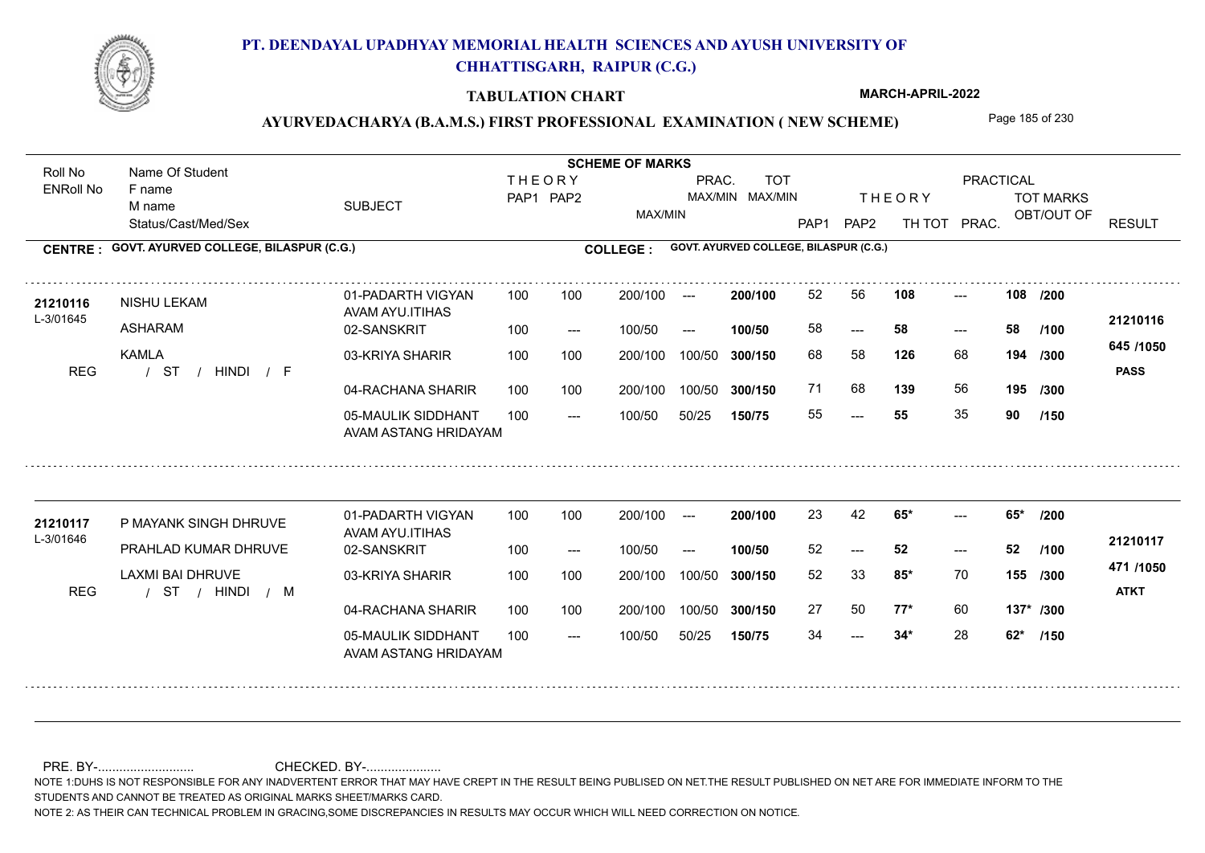# PT. DEENDAYAL UPADHYAY MEMORIAL HEALTH SCIENCES AND AYUSH UNIVERSITY OF CHHATTISGARH, RAIPUR (C.G.)

**TABULATION CHART** — MARCH-APRIL-2022

## AYURVEDACHARYA (B.A.M.S.) FIRST PROFESSIONAL EXAMINATION ( NEW SCHEME)

**CENTRE : GOVT. AYURVED COLLEGE, BILASPUR (C.G.)** — **COLLEGE : GOVT. AYURVED COLLEGE, BILASPUR (C.G.)**

| Roll No / ENRoll No | Name Of Student / F name / M name / Status/Cast/Med/Sex | SUBJECT | THEORY PAP1 | THEORY PAP2 | MAX/MIN | PRAC. MAX/MIN | TOT MAX/MIN | PAP1 | PAP2 | TH TOT | PRAC. | TOT MARKS OBT/OUT OF | RESULT |
|---|---|---|---|---|---|---|---|---|---|---|---|---|---|
| 21210116 / L-3/01645 | NISHU LEKAM | 01-PADARTH VIGYAN AVAM AYU.ITIHAS | 100 | 100 | 200/100 | --- | 200/100 | 52 | 56 | 108 | --- | 108 /200 | 21210116 |
| | ASHARAM | 02-SANSKRIT | 100 | --- | 100/50 | --- | 100/50 | 58 | --- | 58 | --- | 58 /100 | 645 /1050 |
| | KAMLA | 03-KRIYA SHARIR | 100 | 100 | 200/100 | 100/50 | 300/150 | 68 | 58 | 126 | 68 | 194 /300 | PASS |
| REG | / ST / HINDI / F | 04-RACHANA SHARIR | 100 | 100 | 200/100 | 100/50 | 300/150 | 71 | 68 | 139 | 56 | 195 /300 | |
| | | 05-MAULIK SIDDHANT AVAM ASTANG HRIDAYAM | 100 | --- | 100/50 | 50/25 | 150/75 | 55 | --- | 55 | 35 | 90 /150 | |
| 21210117 / L-3/01646 | P MAYANK SINGH DHRUVE | 01-PADARTH VIGYAN AVAM AYU.ITIHAS | 100 | 100 | 200/100 | --- | 200/100 | 23 | 42 | 65* | --- | 65* /200 | 21210117 |
| | PRAHLAD KUMAR DHRUVE | 02-SANSKRIT | 100 | --- | 100/50 | --- | 100/50 | 52 | --- | 52 | --- | 52 /100 | 471 /1050 |
| | LAXMI BAI DHRUVE | 03-KRIYA SHARIR | 100 | 100 | 200/100 | 100/50 | 300/150 | 52 | 33 | 85* | 70 | 155 /300 | ATKT |
| REG | / ST / HINDI / M | 04-RACHANA SHARIR | 100 | 100 | 200/100 | 100/50 | 300/150 | 27 | 50 | 77* | 60 | 137* /300 | |
| | | 05-MAULIK SIDDHANT AVAM ASTANG HRIDAYAM | 100 | --- | 100/50 | 50/25 | 150/75 | 34 | --- | 34* | 28 | 62* /150 | |

PRE. BY-.......................... CHECKED. BY-.....................

NOTE 1:DUHS IS NOT RESPONSIBLE FOR ANY INADVERTENT ERROR THAT MAY HAVE CREPT IN THE RESULT BEING PUBLISED ON NET.THE RESULT PUBLISHED ON NET ARE FOR IMMEDIATE INFORM TO THE STUDENTS AND CANNOT BE TREATED AS ORIGINAL MARKS SHEET/MARKS CARD.

NOTE 2: AS THEIR CAN TECHNICAL PROBLEM IN GRACING,SOME DISCREPANCIES IN RESULTS MAY OCCUR WHICH WILL NEED CORRECTION ON NOTICE.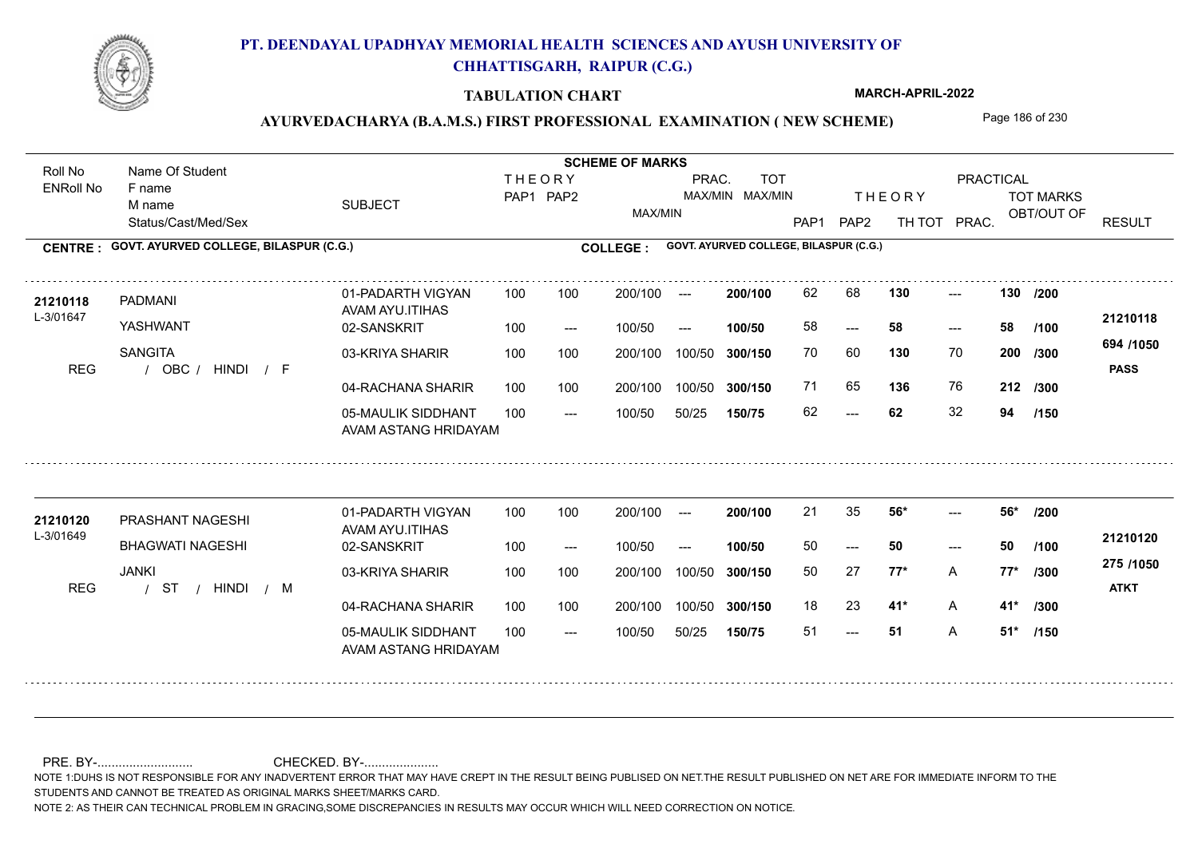# PT. DEENDAYAL UPADHYAY MEMORIAL HEALTH SCIENCES AND AYUSH UNIVERSITY OF CHHATTISGARH, RAIPUR (C.G.)

**TABULATION CHART**

**MARCH-APRIL-2022**

**AYURVEDACHARYA (B.A.M.S.) FIRST PROFESSIONAL EXAMINATION ( NEW SCHEME)**

**CENTRE : GOVT. AYURVED COLLEGE, BILASPUR (C.G.)**

**COLLEGE : GOVT. AYURVED COLLEGE, BILASPUR (C.G.)**

| Roll No / ENRoll No | Name Of Student / F name / M name / Status/Cast/Med/Sex | SUBJECT | THEORY PAP1 | THEORY PAP2 | MAX/MIN | PRAC. MAX/MIN | TOT MAX/MIN | PAP1 | PAP2 | TH TOT | PRAC. | TOT MARKS OBT/OUT OF | RESULT |
|---|---|---|---|---|---|---|---|---|---|---|---|---|---|
| 21210118 / L-3/01647 | PADMANI | 01-PADARTH VIGYAN AVAM AYU.ITIHAS | 100 | 100 | 200/100 | --- | 200/100 | 62 | 68 | 130 | --- | 130 /200 | 21210118 |
| | YASHWANT | 02-SANSKRIT | 100 | --- | 100/50 | --- | 100/50 | 58 | --- | 58 | --- | 58 /100 | 694 /1050 |
| | SANGITA | 03-KRIYA SHARIR | 100 | 100 | 200/100 | 100/50 | 300/150 | 70 | 60 | 130 | 70 | 200 /300 | PASS |
| REG | / OBC / HINDI / F | 04-RACHANA SHARIR | 100 | 100 | 200/100 | 100/50 | 300/150 | 71 | 65 | 136 | 76 | 212 /300 | |
| | | 05-MAULIK SIDDHANT AVAM ASTANG HRIDAYAM | 100 | --- | 100/50 | 50/25 | 150/75 | 62 | --- | 62 | 32 | 94 /150 | |
| 21210120 / L-3/01649 | PRASHANT NAGESHI | 01-PADARTH VIGYAN AVAM AYU.ITIHAS | 100 | 100 | 200/100 | --- | 200/100 | 21 | 35 | 56* | --- | 56* /200 | 21210120 |
| | BHAGWATI NAGESHI | 02-SANSKRIT | 100 | --- | 100/50 | --- | 100/50 | 50 | --- | 50 | --- | 50 /100 | 275 /1050 |
| | JANKI | 03-KRIYA SHARIR | 100 | 100 | 200/100 | 100/50 | 300/150 | 50 | 27 | 77* | A | 77* /300 | ATKT |
| REG | / ST / HINDI / M | 04-RACHANA SHARIR | 100 | 100 | 200/100 | 100/50 | 300/150 | 18 | 23 | 41* | A | 41* /300 | |
| | | 05-MAULIK SIDDHANT AVAM ASTANG HRIDAYAM | 100 | --- | 100/50 | 50/25 | 150/75 | 51 | --- | 51 | A | 51* /150 | |

PRE. BY-........................... CHECKED. BY-.....................

NOTE 1:DUHS IS NOT RESPONSIBLE FOR ANY INADVERTENT ERROR THAT MAY HAVE CREPT IN THE RESULT BEING PUBLISED ON NET.THE RESULT PUBLISHED ON NET ARE FOR IMMEDIATE INFORM TO THE STUDENTS AND CANNOT BE TREATED AS ORIGINAL MARKS SHEET/MARKS CARD.

NOTE 2: AS THEIR CAN TECHNICAL PROBLEM IN GRACING,SOME DISCREPANCIES IN RESULTS MAY OCCUR WHICH WILL NEED CORRECTION ON NOTICE.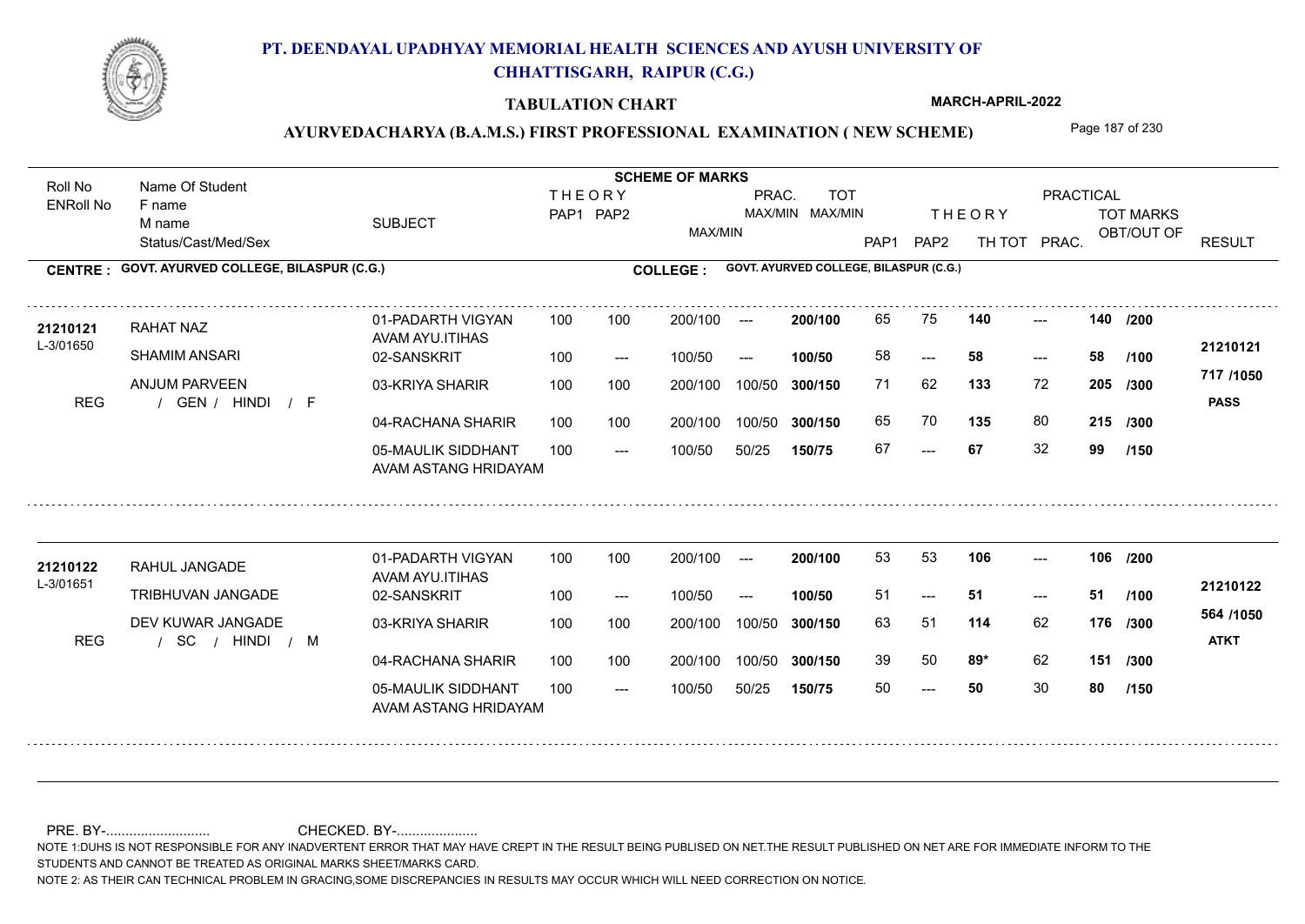# PT. DEENDAYAL UPADHYAY MEMORIAL HEALTH SCIENCES AND AYUSH UNIVERSITY OF CHHATTISGARH, RAIPUR (C.G.)

**TABULATION CHART**

**MARCH-APRIL-2022**

**AYURVEDACHARYA (B.A.M.S.) FIRST PROFESSIONAL EXAMINATION ( NEW SCHEME)**

| Roll No / ENRoll No | Name Of Student / F name / M name / Status/Cast/Med/Sex | SUBJECT | THEORY PAP1 | THEORY PAP2 | MAX/MIN | PRAC. MAX/MIN | TOT MAX/MIN | THEORY PAP1 | THEORY PAP2 | TH TOT | PRACTICAL PRAC. | TOT MARKS OBT/OUT OF | RESULT |
|---|---|---|---|---|---|---|---|---|---|---|---|---|---|

**CENTRE : GOVT. AYURVED COLLEGE, BILASPUR (C.G.)** **COLLEGE : GOVT. AYURVED COLLEGE, BILASPUR (C.G.)**

| Roll No / ENRoll No | Name Of Student / F name / M name / Status/Cast/Med/Sex | SUBJECT | THEORY PAP1 | THEORY PAP2 | MAX/MIN | PRAC. MAX/MIN | TOT MAX/MIN | PAP1 | PAP2 | TH TOT | PRAC. | TOT MARKS OBT/OUT OF | RESULT |
|---|---|---|---|---|---|---|---|---|---|---|---|---|---|
| 21210121 | RAHAT NAZ | 01-PADARTH VIGYAN AVAM AYU.ITIHAS | 100 | 100 | 200/100 | --- | 200/100 | 65 | 75 | 140 | --- | 140 /200 | 21210121 |
| L-3/01650 | SHAMIM ANSARI | 02-SANSKRIT | 100 | --- | 100/50 | --- | 100/50 | 58 | --- | 58 | --- | 58 /100 | 717 /1050 |
| | ANJUM PARVEEN | 03-KRIYA SHARIR | 100 | 100 | 200/100 | 100/50 | 300/150 | 71 | 62 | 133 | 72 | 205 /300 | PASS |
| REG | / GEN / HINDI / F | 04-RACHANA SHARIR | 100 | 100 | 200/100 | 100/50 | 300/150 | 65 | 70 | 135 | 80 | 215 /300 | |
| | | 05-MAULIK SIDDHANT AVAM ASTANG HRIDAYAM | 100 | --- | 100/50 | 50/25 | 150/75 | 67 | --- | 67 | 32 | 99 /150 | |
| 21210122 | RAHUL JANGADE | 01-PADARTH VIGYAN AVAM AYU.ITIHAS | 100 | 100 | 200/100 | --- | 200/100 | 53 | 53 | 106 | --- | 106 /200 | 21210122 |
| L-3/01651 | TRIBHUVAN JANGADE | 02-SANSKRIT | 100 | --- | 100/50 | --- | 100/50 | 51 | --- | 51 | --- | 51 /100 | 564 /1050 |
| | DEV KUWAR JANGADE | 03-KRIYA SHARIR | 100 | 100 | 200/100 | 100/50 | 300/150 | 63 | 51 | 114 | 62 | 176 /300 | ATKT |
| REG | / SC / HINDI / M | 04-RACHANA SHARIR | 100 | 100 | 200/100 | 100/50 | 300/150 | 39 | 50 | 89* | 62 | 151 /300 | |
| | | 05-MAULIK SIDDHANT AVAM ASTANG HRIDAYAM | 100 | --- | 100/50 | 50/25 | 150/75 | 50 | --- | 50 | 30 | 80 /150 | |

PRE. BY-........................... CHECKED. BY-.....................

NOTE 1:DUHS IS NOT RESPONSIBLE FOR ANY INADVERTENT ERROR THAT MAY HAVE CREPT IN THE RESULT BEING PUBLISED ON NET.THE RESULT PUBLISHED ON NET ARE FOR IMMEDIATE INFORM TO THE STUDENTS AND CANNOT BE TREATED AS ORIGINAL MARKS SHEET/MARKS CARD.

NOTE 2: AS THEIR CAN TECHNICAL PROBLEM IN GRACING,SOME DISCREPANCIES IN RESULTS MAY OCCUR WHICH WILL NEED CORRECTION ON NOTICE.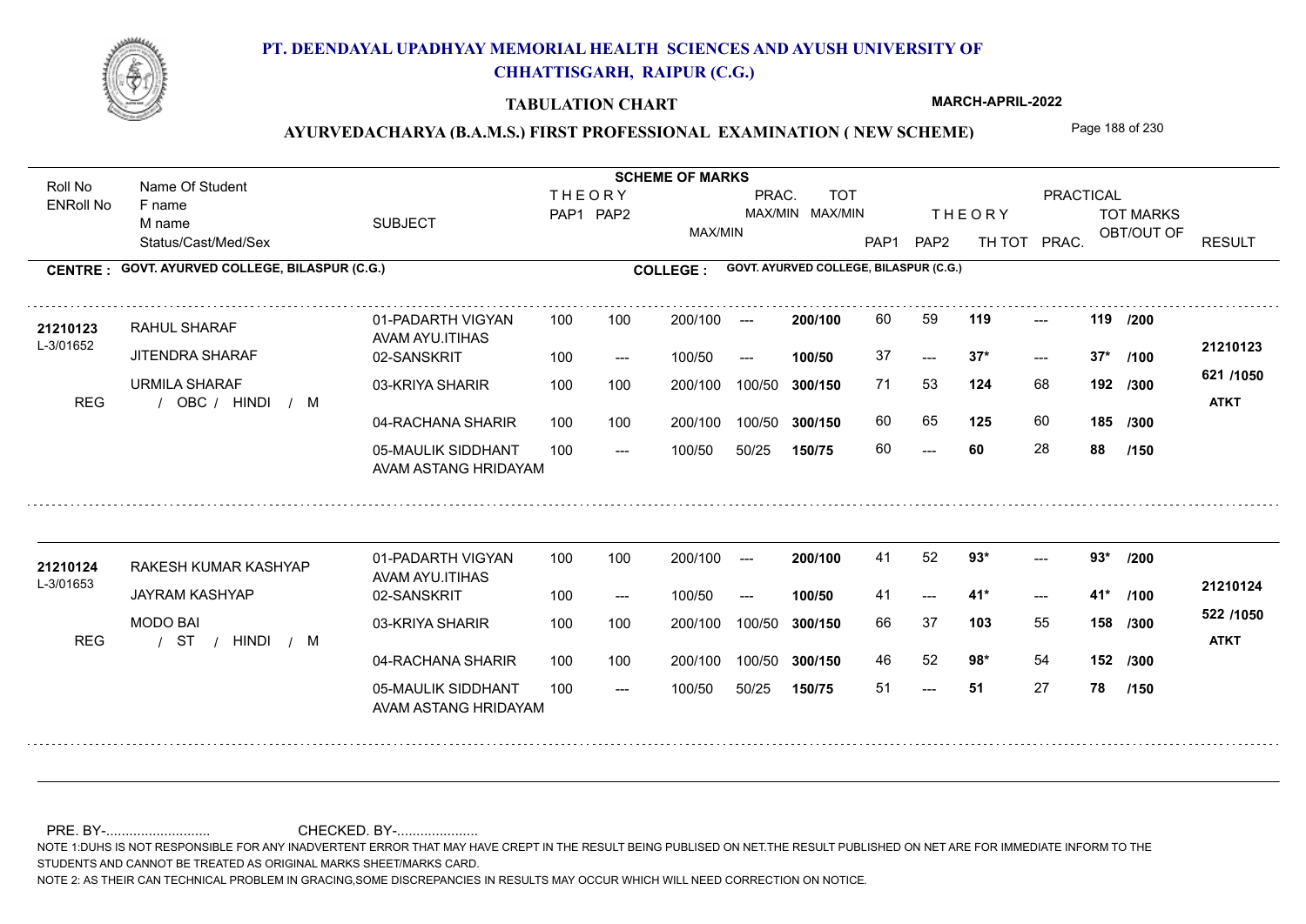# PT. DEENDAYAL UPADHYAY MEMORIAL HEALTH SCIENCES AND AYUSH UNIVERSITY OF CHHATTISGARH, RAIPUR (C.G.)

**TABULATION CHART** — MARCH-APRIL-2022

## AYURVEDACHARYA (B.A.M.S.) FIRST PROFESSIONAL EXAMINATION ( NEW SCHEME)

**CENTRE : GOVT. AYURVED COLLEGE, BILASPUR (C.G.)** — **COLLEGE : GOVT. AYURVED COLLEGE, BILASPUR (C.G.)**

| Roll No / ENRoll No | Name Of Student / F name / M name / Status/Cast/Med/Sex | SUBJECT | THEORY PAP1 | THEORY PAP2 | MAX/MIN | PRAC. MAX/MIN | TOT MAX/MIN | PAP1 | PAP2 | TH TOT | PRAC. | TOT MARKS OBT/OUT OF | RESULT |
|---|---|---|---|---|---|---|---|---|---|---|---|---|---|
| 21210123 / L-3/01652 | RAHUL SHARAF | 01-PADARTH VIGYAN AVAM AYU.ITIHAS | 100 | 100 | 200/100 | --- | 200/100 | 60 | 59 | 119 | --- | 119 /200 | 21210123 |
| | JITENDRA SHARAF | 02-SANSKRIT | 100 | --- | 100/50 | --- | 100/50 | 37 | --- | 37* | --- | 37* /100 | 621 /1050 |
| | URMILA SHARAF | 03-KRIYA SHARIR | 100 | 100 | 200/100 | 100/50 | 300/150 | 71 | 53 | 124 | 68 | 192 /300 | ATKT |
| REG | / OBC / HINDI / M | 04-RACHANA SHARIR | 100 | 100 | 200/100 | 100/50 | 300/150 | 60 | 65 | 125 | 60 | 185 /300 | |
| | | 05-MAULIK SIDDHANT AVAM ASTANG HRIDAYAM | 100 | --- | 100/50 | 50/25 | 150/75 | 60 | --- | 60 | 28 | 88 /150 | |
| 21210124 / L-3/01653 | RAKESH KUMAR KASHYAP | 01-PADARTH VIGYAN AVAM AYU.ITIHAS | 100 | 100 | 200/100 | --- | 200/100 | 41 | 52 | 93* | --- | 93* /200 | 21210124 |
| | JAYRAM KASHYAP | 02-SANSKRIT | 100 | --- | 100/50 | --- | 100/50 | 41 | --- | 41* | --- | 41* /100 | 522 /1050 |
| | MODO BAI | 03-KRIYA SHARIR | 100 | 100 | 200/100 | 100/50 | 300/150 | 66 | 37 | 103 | 55 | 158 /300 | ATKT |
| REG | / ST / HINDI / M | 04-RACHANA SHARIR | 100 | 100 | 200/100 | 100/50 | 300/150 | 46 | 52 | 98* | 54 | 152 /300 | |
| | | 05-MAULIK SIDDHANT AVAM ASTANG HRIDAYAM | 100 | --- | 100/50 | 50/25 | 150/75 | 51 | --- | 51 | 27 | 78 /150 | |

PRE. BY-........................... CHECKED. BY-.....................

NOTE 1:DUHS IS NOT RESPONSIBLE FOR ANY INADVERTENT ERROR THAT MAY HAVE CREPT IN THE RESULT BEING PUBLISED ON NET.THE RESULT PUBLISHED ON NET ARE FOR IMMEDIATE INFORM TO THE STUDENTS AND CANNOT BE TREATED AS ORIGINAL MARKS SHEET/MARKS CARD.

NOTE 2: AS THEIR CAN TECHNICAL PROBLEM IN GRACING,SOME DISCREPANCIES IN RESULTS MAY OCCUR WHICH WILL NEED CORRECTION ON NOTICE.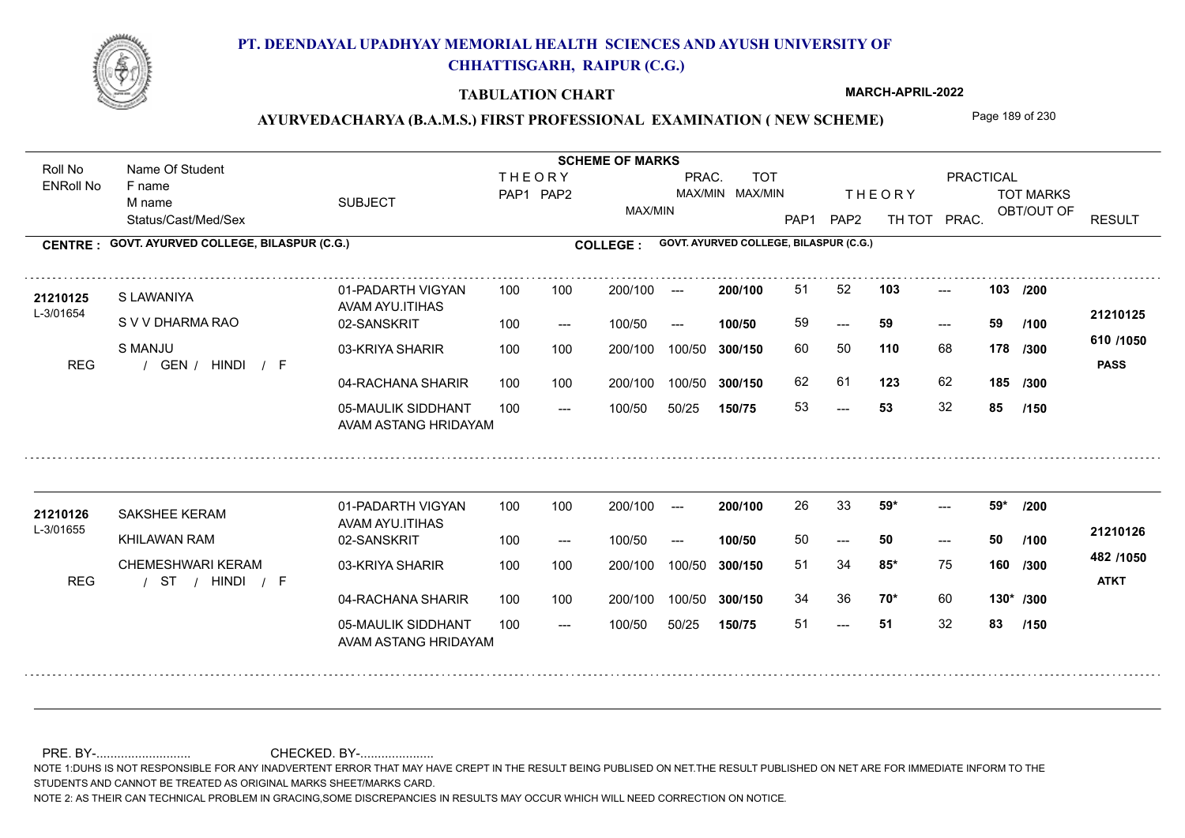# PT. DEENDAYAL UPADHYAY MEMORIAL HEALTH SCIENCES AND AYUSH UNIVERSITY OF CHHATTISGARH, RAIPUR (C.G.)

**TABULATION CHART**

**MARCH-APRIL-2022**

**AYURVEDACHARYA (B.A.M.S.) FIRST PROFESSIONAL EXAMINATION ( NEW SCHEME)**

**CENTRE : GOVT. AYURVED COLLEGE, BILASPUR (C.G.)**

**COLLEGE : GOVT. AYURVED COLLEGE, BILASPUR (C.G.)**

| Roll No / ENRoll No | Name Of Student / F name / M name / Status/Cast/Med/Sex | SUBJECT | THEORY PAP1 | THEORY PAP2 | MAX/MIN | PRAC. MAX/MIN | TOT MAX/MIN | THEORY PAP1 | THEORY PAP2 | TH TOT | PRAC. | TOT MARKS OBT/OUT OF | RESULT |
|---|---|---|---|---|---|---|---|---|---|---|---|---|---|
| 21210125 | S LAWANIYA | 01-PADARTH VIGYAN AVAM AYU.ITIHAS | 100 | 100 | 200/100 | --- | 200/100 | 51 | 52 | 103 | --- | 103 /200 | 21210125 |
| L-3/01654 | S V V DHARMA RAO | 02-SANSKRIT | 100 | --- | 100/50 | --- | 100/50 | 59 | --- | 59 | --- | 59 /100 | 610 /1050 |
| | S MANJU | 03-KRIYA SHARIR | 100 | 100 | 200/100 | 100/50 | 300/150 | 60 | 50 | 110 | 68 | 178 /300 | PASS |
| REG | / GEN / HINDI / F | 04-RACHANA SHARIR | 100 | 100 | 200/100 | 100/50 | 300/150 | 62 | 61 | 123 | 62 | 185 /300 | |
| | | 05-MAULIK SIDDHANT AVAM ASTANG HRIDAYAM | 100 | --- | 100/50 | 50/25 | 150/75 | 53 | --- | 53 | 32 | 85 /150 | |
| 21210126 | SAKSHEE KERAM | 01-PADARTH VIGYAN AVAM AYU.ITIHAS | 100 | 100 | 200/100 | --- | 200/100 | 26 | 33 | 59* | --- | 59* /200 | 21210126 |
| L-3/01655 | KHILAWAN RAM | 02-SANSKRIT | 100 | --- | 100/50 | --- | 100/50 | 50 | --- | 50 | --- | 50 /100 | 482 /1050 |
| | CHEMESHWARI KERAM | 03-KRIYA SHARIR | 100 | 100 | 200/100 | 100/50 | 300/150 | 51 | 34 | 85* | 75 | 160 /300 | ATKT |
| REG | / ST / HINDI / F | 04-RACHANA SHARIR | 100 | 100 | 200/100 | 100/50 | 300/150 | 34 | 36 | 70* | 60 | 130* /300 | |
| | | 05-MAULIK SIDDHANT AVAM ASTANG HRIDAYAM | 100 | --- | 100/50 | 50/25 | 150/75 | 51 | --- | 51 | 32 | 83 /150 | |

PRE. BY-........................... CHECKED. BY-.....................

NOTE 1:DUHS IS NOT RESPONSIBLE FOR ANY INADVERTENT ERROR THAT MAY HAVE CREPT IN THE RESULT BEING PUBLISED ON NET.THE RESULT PUBLISHED ON NET ARE FOR IMMEDIATE INFORM TO THE STUDENTS AND CANNOT BE TREATED AS ORIGINAL MARKS SHEET/MARKS CARD.

NOTE 2: AS THEIR CAN TECHNICAL PROBLEM IN GRACING,SOME DISCREPANCIES IN RESULTS MAY OCCUR WHICH WILL NEED CORRECTION ON NOTICE.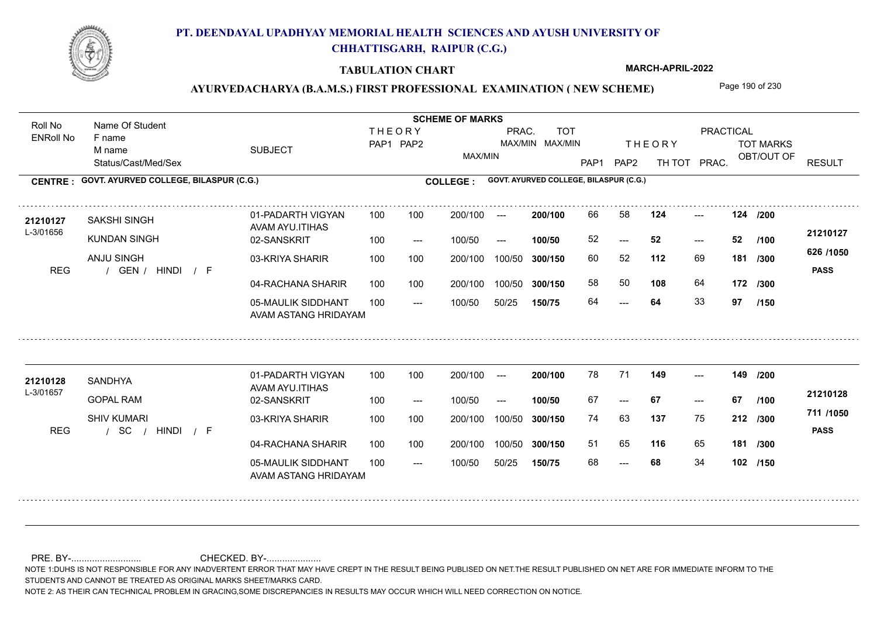# PT. DEENDAYAL UPADHYAY MEMORIAL HEALTH SCIENCES AND AYUSH UNIVERSITY OF CHHATTISGARH, RAIPUR (C.G.)

**TABULATION CHART** — MARCH-APRIL-2022

## AYURVEDACHARYA (B.A.M.S.) FIRST PROFESSIONAL EXAMINATION ( NEW SCHEME)

**CENTRE : GOVT. AYURVED COLLEGE, BILASPUR (C.G.)** — **COLLEGE : GOVT. AYURVED COLLEGE, BILASPUR (C.G.)**

| Roll No / ENRoll No | Name Of Student / F name / M name / Status/Cast/Med/Sex | SUBJECT | THEORY PAP1 | THEORY PAP2 | MAX/MIN | PRAC. MAX/MIN | TOT MAX/MIN | PAP1 | PAP2 | TH TOT | PRAC. | TOT MARKS OBT/OUT OF | RESULT |
|---|---|---|---|---|---|---|---|---|---|---|---|---|---|
| 21210127 / L-3/01656 | SAKSHI SINGH | 01-PADARTH VIGYAN AVAM AYU.ITIHAS | 100 | 100 | 200/100 | --- | 200/100 | 66 | 58 | 124 | --- | 124 /200 | 21210127 |
| | KUNDAN SINGH | 02-SANSKRIT | 100 | --- | 100/50 | --- | 100/50 | 52 | --- | 52 | --- | 52 /100 | 626 /1050 |
| | ANJU SINGH | 03-KRIYA SHARIR | 100 | 100 | 200/100 | 100/50 | 300/150 | 60 | 52 | 112 | 69 | 181 /300 | PASS |
| REG | / GEN / HINDI / F | 04-RACHANA SHARIR | 100 | 100 | 200/100 | 100/50 | 300/150 | 58 | 50 | 108 | 64 | 172 /300 | |
| | | 05-MAULIK SIDDHANT AVAM ASTANG HRIDAYAM | 100 | --- | 100/50 | 50/25 | 150/75 | 64 | --- | 64 | 33 | 97 /150 | |
| 21210128 / L-3/01657 | SANDHYA | 01-PADARTH VIGYAN AVAM AYU.ITIHAS | 100 | 100 | 200/100 | --- | 200/100 | 78 | 71 | 149 | --- | 149 /200 | 21210128 |
| | GOPAL RAM | 02-SANSKRIT | 100 | --- | 100/50 | --- | 100/50 | 67 | --- | 67 | --- | 67 /100 | 711 /1050 |
| | SHIV KUMARI | 03-KRIYA SHARIR | 100 | 100 | 200/100 | 100/50 | 300/150 | 74 | 63 | 137 | 75 | 212 /300 | PASS |
| REG | / SC / HINDI / F | 04-RACHANA SHARIR | 100 | 100 | 200/100 | 100/50 | 300/150 | 51 | 65 | 116 | 65 | 181 /300 | |
| | | 05-MAULIK SIDDHANT AVAM ASTANG HRIDAYAM | 100 | --- | 100/50 | 50/25 | 150/75 | 68 | --- | 68 | 34 | 102 /150 | |

PRE. BY-........................... CHECKED. BY-.....................

NOTE 1:DUHS IS NOT RESPONSIBLE FOR ANY INADVERTENT ERROR THAT MAY HAVE CREPT IN THE RESULT BEING PUBLISED ON NET.THE RESULT PUBLISHED ON NET ARE FOR IMMEDIATE INFORM TO THE STUDENTS AND CANNOT BE TREATED AS ORIGINAL MARKS SHEET/MARKS CARD.

NOTE 2: AS THEIR CAN TECHNICAL PROBLEM IN GRACING,SOME DISCREPANCIES IN RESULTS MAY OCCUR WHICH WILL NEED CORRECTION ON NOTICE.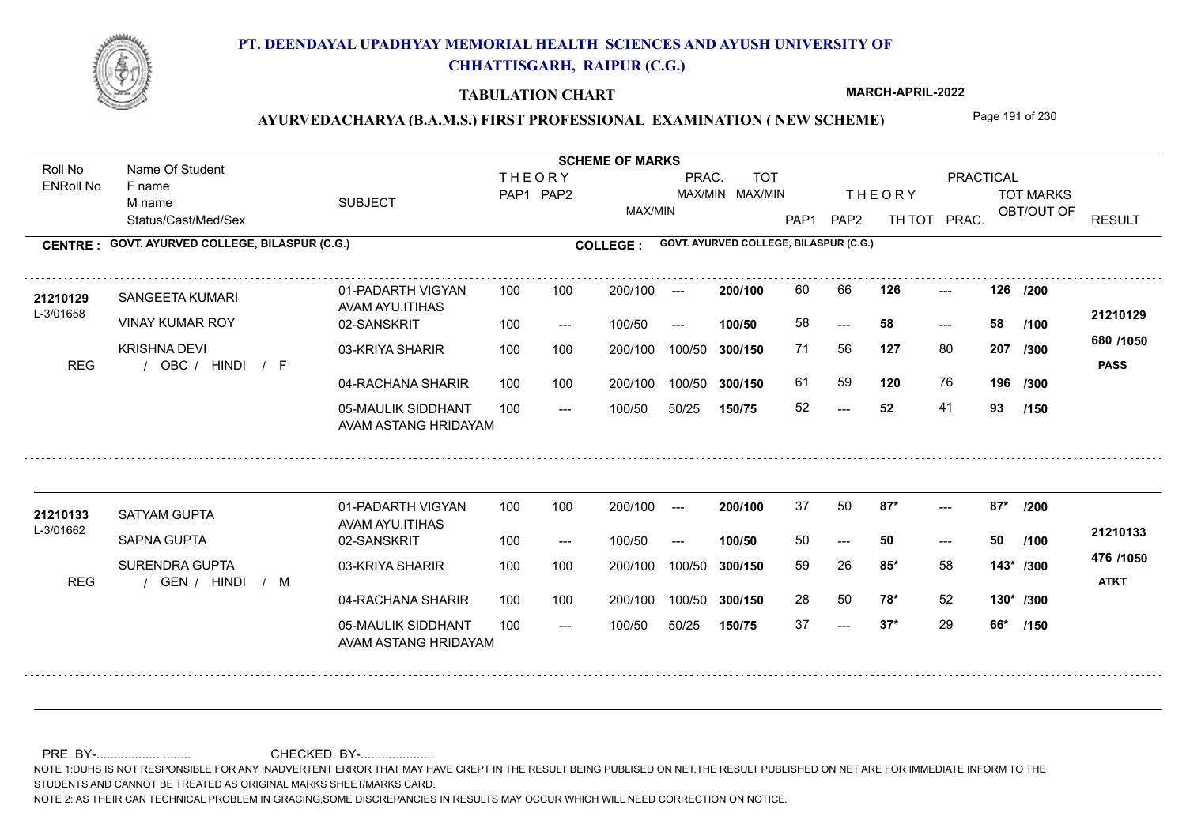# PT. DEENDAYAL UPADHYAY MEMORIAL HEALTH SCIENCES AND AYUSH UNIVERSITY OF CHHATTISGARH, RAIPUR (C.G.)

**TABULATION CHART**

**MARCH-APRIL-2022**

**AYURVEDACHARYA (B.A.M.S.) FIRST PROFESSIONAL EXAMINATION ( NEW SCHEME)**

**CENTRE : GOVT. AYURVED COLLEGE, BILASPUR (C.G.)** — **COLLEGE : GOVT. AYURVED COLLEGE, BILASPUR (C.G.)**

| Roll No / ENRoll No | Name Of Student / F name / M name / Status/Cast/Med/Sex | SUBJECT | THEORY PAP1 | THEORY PAP2 | MAX/MIN | PRAC. MAX/MIN | TOT MAX/MIN | PAP1 | PAP2 | TH TOT | PRAC. | TOT MARKS OBT/OUT OF | RESULT |
|---|---|---|---|---|---|---|---|---|---|---|---|---|---|
| 21210129 | SANGEETA KUMARI | 01-PADARTH VIGYAN AVAM AYU.ITIHAS | 100 | 100 | 200/100 | --- | 200/100 | 60 | 66 | 126 | --- | 126 /200 | 21210129 |
| L-3/01658 | VINAY KUMAR ROY | 02-SANSKRIT | 100 | --- | 100/50 | --- | 100/50 | 58 | --- | 58 | --- | 58 /100 | 680 /1050 |
| | KRISHNA DEVI | 03-KRIYA SHARIR | 100 | 100 | 200/100 | 100/50 | 300/150 | 71 | 56 | 127 | 80 | 207 /300 | PASS |
| REG | / OBC / HINDI / F | 04-RACHANA SHARIR | 100 | 100 | 200/100 | 100/50 | 300/150 | 61 | 59 | 120 | 76 | 196 /300 | |
| | | 05-MAULIK SIDDHANT AVAM ASTANG HRIDAYAM | 100 | --- | 100/50 | 50/25 | 150/75 | 52 | --- | 52 | 41 | 93 /150 | |
| 21210133 | SATYAM GUPTA | 01-PADARTH VIGYAN AVAM AYU.ITIHAS | 100 | 100 | 200/100 | --- | 200/100 | 37 | 50 | 87* | --- | 87* /200 | 21210133 |
| L-3/01662 | SAPNA GUPTA | 02-SANSKRIT | 100 | --- | 100/50 | --- | 100/50 | 50 | --- | 50 | --- | 50 /100 | 476 /1050 |
| | SURENDRA GUPTA | 03-KRIYA SHARIR | 100 | 100 | 200/100 | 100/50 | 300/150 | 59 | 26 | 85* | 58 | 143* /300 | ATKT |
| REG | / GEN / HINDI / M | 04-RACHANA SHARIR | 100 | 100 | 200/100 | 100/50 | 300/150 | 28 | 50 | 78* | 52 | 130* /300 | |
| | | 05-MAULIK SIDDHANT AVAM ASTANG HRIDAYAM | 100 | --- | 100/50 | 50/25 | 150/75 | 37 | --- | 37* | 29 | 66* /150 | |

PRE. BY-........................... CHECKED. BY-.....................

NOTE 1:DUHS IS NOT RESPONSIBLE FOR ANY INADVERTENT ERROR THAT MAY HAVE CREPT IN THE RESULT BEING PUBLISED ON NET.THE RESULT PUBLISHED ON NET ARE FOR IMMEDIATE INFORM TO THE STUDENTS AND CANNOT BE TREATED AS ORIGINAL MARKS SHEET/MARKS CARD.

NOTE 2: AS THEIR CAN TECHNICAL PROBLEM IN GRACING,SOME DISCREPANCIES IN RESULTS MAY OCCUR WHICH WILL NEED CORRECTION ON NOTICE.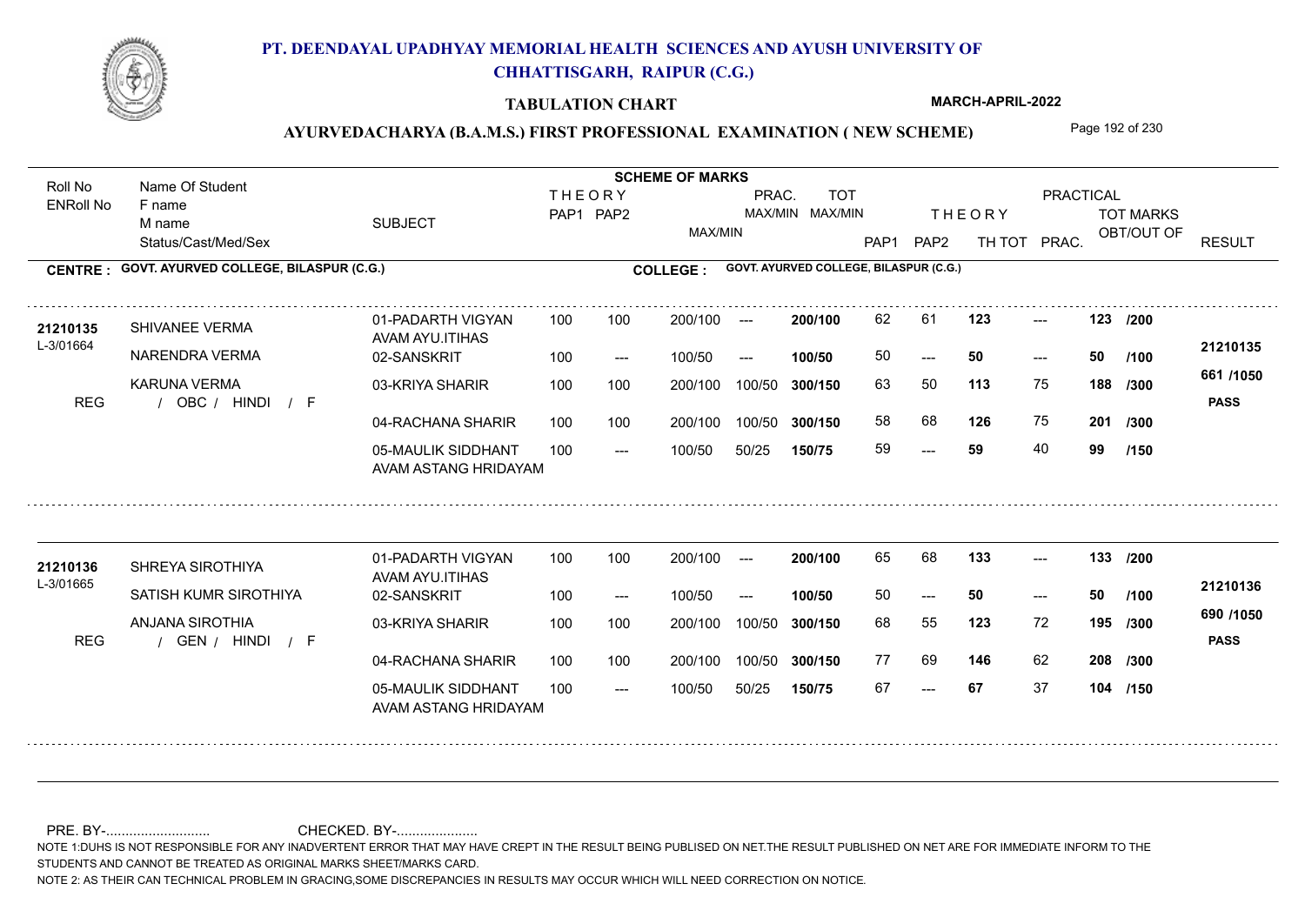# PT. DEENDAYAL UPADHYAY MEMORIAL HEALTH SCIENCES AND AYUSH UNIVERSITY OF CHHATTISGARH, RAIPUR (C.G.)

**TABULATION CHART**

**MARCH-APRIL-2022**

**AYURVEDACHARYA (B.A.M.S.) FIRST PROFESSIONAL EXAMINATION ( NEW SCHEME)**

| Roll No / ENRoll No | Name Of Student / F name / M name / Status/Cast/Med/Sex | SUBJECT | THEORY PAP1 | THEORY PAP2 | MAX/MIN | PRAC. MAX/MIN | TOT MAX/MIN | THEORY PAP1 | THEORY PAP2 | TH TOT | PRAC. | TOT MARKS OBT/OUT OF | RESULT |
|---|---|---|---|---|---|---|---|---|---|---|---|---|---|
| **CENTRE : GOVT. AYURVED COLLEGE, BILASPUR (C.G.)** | | **COLLEGE : GOVT. AYURVED COLLEGE, BILASPUR (C.G.)** | | | | | | | | | | | |
| **21210135** | SHIVANEE VERMA | 01-PADARTH VIGYAN AVAM AYU.ITIHAS | 100 | 100 | 200/100 | --- | **200/100** | 62 | 61 | **123** | --- | **123** /200 | **21210135** |
| L-3/01664 | NARENDRA VERMA | 02-SANSKRIT | 100 | --- | 100/50 | --- | **100/50** | 50 | --- | **50** | --- | **50** /100 | **661 /1050** |
| REG | KARUNA VERMA / OBC / HINDI / F | 03-KRIYA SHARIR | 100 | 100 | 200/100 | 100/50 | **300/150** | 63 | 50 | **113** | 75 | **188** /300 | **PASS** |
| | | 04-RACHANA SHARIR | 100 | 100 | 200/100 | 100/50 | **300/150** | 58 | 68 | **126** | 75 | **201** /300 | |
| | | 05-MAULIK SIDDHANT AVAM ASTANG HRIDAYAM | 100 | --- | 100/50 | 50/25 | **150/75** | 59 | --- | **59** | 40 | **99** /150 | |
| **21210136** | SHREYA SIROTHIYA | 01-PADARTH VIGYAN AVAM AYU.ITIHAS | 100 | 100 | 200/100 | --- | **200/100** | 65 | 68 | **133** | --- | **133** /200 | **21210136** |
| L-3/01665 | SATISH KUMR SIROTHIYA | 02-SANSKRIT | 100 | --- | 100/50 | --- | **100/50** | 50 | --- | **50** | --- | **50** /100 | **690 /1050** |
| REG | ANJANA SIROTHIA / GEN / HINDI / F | 03-KRIYA SHARIR | 100 | 100 | 200/100 | 100/50 | **300/150** | 68 | 55 | **123** | 72 | **195** /300 | **PASS** |
| | | 04-RACHANA SHARIR | 100 | 100 | 200/100 | 100/50 | **300/150** | 77 | 69 | **146** | 62 | **208** /300 | |
| | | 05-MAULIK SIDDHANT AVAM ASTANG HRIDAYAM | 100 | --- | 100/50 | 50/25 | **150/75** | 67 | --- | **67** | 37 | **104** /150 | |

PRE. BY-.......................... CHECKED. BY-.....................

NOTE 1:DUHS IS NOT RESPONSIBLE FOR ANY INADVERTENT ERROR THAT MAY HAVE CREPT IN THE RESULT BEING PUBLISED ON NET.THE RESULT PUBLISHED ON NET ARE FOR IMMEDIATE INFORM TO THE STUDENTS AND CANNOT BE TREATED AS ORIGINAL MARKS SHEET/MARKS CARD.

NOTE 2: AS THEIR CAN TECHNICAL PROBLEM IN GRACING,SOME DISCREPANCIES IN RESULTS MAY OCCUR WHICH WILL NEED CORRECTION ON NOTICE.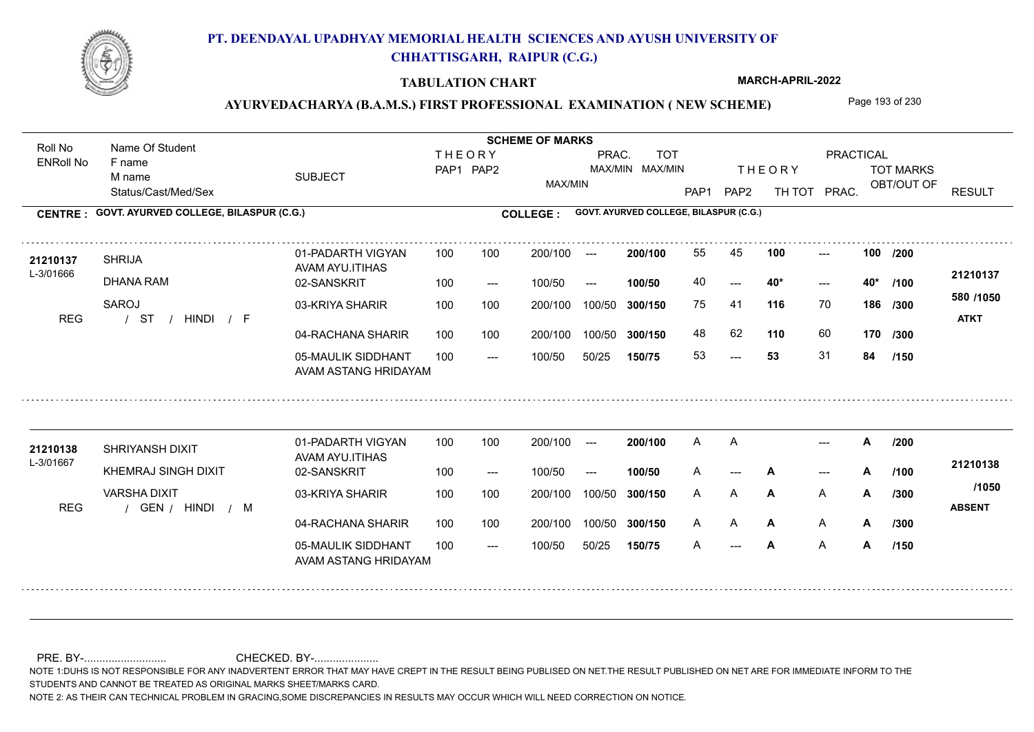# PT. DEENDAYAL UPADHYAY MEMORIAL HEALTH SCIENCES AND AYUSH UNIVERSITY OF CHHATTISGARH, RAIPUR (C.G.)

**TABULATION CHART** — MARCH-APRIL-2022

## AYURVEDACHARYA (B.A.M.S.) FIRST PROFESSIONAL EXAMINATION ( NEW SCHEME)

**CENTRE : GOVT. AYURVED COLLEGE, BILASPUR (C.G.)** — **COLLEGE : GOVT. AYURVED COLLEGE, BILASPUR (C.G.)**

| Roll No / ENRoll No | Name Of Student / F name / M name / Status/Cast/Med/Sex | SUBJECT | THEORY PAP1 | THEORY PAP2 | MAX/MIN | PRAC. MAX/MIN | TOT MAX/MIN | PAP1 | PAP2 | TH TOT | PRAC. | TOT MARKS OBT/OUT OF | RESULT |
|---|---|---|---|---|---|---|---|---|---|---|---|---|---|
| 21210137 / L-3/01666 | SHRIJA / DHANA RAM / SAROJ / REG / ST / HINDI / F | 01-PADARTH VIGYAN AVAM AYU.ITIHAS | 100 | 100 | 200/100 | --- | 200/100 | 55 | 45 | 100 | --- | 100 /200 | 21210137 |
| | | 02-SANSKRIT | 100 | --- | 100/50 | --- | 100/50 | 40 | --- | 40* | --- | 40* /100 | 580 /1050 |
| | | 03-KRIYA SHARIR | 100 | 100 | 200/100 | 100/50 | 300/150 | 75 | 41 | 116 | 70 | 186 /300 | ATKT |
| | | 04-RACHANA SHARIR | 100 | 100 | 200/100 | 100/50 | 300/150 | 48 | 62 | 110 | 60 | 170 /300 | |
| | | 05-MAULIK SIDDHANT AVAM ASTANG HRIDAYAM | 100 | --- | 100/50 | 50/25 | 150/75 | 53 | --- | 53 | 31 | 84 /150 | |
| 21210138 / L-3/01667 | SHRIYANSH DIXIT / KHEMRAJ SINGH DIXIT / VARSHA DIXIT / REG / GEN / HINDI / M | 01-PADARTH VIGYAN AVAM AYU.ITIHAS | 100 | 100 | 200/100 | --- | 200/100 | A | A | | --- | A /200 | 21210138 |
| | | 02-SANSKRIT | 100 | --- | 100/50 | --- | 100/50 | A | --- | A | --- | A /100 | /1050 |
| | | 03-KRIYA SHARIR | 100 | 100 | 200/100 | 100/50 | 300/150 | A | A | A | A | A /300 | ABSENT |
| | | 04-RACHANA SHARIR | 100 | 100 | 200/100 | 100/50 | 300/150 | A | A | A | A | A /300 | |
| | | 05-MAULIK SIDDHANT AVAM ASTANG HRIDAYAM | 100 | --- | 100/50 | 50/25 | 150/75 | A | --- | A | A | A /150 | |

PRE. BY-.......................... CHECKED. BY-....................

NOTE 1:DUHS IS NOT RESPONSIBLE FOR ANY INADVERTENT ERROR THAT MAY HAVE CREPT IN THE RESULT BEING PUBLISED ON NET.THE RESULT PUBLISHED ON NET ARE FOR IMMEDIATE INFORM TO THE STUDENTS AND CANNOT BE TREATED AS ORIGINAL MARKS SHEET/MARKS CARD.

NOTE 2: AS THEIR CAN TECHNICAL PROBLEM IN GRACING,SOME DISCREPANCIES IN RESULTS MAY OCCUR WHICH WILL NEED CORRECTION ON NOTICE.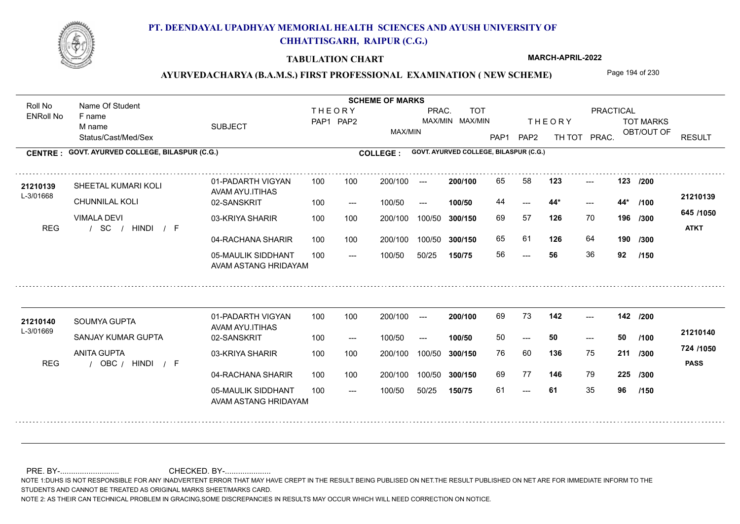# PT. DEENDAYAL UPADHYAY MEMORIAL HEALTH SCIENCES AND AYUSH UNIVERSITY OF CHHATTISGARH, RAIPUR (C.G.)

## TABULATION CHART

**MARCH-APRIL-2022**

### AYURVEDACHARYA (B.A.M.S.) FIRST PROFESSIONAL EXAMINATION ( NEW SCHEME)

**CENTRE : GOVT. AYURVED COLLEGE, BILASPUR (C.G.)** | **COLLEGE : GOVT. AYURVED COLLEGE, BILASPUR (C.G.)**

| Roll No / ENRoll No | Name Of Student / F name / M name / Status/Cast/Med/Sex | SUBJECT | THEORY PAP1 | THEORY PAP2 | MAX/MIN | PRAC. MAX/MIN | TOT MAX/MIN | THEORY PAP1 | THEORY PAP2 | TH TOT | PRACTICAL PRAC. | TOT MARKS OBT/OUT OF | RESULT |
|---|---|---|---|---|---|---|---|---|---|---|---|---|---|
| 21210139 | SHEETAL KUMARI KOLI | 01-PADARTH VIGYAN AVAM AYU.ITIHAS | 100 | 100 | 200/100 | --- | 200/100 | 65 | 58 | 123 | --- | 123 /200 | 21210139 |
| L-3/01668 | CHUNNILAL KOLI | 02-SANSKRIT | 100 | --- | 100/50 | --- | 100/50 | 44 | --- | 44* | --- | 44* /100 | 645 /1050 |
| | VIMALA DEVI | 03-KRIYA SHARIR | 100 | 100 | 200/100 | 100/50 | 300/150 | 69 | 57 | 126 | 70 | 196 /300 | ATKT |
| REG | / SC / HINDI / F | 04-RACHANA SHARIR | 100 | 100 | 200/100 | 100/50 | 300/150 | 65 | 61 | 126 | 64 | 190 /300 | |
| | | 05-MAULIK SIDDHANT AVAM ASTANG HRIDAYAM | 100 | --- | 100/50 | 50/25 | 150/75 | 56 | --- | 56 | 36 | 92 /150 | |
| 21210140 | SOUMYA GUPTA | 01-PADARTH VIGYAN AVAM AYU.ITIHAS | 100 | 100 | 200/100 | --- | 200/100 | 69 | 73 | 142 | --- | 142 /200 | 21210140 |
| L-3/01669 | SANJAY KUMAR GUPTA | 02-SANSKRIT | 100 | --- | 100/50 | --- | 100/50 | 50 | --- | 50 | --- | 50 /100 | 724 /1050 |
| | ANITA GUPTA | 03-KRIYA SHARIR | 100 | 100 | 200/100 | 100/50 | 300/150 | 76 | 60 | 136 | 75 | 211 /300 | PASS |
| REG | / OBC / HINDI / F | 04-RACHANA SHARIR | 100 | 100 | 200/100 | 100/50 | 300/150 | 69 | 77 | 146 | 79 | 225 /300 | |
| | | 05-MAULIK SIDDHANT AVAM ASTANG HRIDAYAM | 100 | --- | 100/50 | 50/25 | 150/75 | 61 | --- | 61 | 35 | 96 /150 | |

PRE. BY-.......................... CHECKED. BY-.....................

NOTE 1:DUHS IS NOT RESPONSIBLE FOR ANY INADVERTENT ERROR THAT MAY HAVE CREPT IN THE RESULT BEING PUBLISED ON NET.THE RESULT PUBLISHED ON NET ARE FOR IMMEDIATE INFORM TO THE STUDENTS AND CANNOT BE TREATED AS ORIGINAL MARKS SHEET/MARKS CARD.

NOTE 2: AS THEIR CAN TECHNICAL PROBLEM IN GRACING,SOME DISCREPANCIES IN RESULTS MAY OCCUR WHICH WILL NEED CORRECTION ON NOTICE.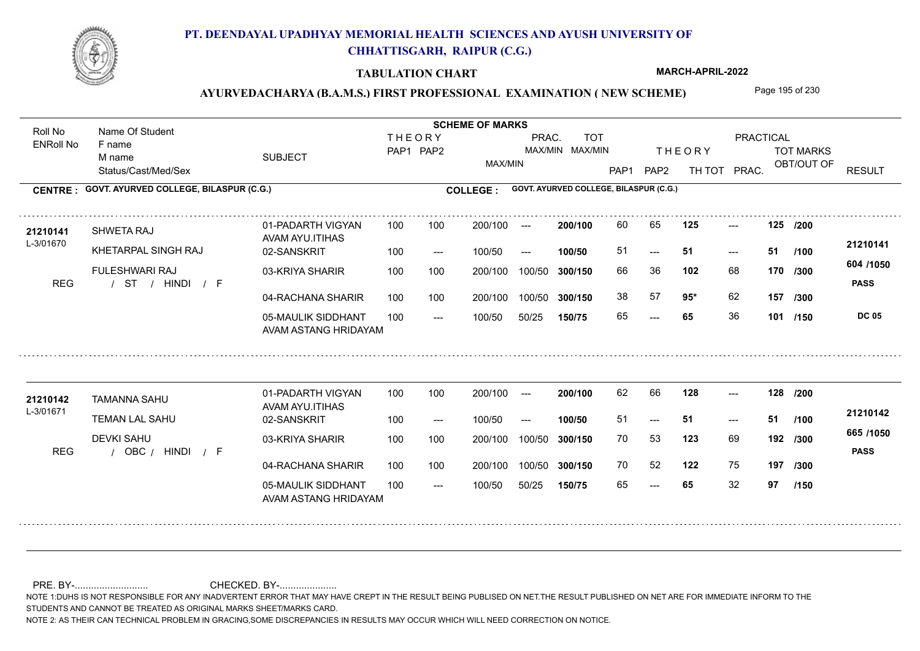# PT. DEENDAYAL UPADHYAY MEMORIAL HEALTH SCIENCES AND AYUSH UNIVERSITY OF CHHATTISGARH, RAIPUR (C.G.)

## TABULATION CHART

**MARCH-APRIL-2022**

### AYURVEDACHARYA (B.A.M.S.) FIRST PROFESSIONAL EXAMINATION ( NEW SCHEME)

**CENTRE : GOVT. AYURVED COLLEGE, BILASPUR (C.G.)** | **COLLEGE : GOVT. AYURVED COLLEGE, BILASPUR (C.G.)**

| Roll No / ENRoll No | Name Of Student / F name / M name / Status/Cast/Med/Sex | SUBJECT | THEORY PAP1 | THEORY PAP2 | MAX/MIN | PRAC. MAX/MIN | TOT MAX/MIN | THEORY PAP1 | THEORY PAP2 | TH TOT | PRAC. | TOT MARKS OBT/OUT OF | RESULT |
|---|---|---|---|---|---|---|---|---|---|---|---|---|---|
| 21210141 | SHWETA RAJ | 01-PADARTH VIGYAN AVAM AYU.ITIHAS | 100 | 100 | 200/100 | --- | 200/100 | 60 | 65 | 125 | --- | 125 /200 | |
| L-3/01670 | KHETARPAL SINGH RAJ | 02-SANSKRIT | 100 | --- | 100/50 | --- | 100/50 | 51 | --- | 51 | --- | 51 /100 | 21210141 |
| | FULESHWARI RAJ | 03-KRIYA SHARIR | 100 | 100 | 200/100 | 100/50 | 300/150 | 66 | 36 | 102 | 68 | 170 /300 | 604 /1050 |
| REG | / ST / HINDI / F | | | | | | | | | | | | PASS |
| | | 04-RACHANA SHARIR | 100 | 100 | 200/100 | 100/50 | 300/150 | 38 | 57 | 95* | 62 | 157 /300 | |
| | | 05-MAULIK SIDDHANT AVAM ASTANG HRIDAYAM | 100 | --- | 100/50 | 50/25 | 150/75 | 65 | --- | 65 | 36 | 101 /150 | DC 05 |
| 21210142 | TAMANNA SAHU | 01-PADARTH VIGYAN AVAM AYU.ITIHAS | 100 | 100 | 200/100 | --- | 200/100 | 62 | 66 | 128 | --- | 128 /200 | |
| L-3/01671 | TEMAN LAL SAHU | 02-SANSKRIT | 100 | --- | 100/50 | --- | 100/50 | 51 | --- | 51 | --- | 51 /100 | 21210142 |
| | DEVKI SAHU | 03-KRIYA SHARIR | 100 | 100 | 200/100 | 100/50 | 300/150 | 70 | 53 | 123 | 69 | 192 /300 | 665 /1050 |
| REG | / OBC / HINDI / F | | | | | | | | | | | | PASS |
| | | 04-RACHANA SHARIR | 100 | 100 | 200/100 | 100/50 | 300/150 | 70 | 52 | 122 | 75 | 197 /300 | |
| | | 05-MAULIK SIDDHANT AVAM ASTANG HRIDAYAM | 100 | --- | 100/50 | 50/25 | 150/75 | 65 | --- | 65 | 32 | 97 /150 | |

PRE. BY-.......................... CHECKED. BY-....................

NOTE 1:DUHS IS NOT RESPONSIBLE FOR ANY INADVERTENT ERROR THAT MAY HAVE CREPT IN THE RESULT BEING PUBLISED ON NET.THE RESULT PUBLISHED ON NET ARE FOR IMMEDIATE INFORM TO THE STUDENTS AND CANNOT BE TREATED AS ORIGINAL MARKS SHEET/MARKS CARD.

NOTE 2: AS THEIR CAN TECHNICAL PROBLEM IN GRACING,SOME DISCREPANCIES IN RESULTS MAY OCCUR WHICH WILL NEED CORRECTION ON NOTICE.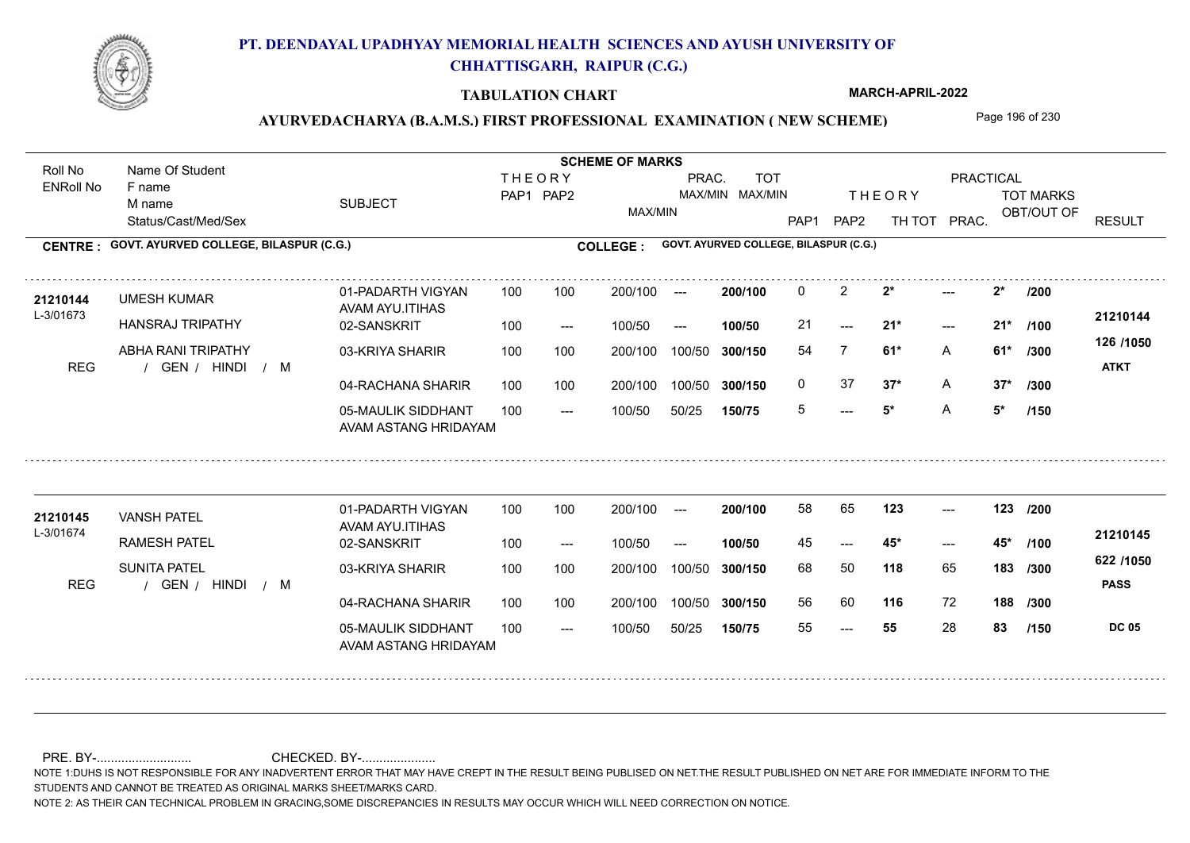# PT. DEENDAYAL UPADHYAY MEMORIAL HEALTH SCIENCES AND AYUSH UNIVERSITY OF CHHATTISGARH, RAIPUR (C.G.)

**TABULATION CHART** — MARCH-APRIL-2022

## AYURVEDACHARYA (B.A.M.S.) FIRST PROFESSIONAL EXAMINATION ( NEW SCHEME)

**CENTRE : GOVT. AYURVED COLLEGE, BILASPUR (C.G.)** — **COLLEGE : GOVT. AYURVED COLLEGE, BILASPUR (C.G.)**

| Roll No / ENRoll No | Name Of Student / F name / M name / Status/Cast/Med/Sex | SUBJECT | THEORY PAP1 | THEORY PAP2 | MAX/MIN | PRAC. MAX/MIN | TOT MAX/MIN | THEORY PAP1 | THEORY PAP2 | TH TOT | PRACTICAL PRAC. | TOT MARKS OBT/OUT OF | RESULT |
|---|---|---|---|---|---|---|---|---|---|---|---|---|---|
| 21210144 | UMESH KUMAR | 01-PADARTH VIGYAN AVAM AYU.ITIHAS | 100 | 100 | 200/100 | --- | 200/100 | 0 | 2 | 2* | --- | 2* /200 | 21210144 |
| L-3/01673 | HANSRAJ TRIPATHY | 02-SANSKRIT | 100 | --- | 100/50 | --- | 100/50 | 21 | --- | 21* | --- | 21* /100 | 126 /1050 |
| | ABHA RANI TRIPATHY | 03-KRIYA SHARIR | 100 | 100 | 200/100 | 100/50 | 300/150 | 54 | 7 | 61* | A | 61* /300 | ATKT |
| REG | / GEN / HINDI / M | 04-RACHANA SHARIR | 100 | 100 | 200/100 | 100/50 | 300/150 | 0 | 37 | 37* | A | 37* /300 | |
| | | 05-MAULIK SIDDHANT AVAM ASTANG HRIDAYAM | 100 | --- | 100/50 | 50/25 | 150/75 | 5 | --- | 5* | A | 5* /150 | |
| 21210145 | VANSH PATEL | 01-PADARTH VIGYAN AVAM AYU.ITIHAS | 100 | 100 | 200/100 | --- | 200/100 | 58 | 65 | 123 | --- | 123 /200 | 21210145 |
| L-3/01674 | RAMESH PATEL | 02-SANSKRIT | 100 | --- | 100/50 | --- | 100/50 | 45 | --- | 45* | --- | 45* /100 | 622 /1050 |
| | SUNITA PATEL | 03-KRIYA SHARIR | 100 | 100 | 200/100 | 100/50 | 300/150 | 68 | 50 | 118 | 65 | 183 /300 | PASS |
| REG | / GEN / HINDI / M | 04-RACHANA SHARIR | 100 | 100 | 200/100 | 100/50 | 300/150 | 56 | 60 | 116 | 72 | 188 /300 | |
| | | 05-MAULIK SIDDHANT AVAM ASTANG HRIDAYAM | 100 | --- | 100/50 | 50/25 | 150/75 | 55 | --- | 55 | 28 | 83 /150 | DC 05 |

PRE. BY-........................... CHECKED. BY-.....................

NOTE 1:DUHS IS NOT RESPONSIBLE FOR ANY INADVERTENT ERROR THAT MAY HAVE CREPT IN THE RESULT BEING PUBLISED ON NET.THE RESULT PUBLISHED ON NET ARE FOR IMMEDIATE INFORM TO THE STUDENTS AND CANNOT BE TREATED AS ORIGINAL MARKS SHEET/MARKS CARD.

NOTE 2: AS THEIR CAN TECHNICAL PROBLEM IN GRACING,SOME DISCREPANCIES IN RESULTS MAY OCCUR WHICH WILL NEED CORRECTION ON NOTICE.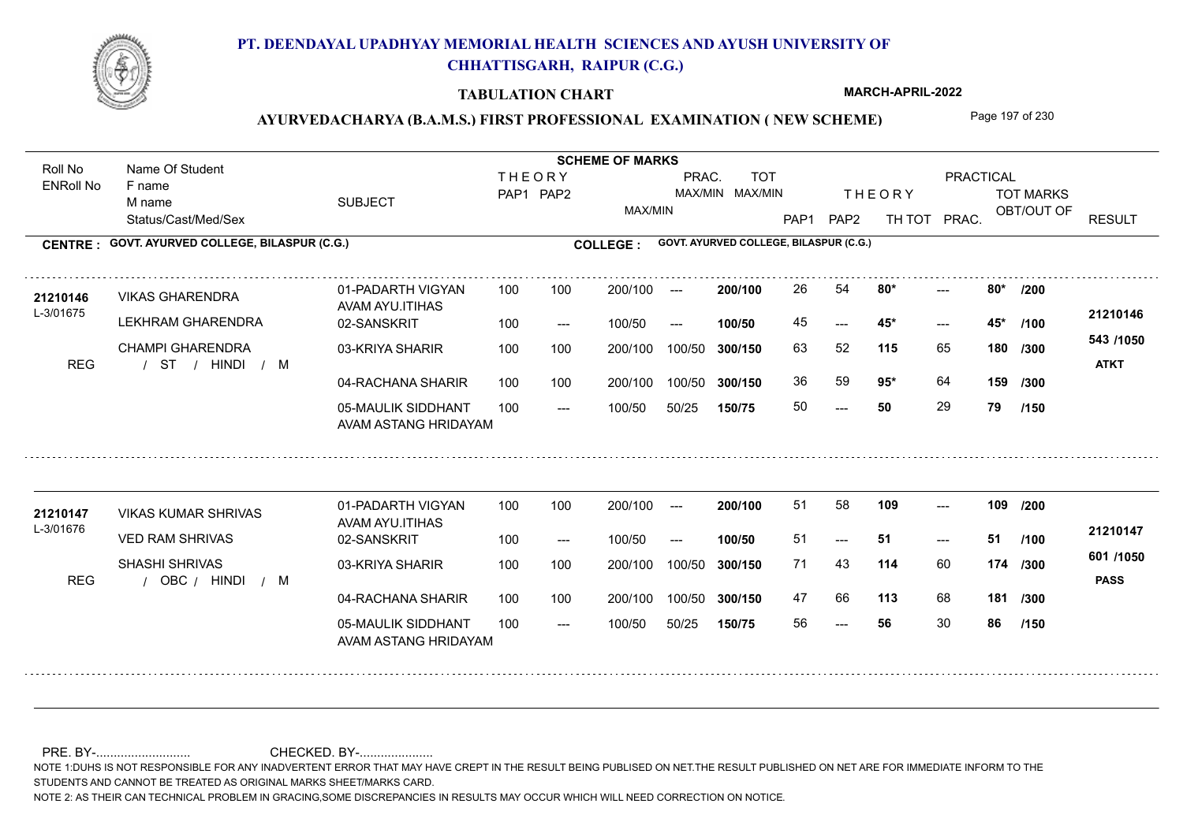# PT. DEENDAYAL UPADHYAY MEMORIAL HEALTH SCIENCES AND AYUSH UNIVERSITY OF CHHATTISGARH, RAIPUR (C.G.)

**TABULATION CHART** — MARCH-APRIL-2022

## AYURVEDACHARYA (B.A.M.S.) FIRST PROFESSIONAL EXAMINATION ( NEW SCHEME)

**CENTRE : GOVT. AYURVED COLLEGE, BILASPUR (C.G.)** — **COLLEGE : GOVT. AYURVED COLLEGE, BILASPUR (C.G.)**

| Roll No / ENRoll No | Name Of Student / F name / M name / Status/Cast/Med/Sex | SUBJECT | THEORY PAP1 | THEORY PAP2 | MAX/MIN | PRAC. MAX/MIN | TOT MAX/MIN | PAP1 | PAP2 | TH TOT | PRAC. | TOT MARKS OBT/OUT OF | RESULT |
|---|---|---|---|---|---|---|---|---|---|---|---|---|---|
| 21210146 / L-3/01675 | VIKAS GHARENDRA | 01-PADARTH VIGYAN AVAM AYU.ITIHAS | 100 | 100 | 200/100 | --- | 200/100 | 26 | 54 | 80* | --- | 80* /200 | 21210146 |
| | LEKHRAM GHARENDRA | 02-SANSKRIT | 100 | --- | 100/50 | --- | 100/50 | 45 | --- | 45* | --- | 45* /100 | 543 /1050 |
| | CHAMPI GHARENDRA | 03-KRIYA SHARIR | 100 | 100 | 200/100 | 100/50 | 300/150 | 63 | 52 | 115 | 65 | 180 /300 | ATKT |
| REG | / ST / HINDI / M | 04-RACHANA SHARIR | 100 | 100 | 200/100 | 100/50 | 300/150 | 36 | 59 | 95* | 64 | 159 /300 | |
| | | 05-MAULIK SIDDHANT AVAM ASTANG HRIDAYAM | 100 | --- | 100/50 | 50/25 | 150/75 | 50 | --- | 50 | 29 | 79 /150 | |
| 21210147 / L-3/01676 | VIKAS KUMAR SHRIVAS | 01-PADARTH VIGYAN AVAM AYU.ITIHAS | 100 | 100 | 200/100 | --- | 200/100 | 51 | 58 | 109 | --- | 109 /200 | 21210147 |
| | VED RAM SHRIVAS | 02-SANSKRIT | 100 | --- | 100/50 | --- | 100/50 | 51 | --- | 51 | --- | 51 /100 | 601 /1050 |
| | SHASHI SHRIVAS | 03-KRIYA SHARIR | 100 | 100 | 200/100 | 100/50 | 300/150 | 71 | 43 | 114 | 60 | 174 /300 | PASS |
| REG | / OBC / HINDI / M | 04-RACHANA SHARIR | 100 | 100 | 200/100 | 100/50 | 300/150 | 47 | 66 | 113 | 68 | 181 /300 | |
| | | 05-MAULIK SIDDHANT AVAM ASTANG HRIDAYAM | 100 | --- | 100/50 | 50/25 | 150/75 | 56 | --- | 56 | 30 | 86 /150 | |

PRE. BY-.......................... CHECKED. BY-.....................

NOTE 1:DUHS IS NOT RESPONSIBLE FOR ANY INADVERTENT ERROR THAT MAY HAVE CREPT IN THE RESULT BEING PUBLISED ON NET.THE RESULT PUBLISHED ON NET ARE FOR IMMEDIATE INFORM TO THE STUDENTS AND CANNOT BE TREATED AS ORIGINAL MARKS SHEET/MARKS CARD.

NOTE 2: AS THEIR CAN TECHNICAL PROBLEM IN GRACING,SOME DISCREPANCIES IN RESULTS MAY OCCUR WHICH WILL NEED CORRECTION ON NOTICE.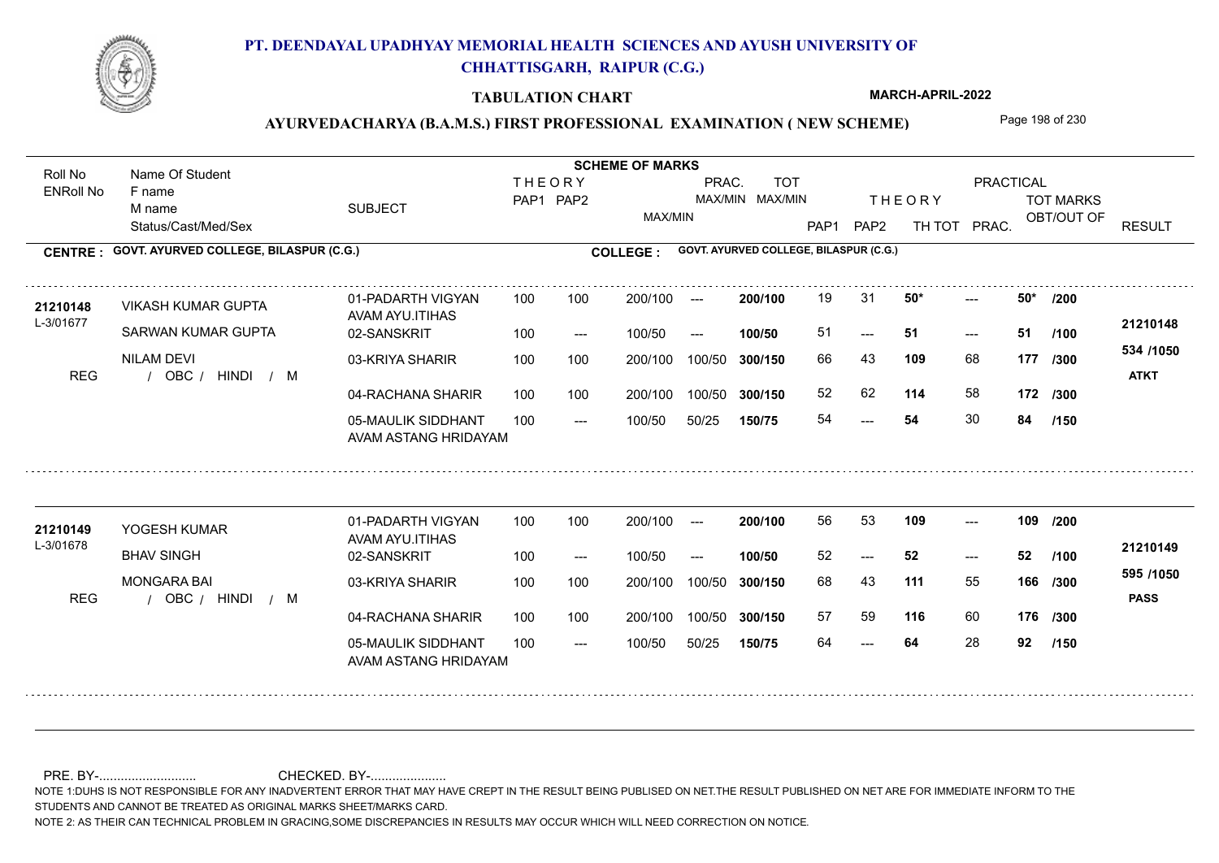# PT. DEENDAYAL UPADHYAY MEMORIAL HEALTH SCIENCES AND AYUSH UNIVERSITY OF CHHATTISGARH, RAIPUR (C.G.)

**TABULATION CHART**

**MARCH-APRIL-2022**

**AYURVEDACHARYA (B.A.M.S.) FIRST PROFESSIONAL EXAMINATION ( NEW SCHEME)**

**CENTRE : GOVT. AYURVED COLLEGE, BILASPUR (C.G.)** | **COLLEGE : GOVT. AYURVED COLLEGE, BILASPUR (C.G.)**

| Roll No / ENRoll No | Name Of Student / F name / M name / Status/Cast/Med/Sex | SUBJECT | THEORY PAP1 | THEORY PAP2 | MAX/MIN | PRAC. MAX/MIN | TOT MAX/MIN | THEORY PAP1 | THEORY PAP2 | TH TOT | PRAC. | TOT MARKS OBT/OUT OF | RESULT |
|---|---|---|---|---|---|---|---|---|---|---|---|---|---|
| 21210148 / L-3/01677 | VIKASH KUMAR GUPTA | 01-PADARTH VIGYAN AVAM AYU.ITIHAS | 100 | 100 | 200/100 | --- | 200/100 | 19 | 31 | 50* | --- | 50* /200 | 21210148 |
| | SARWAN KUMAR GUPTA | 02-SANSKRIT | 100 | --- | 100/50 | --- | 100/50 | 51 | --- | 51 | --- | 51 /100 | 534 /1050 |
| | NILAM DEVI | 03-KRIYA SHARIR | 100 | 100 | 200/100 | 100/50 | 300/150 | 66 | 43 | 109 | 68 | 177 /300 | |
| REG | / OBC / HINDI / M | | | | | | | | | | | | ATKT |
| | | 04-RACHANA SHARIR | 100 | 100 | 200/100 | 100/50 | 300/150 | 52 | 62 | 114 | 58 | 172 /300 | |
| | | 05-MAULIK SIDDHANT AVAM ASTANG HRIDAYAM | 100 | --- | 100/50 | 50/25 | 150/75 | 54 | --- | 54 | 30 | 84 /150 | |
| 21210149 / L-3/01678 | YOGESH KUMAR | 01-PADARTH VIGYAN AVAM AYU.ITIHAS | 100 | 100 | 200/100 | --- | 200/100 | 56 | 53 | 109 | --- | 109 /200 | 21210149 |
| | BHAV SINGH | 02-SANSKRIT | 100 | --- | 100/50 | --- | 100/50 | 52 | --- | 52 | --- | 52 /100 | 595 /1050 |
| | MONGARA BAI | 03-KRIYA SHARIR | 100 | 100 | 200/100 | 100/50 | 300/150 | 68 | 43 | 111 | 55 | 166 /300 | |
| REG | / OBC / HINDI / M | | | | | | | | | | | | PASS |
| | | 04-RACHANA SHARIR | 100 | 100 | 200/100 | 100/50 | 300/150 | 57 | 59 | 116 | 60 | 176 /300 | |
| | | 05-MAULIK SIDDHANT AVAM ASTANG HRIDAYAM | 100 | --- | 100/50 | 50/25 | 150/75 | 64 | --- | 64 | 28 | 92 /150 | |

PRE. BY-.......................... CHECKED. BY-.....................

NOTE 1:DUHS IS NOT RESPONSIBLE FOR ANY INADVERTENT ERROR THAT MAY HAVE CREPT IN THE RESULT BEING PUBLISED ON NET.THE RESULT PUBLISHED ON NET ARE FOR IMMEDIATE INFORM TO THE STUDENTS AND CANNOT BE TREATED AS ORIGINAL MARKS SHEET/MARKS CARD.

NOTE 2: AS THEIR CAN TECHNICAL PROBLEM IN GRACING,SOME DISCREPANCIES IN RESULTS MAY OCCUR WHICH WILL NEED CORRECTION ON NOTICE.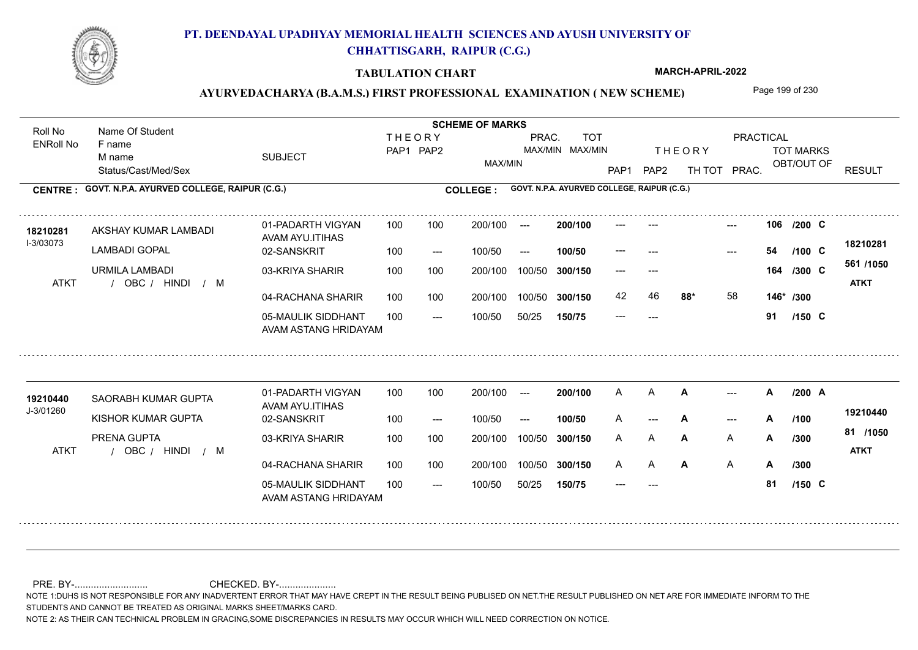# PT. DEENDAYAL UPADHYAY MEMORIAL HEALTH SCIENCES AND AYUSH UNIVERSITY OF CHHATTISGARH, RAIPUR (C.G.)

## TABULATION CHART

MARCH-APRIL-2022

### AYURVEDACHARYA (B.A.M.S.) FIRST PROFESSIONAL EXAMINATION ( NEW SCHEME)

**CENTRE : GOVT. N.P.A. AYURVED COLLEGE, RAIPUR (C.G.)** | **COLLEGE : GOVT. N.P.A. AYURVED COLLEGE, RAIPUR (C.G.)**

| Roll No / ENRoll No | Name Of Student / F name / M name / Status/Cast/Med/Sex | SUBJECT | THEORY PAP1 | THEORY PAP2 | MAX/MIN | PRAC. MAX/MIN | TOT MAX/MIN | THEORY PAP1 | THEORY PAP2 | TH TOT | PRAC. | TOT MARKS OBT/OUT OF | RESULT |
|---|---|---|---|---|---|---|---|---|---|---|---|---|---|
| 18210281 | AKSHAY KUMAR LAMBADI | 01-PADARTH VIGYAN AVAM AYU.ITIHAS | 100 | 100 | 200/100 | --- | 200/100 | --- | --- | | --- | 106 /200 C | |
| I-3/03073 | LAMBADI GOPAL | 02-SANSKRIT | 100 | --- | 100/50 | --- | 100/50 | --- | --- | | --- | 54 /100 C | 18210281 |
| | URMILA LAMBADI | 03-KRIYA SHARIR | 100 | 100 | 200/100 | 100/50 | 300/150 | --- | --- | | | 164 /300 C | 561 /1050 |
| ATKT | / OBC / HINDI / M | 04-RACHANA SHARIR | 100 | 100 | 200/100 | 100/50 | 300/150 | 42 | 46 | 88* | 58 | 146* /300 | ATKT |
| | | 05-MAULIK SIDDHANT AVAM ASTANG HRIDAYAM | 100 | --- | 100/50 | 50/25 | 150/75 | --- | --- | | | 91 /150 C | |
| 19210440 | SAORABH KUMAR GUPTA | 01-PADARTH VIGYAN AVAM AYU.ITIHAS | 100 | 100 | 200/100 | --- | 200/100 | A | A | A | --- | A /200 A | |
| J-3/01260 | KISHOR KUMAR GUPTA | 02-SANSKRIT | 100 | --- | 100/50 | --- | 100/50 | A | --- | A | --- | A /100 | 19210440 |
| | PRENA GUPTA | 03-KRIYA SHARIR | 100 | 100 | 200/100 | 100/50 | 300/150 | A | A | A | A | A /300 | 81 /1050 |
| ATKT | / OBC / HINDI / M | 04-RACHANA SHARIR | 100 | 100 | 200/100 | 100/50 | 300/150 | A | A | A | A | A /300 | ATKT |
| | | 05-MAULIK SIDDHANT AVAM ASTANG HRIDAYAM | 100 | --- | 100/50 | 50/25 | 150/75 | --- | --- | | | 81 /150 C | |

PRE. BY-........................... CHECKED. BY-.....................

NOTE 1:DUHS IS NOT RESPONSIBLE FOR ANY INADVERTENT ERROR THAT MAY HAVE CREPT IN THE RESULT BEING PUBLISED ON NET.THE RESULT PUBLISHED ON NET ARE FOR IMMEDIATE INFORM TO THE STUDENTS AND CANNOT BE TREATED AS ORIGINAL MARKS SHEET/MARKS CARD.

NOTE 2: AS THEIR CAN TECHNICAL PROBLEM IN GRACING,SOME DISCREPANCIES IN RESULTS MAY OCCUR WHICH WILL NEED CORRECTION ON NOTICE.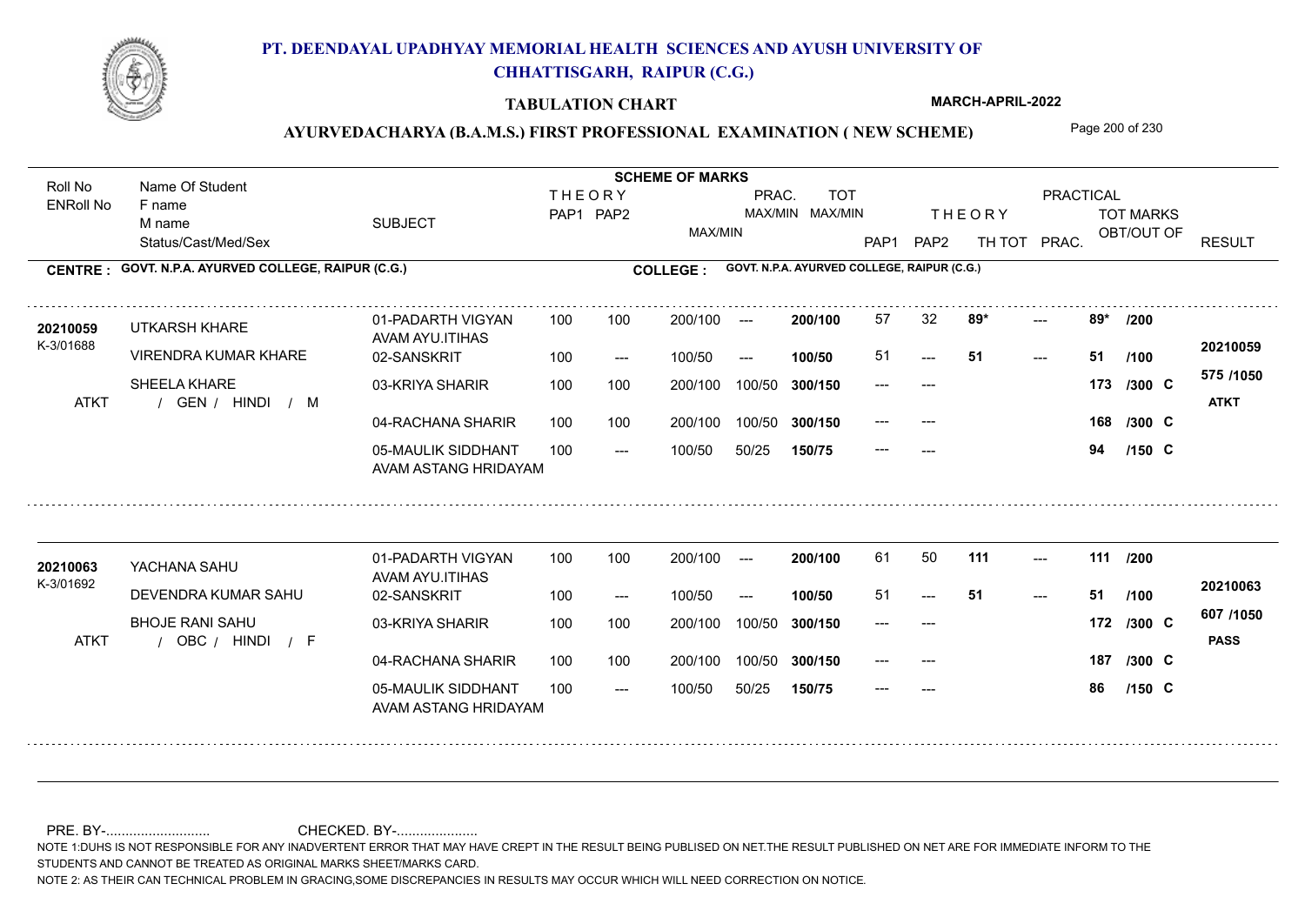# PT. DEENDAYAL UPADHYAY MEMORIAL HEALTH SCIENCES AND AYUSH UNIVERSITY OF CHHATTISGARH, RAIPUR (C.G.)

**TABULATION CHART**

**MARCH-APRIL-2022**

**AYURVEDACHARYA (B.A.M.S.) FIRST PROFESSIONAL EXAMINATION ( NEW SCHEME)**

**CENTRE : GOVT. N.P.A. AYURVED COLLEGE, RAIPUR (C.G.)**

**COLLEGE : GOVT. N.P.A. AYURVED COLLEGE, RAIPUR (C.G.)**

| Roll No / ENRoll No | Name Of Student / F name / M name / Status/Cast/Med/Sex | SUBJECT | THEORY PAP1 | THEORY PAP2 | MAX/MIN | PRAC. MAX/MIN | TOT MAX/MIN | THEORY PAP1 | THEORY PAP2 | TH TOT | PRAC. | TOT MARKS OBT/OUT OF | RESULT |
|---|---|---|---|---|---|---|---|---|---|---|---|---|---|
| **20210059** / K-3/01688 | UTKARSH KHARE | 01-PADARTH VIGYAN AVAM AYU.ITIHAS | 100 | 100 | 200/100 | --- | **200/100** | 57 | 32 | **89*** | --- | **89*** /200 | **20210059** |
| | VIRENDRA KUMAR KHARE | 02-SANSKRIT | 100 | --- | 100/50 | --- | **100/50** | 51 | --- | **51** | --- | **51** /100 | **575 /1050** |
| ATKT | SHEELA KHARE / GEN / HINDI / M | 03-KRIYA SHARIR | 100 | 100 | 200/100 | 100/50 | **300/150** | --- | --- | | | **173** /300 **C** | **ATKT** |
| | | 04-RACHANA SHARIR | 100 | 100 | 200/100 | 100/50 | **300/150** | --- | --- | | | **168** /300 **C** | |
| | | 05-MAULIK SIDDHANT AVAM ASTANG HRIDAYAM | 100 | --- | 100/50 | 50/25 | **150/75** | --- | --- | | | **94** /150 **C** | |
| **20210063** / K-3/01692 | YACHANA SAHU | 01-PADARTH VIGYAN AVAM AYU.ITIHAS | 100 | 100 | 200/100 | --- | **200/100** | 61 | 50 | **111** | --- | **111** /200 | **20210063** |
| | DEVENDRA KUMAR SAHU | 02-SANSKRIT | 100 | --- | 100/50 | --- | **100/50** | 51 | --- | **51** | --- | **51** /100 | **607 /1050** |
| ATKT | BHOJE RANI SAHU / OBC / HINDI / F | 03-KRIYA SHARIR | 100 | 100 | 200/100 | 100/50 | **300/150** | --- | --- | | | **172** /300 **C** | **PASS** |
| | | 04-RACHANA SHARIR | 100 | 100 | 200/100 | 100/50 | **300/150** | --- | --- | | | **187** /300 **C** | |
| | | 05-MAULIK SIDDHANT AVAM ASTANG HRIDAYAM | 100 | --- | 100/50 | 50/25 | **150/75** | --- | --- | | | **86** /150 **C** | |

PRE. BY-.......................... CHECKED. BY-....................

NOTE 1:DUHS IS NOT RESPONSIBLE FOR ANY INADVERTENT ERROR THAT MAY HAVE CREPT IN THE RESULT BEING PUBLISED ON NET.THE RESULT PUBLISHED ON NET ARE FOR IMMEDIATE INFORM TO THE STUDENTS AND CANNOT BE TREATED AS ORIGINAL MARKS SHEET/MARKS CARD.

NOTE 2: AS THEIR CAN TECHNICAL PROBLEM IN GRACING,SOME DISCREPANCIES IN RESULTS MAY OCCUR WHICH WILL NEED CORRECTION ON NOTICE.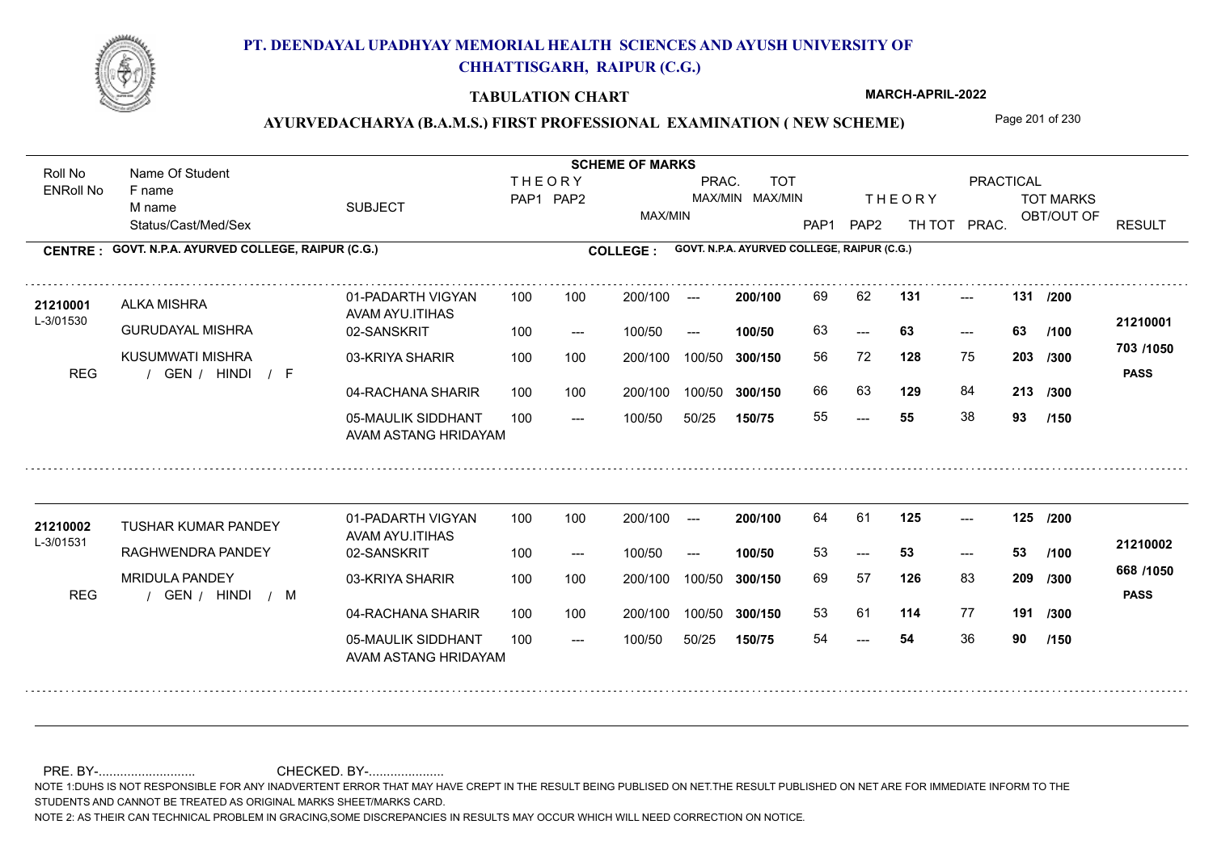# PT. DEENDAYAL UPADHYAY MEMORIAL HEALTH SCIENCES AND AYUSH UNIVERSITY OF CHHATTISGARH, RAIPUR (C.G.)

**TABULATION CHART** — MARCH-APRIL-2022

## AYURVEDACHARYA (B.A.M.S.) FIRST PROFESSIONAL EXAMINATION ( NEW SCHEME)

**CENTRE : GOVT. N.P.A. AYURVED COLLEGE, RAIPUR (C.G.)** — **COLLEGE : GOVT. N.P.A. AYURVED COLLEGE, RAIPUR (C.G.)**

| Roll No / ENRoll No | Name Of Student / F name / M name / Status/Cast/Med/Sex | SUBJECT | THEORY PAP1 | THEORY PAP2 | MAX/MIN | PRAC. MAX/MIN | TOT MAX/MIN | PAP1 | PAP2 | TH TOT | PRAC. | TOT MARKS OBT/OUT OF | RESULT |
|---|---|---|---|---|---|---|---|---|---|---|---|---|---|
| 21210001 / L-3/01530 | ALKA MISHRA | 01-PADARTH VIGYAN AVAM AYU.ITIHAS | 100 | 100 | 200/100 | --- | 200/100 | 69 | 62 | 131 | --- | 131 /200 | 21210001 |
| | GURUDAYAL MISHRA | 02-SANSKRIT | 100 | --- | 100/50 | --- | 100/50 | 63 | --- | 63 | --- | 63 /100 | 703 /1050 |
| | KUSUMWATI MISHRA | 03-KRIYA SHARIR | 100 | 100 | 200/100 | 100/50 | 300/150 | 56 | 72 | 128 | 75 | 203 /300 | |
| REG | / GEN / HINDI / F | 04-RACHANA SHARIR | 100 | 100 | 200/100 | 100/50 | 300/150 | 66 | 63 | 129 | 84 | 213 /300 | PASS |
| | | 05-MAULIK SIDDHANT AVAM ASTANG HRIDAYAM | 100 | --- | 100/50 | 50/25 | 150/75 | 55 | --- | 55 | 38 | 93 /150 | |
| 21210002 / L-3/01531 | TUSHAR KUMAR PANDEY | 01-PADARTH VIGYAN AVAM AYU.ITIHAS | 100 | 100 | 200/100 | --- | 200/100 | 64 | 61 | 125 | --- | 125 /200 | 21210002 |
| | RAGHWENDRA PANDEY | 02-SANSKRIT | 100 | --- | 100/50 | --- | 100/50 | 53 | --- | 53 | --- | 53 /100 | 668 /1050 |
| | MRIDULA PANDEY | 03-KRIYA SHARIR | 100 | 100 | 200/100 | 100/50 | 300/150 | 69 | 57 | 126 | 83 | 209 /300 | |
| REG | / GEN / HINDI / M | 04-RACHANA SHARIR | 100 | 100 | 200/100 | 100/50 | 300/150 | 53 | 61 | 114 | 77 | 191 /300 | PASS |
| | | 05-MAULIK SIDDHANT AVAM ASTANG HRIDAYAM | 100 | --- | 100/50 | 50/25 | 150/75 | 54 | --- | 54 | 36 | 90 /150 | |

PRE. BY-.......................... CHECKED. BY-....................

NOTE 1:DUHS IS NOT RESPONSIBLE FOR ANY INADVERTENT ERROR THAT MAY HAVE CREPT IN THE RESULT BEING PUBLISED ON NET.THE RESULT PUBLISHED ON NET ARE FOR IMMEDIATE INFORM TO THE STUDENTS AND CANNOT BE TREATED AS ORIGINAL MARKS SHEET/MARKS CARD.

NOTE 2: AS THEIR CAN TECHNICAL PROBLEM IN GRACING,SOME DISCREPANCIES IN RESULTS MAY OCCUR WHICH WILL NEED CORRECTION ON NOTICE.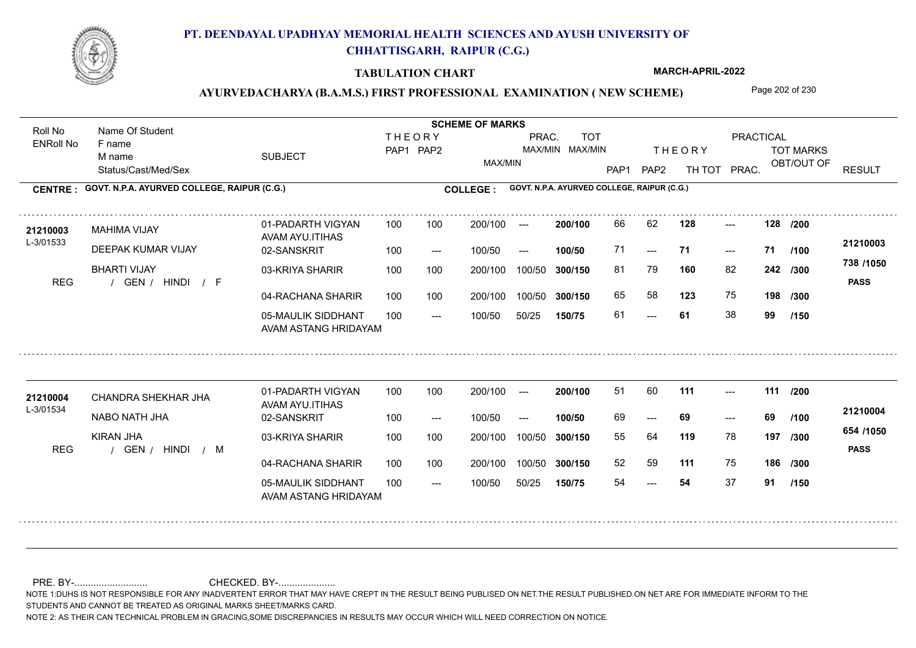# PT. DEENDAYAL UPADHYAY MEMORIAL HEALTH SCIENCES AND AYUSH UNIVERSITY OF CHHATTISGARH, RAIPUR (C.G.)

## TABULATION CHART

MARCH-APRIL-2022

## AYURVEDACHARYA (B.A.M.S.) FIRST PROFESSIONAL EXAMINATION ( NEW SCHEME)

**CENTRE : GOVT. N.P.A. AYURVED COLLEGE, RAIPUR (C.G.)** | **COLLEGE : GOVT. N.P.A. AYURVED COLLEGE, RAIPUR (C.G.)**

| Roll No / ENRoll No | Name Of Student / F name / M name / Status/Cast/Med/Sex | SUBJECT | THEORY PAP1 | THEORY PAP2 | MAX/MIN | PRAC. MAX/MIN | TOT MAX/MIN | THEORY PAP1 | THEORY PAP2 | TH TOT | PRAC. | TOT MARKS OBT/OUT OF | RESULT |
|---|---|---|---|---|---|---|---|---|---|---|---|---|---|
| 21210003 | MAHIMA VIJAY | 01-PADARTH VIGYAN AVAM AYU.ITIHAS | 100 | 100 | 200/100 | --- | 200/100 | 66 | 62 | 128 | --- | 128 /200 | 21210003 |
| L-3/01533 | DEEPAK KUMAR VIJAY | 02-SANSKRIT | 100 | --- | 100/50 | --- | 100/50 | 71 | --- | 71 | --- | 71 /100 | 738 /1050 |
| REG | BHARTI VIJAY / GEN / HINDI / F | 03-KRIYA SHARIR | 100 | 100 | 200/100 | 100/50 | 300/150 | 81 | 79 | 160 | 82 | 242 /300 | PASS |
| | | 04-RACHANA SHARIR | 100 | 100 | 200/100 | 100/50 | 300/150 | 65 | 58 | 123 | 75 | 198 /300 | |
| | | 05-MAULIK SIDDHANT AVAM ASTANG HRIDAYAM | 100 | --- | 100/50 | 50/25 | 150/75 | 61 | --- | 61 | 38 | 99 /150 | |
| 21210004 | CHANDRA SHEKHAR JHA | 01-PADARTH VIGYAN AVAM AYU.ITIHAS | 100 | 100 | 200/100 | --- | 200/100 | 51 | 60 | 111 | --- | 111 /200 | 21210004 |
| L-3/01534 | NABO NATH JHA | 02-SANSKRIT | 100 | --- | 100/50 | --- | 100/50 | 69 | --- | 69 | --- | 69 /100 | 654 /1050 |
| REG | KIRAN JHA / GEN / HINDI / M | 03-KRIYA SHARIR | 100 | 100 | 200/100 | 100/50 | 300/150 | 55 | 64 | 119 | 78 | 197 /300 | PASS |
| | | 04-RACHANA SHARIR | 100 | 100 | 200/100 | 100/50 | 300/150 | 52 | 59 | 111 | 75 | 186 /300 | |
| | | 05-MAULIK SIDDHANT AVAM ASTANG HRIDAYAM | 100 | --- | 100/50 | 50/25 | 150/75 | 54 | --- | 54 | 37 | 91 /150 | |

PRE. BY-........................... CHECKED. BY-.....................

NOTE 1:DUHS IS NOT RESPONSIBLE FOR ANY INADVERTENT ERROR THAT MAY HAVE CREPT IN THE RESULT BEING PUBLISED ON NET.THE RESULT PUBLISHED ON NET ARE FOR IMMEDIATE INFORM TO THE STUDENTS AND CANNOT BE TREATED AS ORIGINAL MARKS SHEET/MARKS CARD.

NOTE 2: AS THEIR CAN TECHNICAL PROBLEM IN GRACING,SOME DISCREPANCIES IN RESULTS MAY OCCUR WHICH WILL NEED CORRECTION ON NOTICE.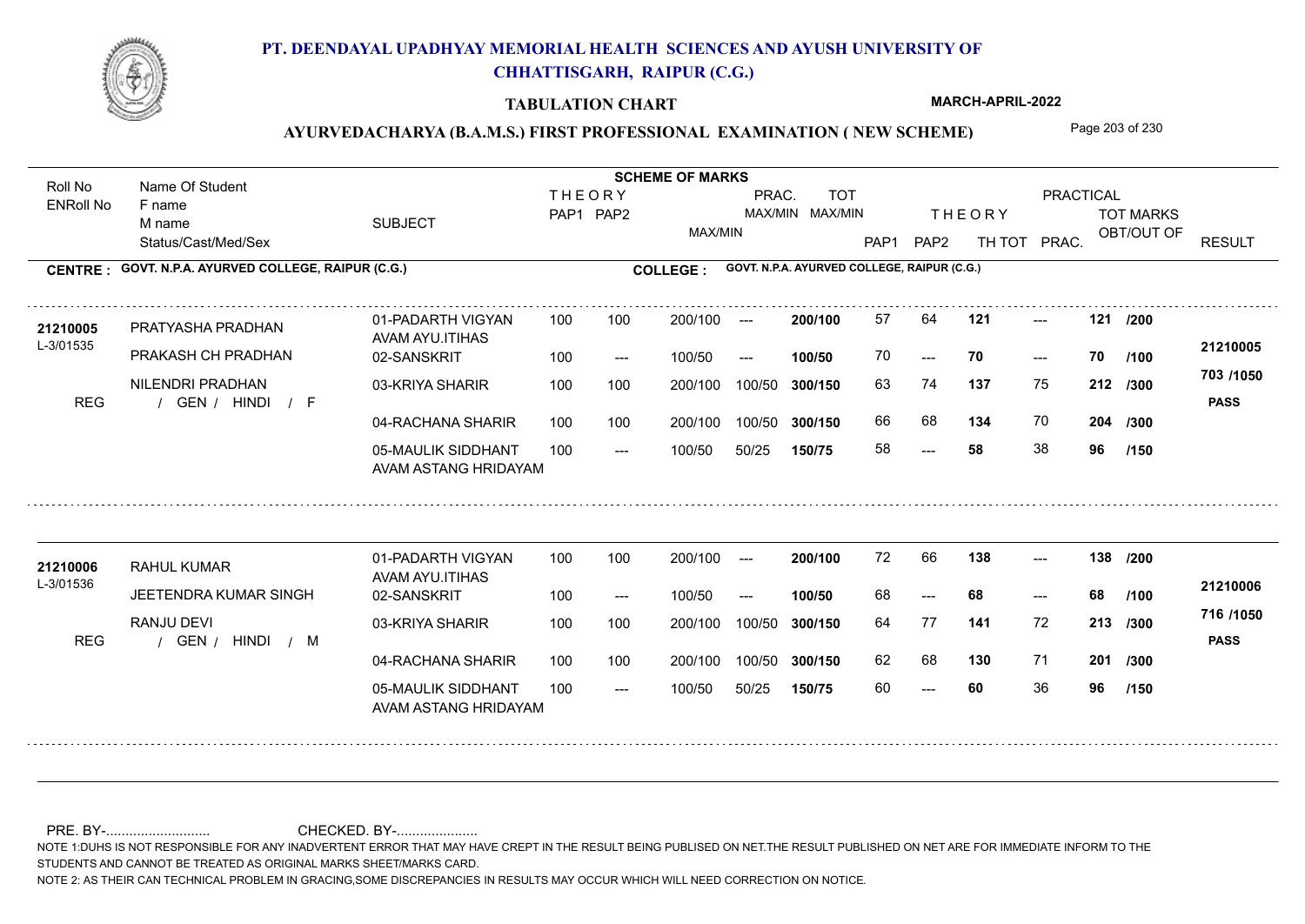# PT. DEENDAYAL UPADHYAY MEMORIAL HEALTH SCIENCES AND AYUSH UNIVERSITY OF CHHATTISGARH, RAIPUR (C.G.)

## TABULATION CHART

MARCH-APRIL-2022

### AYURVEDACHARYA (B.A.M.S.) FIRST PROFESSIONAL EXAMINATION ( NEW SCHEME)

**CENTRE : GOVT. N.P.A. AYURVED COLLEGE, RAIPUR (C.G.)** | **COLLEGE : GOVT. N.P.A. AYURVED COLLEGE, RAIPUR (C.G.)**

| Roll No / ENRoll No | Name Of Student / F name / M name / Status/Cast/Med/Sex | SUBJECT | THEORY PAP1 | THEORY PAP2 | MAX/MIN | PRAC. MAX/MIN | TOT MAX/MIN | PAP1 | PAP2 | TH TOT | PRAC. | TOT MARKS OBT/OUT OF | RESULT |
|---|---|---|---|---|---|---|---|---|---|---|---|---|---|
| 21210005 | PRATYASHA PRADHAN | 01-PADARTH VIGYAN AVAM AYU.ITIHAS | 100 | 100 | 200/100 | --- | 200/100 | 57 | 64 | 121 | --- | 121 /200 | 21210005 |
| L-3/01535 | PRAKASH CH PRADHAN | 02-SANSKRIT | 100 | --- | 100/50 | --- | 100/50 | 70 | --- | 70 | --- | 70 /100 | 703 /1050 |
| | NILENDRI PRADHAN | 03-KRIYA SHARIR | 100 | 100 | 200/100 | 100/50 | 300/150 | 63 | 74 | 137 | 75 | 212 /300 | PASS |
| REG | / GEN / HINDI / F | 04-RACHANA SHARIR | 100 | 100 | 200/100 | 100/50 | 300/150 | 66 | 68 | 134 | 70 | 204 /300 | |
| | | 05-MAULIK SIDDHANT AVAM ASTANG HRIDAYAM | 100 | --- | 100/50 | 50/25 | 150/75 | 58 | --- | 58 | 38 | 96 /150 | |
| 21210006 | RAHUL KUMAR | 01-PADARTH VIGYAN AVAM AYU.ITIHAS | 100 | 100 | 200/100 | --- | 200/100 | 72 | 66 | 138 | --- | 138 /200 | 21210006 |
| L-3/01536 | JEETENDRA KUMAR SINGH | 02-SANSKRIT | 100 | --- | 100/50 | --- | 100/50 | 68 | --- | 68 | --- | 68 /100 | 716 /1050 |
| | RANJU DEVI | 03-KRIYA SHARIR | 100 | 100 | 200/100 | 100/50 | 300/150 | 64 | 77 | 141 | 72 | 213 /300 | PASS |
| REG | / GEN / HINDI / M | 04-RACHANA SHARIR | 100 | 100 | 200/100 | 100/50 | 300/150 | 62 | 68 | 130 | 71 | 201 /300 | |
| | | 05-MAULIK SIDDHANT AVAM ASTANG HRIDAYAM | 100 | --- | 100/50 | 50/25 | 150/75 | 60 | --- | 60 | 36 | 96 /150 | |

PRE. BY-.......................... CHECKED. BY-.....................

NOTE 1:DUHS IS NOT RESPONSIBLE FOR ANY INADVERTENT ERROR THAT MAY HAVE CREPT IN THE RESULT BEING PUBLISED ON NET.THE RESULT PUBLISHED ON NET ARE FOR IMMEDIATE INFORM TO THE STUDENTS AND CANNOT BE TREATED AS ORIGINAL MARKS SHEET/MARKS CARD.

NOTE 2: AS THEIR CAN TECHNICAL PROBLEM IN GRACING,SOME DISCREPANCIES IN RESULTS MAY OCCUR WHICH WILL NEED CORRECTION ON NOTICE.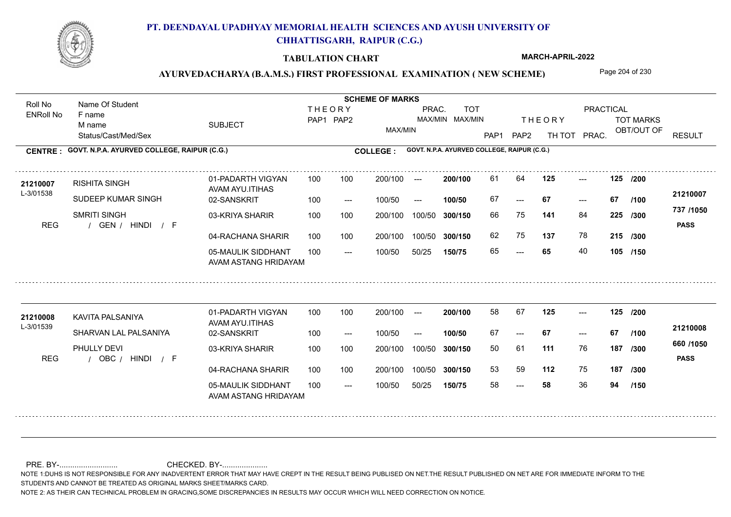# PT. DEENDAYAL UPADHYAY MEMORIAL HEALTH SCIENCES AND AYUSH UNIVERSITY OF CHHATTISGARH, RAIPUR (C.G.)

## TABULATION CHART

MARCH-APRIL-2022

### AYURVEDACHARYA (B.A.M.S.) FIRST PROFESSIONAL EXAMINATION ( NEW SCHEME)

**CENTRE : GOVT. N.P.A. AYURVED COLLEGE, RAIPUR (C.G.)**

**COLLEGE : GOVT. N.P.A. AYURVED COLLEGE, RAIPUR (C.G.)**

| Roll No / ENRoll No | Name Of Student / F name / M name / Status/Cast/Med/Sex | SUBJECT | THEORY PAP1 | THEORY PAP2 | MAX/MIN | PRAC. MAX/MIN | TOT MAX/MIN | THEORY PAP1 | THEORY PAP2 | TH TOT | PRACTICAL PRAC. | TOT MARKS OBT/OUT OF | | RESULT |
|---|---|---|---|---|---|---|---|---|---|---|---|---|---|---|
| 21210007 / L-3/01538 | RISHITA SINGH | 01-PADARTH VIGYAN AVAM AYU.ITIHAS | 100 | 100 | 200/100 | --- | 200/100 | 61 | 64 | 125 | --- | 125 | /200 | 21210007 |
| | SUDEEP KUMAR SINGH | 02-SANSKRIT | 100 | --- | 100/50 | --- | 100/50 | 67 | --- | 67 | --- | 67 | /100 | 737 /1050 |
| | SMRITI SINGH | 03-KRIYA SHARIR | 100 | 100 | 200/100 | 100/50 | 300/150 | 66 | 75 | 141 | 84 | 225 | /300 | PASS |
| REG | / GEN / HINDI / F | 04-RACHANA SHARIR | 100 | 100 | 200/100 | 100/50 | 300/150 | 62 | 75 | 137 | 78 | 215 | /300 | |
| | | 05-MAULIK SIDDHANT AVAM ASTANG HRIDAYAM | 100 | --- | 100/50 | 50/25 | 150/75 | 65 | --- | 65 | 40 | 105 | /150 | |
| 21210008 / L-3/01539 | KAVITA PALSANIYA | 01-PADARTH VIGYAN AVAM AYU.ITIHAS | 100 | 100 | 200/100 | --- | 200/100 | 58 | 67 | 125 | --- | 125 | /200 | 21210008 |
| | SHARVAN LAL PALSANIYA | 02-SANSKRIT | 100 | --- | 100/50 | --- | 100/50 | 67 | --- | 67 | --- | 67 | /100 | 660 /1050 |
| | PHULLY DEVI | 03-KRIYA SHARIR | 100 | 100 | 200/100 | 100/50 | 300/150 | 50 | 61 | 111 | 76 | 187 | /300 | PASS |
| REG | / OBC / HINDI / F | 04-RACHANA SHARIR | 100 | 100 | 200/100 | 100/50 | 300/150 | 53 | 59 | 112 | 75 | 187 | /300 | |
| | | 05-MAULIK SIDDHANT AVAM ASTANG HRIDAYAM | 100 | --- | 100/50 | 50/25 | 150/75 | 58 | --- | 58 | 36 | 94 | /150 | |

PRE. BY-.......................... CHECKED. BY-.....................

NOTE 1:DUHS IS NOT RESPONSIBLE FOR ANY INADVERTENT ERROR THAT MAY HAVE CREPT IN THE RESULT BEING PUBLISED ON NET.THE RESULT PUBLISHED ON NET ARE FOR IMMEDIATE INFORM TO THE STUDENTS AND CANNOT BE TREATED AS ORIGINAL MARKS SHEET/MARKS CARD.

NOTE 2: AS THEIR CAN TECHNICAL PROBLEM IN GRACING,SOME DISCREPANCIES IN RESULTS MAY OCCUR WHICH WILL NEED CORRECTION ON NOTICE.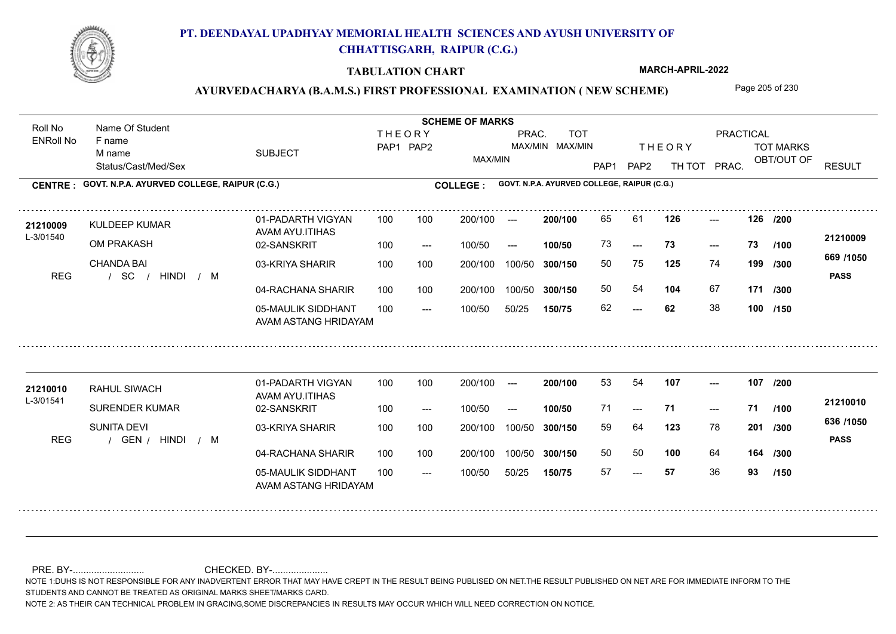# PT. DEENDAYAL UPADHYAY MEMORIAL HEALTH SCIENCES AND AYUSH UNIVERSITY OF CHHATTISGARH, RAIPUR (C.G.)

## TABULATION CHART

**MARCH-APRIL-2022**

### AYURVEDACHARYA (B.A.M.S.) FIRST PROFESSIONAL EXAMINATION ( NEW SCHEME)

**CENTRE : GOVT. N.P.A. AYURVED COLLEGE, RAIPUR (C.G.)**

**COLLEGE : GOVT. N.P.A. AYURVED COLLEGE, RAIPUR (C.G.)**

| Roll No / ENRoll No | Name Of Student / F name / M name / Status/Cast/Med/Sex | SUBJECT | THEORY PAP1 | THEORY PAP2 | MAX/MIN | PRAC. MAX/MIN | TOT MAX/MIN | PAP1 | PAP2 | TH TOT | PRAC. | TOT MARKS OBT/OUT OF | RESULT |
|---|---|---|---|---|---|---|---|---|---|---|---|---|---|
| 21210009 / L-3/01540 | KULDEEP KUMAR | 01-PADARTH VIGYAN AVAM AYU.ITIHAS | 100 | 100 | 200/100 | --- | 200/100 | 65 | 61 | 126 | --- | 126 /200 | 21210009 |
| | OM PRAKASH | 02-SANSKRIT | 100 | --- | 100/50 | --- | 100/50 | 73 | --- | 73 | --- | 73 /100 | 669 /1050 |
| | CHANDA BAI | 03-KRIYA SHARIR | 100 | 100 | 200/100 | 100/50 | 300/150 | 50 | 75 | 125 | 74 | 199 /300 | PASS |
| REG | / SC / HINDI / M | 04-RACHANA SHARIR | 100 | 100 | 200/100 | 100/50 | 300/150 | 50 | 54 | 104 | 67 | 171 /300 | |
| | | 05-MAULIK SIDDHANT AVAM ASTANG HRIDAYAM | 100 | --- | 100/50 | 50/25 | 150/75 | 62 | --- | 62 | 38 | 100 /150 | |
| 21210010 / L-3/01541 | RAHUL SIWACH | 01-PADARTH VIGYAN AVAM AYU.ITIHAS | 100 | 100 | 200/100 | --- | 200/100 | 53 | 54 | 107 | --- | 107 /200 | 21210010 |
| | SURENDER KUMAR | 02-SANSKRIT | 100 | --- | 100/50 | --- | 100/50 | 71 | --- | 71 | --- | 71 /100 | 636 /1050 |
| | SUNITA DEVI | 03-KRIYA SHARIR | 100 | 100 | 200/100 | 100/50 | 300/150 | 59 | 64 | 123 | 78 | 201 /300 | PASS |
| REG | / GEN / HINDI / M | 04-RACHANA SHARIR | 100 | 100 | 200/100 | 100/50 | 300/150 | 50 | 50 | 100 | 64 | 164 /300 | |
| | | 05-MAULIK SIDDHANT AVAM ASTANG HRIDAYAM | 100 | --- | 100/50 | 50/25 | 150/75 | 57 | --- | 57 | 36 | 93 /150 | |

PRE. BY-.......................... CHECKED. BY-....................

NOTE 1:DUHS IS NOT RESPONSIBLE FOR ANY INADVERTENT ERROR THAT MAY HAVE CREPT IN THE RESULT BEING PUBLISED ON NET.THE RESULT PUBLISHED ON NET ARE FOR IMMEDIATE INFORM TO THE STUDENTS AND CANNOT BE TREATED AS ORIGINAL MARKS SHEET/MARKS CARD.

NOTE 2: AS THEIR CAN TECHNICAL PROBLEM IN GRACING,SOME DISCREPANCIES IN RESULTS MAY OCCUR WHICH WILL NEED CORRECTION ON NOTICE.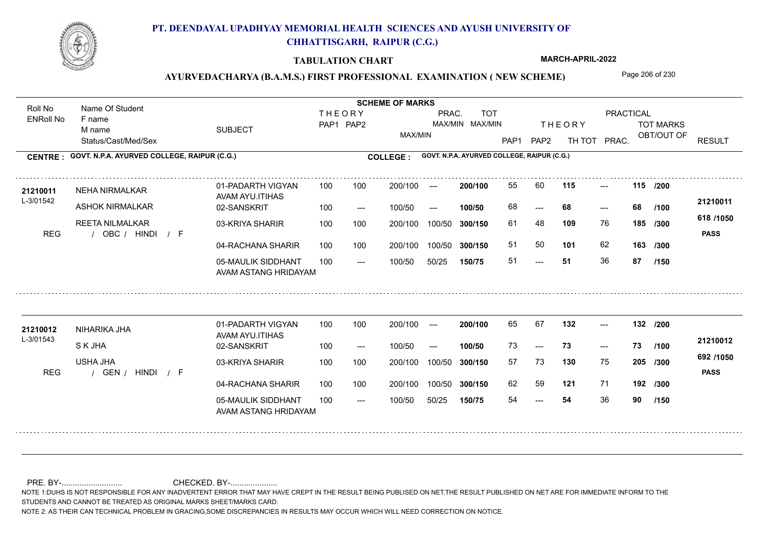# PT. DEENDAYAL UPADHYAY MEMORIAL HEALTH SCIENCES AND AYUSH UNIVERSITY OF CHHATTISGARH, RAIPUR (C.G.)

**TABULATION CHART**

**MARCH-APRIL-2022**

**AYURVEDACHARYA (B.A.M.S.) FIRST PROFESSIONAL EXAMINATION ( NEW SCHEME)**

**CENTRE : GOVT. N.P.A. AYURVED COLLEGE, RAIPUR (C.G.)**

**COLLEGE : GOVT. N.P.A. AYURVED COLLEGE, RAIPUR (C.G.)**

| Roll No / ENRoll No | Name Of Student / F name / M name / Status/Cast/Med/Sex | SUBJECT | THEORY PAP1 | THEORY PAP2 | MAX/MIN | PRAC. MAX/MIN | TOT MAX/MIN | THEORY PAP1 | THEORY PAP2 | TH TOT | PRACTICAL PRAC. | TOT MARKS OBT/OUT OF | RESULT |
|---|---|---|---|---|---|---|---|---|---|---|---|---|---|
| 21210011 | NEHA NIRMALKAR | 01-PADARTH VIGYAN AVAM AYU.ITIHAS | 100 | 100 | 200/100 | --- | 200/100 | 55 | 60 | 115 | --- | 115 /200 | 21210011 |
| L-3/01542 | ASHOK NIRMALKAR | 02-SANSKRIT | 100 | --- | 100/50 | --- | 100/50 | 68 | --- | 68 | --- | 68 /100 | 618 /1050 |
| | REETA NILMALKAR | 03-KRIYA SHARIR | 100 | 100 | 200/100 | 100/50 | 300/150 | 61 | 48 | 109 | 76 | 185 /300 | |
| REG | / OBC / HINDI / F | 04-RACHANA SHARIR | 100 | 100 | 200/100 | 100/50 | 300/150 | 51 | 50 | 101 | 62 | 163 /300 | PASS |
| | | 05-MAULIK SIDDHANT AVAM ASTANG HRIDAYAM | 100 | --- | 100/50 | 50/25 | 150/75 | 51 | --- | 51 | 36 | 87 /150 | |
| 21210012 | NIHARIKA JHA | 01-PADARTH VIGYAN AVAM AYU.ITIHAS | 100 | 100 | 200/100 | --- | 200/100 | 65 | 67 | 132 | --- | 132 /200 | 21210012 |
| L-3/01543 | S K JHA | 02-SANSKRIT | 100 | --- | 100/50 | --- | 100/50 | 73 | --- | 73 | --- | 73 /100 | 692 /1050 |
| | USHA JHA | 03-KRIYA SHARIR | 100 | 100 | 200/100 | 100/50 | 300/150 | 57 | 73 | 130 | 75 | 205 /300 | |
| REG | / GEN / HINDI / F | 04-RACHANA SHARIR | 100 | 100 | 200/100 | 100/50 | 300/150 | 62 | 59 | 121 | 71 | 192 /300 | PASS |
| | | 05-MAULIK SIDDHANT AVAM ASTANG HRIDAYAM | 100 | --- | 100/50 | 50/25 | 150/75 | 54 | --- | 54 | 36 | 90 /150 | |

PRE. BY-.......................... CHECKED. BY-.....................

NOTE 1:DUHS IS NOT RESPONSIBLE FOR ANY INADVERTENT ERROR THAT MAY HAVE CREPT IN THE RESULT BEING PUBLISED ON NET.THE RESULT PUBLISHED ON NET ARE FOR IMMEDIATE INFORM TO THE STUDENTS AND CANNOT BE TREATED AS ORIGINAL MARKS SHEET/MARKS CARD.

NOTE 2: AS THEIR CAN TECHNICAL PROBLEM IN GRACING,SOME DISCREPANCIES IN RESULTS MAY OCCUR WHICH WILL NEED CORRECTION ON NOTICE.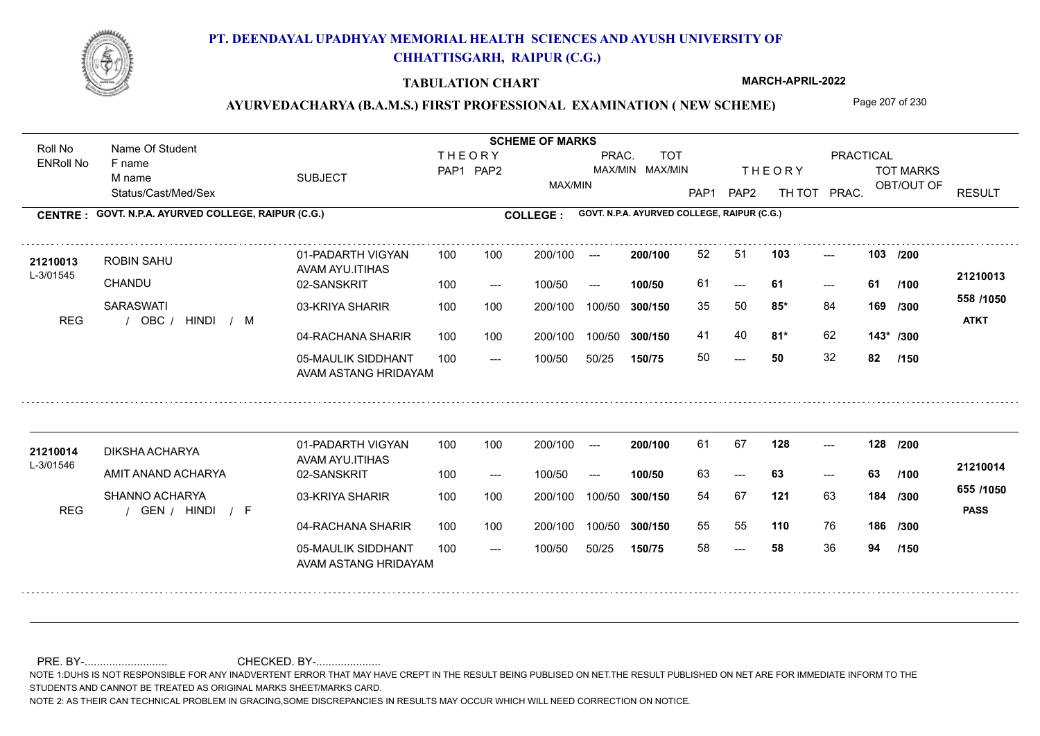# PT. DEENDAYAL UPADHYAY MEMORIAL HEALTH SCIENCES AND AYUSH UNIVERSITY OF CHHATTISGARH, RAIPUR (C.G.)

## TABULATION CHART

MARCH-APRIL-2022

### AYURVEDACHARYA (B.A.M.S.) FIRST PROFESSIONAL EXAMINATION ( NEW SCHEME)

**CENTRE : GOVT. N.P.A. AYURVED COLLEGE, RAIPUR (C.G.)**
**COLLEGE : GOVT. N.P.A. AYURVED COLLEGE, RAIPUR (C.G.)**

| Roll No / ENRoll No | Name Of Student / F name / M name / Status/Cast/Med/Sex | SUBJECT | THEORY PAP1 | THEORY PAP2 | MAX/MIN | PRAC. MAX/MIN | TOT MAX/MIN | PAP1 | PAP2 | TH TOT | PRAC. | TOT MARKS OBT/OUT OF | RESULT |
|---|---|---|---|---|---|---|---|---|---|---|---|---|---|
| 21210013 / L-3/01545 | ROBIN SAHU / CHANDU / SARASWATI / REG / OBC / HINDI / M | 01-PADARTH VIGYAN AVAM AYU.ITIHAS | 100 | 100 | 200/100 | --- | 200/100 | 52 | 51 | 103 | --- | 103 /200 | 21210013 |
| | | 02-SANSKRIT | 100 | --- | 100/50 | --- | 100/50 | 61 | --- | 61 | --- | 61 /100 | 558 /1050 |
| | | 03-KRIYA SHARIR | 100 | 100 | 200/100 | 100/50 | 300/150 | 35 | 50 | 85* | 84 | 169 /300 | ATKT |
| | | 04-RACHANA SHARIR | 100 | 100 | 200/100 | 100/50 | 300/150 | 41 | 40 | 81* | 62 | 143* /300 | |
| | | 05-MAULIK SIDDHANT AVAM ASTANG HRIDAYAM | 100 | --- | 100/50 | 50/25 | 150/75 | 50 | --- | 50 | 32 | 82 /150 | |
| 21210014 / L-3/01546 | DIKSHA ACHARYA / AMIT ANAND ACHARYA / SHANNO ACHARYA / REG / GEN / HINDI / F | 01-PADARTH VIGYAN AVAM AYU.ITIHAS | 100 | 100 | 200/100 | --- | 200/100 | 61 | 67 | 128 | --- | 128 /200 | 21210014 |
| | | 02-SANSKRIT | 100 | --- | 100/50 | --- | 100/50 | 63 | --- | 63 | --- | 63 /100 | 655 /1050 |
| | | 03-KRIYA SHARIR | 100 | 100 | 200/100 | 100/50 | 300/150 | 54 | 67 | 121 | 63 | 184 /300 | PASS |
| | | 04-RACHANA SHARIR | 100 | 100 | 200/100 | 100/50 | 300/150 | 55 | 55 | 110 | 76 | 186 /300 | |
| | | 05-MAULIK SIDDHANT AVAM ASTANG HRIDAYAM | 100 | --- | 100/50 | 50/25 | 150/75 | 58 | --- | 58 | 36 | 94 /150 | |

PRE. BY-........................... CHECKED. BY-.....................

NOTE 1:DUHS IS NOT RESPONSIBLE FOR ANY INADVERTENT ERROR THAT MAY HAVE CREPT IN THE RESULT BEING PUBLISED ON NET.THE RESULT PUBLISHED ON NET ARE FOR IMMEDIATE INFORM TO THE STUDENTS AND CANNOT BE TREATED AS ORIGINAL MARKS SHEET/MARKS CARD.

NOTE 2: AS THEIR CAN TECHNICAL PROBLEM IN GRACING,SOME DISCREPANCIES IN RESULTS MAY OCCUR WHICH WILL NEED CORRECTION ON NOTICE.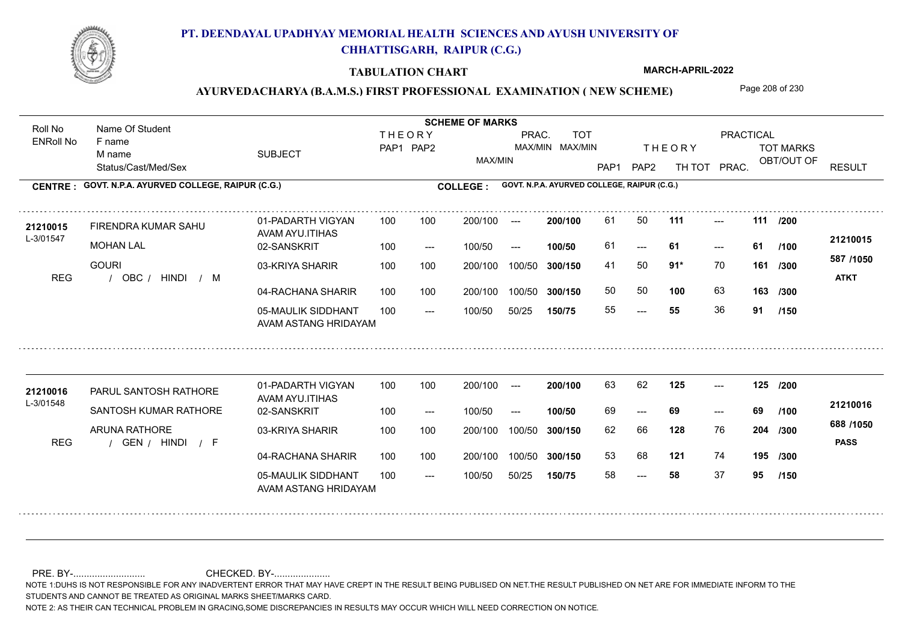# PT. DEENDAYAL UPADHYAY MEMORIAL HEALTH SCIENCES AND AYUSH UNIVERSITY OF CHHATTISGARH, RAIPUR (C.G.)

**TABULATION CHART** — MARCH-APRIL-2022

## AYURVEDACHARYA (B.A.M.S.) FIRST PROFESSIONAL EXAMINATION ( NEW SCHEME)

**CENTRE : GOVT. N.P.A. AYURVED COLLEGE, RAIPUR (C.G.)** — **COLLEGE : GOVT. N.P.A. AYURVED COLLEGE, RAIPUR (C.G.)**

| Roll No / ENRoll No | Name Of Student / F name / M name / Status/Cast/Med/Sex | SUBJECT | THEORY PAP1 | THEORY PAP2 | MAX/MIN | PRAC. MAX/MIN | TOT MAX/MIN | PAP1 | PAP2 | TH TOT | PRAC. | TOT MARKS OBT/OUT OF | RESULT |
|---|---|---|---|---|---|---|---|---|---|---|---|---|---|
| 21210015 | FIRENDRA KUMAR SAHU | 01-PADARTH VIGYAN AVAM AYU.ITIHAS | 100 | 100 | 200/100 | --- | 200/100 | 61 | 50 | 111 | --- | 111 /200 | 21210015 |
| L-3/01547 | MOHAN LAL | 02-SANSKRIT | 100 | --- | 100/50 | --- | 100/50 | 61 | --- | 61 | --- | 61 /100 | 587 /1050 |
| | GOURI | 03-KRIYA SHARIR | 100 | 100 | 200/100 | 100/50 | 300/150 | 41 | 50 | 91* | 70 | 161 /300 | ATKT |
| REG | / OBC / HINDI / M | 04-RACHANA SHARIR | 100 | 100 | 200/100 | 100/50 | 300/150 | 50 | 50 | 100 | 63 | 163 /300 | |
| | | 05-MAULIK SIDDHANT AVAM ASTANG HRIDAYAM | 100 | --- | 100/50 | 50/25 | 150/75 | 55 | --- | 55 | 36 | 91 /150 | |
| 21210016 | PARUL SANTOSH RATHORE | 01-PADARTH VIGYAN AVAM AYU.ITIHAS | 100 | 100 | 200/100 | --- | 200/100 | 63 | 62 | 125 | --- | 125 /200 | 21210016 |
| L-3/01548 | SANTOSH KUMAR RATHORE | 02-SANSKRIT | 100 | --- | 100/50 | --- | 100/50 | 69 | --- | 69 | --- | 69 /100 | 688 /1050 |
| | ARUNA RATHORE | 03-KRIYA SHARIR | 100 | 100 | 200/100 | 100/50 | 300/150 | 62 | 66 | 128 | 76 | 204 /300 | PASS |
| REG | / GEN / HINDI / F | 04-RACHANA SHARIR | 100 | 100 | 200/100 | 100/50 | 300/150 | 53 | 68 | 121 | 74 | 195 /300 | |
| | | 05-MAULIK SIDDHANT AVAM ASTANG HRIDAYAM | 100 | --- | 100/50 | 50/25 | 150/75 | 58 | --- | 58 | 37 | 95 /150 | |

PRE. BY-.......................... CHECKED. BY-.....................

NOTE 1:DUHS IS NOT RESPONSIBLE FOR ANY INADVERTENT ERROR THAT MAY HAVE CREPT IN THE RESULT BEING PUBLISED ON NET.THE RESULT PUBLISHED ON NET ARE FOR IMMEDIATE INFORM TO THE STUDENTS AND CANNOT BE TREATED AS ORIGINAL MARKS SHEET/MARKS CARD.

NOTE 2: AS THEIR CAN TECHNICAL PROBLEM IN GRACING,SOME DISCREPANCIES IN RESULTS MAY OCCUR WHICH WILL NEED CORRECTION ON NOTICE.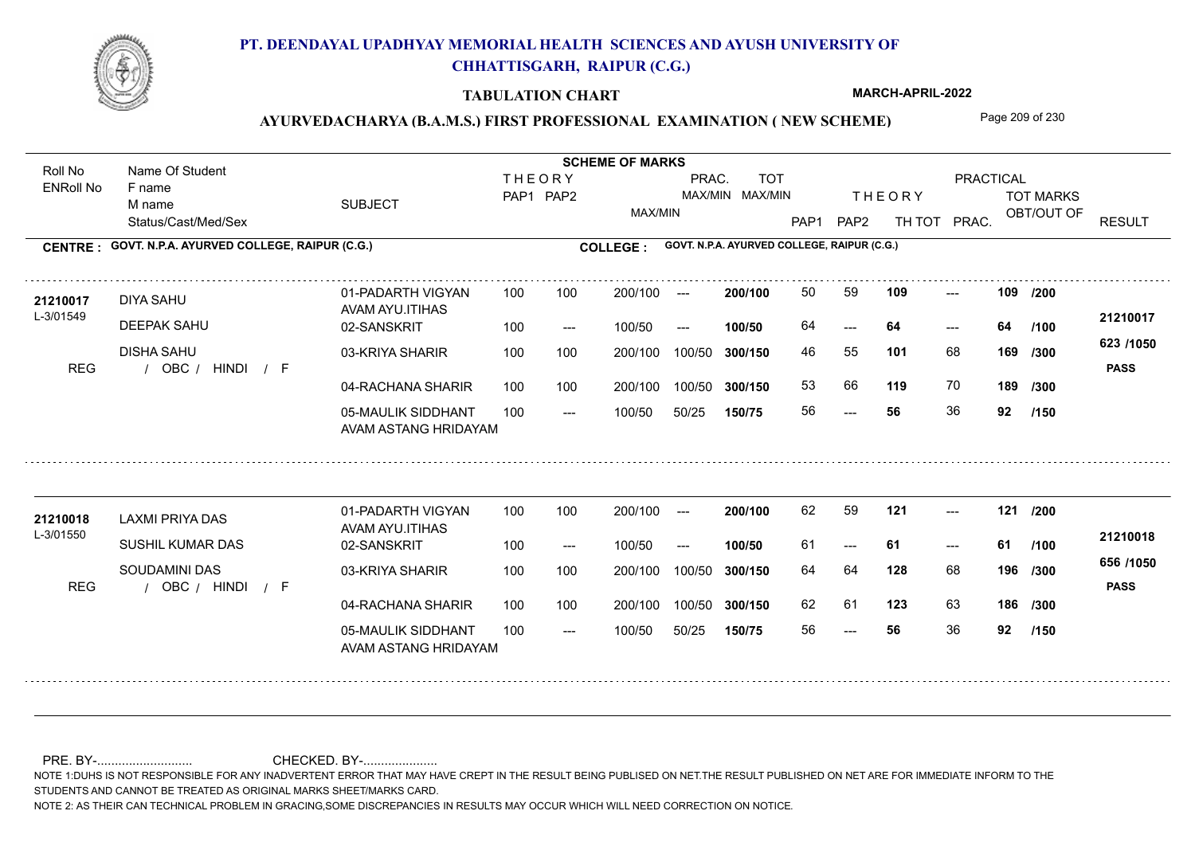# PT. DEENDAYAL UPADHYAY MEMORIAL HEALTH SCIENCES AND AYUSH UNIVERSITY OF CHHATTISGARH, RAIPUR (C.G.)

**TABULATION CHART**

**MARCH-APRIL-2022**

**AYURVEDACHARYA (B.A.M.S.) FIRST PROFESSIONAL EXAMINATION ( NEW SCHEME)**

**CENTRE : GOVT. N.P.A. AYURVED COLLEGE, RAIPUR (C.G.)**

**COLLEGE : GOVT. N.P.A. AYURVED COLLEGE, RAIPUR (C.G.)**

| Roll No / ENRoll No | Name Of Student / F name / M name / Status/Cast/Med/Sex | SUBJECT | THEORY PAP1 | THEORY PAP2 | MAX/MIN | PRAC. MAX/MIN | TOT MAX/MIN | PAP1 | PAP2 | TH TOT | PRAC. | TOT MARKS OBT/OUT OF | RESULT |
|---|---|---|---|---|---|---|---|---|---|---|---|---|---|
| 21210017 | DIYA SAHU | 01-PADARTH VIGYAN AVAM AYU.ITIHAS | 100 | 100 | 200/100 | --- | 200/100 | 50 | 59 | 109 | --- | 109 /200 | |
| L-3/01549 | DEEPAK SAHU | 02-SANSKRIT | 100 | --- | 100/50 | --- | 100/50 | 64 | --- | 64 | --- | 64 /100 | 21210017 |
| | DISHA SAHU | 03-KRIYA SHARIR | 100 | 100 | 200/100 | 100/50 | 300/150 | 46 | 55 | 101 | 68 | 169 /300 | 623 /1050 |
| REG | / OBC / HINDI / F | 04-RACHANA SHARIR | 100 | 100 | 200/100 | 100/50 | 300/150 | 53 | 66 | 119 | 70 | 189 /300 | PASS |
| | | 05-MAULIK SIDDHANT AVAM ASTANG HRIDAYAM | 100 | --- | 100/50 | 50/25 | 150/75 | 56 | --- | 56 | 36 | 92 /150 | |
| 21210018 | LAXMI PRIYA DAS | 01-PADARTH VIGYAN AVAM AYU.ITIHAS | 100 | 100 | 200/100 | --- | 200/100 | 62 | 59 | 121 | --- | 121 /200 | |
| L-3/01550 | SUSHIL KUMAR DAS | 02-SANSKRIT | 100 | --- | 100/50 | --- | 100/50 | 61 | --- | 61 | --- | 61 /100 | 21210018 |
| | SOUDAMINI DAS | 03-KRIYA SHARIR | 100 | 100 | 200/100 | 100/50 | 300/150 | 64 | 64 | 128 | 68 | 196 /300 | 656 /1050 |
| REG | / OBC / HINDI / F | 04-RACHANA SHARIR | 100 | 100 | 200/100 | 100/50 | 300/150 | 62 | 61 | 123 | 63 | 186 /300 | PASS |
| | | 05-MAULIK SIDDHANT AVAM ASTANG HRIDAYAM | 100 | --- | 100/50 | 50/25 | 150/75 | 56 | --- | 56 | 36 | 92 /150 | |

PRE. BY-.......................... CHECKED. BY-.....................

NOTE 1:DUHS IS NOT RESPONSIBLE FOR ANY INADVERTENT ERROR THAT MAY HAVE CREPT IN THE RESULT BEING PUBLISED ON NET.THE RESULT PUBLISHED ON NET ARE FOR IMMEDIATE INFORM TO THE STUDENTS AND CANNOT BE TREATED AS ORIGINAL MARKS SHEET/MARKS CARD.

NOTE 2: AS THEIR CAN TECHNICAL PROBLEM IN GRACING,SOME DISCREPANCIES IN RESULTS MAY OCCUR WHICH WILL NEED CORRECTION ON NOTICE.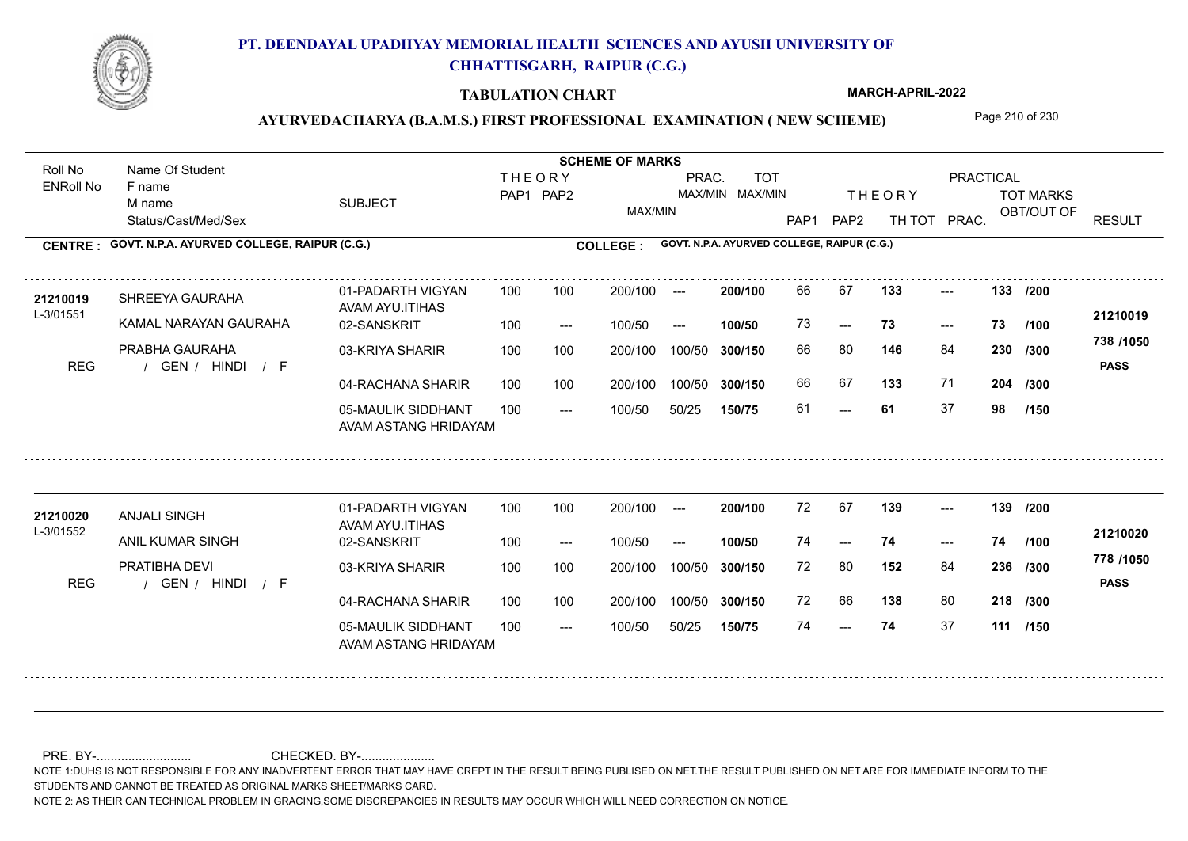# PT. DEENDAYAL UPADHYAY MEMORIAL HEALTH SCIENCES AND AYUSH UNIVERSITY OF CHHATTISGARH, RAIPUR (C.G.)

## TABULATION CHART

MARCH-APRIL-2022

### AYURVEDACHARYA (B.A.M.S.) FIRST PROFESSIONAL EXAMINATION ( NEW SCHEME)

| Roll No / ENRoll No | Name Of Student / F name / M name / Status/Cast/Med/Sex | SUBJECT | THEORY PAP1 | THEORY PAP2 | MAX/MIN | PRAC. MAX/MIN | TOT MAX/MIN | THEORY PAP1 | THEORY PAP2 | TH TOT | PRACTICAL PRAC. | TOT MARKS OBT/OUT OF | RESULT |
|---|---|---|---|---|---|---|---|---|---|---|---|---|---|

**CENTRE : GOVT. N.P.A. AYURVED COLLEGE, RAIPUR (C.G.)** **COLLEGE : GOVT. N.P.A. AYURVED COLLEGE, RAIPUR (C.G.)**

| Roll No / ENRoll No | Name Of Student / F name / M name / Status/Cast/Med/Sex | SUBJECT | THEORY PAP1 | THEORY PAP2 | MAX/MIN | PRAC. MAX/MIN | TOT MAX/MIN | PAP1 | PAP2 | TH TOT | PRAC. | TOT MARKS OBT/OUT OF | RESULT |
|---|---|---|---|---|---|---|---|---|---|---|---|---|---|
| 21210019 | SHREEYA GAURAHA | 01-PADARTH VIGYAN AVAM AYU.ITIHAS | 100 | 100 | 200/100 | --- | 200/100 | 66 | 67 | 133 | --- | 133 /200 | 21210019 |
| L-3/01551 | KAMAL NARAYAN GAURAHA | 02-SANSKRIT | 100 | --- | 100/50 | --- | 100/50 | 73 | --- | 73 | --- | 73 /100 | 738 /1050 |
| | PRABHA GAURAHA | 03-KRIYA SHARIR | 100 | 100 | 200/100 | 100/50 | 300/150 | 66 | 80 | 146 | 84 | 230 /300 | PASS |
| REG | / GEN / HINDI / F | 04-RACHANA SHARIR | 100 | 100 | 200/100 | 100/50 | 300/150 | 66 | 67 | 133 | 71 | 204 /300 | |
| | | 05-MAULIK SIDDHANT AVAM ASTANG HRIDAYAM | 100 | --- | 100/50 | 50/25 | 150/75 | 61 | --- | 61 | 37 | 98 /150 | |
| 21210020 | ANJALI SINGH | 01-PADARTH VIGYAN AVAM AYU.ITIHAS | 100 | 100 | 200/100 | --- | 200/100 | 72 | 67 | 139 | --- | 139 /200 | 21210020 |
| L-3/01552 | ANIL KUMAR SINGH | 02-SANSKRIT | 100 | --- | 100/50 | --- | 100/50 | 74 | --- | 74 | --- | 74 /100 | 778 /1050 |
| | PRATIBHA DEVI | 03-KRIYA SHARIR | 100 | 100 | 200/100 | 100/50 | 300/150 | 72 | 80 | 152 | 84 | 236 /300 | PASS |
| REG | / GEN / HINDI / F | 04-RACHANA SHARIR | 100 | 100 | 200/100 | 100/50 | 300/150 | 72 | 66 | 138 | 80 | 218 /300 | |
| | | 05-MAULIK SIDDHANT AVAM ASTANG HRIDAYAM | 100 | --- | 100/50 | 50/25 | 150/75 | 74 | --- | 74 | 37 | 111 /150 | |

PRE. BY-........................... CHECKED. BY-.....................

NOTE 1:DUHS IS NOT RESPONSIBLE FOR ANY INADVERTENT ERROR THAT MAY HAVE CREPT IN THE RESULT BEING PUBLISED ON NET.THE RESULT PUBLISHED ON NET ARE FOR IMMEDIATE INFORM TO THE STUDENTS AND CANNOT BE TREATED AS ORIGINAL MARKS SHEET/MARKS CARD.

NOTE 2: AS THEIR CAN TECHNICAL PROBLEM IN GRACING,SOME DISCREPANCIES IN RESULTS MAY OCCUR WHICH WILL NEED CORRECTION ON NOTICE.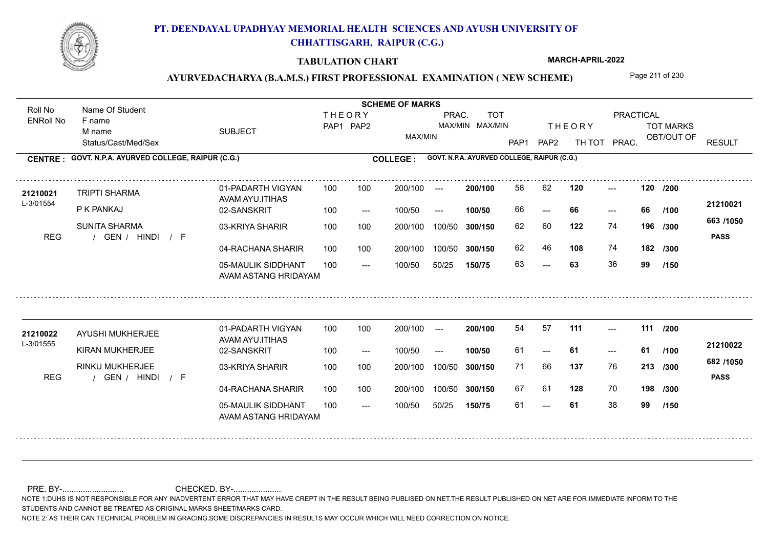# PT. DEENDAYAL UPADHYAY MEMORIAL HEALTH SCIENCES AND AYUSH UNIVERSITY OF CHHATTISGARH, RAIPUR (C.G.)

**TABULATION CHART** — MARCH-APRIL-2022

## AYURVEDACHARYA (B.A.M.S.) FIRST PROFESSIONAL EXAMINATION ( NEW SCHEME)

**CENTRE : GOVT. N.P.A. AYURVED COLLEGE, RAIPUR (C.G.)** — **COLLEGE : GOVT. N.P.A. AYURVED COLLEGE, RAIPUR (C.G.)**

| Roll No / ENRoll No | Name Of Student / F name / M name / Status/Cast/Med/Sex | SUBJECT | THEORY PAP1 | THEORY PAP2 | MAX/MIN | PRAC. MAX/MIN | TOT MAX/MIN | PAP1 | PAP2 | TH TOT | PRAC. | TOT MARKS OBT/OUT OF | RESULT |
|---|---|---|---|---|---|---|---|---|---|---|---|---|---|
| 21210021 | TRIPTI SHARMA | 01-PADARTH VIGYAN AVAM AYU.ITIHAS | 100 | 100 | 200/100 | --- | 200/100 | 58 | 62 | 120 | --- | 120 /200 | 21210021 |
| L-3/01554 | P K PANKAJ | 02-SANSKRIT | 100 | --- | 100/50 | --- | 100/50 | 66 | --- | 66 | --- | 66 /100 | |
| | SUNITA SHARMA | 03-KRIYA SHARIR | 100 | 100 | 200/100 | 100/50 | 300/150 | 62 | 60 | 122 | 74 | 196 /300 | 663 /1050 |
| REG | / GEN / HINDI / F | 04-RACHANA SHARIR | 100 | 100 | 200/100 | 100/50 | 300/150 | 62 | 46 | 108 | 74 | 182 /300 | PASS |
| | | 05-MAULIK SIDDHANT AVAM ASTANG HRIDAYAM | 100 | --- | 100/50 | 50/25 | 150/75 | 63 | --- | 63 | 36 | 99 /150 | |
| 21210022 | AYUSHI MUKHERJEE | 01-PADARTH VIGYAN AVAM AYU.ITIHAS | 100 | 100 | 200/100 | --- | 200/100 | 54 | 57 | 111 | --- | 111 /200 | 21210022 |
| L-3/01555 | KIRAN MUKHERJEE | 02-SANSKRIT | 100 | --- | 100/50 | --- | 100/50 | 61 | --- | 61 | --- | 61 /100 | |
| | RINKU MUKHERJEE | 03-KRIYA SHARIR | 100 | 100 | 200/100 | 100/50 | 300/150 | 71 | 66 | 137 | 76 | 213 /300 | 682 /1050 |
| REG | / GEN / HINDI / F | 04-RACHANA SHARIR | 100 | 100 | 200/100 | 100/50 | 300/150 | 67 | 61 | 128 | 70 | 198 /300 | PASS |
| | | 05-MAULIK SIDDHANT AVAM ASTANG HRIDAYAM | 100 | --- | 100/50 | 50/25 | 150/75 | 61 | --- | 61 | 38 | 99 /150 | |

PRE. BY-.......................... CHECKED. BY-....................

NOTE 1:DUHS IS NOT RESPONSIBLE FOR ANY INADVERTENT ERROR THAT MAY HAVE CREPT IN THE RESULT BEING PUBLISED ON NET.THE RESULT PUBLISHED ON NET ARE FOR IMMEDIATE INFORM TO THE STUDENTS AND CANNOT BE TREATED AS ORIGINAL MARKS SHEET/MARKS CARD.

NOTE 2: AS THEIR CAN TECHNICAL PROBLEM IN GRACING,SOME DISCREPANCIES IN RESULTS MAY OCCUR WHICH WILL NEED CORRECTION ON NOTICE.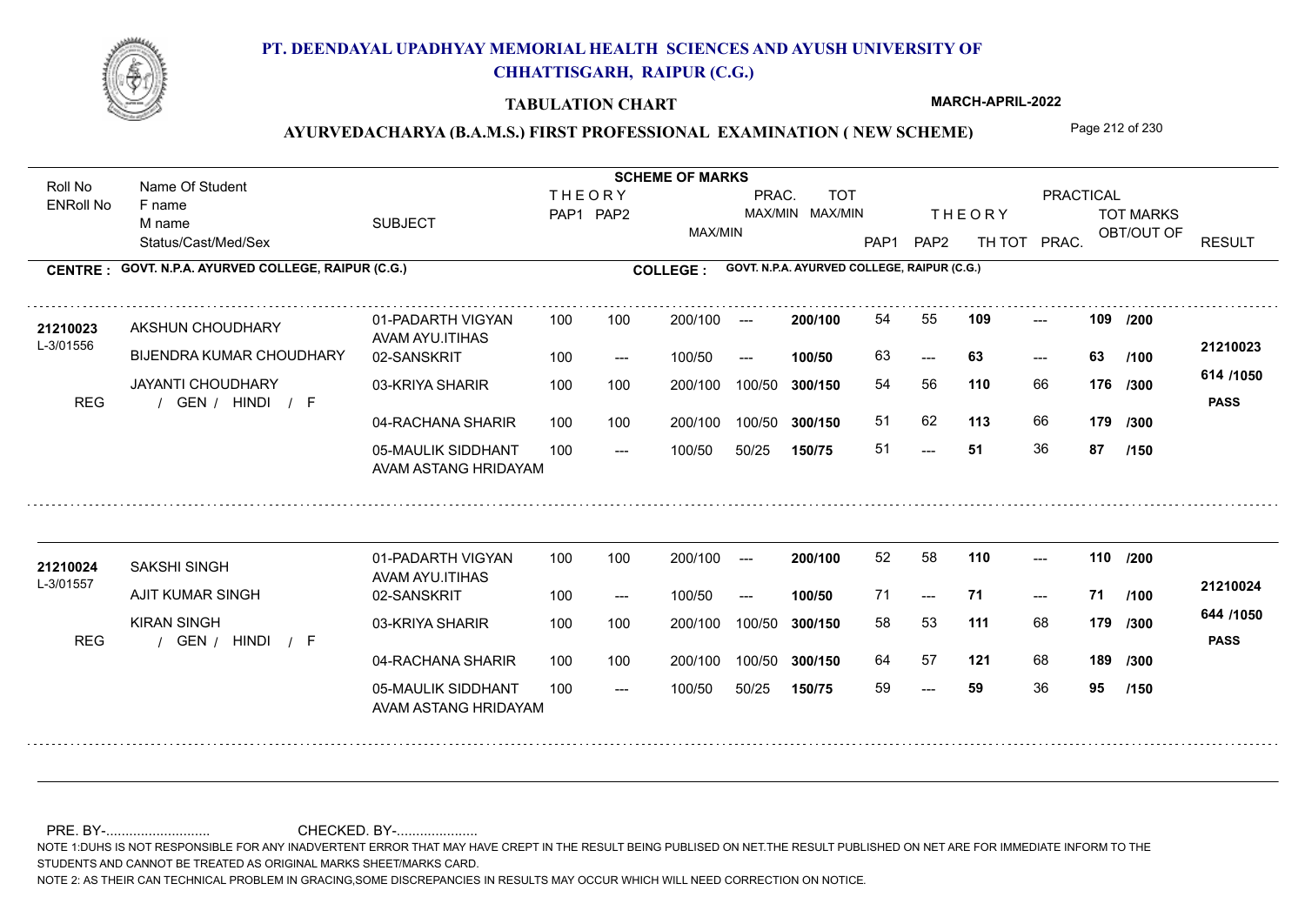# PT. DEENDAYAL UPADHYAY MEMORIAL HEALTH SCIENCES AND AYUSH UNIVERSITY OF CHHATTISGARH, RAIPUR (C.G.)

## TABULATION CHART

MARCH-APRIL-2022

### AYURVEDACHARYA (B.A.M.S.) FIRST PROFESSIONAL EXAMINATION ( NEW SCHEME)

| Roll No / ENRoll No | Name Of Student / F name / M name / Status/Cast/Med/Sex | SUBJECT | THEORY PAP1 | THEORY PAP2 | MAX/MIN | PRAC. MAX/MIN | TOT MAX/MIN | THEORY PAP1 | THEORY PAP2 | TH TOT | PRACTICAL PRAC. | TOT MARKS OBT/OUT OF | RESULT |
|---|---|---|---|---|---|---|---|---|---|---|---|---|---|

**CENTRE : GOVT. N.P.A. AYURVED COLLEGE, RAIPUR (C.G.)** **COLLEGE : GOVT. N.P.A. AYURVED COLLEGE, RAIPUR (C.G.)**

| Roll No / ENRoll No | Name / F name / M name / Status | SUBJECT | PAP1 | PAP2 | MAX/MIN | PRAC. | TOT | PAP1 | PAP2 | TH TOT | PRAC. | TOT MARKS | RESULT |
|---|---|---|---|---|---|---|---|---|---|---|---|---|---|
| 21210023 | AKSHUN CHOUDHARY | 01-PADARTH VIGYAN AVAM AYU.ITIHAS | 100 | 100 | 200/100 | --- | 200/100 | 54 | 55 | 109 | --- | 109 /200 | 21210023 |
| L-3/01556 | BIJENDRA KUMAR CHOUDHARY | 02-SANSKRIT | 100 | --- | 100/50 | --- | 100/50 | 63 | --- | 63 | --- | 63 /100 | |
| | JAYANTI CHOUDHARY | 03-KRIYA SHARIR | 100 | 100 | 200/100 | 100/50 | 300/150 | 54 | 56 | 110 | 66 | 176 /300 | 614 /1050 |
| REG | / GEN / HINDI / F | 04-RACHANA SHARIR | 100 | 100 | 200/100 | 100/50 | 300/150 | 51 | 62 | 113 | 66 | 179 /300 | PASS |
| | | 05-MAULIK SIDDHANT AVAM ASTANG HRIDAYAM | 100 | --- | 100/50 | 50/25 | 150/75 | 51 | --- | 51 | 36 | 87 /150 | |
| 21210024 | SAKSHI SINGH | 01-PADARTH VIGYAN AVAM AYU.ITIHAS | 100 | 100 | 200/100 | --- | 200/100 | 52 | 58 | 110 | --- | 110 /200 | 21210024 |
| L-3/01557 | AJIT KUMAR SINGH | 02-SANSKRIT | 100 | --- | 100/50 | --- | 100/50 | 71 | --- | 71 | --- | 71 /100 | |
| | KIRAN SINGH | 03-KRIYA SHARIR | 100 | 100 | 200/100 | 100/50 | 300/150 | 58 | 53 | 111 | 68 | 179 /300 | 644 /1050 |
| REG | / GEN / HINDI / F | 04-RACHANA SHARIR | 100 | 100 | 200/100 | 100/50 | 300/150 | 64 | 57 | 121 | 68 | 189 /300 | PASS |
| | | 05-MAULIK SIDDHANT AVAM ASTANG HRIDAYAM | 100 | --- | 100/50 | 50/25 | 150/75 | 59 | --- | 59 | 36 | 95 /150 | |

PRE. BY-........................... CHECKED. BY-.....................

NOTE 1:DUHS IS NOT RESPONSIBLE FOR ANY INADVERTENT ERROR THAT MAY HAVE CREPT IN THE RESULT BEING PUBLISED ON NET.THE RESULT PUBLISHED ON NET ARE FOR IMMEDIATE INFORM TO THE STUDENTS AND CANNOT BE TREATED AS ORIGINAL MARKS SHEET/MARKS CARD.

NOTE 2: AS THEIR CAN TECHNICAL PROBLEM IN GRACING,SOME DISCREPANCIES IN RESULTS MAY OCCUR WHICH WILL NEED CORRECTION ON NOTICE.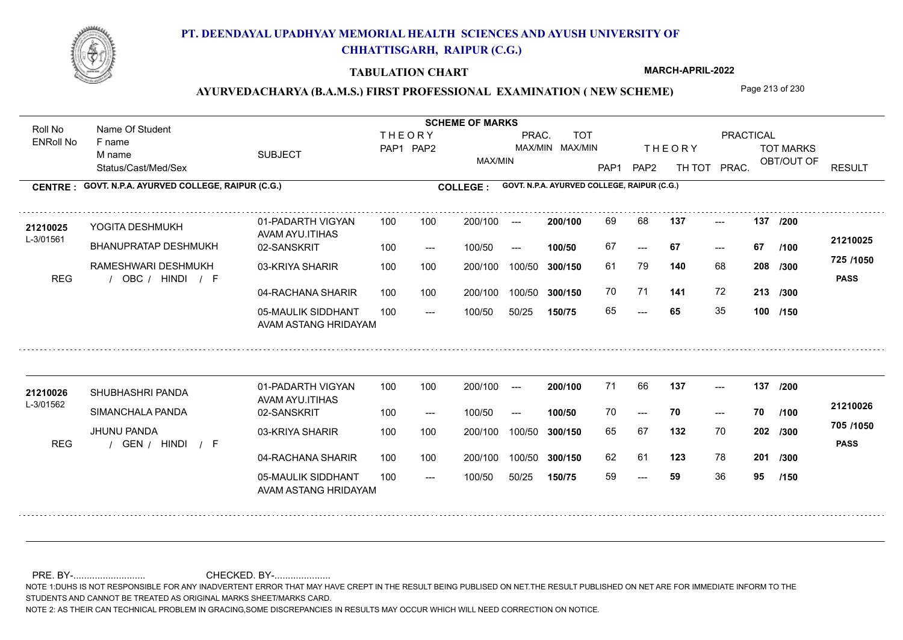# PT. DEENDAYAL UPADHYAY MEMORIAL HEALTH SCIENCES AND AYUSH UNIVERSITY OF CHHATTISGARH, RAIPUR (C.G.)

## TABULATION CHART

MARCH-APRIL-2022

### AYURVEDACHARYA (B.A.M.S.) FIRST PROFESSIONAL EXAMINATION ( NEW SCHEME)

**CENTRE : GOVT. N.P.A. AYURVED COLLEGE, RAIPUR (C.G.)** — **COLLEGE : GOVT. N.P.A. AYURVED COLLEGE, RAIPUR (C.G.)**

| Roll No / ENRoll No | Name Of Student / F name / M name / Status/Cast/Med/Sex | SUBJECT | THEORY PAP1 | THEORY PAP2 | MAX/MIN | PRAC. MAX/MIN | TOT MAX/MIN | THEORY PAP1 | THEORY PAP2 | TH TOT | PRAC. | TOT MARKS OBT/OUT OF | RESULT |
|---|---|---|---|---|---|---|---|---|---|---|---|---|---|
| 21210025 | YOGITA DESHMUKH | 01-PADARTH VIGYAN AVAM AYU.ITIHAS | 100 | 100 | 200/100 | --- | 200/100 | 69 | 68 | 137 | --- | 137 /200 | 21210025 |
| L-3/01561 | BHANUPRATAP DESHMUKH | 02-SANSKRIT | 100 | --- | 100/50 | --- | 100/50 | 67 | --- | 67 | --- | 67 /100 | 725 /1050 |
| | RAMESHWARI DESHMUKH | 03-KRIYA SHARIR | 100 | 100 | 200/100 | 100/50 | 300/150 | 61 | 79 | 140 | 68 | 208 /300 | |
| REG | / OBC / HINDI / F | 04-RACHANA SHARIR | 100 | 100 | 200/100 | 100/50 | 300/150 | 70 | 71 | 141 | 72 | 213 /300 | PASS |
| | | 05-MAULIK SIDDHANT AVAM ASTANG HRIDAYAM | 100 | --- | 100/50 | 50/25 | 150/75 | 65 | --- | 65 | 35 | 100 /150 | |
| 21210026 | SHUBHASHRI PANDA | 01-PADARTH VIGYAN AVAM AYU.ITIHAS | 100 | 100 | 200/100 | --- | 200/100 | 71 | 66 | 137 | --- | 137 /200 | 21210026 |
| L-3/01562 | SIMANCHALA PANDA | 02-SANSKRIT | 100 | --- | 100/50 | --- | 100/50 | 70 | --- | 70 | --- | 70 /100 | 705 /1050 |
| | JHUNU PANDA | 03-KRIYA SHARIR | 100 | 100 | 200/100 | 100/50 | 300/150 | 65 | 67 | 132 | 70 | 202 /300 | |
| REG | / GEN / HINDI / F | 04-RACHANA SHARIR | 100 | 100 | 200/100 | 100/50 | 300/150 | 62 | 61 | 123 | 78 | 201 /300 | PASS |
| | | 05-MAULIK SIDDHANT AVAM ASTANG HRIDAYAM | 100 | --- | 100/50 | 50/25 | 150/75 | 59 | --- | 59 | 36 | 95 /150 | |

PRE. BY-.......................... CHECKED. BY-.....................

NOTE 1:DUHS IS NOT RESPONSIBLE FOR ANY INADVERTENT ERROR THAT MAY HAVE CREPT IN THE RESULT BEING PUBLISED ON NET.THE RESULT PUBLISHED ON NET ARE FOR IMMEDIATE INFORM TO THE STUDENTS AND CANNOT BE TREATED AS ORIGINAL MARKS SHEET/MARKS CARD.

NOTE 2: AS THEIR CAN TECHNICAL PROBLEM IN GRACING,SOME DISCREPANCIES IN RESULTS MAY OCCUR WHICH WILL NEED CORRECTION ON NOTICE.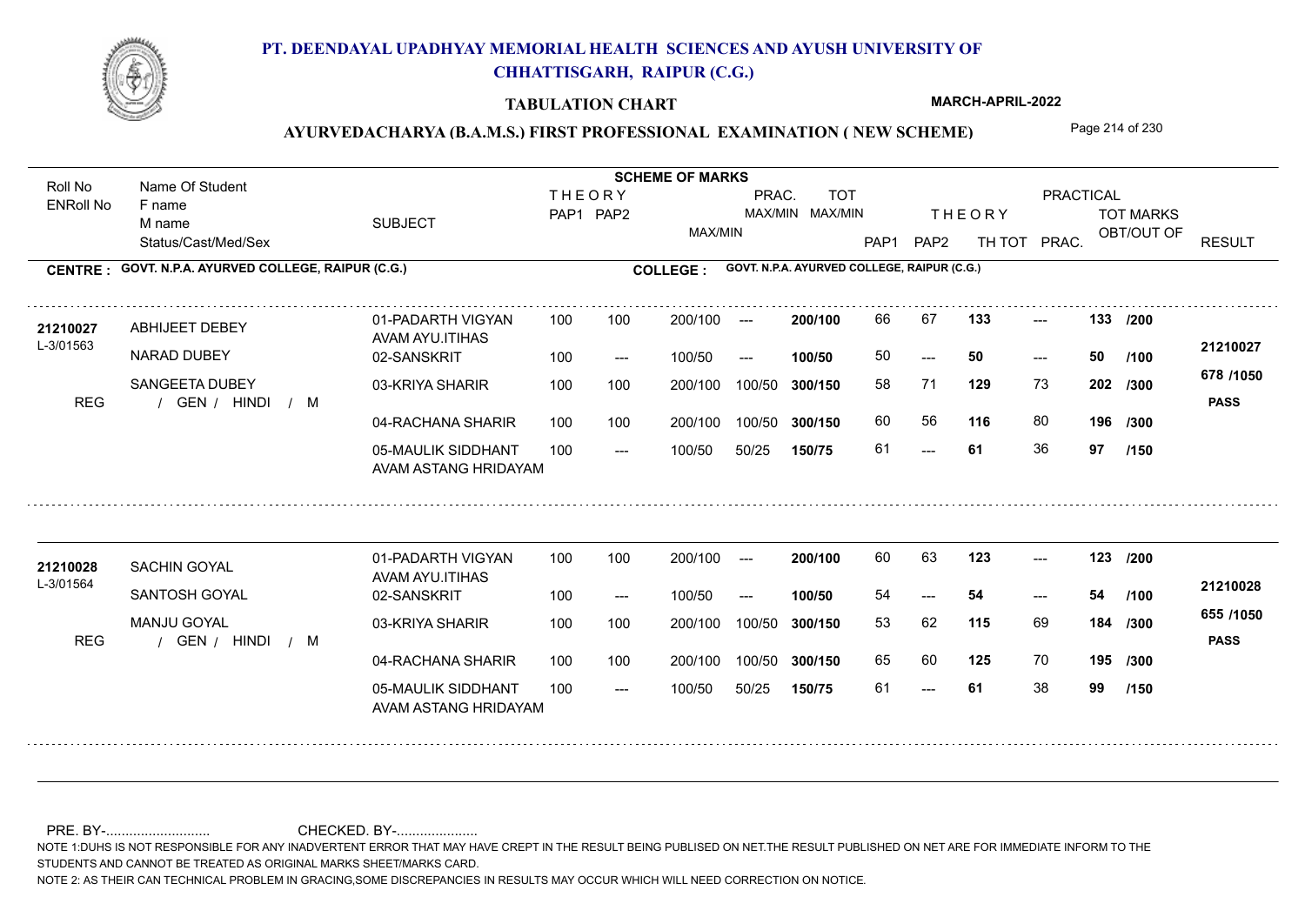# PT. DEENDAYAL UPADHYAY MEMORIAL HEALTH SCIENCES AND AYUSH UNIVERSITY OF CHHATTISGARH, RAIPUR (C.G.)

## TABULATION CHART

MARCH-APRIL-2022

### AYURVEDACHARYA (B.A.M.S.) FIRST PROFESSIONAL EXAMINATION ( NEW SCHEME)

| Roll No / ENRoll No | Name Of Student / F name / M name / Status/Cast/Med/Sex | SUBJECT | THEORY PAP1 | THEORY PAP2 | MAX/MIN | PRAC. MAX/MIN | TOT MAX/MIN | PAP1 | PAP2 | TH TOT | PRAC. | TOT MARKS OBT/OUT OF | RESULT |
|---|---|---|---|---|---|---|---|---|---|---|---|---|---|
| **CENTRE : GOVT. N.P.A. AYURVED COLLEGE, RAIPUR (C.G.)** | | **COLLEGE : GOVT. N.P.A. AYURVED COLLEGE, RAIPUR (C.G.)** | | | | | | | | | | | |
| 21210027 / L-3/01563 | ABHIJEET DEBEY | 01-PADARTH VIGYAN AVAM AYU.ITIHAS | 100 | 100 | 200/100 | --- | 200/100 | 66 | 67 | 133 | --- | 133 /200 | 21210027 |
| | NARAD DUBEY | 02-SANSKRIT | 100 | --- | 100/50 | --- | 100/50 | 50 | --- | 50 | --- | 50 /100 | |
| | SANGEETA DUBEY | 03-KRIYA SHARIR | 100 | 100 | 200/100 | 100/50 | 300/150 | 58 | 71 | 129 | 73 | 202 /300 | 678 /1050 |
| REG | / GEN / HINDI / M | 04-RACHANA SHARIR | 100 | 100 | 200/100 | 100/50 | 300/150 | 60 | 56 | 116 | 80 | 196 /300 | PASS |
| | | 05-MAULIK SIDDHANT AVAM ASTANG HRIDAYAM | 100 | --- | 100/50 | 50/25 | 150/75 | 61 | --- | 61 | 36 | 97 /150 | |
| 21210028 / L-3/01564 | SACHIN GOYAL | 01-PADARTH VIGYAN AVAM AYU.ITIHAS | 100 | 100 | 200/100 | --- | 200/100 | 60 | 63 | 123 | --- | 123 /200 | 21210028 |
| | SANTOSH GOYAL | 02-SANSKRIT | 100 | --- | 100/50 | --- | 100/50 | 54 | --- | 54 | --- | 54 /100 | |
| | MANJU GOYAL | 03-KRIYA SHARIR | 100 | 100 | 200/100 | 100/50 | 300/150 | 53 | 62 | 115 | 69 | 184 /300 | 655 /1050 |
| REG | / GEN / HINDI / M | 04-RACHANA SHARIR | 100 | 100 | 200/100 | 100/50 | 300/150 | 65 | 60 | 125 | 70 | 195 /300 | PASS |
| | | 05-MAULIK SIDDHANT AVAM ASTANG HRIDAYAM | 100 | --- | 100/50 | 50/25 | 150/75 | 61 | --- | 61 | 38 | 99 /150 | |

PRE. BY-.......................... CHECKED. BY-.....................

NOTE 1:DUHS IS NOT RESPONSIBLE FOR ANY INADVERTENT ERROR THAT MAY HAVE CREPT IN THE RESULT BEING PUBLISED ON NET.THE RESULT PUBLISHED ON NET ARE FOR IMMEDIATE INFORM TO THE STUDENTS AND CANNOT BE TREATED AS ORIGINAL MARKS SHEET/MARKS CARD.

NOTE 2: AS THEIR CAN TECHNICAL PROBLEM IN GRACING,SOME DISCREPANCIES IN RESULTS MAY OCCUR WHICH WILL NEED CORRECTION ON NOTICE.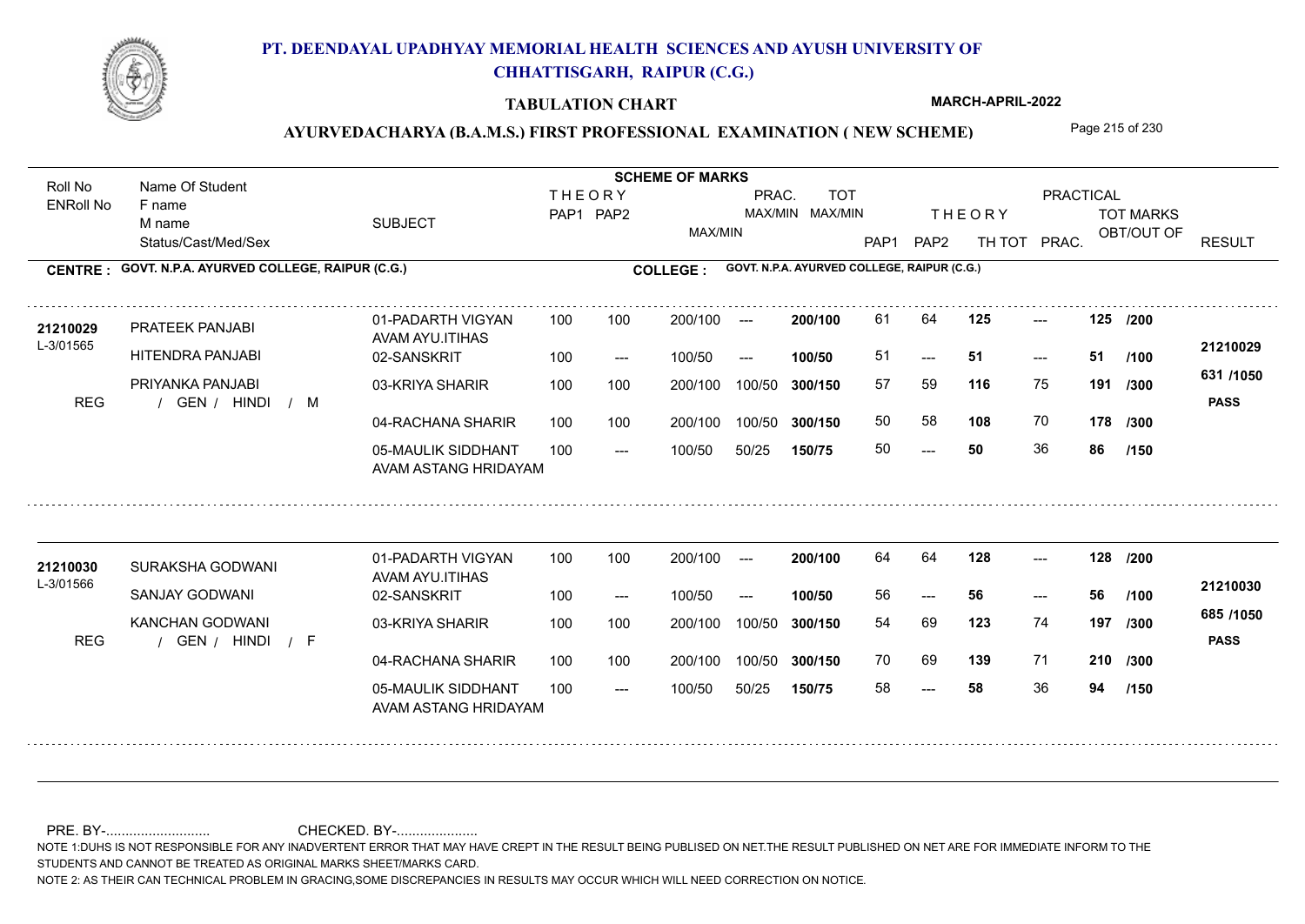# PT. DEENDAYAL UPADHYAY MEMORIAL HEALTH SCIENCES AND AYUSH UNIVERSITY OF CHHATTISGARH, RAIPUR (C.G.)

**TABULATION CHART** — MARCH-APRIL-2022

## AYURVEDACHARYA (B.A.M.S.) FIRST PROFESSIONAL EXAMINATION ( NEW SCHEME)

**CENTRE : GOVT. N.P.A. AYURVED COLLEGE, RAIPUR (C.G.)** — **COLLEGE : GOVT. N.P.A. AYURVED COLLEGE, RAIPUR (C.G.)**

| Roll No / ENRoll No | Name Of Student / F name / M name / Status/Cast/Med/Sex | SUBJECT | THEORY PAP1 | THEORY PAP2 | MAX/MIN | PRAC. MAX/MIN | TOT MAX/MIN | PAP1 | PAP2 | TH TOT | PRAC. | TOT MARKS OBT/OUT OF | RESULT |
|---|---|---|---|---|---|---|---|---|---|---|---|---|---|
| 21210029 | PRATEEK PANJABI | 01-PADARTH VIGYAN AVAM AYU.ITIHAS | 100 | 100 | 200/100 | --- | 200/100 | 61 | 64 | 125 | --- | 125 /200 | 21210029 |
| L-3/01565 | HITENDRA PANJABI | 02-SANSKRIT | 100 | --- | 100/50 | --- | 100/50 | 51 | --- | 51 | --- | 51 /100 | |
| | PRIYANKA PANJABI | 03-KRIYA SHARIR | 100 | 100 | 200/100 | 100/50 | 300/150 | 57 | 59 | 116 | 75 | 191 /300 | 631 /1050 |
| REG | / GEN / HINDI / M | 04-RACHANA SHARIR | 100 | 100 | 200/100 | 100/50 | 300/150 | 50 | 58 | 108 | 70 | 178 /300 | PASS |
| | | 05-MAULIK SIDDHANT AVAM ASTANG HRIDAYAM | 100 | --- | 100/50 | 50/25 | 150/75 | 50 | --- | 50 | 36 | 86 /150 | |
| 21210030 | SURAKSHA GODWANI | 01-PADARTH VIGYAN AVAM AYU.ITIHAS | 100 | 100 | 200/100 | --- | 200/100 | 64 | 64 | 128 | --- | 128 /200 | 21210030 |
| L-3/01566 | SANJAY GODWANI | 02-SANSKRIT | 100 | --- | 100/50 | --- | 100/50 | 56 | --- | 56 | --- | 56 /100 | |
| | KANCHAN GODWANI | 03-KRIYA SHARIR | 100 | 100 | 200/100 | 100/50 | 300/150 | 54 | 69 | 123 | 74 | 197 /300 | 685 /1050 |
| REG | / GEN / HINDI / F | 04-RACHANA SHARIR | 100 | 100 | 200/100 | 100/50 | 300/150 | 70 | 69 | 139 | 71 | 210 /300 | PASS |
| | | 05-MAULIK SIDDHANT AVAM ASTANG HRIDAYAM | 100 | --- | 100/50 | 50/25 | 150/75 | 58 | --- | 58 | 36 | 94 /150 | |

PRE. BY-.......................... CHECKED. BY-....................

NOTE 1:DUHS IS NOT RESPONSIBLE FOR ANY INADVERTENT ERROR THAT MAY HAVE CREPT IN THE RESULT BEING PUBLISED ON NET.THE RESULT PUBLISHED ON NET ARE FOR IMMEDIATE INFORM TO THE STUDENTS AND CANNOT BE TREATED AS ORIGINAL MARKS SHEET/MARKS CARD.

NOTE 2: AS THEIR CAN TECHNICAL PROBLEM IN GRACING,SOME DISCREPANCIES IN RESULTS MAY OCCUR WHICH WILL NEED CORRECTION ON NOTICE.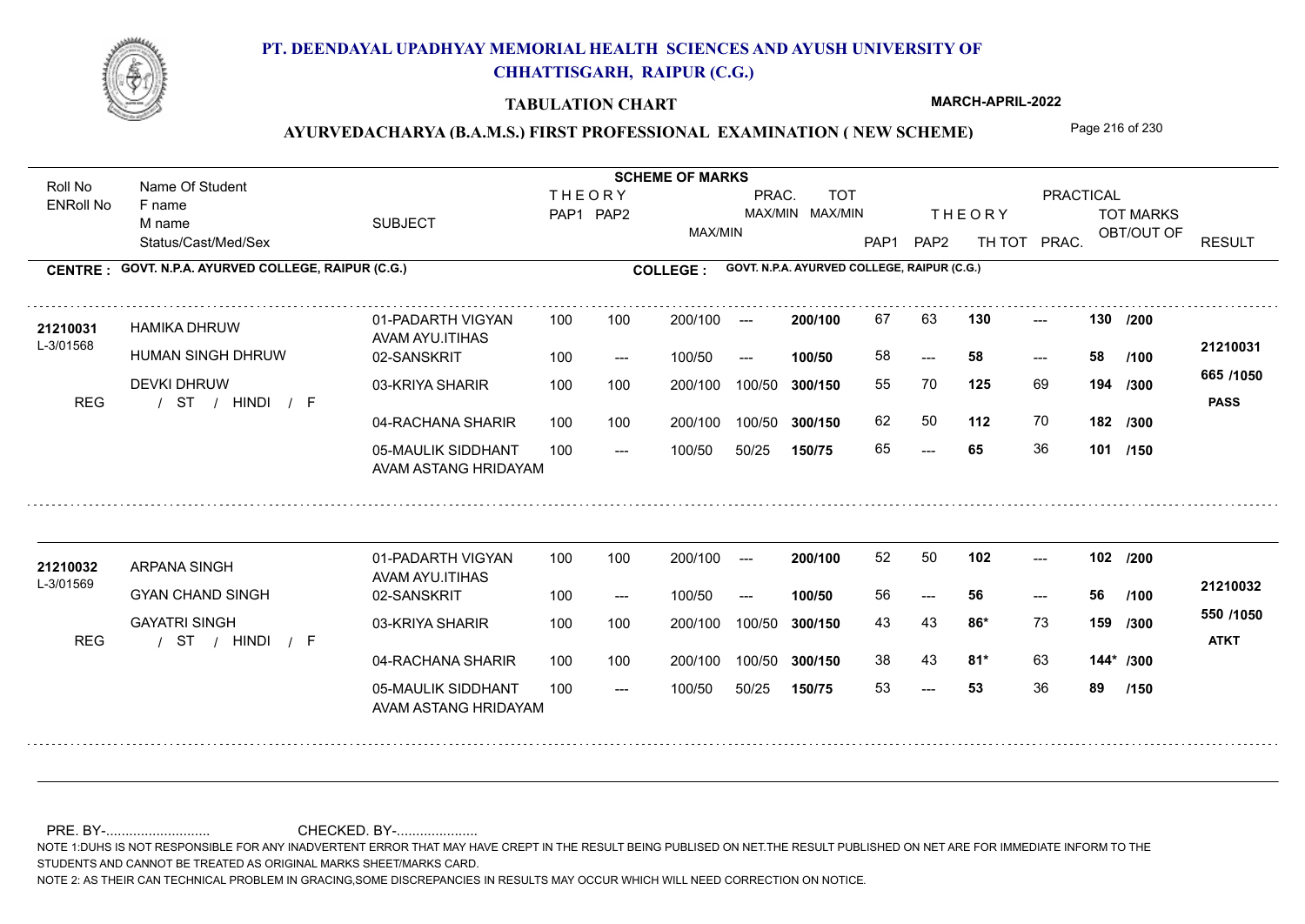# PT. DEENDAYAL UPADHYAY MEMORIAL HEALTH SCIENCES AND AYUSH UNIVERSITY OF CHHATTISGARH, RAIPUR (C.G.)

**TABULATION CHART** — MARCH-APRIL-2022

## AYURVEDACHARYA (B.A.M.S.) FIRST PROFESSIONAL EXAMINATION ( NEW SCHEME)

**CENTRE : GOVT. N.P.A. AYURVED COLLEGE, RAIPUR (C.G.)** — **COLLEGE : GOVT. N.P.A. AYURVED COLLEGE, RAIPUR (C.G.)**

| Roll No / ENRoll No | Name Of Student / F name / M name / Status/Cast/Med/Sex | SUBJECT | THEORY PAP1 | THEORY PAP2 | THEORY MAX/MIN | PRAC. MAX/MIN | TOT MAX/MIN | PAP1 | PAP2 | TH TOT | PRAC. | TOT MARKS OBT/OUT OF | RESULT |
|---|---|---|---|---|---|---|---|---|---|---|---|---|---|
| 21210031 / L-3/01568 | HAMIKA DHRUW | 01-PADARTH VIGYAN AVAM AYU.ITIHAS | 100 | 100 | 200/100 | --- | 200/100 | 67 | 63 | 130 | --- | 130 /200 | 21210031 |
| | HUMAN SINGH DHRUW | 02-SANSKRIT | 100 | --- | 100/50 | --- | 100/50 | 58 | --- | 58 | --- | 58 /100 | 665 /1050 |
| | DEVKI DHRUW | 03-KRIYA SHARIR | 100 | 100 | 200/100 | 100/50 | 300/150 | 55 | 70 | 125 | 69 | 194 /300 | PASS |
| REG | / ST / HINDI / F | 04-RACHANA SHARIR | 100 | 100 | 200/100 | 100/50 | 300/150 | 62 | 50 | 112 | 70 | 182 /300 | |
| | | 05-MAULIK SIDDHANT AVAM ASTANG HRIDAYAM | 100 | --- | 100/50 | 50/25 | 150/75 | 65 | --- | 65 | 36 | 101 /150 | |
| 21210032 / L-3/01569 | ARPANA SINGH | 01-PADARTH VIGYAN AVAM AYU.ITIHAS | 100 | 100 | 200/100 | --- | 200/100 | 52 | 50 | 102 | --- | 102 /200 | 21210032 |
| | GYAN CHAND SINGH | 02-SANSKRIT | 100 | --- | 100/50 | --- | 100/50 | 56 | --- | 56 | --- | 56 /100 | 550 /1050 |
| | GAYATRI SINGH | 03-KRIYA SHARIR | 100 | 100 | 200/100 | 100/50 | 300/150 | 43 | 43 | 86* | 73 | 159 /300 | ATKT |
| REG | / ST / HINDI / F | 04-RACHANA SHARIR | 100 | 100 | 200/100 | 100/50 | 300/150 | 38 | 43 | 81* | 63 | 144* /300 | |
| | | 05-MAULIK SIDDHANT AVAM ASTANG HRIDAYAM | 100 | --- | 100/50 | 50/25 | 150/75 | 53 | --- | 53 | 36 | 89 /150 | |

PRE. BY-........................... CHECKED. BY-.....................

NOTE 1:DUHS IS NOT RESPONSIBLE FOR ANY INADVERTENT ERROR THAT MAY HAVE CREPT IN THE RESULT BEING PUBLISED ON NET.THE RESULT PUBLISHED ON NET ARE FOR IMMEDIATE INFORM TO THE STUDENTS AND CANNOT BE TREATED AS ORIGINAL MARKS SHEET/MARKS CARD.

NOTE 2: AS THEIR CAN TECHNICAL PROBLEM IN GRACING,SOME DISCREPANCIES IN RESULTS MAY OCCUR WHICH WILL NEED CORRECTION ON NOTICE.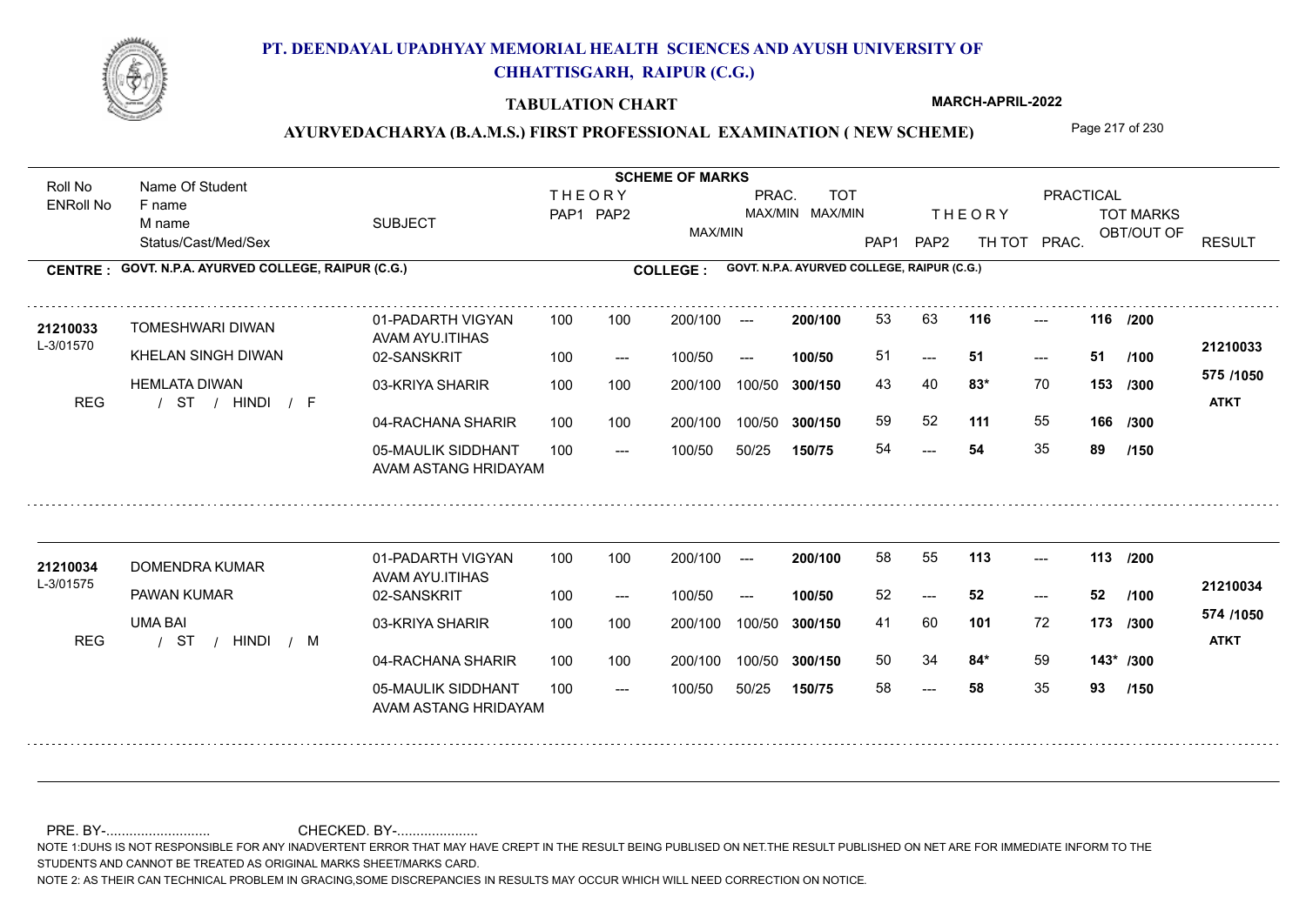# PT. DEENDAYAL UPADHYAY MEMORIAL HEALTH SCIENCES AND AYUSH UNIVERSITY OF CHHATTISGARH, RAIPUR (C.G.)

## TABULATION CHART

MARCH-APRIL-2022

### AYURVEDACHARYA (B.A.M.S.) FIRST PROFESSIONAL EXAMINATION ( NEW SCHEME)

| Roll No / ENRoll No | Name Of Student / F name / M name / Status/Cast/Med/Sex | SUBJECT | THEORY PAP1 | THEORY PAP2 | MAX/MIN | PRAC. MAX/MIN | TOT MAX/MIN | PAP1 | PAP2 | TH TOT | PRAC. | TOT MARKS OBT/OUT OF | RESULT |
|---|---|---|---|---|---|---|---|---|---|---|---|---|---|
| **CENTRE : GOVT. N.P.A. AYURVED COLLEGE, RAIPUR (C.G.)** | | **COLLEGE : GOVT. N.P.A. AYURVED COLLEGE, RAIPUR (C.G.)** | | | | | | | | | | | |
| **21210033** | TOMESHWARI DIWAN | 01-PADARTH VIGYAN AVAM AYU.ITIHAS | 100 | 100 | 200/100 | --- | **200/100** | 53 | 63 | **116** | --- | **116** /200 | **21210033** |
| L-3/01570 | KHELAN SINGH DIWAN | 02-SANSKRIT | 100 | --- | 100/50 | --- | **100/50** | 51 | --- | **51** | --- | **51** /100 | |
| | HEMLATA DIWAN | 03-KRIYA SHARIR | 100 | 100 | 200/100 | 100/50 | **300/150** | 43 | 40 | **83*** | 70 | **153** /300 | **575 /1050** |
| REG | / ST / HINDI / F | 04-RACHANA SHARIR | 100 | 100 | 200/100 | 100/50 | **300/150** | 59 | 52 | **111** | 55 | **166** /300 | **ATKT** |
| | | 05-MAULIK SIDDHANT AVAM ASTANG HRIDAYAM | 100 | --- | 100/50 | 50/25 | **150/75** | 54 | --- | **54** | 35 | **89** /150 | |
| **21210034** | DOMENDRA KUMAR | 01-PADARTH VIGYAN AVAM AYU.ITIHAS | 100 | 100 | 200/100 | --- | **200/100** | 58 | 55 | **113** | --- | **113** /200 | **21210034** |
| L-3/01575 | PAWAN KUMAR | 02-SANSKRIT | 100 | --- | 100/50 | --- | **100/50** | 52 | --- | **52** | --- | **52** /100 | |
| | UMA BAI | 03-KRIYA SHARIR | 100 | 100 | 200/100 | 100/50 | **300/150** | 41 | 60 | **101** | 72 | **173** /300 | **574 /1050** |
| REG | / ST / HINDI / M | 04-RACHANA SHARIR | 100 | 100 | 200/100 | 100/50 | **300/150** | 50 | 34 | **84*** | 59 | **143*** /300 | **ATKT** |
| | | 05-MAULIK SIDDHANT AVAM ASTANG HRIDAYAM | 100 | --- | 100/50 | 50/25 | **150/75** | 58 | --- | **58** | 35 | **93** /150 | |

PRE. BY-.......................... CHECKED. BY-....................

NOTE 1:DUHS IS NOT RESPONSIBLE FOR ANY INADVERTENT ERROR THAT MAY HAVE CREPT IN THE RESULT BEING PUBLISED ON NET.THE RESULT PUBLISHED ON NET ARE FOR IMMEDIATE INFORM TO THE STUDENTS AND CANNOT BE TREATED AS ORIGINAL MARKS SHEET/MARKS CARD.

NOTE 2: AS THEIR CAN TECHNICAL PROBLEM IN GRACING,SOME DISCREPANCIES IN RESULTS MAY OCCUR WHICH WILL NEED CORRECTION ON NOTICE.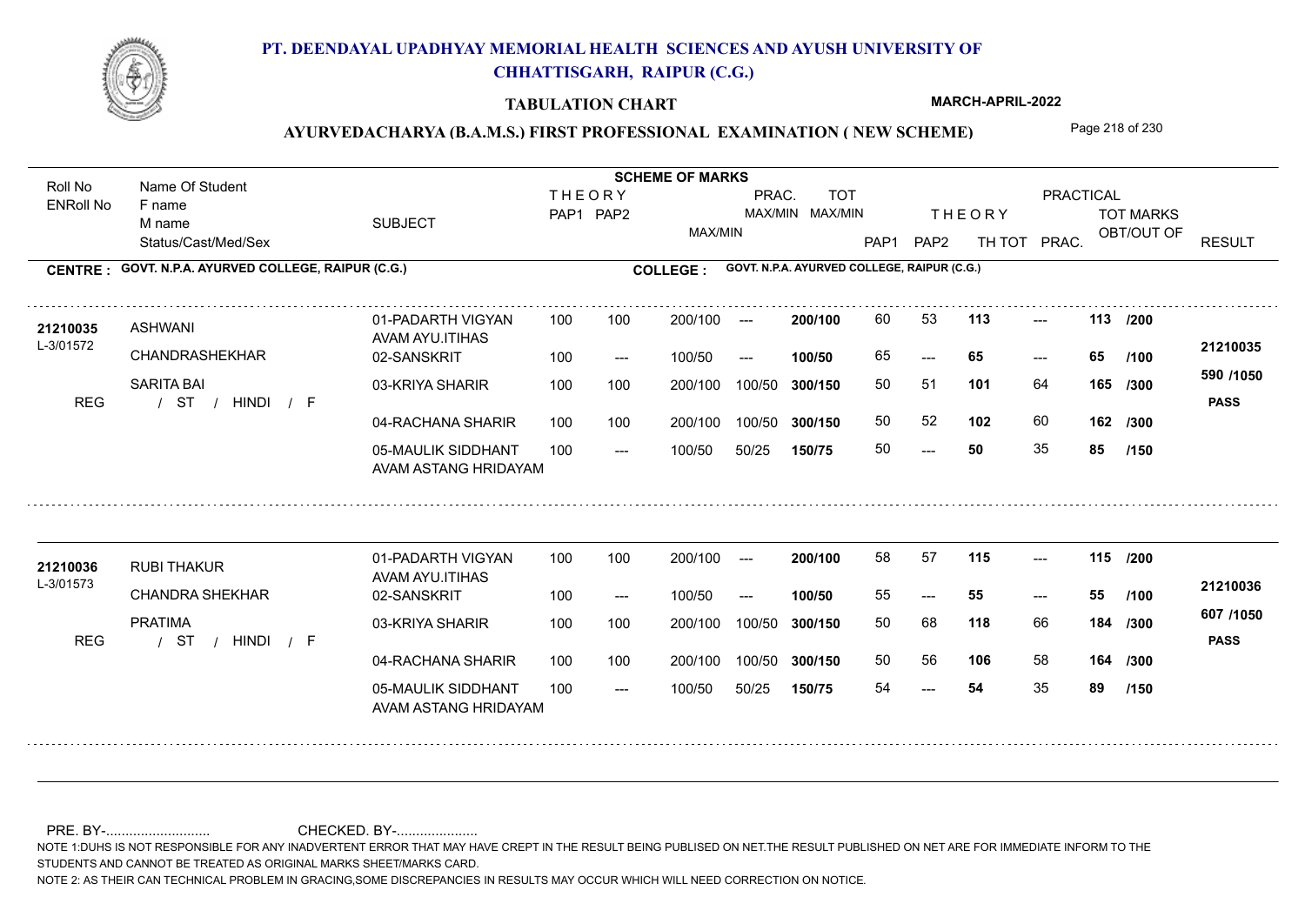# PT. DEENDAYAL UPADHYAY MEMORIAL HEALTH SCIENCES AND AYUSH UNIVERSITY OF CHHATTISGARH, RAIPUR (C.G.)

**TABULATION CHART** — MARCH-APRIL-2022

## AYURVEDACHARYA (B.A.M.S.) FIRST PROFESSIONAL EXAMINATION ( NEW SCHEME)

**CENTRE : GOVT. N.P.A. AYURVED COLLEGE, RAIPUR (C.G.)** — **COLLEGE : GOVT. N.P.A. AYURVED COLLEGE, RAIPUR (C.G.)**

| Roll No / ENRoll No | Name Of Student / F name / M name / Status/Cast/Med/Sex | SUBJECT | THEORY PAP1 | THEORY PAP2 | MAX/MIN | PRAC. MAX/MIN | TOT MAX/MIN | THEORY PAP1 | THEORY PAP2 | TH TOT | PRAC. | TOT MARKS OBT/OUT OF | | RESULT |
|---|---|---|---|---|---|---|---|---|---|---|---|---|---|---|
| 21210035 | ASHWANI | 01-PADARTH VIGYAN AVAM AYU.ITIHAS | 100 | 100 | 200/100 | --- | 200/100 | 60 | 53 | 113 | --- | 113 | /200 | 21210035 |
| L-3/01572 | CHANDRASHEKHAR | 02-SANSKRIT | 100 | --- | 100/50 | --- | 100/50 | 65 | --- | 65 | --- | 65 | /100 | 590 /1050 |
| | SARITA BAI | 03-KRIYA SHARIR | 100 | 100 | 200/100 | 100/50 | 300/150 | 50 | 51 | 101 | 64 | 165 | /300 | PASS |
| REG | / ST / HINDI / F | 04-RACHANA SHARIR | 100 | 100 | 200/100 | 100/50 | 300/150 | 50 | 52 | 102 | 60 | 162 | /300 | |
| | | 05-MAULIK SIDDHANT AVAM ASTANG HRIDAYAM | 100 | --- | 100/50 | 50/25 | 150/75 | 50 | --- | 50 | 35 | 85 | /150 | |
| 21210036 | RUBI THAKUR | 01-PADARTH VIGYAN AVAM AYU.ITIHAS | 100 | 100 | 200/100 | --- | 200/100 | 58 | 57 | 115 | --- | 115 | /200 | 21210036 |
| L-3/01573 | CHANDRA SHEKHAR | 02-SANSKRIT | 100 | --- | 100/50 | --- | 100/50 | 55 | --- | 55 | --- | 55 | /100 | 607 /1050 |
| | PRATIMA | 03-KRIYA SHARIR | 100 | 100 | 200/100 | 100/50 | 300/150 | 50 | 68 | 118 | 66 | 184 | /300 | PASS |
| REG | / ST / HINDI / F | 04-RACHANA SHARIR | 100 | 100 | 200/100 | 100/50 | 300/150 | 50 | 56 | 106 | 58 | 164 | /300 | |
| | | 05-MAULIK SIDDHANT AVAM ASTANG HRIDAYAM | 100 | --- | 100/50 | 50/25 | 150/75 | 54 | --- | 54 | 35 | 89 | /150 | |

PRE. BY-.......................... CHECKED. BY-....................

NOTE 1:DUHS IS NOT RESPONSIBLE FOR ANY INADVERTENT ERROR THAT MAY HAVE CREPT IN THE RESULT BEING PUBLISED ON NET.THE RESULT PUBLISHED ON NET ARE FOR IMMEDIATE INFORM TO THE STUDENTS AND CANNOT BE TREATED AS ORIGINAL MARKS SHEET/MARKS CARD.

NOTE 2: AS THEIR CAN TECHNICAL PROBLEM IN GRACING,SOME DISCREPANCIES IN RESULTS MAY OCCUR WHICH WILL NEED CORRECTION ON NOTICE.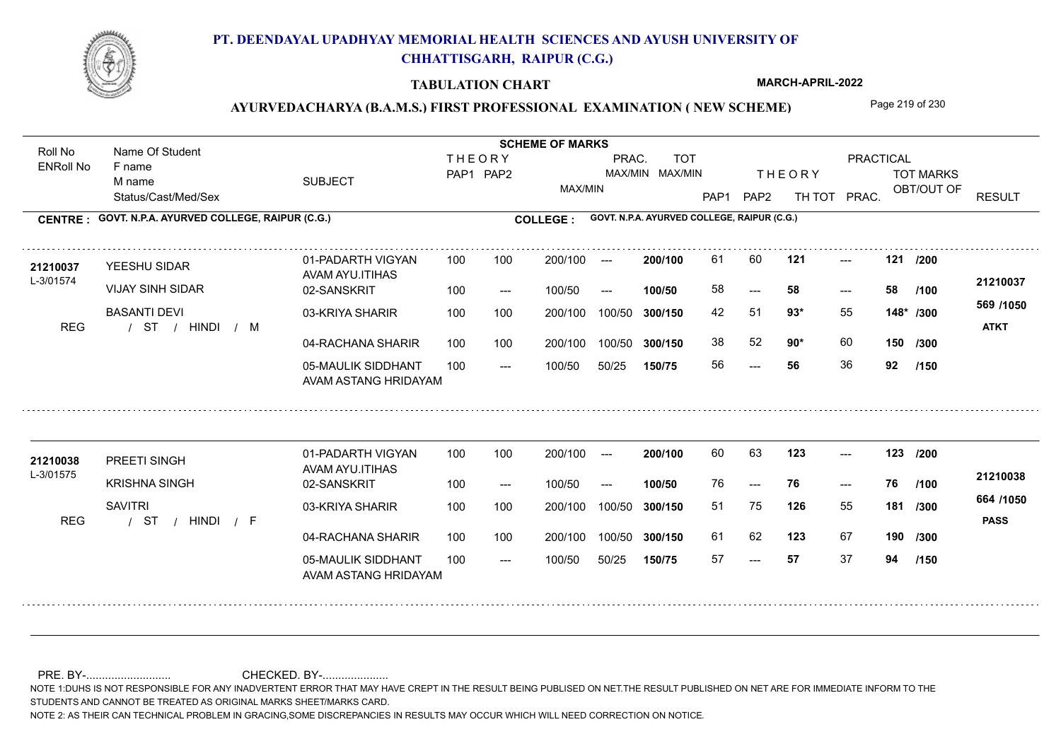# PT. DEENDAYAL UPADHYAY MEMORIAL HEALTH SCIENCES AND AYUSH UNIVERSITY OF CHHATTISGARH, RAIPUR (C.G.)

## TABULATION CHART

**MARCH-APRIL-2022**

### AYURVEDACHARYA (B.A.M.S.) FIRST PROFESSIONAL EXAMINATION ( NEW SCHEME)

**CENTRE : GOVT. N.P.A. AYURVED COLLEGE, RAIPUR (C.G.)** **COLLEGE : GOVT. N.P.A. AYURVED COLLEGE, RAIPUR (C.G.)**

| Roll No / ENRoll No | Name Of Student / F name / M name / Status/Cast/Med/Sex | SUBJECT | THEORY PAP1 | THEORY PAP2 | MAX/MIN | PRAC. MAX/MIN | TOT MAX/MIN | PAP1 | PAP2 | TH TOT | PRAC. | TOT MARKS OBT/OUT OF | RESULT |
|---|---|---|---|---|---|---|---|---|---|---|---|---|---|
| 21210037 / L-3/01574 | YEESHU SIDAR | 01-PADARTH VIGYAN AVAM AYU.ITIHAS | 100 | 100 | 200/100 | --- | 200/100 | 61 | 60 | 121 | --- | 121 /200 | 21210037 |
| | VIJAY SINH SIDAR | 02-SANSKRIT | 100 | --- | 100/50 | --- | 100/50 | 58 | --- | 58 | --- | 58 /100 | 569 /1050 |
| | BASANTI DEVI | 03-KRIYA SHARIR | 100 | 100 | 200/100 | 100/50 | 300/150 | 42 | 51 | 93* | 55 | 148* /300 | ATKT |
| REG | / ST / HINDI / M | 04-RACHANA SHARIR | 100 | 100 | 200/100 | 100/50 | 300/150 | 38 | 52 | 90* | 60 | 150 /300 | |
| | | 05-MAULIK SIDDHANT AVAM ASTANG HRIDAYAM | 100 | --- | 100/50 | 50/25 | 150/75 | 56 | --- | 56 | 36 | 92 /150 | |
| 21210038 / L-3/01575 | PREETI SINGH | 01-PADARTH VIGYAN AVAM AYU.ITIHAS | 100 | 100 | 200/100 | --- | 200/100 | 60 | 63 | 123 | --- | 123 /200 | 21210038 |
| | KRISHNA SINGH | 02-SANSKRIT | 100 | --- | 100/50 | --- | 100/50 | 76 | --- | 76 | --- | 76 /100 | 664 /1050 |
| | SAVITRI | 03-KRIYA SHARIR | 100 | 100 | 200/100 | 100/50 | 300/150 | 51 | 75 | 126 | 55 | 181 /300 | PASS |
| REG | / ST / HINDI / F | 04-RACHANA SHARIR | 100 | 100 | 200/100 | 100/50 | 300/150 | 61 | 62 | 123 | 67 | 190 /300 | |
| | | 05-MAULIK SIDDHANT AVAM ASTANG HRIDAYAM | 100 | --- | 100/50 | 50/25 | 150/75 | 57 | --- | 57 | 37 | 94 /150 | |

PRE. BY-.......................... CHECKED. BY-.....................

NOTE 1:DUHS IS NOT RESPONSIBLE FOR ANY INADVERTENT ERROR THAT MAY HAVE CREPT IN THE RESULT BEING PUBLISED ON NET.THE RESULT PUBLISHED ON NET ARE FOR IMMEDIATE INFORM TO THE STUDENTS AND CANNOT BE TREATED AS ORIGINAL MARKS SHEET/MARKS CARD.

NOTE 2: AS THEIR CAN TECHNICAL PROBLEM IN GRACING,SOME DISCREPANCIES IN RESULTS MAY OCCUR WHICH WILL NEED CORRECTION ON NOTICE.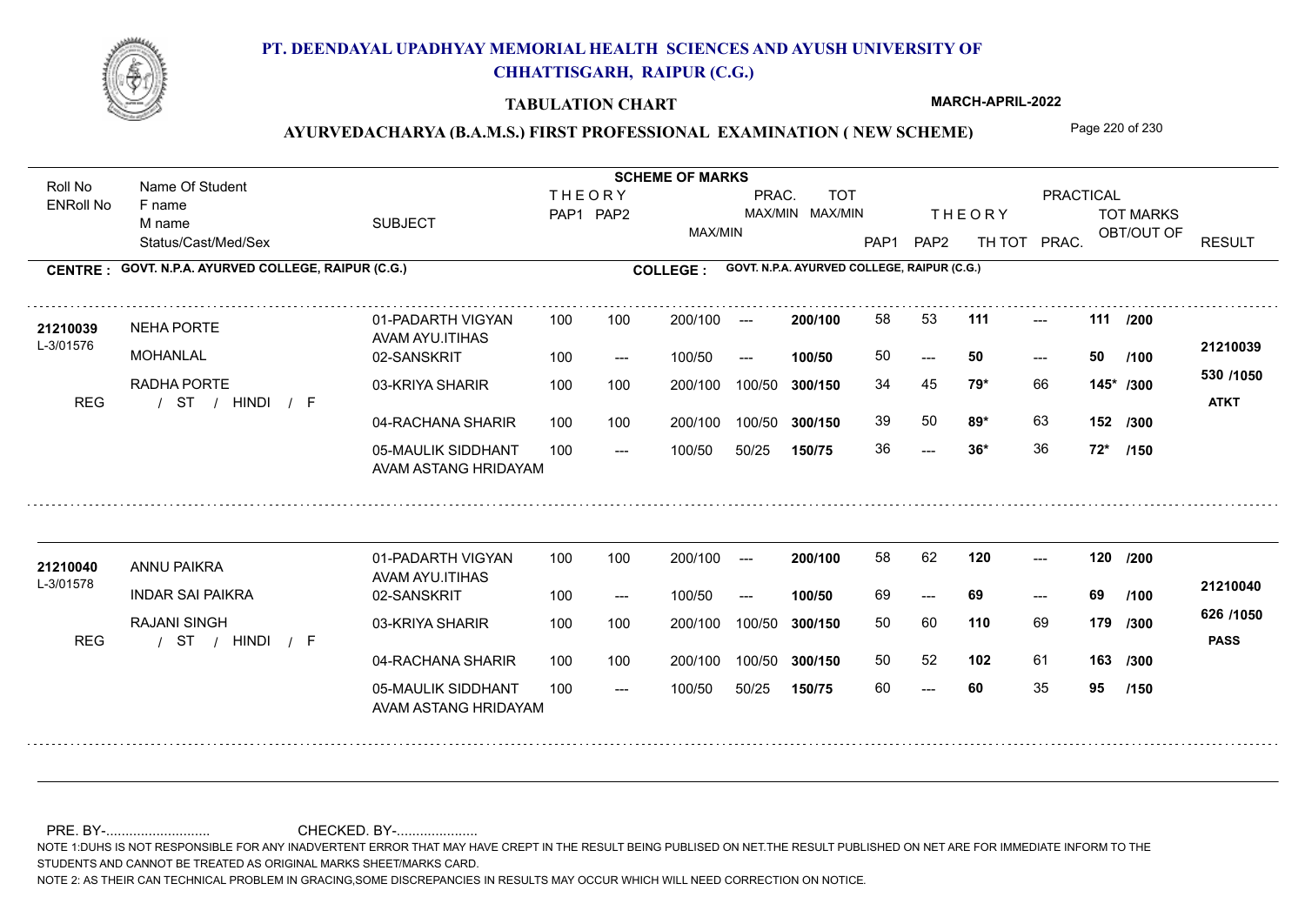# PT. DEENDAYAL UPADHYAY MEMORIAL HEALTH SCIENCES AND AYUSH UNIVERSITY OF CHHATTISGARH, RAIPUR (C.G.)

**TABULATION CHART** — MARCH-APRIL-2022

## AYURVEDACHARYA (B.A.M.S.) FIRST PROFESSIONAL EXAMINATION ( NEW SCHEME)

**CENTRE : GOVT. N.P.A. AYURVED COLLEGE, RAIPUR (C.G.)** — **COLLEGE : GOVT. N.P.A. AYURVED COLLEGE, RAIPUR (C.G.)**

| Roll No / ENRoll No | Name Of Student / F name / M name / Status/Cast/Med/Sex | SUBJECT | THEORY PAP1 | THEORY PAP2 | MAX/MIN | PRAC. MAX/MIN | TOT MAX/MIN | PAP1 | PAP2 | TH TOT | PRAC. | TOT MARKS OBT/OUT OF | RESULT |
|---|---|---|---|---|---|---|---|---|---|---|---|---|---|
| 21210039 | NEHA PORTE | 01-PADARTH VIGYAN AVAM AYU.ITIHAS | 100 | 100 | 200/100 | --- | 200/100 | 58 | 53 | 111 | --- | 111 /200 | |
| L-3/01576 | MOHANLAL | 02-SANSKRIT | 100 | --- | 100/50 | --- | 100/50 | 50 | --- | 50 | --- | 50 /100 | 21210039 |
| | RADHA PORTE | 03-KRIYA SHARIR | 100 | 100 | 200/100 | 100/50 | 300/150 | 34 | 45 | 79* | 66 | 145* /300 | 530 /1050 |
| REG | / ST / HINDI / F | 04-RACHANA SHARIR | 100 | 100 | 200/100 | 100/50 | 300/150 | 39 | 50 | 89* | 63 | 152 /300 | ATKT |
| | | 05-MAULIK SIDDHANT AVAM ASTANG HRIDAYAM | 100 | --- | 100/50 | 50/25 | 150/75 | 36 | --- | 36* | 36 | 72* /150 | |
| 21210040 | ANNU PAIKRA | 01-PADARTH VIGYAN AVAM AYU.ITIHAS | 100 | 100 | 200/100 | --- | 200/100 | 58 | 62 | 120 | --- | 120 /200 | |
| L-3/01578 | INDAR SAI PAIKRA | 02-SANSKRIT | 100 | --- | 100/50 | --- | 100/50 | 69 | --- | 69 | --- | 69 /100 | 21210040 |
| | RAJANI SINGH | 03-KRIYA SHARIR | 100 | 100 | 200/100 | 100/50 | 300/150 | 50 | 60 | 110 | 69 | 179 /300 | 626 /1050 |
| REG | / ST / HINDI / F | 04-RACHANA SHARIR | 100 | 100 | 200/100 | 100/50 | 300/150 | 50 | 52 | 102 | 61 | 163 /300 | PASS |
| | | 05-MAULIK SIDDHANT AVAM ASTANG HRIDAYAM | 100 | --- | 100/50 | 50/25 | 150/75 | 60 | --- | 60 | 35 | 95 /150 | |

PRE. BY-.......................... CHECKED. BY-.....................

NOTE 1:DUHS IS NOT RESPONSIBLE FOR ANY INADVERTENT ERROR THAT MAY HAVE CREPT IN THE RESULT BEING PUBLISED ON NET.THE RESULT PUBLISHED ON NET ARE FOR IMMEDIATE INFORM TO THE STUDENTS AND CANNOT BE TREATED AS ORIGINAL MARKS SHEET/MARKS CARD.

NOTE 2: AS THEIR CAN TECHNICAL PROBLEM IN GRACING,SOME DISCREPANCIES IN RESULTS MAY OCCUR WHICH WILL NEED CORRECTION ON NOTICE.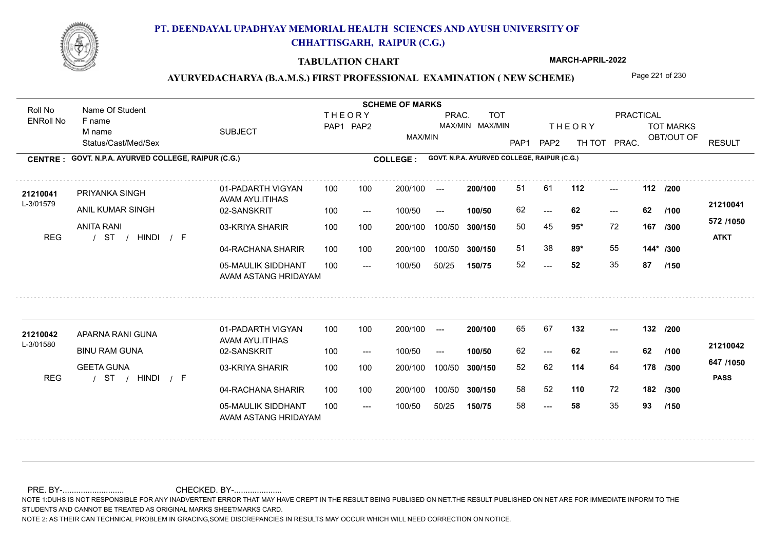# PT. DEENDAYAL UPADHYAY MEMORIAL HEALTH SCIENCES AND AYUSH UNIVERSITY OF CHHATTISGARH, RAIPUR (C.G.)

## TABULATION CHART

MARCH-APRIL-2022

### AYURVEDACHARYA (B.A.M.S.) FIRST PROFESSIONAL EXAMINATION ( NEW SCHEME)

**CENTRE : GOVT. N.P.A. AYURVED COLLEGE, RAIPUR (C.G.)** | **COLLEGE : GOVT. N.P.A. AYURVED COLLEGE, RAIPUR (C.G.)**

| Roll No / ENRoll No | Name Of Student / F name / M name / Status/Cast/Med/Sex | SUBJECT | THEORY PAP1 | THEORY PAP2 | MAX/MIN | PRAC. MAX/MIN | TOT MAX/MIN | PAP1 | PAP2 | TH TOT | PRAC. | TOT MARKS OBT/OUT OF | RESULT |
|---|---|---|---|---|---|---|---|---|---|---|---|---|---|
| 21210041 | PRIYANKA SINGH | 01-PADARTH VIGYAN AVAM AYU.ITIHAS | 100 | 100 | 200/100 | --- | 200/100 | 51 | 61 | 112 | --- | 112 /200 | 21210041 |
| L-3/01579 | ANIL KUMAR SINGH | 02-SANSKRIT | 100 | --- | 100/50 | --- | 100/50 | 62 | --- | 62 | --- | 62 /100 | |
| | ANITA RANI | 03-KRIYA SHARIR | 100 | 100 | 200/100 | 100/50 | 300/150 | 50 | 45 | 95* | 72 | 167 /300 | 572 /1050 |
| REG | / ST / HINDI / F | 04-RACHANA SHARIR | 100 | 100 | 200/100 | 100/50 | 300/150 | 51 | 38 | 89* | 55 | 144* /300 | ATKT |
| | | 05-MAULIK SIDDHANT AVAM ASTANG HRIDAYAM | 100 | --- | 100/50 | 50/25 | 150/75 | 52 | --- | 52 | 35 | 87 /150 | |
| 21210042 | APARNA RANI GUNA | 01-PADARTH VIGYAN AVAM AYU.ITIHAS | 100 | 100 | 200/100 | --- | 200/100 | 65 | 67 | 132 | --- | 132 /200 | 21210042 |
| L-3/01580 | BINU RAM GUNA | 02-SANSKRIT | 100 | --- | 100/50 | --- | 100/50 | 62 | --- | 62 | --- | 62 /100 | |
| | GEETA GUNA | 03-KRIYA SHARIR | 100 | 100 | 200/100 | 100/50 | 300/150 | 52 | 62 | 114 | 64 | 178 /300 | 647 /1050 |
| REG | / ST / HINDI / F | 04-RACHANA SHARIR | 100 | 100 | 200/100 | 100/50 | 300/150 | 58 | 52 | 110 | 72 | 182 /300 | PASS |
| | | 05-MAULIK SIDDHANT AVAM ASTANG HRIDAYAM | 100 | --- | 100/50 | 50/25 | 150/75 | 58 | --- | 58 | 35 | 93 /150 | |

PRE. BY-........................... CHECKED. BY-.....................

NOTE 1:DUHS IS NOT RESPONSIBLE FOR ANY INADVERTENT ERROR THAT MAY HAVE CREPT IN THE RESULT BEING PUBLISED ON NET.THE RESULT PUBLISHED ON NET ARE FOR IMMEDIATE INFORM TO THE STUDENTS AND CANNOT BE TREATED AS ORIGINAL MARKS SHEET/MARKS CARD.

NOTE 2: AS THEIR CAN TECHNICAL PROBLEM IN GRACING,SOME DISCREPANCIES IN RESULTS MAY OCCUR WHICH WILL NEED CORRECTION ON NOTICE.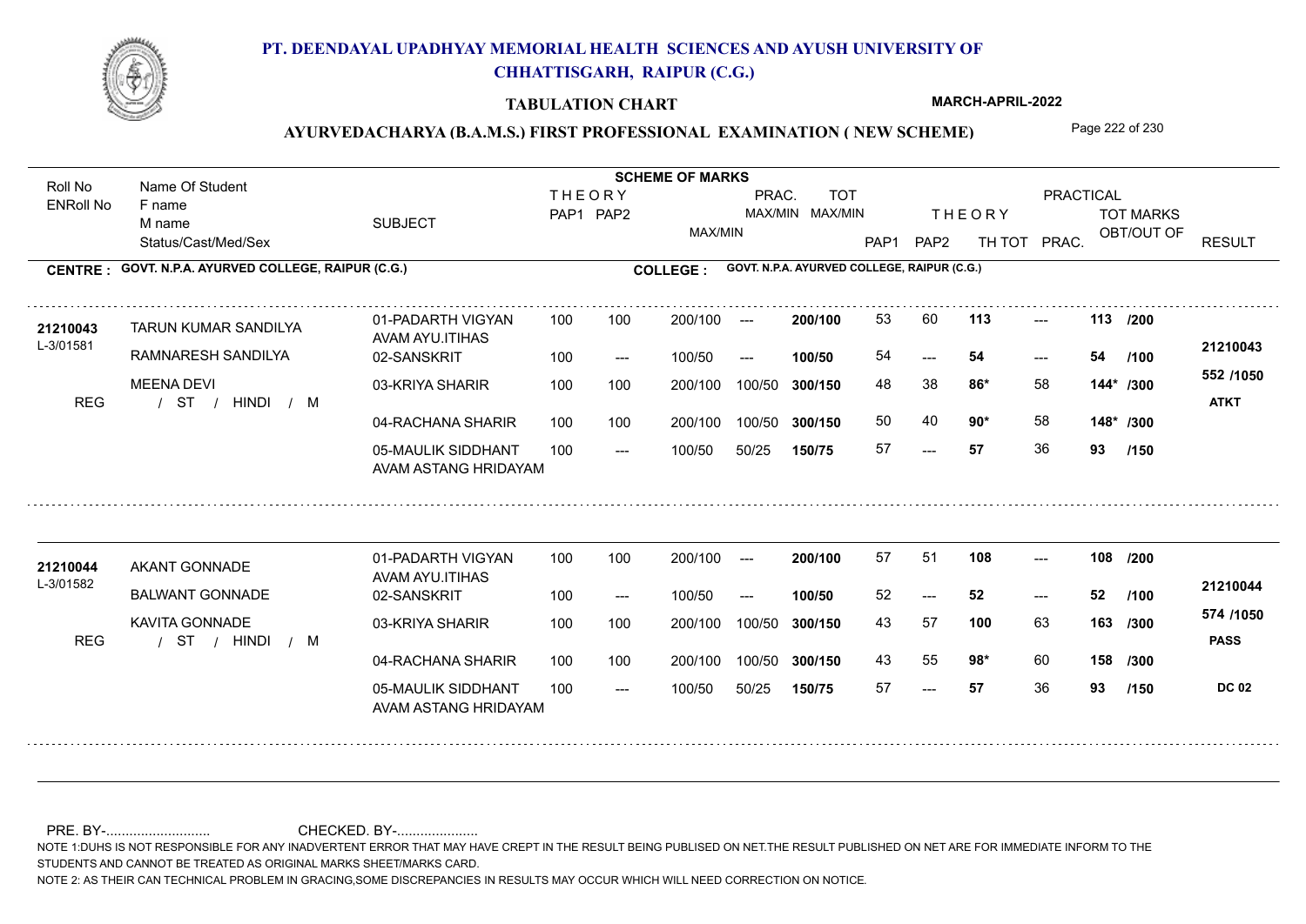# PT. DEENDAYAL UPADHYAY MEMORIAL HEALTH SCIENCES AND AYUSH UNIVERSITY OF CHHATTISGARH, RAIPUR (C.G.)

## TABULATION CHART

**MARCH-APRIL-2022**

## AYURVEDACHARYA (B.A.M.S.) FIRST PROFESSIONAL EXAMINATION ( NEW SCHEME)

**CENTRE : GOVT. N.P.A. AYURVED COLLEGE, RAIPUR (C.G.)** — **COLLEGE : GOVT. N.P.A. AYURVED COLLEGE, RAIPUR (C.G.)**

| Roll No / ENRoll No | Name Of Student / F name / M name / Status/Cast/Med/Sex | SUBJECT | THEORY PAP1 | THEORY PAP2 | MAX/MIN | PRAC. MAX/MIN | TOT MAX/MIN | PAP1 | PAP2 | TH TOT | PRAC. | TOT MARKS OBT/OUT OF | RESULT |
|---|---|---|---|---|---|---|---|---|---|---|---|---|---|
| 21210043 / L-3/01581 | TARUN KUMAR SANDILYA | 01-PADARTH VIGYAN AVAM AYU.ITIHAS | 100 | 100 | 200/100 | --- | 200/100 | 53 | 60 | 113 | --- | 113 /200 | 21210043 |
| | RAMNARESH SANDILYA | 02-SANSKRIT | 100 | --- | 100/50 | --- | 100/50 | 54 | --- | 54 | --- | 54 /100 | 552 /1050 |
| | MEENA DEVI | 03-KRIYA SHARIR | 100 | 100 | 200/100 | 100/50 | 300/150 | 48 | 38 | 86* | 58 | 144* /300 | ATKT |
| REG | / ST / HINDI / M | 04-RACHANA SHARIR | 100 | 100 | 200/100 | 100/50 | 300/150 | 50 | 40 | 90* | 58 | 148* /300 | |
| | | 05-MAULIK SIDDHANT AVAM ASTANG HRIDAYAM | 100 | --- | 100/50 | 50/25 | 150/75 | 57 | --- | 57 | 36 | 93 /150 | |
| 21210044 / L-3/01582 | AKANT GONNADE | 01-PADARTH VIGYAN AVAM AYU.ITIHAS | 100 | 100 | 200/100 | --- | 200/100 | 57 | 51 | 108 | --- | 108 /200 | 21210044 |
| | BALWANT GONNADE | 02-SANSKRIT | 100 | --- | 100/50 | --- | 100/50 | 52 | --- | 52 | --- | 52 /100 | 574 /1050 |
| | KAVITA GONNADE | 03-KRIYA SHARIR | 100 | 100 | 200/100 | 100/50 | 300/150 | 43 | 57 | 100 | 63 | 163 /300 | PASS |
| REG | / ST / HINDI / M | 04-RACHANA SHARIR | 100 | 100 | 200/100 | 100/50 | 300/150 | 43 | 55 | 98* | 60 | 158 /300 | |
| | | 05-MAULIK SIDDHANT AVAM ASTANG HRIDAYAM | 100 | --- | 100/50 | 50/25 | 150/75 | 57 | --- | 57 | 36 | 93 /150 | DC 02 |

PRE. BY-........................... CHECKED. BY-.....................

NOTE 1:DUHS IS NOT RESPONSIBLE FOR ANY INADVERTENT ERROR THAT MAY HAVE CREPT IN THE RESULT BEING PUBLISED ON NET.THE RESULT PUBLISHED ON NET ARE FOR IMMEDIATE INFORM TO THE STUDENTS AND CANNOT BE TREATED AS ORIGINAL MARKS SHEET/MARKS CARD.

NOTE 2: AS THEIR CAN TECHNICAL PROBLEM IN GRACING,SOME DISCREPANCIES IN RESULTS MAY OCCUR WHICH WILL NEED CORRECTION ON NOTICE.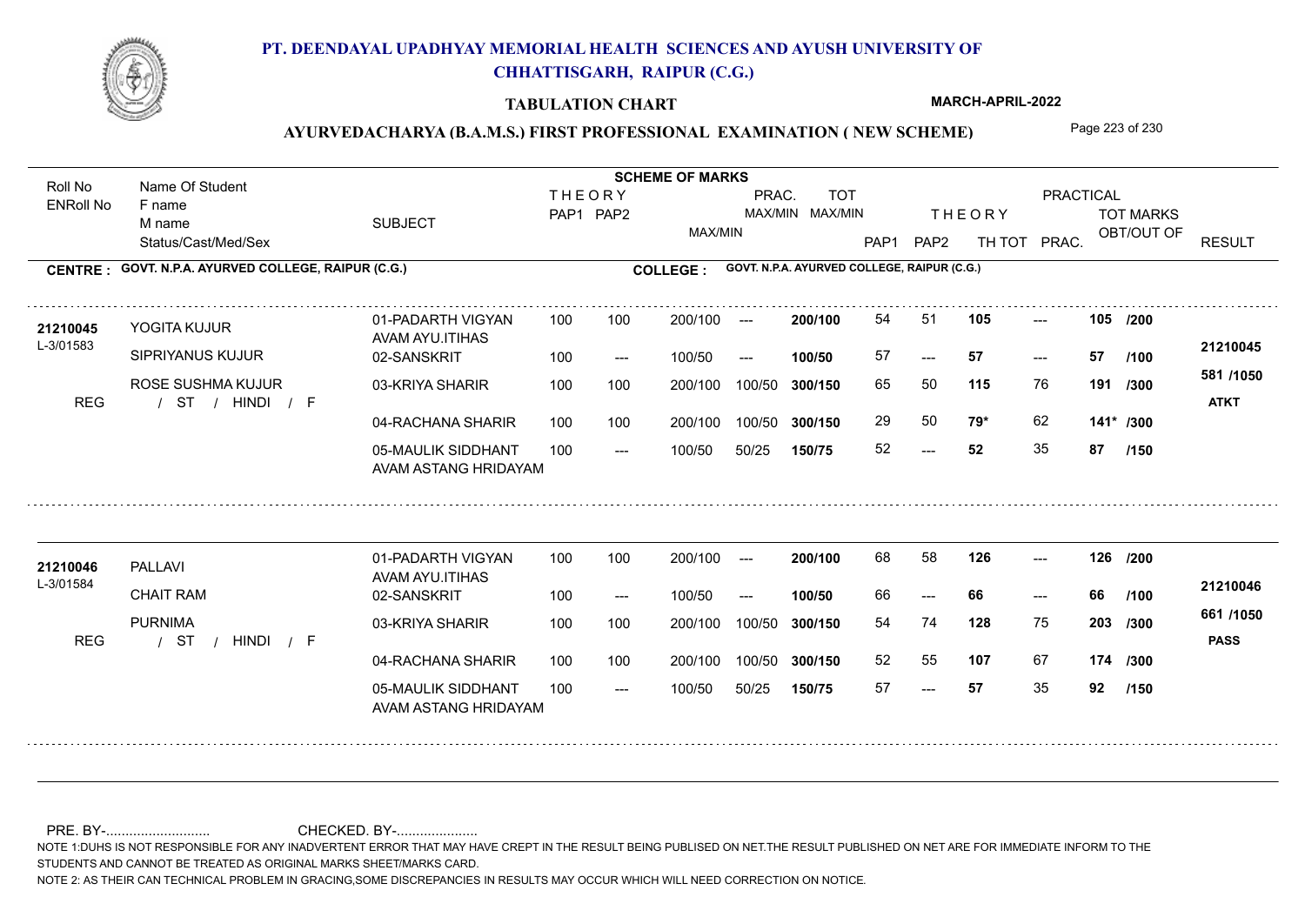# PT. DEENDAYAL UPADHYAY MEMORIAL HEALTH SCIENCES AND AYUSH UNIVERSITY OF CHHATTISGARH, RAIPUR (C.G.)

**TABULATION CHART**

**MARCH-APRIL-2022**

**AYURVEDACHARYA (B.A.M.S.) FIRST PROFESSIONAL EXAMINATION ( NEW SCHEME)**

**CENTRE : GOVT. N.P.A. AYURVED COLLEGE, RAIPUR (C.G.)** | **COLLEGE : GOVT. N.P.A. AYURVED COLLEGE, RAIPUR (C.G.)**

| Roll No / ENRoll No | Name Of Student / F name / M name / Status/Cast/Med/Sex | SUBJECT | THEORY PAP1 | THEORY PAP2 | THEORY MAX/MIN | PRAC. MAX/MIN | TOT MAX/MIN | THEORY PAP1 | THEORY PAP2 | TH TOT | PRAC. | TOT MARKS OBT/OUT OF | RESULT |
|---|---|---|---|---|---|---|---|---|---|---|---|---|---|
| 21210045 / L-3/01583 | YOGITA KUJUR | 01-PADARTH VIGYAN AVAM AYU.ITIHAS | 100 | 100 | 200/100 | --- | 200/100 | 54 | 51 | 105 | --- | 105 /200 | 21210045 |
| | SIPRIYANUS KUJUR | 02-SANSKRIT | 100 | --- | 100/50 | --- | 100/50 | 57 | --- | 57 | --- | 57 /100 | 581 /1050 |
| | ROSE SUSHMA KUJUR | 03-KRIYA SHARIR | 100 | 100 | 200/100 | 100/50 | 300/150 | 65 | 50 | 115 | 76 | 191 /300 | ATKT |
| REG | / ST / HINDI / F | 04-RACHANA SHARIR | 100 | 100 | 200/100 | 100/50 | 300/150 | 29 | 50 | 79* | 62 | 141* /300 | |
| | | 05-MAULIK SIDDHANT AVAM ASTANG HRIDAYAM | 100 | --- | 100/50 | 50/25 | 150/75 | 52 | --- | 52 | 35 | 87 /150 | |
| 21210046 / L-3/01584 | PALLAVI | 01-PADARTH VIGYAN AVAM AYU.ITIHAS | 100 | 100 | 200/100 | --- | 200/100 | 68 | 58 | 126 | --- | 126 /200 | 21210046 |
| | CHAIT RAM | 02-SANSKRIT | 100 | --- | 100/50 | --- | 100/50 | 66 | --- | 66 | --- | 66 /100 | 661 /1050 |
| | PURNIMA | 03-KRIYA SHARIR | 100 | 100 | 200/100 | 100/50 | 300/150 | 54 | 74 | 128 | 75 | 203 /300 | PASS |
| REG | / ST / HINDI / F | 04-RACHANA SHARIR | 100 | 100 | 200/100 | 100/50 | 300/150 | 52 | 55 | 107 | 67 | 174 /300 | |
| | | 05-MAULIK SIDDHANT AVAM ASTANG HRIDAYAM | 100 | --- | 100/50 | 50/25 | 150/75 | 57 | --- | 57 | 35 | 92 /150 | |

PRE. BY-.......................... CHECKED. BY-.....................

NOTE 1:DUHS IS NOT RESPONSIBLE FOR ANY INADVERTENT ERROR THAT MAY HAVE CREPT IN THE RESULT BEING PUBLISED ON NET.THE RESULT PUBLISHED ON NET ARE FOR IMMEDIATE INFORM TO THE STUDENTS AND CANNOT BE TREATED AS ORIGINAL MARKS SHEET/MARKS CARD.

NOTE 2: AS THEIR CAN TECHNICAL PROBLEM IN GRACING,SOME DISCREPANCIES IN RESULTS MAY OCCUR WHICH WILL NEED CORRECTION ON NOTICE.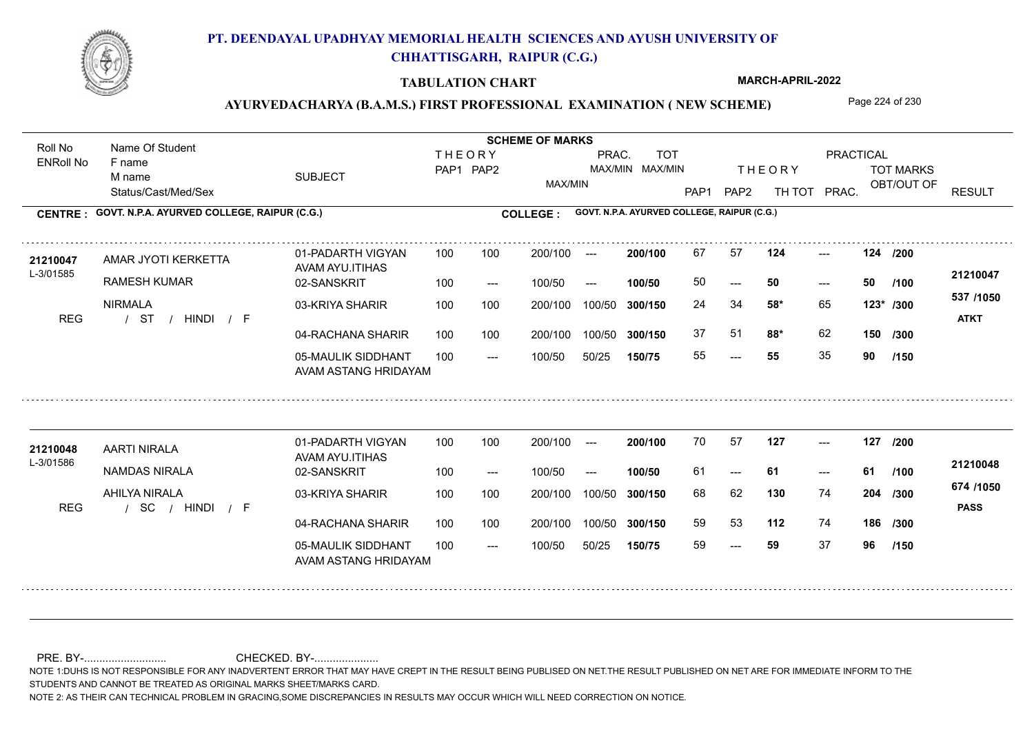# PT. DEENDAYAL UPADHYAY MEMORIAL HEALTH SCIENCES AND AYUSH UNIVERSITY OF CHHATTISGARH, RAIPUR (C.G.)

## TABULATION CHART

**MARCH-APRIL-2022**

### AYURVEDACHARYA (B.A.M.S.) FIRST PROFESSIONAL EXAMINATION ( NEW SCHEME)

**CENTRE : GOVT. N.P.A. AYURVED COLLEGE, RAIPUR (C.G.)** — **COLLEGE : GOVT. N.P.A. AYURVED COLLEGE, RAIPUR (C.G.)**

| Roll No / ENRoll No | Name Of Student / F name / M name / Status/Cast/Med/Sex | SUBJECT | THEORY PAP1 | THEORY PAP2 | MAX/MIN | PRAC. MAX/MIN | TOT MAX/MIN | PAP1 | PAP2 | TH TOT | PRAC. | TOT MARKS OBT/OUT OF | RESULT |
|---|---|---|---|---|---|---|---|---|---|---|---|---|---|
| 21210047 / L-3/01585 | AMAR JYOTI KERKETTA | 01-PADARTH VIGYAN AVAM AYU.ITIHAS | 100 | 100 | 200/100 | --- | 200/100 | 67 | 57 | 124 | --- | 124 /200 | 21210047 |
| | RAMESH KUMAR | 02-SANSKRIT | 100 | --- | 100/50 | --- | 100/50 | 50 | --- | 50 | --- | 50 /100 | 537 /1050 |
| | NIRMALA | 03-KRIYA SHARIR | 100 | 100 | 200/100 | 100/50 | 300/150 | 24 | 34 | 58* | 65 | 123* /300 | |
| REG | / ST / HINDI / F | 04-RACHANA SHARIR | 100 | 100 | 200/100 | 100/50 | 300/150 | 37 | 51 | 88* | 62 | 150 /300 | ATKT |
| | | 05-MAULIK SIDDHANT AVAM ASTANG HRIDAYAM | 100 | --- | 100/50 | 50/25 | 150/75 | 55 | --- | 55 | 35 | 90 /150 | |
| 21210048 / L-3/01586 | AARTI NIRALA | 01-PADARTH VIGYAN AVAM AYU.ITIHAS | 100 | 100 | 200/100 | --- | 200/100 | 70 | 57 | 127 | --- | 127 /200 | 21210048 |
| | NAMDAS NIRALA | 02-SANSKRIT | 100 | --- | 100/50 | --- | 100/50 | 61 | --- | 61 | --- | 61 /100 | 674 /1050 |
| | AHILYA NIRALA | 03-KRIYA SHARIR | 100 | 100 | 200/100 | 100/50 | 300/150 | 68 | 62 | 130 | 74 | 204 /300 | |
| REG | / SC / HINDI / F | 04-RACHANA SHARIR | 100 | 100 | 200/100 | 100/50 | 300/150 | 59 | 53 | 112 | 74 | 186 /300 | PASS |
| | | 05-MAULIK SIDDHANT AVAM ASTANG HRIDAYAM | 100 | --- | 100/50 | 50/25 | 150/75 | 59 | --- | 59 | 37 | 96 /150 | |

PRE. BY-........................... CHECKED. BY-.....................

NOTE 1:DUHS IS NOT RESPONSIBLE FOR ANY INADVERTENT ERROR THAT MAY HAVE CREPT IN THE RESULT BEING PUBLISED ON NET.THE RESULT PUBLISHED ON NET ARE FOR IMMEDIATE INFORM TO THE STUDENTS AND CANNOT BE TREATED AS ORIGINAL MARKS SHEET/MARKS CARD.

NOTE 2: AS THEIR CAN TECHNICAL PROBLEM IN GRACING,SOME DISCREPANCIES IN RESULTS MAY OCCUR WHICH WILL NEED CORRECTION ON NOTICE.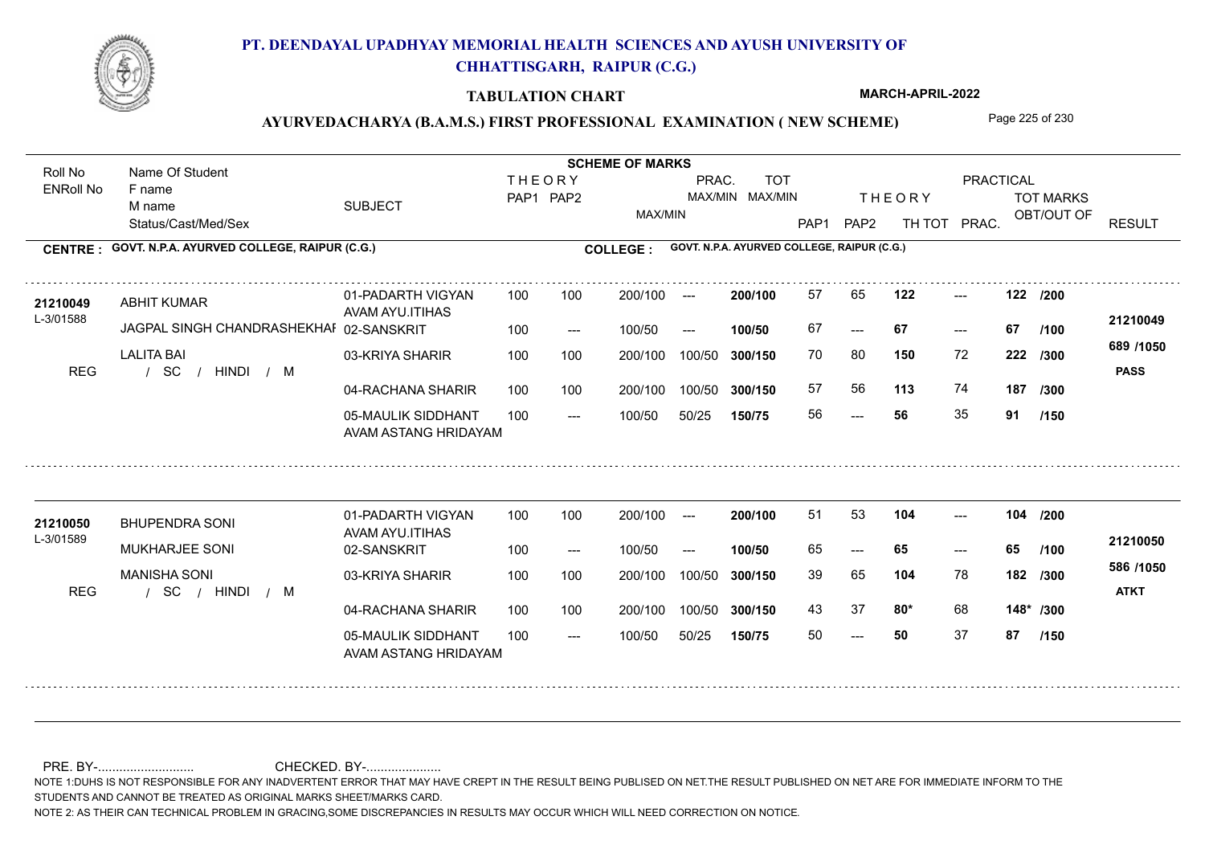# PT. DEENDAYAL UPADHYAY MEMORIAL HEALTH SCIENCES AND AYUSH UNIVERSITY OF CHHATTISGARH, RAIPUR (C.G.)

## TABULATION CHART

MARCH-APRIL-2022

## AYURVEDACHARYA (B.A.M.S.) FIRST PROFESSIONAL EXAMINATION ( NEW SCHEME)

| Roll No / ENRoll No | Name Of Student / F name / M name / Status/Cast/Med/Sex | SUBJECT | THEORY PAP1 | THEORY PAP2 | MAX/MIN | PRAC. MAX/MIN | TOT MAX/MIN | THEORY PAP1 | THEORY PAP2 | TH TOT | PRAC. | TOT MARKS OBT/OUT OF | RESULT |
|---|---|---|---|---|---|---|---|---|---|---|---|---|---|

**CENTRE : GOVT. N.P.A. AYURVED COLLEGE, RAIPUR (C.G.)** — **COLLEGE : GOVT. N.P.A. AYURVED COLLEGE, RAIPUR (C.G.)**

| Roll No / ENRoll No | Name Of Student / F name / M name / Status/Cast/Med/Sex | SUBJECT | THEORY PAP1 | THEORY PAP2 | MAX/MIN | PRAC. MAX/MIN | TOT MAX/MIN | PAP1 | PAP2 | TH TOT | PRAC. | TOT MARKS OBT/OUT OF | RESULT |
|---|---|---|---|---|---|---|---|---|---|---|---|---|---|
| 21210049 | ABHIT KUMAR | 01-PADARTH VIGYAN AVAM AYU.ITIHAS | 100 | 100 | 200/100 | --- | 200/100 | 57 | 65 | 122 | --- | 122 /200 | 21210049 |
| L-3/01588 | JAGPAL SINGH CHANDRASHEKHAI | 02-SANSKRIT | 100 | --- | 100/50 | --- | 100/50 | 67 | --- | 67 | --- | 67 /100 | 689 /1050 |
| | LALITA BAI | 03-KRIYA SHARIR | 100 | 100 | 200/100 | 100/50 | 300/150 | 70 | 80 | 150 | 72 | 222 /300 | PASS |
| REG | / SC / HINDI / M | 04-RACHANA SHARIR | 100 | 100 | 200/100 | 100/50 | 300/150 | 57 | 56 | 113 | 74 | 187 /300 | |
| | | 05-MAULIK SIDDHANT AVAM ASTANG HRIDAYAM | 100 | --- | 100/50 | 50/25 | 150/75 | 56 | --- | 56 | 35 | 91 /150 | |
| 21210050 | BHUPENDRA SONI | 01-PADARTH VIGYAN AVAM AYU.ITIHAS | 100 | 100 | 200/100 | --- | 200/100 | 51 | 53 | 104 | --- | 104 /200 | 21210050 |
| L-3/01589 | MUKHARJEE SONI | 02-SANSKRIT | 100 | --- | 100/50 | --- | 100/50 | 65 | --- | 65 | --- | 65 /100 | 586 /1050 |
| | MANISHA SONI | 03-KRIYA SHARIR | 100 | 100 | 200/100 | 100/50 | 300/150 | 39 | 65 | 104 | 78 | 182 /300 | ATKT |
| REG | / SC / HINDI / M | 04-RACHANA SHARIR | 100 | 100 | 200/100 | 100/50 | 300/150 | 43 | 37 | 80* | 68 | 148* /300 | |
| | | 05-MAULIK SIDDHANT AVAM ASTANG HRIDAYAM | 100 | --- | 100/50 | 50/25 | 150/75 | 50 | --- | 50 | 37 | 87 /150 | |

PRE. BY-.......................... CHECKED. BY-....................

NOTE 1:DUHS IS NOT RESPONSIBLE FOR ANY INADVERTENT ERROR THAT MAY HAVE CREPT IN THE RESULT BEING PUBLISED ON NET.THE RESULT PUBLISHED ON NET ARE FOR IMMEDIATE INFORM TO THE STUDENTS AND CANNOT BE TREATED AS ORIGINAL MARKS SHEET/MARKS CARD.

NOTE 2: AS THEIR CAN TECHNICAL PROBLEM IN GRACING,SOME DISCREPANCIES IN RESULTS MAY OCCUR WHICH WILL NEED CORRECTION ON NOTICE.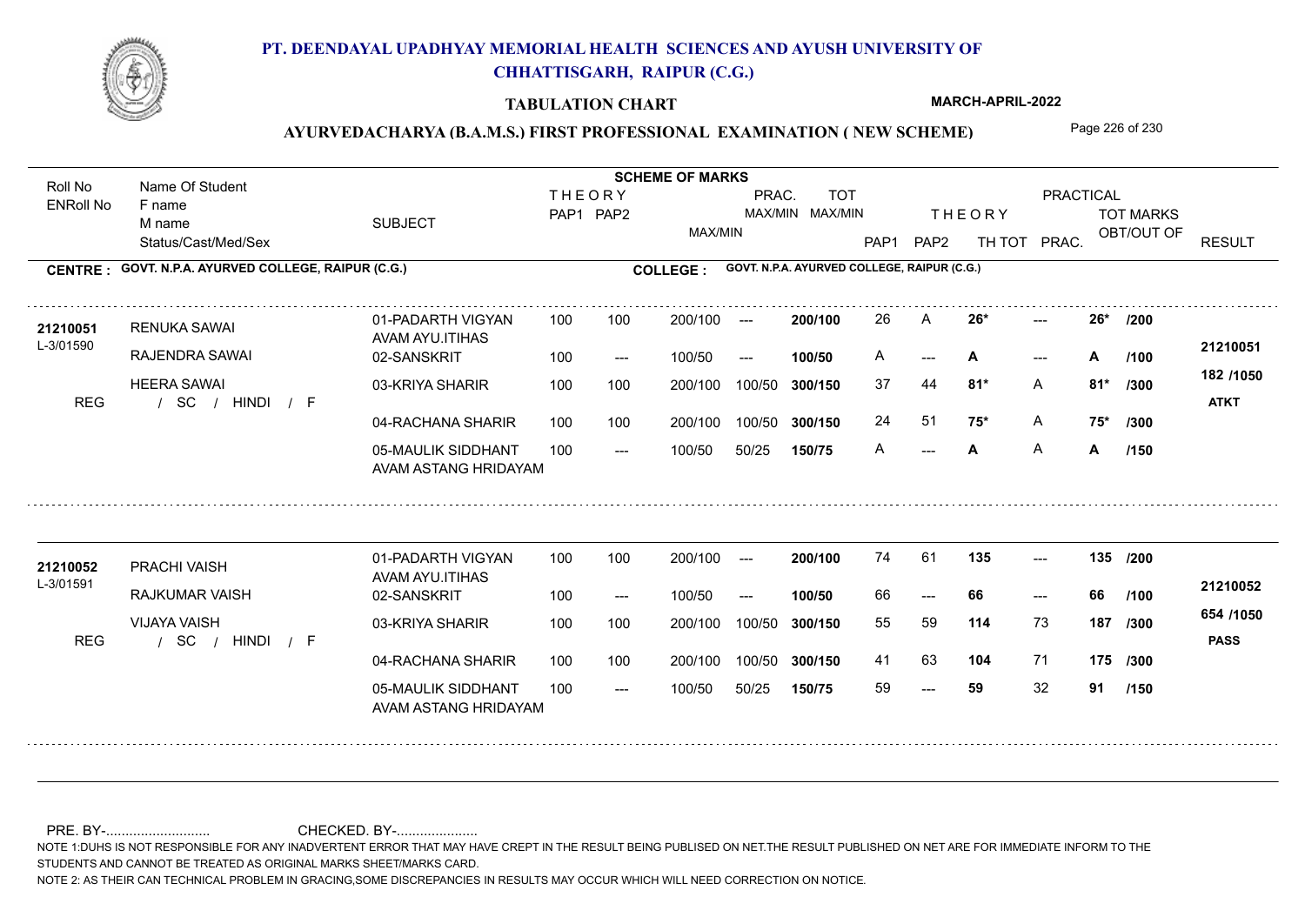# PT. DEENDAYAL UPADHYAY MEMORIAL HEALTH SCIENCES AND AYUSH UNIVERSITY OF CHHATTISGARH, RAIPUR (C.G.)

## TABULATION CHART

MARCH-APRIL-2022

### AYURVEDACHARYA (B.A.M.S.) FIRST PROFESSIONAL EXAMINATION ( NEW SCHEME)

**CENTRE : GOVT. N.P.A. AYURVED COLLEGE, RAIPUR (C.G.)** — **COLLEGE : GOVT. N.P.A. AYURVED COLLEGE, RAIPUR (C.G.)**

| Roll No / ENRoll No | Name Of Student / F name / M name / Status/Cast/Med/Sex | SUBJECT | THEORY PAP1 | THEORY PAP2 | MAX/MIN | PRAC. MAX/MIN | TOT MAX/MIN | PAP1 | PAP2 | TH TOT | PRAC. | TOT MARKS OBT/OUT OF | | RESULT |
|---|---|---|---|---|---|---|---|---|---|---|---|---|---|---|
| 21210051 | RENUKA SAWAI | 01-PADARTH VIGYAN AVAM AYU.ITIHAS | 100 | 100 | 200/100 | --- | 200/100 | 26 | A | 26* | --- | 26* | /200 | 21210051 |
| L-3/01590 | RAJENDRA SAWAI | 02-SANSKRIT | 100 | --- | 100/50 | --- | 100/50 | A | --- | A | --- | A | /100 | 182 /1050 |
| | HEERA SAWAI | 03-KRIYA SHARIR | 100 | 100 | 200/100 | 100/50 | 300/150 | 37 | 44 | 81* | A | 81* | /300 | ATKT |
| REG | / SC / HINDI / F | 04-RACHANA SHARIR | 100 | 100 | 200/100 | 100/50 | 300/150 | 24 | 51 | 75* | A | 75* | /300 | |
| | | 05-MAULIK SIDDHANT AVAM ASTANG HRIDAYAM | 100 | --- | 100/50 | 50/25 | 150/75 | A | --- | A | A | A | /150 | |
| 21210052 | PRACHI VAISH | 01-PADARTH VIGYAN AVAM AYU.ITIHAS | 100 | 100 | 200/100 | --- | 200/100 | 74 | 61 | 135 | --- | 135 | /200 | 21210052 |
| L-3/01591 | RAJKUMAR VAISH | 02-SANSKRIT | 100 | --- | 100/50 | --- | 100/50 | 66 | --- | 66 | --- | 66 | /100 | 654 /1050 |
| | VIJAYA VAISH | 03-KRIYA SHARIR | 100 | 100 | 200/100 | 100/50 | 300/150 | 55 | 59 | 114 | 73 | 187 | /300 | PASS |
| REG | / SC / HINDI / F | 04-RACHANA SHARIR | 100 | 100 | 200/100 | 100/50 | 300/150 | 41 | 63 | 104 | 71 | 175 | /300 | |
| | | 05-MAULIK SIDDHANT AVAM ASTANG HRIDAYAM | 100 | --- | 100/50 | 50/25 | 150/75 | 59 | --- | 59 | 32 | 91 | /150 | |

PRE. BY-........................... CHECKED. BY-.....................

NOTE 1:DUHS IS NOT RESPONSIBLE FOR ANY INADVERTENT ERROR THAT MAY HAVE CREPT IN THE RESULT BEING PUBLISED ON NET.THE RESULT PUBLISHED ON NET ARE FOR IMMEDIATE INFORM TO THE STUDENTS AND CANNOT BE TREATED AS ORIGINAL MARKS SHEET/MARKS CARD.

NOTE 2: AS THEIR CAN TECHNICAL PROBLEM IN GRACING,SOME DISCREPANCIES IN RESULTS MAY OCCUR WHICH WILL NEED CORRECTION ON NOTICE.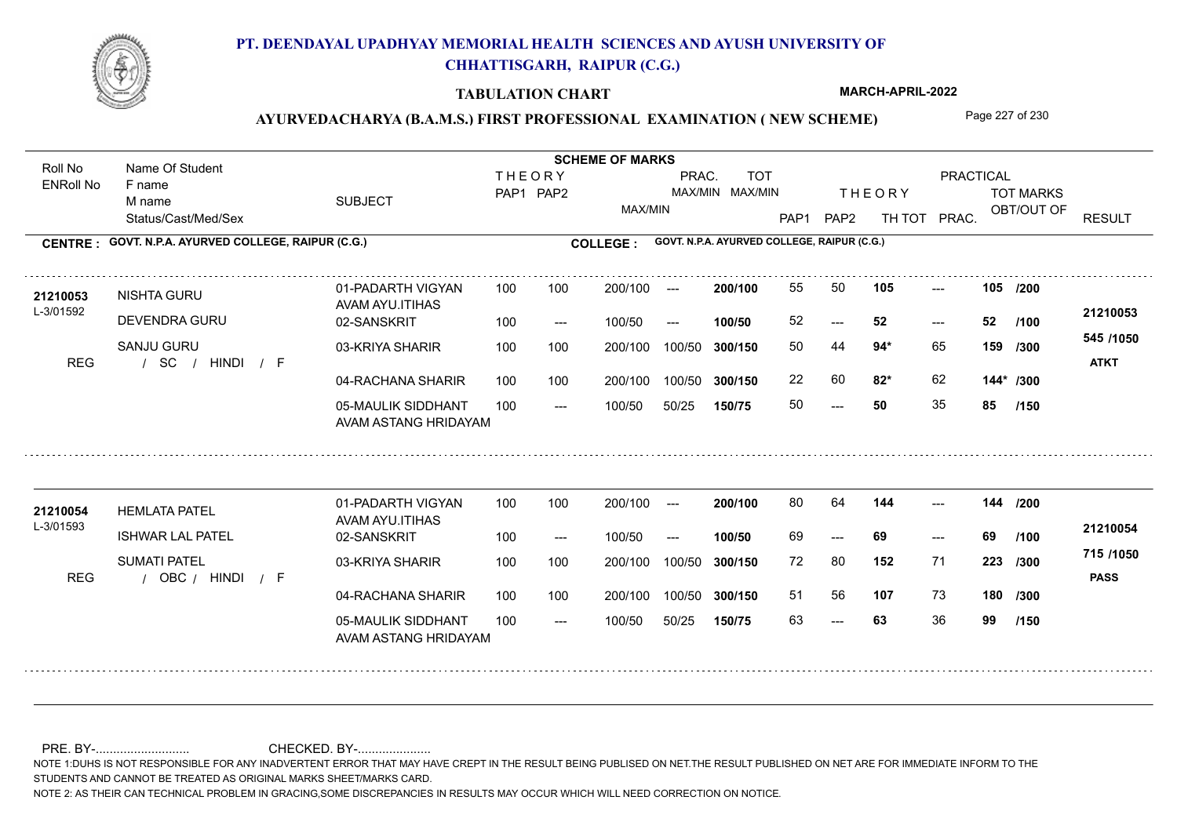# PT. DEENDAYAL UPADHYAY MEMORIAL HEALTH SCIENCES AND AYUSH UNIVERSITY OF CHHATTISGARH, RAIPUR (C.G.)

**TABULATION CHART** MARCH-APRIL-2022

## AYURVEDACHARYA (B.A.M.S.) FIRST PROFESSIONAL EXAMINATION ( NEW SCHEME)

| Roll No / ENRoll No | Name Of Student / F name / M name / Status/Cast/Med/Sex | SUBJECT | THEORY PAP1 | THEORY PAP2 | MAX/MIN | PRAC. MAX/MIN | TOT MAX/MIN | THEORY PAP1 | THEORY PAP2 | TH TOT | PRAC. | TOT MARKS OBT/OUT OF | RESULT |
|---|---|---|---|---|---|---|---|---|---|---|---|---|---|

**CENTRE : GOVT. N.P.A. AYURVED COLLEGE, RAIPUR (C.G.)** **COLLEGE : GOVT. N.P.A. AYURVED COLLEGE, RAIPUR (C.G.)**

| Roll No / ENRoll No | Name Of Student / F name / M name / Status/Cast/Med/Sex | SUBJECT | THEORY PAP1 | THEORY PAP2 | MAX/MIN | PRAC. MAX/MIN | TOT MAX/MIN | PAP1 | PAP2 | TH TOT | PRAC. | TOT MARKS OBT/OUT OF | RESULT |
|---|---|---|---|---|---|---|---|---|---|---|---|---|---|
| 21210053 | NISHTA GURU | 01-PADARTH VIGYAN AVAM AYU.ITIHAS | 100 | 100 | 200/100 | --- | 200/100 | 55 | 50 | 105 | --- | 105 /200 | 21210053 |
| L-3/01592 | DEVENDRA GURU | 02-SANSKRIT | 100 | --- | 100/50 | --- | 100/50 | 52 | --- | 52 | --- | 52 /100 | 545 /1050 |
| | SANJU GURU | 03-KRIYA SHARIR | 100 | 100 | 200/100 | 100/50 | 300/150 | 50 | 44 | 94* | 65 | 159 /300 | ATKT |
| REG | / SC / HINDI / F | 04-RACHANA SHARIR | 100 | 100 | 200/100 | 100/50 | 300/150 | 22 | 60 | 82* | 62 | 144* /300 | |
| | | 05-MAULIK SIDDHANT AVAM ASTANG HRIDAYAM | 100 | --- | 100/50 | 50/25 | 150/75 | 50 | --- | 50 | 35 | 85 /150 | |
| 21210054 | HEMLATA PATEL | 01-PADARTH VIGYAN AVAM AYU.ITIHAS | 100 | 100 | 200/100 | --- | 200/100 | 80 | 64 | 144 | --- | 144 /200 | 21210054 |
| L-3/01593 | ISHWAR LAL PATEL | 02-SANSKRIT | 100 | --- | 100/50 | --- | 100/50 | 69 | --- | 69 | --- | 69 /100 | 715 /1050 |
| | SUMATI PATEL | 03-KRIYA SHARIR | 100 | 100 | 200/100 | 100/50 | 300/150 | 72 | 80 | 152 | 71 | 223 /300 | PASS |
| REG | / OBC / HINDI / F | 04-RACHANA SHARIR | 100 | 100 | 200/100 | 100/50 | 300/150 | 51 | 56 | 107 | 73 | 180 /300 | |
| | | 05-MAULIK SIDDHANT AVAM ASTANG HRIDAYAM | 100 | --- | 100/50 | 50/25 | 150/75 | 63 | --- | 63 | 36 | 99 /150 | |

PRE. BY-.......................... CHECKED. BY-....................

NOTE 1:DUHS IS NOT RESPONSIBLE FOR ANY INADVERTENT ERROR THAT MAY HAVE CREPT IN THE RESULT BEING PUBLISED ON NET.THE RESULT PUBLISHED ON NET ARE FOR IMMEDIATE INFORM TO THE STUDENTS AND CANNOT BE TREATED AS ORIGINAL MARKS SHEET/MARKS CARD.

NOTE 2: AS THEIR CAN TECHNICAL PROBLEM IN GRACING,SOME DISCREPANCIES IN RESULTS MAY OCCUR WHICH WILL NEED CORRECTION ON NOTICE.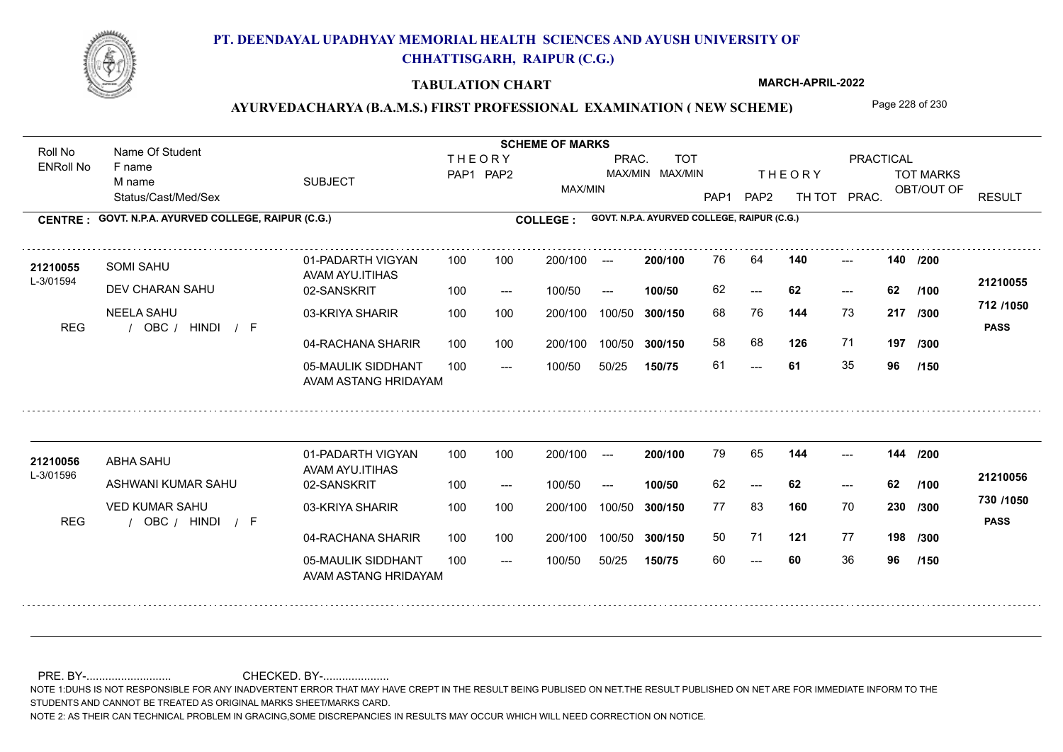# PT. DEENDAYAL UPADHYAY MEMORIAL HEALTH SCIENCES AND AYUSH UNIVERSITY OF CHHATTISGARH, RAIPUR (C.G.)

**TABULATION CHART** — MARCH-APRIL-2022

## AYURVEDACHARYA (B.A.M.S.) FIRST PROFESSIONAL EXAMINATION ( NEW SCHEME)

**CENTRE : GOVT. N.P.A. AYURVED COLLEGE, RAIPUR (C.G.)** — **COLLEGE : GOVT. N.P.A. AYURVED COLLEGE, RAIPUR (C.G.)**

| Roll No / ENRoll No | Name Of Student / F name / M name / Status/Cast/Med/Sex | SUBJECT | THEORY PAP1 | THEORY PAP2 | THEORY MAX/MIN | PRAC. MAX/MIN | TOT MAX/MIN | THEORY PAP1 | THEORY PAP2 | TH TOT | PRACTICAL PRAC. | TOT MARKS OBT/OUT OF | RESULT |
|---|---|---|---|---|---|---|---|---|---|---|---|---|---|
| 21210055 | SOMI SAHU | 01-PADARTH VIGYAN AVAM AYU.ITIHAS | 100 | 100 | 200/100 | --- | 200/100 | 76 | 64 | 140 | --- | 140 /200 | |
| L-3/01594 | DEV CHARAN SAHU | 02-SANSKRIT | 100 | --- | 100/50 | --- | 100/50 | 62 | --- | 62 | --- | 62 /100 | 21210055 |
| | NEELA SAHU | 03-KRIYA SHARIR | 100 | 100 | 200/100 | 100/50 | 300/150 | 68 | 76 | 144 | 73 | 217 /300 | 712 /1050 |
| REG | / OBC / HINDI / F | 04-RACHANA SHARIR | 100 | 100 | 200/100 | 100/50 | 300/150 | 58 | 68 | 126 | 71 | 197 /300 | PASS |
| | | 05-MAULIK SIDDHANT AVAM ASTANG HRIDAYAM | 100 | --- | 100/50 | 50/25 | 150/75 | 61 | --- | 61 | 35 | 96 /150 | |
| 21210056 | ABHA SAHU | 01-PADARTH VIGYAN AVAM AYU.ITIHAS | 100 | 100 | 200/100 | --- | 200/100 | 79 | 65 | 144 | --- | 144 /200 | |
| L-3/01596 | ASHWANI KUMAR SAHU | 02-SANSKRIT | 100 | --- | 100/50 | --- | 100/50 | 62 | --- | 62 | --- | 62 /100 | 21210056 |
| | VED KUMAR SAHU | 03-KRIYA SHARIR | 100 | 100 | 200/100 | 100/50 | 300/150 | 77 | 83 | 160 | 70 | 230 /300 | 730 /1050 |
| REG | / OBC / HINDI / F | 04-RACHANA SHARIR | 100 | 100 | 200/100 | 100/50 | 300/150 | 50 | 71 | 121 | 77 | 198 /300 | PASS |
| | | 05-MAULIK SIDDHANT AVAM ASTANG HRIDAYAM | 100 | --- | 100/50 | 50/25 | 150/75 | 60 | --- | 60 | 36 | 96 /150 | |

PRE. BY-.......................... CHECKED. BY-.....................

NOTE 1:DUHS IS NOT RESPONSIBLE FOR ANY INADVERTENT ERROR THAT MAY HAVE CREPT IN THE RESULT BEING PUBLISED ON NET.THE RESULT PUBLISHED ON NET ARE FOR IMMEDIATE INFORM TO THE STUDENTS AND CANNOT BE TREATED AS ORIGINAL MARKS SHEET/MARKS CARD.

NOTE 2: AS THEIR CAN TECHNICAL PROBLEM IN GRACING,SOME DISCREPANCIES IN RESULTS MAY OCCUR WHICH WILL NEED CORRECTION ON NOTICE.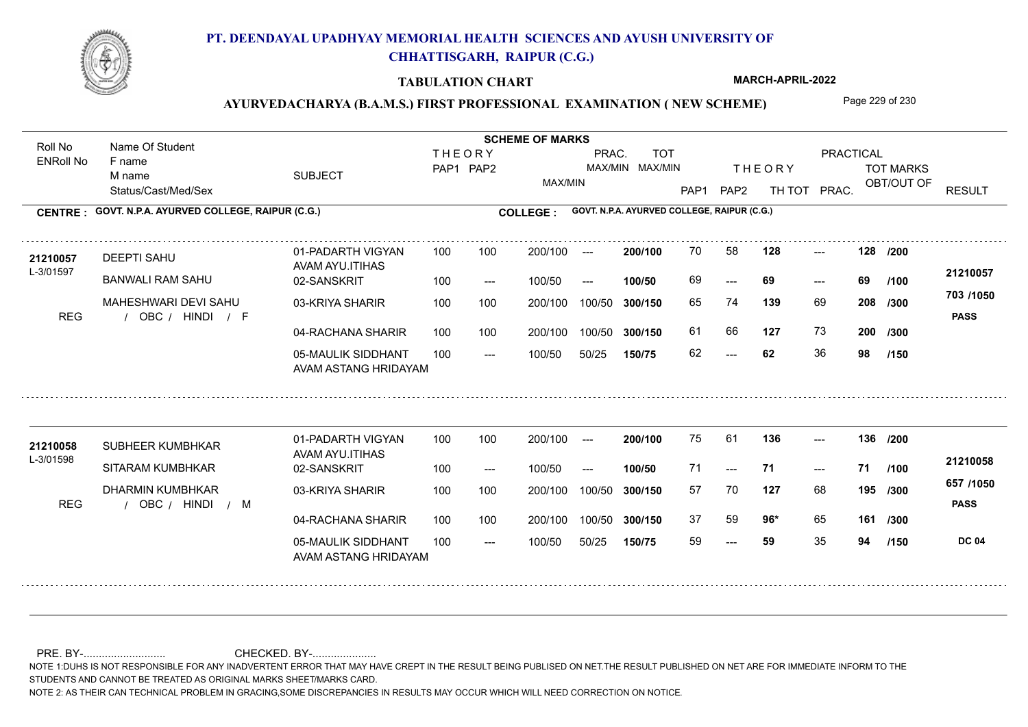# PT. DEENDAYAL UPADHYAY MEMORIAL HEALTH SCIENCES AND AYUSH UNIVERSITY OF CHHATTISGARH, RAIPUR (C.G.)

**TABULATION CHART** — MARCH-APRIL-2022

## AYURVEDACHARYA (B.A.M.S.) FIRST PROFESSIONAL EXAMINATION ( NEW SCHEME)

**CENTRE : GOVT. N.P.A. AYURVED COLLEGE, RAIPUR (C.G.)**
**COLLEGE : GOVT. N.P.A. AYURVED COLLEGE, RAIPUR (C.G.)**

| Roll No / ENRoll No | Name Of Student / F name / M name / Status/Cast/Med/Sex | SUBJECT | THEORY PAP1 | THEORY PAP2 | MAX/MIN | PRAC. MAX/MIN | TOT MAX/MIN | PAP1 | PAP2 | TH TOT | PRAC. | TOT MARKS OBT/OUT OF | RESULT |
|---|---|---|---|---|---|---|---|---|---|---|---|---|---|
| 21210057 / L-3/01597 | DEEPTI SAHU | 01-PADARTH VIGYAN AVAM AYU.ITIHAS | 100 | 100 | 200/100 | --- | 200/100 | 70 | 58 | 128 | --- | 128 /200 | 21210057 |
| | BANWALI RAM SAHU | 02-SANSKRIT | 100 | --- | 100/50 | --- | 100/50 | 69 | --- | 69 | --- | 69 /100 | 703 /1050 |
| | MAHESHWARI DEVI SAHU | 03-KRIYA SHARIR | 100 | 100 | 200/100 | 100/50 | 300/150 | 65 | 74 | 139 | 69 | 208 /300 | PASS |
| REG | / OBC / HINDI / F | 04-RACHANA SHARIR | 100 | 100 | 200/100 | 100/50 | 300/150 | 61 | 66 | 127 | 73 | 200 /300 | |
| | | 05-MAULIK SIDDHANT AVAM ASTANG HRIDAYAM | 100 | --- | 100/50 | 50/25 | 150/75 | 62 | --- | 62 | 36 | 98 /150 | |
| 21210058 / L-3/01598 | SUBHEER KUMBHKAR | 01-PADARTH VIGYAN AVAM AYU.ITIHAS | 100 | 100 | 200/100 | --- | 200/100 | 75 | 61 | 136 | --- | 136 /200 | 21210058 |
| | SITARAM KUMBHKAR | 02-SANSKRIT | 100 | --- | 100/50 | --- | 100/50 | 71 | --- | 71 | --- | 71 /100 | 657 /1050 |
| | DHARMIN KUMBHKAR | 03-KRIYA SHARIR | 100 | 100 | 200/100 | 100/50 | 300/150 | 57 | 70 | 127 | 68 | 195 /300 | PASS |
| REG | / OBC / HINDI / M | 04-RACHANA SHARIR | 100 | 100 | 200/100 | 100/50 | 300/150 | 37 | 59 | 96* | 65 | 161 /300 | |
| | | 05-MAULIK SIDDHANT AVAM ASTANG HRIDAYAM | 100 | --- | 100/50 | 50/25 | 150/75 | 59 | --- | 59 | 35 | 94 /150 | DC 04 |

PRE. BY-........................... CHECKED. BY-.....................

NOTE 1:DUHS IS NOT RESPONSIBLE FOR ANY INADVERTENT ERROR THAT MAY HAVE CREPT IN THE RESULT BEING PUBLISED ON NET.THE RESULT PUBLISHED ON NET ARE FOR IMMEDIATE INFORM TO THE STUDENTS AND CANNOT BE TREATED AS ORIGINAL MARKS SHEET/MARKS CARD.

NOTE 2: AS THEIR CAN TECHNICAL PROBLEM IN GRACING,SOME DISCREPANCIES IN RESULTS MAY OCCUR WHICH WILL NEED CORRECTION ON NOTICE.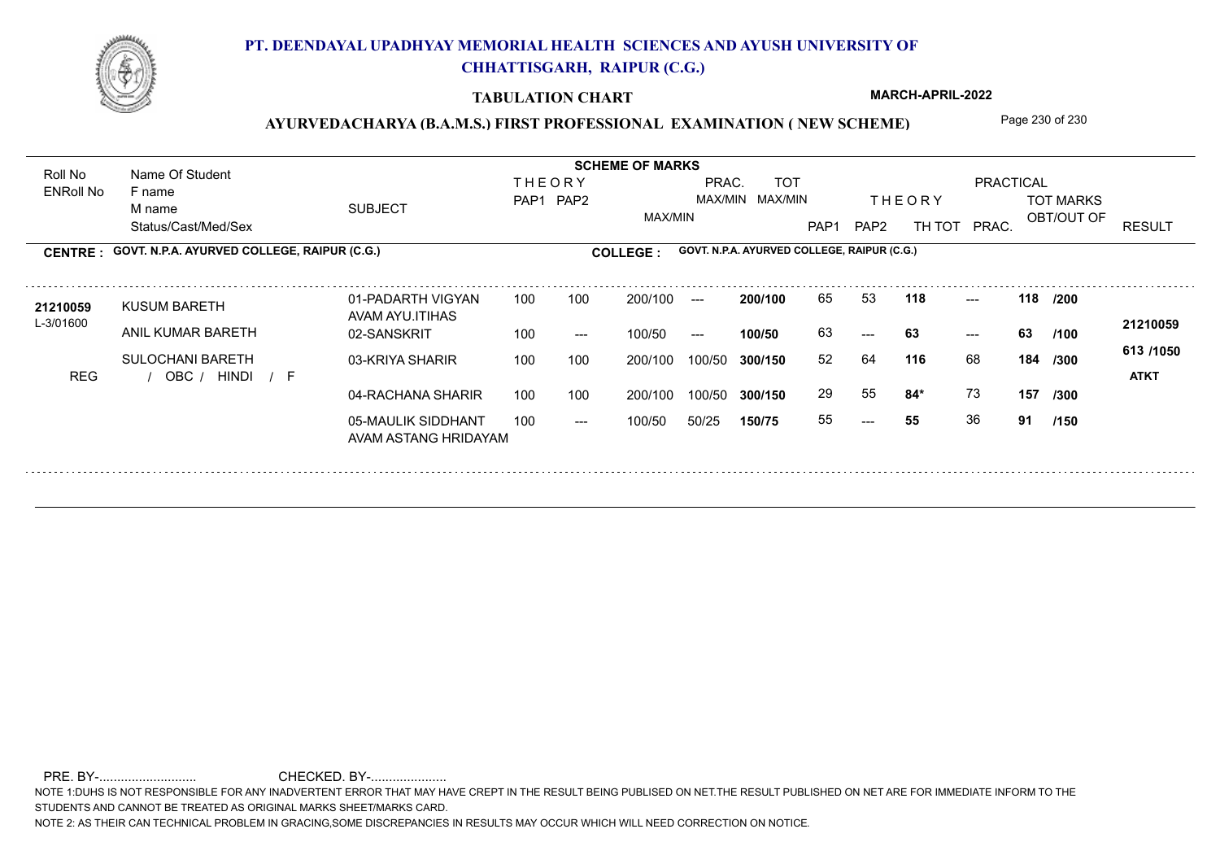# PT. DEENDAYAL UPADHYAY MEMORIAL HEALTH SCIENCES AND AYUSH UNIVERSITY OF CHHATTISGARH, RAIPUR (C.G.)

**TABULATION CHART**

**MARCH-APRIL-2022**

**AYURVEDACHARYA (B.A.M.S.) FIRST PROFESSIONAL EXAMINATION ( NEW SCHEME)**

| Roll No / ENRoll No | Name Of Student / F name / M name / Status/Cast/Med/Sex | SUBJECT | THEORY PAP1 | THEORY PAP2 | MAX/MIN | PRAC. MAX/MIN | TOT MAX/MIN | THEORY PAP1 | THEORY PAP2 | TH TOT | PRACTICAL PRAC. | TOT MARKS OBT/OUT OF | | RESULT |
|---|---|---|---|---|---|---|---|---|---|---|---|---|---|---|
| **CENTRE : GOVT. N.P.A. AYURVED COLLEGE, RAIPUR (C.G.)** | | **COLLEGE : GOVT. N.P.A. AYURVED COLLEGE, RAIPUR (C.G.)** | | | | | | | | | | | | |
| **21210059** | KUSUM BARETH | 01-PADARTH VIGYAN AVAM AYU.ITIHAS | 100 | 100 | 200/100 | --- | **200/100** | 65 | 53 | **118** | --- | **118** | **/200** | |
| L-3/01600 | ANIL KUMAR BARETH | 02-SANSKRIT | 100 | --- | 100/50 | --- | **100/50** | 63 | --- | **63** | --- | **63** | **/100** | **21210059** |
| | SULOCHANI BARETH | 03-KRIYA SHARIR | 100 | 100 | 200/100 | 100/50 | **300/150** | 52 | 64 | **116** | 68 | **184** | **/300** | **613 /1050** |
| REG | / OBC / HINDI / F | 04-RACHANA SHARIR | 100 | 100 | 200/100 | 100/50 | **300/150** | 29 | 55 | **84*** | 73 | **157** | **/300** | **ATKT** |
| | | 05-MAULIK SIDDHANT AVAM ASTANG HRIDAYAM | 100 | --- | 100/50 | 50/25 | **150/75** | 55 | --- | **55** | 36 | **91** | **/150** | |

PRE. BY-........................... CHECKED. BY-.....................

NOTE 1:DUHS IS NOT RESPONSIBLE FOR ANY INADVERTENT ERROR THAT MAY HAVE CREPT IN THE RESULT BEING PUBLISED ON NET.THE RESULT PUBLISHED ON NET ARE FOR IMMEDIATE INFORM TO THE STUDENTS AND CANNOT BE TREATED AS ORIGINAL MARKS SHEET/MARKS CARD.

NOTE 2: AS THEIR CAN TECHNICAL PROBLEM IN GRACING,SOME DISCREPANCIES IN RESULTS MAY OCCUR WHICH WILL NEED CORRECTION ON NOTICE.